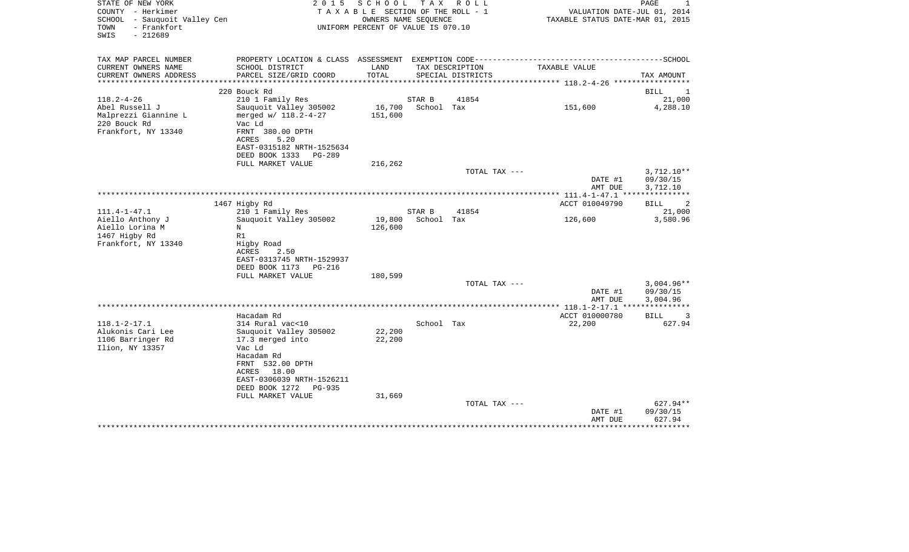STATE OF NEW YORK
COUNTY - Herkimer
SCHOOL - Sauquoit Valley Cen
TOWN - Frankfort
SWIS - 212689

2 0 1 5 S C H O O L T A X R O L L
T A X A B L E SECTION OF THE ROLL - 1
OWNERS NAME SEQUENCE
UNIFORM PERCENT OF VALUE IS 070.10

VALUATION DATE-JUL 01, 2014
TAXABLE STATUS DATE-MAR 01, 2015

| TAX MAP PARCEL NUMBER<br>CURRENT OWNERS NAME<br>CURRENT OWNERS ADDRESS | PROPERTY LOCATION & CLASS<br>SCHOOL DISTRICT<br>PARCEL SIZE/GRID COORD | ASSESSMENT<br>LAND<br>TOTAL | EXEMPTION CODE<br>TAX DESCRIPTION<br>SPECIAL DISTRICTS | | TAXABLE VALUE | SCHOOL<br>TAX AMOUNT |
|---|---|---|---|---|---|---|
| | 220 Bouck Rd | | | | | BILL 1 |
| 118.2-4-26 | 210 1 Family Res | | STAR B | 41854 | | 21,000 |
| Abel Russell J | Sauquoit Valley 305002 | 16,700 | School Tax | | 151,600 | 4,288.10 |
| Malprezzi Giannine L | merged w/ 118.2-4-27 | 151,600 | | | | |
| 220 Bouck Rd | Vac Ld | | | | | |
| Frankfort, NY 13340 | FRNT 380.00 DPTH | | | | | |
| | ACRES 5.20 | | | | | |
| | EAST-0315182 NRTH-1525634 | | | | | |
| | DEED BOOK 1333 PG-289 | | | | | |
| | FULL MARKET VALUE | 216,262 | | | | |
| | | | TOTAL TAX --- | | | 3,712.10** |
| | | | | | DATE #1 | 09/30/15 |
| | | | | | AMT DUE | 3,712.10 |
| | 1467 Higby Rd | | | | ACCT 010049790 | BILL 2 |
| 111.4-1-47.1 | 210 1 Family Res | | STAR B | 41854 | | 21,000 |
| Aiello Anthony J | Sauquoit Valley 305002 | 19,800 | School Tax | | 126,600 | 3,580.96 |
| Aiello Lorina M | N | 126,600 | | | | |
| 1467 Higby Rd | R1 | | | | | |
| Frankfort, NY 13340 | Higby Road | | | | | |
| | ACRES 2.50 | | | | | |
| | EAST-0313745 NRTH-1529937 | | | | | |
| | DEED BOOK 1173 PG-216 | | | | | |
| | FULL MARKET VALUE | 180,599 | | | | |
| | | | TOTAL TAX --- | | | 3,004.96** |
| | | | | | DATE #1 | 09/30/15 |
| | | | | | AMT DUE | 3,004.96 |
| | Hacadam Rd | | | | ACCT 010000780 | BILL 3 |
| 118.1-2-17.1 | 314 Rural vac<10 | | School Tax | | 22,200 | 627.94 |
| Alukonis Cari Lee | Sauquoit Valley 305002 | 22,200 | | | | |
| 1106 Barringer Rd | 17.3 merged into | 22,200 | | | | |
| Ilion, NY 13357 | Vac Ld | | | | | |
| | Hacadam Rd | | | | | |
| | FRNT 532.00 DPTH | | | | | |
| | ACRES 18.00 | | | | | |
| | EAST-0306039 NRTH-1526211 | | | | | |
| | DEED BOOK 1272 PG-935 | | | | | |
| | FULL MARKET VALUE | 31,669 | | | | |
| | | | TOTAL TAX --- | | | 627.94** |
| | | | | | DATE #1 | 09/30/15 |
| | | | | | AMT DUE | 627.94 |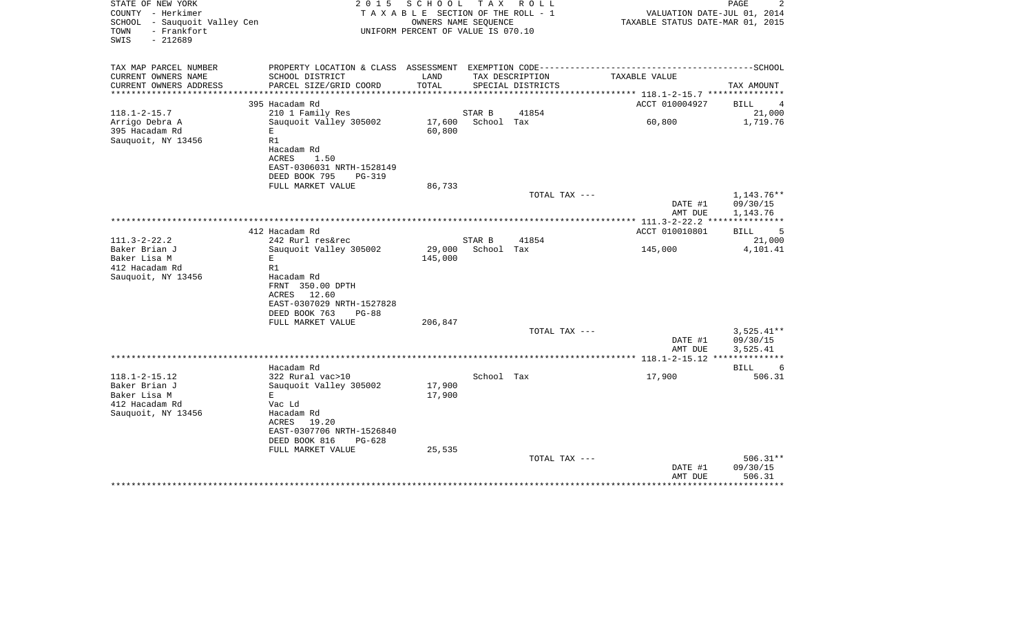STATE OF NEW YORK
COUNTY - Herkimer
SCHOOL - Sauquoit Valley Cen
TOWN - Frankfort
SWIS - 212689

2 0 1 5 S C H O O L T A X R O L L
T A X A B L E SECTION OF THE ROLL - 1
OWNERS NAME SEQUENCE
UNIFORM PERCENT OF VALUE IS 070.10

VALUATION DATE-JUL 01, 2014
TAXABLE STATUS DATE-MAR 01, 2015

| TAX MAP PARCEL NUMBER / CURRENT OWNERS NAME / CURRENT OWNERS ADDRESS | PROPERTY LOCATION & CLASS / SCHOOL DISTRICT / PARCEL SIZE/GRID COORD | ASSESSMENT LAND / TOTAL | EXEMPTION CODE / TAX DESCRIPTION / SPECIAL DISTRICTS | TAXABLE VALUE | SCHOOL TAX AMOUNT |
|---|---|---|---|---|---|
| 118.1-2-15.7 | 395 Hacadam Rd | | | ACCT 010004927 | BILL 4 |
| Arrigo Debra A | 210 1 Family Res | | STAR B 41854 | | 21,000 |
| 395 Hacadam Rd | Sauquoit Valley 305002 | 17,600 | School Tax | 60,800 | 1,719.76 |
| Sauquoit, NY 13456 | E | 60,800 | | | |
| | R1 | | | | |
| | Hacadam Rd | | | | |
| | ACRES 1.50 | | | | |
| | EAST-0306031 NRTH-1528149 | | | | |
| | DEED BOOK 795 PG-319 | | | | |
| | FULL MARKET VALUE | 86,733 | | | |
| | | | TOTAL TAX --- | | 1,143.76** |
| | | | | DATE #1 | 09/30/15 |
| | | | | AMT DUE | 1,143.76 |
| 111.3-2-22.2 | 412 Hacadam Rd | | | ACCT 010010801 | BILL 5 |
| Baker Brian J | 242 Rurl res&rec | | STAR B 41854 | | 21,000 |
| Baker Lisa M | Sauquoit Valley 305002 | 29,000 | School Tax | 145,000 | 4,101.41 |
| 412 Hacadam Rd | E | 145,000 | | | |
| Sauquoit, NY 13456 | R1 | | | | |
| | Hacadam Rd | | | | |
| | FRNT 350.00 DPTH | | | | |
| | ACRES 12.60 | | | | |
| | EAST-0307029 NRTH-1527828 | | | | |
| | DEED BOOK 763 PG-88 | | | | |
| | FULL MARKET VALUE | 206,847 | | | |
| | | | TOTAL TAX --- | | 3,525.41** |
| | | | | DATE #1 | 09/30/15 |
| | | | | AMT DUE | 3,525.41 |
| 118.1-2-15.12 | Hacadam Rd | | | | BILL 6 |
| Baker Brian J | 322 Rural vac>10 | | School Tax | 17,900 | 506.31 |
| Baker Lisa M | Sauquoit Valley 305002 | 17,900 | | | |
| 412 Hacadam Rd | E | 17,900 | | | |
| Sauquoit, NY 13456 | Vac Ld | | | | |
| | Hacadam Rd | | | | |
| | ACRES 19.20 | | | | |
| | EAST-0307706 NRTH-1526840 | | | | |
| | DEED BOOK 816 PG-628 | | | | |
| | FULL MARKET VALUE | 25,535 | | | |
| | | | TOTAL TAX --- | | 506.31** |
| | | | | DATE #1 | 09/30/15 |
| | | | | AMT DUE | 506.31 |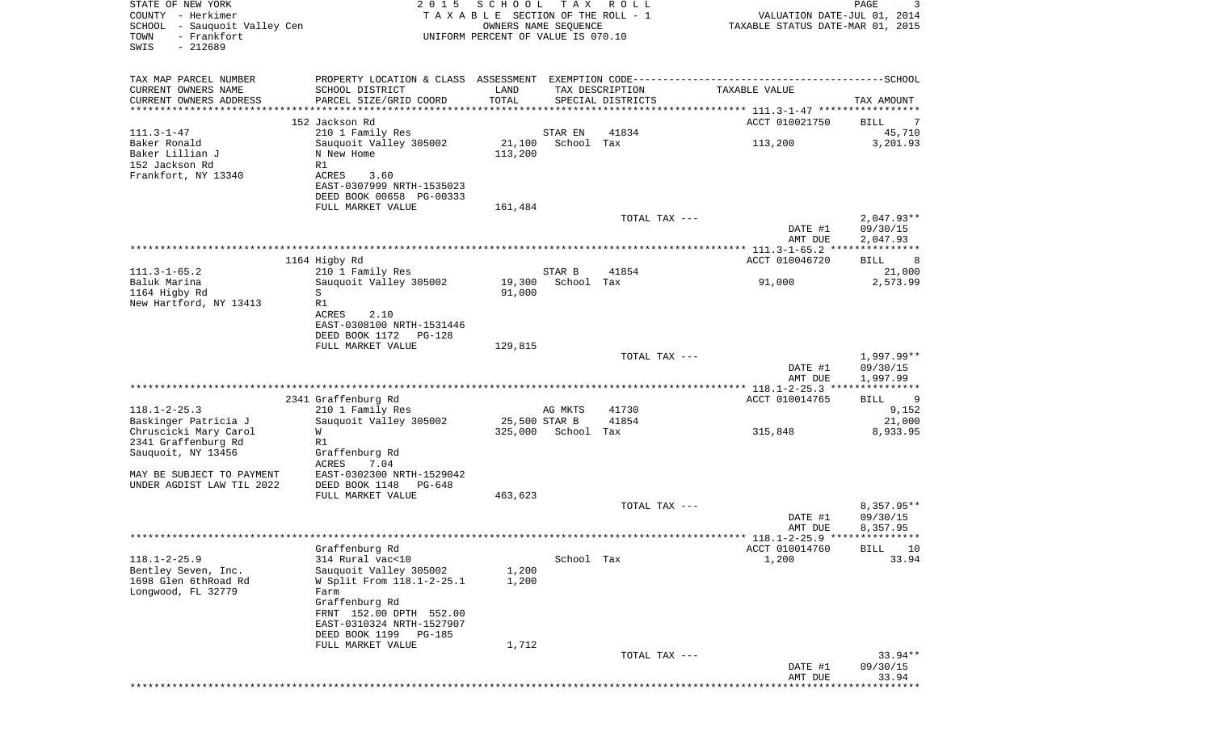STATE OF NEW YORK
COUNTY - Herkimer
SCHOOL - Sauquoit Valley Cen
TOWN - Frankfort
SWIS - 212689

2015 SCHOOL TAX ROLL
TAXABLE SECTION OF THE ROLL - 1
OWNERS NAME SEQUENCE
UNIFORM PERCENT OF VALUE IS 070.10

VALUATION DATE-JUL 01, 2014
TAXABLE STATUS DATE-MAR 01, 2015

| TAX MAP PARCEL NUMBER / CURRENT OWNERS NAME / CURRENT OWNERS ADDRESS | PROPERTY LOCATION & CLASS / SCHOOL DISTRICT / PARCEL SIZE/GRID COORD | ASSESSMENT LAND / TOTAL | EXEMPTION CODE / TAX DESCRIPTION / SPECIAL DISTRICTS | TAXABLE VALUE | TAX AMOUNT |
|---|---|---|---|---|---|
| **111.3-1-47** | 152 Jackson Rd | | | ACCT 010021750 | BILL 7 |
| Baker Ronald | 210 1 Family Res | | STAR EN 41834 | | 45,710 |
| Baker Lillian J | Sauquoit Valley 305002 | 21,100 | School Tax | 113,200 | 3,201.93 |
| 152 Jackson Rd | N New Home | 113,200 | | | |
| Frankfort, NY 13340 | R1 | | | | |
| | ACRES 3.60 | | | | |
| | EAST-0307999 NRTH-1535023 | | | | |
| | DEED BOOK 00658 PG-00333 | | | | |
| | FULL MARKET VALUE | 161,484 | | | |
| | | | TOTAL TAX --- | | 2,047.93** |
| | | | | DATE #1 | 09/30/15 |
| | | | | AMT DUE | 2,047.93 |
| **111.3-1-65.2** | 1164 Higby Rd | | | ACCT 010046720 | BILL 8 |
| Baluk Marina | 210 1 Family Res | | STAR B 41854 | | 21,000 |
| 1164 Higby Rd | Sauquoit Valley 305002 | 19,300 | School Tax | 91,000 | 2,573.99 |
| New Hartford, NY 13413 | S | 91,000 | | | |
| | R1 | | | | |
| | ACRES 2.10 | | | | |
| | EAST-0308100 NRTH-1531446 | | | | |
| | DEED BOOK 1172 PG-128 | | | | |
| | FULL MARKET VALUE | 129,815 | | | |
| | | | TOTAL TAX --- | | 1,997.99** |
| | | | | DATE #1 | 09/30/15 |
| | | | | AMT DUE | 1,997.99 |
| **118.1-2-25.3** | 2341 Graffenburg Rd | | | ACCT 010014765 | BILL 9 |
| Baskinger Patricia J | 210 1 Family Res | | AG MKTS 41730 | | 9,152 |
| Chruscicki Mary Carol | Sauquoit Valley 305002 | 25,500 | STAR B 41854 | | 21,000 |
| 2341 Graffenburg Rd | W | 325,000 | School Tax | 315,848 | 8,933.95 |
| Sauquoit, NY 13456 | R1 | | | | |
| | Graffenburg Rd | | | | |
| | ACRES 7.04 | | | | |
| MAY BE SUBJECT TO PAYMENT | EAST-0302300 NRTH-1529042 | | | | |
| UNDER AGDIST LAW TIL 2022 | DEED BOOK 1148 PG-648 | | | | |
| | FULL MARKET VALUE | 463,623 | | | |
| | | | TOTAL TAX --- | | 8,357.95** |
| | | | | DATE #1 | 09/30/15 |
| | | | | AMT DUE | 8,357.95 |
| **118.1-2-25.9** | Graffenburg Rd | | | ACCT 010014760 | BILL 10 |
| Bentley Seven, Inc. | 314 Rural vac<10 | | School Tax | 1,200 | 33.94 |
| 1698 Glen 6thRoad Rd | Sauquoit Valley 305002 | 1,200 | | | |
| Longwood, FL 32779 | W Split From 118.1-2-25.1 | 1,200 | | | |
| | Farm | | | | |
| | Graffenburg Rd | | | | |
| | FRNT 152.00 DPTH 552.00 | | | | |
| | EAST-0310324 NRTH-1527907 | | | | |
| | DEED BOOK 1199 PG-185 | | | | |
| | FULL MARKET VALUE | 1,712 | | | |
| | | | TOTAL TAX --- | | 33.94** |
| | | | | DATE #1 | 09/30/15 |
| | | | | AMT DUE | 33.94 |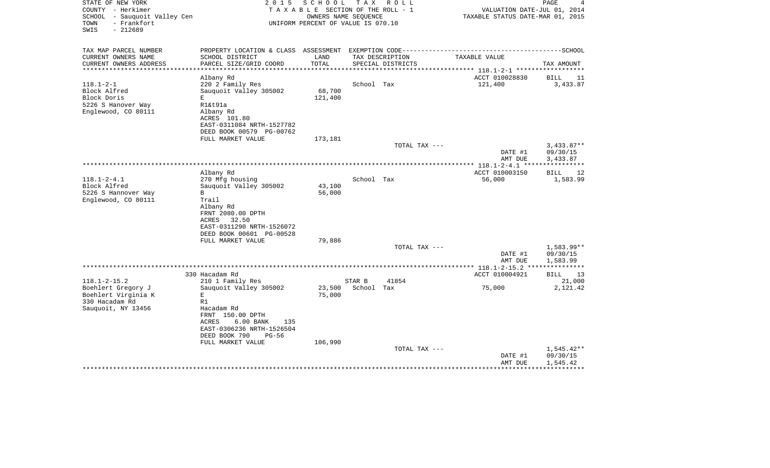STATE OF NEW YORK
COUNTY - Herkimer
SCHOOL - Sauquoit Valley Cen
TOWN - Frankfort
SWIS - 212689

2 0 1 5 S C H O O L T A X R O L L
T A X A B L E SECTION OF THE ROLL - 1
OWNERS NAME SEQUENCE
UNIFORM PERCENT OF VALUE IS 070.10

VALUATION DATE-JUL 01, 2014
TAXABLE STATUS DATE-MAR 01, 2015

| TAX MAP PARCEL NUMBER<br>CURRENT OWNERS NAME<br>CURRENT OWNERS ADDRESS | PROPERTY LOCATION & CLASS<br>SCHOOL DISTRICT<br>PARCEL SIZE/GRID COORD | ASSESSMENT<br>LAND<br>TOTAL | EXEMPTION CODE<br>TAX DESCRIPTION<br>SPECIAL DISTRICTS | | TAXABLE VALUE | SCHOOL<br>TAX AMOUNT |
|---|---|---|---|---|---|---|
| | Albany Rd | | | | ACCT 010028830 | BILL 11 |
| 118.1-2-1 | 220 2 Family Res | | School Tax | | 121,400 | 3,433.87 |
| Block Alfred | Sauquoit Valley 305002 | 68,700 | | | | |
| Block Doris | E | 121,400 | | | | |
| 5226 S Hanover Way | R1&t91a | | | | | |
| Englewood, CO 80111 | Albany Rd | | | | | |
| | ACRES 101.80 | | | | | |
| | EAST-0311084 NRTH-1527782 | | | | | |
| | DEED BOOK 00579 PG-00762 | | | | | |
| | FULL MARKET VALUE | 173,181 | | | | |
| | | | TOTAL TAX --- | | | 3,433.87** |
| | | | | | DATE #1 | 09/30/15 |
| | | | | | AMT DUE | 3,433.87 |
| | Albany Rd | | | | ACCT 010003150 | BILL 12 |
| 118.1-2-4.1 | 270 Mfg housing | | School Tax | | 56,000 | 1,583.99 |
| Block Alfred | Sauquoit Valley 305002 | 43,100 | | | | |
| 5226 S Hannover Way | B | 56,000 | | | | |
| Englewood, CO 80111 | Trail | | | | | |
| | Albany Rd | | | | | |
| | FRNT 2080.00 DPTH | | | | | |
| | ACRES 32.50 | | | | | |
| | EAST-0311290 NRTH-1526072 | | | | | |
| | DEED BOOK 00601 PG-00528 | | | | | |
| | FULL MARKET VALUE | 79,886 | | | | |
| | | | TOTAL TAX --- | | | 1,583.99** |
| | | | | | DATE #1 | 09/30/15 |
| | | | | | AMT DUE | 1,583.99 |
| | 330 Hacadam Rd | | | | ACCT 010004921 | BILL 13 |
| 118.1-2-15.2 | 210 1 Family Res | | STAR B | 41854 | | 21,000 |
| Boehlert Gregory J | Sauquoit Valley 305002 | 23,500 | School Tax | | 75,000 | 2,121.42 |
| Boehlert Virginia K | E | 75,000 | | | | |
| 330 Hacadam Rd | R1 | | | | | |
| Sauquoit, NY 13456 | Hacadam Rd | | | | | |
| | FRNT 150.00 DPTH | | | | | |
| | ACRES 6.00 BANK 135 | | | | | |
| | EAST-0306236 NRTH-1526504 | | | | | |
| | DEED BOOK 790 PG-56 | | | | | |
| | FULL MARKET VALUE | 106,990 | | | | |
| | | | TOTAL TAX --- | | | 1,545.42** |
| | | | | | DATE #1 | 09/30/15 |
| | | | | | AMT DUE | 1,545.42 |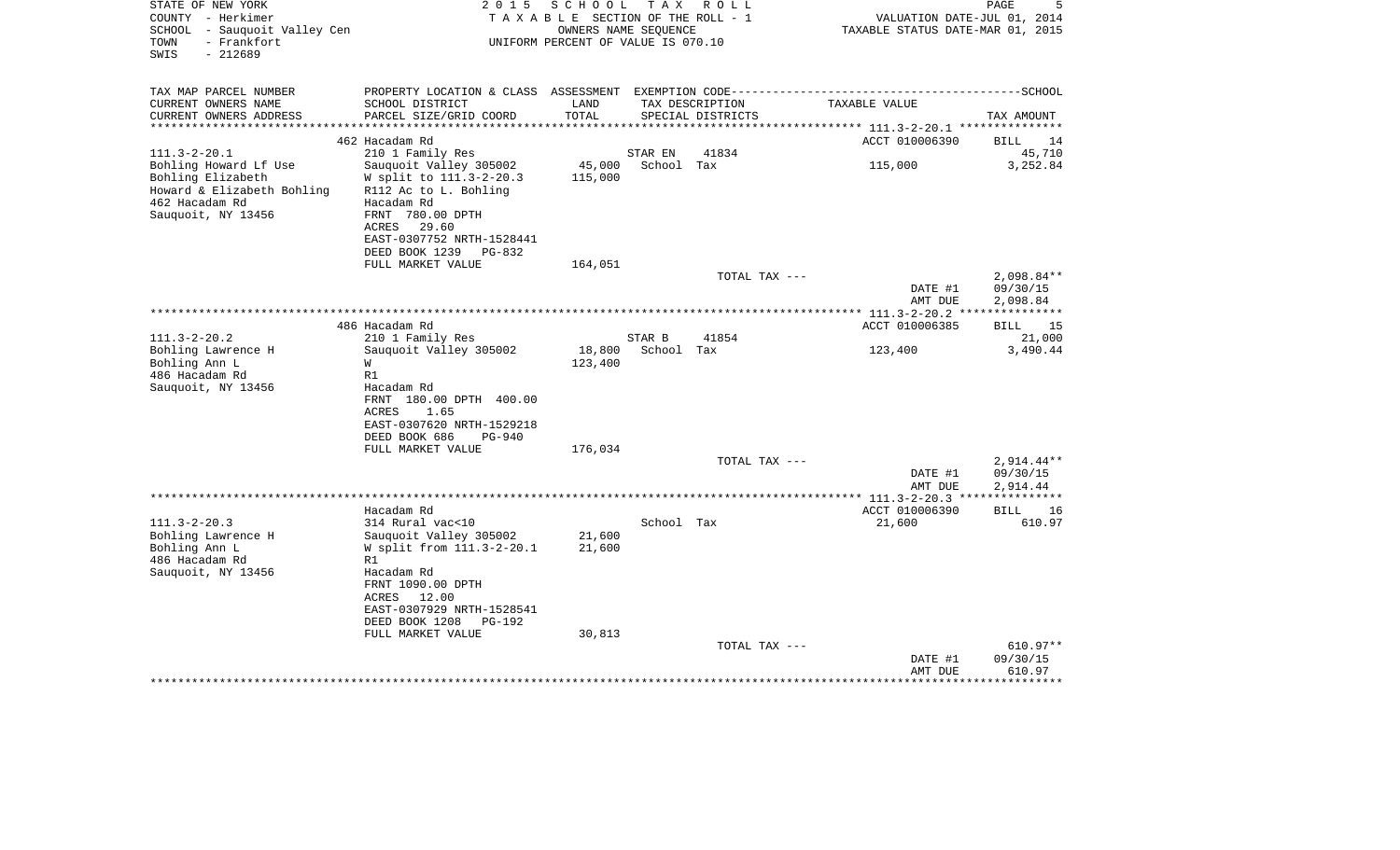STATE OF NEW YORK
COUNTY - Herkimer
SCHOOL - Sauquoit Valley Cen
TOWN - Frankfort
SWIS - 212689

2 0 1 5 S C H O O L T A X R O L L
T A X A B L E SECTION OF THE ROLL - 1
OWNERS NAME SEQUENCE
UNIFORM PERCENT OF VALUE IS 070.10

VALUATION DATE-JUL 01, 2014
TAXABLE STATUS DATE-MAR 01, 2015

| TAX MAP PARCEL NUMBER<br>CURRENT OWNERS NAME<br>CURRENT OWNERS ADDRESS | PROPERTY LOCATION & CLASS<br>SCHOOL DISTRICT<br>PARCEL SIZE/GRID COORD | ASSESSMENT<br>LAND<br>TOTAL | EXEMPTION CODE<br>TAX DESCRIPTION<br>SPECIAL DISTRICTS | | TAXABLE VALUE | SCHOOL<br>TAX AMOUNT |
|---|---|---|---|---|---|---|
| | 462 Hacadam Rd | | | | ACCT 010006390 | BILL 14 |
| 111.3-2-20.1 | 210 1 Family Res | | STAR EN | 41834 | | 45,710 |
| Bohling Howard Lf Use | Sauquoit Valley 305002 | 45,000 | School Tax | | 115,000 | 3,252.84 |
| Bohling Elizabeth | W split to 111.3-2-20.3 | 115,000 | | | | |
| Howard & Elizabeth Bohling | R112 Ac to L. Bohling | | | | | |
| 462 Hacadam Rd | Hacadam Rd | | | | | |
| Sauquoit, NY 13456 | FRNT 780.00 DPTH | | | | | |
| | ACRES 29.60 | | | | | |
| | EAST-0307752 NRTH-1528441 | | | | | |
| | DEED BOOK 1239 PG-832 | | | | | |
| | FULL MARKET VALUE | 164,051 | | | | |
| | | | TOTAL TAX --- | | | 2,098.84** |
| | | | | | DATE #1 | 09/30/15 |
| | | | | | AMT DUE | 2,098.84 |
| | 486 Hacadam Rd | | | | ACCT 010006385 | BILL 15 |
| 111.3-2-20.2 | 210 1 Family Res | | STAR B | 41854 | | 21,000 |
| Bohling Lawrence H | Sauquoit Valley 305002 | 18,800 | School Tax | | 123,400 | 3,490.44 |
| Bohling Ann L | W | 123,400 | | | | |
| 486 Hacadam Rd | R1 | | | | | |
| Sauquoit, NY 13456 | Hacadam Rd | | | | | |
| | FRNT 180.00 DPTH 400.00 | | | | | |
| | ACRES 1.65 | | | | | |
| | EAST-0307620 NRTH-1529218 | | | | | |
| | DEED BOOK 686 PG-940 | | | | | |
| | FULL MARKET VALUE | 176,034 | | | | |
| | | | TOTAL TAX --- | | | 2,914.44** |
| | | | | | DATE #1 | 09/30/15 |
| | | | | | AMT DUE | 2,914.44 |
| | Hacadam Rd | | | | ACCT 010006390 | BILL 16 |
| 111.3-2-20.3 | 314 Rural vac<10 | | School Tax | | 21,600 | 610.97 |
| Bohling Lawrence H | Sauquoit Valley 305002 | 21,600 | | | | |
| Bohling Ann L | W split from 111.3-2-20.1 | 21,600 | | | | |
| 486 Hacadam Rd | R1 | | | | | |
| Sauquoit, NY 13456 | Hacadam Rd | | | | | |
| | FRNT 1090.00 DPTH | | | | | |
| | ACRES 12.00 | | | | | |
| | EAST-0307929 NRTH-1528541 | | | | | |
| | DEED BOOK 1208 PG-192 | | | | | |
| | FULL MARKET VALUE | 30,813 | | | | |
| | | | TOTAL TAX --- | | | 610.97** |
| | | | | | DATE #1 | 09/30/15 |
| | | | | | AMT DUE | 610.97 |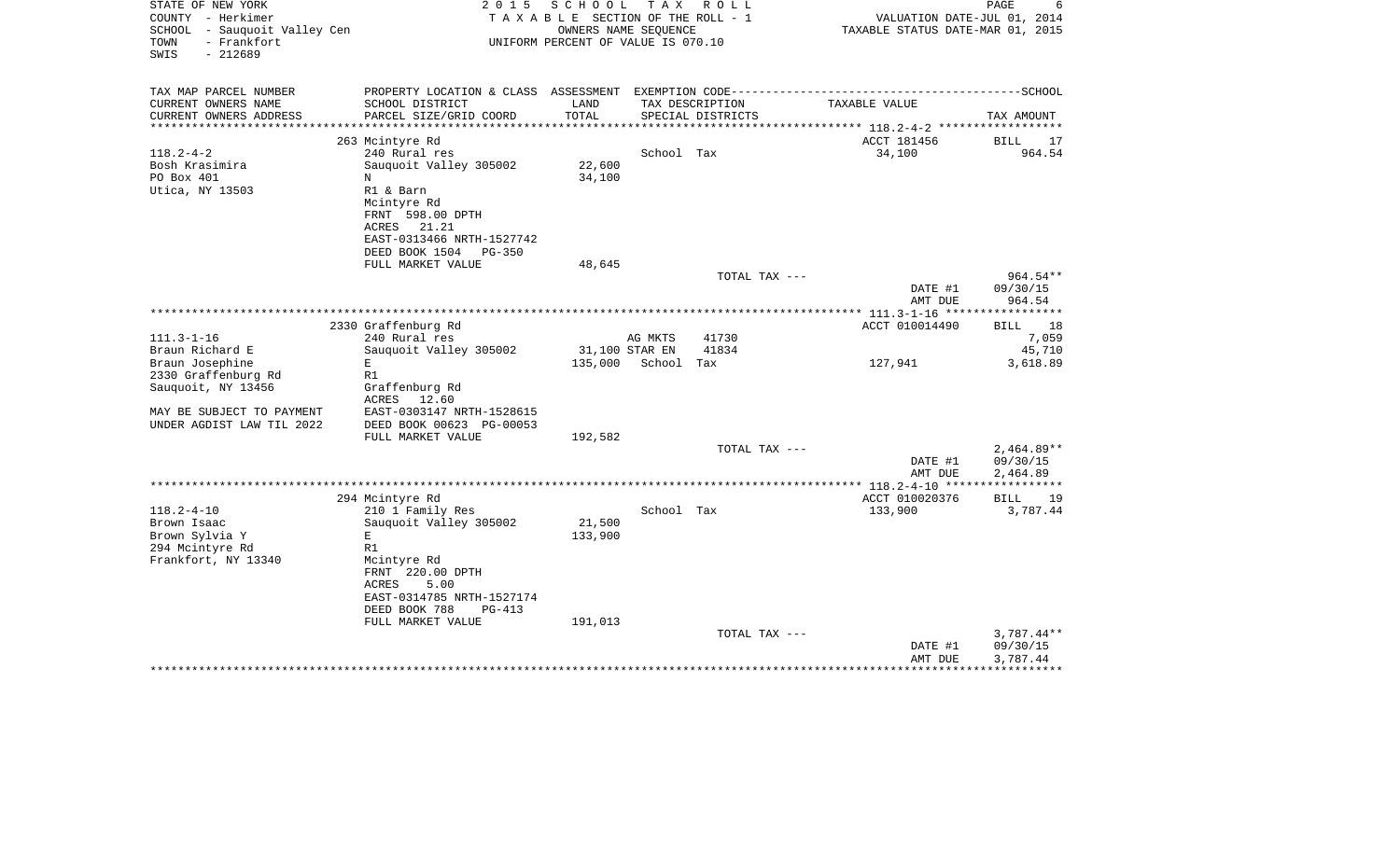STATE OF NEW YORK
COUNTY - Herkimer
SCHOOL - Sauquoit Valley Cen
TOWN - Frankfort
SWIS - 212689

2 0 1 5 S C H O O L T A X R O L L
T A X A B L E SECTION OF THE ROLL - 1
OWNERS NAME SEQUENCE
UNIFORM PERCENT OF VALUE IS 070.10

VALUATION DATE-JUL 01, 2014
TAXABLE STATUS DATE-MAR 01, 2015

| TAX MAP PARCEL NUMBER / CURRENT OWNERS NAME / CURRENT OWNERS ADDRESS | PROPERTY LOCATION & CLASS / SCHOOL DISTRICT / PARCEL SIZE/GRID COORD | ASSESSMENT LAND / TOTAL | EXEMPTION CODE / TAX DESCRIPTION / SPECIAL DISTRICTS | TAXABLE VALUE | TAX AMOUNT (SCHOOL) |
|---|---|---|---|---|---|
| 118.2-4-2 | 263 Mcintyre Rd | | | ACCT 181456 | BILL 17 |
| Bosh Krasimira | 240 Rural res | | School Tax | 34,100 | 964.54 |
| PO Box 401 | Sauquoit Valley 305002 | 22,600 | | | |
| Utica, NY 13503 | N | 34,100 | | | |
| | R1 & Barn | | | | |
| | Mcintyre Rd | | | | |
| | FRNT 598.00 DPTH | | | | |
| | ACRES 21.21 | | | | |
| | EAST-0313466 NRTH-1527742 | | | | |
| | DEED BOOK 1504 PG-350 | | | | |
| | FULL MARKET VALUE | 48,645 | | | |
| | | | TOTAL TAX --- | | 964.54** |
| | | | | DATE #1 | 09/30/15 |
| | | | | AMT DUE | 964.54 |
| 111.3-1-16 | 2330 Graffenburg Rd | | | ACCT 010014490 | BILL 18 |
| Braun Richard E | 240 Rural res | | AG MKTS 41730 | | 7,059 |
| Braun Josephine | Sauquoit Valley 305002 | 31,100 | STAR EN 41834 | | 45,710 |
| 2330 Graffenburg Rd | E | 135,000 | School Tax | 127,941 | 3,618.89 |
| Sauquoit, NY 13456 | R1 | | | | |
| | Graffenburg Rd | | | | |
| | ACRES 12.60 | | | | |
| MAY BE SUBJECT TO PAYMENT | EAST-0303147 NRTH-1528615 | | | | |
| UNDER AGDIST LAW TIL 2022 | DEED BOOK 00623 PG-00053 | | | | |
| | FULL MARKET VALUE | 192,582 | | | |
| | | | TOTAL TAX --- | | 2,464.89** |
| | | | | DATE #1 | 09/30/15 |
| | | | | AMT DUE | 2,464.89 |
| 118.2-4-10 | 294 Mcintyre Rd | | | ACCT 010020376 | BILL 19 |
| Brown Isaac | 210 1 Family Res | | School Tax | 133,900 | 3,787.44 |
| Brown Sylvia Y | Sauquoit Valley 305002 | 21,500 | | | |
| 294 Mcintyre Rd | E | 133,900 | | | |
| Frankfort, NY 13340 | R1 | | | | |
| | Mcintyre Rd | | | | |
| | FRNT 220.00 DPTH | | | | |
| | ACRES 5.00 | | | | |
| | EAST-0314785 NRTH-1527174 | | | | |
| | DEED BOOK 788 PG-413 | | | | |
| | FULL MARKET VALUE | 191,013 | | | |
| | | | TOTAL TAX --- | | 3,787.44** |
| | | | | DATE #1 | 09/30/15 |
| | | | | AMT DUE | 3,787.44 |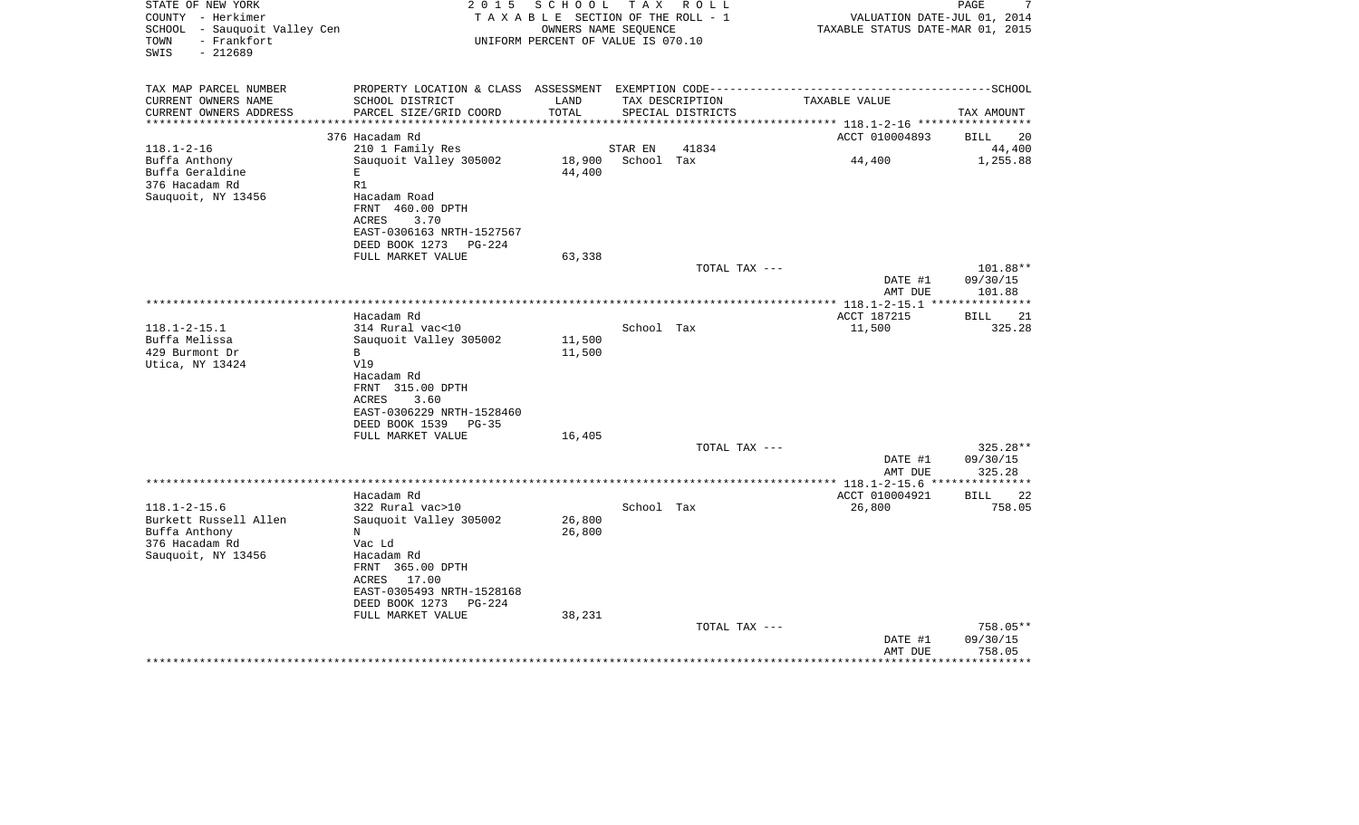STATE OF NEW YORK
COUNTY - Herkimer
SCHOOL - Sauquoit Valley Cen
TOWN - Frankfort
SWIS - 212689

2015 SCHOOL TAX ROLL
TAXABLE SECTION OF THE ROLL - 1
OWNERS NAME SEQUENCE
UNIFORM PERCENT OF VALUE IS 070.10

VALUATION DATE-JUL 01, 2014
TAXABLE STATUS DATE-MAR 01, 2015

| TAX MAP PARCEL NUMBER / CURRENT OWNERS NAME / CURRENT OWNERS ADDRESS | PROPERTY LOCATION & CLASS / SCHOOL DISTRICT / PARCEL SIZE/GRID COORD | ASSESSMENT LAND / TOTAL | EXEMPTION CODE / TAX DESCRIPTION / SPECIAL DISTRICTS | TAXABLE VALUE | TAX AMOUNT |
|---|---|---|---|---|---|
| 118.1-2-16 | 376 Hacadam Rd | | | ACCT 010004893 | BILL 20 |
| | 210 1 Family Res | | STAR EN 41834 | | 44,400 |
| Buffa Anthony | Sauquoit Valley 305002 | 18,900 | School Tax | 44,400 | 1,255.88 |
| Buffa Geraldine | E | 44,400 | | | |
| 376 Hacadam Rd | R1 | | | | |
| Sauquoit, NY 13456 | Hacadam Road | | | | |
| | FRNT 460.00 DPTH | | | | |
| | ACRES 3.70 | | | | |
| | EAST-0306163 NRTH-1527567 | | | | |
| | DEED BOOK 1273 PG-224 | | | | |
| | FULL MARKET VALUE | 63,338 | | | |
| | | | TOTAL TAX --- | | 101.88** |
| | | | | DATE #1 | 09/30/15 |
| | | | | AMT DUE | 101.88 |
| 118.1-2-15.1 | Hacadam Rd | | | ACCT 187215 | BILL 21 |
| | 314 Rural vac<10 | | School Tax | 11,500 | 325.28 |
| Buffa Melissa | Sauquoit Valley 305002 | 11,500 | | | |
| 429 Burmont Dr | B | 11,500 | | | |
| Utica, NY 13424 | Vl9 | | | | |
| | Hacadam Rd | | | | |
| | FRNT 315.00 DPTH | | | | |
| | ACRES 3.60 | | | | |
| | EAST-0306229 NRTH-1528460 | | | | |
| | DEED BOOK 1539 PG-35 | | | | |
| | FULL MARKET VALUE | 16,405 | | | |
| | | | TOTAL TAX --- | | 325.28** |
| | | | | DATE #1 | 09/30/15 |
| | | | | AMT DUE | 325.28 |
| 118.1-2-15.6 | Hacadam Rd | | | ACCT 010004921 | BILL 22 |
| | 322 Rural vac>10 | | School Tax | 26,800 | 758.05 |
| Burkett Russell Allen | Sauquoit Valley 305002 | 26,800 | | | |
| Buffa Anthony | N | 26,800 | | | |
| 376 Hacadam Rd | Vac Ld | | | | |
| Sauquoit, NY 13456 | Hacadam Rd | | | | |
| | FRNT 365.00 DPTH | | | | |
| | ACRES 17.00 | | | | |
| | EAST-0305493 NRTH-1528168 | | | | |
| | DEED BOOK 1273 PG-224 | | | | |
| | FULL MARKET VALUE | 38,231 | | | |
| | | | TOTAL TAX --- | | 758.05** |
| | | | | DATE #1 | 09/30/15 |
| | | | | AMT DUE | 758.05 |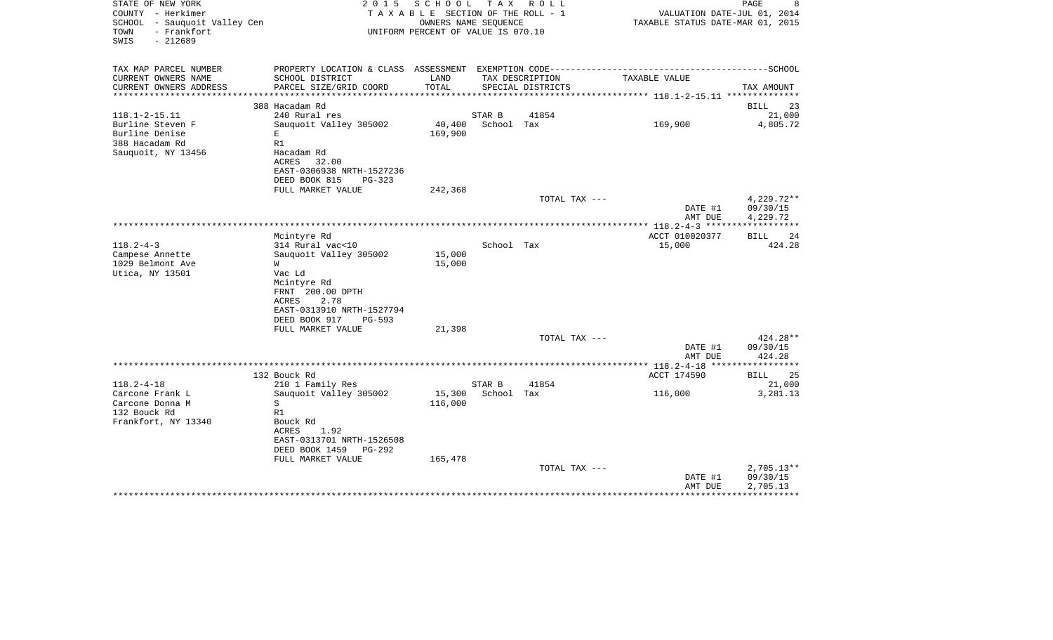STATE OF NEW YORK
COUNTY - Herkimer
SCHOOL - Sauquoit Valley Cen
TOWN - Frankfort
SWIS - 212689

2 0 1 5 S C H O O L T A X R O L L
T A X A B L E SECTION OF THE ROLL - 1
OWNERS NAME SEQUENCE
UNIFORM PERCENT OF VALUE IS 070.10

VALUATION DATE-JUL 01, 2014
TAXABLE STATUS DATE-MAR 01, 2015

| TAX MAP PARCEL NUMBER / CURRENT OWNERS NAME / CURRENT OWNERS ADDRESS | PROPERTY LOCATION & CLASS / SCHOOL DISTRICT / PARCEL SIZE/GRID COORD | ASSESSMENT LAND / TOTAL | EXEMPTION CODE / TAX DESCRIPTION / SPECIAL DISTRICTS | | TAXABLE VALUE | TAX AMOUNT |
|---|---|---|---|---|---|---|
| | 388 Hacadam Rd | | | | | BILL 23 |
| 118.1-2-15.11 | 240 Rural res | | STAR B | 41854 | | 21,000 |
| Burline Steven F | Sauquoit Valley 305002 | 40,400 | School Tax | | 169,900 | 4,805.72 |
| Burline Denise | E | 169,900 | | | | |
| 388 Hacadam Rd | R1 | | | | | |
| Sauquoit, NY 13456 | Hacadam Rd | | | | | |
| | ACRES 32.00 | | | | | |
| | EAST-0306938 NRTH-1527236 | | | | | |
| | DEED BOOK 815 PG-323 | | | | | |
| | FULL MARKET VALUE | 242,368 | | | | |
| | | | TOTAL TAX --- | | | 4,229.72** |
| | | | | | DATE #1 | 09/30/15 |
| | | | | | AMT DUE | 4,229.72 |
| | Mcintyre Rd | | | | ACCT 010020377 | BILL 24 |
| 118.2-4-3 | 314 Rural vac<10 | | School Tax | | 15,000 | 424.28 |
| Campese Annette | Sauquoit Valley 305002 | 15,000 | | | | |
| 1029 Belmont Ave | W | 15,000 | | | | |
| Utica, NY 13501 | Vac Ld | | | | | |
| | Mcintyre Rd | | | | | |
| | FRNT 200.00 DPTH | | | | | |
| | ACRES 2.78 | | | | | |
| | EAST-0313910 NRTH-1527794 | | | | | |
| | DEED BOOK 917 PG-593 | | | | | |
| | FULL MARKET VALUE | 21,398 | | | | |
| | | | TOTAL TAX --- | | | 424.28** |
| | | | | | DATE #1 | 09/30/15 |
| | | | | | AMT DUE | 424.28 |
| | 132 Bouck Rd | | | | ACCT 174590 | BILL 25 |
| 118.2-4-18 | 210 1 Family Res | | STAR B | 41854 | | 21,000 |
| Carcone Frank L | Sauquoit Valley 305002 | 15,300 | School Tax | | 116,000 | 3,281.13 |
| Carcone Donna M | S | 116,000 | | | | |
| 132 Bouck Rd | R1 | | | | | |
| Frankfort, NY 13340 | Bouck Rd | | | | | |
| | ACRES 1.92 | | | | | |
| | EAST-0313701 NRTH-1526508 | | | | | |
| | DEED BOOK 1459 PG-292 | | | | | |
| | FULL MARKET VALUE | 165,478 | | | | |
| | | | TOTAL TAX --- | | | 2,705.13** |
| | | | | | DATE #1 | 09/30/15 |
| | | | | | AMT DUE | 2,705.13 |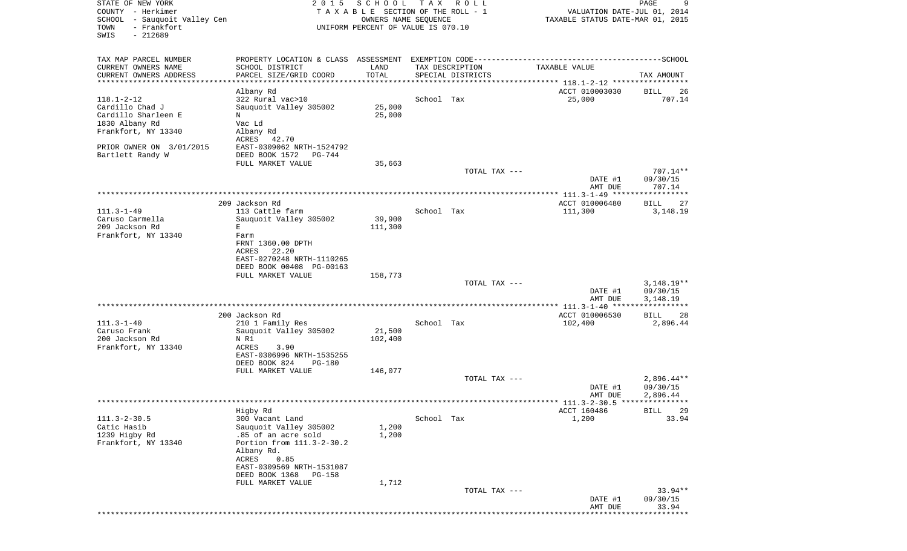STATE OF NEW YORK — 2015 SCHOOL TAX ROLL
COUNTY - Herkimer — TAXABLE SECTION OF THE ROLL - 1 — VALUATION DATE-JUL 01, 2014
SCHOOL - Sauquoit Valley Cen — OWNERS NAME SEQUENCE — TAXABLE STATUS DATE-MAR 01, 2015
TOWN - Frankfort — UNIFORM PERCENT OF VALUE IS 070.10
SWIS - 212689

| TAX MAP PARCEL NUMBER / CURRENT OWNERS NAME / CURRENT OWNERS ADDRESS | PROPERTY LOCATION & CLASS / SCHOOL DISTRICT / PARCEL SIZE/GRID COORD | ASSESSMENT LAND / TOTAL | EXEMPTION CODE / TAX DESCRIPTION / SPECIAL DISTRICTS | TAXABLE VALUE | TAX AMOUNT |
|---|---|---|---|---|---|
| **118.1-2-12** | Albany Rd | | | ACCT 010003030 | BILL 26 |
| 118.1-2-12 | 322 Rural vac>10 | | School Tax | 25,000 | 707.14 |
| Cardillo Chad J | Sauquoit Valley 305002 | 25,000 | | | |
| Cardillo Sharleen E | N | 25,000 | | | |
| 1830 Albany Rd | Vac Ld | | | | |
| Frankfort, NY 13340 | Albany Rd | | | | |
| | ACRES 42.70 | | | | |
| PRIOR OWNER ON 3/01/2015 | EAST-0309062 NRTH-1524792 | | | | |
| Bartlett Randy W | DEED BOOK 1572 PG-744 | | | | |
| | FULL MARKET VALUE | 35,663 | | | |
| | | | TOTAL TAX --- | | 707.14** |
| | | | | DATE #1 | 09/30/15 |
| | | | | AMT DUE | 707.14 |
| **111.3-1-49** | 209 Jackson Rd | | | ACCT 010006480 | BILL 27 |
| 111.3-1-49 | 113 Cattle farm | | School Tax | 111,300 | 3,148.19 |
| Caruso Carmella | Sauquoit Valley 305002 | 39,900 | | | |
| 209 Jackson Rd | E | 111,300 | | | |
| Frankfort, NY 13340 | Farm | | | | |
| | FRNT 1360.00 DPTH | | | | |
| | ACRES 22.20 | | | | |
| | EAST-0270248 NRTH-1110265 | | | | |
| | DEED BOOK 00408 PG-00163 | | | | |
| | FULL MARKET VALUE | 158,773 | | | |
| | | | TOTAL TAX --- | | 3,148.19** |
| | | | | DATE #1 | 09/30/15 |
| | | | | AMT DUE | 3,148.19 |
| **111.3-1-40** | 200 Jackson Rd | | | ACCT 010006530 | BILL 28 |
| 111.3-1-40 | 210 1 Family Res | | School Tax | 102,400 | 2,896.44 |
| Caruso Frank | Sauquoit Valley 305002 | 21,500 | | | |
| 200 Jackson Rd | N R1 | 102,400 | | | |
| Frankfort, NY 13340 | ACRES 3.90 | | | | |
| | EAST-0306996 NRTH-1535255 | | | | |
| | DEED BOOK 824 PG-180 | | | | |
| | FULL MARKET VALUE | 146,077 | | | |
| | | | TOTAL TAX --- | | 2,896.44** |
| | | | | DATE #1 | 09/30/15 |
| | | | | AMT DUE | 2,896.44 |
| **111.3-2-30.5** | Higby Rd | | | ACCT 160486 | BILL 29 |
| 111.3-2-30.5 | 300 Vacant Land | | School Tax | 1,200 | 33.94 |
| Catic Hasib | Sauquoit Valley 305002 | 1,200 | | | |
| 1239 Higby Rd | .85 of an acre sold | 1,200 | | | |
| Frankfort, NY 13340 | Portion from 111.3-2-30.2 | | | | |
| | Albany Rd. | | | | |
| | ACRES 0.85 | | | | |
| | EAST-0309569 NRTH-1531087 | | | | |
| | DEED BOOK 1368 PG-158 | | | | |
| | FULL MARKET VALUE | 1,712 | | | |
| | | | TOTAL TAX --- | | 33.94** |
| | | | | DATE #1 | 09/30/15 |
| | | | | AMT DUE | 33.94 |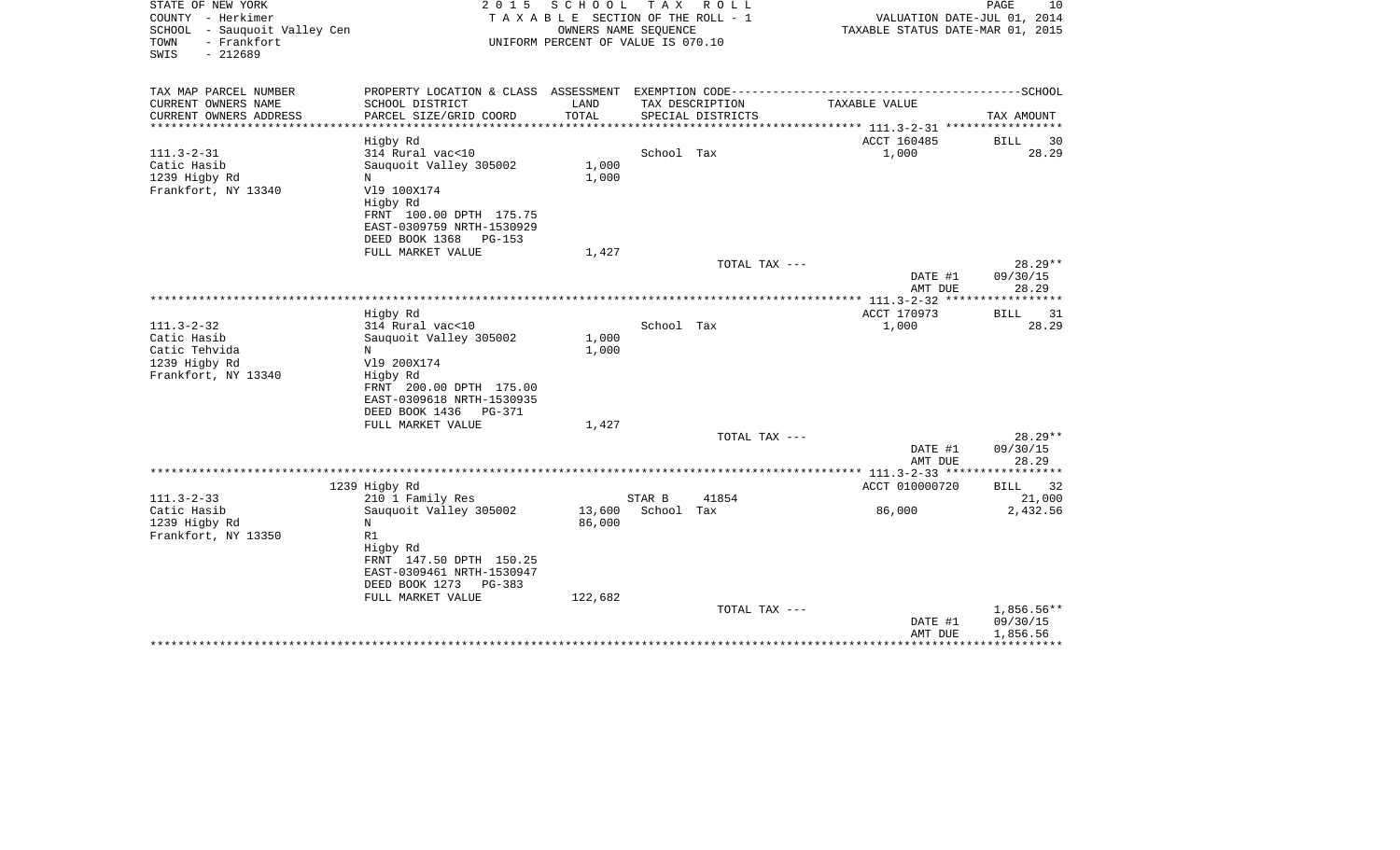STATE OF NEW YORK
COUNTY - Herkimer
SCHOOL - Sauquoit Valley Cen
TOWN - Frankfort
SWIS - 212689

2 0 1 5 S C H O O L T A X R O L L
T A X A B L E SECTION OF THE ROLL - 1
OWNERS NAME SEQUENCE
UNIFORM PERCENT OF VALUE IS 070.10

VALUATION DATE-JUL 01, 2014
TAXABLE STATUS DATE-MAR 01, 2015

| TAX MAP PARCEL NUMBER<br>CURRENT OWNERS NAME<br>CURRENT OWNERS ADDRESS | PROPERTY LOCATION & CLASS<br>SCHOOL DISTRICT<br>PARCEL SIZE/GRID COORD | ASSESSMENT<br>LAND<br>TOTAL | EXEMPTION CODE<br>TAX DESCRIPTION<br>SPECIAL DISTRICTS | | TAXABLE VALUE | SCHOOL<br>TAX AMOUNT |
|---|---|---|---|---|---|---|
| | Higby Rd | | | | ACCT 160485 | BILL 30 |
| 111.3-2-31 | 314 Rural vac<10 | | School Tax | | 1,000 | 28.29 |
| Catic Hasib | Sauquoit Valley 305002 | 1,000 | | | | |
| 1239 Higby Rd | N | 1,000 | | | | |
| Frankfort, NY 13340 | Vl9 100X174 | | | | | |
| | Higby Rd | | | | | |
| | FRNT 100.00 DPTH 175.75 | | | | | |
| | EAST-0309759 NRTH-1530929 | | | | | |
| | DEED BOOK 1368 PG-153 | | | | | |
| | FULL MARKET VALUE | 1,427 | | | | |
| | | | TOTAL TAX --- | | | 28.29** |
| | | | | | DATE #1 | 09/30/15 |
| | | | | | AMT DUE | 28.29 |
| | Higby Rd | | | | ACCT 170973 | BILL 31 |
| 111.3-2-32 | 314 Rural vac<10 | | School Tax | | 1,000 | 28.29 |
| Catic Hasib | Sauquoit Valley 305002 | 1,000 | | | | |
| Catic Tehvida | N | 1,000 | | | | |
| 1239 Higby Rd | Vl9 200X174 | | | | | |
| Frankfort, NY 13340 | Higby Rd | | | | | |
| | FRNT 200.00 DPTH 175.00 | | | | | |
| | EAST-0309618 NRTH-1530935 | | | | | |
| | DEED BOOK 1436 PG-371 | | | | | |
| | FULL MARKET VALUE | 1,427 | | | | |
| | | | TOTAL TAX --- | | | 28.29** |
| | | | | | DATE #1 | 09/30/15 |
| | | | | | AMT DUE | 28.29 |
| | 1239 Higby Rd | | | | ACCT 010000720 | BILL 32 |
| 111.3-2-33 | 210 1 Family Res | | STAR B | 41854 | | 21,000 |
| Catic Hasib | Sauquoit Valley 305002 | 13,600 | School Tax | | 86,000 | 2,432.56 |
| 1239 Higby Rd | N | 86,000 | | | | |
| Frankfort, NY 13350 | R1 | | | | | |
| | Higby Rd | | | | | |
| | FRNT 147.50 DPTH 150.25 | | | | | |
| | EAST-0309461 NRTH-1530947 | | | | | |
| | DEED BOOK 1273 PG-383 | | | | | |
| | FULL MARKET VALUE | 122,682 | | | | |
| | | | TOTAL TAX --- | | | 1,856.56** |
| | | | | | DATE #1 | 09/30/15 |
| | | | | | AMT DUE | 1,856.56 |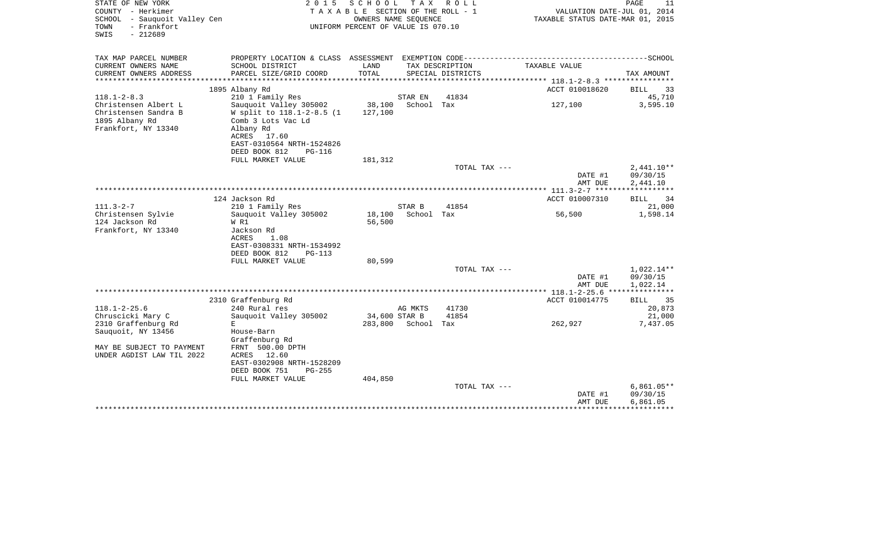STATE OF NEW YORK
COUNTY - Herkimer
SCHOOL - Sauquoit Valley Cen
TOWN - Frankfort
SWIS - 212689

**2015 SCHOOL TAX ROLL**
TAXABLE SECTION OF THE ROLL - 1
OWNERS NAME SEQUENCE
UNIFORM PERCENT OF VALUE IS 070.10

VALUATION DATE-JUL 01, 2014
TAXABLE STATUS DATE-MAR 01, 2015

| TAX MAP PARCEL NUMBER / CURRENT OWNERS NAME / CURRENT OWNERS ADDRESS | PROPERTY LOCATION & CLASS / SCHOOL DISTRICT / PARCEL SIZE/GRID COORD | ASSESSMENT LAND / TOTAL | EXEMPTION CODE / TAX DESCRIPTION / SPECIAL DISTRICTS | | TAXABLE VALUE | SCHOOL TAX AMOUNT |
|---|---|---|---|---|---|---|
| | 1895 Albany Rd | | | | ACCT 010018620 | BILL 33 |
| 118.1-2-8.3 | 210 1 Family Res | | STAR EN | 41834 | | 45,710 |
| Christensen Albert L | Sauquoit Valley 305002 | 38,100 | School Tax | | 127,100 | 3,595.10 |
| Christensen Sandra B | W split to 118.1-2-8.5 (1 | 127,100 | | | | |
| 1895 Albany Rd | Comb 3 Lots Vac Ld | | | | | |
| Frankfort, NY 13340 | Albany Rd | | | | | |
| | ACRES 17.60 | | | | | |
| | EAST-0310564 NRTH-1524826 | | | | | |
| | DEED BOOK 812 PG-116 | | | | | |
| | FULL MARKET VALUE | 181,312 | | | | |
| | | | TOTAL TAX --- | | | 2,441.10** |
| | | | | | DATE #1 | 09/30/15 |
| | | | | | AMT DUE | 2,441.10 |
| | 124 Jackson Rd | | | | ACCT 010007310 | BILL 34 |
| 111.3-2-7 | 210 1 Family Res | | STAR B | 41854 | | 21,000 |
| Christensen Sylvie | Sauquoit Valley 305002 | 18,100 | School Tax | | 56,500 | 1,598.14 |
| 124 Jackson Rd | W R1 | 56,500 | | | | |
| Frankfort, NY 13340 | Jackson Rd | | | | | |
| | ACRES 1.08 | | | | | |
| | EAST-0308331 NRTH-1534992 | | | | | |
| | DEED BOOK 812 PG-113 | | | | | |
| | FULL MARKET VALUE | 80,599 | | | | |
| | | | TOTAL TAX --- | | | 1,022.14** |
| | | | | | DATE #1 | 09/30/15 |
| | | | | | AMT DUE | 1,022.14 |
| | 2310 Graffenburg Rd | | | | ACCT 010014775 | BILL 35 |
| 118.1-2-25.6 | 240 Rural res | | AG MKTS | 41730 | | 20,873 |
| Chruscicki Mary C | Sauquoit Valley 305002 | 34,600 | STAR B | 41854 | | 21,000 |
| 2310 Graffenburg Rd | E | 283,800 | School Tax | | 262,927 | 7,437.05 |
| Sauquoit, NY 13456 | House-Barn | | | | | |
| | Graffenburg Rd | | | | | |
| MAY BE SUBJECT TO PAYMENT | FRNT 500.00 DPTH | | | | | |
| UNDER AGDIST LAW TIL 2022 | ACRES 12.60 | | | | | |
| | EAST-0302908 NRTH-1528209 | | | | | |
| | DEED BOOK 751 PG-255 | | | | | |
| | FULL MARKET VALUE | 404,850 | | | | |
| | | | TOTAL TAX --- | | | 6,861.05** |
| | | | | | DATE #1 | 09/30/15 |
| | | | | | AMT DUE | 6,861.05 |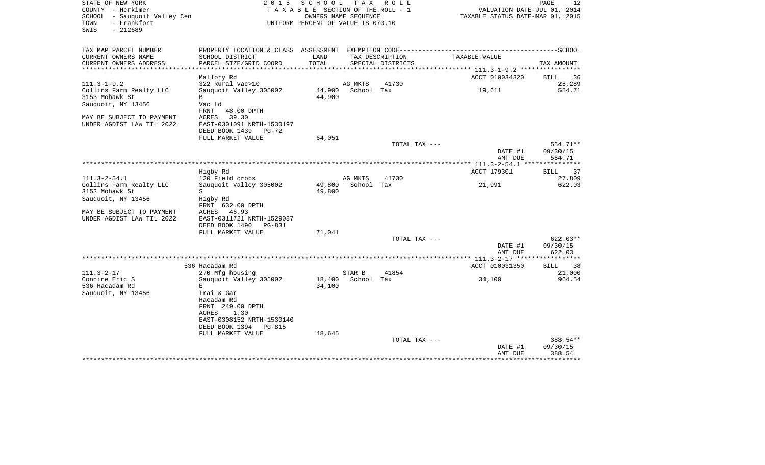STATE OF NEW YORK
COUNTY - Herkimer
SCHOOL - Sauquoit Valley Cen
TOWN - Frankfort
SWIS - 212689

2015 SCHOOL TAX ROLL
TAXABLE SECTION OF THE ROLL - 1
OWNERS NAME SEQUENCE
UNIFORM PERCENT OF VALUE IS 070.10

VALUATION DATE-JUL 01, 2014
TAXABLE STATUS DATE-MAR 01, 2015

| TAX MAP PARCEL NUMBER / CURRENT OWNERS NAME / CURRENT OWNERS ADDRESS | PROPERTY LOCATION & CLASS / SCHOOL DISTRICT / PARCEL SIZE/GRID COORD | ASSESSMENT LAND / TOTAL | EXEMPTION CODE / TAX DESCRIPTION / SPECIAL DISTRICTS | TAXABLE VALUE | TAX AMOUNT |
|---|---|---|---|---|---|
| **111.3-1-9.2** | Mallory Rd | | | ACCT 010034320 | BILL 36 |
| 111.3-1-9.2 | 322 Rural vac>10 | | AG MKTS 41730 | | 25,289 |
| Collins Farm Realty LLC | Sauquoit Valley 305002 | 44,900 | School Tax | 19,611 | 554.71 |
| 3153 Mohawk St | B | 44,900 | | | |
| Sauquoit, NY 13456 | Vac Ld | | | | |
| | FRNT 48.00 DPTH | | | | |
| MAY BE SUBJECT TO PAYMENT | ACRES 39.30 | | | | |
| UNDER AGDIST LAW TIL 2022 | EAST-0301091 NRTH-1530197 | | | | |
| | DEED BOOK 1439 PG-72 | | | | |
| | FULL MARKET VALUE | 64,051 | | | |
| | | | TOTAL TAX --- | | 554.71** |
| | | | | DATE #1 | 09/30/15 |
| | | | | AMT DUE | 554.71 |
| **111.3-2-54.1** | Higby Rd | | | ACCT 179301 | BILL 37 |
| 111.3-2-54.1 | 120 Field crops | | AG MKTS 41730 | | 27,809 |
| Collins Farm Realty LLC | Sauquoit Valley 305002 | 49,800 | School Tax | 21,991 | 622.03 |
| 3153 Mohawk St | S | 49,800 | | | |
| Sauquoit, NY 13456 | Higby Rd | | | | |
| | FRNT 632.00 DPTH | | | | |
| MAY BE SUBJECT TO PAYMENT | ACRES 46.93 | | | | |
| UNDER AGDIST LAW TIL 2022 | EAST-0311721 NRTH-1529087 | | | | |
| | DEED BOOK 1490 PG-831 | | | | |
| | FULL MARKET VALUE | 71,041 | | | |
| | | | TOTAL TAX --- | | 622.03** |
| | | | | DATE #1 | 09/30/15 |
| | | | | AMT DUE | 622.03 |
| **111.3-2-17** | 536 Hacadam Rd | | | ACCT 010031350 | BILL 38 |
| 111.3-2-17 | 270 Mfg housing | | STAR B 41854 | | 21,000 |
| Connine Eric S | Sauquoit Valley 305002 | 18,400 | School Tax | 34,100 | 964.54 |
| 536 Hacadam Rd | E | 34,100 | | | |
| Sauquoit, NY 13456 | Trai & Gar | | | | |
| | Hacadam Rd | | | | |
| | FRNT 249.00 DPTH | | | | |
| | ACRES 1.30 | | | | |
| | EAST-0308152 NRTH-1530140 | | | | |
| | DEED BOOK 1394 PG-815 | | | | |
| | FULL MARKET VALUE | 48,645 | | | |
| | | | TOTAL TAX --- | | 388.54** |
| | | | | DATE #1 | 09/30/15 |
| | | | | AMT DUE | 388.54 |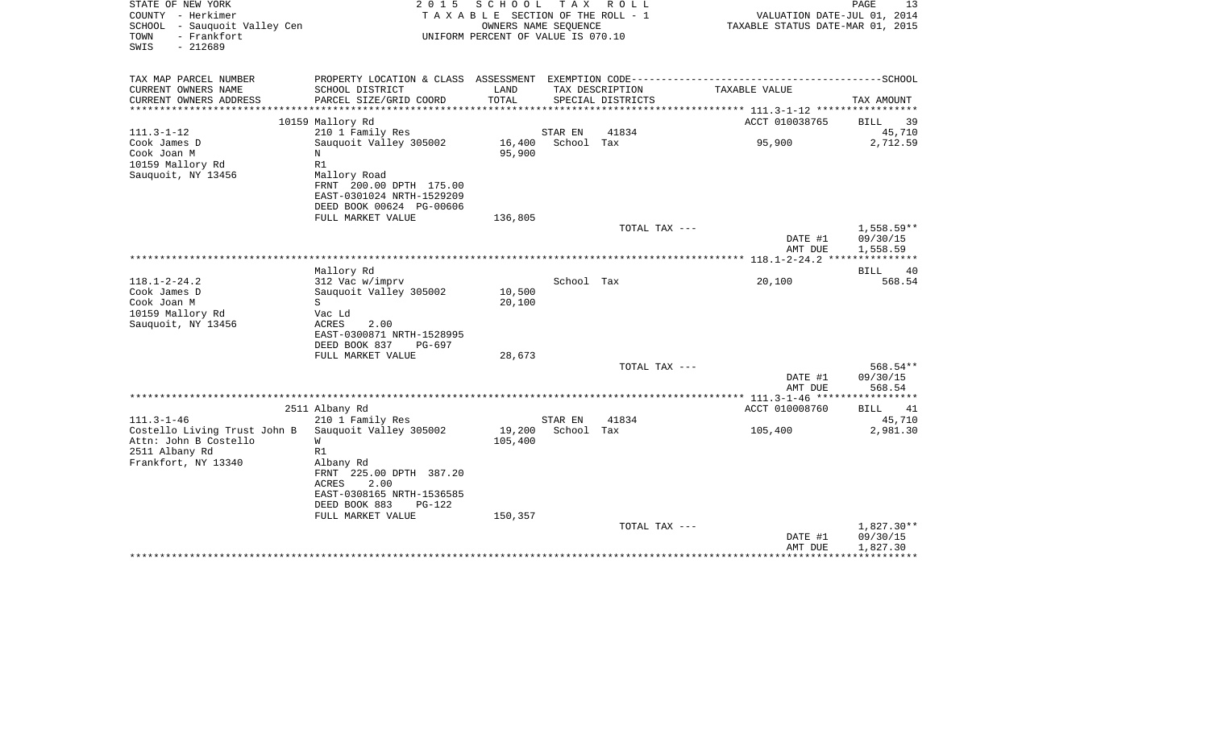STATE OF NEW YORK
COUNTY - Herkimer
SCHOOL - Sauquoit Valley Cen
TOWN - Frankfort
SWIS - 212689

2015 SCHOOL TAX ROLL
TAXABLE SECTION OF THE ROLL - 1
OWNERS NAME SEQUENCE
UNIFORM PERCENT OF VALUE IS 070.10

VALUATION DATE-JUL 01, 2014
TAXABLE STATUS DATE-MAR 01, 2015

| TAX MAP PARCEL NUMBER / CURRENT OWNERS NAME / CURRENT OWNERS ADDRESS | PROPERTY LOCATION & CLASS / SCHOOL DISTRICT / PARCEL SIZE/GRID COORD | ASSESSMENT LAND / TOTAL | EXEMPTION CODE / TAX DESCRIPTION / SPECIAL DISTRICTS | TAXABLE VALUE | TAX AMOUNT |
|---|---|---|---|---|---|
| | 10159 Mallory Rd | | | ACCT 010038765 | BILL 39 |
| 111.3-1-12 | 210 1 Family Res | | STAR EN 41834 | | 45,710 |
| Cook James D | Sauquoit Valley 305002 | 16,400 | School Tax | 95,900 | 2,712.59 |
| Cook Joan M | N | 95,900 | | | |
| 10159 Mallory Rd | R1 | | | | |
| Sauquoit, NY 13456 | Mallory Road | | | | |
| | FRNT 200.00 DPTH 175.00 | | | | |
| | EAST-0301024 NRTH-1529209 | | | | |
| | DEED BOOK 00624 PG-00606 | | | | |
| | FULL MARKET VALUE | 136,805 | | | |
| | | | TOTAL TAX --- | | 1,558.59** |
| | | | | DATE #1 | 09/30/15 |
| | | | | AMT DUE | 1,558.59 |
| | Mallory Rd | | | | BILL 40 |
| 118.1-2-24.2 | 312 Vac w/imprv | | School Tax | 20,100 | 568.54 |
| Cook James D | Sauquoit Valley 305002 | 10,500 | | | |
| Cook Joan M | S | 20,100 | | | |
| 10159 Mallory Rd | Vac Ld | | | | |
| Sauquoit, NY 13456 | ACRES 2.00 | | | | |
| | EAST-0300871 NRTH-1528995 | | | | |
| | DEED BOOK 837 PG-697 | | | | |
| | FULL MARKET VALUE | 28,673 | | | |
| | | | TOTAL TAX --- | | 568.54** |
| | | | | DATE #1 | 09/30/15 |
| | | | | AMT DUE | 568.54 |
| | 2511 Albany Rd | | | ACCT 010008760 | BILL 41 |
| 111.3-1-46 | 210 1 Family Res | | STAR EN 41834 | | 45,710 |
| Costello Living Trust John B | Sauquoit Valley 305002 | 19,200 | School Tax | 105,400 | 2,981.30 |
| Attn: John B Costello | W | 105,400 | | | |
| 2511 Albany Rd | R1 | | | | |
| Frankfort, NY 13340 | Albany Rd | | | | |
| | FRNT 225.00 DPTH 387.20 | | | | |
| | ACRES 2.00 | | | | |
| | EAST-0308165 NRTH-1536585 | | | | |
| | DEED BOOK 883 PG-122 | | | | |
| | FULL MARKET VALUE | 150,357 | | | |
| | | | TOTAL TAX --- | | 1,827.30** |
| | | | | DATE #1 | 09/30/15 |
| | | | | AMT DUE | 1,827.30 |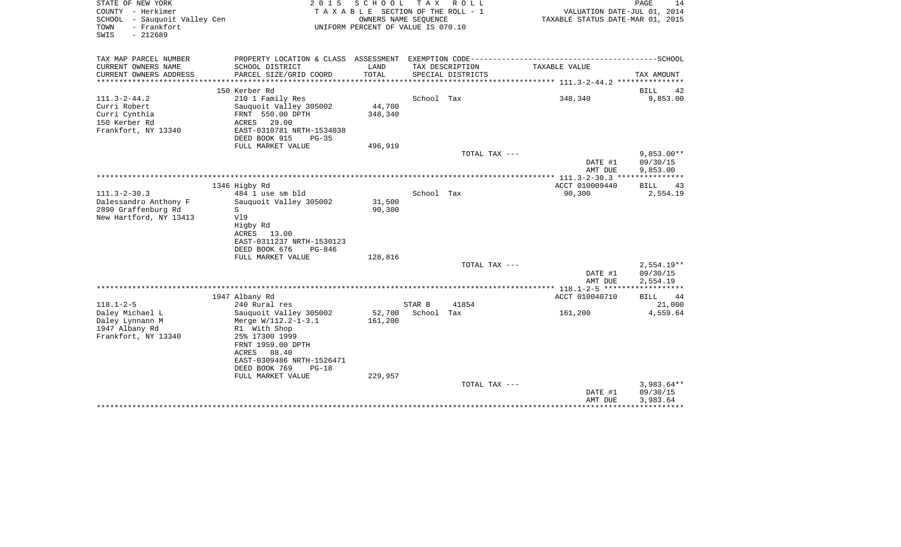STATE OF NEW YORK
COUNTY - Herkimer
SCHOOL - Sauquoit Valley Cen
TOWN - Frankfort
SWIS - 212689

2 0 1 5 S C H O O L T A X R O L L
T A X A B L E SECTION OF THE ROLL - 1
OWNERS NAME SEQUENCE
UNIFORM PERCENT OF VALUE IS 070.10

VALUATION DATE-JUL 01, 2014
TAXABLE STATUS DATE-MAR 01, 2015

| TAX MAP PARCEL NUMBER<br>CURRENT OWNERS NAME<br>CURRENT OWNERS ADDRESS | PROPERTY LOCATION & CLASS<br>SCHOOL DISTRICT<br>PARCEL SIZE/GRID COORD | ASSESSMENT<br>LAND<br>TOTAL | EXEMPTION CODE<br>TAX DESCRIPTION<br>SPECIAL DISTRICTS | TAXABLE VALUE | SCHOOL<br>TAX AMOUNT |
|---|---|---|---|---|---|
| | 150 Kerber Rd | | | | BILL 42 |
| 111.3-2-44.2 | 210 1 Family Res | | School Tax | 348,340 | 9,853.00 |
| Curri Robert | Sauquoit Valley 305002 | 44,700 | | | |
| Curri Cynthia | FRNT 550.00 DPTH | 348,340 | | | |
| 150 Kerber Rd | ACRES 29.00 | | | | |
| Frankfort, NY 13340 | EAST-0310781 NRTH-1534038 | | | | |
| | DEED BOOK 915 PG-35 | | | | |
| | FULL MARKET VALUE | 496,919 | | | |
| | | | TOTAL TAX --- | | 9,853.00** |
| | | | | DATE #1 | 09/30/15 |
| | | | | AMT DUE | 9,853.00 |
| | 1346 Higby Rd | | | ACCT 010009440 | BILL 43 |
| 111.3-2-30.3 | 484 1 use sm bld | | School Tax | 90,300 | 2,554.19 |
| Dalessandro Anthony F | Sauquoit Valley 305002 | 31,500 | | | |
| 2890 Graffenburg Rd | S | 90,300 | | | |
| New Hartford, NY 13413 | Vl9 | | | | |
| | Higby Rd | | | | |
| | ACRES 13.00 | | | | |
| | EAST-0311237 NRTH-1530123 | | | | |
| | DEED BOOK 676 PG-846 | | | | |
| | FULL MARKET VALUE | 128,816 | | | |
| | | | TOTAL TAX --- | | 2,554.19** |
| | | | | DATE #1 | 09/30/15 |
| | | | | AMT DUE | 2,554.19 |
| | 1947 Albany Rd | | | ACCT 010040710 | BILL 44 |
| 118.1-2-5 | 240 Rural res | | STAR B 41854 | | 21,000 |
| Daley Michael L | Sauquoit Valley 305002 | 52,700 | School Tax | 161,200 | 4,559.64 |
| Daley Lynnann M | Merge W/112.2-1-3.1 | 161,200 | | | |
| 1947 Albany Rd | R1 With Shop | | | | |
| Frankfort, NY 13340 | 25% 17300 1999 | | | | |
| | FRNT 1959.00 DPTH | | | | |
| | ACRES 88.40 | | | | |
| | EAST-0309486 NRTH-1526471 | | | | |
| | DEED BOOK 769 PG-18 | | | | |
| | FULL MARKET VALUE | 229,957 | | | |
| | | | TOTAL TAX --- | | 3,983.64** |
| | | | | DATE #1 | 09/30/15 |
| | | | | AMT DUE | 3,983.64 |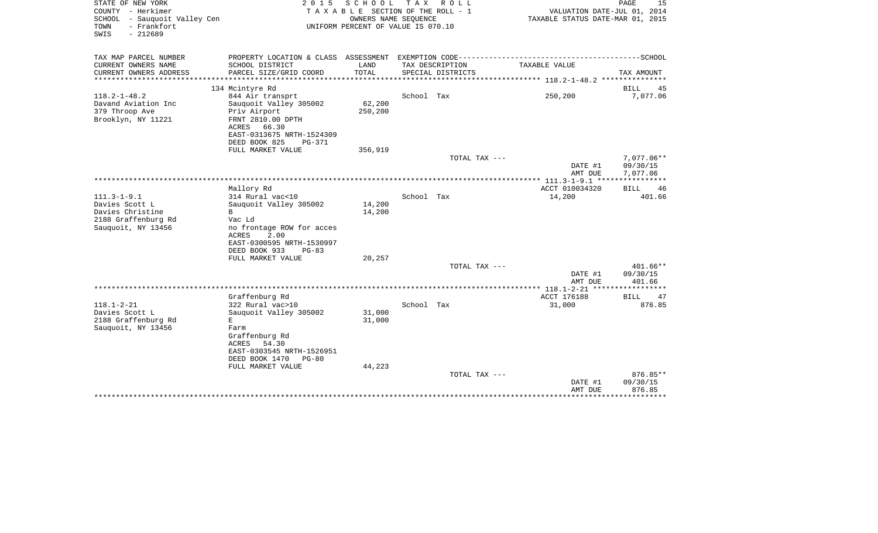STATE OF NEW YORK | COUNTY - Herkimer | SCHOOL - Sauquoit Valley Cen | TOWN - Frankfort | SWIS - 212689

**2015 SCHOOL TAX ROLL**
TAXABLE SECTION OF THE ROLL - 1
OWNERS NAME SEQUENCE
UNIFORM PERCENT OF VALUE IS 070.10

VALUATION DATE-JUL 01, 2014
TAXABLE STATUS DATE-MAR 01, 2015

| TAX MAP PARCEL NUMBER / CURRENT OWNERS NAME / CURRENT OWNERS ADDRESS | PROPERTY LOCATION & CLASS / SCHOOL DISTRICT / PARCEL SIZE/GRID COORD | ASSESSMENT LAND / TOTAL | EXEMPTION CODE / TAX DESCRIPTION / SPECIAL DISTRICTS | TAXABLE VALUE | TAX AMOUNT |
|---|---|---|---|---|---|
| **118.2-1-48.2** | 134 Mcintyre Rd | | | | BILL 45 |
| 118.2-1-48.2 | 844 Air transprt | | School Tax | 250,200 | 7,077.06 |
| Davand Aviation Inc | Sauquoit Valley 305002 | 62,200 | | | |
| 379 Throop Ave | Priv Airport | 250,200 | | | |
| Brooklyn, NY 11221 | FRNT 2810.00 DPTH | | | | |
| | ACRES 66.30 | | | | |
| | EAST-0313675 NRTH-1524309 | | | | |
| | DEED BOOK 825 PG-371 | | | | |
| | FULL MARKET VALUE | 356,919 | | | |
| | | | TOTAL TAX --- | | 7,077.06** |
| | | | | DATE #1 | 09/30/15 |
| | | | | AMT DUE | 7,077.06 |
| **111.3-1-9.1** | Mallory Rd | | | ACCT 010034320 | BILL 46 |
| 111.3-1-9.1 | 314 Rural vac<10 | | School Tax | 14,200 | 401.66 |
| Davies Scott L | Sauquoit Valley 305002 | 14,200 | | | |
| Davies Christine | B | 14,200 | | | |
| 2188 Graffenburg Rd | Vac Ld | | | | |
| Sauquoit, NY 13456 | no frontage ROW for acces | | | | |
| | ACRES 2.00 | | | | |
| | EAST-0300595 NRTH-1530997 | | | | |
| | DEED BOOK 933 PG-83 | | | | |
| | FULL MARKET VALUE | 20,257 | | | |
| | | | TOTAL TAX --- | | 401.66** |
| | | | | DATE #1 | 09/30/15 |
| | | | | AMT DUE | 401.66 |
| **118.1-2-21** | Graffenburg Rd | | | ACCT 176188 | BILL 47 |
| 118.1-2-21 | 322 Rural vac>10 | | School Tax | 31,000 | 876.85 |
| Davies Scott L | Sauquoit Valley 305002 | 31,000 | | | |
| 2188 Graffenburg Rd | E | 31,000 | | | |
| Sauquoit, NY 13456 | Farm | | | | |
| | Graffenburg Rd | | | | |
| | ACRES 54.30 | | | | |
| | EAST-0303545 NRTH-1526951 | | | | |
| | DEED BOOK 1470 PG-80 | | | | |
| | FULL MARKET VALUE | 44,223 | | | |
| | | | TOTAL TAX --- | | 876.85** |
| | | | | DATE #1 | 09/30/15 |
| | | | | AMT DUE | 876.85 |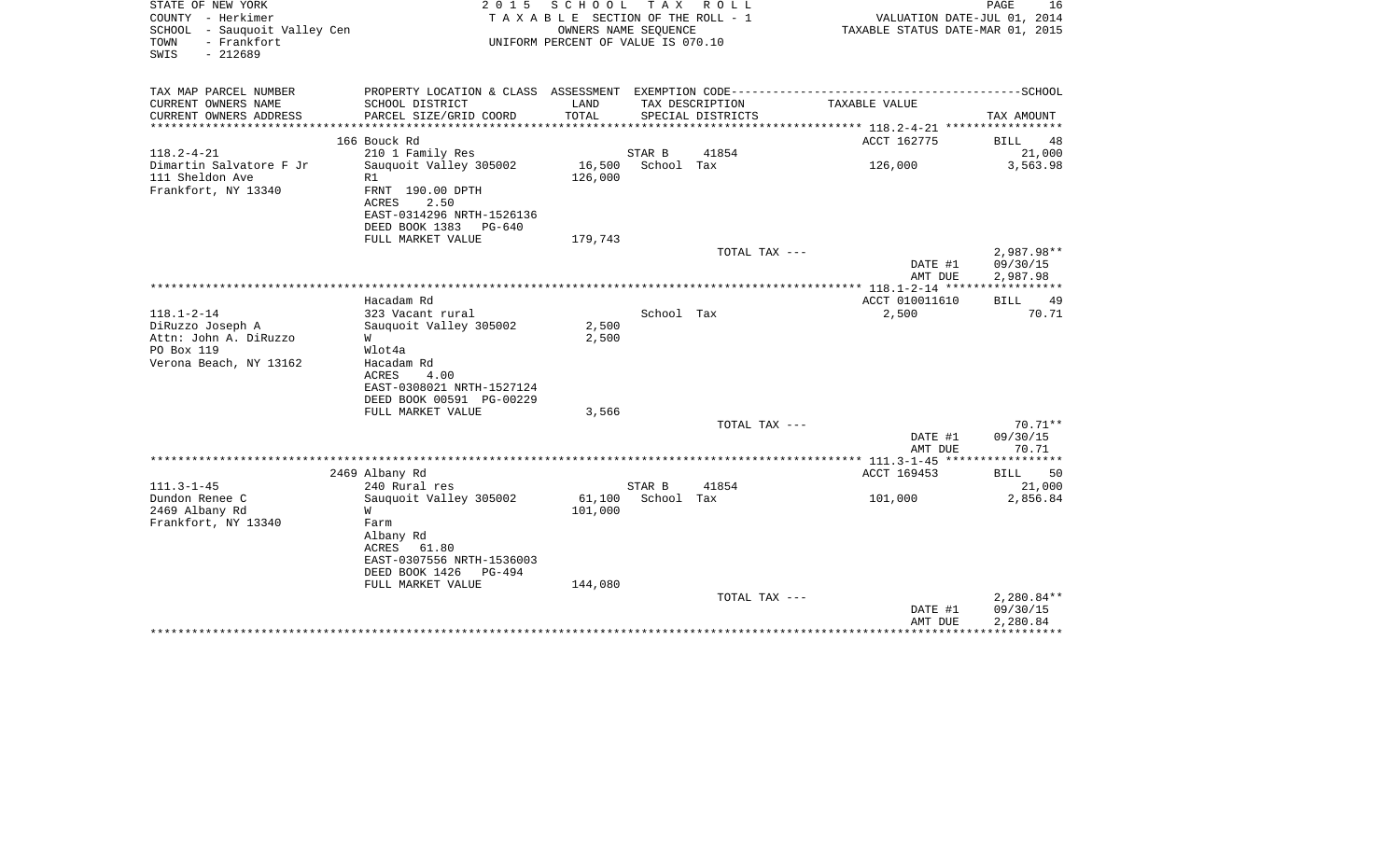STATE OF NEW YORK
COUNTY - Herkimer
SCHOOL - Sauquoit Valley Cen
TOWN - Frankfort
SWIS - 212689

2 0 1 5 S C H O O L T A X R O L L
T A X A B L E SECTION OF THE ROLL - 1
OWNERS NAME SEQUENCE
UNIFORM PERCENT OF VALUE IS 070.10

VALUATION DATE-JUL 01, 2014
TAXABLE STATUS DATE-MAR 01, 2015

| TAX MAP PARCEL NUMBER / CURRENT OWNERS NAME / CURRENT OWNERS ADDRESS | PROPERTY LOCATION & CLASS / SCHOOL DISTRICT / PARCEL SIZE/GRID COORD | ASSESSMENT LAND / TOTAL | EXEMPTION CODE / TAX DESCRIPTION / SPECIAL DISTRICTS | TAXABLE VALUE | SCHOOL TAX AMOUNT |
|---|---|---|---|---|---|
| | 166 Bouck Rd | | | ACCT 162775 | BILL 48 |
| 118.2-4-21 | 210 1 Family Res | | STAR B 41854 | | 21,000 |
| Dimartin Salvatore F Jr | Sauquoit Valley 305002 | 16,500 | School Tax | 126,000 | 3,563.98 |
| 111 Sheldon Ave | R1 | 126,000 | | | |
| Frankfort, NY 13340 | FRNT 190.00 DPTH | | | | |
| | ACRES 2.50 | | | | |
| | EAST-0314296 NRTH-1526136 | | | | |
| | DEED BOOK 1383 PG-640 | | | | |
| | FULL MARKET VALUE | 179,743 | | | |
| | | | TOTAL TAX --- | | 2,987.98** |
| | | | | DATE #1 | 09/30/15 |
| | | | | AMT DUE | 2,987.98 |
| | Hacadam Rd | | | ACCT 010011610 | BILL 49 |
| 118.1-2-14 | 323 Vacant rural | | School Tax | 2,500 | 70.71 |
| DiRuzzo Joseph A | Sauquoit Valley 305002 | 2,500 | | | |
| Attn: John A. DiRuzzo | W | 2,500 | | | |
| PO Box 119 | Wlot4a | | | | |
| Verona Beach, NY 13162 | Hacadam Rd | | | | |
| | ACRES 4.00 | | | | |
| | EAST-0308021 NRTH-1527124 | | | | |
| | DEED BOOK 00591 PG-00229 | | | | |
| | FULL MARKET VALUE | 3,566 | | | |
| | | | TOTAL TAX --- | | 70.71** |
| | | | | DATE #1 | 09/30/15 |
| | | | | AMT DUE | 70.71 |
| | 2469 Albany Rd | | | ACCT 169453 | BILL 50 |
| 111.3-1-45 | 240 Rural res | | STAR B 41854 | | 21,000 |
| Dundon Renee C | Sauquoit Valley 305002 | 61,100 | School Tax | 101,000 | 2,856.84 |
| 2469 Albany Rd | W | 101,000 | | | |
| Frankfort, NY 13340 | Farm | | | | |
| | Albany Rd | | | | |
| | ACRES 61.80 | | | | |
| | EAST-0307556 NRTH-1536003 | | | | |
| | DEED BOOK 1426 PG-494 | | | | |
| | FULL MARKET VALUE | 144,080 | | | |
| | | | TOTAL TAX --- | | 2,280.84** |
| | | | | DATE #1 | 09/30/15 |
| | | | | AMT DUE | 2,280.84 |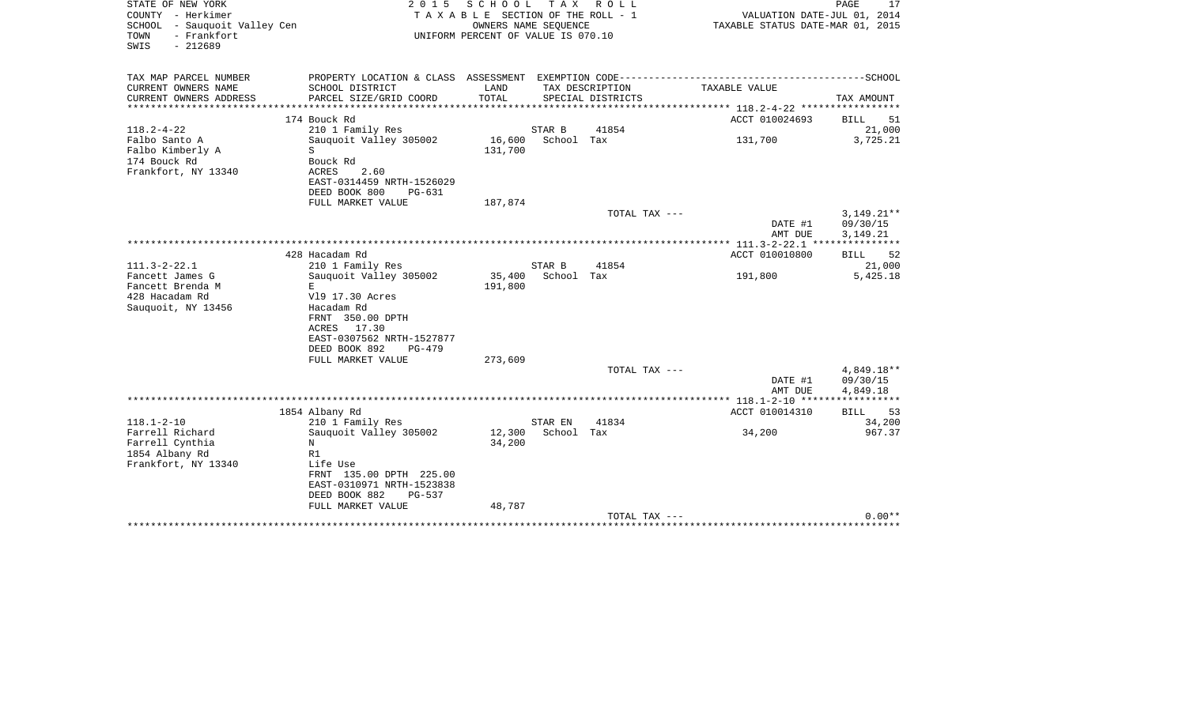STATE OF NEW YORK — 2015 SCHOOL TAX ROLL

COUNTY - Herkimer — TAXABLE SECTION OF THE ROLL - 1 — VALUATION DATE-JUL 01, 2014

SCHOOL - Sauquoit Valley Cen — OWNERS NAME SEQUENCE — TAXABLE STATUS DATE-MAR 01, 2015

TOWN - Frankfort — UNIFORM PERCENT OF VALUE IS 070.10

SWIS - 212689

| TAX MAP PARCEL NUMBER<br>CURRENT OWNERS NAME<br>CURRENT OWNERS ADDRESS | PROPERTY LOCATION & CLASS<br>SCHOOL DISTRICT<br>PARCEL SIZE/GRID COORD | ASSESSMENT<br>LAND<br>TOTAL | EXEMPTION CODE<br>TAX DESCRIPTION<br>SPECIAL DISTRICTS | TAXABLE VALUE | SCHOOL<br>TAX AMOUNT |
|---|---|---|---|---|---|
| | 174 Bouck Rd | | | ACCT 010024693 | BILL 51 |
| 118.2-4-22 | 210 1 Family Res | | STAR B 41854 | | 21,000 |
| Falbo Santo A | Sauquoit Valley 305002 | 16,600 | School Tax | 131,700 | 3,725.21 |
| Falbo Kimberly A | S | 131,700 | | | |
| 174 Bouck Rd | Bouck Rd | | | | |
| Frankfort, NY 13340 | ACRES 2.60 | | | | |
| | EAST-0314459 NRTH-1526029 | | | | |
| | DEED BOOK 800 PG-631 | | | | |
| | FULL MARKET VALUE | 187,874 | | | |
| | | | TOTAL TAX --- | | 3,149.21** |
| | | | | DATE #1 | 09/30/15 |
| | | | | AMT DUE | 3,149.21 |
| | 428 Hacadam Rd | | | ACCT 010010800 | BILL 52 |
| 111.3-2-22.1 | 210 1 Family Res | | STAR B 41854 | | 21,000 |
| Fancett James G | Sauquoit Valley 305002 | 35,400 | School Tax | 191,800 | 5,425.18 |
| Fancett Brenda M | E | 191,800 | | | |
| 428 Hacadam Rd | Vl9 17.30 Acres | | | | |
| Sauquoit, NY 13456 | Hacadam Rd | | | | |
| | FRNT 350.00 DPTH | | | | |
| | ACRES 17.30 | | | | |
| | EAST-0307562 NRTH-1527877 | | | | |
| | DEED BOOK 892 PG-479 | | | | |
| | FULL MARKET VALUE | 273,609 | | | |
| | | | TOTAL TAX --- | | 4,849.18** |
| | | | | DATE #1 | 09/30/15 |
| | | | | AMT DUE | 4,849.18 |
| | 1854 Albany Rd | | | ACCT 010014310 | BILL 53 |
| 118.1-2-10 | 210 1 Family Res | | STAR EN 41834 | | 34,200 |
| Farrell Richard | Sauquoit Valley 305002 | 12,300 | School Tax | 34,200 | 967.37 |
| Farrell Cynthia | N | 34,200 | | | |
| 1854 Albany Rd | R1 | | | | |
| Frankfort, NY 13340 | Life Use | | | | |
| | FRNT 135.00 DPTH 225.00 | | | | |
| | EAST-0310971 NRTH-1523838 | | | | |
| | DEED BOOK 882 PG-537 | | | | |
| | FULL MARKET VALUE | 48,787 | | | |
| | | | TOTAL TAX --- | | 0.00** |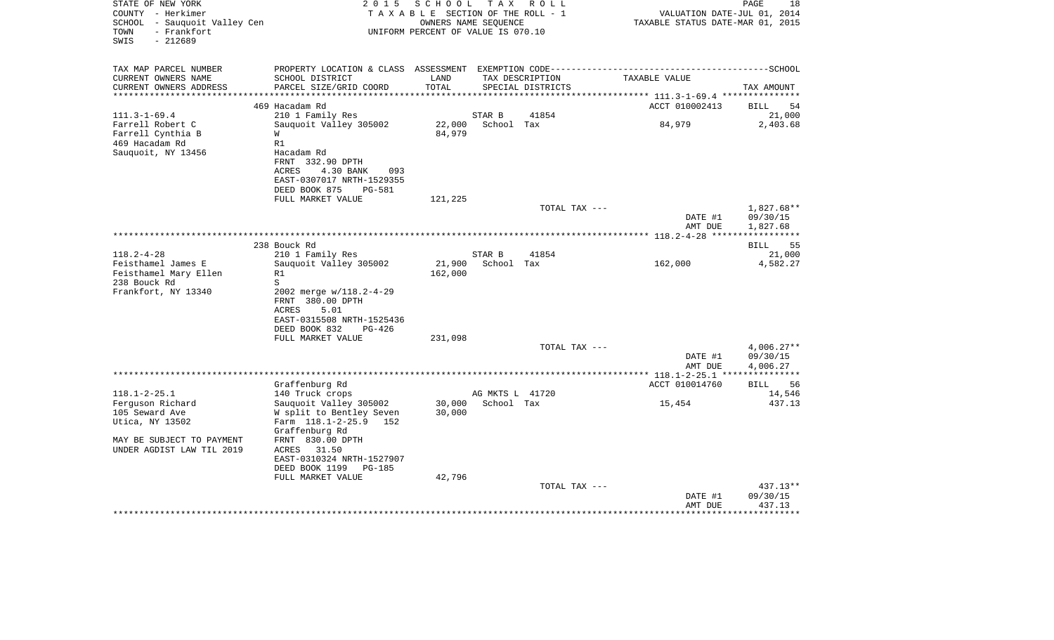STATE OF NEW YORK
COUNTY - Herkimer
SCHOOL - Sauquoit Valley Cen
TOWN - Frankfort
SWIS - 212689

2 0 1 5 S C H O O L T A X R O L L
T A X A B L E SECTION OF THE ROLL - 1
OWNERS NAME SEQUENCE
UNIFORM PERCENT OF VALUE IS 070.10

VALUATION DATE-JUL 01, 2014
TAXABLE STATUS DATE-MAR 01, 2015

| TAX MAP PARCEL NUMBER<br>CURRENT OWNERS NAME<br>CURRENT OWNERS ADDRESS | PROPERTY LOCATION & CLASS<br>SCHOOL DISTRICT<br>PARCEL SIZE/GRID COORD | ASSESSMENT<br>LAND<br>TOTAL | EXEMPTION CODE<br>TAX DESCRIPTION<br>SPECIAL DISTRICTS | TAXABLE VALUE | SCHOOL<br>TAX AMOUNT |
|---|---|---|---|---|---|
| | 469 Hacadam Rd | | | ACCT 010002413 | BILL 54 |
| 111.3-1-69.4 | 210 1 Family Res | | STAR B 41854 | | 21,000 |
| Farrell Robert C | Sauquoit Valley 305002 | 22,000 | School Tax | 84,979 | 2,403.68 |
| Farrell Cynthia B | W | 84,979 | | | |
| 469 Hacadam Rd | R1 | | | | |
| Sauquoit, NY 13456 | Hacadam Rd | | | | |
| | FRNT 332.90 DPTH | | | | |
| | ACRES 4.30 BANK 093 | | | | |
| | EAST-0307017 NRTH-1529355 | | | | |
| | DEED BOOK 875 PG-581 | | | | |
| | FULL MARKET VALUE | 121,225 | | | |
| | | | TOTAL TAX --- | | 1,827.68** |
| | | | | DATE #1 | 09/30/15 |
| | | | | AMT DUE | 1,827.68 |
| | 238 Bouck Rd | | | | BILL 55 |
| 118.2-4-28 | 210 1 Family Res | | STAR B 41854 | | 21,000 |
| Feisthamel James E | Sauquoit Valley 305002 | 21,900 | School Tax | 162,000 | 4,582.27 |
| Feisthamel Mary Ellen | R1 | 162,000 | | | |
| 238 Bouck Rd | S | | | | |
| Frankfort, NY 13340 | 2002 merge w/118.2-4-29 | | | | |
| | FRNT 380.00 DPTH | | | | |
| | ACRES 5.01 | | | | |
| | EAST-0315508 NRTH-1525436 | | | | |
| | DEED BOOK 832 PG-426 | | | | |
| | FULL MARKET VALUE | 231,098 | | | |
| | | | TOTAL TAX --- | | 4,006.27** |
| | | | | DATE #1 | 09/30/15 |
| | | | | AMT DUE | 4,006.27 |
| | Graffenburg Rd | | | ACCT 010014760 | BILL 56 |
| 118.1-2-25.1 | 140 Truck crops | | AG MKTS L 41720 | | 14,546 |
| Ferguson Richard | Sauquoit Valley 305002 | 30,000 | School Tax | 15,454 | 437.13 |
| 105 Seward Ave | W split to Bentley Seven | 30,000 | | | |
| Utica, NY 13502 | Farm 118.1-2-25.9 152 | | | | |
| | Graffenburg Rd | | | | |
| MAY BE SUBJECT TO PAYMENT | FRNT 830.00 DPTH | | | | |
| UNDER AGDIST LAW TIL 2019 | ACRES 31.50 | | | | |
| | EAST-0310324 NRTH-1527907 | | | | |
| | DEED BOOK 1199 PG-185 | | | | |
| | FULL MARKET VALUE | 42,796 | | | |
| | | | TOTAL TAX --- | | 437.13** |
| | | | | DATE #1 | 09/30/15 |
| | | | | AMT DUE | 437.13 |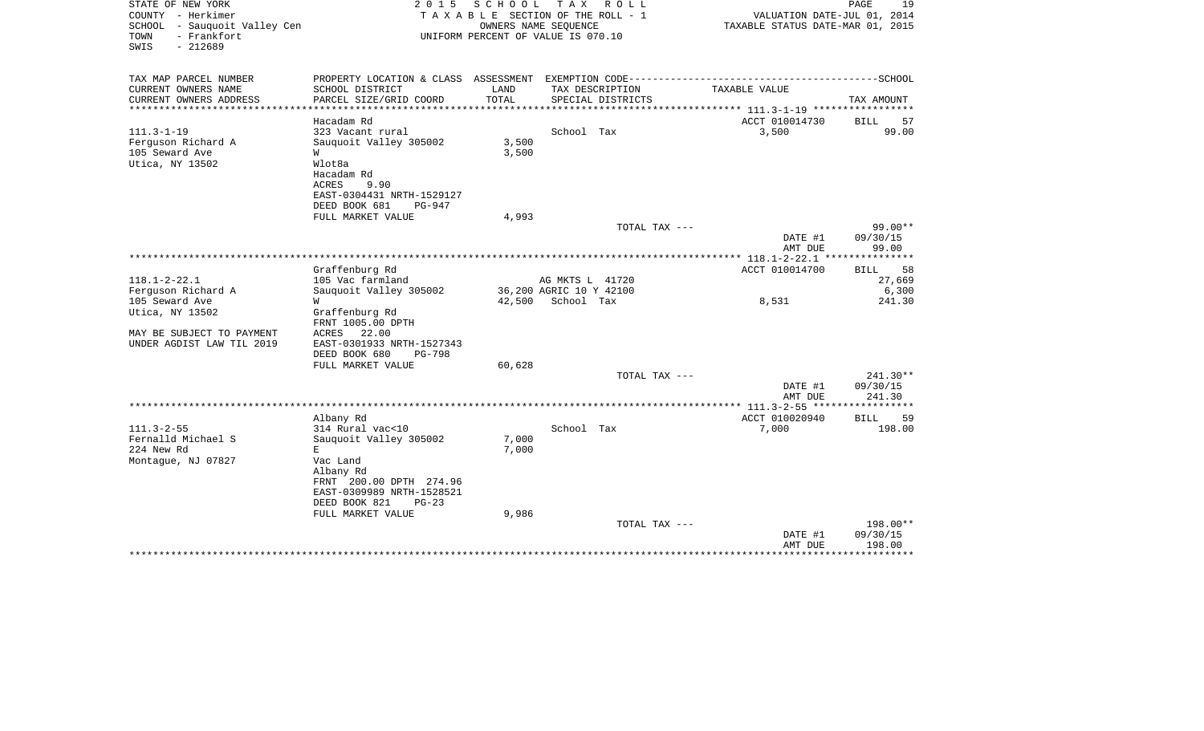STATE OF NEW YORK
COUNTY - Herkimer
SCHOOL - Sauquoit Valley Cen
TOWN - Frankfort
SWIS - 212689

2 0 1 5 S C H O O L T A X R O L L
T A X A B L E SECTION OF THE ROLL - 1
OWNERS NAME SEQUENCE
UNIFORM PERCENT OF VALUE IS 070.10

VALUATION DATE-JUL 01, 2014
TAXABLE STATUS DATE-MAR 01, 2015

| TAX MAP PARCEL NUMBER / CURRENT OWNERS NAME / CURRENT OWNERS ADDRESS | PROPERTY LOCATION & CLASS / SCHOOL DISTRICT / PARCEL SIZE/GRID COORD | ASSESSMENT LAND / TOTAL | EXEMPTION CODE / TAX DESCRIPTION / SPECIAL DISTRICTS | TAXABLE VALUE | TAX AMOUNT |
|---|---|---|---|---|---|
| | Hacadam Rd | | | ACCT 010014730 | BILL 57 |
| 111.3-1-19 | 323 Vacant rural | | School Tax | 3,500 | 99.00 |
| Ferguson Richard A | Sauquoit Valley 305002 | 3,500 | | | |
| 105 Seward Ave | W | 3,500 | | | |
| Utica, NY 13502 | Wlot8a | | | | |
| | Hacadam Rd | | | | |
| | ACRES 9.90 | | | | |
| | EAST-0304431 NRTH-1529127 | | | | |
| | DEED BOOK 681 PG-947 | | | | |
| | FULL MARKET VALUE | 4,993 | | | |
| | | | TOTAL TAX --- | | 99.00** |
| | | | | DATE #1 | 09/30/15 |
| | | | | AMT DUE | 99.00 |
| | Graffenburg Rd | | | ACCT 010014700 | BILL 58 |
| 118.1-2-22.1 | 105 Vac farmland | | AG MKTS L 41720 | | 27,669 |
| Ferguson Richard A | Sauquoit Valley 305002 | 36,200 | AGRIC 10 Y 42100 | | 6,300 |
| 105 Seward Ave | W | 42,500 | School Tax | 8,531 | 241.30 |
| Utica, NY 13502 | Graffenburg Rd | | | | |
| | FRNT 1005.00 DPTH | | | | |
| MAY BE SUBJECT TO PAYMENT | ACRES 22.00 | | | | |
| UNDER AGDIST LAW TIL 2019 | EAST-0301933 NRTH-1527343 | | | | |
| | DEED BOOK 680 PG-798 | | | | |
| | FULL MARKET VALUE | 60,628 | | | |
| | | | TOTAL TAX --- | | 241.30** |
| | | | | DATE #1 | 09/30/15 |
| | | | | AMT DUE | 241.30 |
| | Albany Rd | | | ACCT 010020940 | BILL 59 |
| 111.3-2-55 | 314 Rural vac<10 | | School Tax | 7,000 | 198.00 |
| Fernalld Michael S | Sauquoit Valley 305002 | 7,000 | | | |
| 224 New Rd | E | 7,000 | | | |
| Montague, NJ 07827 | Vac Land | | | | |
| | Albany Rd | | | | |
| | FRNT 200.00 DPTH 274.96 | | | | |
| | EAST-0309989 NRTH-1528521 | | | | |
| | DEED BOOK 821 PG-23 | | | | |
| | FULL MARKET VALUE | 9,986 | | | |
| | | | TOTAL TAX --- | | 198.00** |
| | | | | DATE #1 | 09/30/15 |
| | | | | AMT DUE | 198.00 |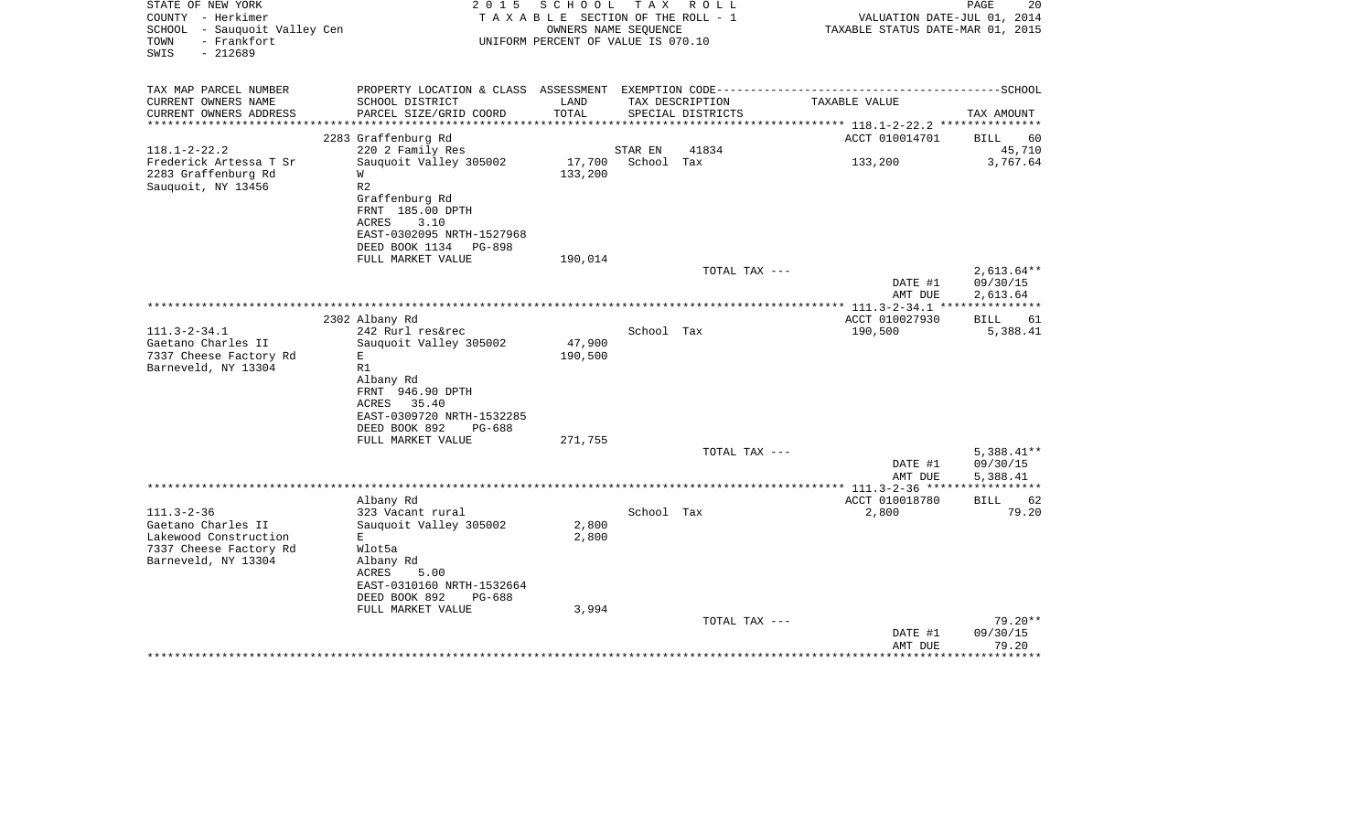STATE OF NEW YORK
COUNTY - Herkimer
SCHOOL - Sauquoit Valley Cen
TOWN - Frankfort
SWIS - 212689

2 0 1 5 S C H O O L T A X R O L L
T A X A B L E SECTION OF THE ROLL - 1
OWNERS NAME SEQUENCE
UNIFORM PERCENT OF VALUE IS 070.10

VALUATION DATE-JUL 01, 2014
TAXABLE STATUS DATE-MAR 01, 2015

| TAX MAP PARCEL NUMBER<br>CURRENT OWNERS NAME<br>CURRENT OWNERS ADDRESS | PROPERTY LOCATION & CLASS<br>SCHOOL DISTRICT<br>PARCEL SIZE/GRID COORD | ASSESSMENT<br>LAND<br>TOTAL | EXEMPTION CODE<br>TAX DESCRIPTION<br>SPECIAL DISTRICTS | TAXABLE VALUE | SCHOOL<br>TAX AMOUNT |
|---|---|---|---|---|---|
| | 2283 Graffenburg Rd | | | ACCT 010014701 | BILL 60 |
| 118.1-2-22.2 | 220 2 Family Res | | STAR EN 41834 | | 45,710 |
| Frederick Artessa T Sr | Sauquoit Valley 305002 | 17,700 | School Tax | 133,200 | 3,767.64 |
| 2283 Graffenburg Rd | W | 133,200 | | | |
| Sauquoit, NY 13456 | R2 | | | | |
| | Graffenburg Rd | | | | |
| | FRNT 185.00 DPTH | | | | |
| | ACRES 3.10 | | | | |
| | EAST-0302095 NRTH-1527968 | | | | |
| | DEED BOOK 1134 PG-898 | | | | |
| | FULL MARKET VALUE | 190,014 | | | |
| | | | TOTAL TAX --- | | 2,613.64** |
| | | | | DATE #1 | 09/30/15 |
| | | | | AMT DUE | 2,613.64 |
| | 2302 Albany Rd | | | ACCT 010027930 | BILL 61 |
| 111.3-2-34.1 | 242 Rurl res&rec | | School Tax | 190,500 | 5,388.41 |
| Gaetano Charles II | Sauquoit Valley 305002 | 47,900 | | | |
| 7337 Cheese Factory Rd | E | 190,500 | | | |
| Barneveld, NY 13304 | R1 | | | | |
| | Albany Rd | | | | |
| | FRNT 946.90 DPTH | | | | |
| | ACRES 35.40 | | | | |
| | EAST-0309720 NRTH-1532285 | | | | |
| | DEED BOOK 892 PG-688 | | | | |
| | FULL MARKET VALUE | 271,755 | | | |
| | | | TOTAL TAX --- | | 5,388.41** |
| | | | | DATE #1 | 09/30/15 |
| | | | | AMT DUE | 5,388.41 |
| | Albany Rd | | | ACCT 010018780 | BILL 62 |
| 111.3-2-36 | 323 Vacant rural | | School Tax | 2,800 | 79.20 |
| Gaetano Charles II | Sauquoit Valley 305002 | 2,800 | | | |
| Lakewood Construction | E | 2,800 | | | |
| 7337 Cheese Factory Rd | Wlot5a | | | | |
| Barneveld, NY 13304 | Albany Rd | | | | |
| | ACRES 5.00 | | | | |
| | EAST-0310160 NRTH-1532664 | | | | |
| | DEED BOOK 892 PG-688 | | | | |
| | FULL MARKET VALUE | 3,994 | | | |
| | | | TOTAL TAX --- | | 79.20** |
| | | | | DATE #1 | 09/30/15 |
| | | | | AMT DUE | 79.20 |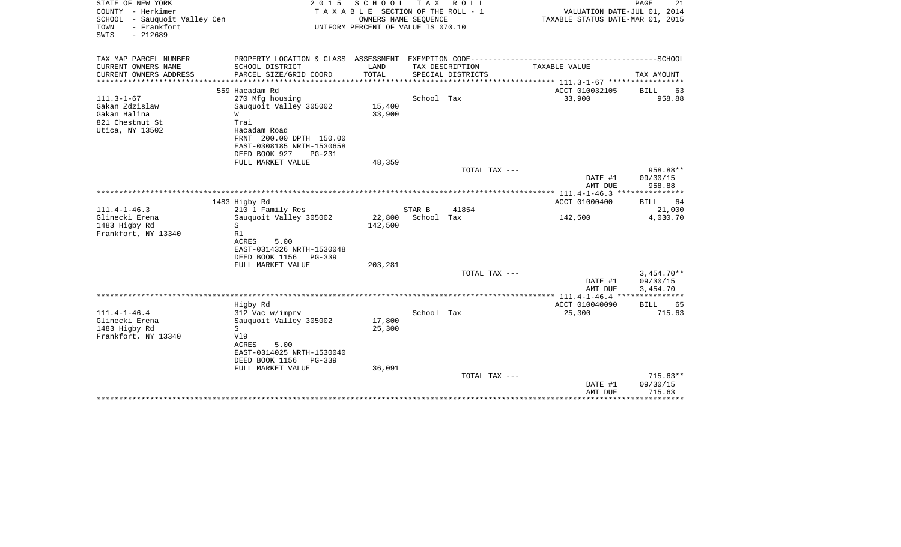STATE OF NEW YORK
COUNTY - Herkimer
SCHOOL - Sauquoit Valley Cen
TOWN - Frankfort
SWIS - 212689

2 0 1 5 S C H O O L T A X R O L L
T A X A B L E SECTION OF THE ROLL - 1
OWNERS NAME SEQUENCE
UNIFORM PERCENT OF VALUE IS 070.10

VALUATION DATE-JUL 01, 2014
TAXABLE STATUS DATE-MAR 01, 2015

| TAX MAP PARCEL NUMBER / CURRENT OWNERS NAME / CURRENT OWNERS ADDRESS | PROPERTY LOCATION & CLASS / SCHOOL DISTRICT / PARCEL SIZE/GRID COORD | ASSESSMENT LAND / TOTAL | EXEMPTION CODE / TAX DESCRIPTION / SPECIAL DISTRICTS | TAXABLE VALUE | TAX AMOUNT |
|---|---|---|---|---|---|
| **111.3-1-67** | 559 Hacadam Rd | | | ACCT 010032105 | BILL 63 |
| 111.3-1-67 | 270 Mfg housing | | School Tax | 33,900 | 958.88 |
| Gakan Zdzislaw | Sauquoit Valley 305002 | 15,400 | | | |
| Gakan Halina | W | 33,900 | | | |
| 821 Chestnut St | Trai | | | | |
| Utica, NY 13502 | Hacadam Road | | | | |
| | FRNT 200.00 DPTH 150.00 | | | | |
| | EAST-0308185 NRTH-1530658 | | | | |
| | DEED BOOK 927 PG-231 | | | | |
| | FULL MARKET VALUE | 48,359 | | | |
| | | | TOTAL TAX --- | | 958.88** |
| | | | | DATE #1 | 09/30/15 |
| | | | | AMT DUE | 958.88 |
| **111.4-1-46.3** | 1483 Higby Rd | | | ACCT 01000400 | BILL 64 |
| 111.4-1-46.3 | 210 1 Family Res | | STAR B 41854 | | 21,000 |
| Glinecki Erena | Sauquoit Valley 305002 | 22,800 | School Tax | 142,500 | 4,030.70 |
| 1483 Higby Rd | S | 142,500 | | | |
| Frankfort, NY 13340 | R1 | | | | |
| | ACRES 5.00 | | | | |
| | EAST-0314326 NRTH-1530048 | | | | |
| | DEED BOOK 1156 PG-339 | | | | |
| | FULL MARKET VALUE | 203,281 | | | |
| | | | TOTAL TAX --- | | 3,454.70** |
| | | | | DATE #1 | 09/30/15 |
| | | | | AMT DUE | 3,454.70 |
| **111.4-1-46.4** | Higby Rd | | | ACCT 010040090 | BILL 65 |
| 111.4-1-46.4 | 312 Vac w/imprv | | School Tax | 25,300 | 715.63 |
| Glinecki Erena | Sauquoit Valley 305002 | 17,800 | | | |
| 1483 Higby Rd | S | 25,300 | | | |
| Frankfort, NY 13340 | Vl9 | | | | |
| | ACRES 5.00 | | | | |
| | EAST-0314025 NRTH-1530040 | | | | |
| | DEED BOOK 1156 PG-339 | | | | |
| | FULL MARKET VALUE | 36,091 | | | |
| | | | TOTAL TAX --- | | 715.63** |
| | | | | DATE #1 | 09/30/15 |
| | | | | AMT DUE | 715.63 |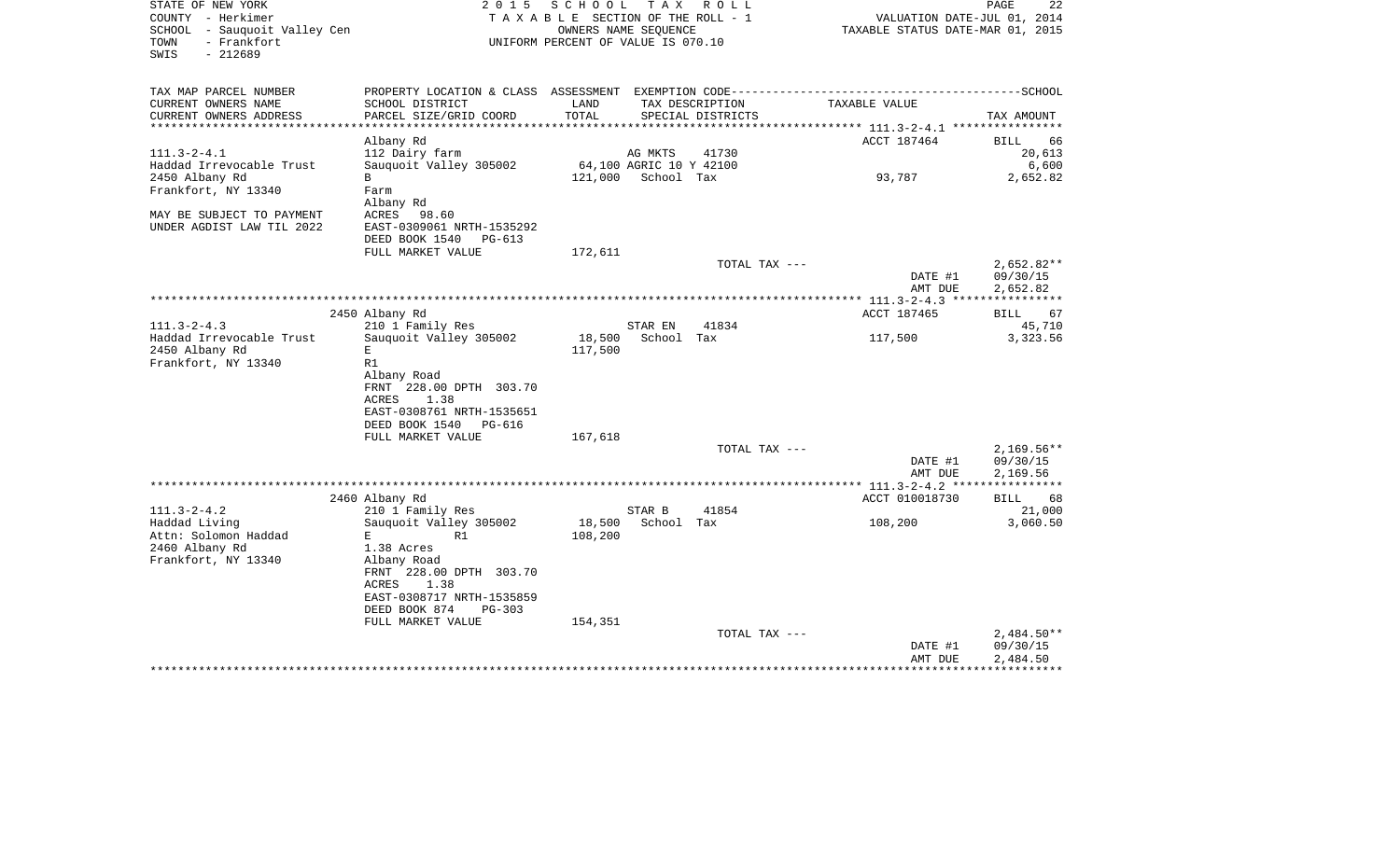STATE OF NEW YORK
COUNTY - Herkimer
SCHOOL - Sauquoit Valley Cen
TOWN - Frankfort
SWIS - 212689

2 0 1 5 S C H O O L T A X R O L L
T A X A B L E SECTION OF THE ROLL - 1
OWNERS NAME SEQUENCE
UNIFORM PERCENT OF VALUE IS 070.10

VALUATION DATE-JUL 01, 2014
TAXABLE STATUS DATE-MAR 01, 2015

```
TAX MAP PARCEL NUMBER          PROPERTY LOCATION & CLASS  ASSESSMENT  EXEMPTION CODE-----------------------------------------------SCHOOL
CURRENT OWNERS NAME            SCHOOL DISTRICT              LAND      TAX DESCRIPTION              TAXABLE VALUE
CURRENT OWNERS ADDRESS         PARCEL SIZE/GRID COORD       TOTAL     SPECIAL DISTRICTS                                          TAX AMOUNT
*********************************************************************************************** 111.3-2-4.1 ****************
                               Albany Rd                                                           ACCT 187464         BILL    66
111.3-2-4.1                    112 Dairy farm                         AG MKTS      41730                                    20,613
Haddad Irrevocable Trust       Sauquoit Valley 305002        64,100 AGRIC 10 Y 42100                                         6,600
2450 Albany Rd                 B                            121,000   School Tax                        93,787                 2,652.82
Frankfort, NY 13340            Farm
                               Albany Rd
MAY BE SUBJECT TO PAYMENT      ACRES   98.60
UNDER AGDIST LAW TIL 2022      EAST-0309061 NRTH-1535292
                               DEED BOOK 1540   PG-613
                               FULL MARKET VALUE            172,611
                                                                         TOTAL TAX ---                                     2,652.82**
                                                                                                       DATE #1            09/30/15
                                                                                                       AMT DUE             2,652.82
*********************************************************************************************** 111.3-2-4.3 ****************
                               2450 Albany Rd                                                      ACCT 187465         BILL    67
111.3-2-4.3                    210 1 Family Res                       STAR EN      41834                                    45,710
Haddad Irrevocable Trust       Sauquoit Valley 305002        18,500   School Tax                       117,500                 3,323.56
2450 Albany Rd                 E                            117,500
Frankfort, NY 13340            R1
                               Albany Road
                               FRNT  228.00 DPTH  303.70
                               ACRES    1.38
                               EAST-0308761 NRTH-1535651
                               DEED BOOK 1540   PG-616
                               FULL MARKET VALUE            167,618
                                                                         TOTAL TAX ---                                     2,169.56**
                                                                                                       DATE #1            09/30/15
                                                                                                       AMT DUE             2,169.56
*********************************************************************************************** 111.3-2-4.2 ****************
                               2460 Albany Rd                                                      ACCT 010018730      BILL    68
111.3-2-4.2                    210 1 Family Res                       STAR B       41854                                    21,000
Haddad Living                  Sauquoit Valley 305002        18,500   School Tax                       108,200                 3,060.50
Attn: Solomon Haddad           E              R1            108,200
2460 Albany Rd                 1.38 Acres
Frankfort, NY 13340            Albany Road
                               FRNT  228.00 DPTH  303.70
                               ACRES    1.38
                               EAST-0308717 NRTH-1535859
                               DEED BOOK 874    PG-303
                               FULL MARKET VALUE            154,351
                                                                         TOTAL TAX ---                                     2,484.50**
                                                                                                       DATE #1            09/30/15
                                                                                                       AMT DUE             2,484.50
******************************************************************************************************************************
```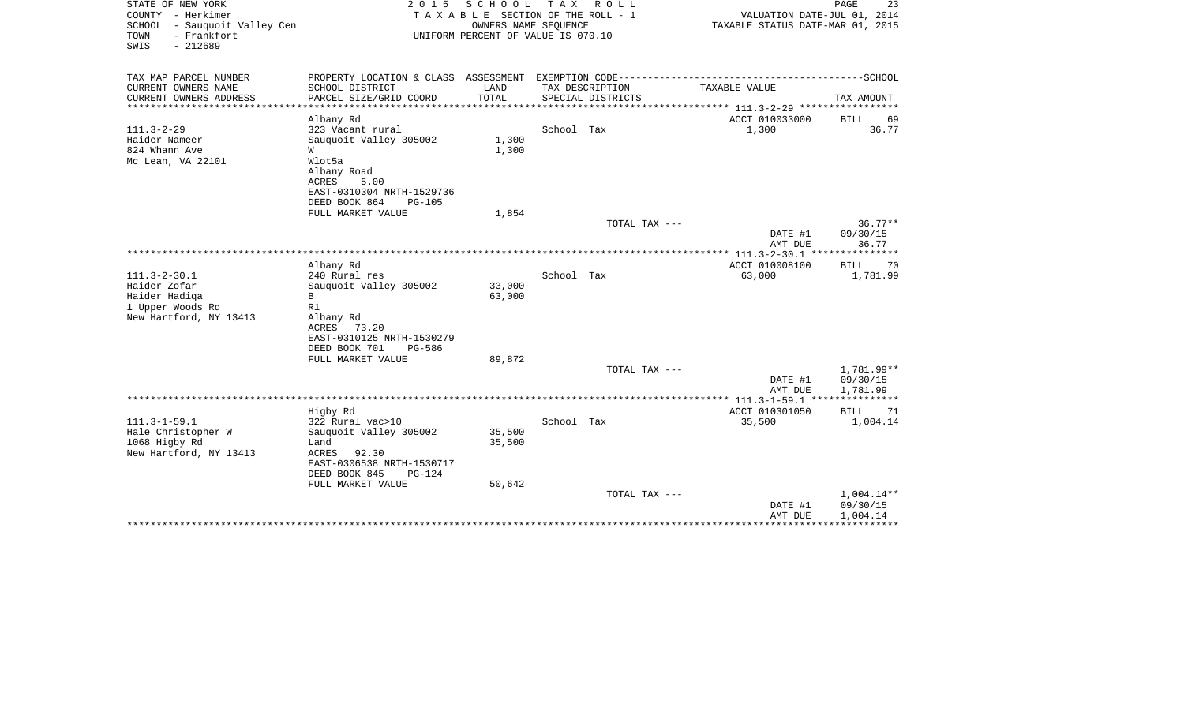STATE OF NEW YORK
COUNTY - Herkimer
SCHOOL - Sauquoit Valley Cen
TOWN - Frankfort
SWIS - 212689

2015 SCHOOL TAX ROLL
TAXABLE SECTION OF THE ROLL - 1
OWNERS NAME SEQUENCE
UNIFORM PERCENT OF VALUE IS 070.10

VALUATION DATE-JUL 01, 2014
TAXABLE STATUS DATE-MAR 01, 2015

| TAX MAP PARCEL NUMBER / CURRENT OWNERS NAME / CURRENT OWNERS ADDRESS | PROPERTY LOCATION & CLASS / SCHOOL DISTRICT / PARCEL SIZE/GRID COORD | ASSESSMENT LAND | TOTAL | EXEMPTION CODE / TAX DESCRIPTION / SPECIAL DISTRICTS | TAXABLE VALUE | TAX AMOUNT |
|---|---|---|---|---|---|---|
| 111.3-2-29 | Albany Rd | | | | ACCT 010033000 | BILL 69 |
| Haider Nameer | 323 Vacant rural | | | School Tax | 1,300 | 36.77 |
| 824 Whann Ave | Sauquoit Valley 305002 | 1,300 | 1,300 | | | |
| Mc Lean, VA 22101 | W | | | | | |
| | Wlot5a | | | | | |
| | Albany Road | | | | | |
| | ACRES 5.00 | | | | | |
| | EAST-0310304 NRTH-1529736 | | | | | |
| | DEED BOOK 864 PG-105 | | | | | |
| | FULL MARKET VALUE | 1,854 | | | | |
| | | | | TOTAL TAX --- | | 36.77** |
| | | | | | DATE #1 | 09/30/15 |
| | | | | | AMT DUE | 36.77 |
| 111.3-2-30.1 | Albany Rd | | | | ACCT 010008100 | BILL 70 |
| Haider Zofar | 240 Rural res | | | School Tax | 63,000 | 1,781.99 |
| Haider Hadiqa | Sauquoit Valley 305002 | 33,000 | 63,000 | | | |
| 1 Upper Woods Rd | B | | | | | |
| New Hartford, NY 13413 | R1 | | | | | |
| | Albany Rd | | | | | |
| | ACRES 73.20 | | | | | |
| | EAST-0310125 NRTH-1530279 | | | | | |
| | DEED BOOK 701 PG-586 | | | | | |
| | FULL MARKET VALUE | 89,872 | | | | |
| | | | | TOTAL TAX --- | | 1,781.99** |
| | | | | | DATE #1 | 09/30/15 |
| | | | | | AMT DUE | 1,781.99 |
| 111.3-1-59.1 | Higby Rd | | | | ACCT 010301050 | BILL 71 |
| Hale Christopher W | 322 Rural vac>10 | | | School Tax | 35,500 | 1,004.14 |
| 1068 Higby Rd | Sauquoit Valley 305002 | 35,500 | 35,500 | | | |
| New Hartford, NY 13413 | Land | | | | | |
| | ACRES 92.30 | | | | | |
| | EAST-0306538 NRTH-1530717 | | | | | |
| | DEED BOOK 845 PG-124 | | | | | |
| | FULL MARKET VALUE | 50,642 | | | | |
| | | | | TOTAL TAX --- | | 1,004.14** |
| | | | | | DATE #1 | 09/30/15 |
| | | | | | AMT DUE | 1,004.14 |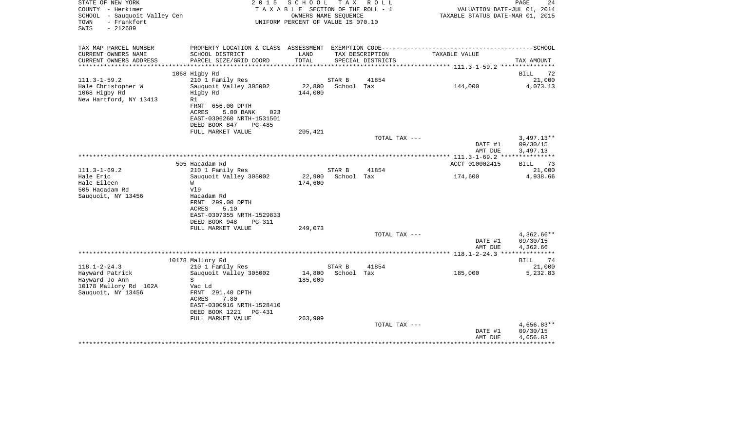STATE OF NEW YORK
COUNTY - Herkimer
SCHOOL - Sauquoit Valley Cen
TOWN - Frankfort
SWIS - 212689

2 0 1 5 S C H O O L T A X R O L L
T A X A B L E SECTION OF THE ROLL - 1
OWNERS NAME SEQUENCE
UNIFORM PERCENT OF VALUE IS 070.10

VALUATION DATE-JUL 01, 2014
TAXABLE STATUS DATE-MAR 01, 2015

| TAX MAP PARCEL NUMBER<br>CURRENT OWNERS NAME<br>CURRENT OWNERS ADDRESS | PROPERTY LOCATION & CLASS<br>SCHOOL DISTRICT<br>PARCEL SIZE/GRID COORD | ASSESSMENT<br>LAND<br>TOTAL | EXEMPTION CODE<br>TAX DESCRIPTION<br>SPECIAL DISTRICTS | TAXABLE VALUE | SCHOOL<br>TAX AMOUNT |
|---|---|---|---|---|---|
| 111.3-1-59.2 | 1068 Higby Rd | | | | BILL 72 |
| Hale Christopher W | 210 1 Family Res | | STAR B 41854 | | 21,000 |
| 1068 Higby Rd | Sauquoit Valley 305002 | 22,800 | School Tax | 144,000 | 4,073.13 |
| New Hartford, NY 13413 | Higby Rd | 144,000 | | | |
| | R1 | | | | |
| | FRNT 656.00 DPTH | | | | |
| | ACRES 5.00 BANK 023 | | | | |
| | EAST-0306260 NRTH-1531501 | | | | |
| | DEED BOOK 847 PG-485 | | | | |
| | FULL MARKET VALUE | 205,421 | | | |
| | | | TOTAL TAX --- | | 3,497.13** |
| | | | | DATE #1 | 09/30/15 |
| | | | | AMT DUE | 3,497.13 |
| 111.3-1-69.2 | 505 Hacadam Rd | | | ACCT 010002415 | BILL 73 |
| Hale Eric | 210 1 Family Res | | STAR B 41854 | | 21,000 |
| Hale Eileen | Sauquoit Valley 305002 | 22,900 | School Tax | 174,600 | 4,938.66 |
| 505 Hacadam Rd | W | 174,600 | | | |
| Sauquoit, NY 13456 | Vl9 | | | | |
| | Hacadam Rd | | | | |
| | FRNT 299.00 DPTH | | | | |
| | ACRES 5.10 | | | | |
| | EAST-0307355 NRTH-1529833 | | | | |
| | DEED BOOK 948 PG-311 | | | | |
| | FULL MARKET VALUE | 249,073 | | | |
| | | | TOTAL TAX --- | | 4,362.66** |
| | | | | DATE #1 | 09/30/15 |
| | | | | AMT DUE | 4,362.66 |
| 118.1-2-24.3 | 10178 Mallory Rd | | | | BILL 74 |
| Hayward Patrick | 210 1 Family Res | | STAR B 41854 | | 21,000 |
| Hayward Jo Ann | Sauquoit Valley 305002 | 14,800 | School Tax | 185,000 | 5,232.83 |
| 10178 Mallory Rd 102A | S | 185,000 | | | |
| Sauquoit, NY 13456 | Vac Ld | | | | |
| | FRNT 291.40 DPTH | | | | |
| | ACRES 7.80 | | | | |
| | EAST-0300916 NRTH-1528410 | | | | |
| | DEED BOOK 1221 PG-431 | | | | |
| | FULL MARKET VALUE | 263,909 | | | |
| | | | TOTAL TAX --- | | 4,656.83** |
| | | | | DATE #1 | 09/30/15 |
| | | | | AMT DUE | 4,656.83 |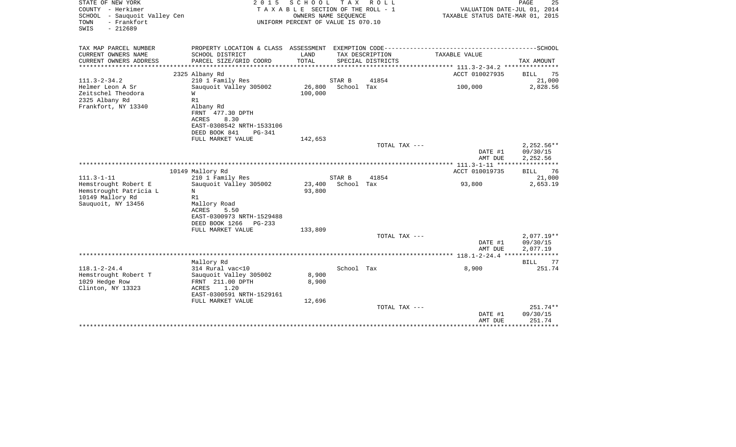STATE OF NEW YORK
COUNTY - Herkimer
SCHOOL - Sauquoit Valley Cen
TOWN - Frankfort
SWIS - 212689

2 0 1 5 S C H O O L T A X R O L L
T A X A B L E SECTION OF THE ROLL - 1
OWNERS NAME SEQUENCE
UNIFORM PERCENT OF VALUE IS 070.10

VALUATION DATE-JUL 01, 2014
TAXABLE STATUS DATE-MAR 01, 2015

| TAX MAP PARCEL NUMBER<br>CURRENT OWNERS NAME<br>CURRENT OWNERS ADDRESS | PROPERTY LOCATION & CLASS<br>SCHOOL DISTRICT<br>PARCEL SIZE/GRID COORD | ASSESSMENT<br>LAND<br>TOTAL | EXEMPTION CODE<br>TAX DESCRIPTION<br>SPECIAL DISTRICTS | | TAXABLE VALUE | SCHOOL<br>TAX AMOUNT |
|---|---|---|---|---|---|---|
| | 2325 Albany Rd | | | | ACCT 010027935 | BILL 75 |
| 111.3-2-34.2 | 210 1 Family Res | | STAR B | 41854 | | 21,000 |
| Helmer Leon A Sr | Sauquoit Valley 305002 | 26,800 | School Tax | | 100,000 | 2,828.56 |
| Zeitschel Theodora | W | 100,000 | | | | |
| 2325 Albany Rd | R1 | | | | | |
| Frankfort, NY 13340 | Albany Rd | | | | | |
| | FRNT 477.30 DPTH | | | | | |
| | ACRES 8.30 | | | | | |
| | EAST-0308542 NRTH-1533106 | | | | | |
| | DEED BOOK 841 PG-341 | | | | | |
| | FULL MARKET VALUE | 142,653 | | | | |
| | | | TOTAL TAX --- | | | 2,252.56** |
| | | | | | DATE #1 | 09/30/15 |
| | | | | | AMT DUE | 2,252.56 |
| | 10149 Mallory Rd | | | | ACCT 010019735 | BILL 76 |
| 111.3-1-11 | 210 1 Family Res | | STAR B | 41854 | | 21,000 |
| Hemstrought Robert E | Sauquoit Valley 305002 | 23,400 | School Tax | | 93,800 | 2,653.19 |
| Hemstrought Patricia L | N | 93,800 | | | | |
| 10149 Mallory Rd | R1 | | | | | |
| Sauquoit, NY 13456 | Mallory Road | | | | | |
| | ACRES 5.50 | | | | | |
| | EAST-0300973 NRTH-1529488 | | | | | |
| | DEED BOOK 1266 PG-233 | | | | | |
| | FULL MARKET VALUE | 133,809 | | | | |
| | | | TOTAL TAX --- | | | 2,077.19** |
| | | | | | DATE #1 | 09/30/15 |
| | | | | | AMT DUE | 2,077.19 |
| | Mallory Rd | | | | | BILL 77 |
| 118.1-2-24.4 | 314 Rural vac<10 | | School Tax | | 8,900 | 251.74 |
| Hemstrought Robert T | Sauquoit Valley 305002 | 8,900 | | | | |
| 1029 Hedge Row | FRNT 211.00 DPTH | 8,900 | | | | |
| Clinton, NY 13323 | ACRES 1.20 | | | | | |
| | EAST-0300591 NRTH-1529161 | | | | | |
| | FULL MARKET VALUE | 12,696 | | | | |
| | | | TOTAL TAX --- | | | 251.74** |
| | | | | | DATE #1 | 09/30/15 |
| | | | | | AMT DUE | 251.74 |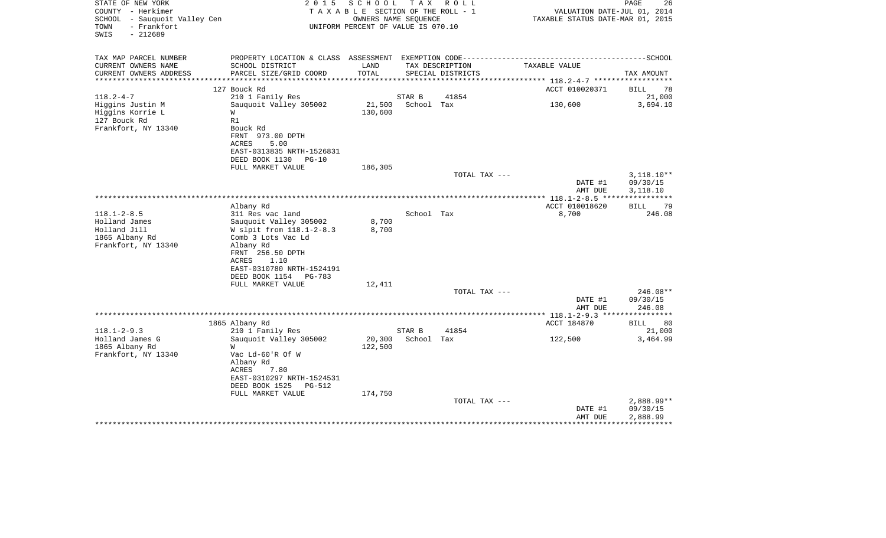STATE OF NEW YORK
COUNTY - Herkimer
SCHOOL - Sauquoit Valley Cen
TOWN - Frankfort
SWIS - 212689

2 0 1 5 S C H O O L T A X R O L L
T A X A B L E SECTION OF THE ROLL - 1
OWNERS NAME SEQUENCE
UNIFORM PERCENT OF VALUE IS 070.10

VALUATION DATE-JUL 01, 2014
TAXABLE STATUS DATE-MAR 01, 2015

| TAX MAP PARCEL NUMBER<br>CURRENT OWNERS NAME<br>CURRENT OWNERS ADDRESS | PROPERTY LOCATION & CLASS<br>SCHOOL DISTRICT<br>PARCEL SIZE/GRID COORD | ASSESSMENT<br>LAND<br>TOTAL | EXEMPTION CODE<br>TAX DESCRIPTION<br>SPECIAL DISTRICTS | TAXABLE VALUE | SCHOOL<br>TAX AMOUNT |
|---|---|---|---|---|---|
| | 127 Bouck Rd | | | ACCT 010020371 | BILL 78 |
| 118.2-4-7 | 210 1 Family Res | | STAR B 41854 | | 21,000 |
| Higgins Justin M | Sauquoit Valley 305002 | 21,500 | School Tax | 130,600 | 3,694.10 |
| Higgins Korrie L | W | 130,600 | | | |
| 127 Bouck Rd | R1 | | | | |
| Frankfort, NY 13340 | Bouck Rd | | | | |
| | FRNT 973.00 DPTH | | | | |
| | ACRES 5.00 | | | | |
| | EAST-0313835 NRTH-1526831 | | | | |
| | DEED BOOK 1130 PG-10 | | | | |
| | FULL MARKET VALUE | 186,305 | | | |
| | | | TOTAL TAX --- | | 3,118.10** |
| | | | | DATE #1 | 09/30/15 |
| | | | | AMT DUE | 3,118.10 |
| | Albany Rd | | | ACCT 010018620 | BILL 79 |
| 118.1-2-8.5 | 311 Res vac land | | School Tax | 8,700 | 246.08 |
| Holland James | Sauquoit Valley 305002 | 8,700 | | | |
| Holland Jill | W slpit from 118.1-2-8.3 | 8,700 | | | |
| 1865 Albany Rd | Comb 3 Lots Vac Ld | | | | |
| Frankfort, NY 13340 | Albany Rd | | | | |
| | FRNT 256.50 DPTH | | | | |
| | ACRES 1.10 | | | | |
| | EAST-0310780 NRTH-1524191 | | | | |
| | DEED BOOK 1154 PG-783 | | | | |
| | FULL MARKET VALUE | 12,411 | | | |
| | | | TOTAL TAX --- | | 246.08** |
| | | | | DATE #1 | 09/30/15 |
| | | | | AMT DUE | 246.08 |
| | 1865 Albany Rd | | | ACCT 184870 | BILL 80 |
| 118.1-2-9.3 | 210 1 Family Res | | STAR B 41854 | | 21,000 |
| Holland James G | Sauquoit Valley 305002 | 20,300 | School Tax | 122,500 | 3,464.99 |
| 1865 Albany Rd | W | 122,500 | | | |
| Frankfort, NY 13340 | Vac Ld-60'R Of W | | | | |
| | Albany Rd | | | | |
| | ACRES 7.80 | | | | |
| | EAST-0310297 NRTH-1524531 | | | | |
| | DEED BOOK 1525 PG-512 | | | | |
| | FULL MARKET VALUE | 174,750 | | | |
| | | | TOTAL TAX --- | | 2,888.99** |
| | | | | DATE #1 | 09/30/15 |
| | | | | AMT DUE | 2,888.99 |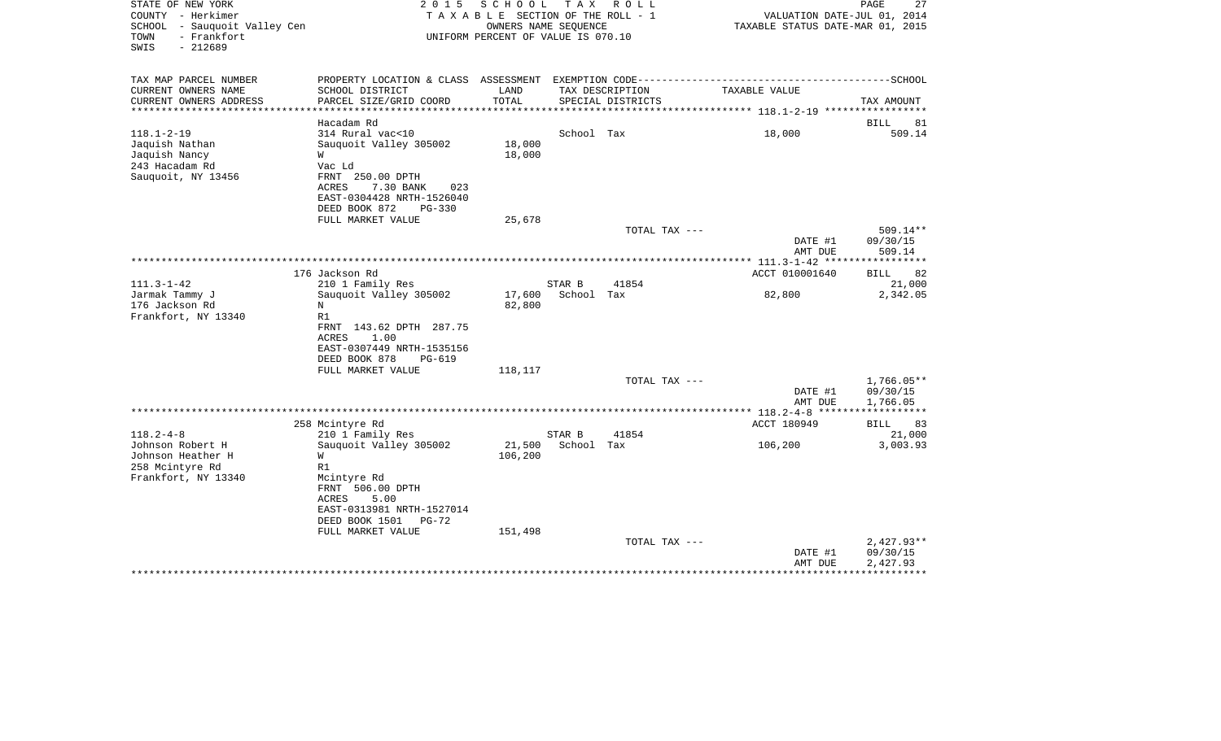STATE OF NEW YORK
COUNTY - Herkimer
SCHOOL - Sauquoit Valley Cen
TOWN - Frankfort
SWIS - 212689

2015 SCHOOL TAX ROLL
TAXABLE SECTION OF THE ROLL - 1
OWNERS NAME SEQUENCE
UNIFORM PERCENT OF VALUE IS 070.10

VALUATION DATE-JUL 01, 2014
TAXABLE STATUS DATE-MAR 01, 2015

| TAX MAP PARCEL NUMBER / CURRENT OWNERS NAME / CURRENT OWNERS ADDRESS | PROPERTY LOCATION & CLASS / SCHOOL DISTRICT / PARCEL SIZE/GRID COORD | ASSESSMENT LAND / TOTAL | EXEMPTION CODE / TAX DESCRIPTION / SPECIAL DISTRICTS | TAXABLE VALUE | TAX AMOUNT |
|---|---|---|---|---|---|
| **118.1-2-19** | Hacadam Rd | | | | BILL 81 |
| 118.1-2-19 | 314 Rural vac<10 | | School Tax | 18,000 | 509.14 |
| Jaquish Nathan | Sauquoit Valley 305002 | 18,000 | | | |
| Jaquish Nancy | W | 18,000 | | | |
| 243 Hacadam Rd | Vac Ld | | | | |
| Sauquoit, NY 13456 | FRNT 250.00 DPTH | | | | |
| | ACRES 7.30 BANK 023 | | | | |
| | EAST-0304428 NRTH-1526040 | | | | |
| | DEED BOOK 872 PG-330 | | | | |
| | FULL MARKET VALUE | 25,678 | | | |
| | | | TOTAL TAX --- | | 509.14** |
| | | | | DATE #1 | 09/30/15 |
| | | | | AMT DUE | 509.14 |
| **111.3-1-42** | 176 Jackson Rd | | | ACCT 010001640 | BILL 82 |
| 111.3-1-42 | 210 1 Family Res | | STAR B 41854 | | 21,000 |
| Jarmak Tammy J | Sauquoit Valley 305002 | 17,600 | School Tax | 82,800 | 2,342.05 |
| 176 Jackson Rd | N | 82,800 | | | |
| Frankfort, NY 13340 | R1 | | | | |
| | FRNT 143.62 DPTH 287.75 | | | | |
| | ACRES 1.00 | | | | |
| | EAST-0307449 NRTH-1535156 | | | | |
| | DEED BOOK 878 PG-619 | | | | |
| | FULL MARKET VALUE | 118,117 | | | |
| | | | TOTAL TAX --- | | 1,766.05** |
| | | | | DATE #1 | 09/30/15 |
| | | | | AMT DUE | 1,766.05 |
| **118.2-4-8** | 258 Mcintyre Rd | | | ACCT 180949 | BILL 83 |
| 118.2-4-8 | 210 1 Family Res | | STAR B 41854 | | 21,000 |
| Johnson Robert H | Sauquoit Valley 305002 | 21,500 | School Tax | 106,200 | 3,003.93 |
| Johnson Heather H | W | 106,200 | | | |
| 258 Mcintyre Rd | R1 | | | | |
| Frankfort, NY 13340 | Mcintyre Rd | | | | |
| | FRNT 506.00 DPTH | | | | |
| | ACRES 5.00 | | | | |
| | EAST-0313981 NRTH-1527014 | | | | |
| | DEED BOOK 1501 PG-72 | | | | |
| | FULL MARKET VALUE | 151,498 | | | |
| | | | TOTAL TAX --- | | 2,427.93** |
| | | | | DATE #1 | 09/30/15 |
| | | | | AMT DUE | 2,427.93 |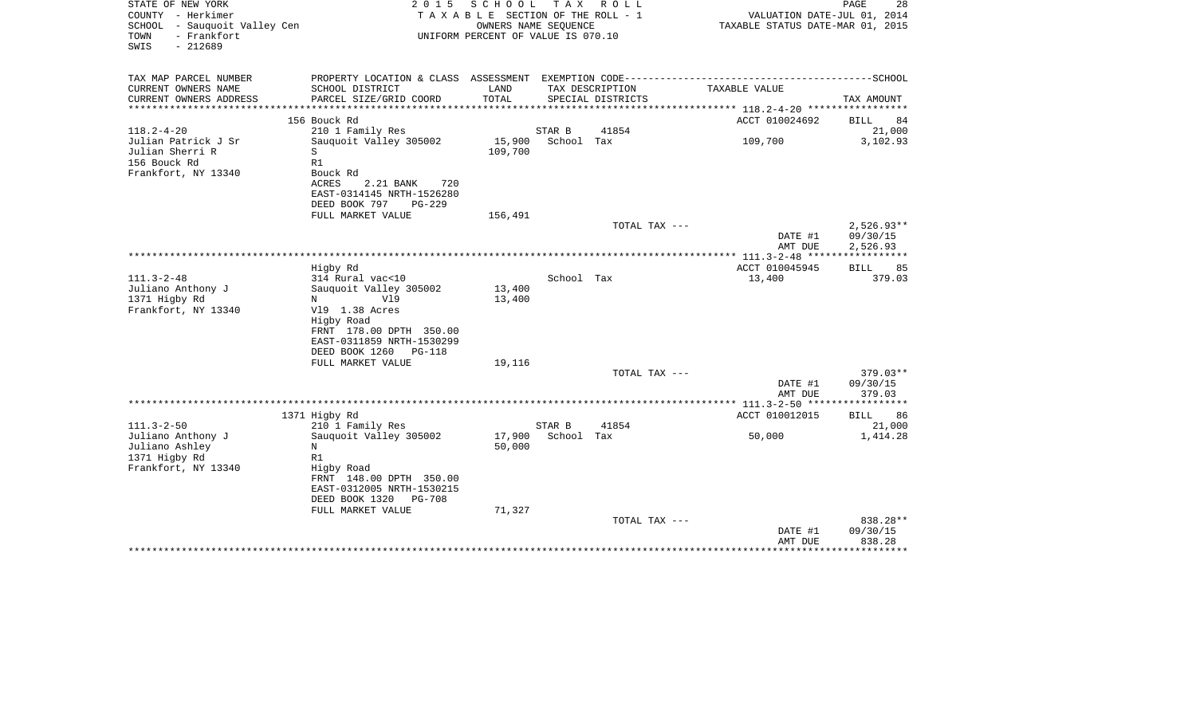STATE OF NEW YORK
COUNTY - Herkimer
SCHOOL - Sauquoit Valley Cen
TOWN - Frankfort
SWIS - 212689

2015 SCHOOL TAX ROLL
TAXABLE SECTION OF THE ROLL - 1
OWNERS NAME SEQUENCE
UNIFORM PERCENT OF VALUE IS 070.10

VALUATION DATE-JUL 01, 2014
TAXABLE STATUS DATE-MAR 01, 2015

| TAX MAP PARCEL NUMBER / CURRENT OWNERS NAME / CURRENT OWNERS ADDRESS | PROPERTY LOCATION & CLASS / SCHOOL DISTRICT / PARCEL SIZE/GRID COORD | ASSESSMENT LAND / TOTAL | EXEMPTION CODE / TAX DESCRIPTION / SPECIAL DISTRICTS | TAXABLE VALUE | TAX AMOUNT |
|---|---|---|---|---|---|
| 118.2-4-20 | 156 Bouck Rd | | | ACCT 010024692 | BILL 84 |
| | 210 1 Family Res | | STAR B 41854 | | 21,000 |
| Julian Patrick J Sr | Sauquoit Valley 305002 | 15,900 | School Tax | 109,700 | 3,102.93 |
| Julian Sherri R | S | 109,700 | | | |
| 156 Bouck Rd | R1 | | | | |
| Frankfort, NY 13340 | Bouck Rd | | | | |
| | ACRES 2.21 BANK 720 | | | | |
| | EAST-0314145 NRTH-1526280 | | | | |
| | DEED BOOK 797 PG-229 | | | | |
| | FULL MARKET VALUE | 156,491 | | | |
| | | | TOTAL TAX --- | | 2,526.93** |
| | | | | DATE #1 | 09/30/15 |
| | | | | AMT DUE | 2,526.93 |
| 111.3-2-48 | Higby Rd | | | ACCT 010045945 | BILL 85 |
| | 314 Rural vac<10 | | School Tax | 13,400 | 379.03 |
| Juliano Anthony J | Sauquoit Valley 305002 | 13,400 | | | |
| 1371 Higby Rd | N Vl9 | 13,400 | | | |
| Frankfort, NY 13340 | Vl9 1.38 Acres | | | | |
| | Higby Road | | | | |
| | FRNT 178.00 DPTH 350.00 | | | | |
| | EAST-0311859 NRTH-1530299 | | | | |
| | DEED BOOK 1260 PG-118 | | | | |
| | FULL MARKET VALUE | 19,116 | | | |
| | | | TOTAL TAX --- | | 379.03** |
| | | | | DATE #1 | 09/30/15 |
| | | | | AMT DUE | 379.03 |
| 111.3-2-50 | 1371 Higby Rd | | | ACCT 010012015 | BILL 86 |
| | 210 1 Family Res | | STAR B 41854 | | 21,000 |
| Juliano Anthony J | Sauquoit Valley 305002 | 17,900 | School Tax | 50,000 | 1,414.28 |
| Juliano Ashley | N | 50,000 | | | |
| 1371 Higby Rd | R1 | | | | |
| Frankfort, NY 13340 | Higby Road | | | | |
| | FRNT 148.00 DPTH 350.00 | | | | |
| | EAST-0312005 NRTH-1530215 | | | | |
| | DEED BOOK 1320 PG-708 | | | | |
| | FULL MARKET VALUE | 71,327 | | | |
| | | | TOTAL TAX --- | | 838.28** |
| | | | | DATE #1 | 09/30/15 |
| | | | | AMT DUE | 838.28 |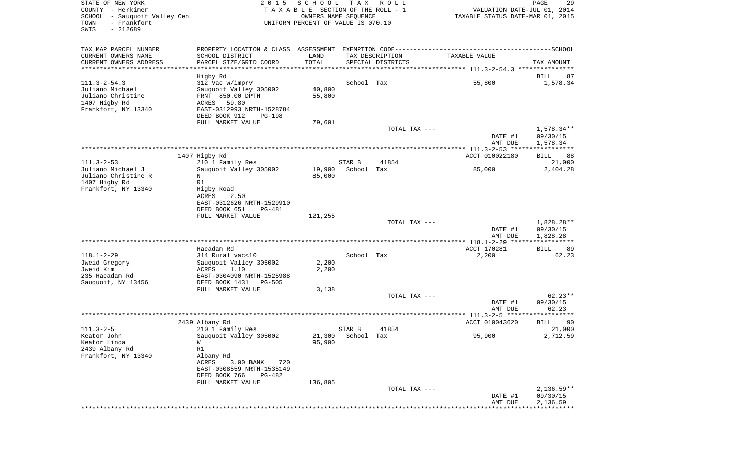STATE OF NEW YORK
COUNTY - Herkimer
SCHOOL - Sauquoit Valley Cen
TOWN - Frankfort
SWIS - 212689

2 0 1 5 S C H O O L T A X R O L L
T A X A B L E SECTION OF THE ROLL - 1
OWNERS NAME SEQUENCE
UNIFORM PERCENT OF VALUE IS 070.10

VALUATION DATE-JUL 01, 2014
TAXABLE STATUS DATE-MAR 01, 2015

| TAX MAP PARCEL NUMBER / CURRENT OWNERS NAME / CURRENT OWNERS ADDRESS | PROPERTY LOCATION & CLASS / SCHOOL DISTRICT / PARCEL SIZE/GRID COORD | ASSESSMENT LAND / TOTAL | EXEMPTION CODE / TAX DESCRIPTION / SPECIAL DISTRICTS | TAXABLE VALUE | SCHOOL TAX AMOUNT |
|---|---|---|---|---|---|
| 111.3-2-54.3 | Higby Rd | | | | BILL 87 |
| Juliano Michael | 312 Vac w/imprv | | School Tax | 55,800 | 1,578.34 |
| Juliano Christine | Sauquoit Valley 305002 | 40,800 | | | |
| 1407 Higby Rd | FRNT 850.00 DPTH | 55,800 | | | |
| Frankfort, NY 13340 | ACRES 59.80 | | | | |
| | EAST-0312993 NRTH-1528784 | | | | |
| | DEED BOOK 912 PG-198 | | | | |
| | FULL MARKET VALUE | 79,601 | | | |
| | | | TOTAL TAX --- | | 1,578.34** |
| | | | | DATE #1 | 09/30/15 |
| | | | | AMT DUE | 1,578.34 |
| 111.3-2-53 | 1407 Higby Rd | | | ACCT 010022180 | BILL 88 |
| Juliano Michael J | 210 1 Family Res | | STAR B 41854 | | 21,000 |
| Juliano Christine R | Sauquoit Valley 305002 | 19,900 | School Tax | 85,000 | 2,404.28 |
| 1407 Higby Rd | N | 85,000 | | | |
| Frankfort, NY 13340 | R1 | | | | |
| | Higby Road | | | | |
| | ACRES 2.50 | | | | |
| | EAST-0312626 NRTH-1529910 | | | | |
| | DEED BOOK 651 PG-481 | | | | |
| | FULL MARKET VALUE | 121,255 | | | |
| | | | TOTAL TAX --- | | 1,828.28** |
| | | | | DATE #1 | 09/30/15 |
| | | | | AMT DUE | 1,828.28 |
| 118.1-2-29 | Hacadam Rd | | | ACCT 170281 | BILL 89 |
| Jweid Gregory | 314 Rural vac<10 | | School Tax | 2,200 | 62.23 |
| Jweid Kim | Sauquoit Valley 305002 | 2,200 | | | |
| 235 Hacadam Rd | ACRES 1.10 | 2,200 | | | |
| Sauquoit, NY 13456 | EAST-0304090 NRTH-1525988 | | | | |
| | DEED BOOK 1431 PG-505 | | | | |
| | FULL MARKET VALUE | 3,138 | | | |
| | | | TOTAL TAX --- | | 62.23** |
| | | | | DATE #1 | 09/30/15 |
| | | | | AMT DUE | 62.23 |
| 111.3-2-5 | 2439 Albany Rd | | | ACCT 010043620 | BILL 90 |
| Keator John | 210 1 Family Res | | STAR B 41854 | | 21,000 |
| Keator Linda | Sauquoit Valley 305002 | 21,300 | School Tax | 95,900 | 2,712.59 |
| 2439 Albany Rd | W | 95,900 | | | |
| Frankfort, NY 13340 | R1 | | | | |
| | Albany Rd | | | | |
| | ACRES 3.00 BANK 720 | | | | |
| | EAST-0308559 NRTH-1535149 | | | | |
| | DEED BOOK 766 PG-482 | | | | |
| | FULL MARKET VALUE | 136,805 | | | |
| | | | TOTAL TAX --- | | 2,136.59** |
| | | | | DATE #1 | 09/30/15 |
| | | | | AMT DUE | 2,136.59 |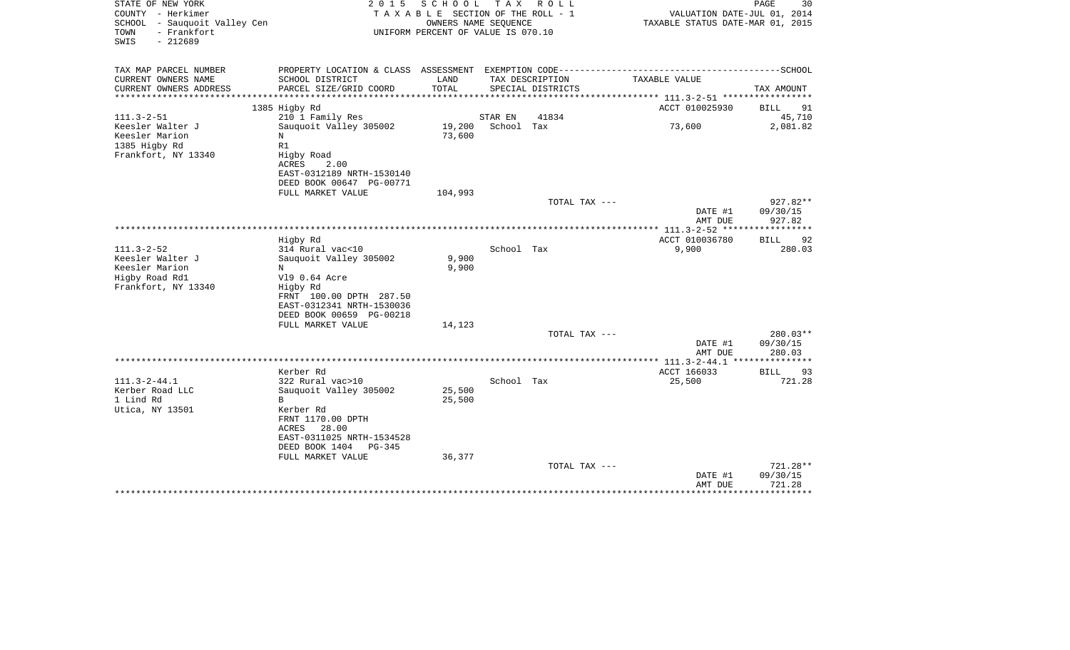STATE OF NEW YORK
COUNTY - Herkimer
SCHOOL - Sauquoit Valley Cen
TOWN - Frankfort
SWIS - 212689

2 0 1 5 S C H O O L T A X R O L L
T A X A B L E SECTION OF THE ROLL - 1
OWNERS NAME SEQUENCE
UNIFORM PERCENT OF VALUE IS 070.10

VALUATION DATE-JUL 01, 2014
TAXABLE STATUS DATE-MAR 01, 2015

| TAX MAP PARCEL NUMBER / CURRENT OWNERS NAME / CURRENT OWNERS ADDRESS | PROPERTY LOCATION & CLASS / SCHOOL DISTRICT / PARCEL SIZE/GRID COORD | ASSESSMENT LAND / TOTAL | EXEMPTION CODE / TAX DESCRIPTION / SPECIAL DISTRICTS | TAXABLE VALUE | TAX AMOUNT |
|---|---|---|---|---|---|
| | 1385 Higby Rd | | | ACCT 010025930 | BILL 91 |
| 111.3-2-51 | 210 1 Family Res | | STAR EN 41834 | | 45,710 |
| Keesler Walter J | Sauquoit Valley 305002 | 19,200 | School Tax | 73,600 | 2,081.82 |
| Keesler Marion | N | 73,600 | | | |
| 1385 Higby Rd | R1 | | | | |
| Frankfort, NY 13340 | Higby Road | | | | |
| | ACRES 2.00 | | | | |
| | EAST-0312189 NRTH-1530140 | | | | |
| | DEED BOOK 00647 PG-00771 | | | | |
| | FULL MARKET VALUE | 104,993 | | | |
| | | | TOTAL TAX --- | | 927.82** |
| | | | | DATE #1 | 09/30/15 |
| | | | | AMT DUE | 927.82 |
| | Higby Rd | | | ACCT 010036780 | BILL 92 |
| 111.3-2-52 | 314 Rural vac<10 | | School Tax | 9,900 | 280.03 |
| Keesler Walter J | Sauquoit Valley 305002 | 9,900 | | | |
| Keesler Marion | N | 9,900 | | | |
| Higby Road Rd1 | Vl9 0.64 Acre | | | | |
| Frankfort, NY 13340 | Higby Rd | | | | |
| | FRNT 100.00 DPTH 287.50 | | | | |
| | EAST-0312341 NRTH-1530036 | | | | |
| | DEED BOOK 00659 PG-00218 | | | | |
| | FULL MARKET VALUE | 14,123 | | | |
| | | | TOTAL TAX --- | | 280.03** |
| | | | | DATE #1 | 09/30/15 |
| | | | | AMT DUE | 280.03 |
| | Kerber Rd | | | ACCT 166033 | BILL 93 |
| 111.3-2-44.1 | 322 Rural vac>10 | | School Tax | 25,500 | 721.28 |
| Kerber Road LLC | Sauquoit Valley 305002 | 25,500 | | | |
| 1 Lind Rd | B | 25,500 | | | |
| Utica, NY 13501 | Kerber Rd | | | | |
| | FRNT 1170.00 DPTH | | | | |
| | ACRES 28.00 | | | | |
| | EAST-0311025 NRTH-1534528 | | | | |
| | DEED BOOK 1404 PG-345 | | | | |
| | FULL MARKET VALUE | 36,377 | | | |
| | | | TOTAL TAX --- | | 721.28** |
| | | | | DATE #1 | 09/30/15 |
| | | | | AMT DUE | 721.28 |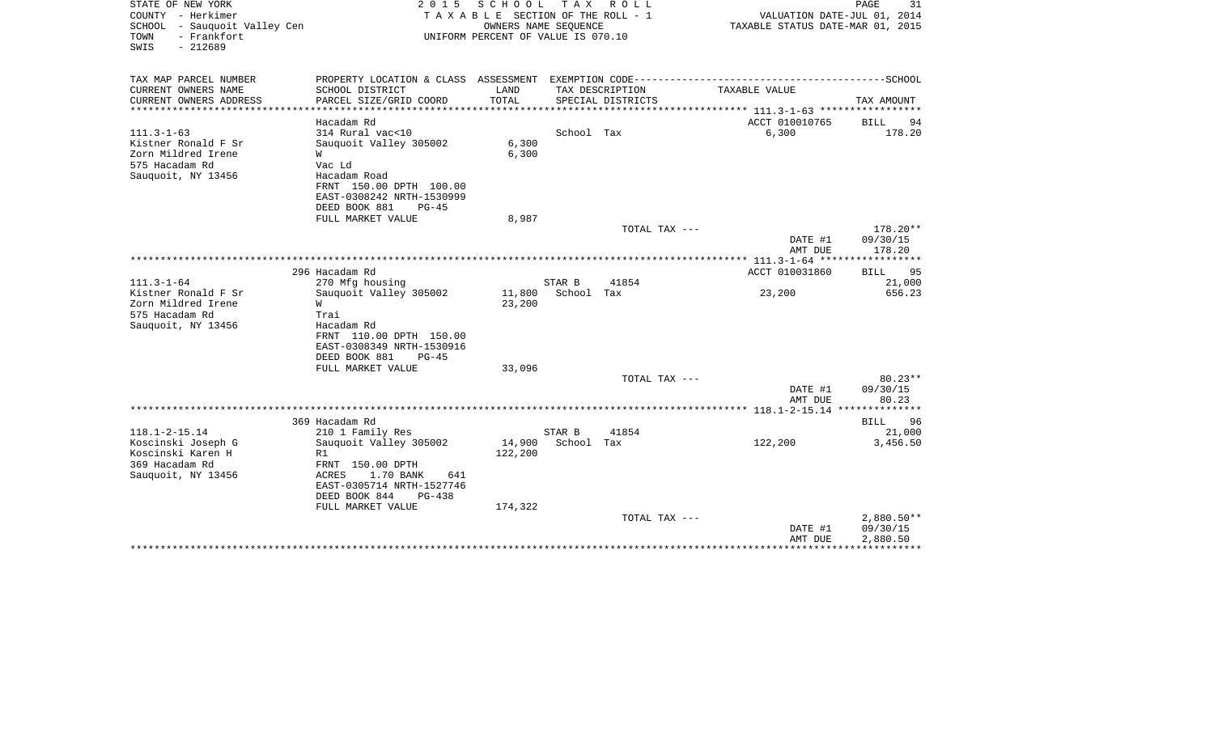STATE OF NEW YORK
COUNTY - Herkimer
SCHOOL - Sauquoit Valley Cen
TOWN - Frankfort
SWIS - 212689

2 0 1 5 S C H O O L T A X R O L L
T A X A B L E SECTION OF THE ROLL - 1
OWNERS NAME SEQUENCE
UNIFORM PERCENT OF VALUE IS 070.10

VALUATION DATE-JUL 01, 2014
TAXABLE STATUS DATE-MAR 01, 2015

| TAX MAP PARCEL NUMBER<br>CURRENT OWNERS NAME<br>CURRENT OWNERS ADDRESS | PROPERTY LOCATION & CLASS<br>SCHOOL DISTRICT<br>PARCEL SIZE/GRID COORD | ASSESSMENT<br>LAND<br>TOTAL | EXEMPTION CODE<br>TAX DESCRIPTION<br>SPECIAL DISTRICTS | TAXABLE VALUE | SCHOOL<br>TAX AMOUNT |
|---|---|---|---|---|---|
| 111.3-1-63 | Hacadam Rd | | | ACCT 010010765 | BILL 94 |
| 111.3-1-63 | 314 Rural vac<10 | | School Tax | 6,300 | 178.20 |
| Kistner Ronald F Sr | Sauquoit Valley 305002 | 6,300 | | | |
| Zorn Mildred Irene | W | 6,300 | | | |
| 575 Hacadam Rd | Vac Ld | | | | |
| Sauquoit, NY 13456 | Hacadam Road | | | | |
| | FRNT 150.00 DPTH 100.00 | | | | |
| | EAST-0308242 NRTH-1530999 | | | | |
| | DEED BOOK 881 PG-45 | | | | |
| | FULL MARKET VALUE | 8,987 | | | |
| | | | TOTAL TAX --- | | 178.20** |
| | | | | DATE #1 | 09/30/15 |
| | | | | AMT DUE | 178.20 |
| 111.3-1-64 | 296 Hacadam Rd | | | ACCT 010031860 | BILL 95 |
| 111.3-1-64 | 270 Mfg housing | | STAR B 41854 | | 21,000 |
| Kistner Ronald F Sr | Sauquoit Valley 305002 | 11,800 | School Tax | 23,200 | 656.23 |
| Zorn Mildred Irene | W | 23,200 | | | |
| 575 Hacadam Rd | Trai | | | | |
| Sauquoit, NY 13456 | Hacadam Rd | | | | |
| | FRNT 110.00 DPTH 150.00 | | | | |
| | EAST-0308349 NRTH-1530916 | | | | |
| | DEED BOOK 881 PG-45 | | | | |
| | FULL MARKET VALUE | 33,096 | | | |
| | | | TOTAL TAX --- | | 80.23** |
| | | | | DATE #1 | 09/30/15 |
| | | | | AMT DUE | 80.23 |
| 118.1-2-15.14 | 369 Hacadam Rd | | | | BILL 96 |
| 118.1-2-15.14 | 210 1 Family Res | | STAR B 41854 | | 21,000 |
| Koscinski Joseph G | Sauquoit Valley 305002 | 14,900 | School Tax | 122,200 | 3,456.50 |
| Koscinski Karen H | R1 | 122,200 | | | |
| 369 Hacadam Rd | FRNT 150.00 DPTH | | | | |
| Sauquoit, NY 13456 | ACRES 1.70 BANK 641 | | | | |
| | EAST-0305714 NRTH-1527746 | | | | |
| | DEED BOOK 844 PG-438 | | | | |
| | FULL MARKET VALUE | 174,322 | | | |
| | | | TOTAL TAX --- | | 2,880.50** |
| | | | | DATE #1 | 09/30/15 |
| | | | | AMT DUE | 2,880.50 |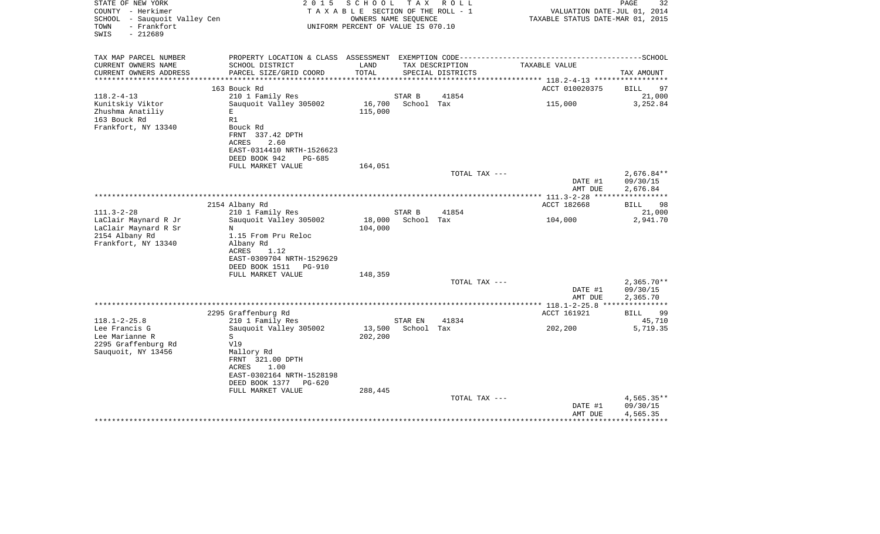STATE OF NEW YORK
COUNTY - Herkimer
SCHOOL - Sauquoit Valley Cen
TOWN - Frankfort
SWIS - 212689

2 0 1 5 S C H O O L T A X R O L L
T A X A B L E SECTION OF THE ROLL - 1
OWNERS NAME SEQUENCE
UNIFORM PERCENT OF VALUE IS 070.10

VALUATION DATE-JUL 01, 2014
TAXABLE STATUS DATE-MAR 01, 2015

| TAX MAP PARCEL NUMBER<br>CURRENT OWNERS NAME<br>CURRENT OWNERS ADDRESS | PROPERTY LOCATION & CLASS<br>SCHOOL DISTRICT<br>PARCEL SIZE/GRID COORD | ASSESSMENT<br>LAND<br>TOTAL | EXEMPTION CODE<br>TAX DESCRIPTION<br>SPECIAL DISTRICTS | TAXABLE VALUE | SCHOOL<br>TAX AMOUNT |
|---|---|---|---|---|---|
| | 163 Bouck Rd | | | ACCT 010020375 | BILL 97 |
| 118.2-4-13 | 210 1 Family Res | | STAR B 41854 | | 21,000 |
| Kunitskiy Viktor | Sauquoit Valley 305002 | 16,700 | School Tax | 115,000 | 3,252.84 |
| Zhushma Anatiliy | E | 115,000 | | | |
| 163 Bouck Rd | R1 | | | | |
| Frankfort, NY 13340 | Bouck Rd | | | | |
| | FRNT 337.42 DPTH | | | | |
| | ACRES 2.60 | | | | |
| | EAST-0314410 NRTH-1526623 | | | | |
| | DEED BOOK 942 PG-685 | | | | |
| | FULL MARKET VALUE | 164,051 | | | |
| | | | TOTAL TAX --- | | 2,676.84** |
| | | | | DATE #1 | 09/30/15 |
| | | | | AMT DUE | 2,676.84 |
| | 2154 Albany Rd | | | ACCT 182668 | BILL 98 |
| 111.3-2-28 | 210 1 Family Res | | STAR B 41854 | | 21,000 |
| LaClair Maynard R Jr | Sauquoit Valley 305002 | 18,000 | School Tax | 104,000 | 2,941.70 |
| LaClair Maynard R Sr | N | 104,000 | | | |
| 2154 Albany Rd | 1.15 From Pru Reloc | | | | |
| Frankfort, NY 13340 | Albany Rd | | | | |
| | ACRES 1.12 | | | | |
| | EAST-0309704 NRTH-1529629 | | | | |
| | DEED BOOK 1511 PG-910 | | | | |
| | FULL MARKET VALUE | 148,359 | | | |
| | | | TOTAL TAX --- | | 2,365.70** |
| | | | | DATE #1 | 09/30/15 |
| | | | | AMT DUE | 2,365.70 |
| | 2295 Graffenburg Rd | | | ACCT 161921 | BILL 99 |
| 118.1-2-25.8 | 210 1 Family Res | | STAR EN 41834 | | 45,710 |
| Lee Francis G | Sauquoit Valley 305002 | 13,500 | School Tax | 202,200 | 5,719.35 |
| Lee Marianne R | S | 202,200 | | | |
| 2295 Graffenburg Rd | Vl9 | | | | |
| Sauquoit, NY 13456 | Mallory Rd | | | | |
| | FRNT 321.00 DPTH | | | | |
| | ACRES 1.00 | | | | |
| | EAST-0302164 NRTH-1528198 | | | | |
| | DEED BOOK 1377 PG-620 | | | | |
| | FULL MARKET VALUE | 288,445 | | | |
| | | | TOTAL TAX --- | | 4,565.35** |
| | | | | DATE #1 | 09/30/15 |
| | | | | AMT DUE | 4,565.35 |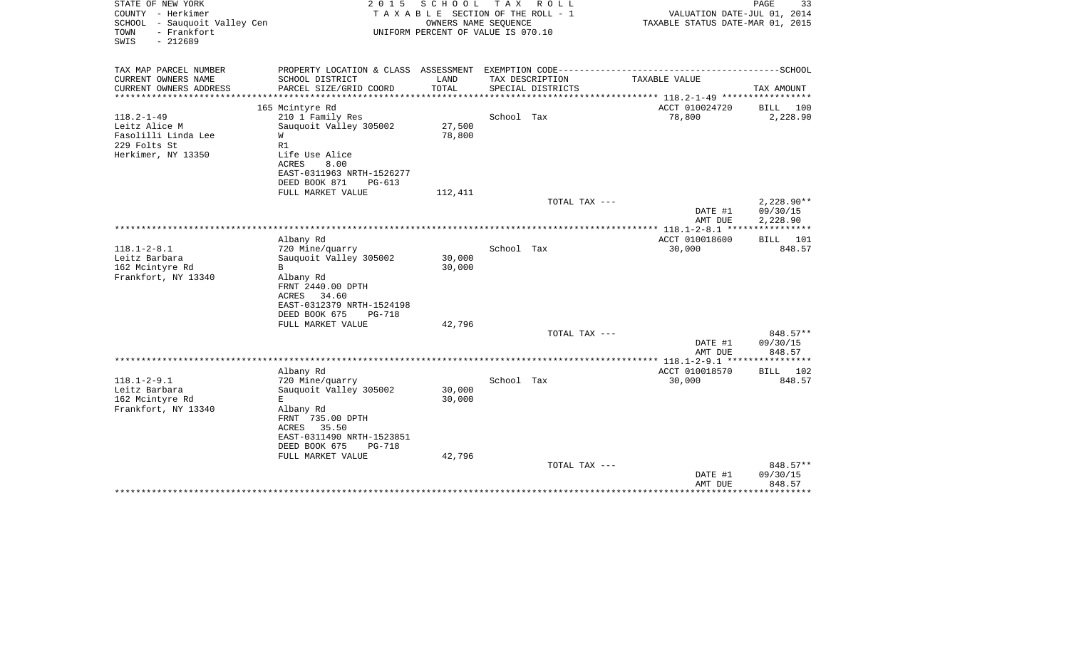STATE OF NEW YORK
COUNTY - Herkimer
SCHOOL - Sauquoit Valley Cen
TOWN - Frankfort
SWIS - 212689

2 0 1 5 S C H O O L T A X R O L L
T A X A B L E SECTION OF THE ROLL - 1
OWNERS NAME SEQUENCE
UNIFORM PERCENT OF VALUE IS 070.10

PAGE 33
VALUATION DATE-JUL 01, 2014
TAXABLE STATUS DATE-MAR 01, 2015

| TAX MAP PARCEL NUMBER<br>CURRENT OWNERS NAME<br>CURRENT OWNERS ADDRESS | PROPERTY LOCATION & CLASS<br>SCHOOL DISTRICT<br>PARCEL SIZE/GRID COORD | ASSESSMENT<br>LAND<br>TOTAL | EXEMPTION CODE<br>TAX DESCRIPTION<br>SPECIAL DISTRICTS | TAXABLE VALUE | SCHOOL<br>TAX AMOUNT |
|---|---|---|---|---|---|
| ******** 118.2-1-49 ******** | | | | | |
| | 165 Mcintyre Rd | | | ACCT 010024720 | BILL 100 |
| 118.2-1-49 | 210 1 Family Res | | School Tax | 78,800 | 2,228.90 |
| Leitz Alice M | Sauquoit Valley 305002 | 27,500 | | | |
| Fasolilli Linda Lee | W | 78,800 | | | |
| 229 Folts St | R1 | | | | |
| Herkimer, NY 13350 | Life Use Alice | | | | |
| | ACRES 8.00 | | | | |
| | EAST-0311963 NRTH-1526277 | | | | |
| | DEED BOOK 871 PG-613 | | | | |
| | FULL MARKET VALUE | 112,411 | | | |
| | | | TOTAL TAX --- | | 2,228.90** |
| | | | | DATE #1 | 09/30/15 |
| | | | | AMT DUE | 2,228.90 |
| ******** 118.1-2-8.1 ******** | | | | | |
| | Albany Rd | | | ACCT 010018600 | BILL 101 |
| 118.1-2-8.1 | 720 Mine/quarry | | School Tax | 30,000 | 848.57 |
| Leitz Barbara | Sauquoit Valley 305002 | 30,000 | | | |
| 162 Mcintyre Rd | B | 30,000 | | | |
| Frankfort, NY 13340 | Albany Rd | | | | |
| | FRNT 2440.00 DPTH | | | | |
| | ACRES 34.60 | | | | |
| | EAST-0312379 NRTH-1524198 | | | | |
| | DEED BOOK 675 PG-718 | | | | |
| | FULL MARKET VALUE | 42,796 | | | |
| | | | TOTAL TAX --- | | 848.57** |
| | | | | DATE #1 | 09/30/15 |
| | | | | AMT DUE | 848.57 |
| ******** 118.1-2-9.1 ******** | | | | | |
| | Albany Rd | | | ACCT 010018570 | BILL 102 |
| 118.1-2-9.1 | 720 Mine/quarry | | School Tax | 30,000 | 848.57 |
| Leitz Barbara | Sauquoit Valley 305002 | 30,000 | | | |
| 162 Mcintyre Rd | E | 30,000 | | | |
| Frankfort, NY 13340 | Albany Rd | | | | |
| | FRNT 735.00 DPTH | | | | |
| | ACRES 35.50 | | | | |
| | EAST-0311490 NRTH-1523851 | | | | |
| | DEED BOOK 675 PG-718 | | | | |
| | FULL MARKET VALUE | 42,796 | | | |
| | | | TOTAL TAX --- | | 848.57** |
| | | | | DATE #1 | 09/30/15 |
| | | | | AMT DUE | 848.57 |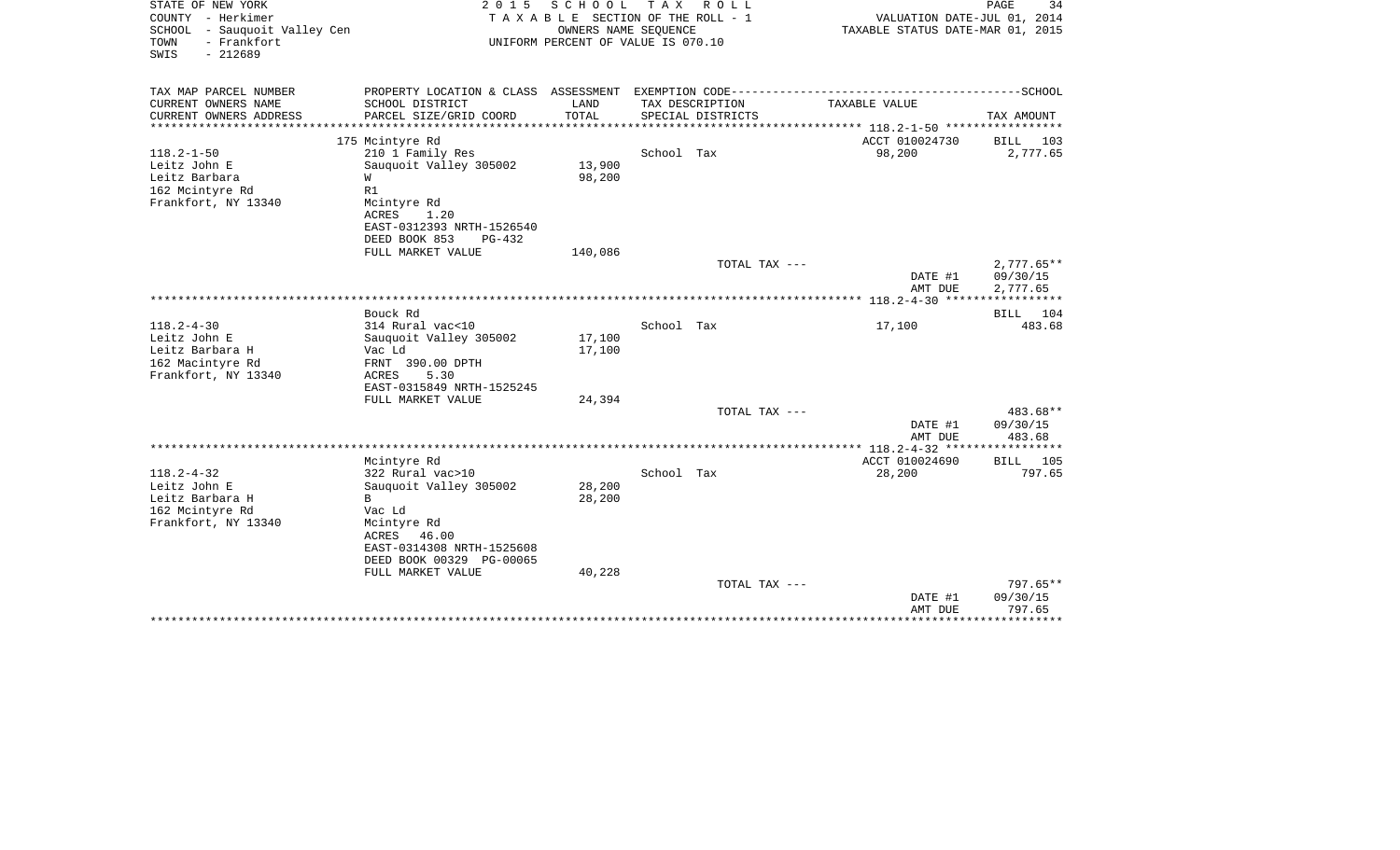STATE OF NEW YORK
COUNTY - Herkimer
SCHOOL - Sauquoit Valley Cen
TOWN - Frankfort
SWIS - 212689

2 0 1 5 S C H O O L T A X R O L L
T A X A B L E SECTION OF THE ROLL - 1
OWNERS NAME SEQUENCE
UNIFORM PERCENT OF VALUE IS 070.10

VALUATION DATE-JUL 01, 2014
TAXABLE STATUS DATE-MAR 01, 2015

| TAX MAP PARCEL NUMBER<br>CURRENT OWNERS NAME<br>CURRENT OWNERS ADDRESS | PROPERTY LOCATION & CLASS<br>SCHOOL DISTRICT<br>PARCEL SIZE/GRID COORD | ASSESSMENT<br>LAND<br>TOTAL | EXEMPTION CODE<br>TAX DESCRIPTION<br>SPECIAL DISTRICTS | TAXABLE VALUE | SCHOOL<br>TAX AMOUNT |
|---|---|---|---|---|---|
| | 175 Mcintyre Rd | | | ACCT 010024730 | BILL 103 |
| 118.2-1-50 | 210 1 Family Res | | School Tax | 98,200 | 2,777.65 |
| Leitz John E | Sauquoit Valley 305002 | 13,900 | | | |
| Leitz Barbara | W | 98,200 | | | |
| 162 Mcintyre Rd | R1 | | | | |
| Frankfort, NY 13340 | Mcintyre Rd | | | | |
| | ACRES 1.20 | | | | |
| | EAST-0312393 NRTH-1526540 | | | | |
| | DEED BOOK 853 PG-432 | | | | |
| | FULL MARKET VALUE | 140,086 | | | |
| | | | TOTAL TAX --- | | 2,777.65** |
| | | | | DATE #1 | 09/30/15 |
| | | | | AMT DUE | 2,777.65 |
| | Bouck Rd | | | | BILL 104 |
| 118.2-4-30 | 314 Rural vac<10 | | School Tax | 17,100 | 483.68 |
| Leitz John E | Sauquoit Valley 305002 | 17,100 | | | |
| Leitz Barbara H | Vac Ld | 17,100 | | | |
| 162 Macintyre Rd | FRNT 390.00 DPTH | | | | |
| Frankfort, NY 13340 | ACRES 5.30 | | | | |
| | EAST-0315849 NRTH-1525245 | | | | |
| | FULL MARKET VALUE | 24,394 | | | |
| | | | TOTAL TAX --- | | 483.68** |
| | | | | DATE #1 | 09/30/15 |
| | | | | AMT DUE | 483.68 |
| | Mcintyre Rd | | | ACCT 010024690 | BILL 105 |
| 118.2-4-32 | 322 Rural vac>10 | | School Tax | 28,200 | 797.65 |
| Leitz John E | Sauquoit Valley 305002 | 28,200 | | | |
| Leitz Barbara H | B | 28,200 | | | |
| 162 Mcintyre Rd | Vac Ld | | | | |
| Frankfort, NY 13340 | Mcintyre Rd | | | | |
| | ACRES 46.00 | | | | |
| | EAST-0314308 NRTH-1525608 | | | | |
| | DEED BOOK 00329 PG-00065 | | | | |
| | FULL MARKET VALUE | 40,228 | | | |
| | | | TOTAL TAX --- | | 797.65** |
| | | | | DATE #1 | 09/30/15 |
| | | | | AMT DUE | 797.65 |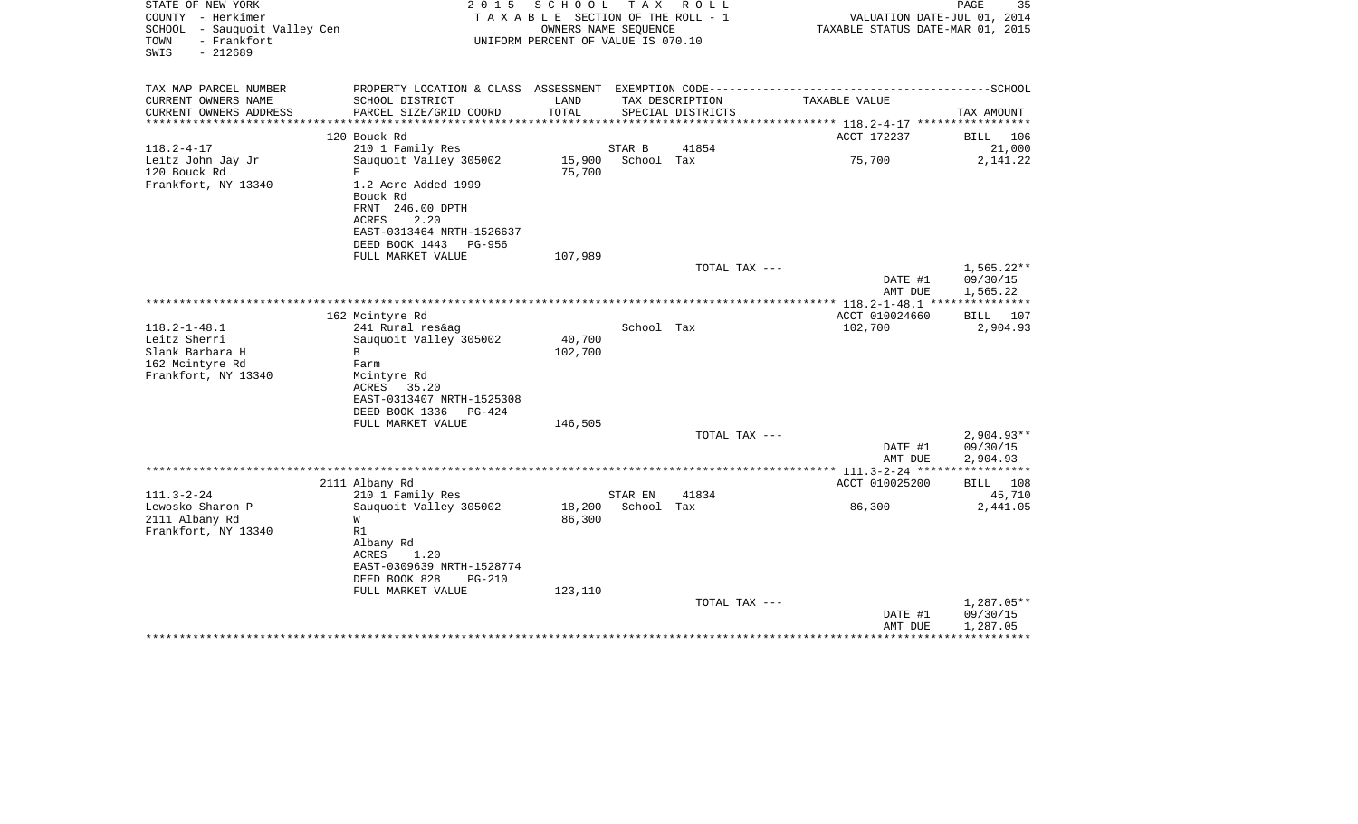STATE OF NEW YORK
COUNTY - Herkimer
SCHOOL - Sauquoit Valley Cen
TOWN - Frankfort
SWIS - 212689

2 0 1 5 S C H O O L T A X R O L L
T A X A B L E SECTION OF THE ROLL - 1
OWNERS NAME SEQUENCE
UNIFORM PERCENT OF VALUE IS 070.10

VALUATION DATE-JUL 01, 2014
TAXABLE STATUS DATE-MAR 01, 2015

| TAX MAP PARCEL NUMBER<br>CURRENT OWNERS NAME<br>CURRENT OWNERS ADDRESS | PROPERTY LOCATION & CLASS<br>SCHOOL DISTRICT<br>PARCEL SIZE/GRID COORD | ASSESSMENT<br>LAND<br>TOTAL | EXEMPTION CODE<br>TAX DESCRIPTION<br>SPECIAL DISTRICTS | TAXABLE VALUE | SCHOOL<br>TAX AMOUNT |
|---|---|---|---|---|---|
| | 120 Bouck Rd | | | ACCT 172237 | BILL 106 |
| 118.2-4-17 | 210 1 Family Res | | STAR B 41854 | | 21,000 |
| Leitz John Jay Jr | Sauquoit Valley 305002 | 15,900 | School Tax | 75,700 | 2,141.22 |
| 120 Bouck Rd | E | 75,700 | | | |
| Frankfort, NY 13340 | 1.2 Acre Added 1999 | | | | |
| | Bouck Rd | | | | |
| | FRNT 246.00 DPTH | | | | |
| | ACRES 2.20 | | | | |
| | EAST-0313464 NRTH-1526637 | | | | |
| | DEED BOOK 1443 PG-956 | | | | |
| | FULL MARKET VALUE | 107,989 | | | |
| | | | TOTAL TAX --- | | 1,565.22** |
| | | | | DATE #1 | 09/30/15 |
| | | | | AMT DUE | 1,565.22 |
| | 162 Mcintyre Rd | | | ACCT 010024660 | BILL 107 |
| 118.2-1-48.1 | 241 Rural res&ag | | School Tax | 102,700 | 2,904.93 |
| Leitz Sherri | Sauquoit Valley 305002 | 40,700 | | | |
| Slank Barbara H | B | 102,700 | | | |
| 162 Mcintyre Rd | Farm | | | | |
| Frankfort, NY 13340 | Mcintyre Rd | | | | |
| | ACRES 35.20 | | | | |
| | EAST-0313407 NRTH-1525308 | | | | |
| | DEED BOOK 1336 PG-424 | | | | |
| | FULL MARKET VALUE | 146,505 | | | |
| | | | TOTAL TAX --- | | 2,904.93** |
| | | | | DATE #1 | 09/30/15 |
| | | | | AMT DUE | 2,904.93 |
| | 2111 Albany Rd | | | ACCT 010025200 | BILL 108 |
| 111.3-2-24 | 210 1 Family Res | | STAR EN 41834 | | 45,710 |
| Lewosko Sharon P | Sauquoit Valley 305002 | 18,200 | School Tax | 86,300 | 2,441.05 |
| 2111 Albany Rd | W | 86,300 | | | |
| Frankfort, NY 13340 | R1 | | | | |
| | Albany Rd | | | | |
| | ACRES 1.20 | | | | |
| | EAST-0309639 NRTH-1528774 | | | | |
| | DEED BOOK 828 PG-210 | | | | |
| | FULL MARKET VALUE | 123,110 | | | |
| | | | TOTAL TAX --- | | 1,287.05** |
| | | | | DATE #1 | 09/30/15 |
| | | | | AMT DUE | 1,287.05 |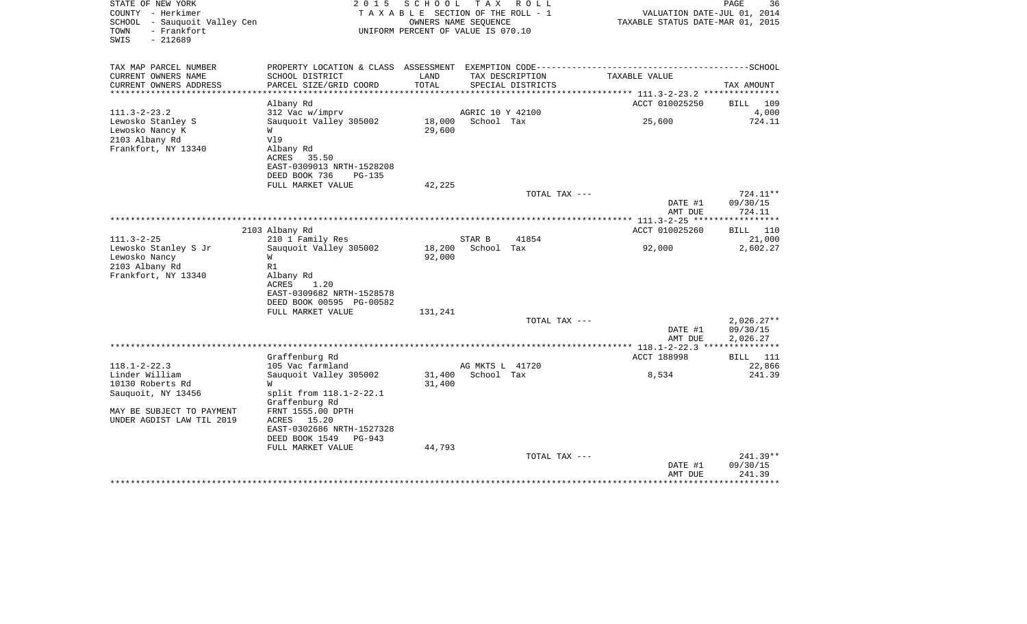STATE OF NEW YORK
COUNTY - Herkimer
SCHOOL - Sauquoit Valley Cen
TOWN - Frankfort
SWIS - 212689

2 0 1 5 S C H O O L T A X R O L L
T A X A B L E SECTION OF THE ROLL - 1
OWNERS NAME SEQUENCE
UNIFORM PERCENT OF VALUE IS 070.10

VALUATION DATE-JUL 01, 2014
TAXABLE STATUS DATE-MAR 01, 2015

| TAX MAP PARCEL NUMBER / CURRENT OWNERS NAME / CURRENT OWNERS ADDRESS | PROPERTY LOCATION & CLASS / SCHOOL DISTRICT / PARCEL SIZE/GRID COORD | ASSESSMENT LAND / TOTAL | EXEMPTION CODE / TAX DESCRIPTION / SPECIAL DISTRICTS | TAXABLE VALUE | SCHOOL TAX AMOUNT |
|---|---|---|---|---|---|
| 111.3-2-23.2 | Albany Rd | | | ACCT 010025250 | BILL 109 |
| Lewosko Stanley S | 312 Vac w/imprv | | AGRIC 10 Y 42100 | | 4,000 |
| Lewosko Nancy K | Sauquoit Valley 305002 | 18,000 | School Tax | 25,600 | 724.11 |
| 2103 Albany Rd | W | 29,600 | | | |
| Frankfort, NY 13340 | Vl9 | | | | |
| | Albany Rd | | | | |
| | ACRES 35.50 | | | | |
| | EAST-0309013 NRTH-1528208 | | | | |
| | DEED BOOK 736 PG-135 | | | | |
| | FULL MARKET VALUE | 42,225 | | | |
| | | | TOTAL TAX --- | | 724.11** |
| | | | | DATE #1 | 09/30/15 |
| | | | | AMT DUE | 724.11 |
| 111.3-2-25 | 2103 Albany Rd | | | ACCT 010025260 | BILL 110 |
| Lewosko Stanley S Jr | 210 1 Family Res | | STAR B 41854 | | 21,000 |
| Lewosko Nancy | Sauquoit Valley 305002 | 18,200 | School Tax | 92,000 | 2,602.27 |
| 2103 Albany Rd | W | 92,000 | | | |
| Frankfort, NY 13340 | R1 | | | | |
| | Albany Rd | | | | |
| | ACRES 1.20 | | | | |
| | EAST-0309682 NRTH-1528578 | | | | |
| | DEED BOOK 00595 PG-00582 | | | | |
| | FULL MARKET VALUE | 131,241 | | | |
| | | | TOTAL TAX --- | | 2,026.27** |
| | | | | DATE #1 | 09/30/15 |
| | | | | AMT DUE | 2,026.27 |
| 118.1-2-22.3 | Graffenburg Rd | | | ACCT 188998 | BILL 111 |
| Linder William | 105 Vac farmland | | AG MKTS L 41720 | | 22,866 |
| 10130 Roberts Rd | Sauquoit Valley 305002 | 31,400 | School Tax | 8,534 | 241.39 |
| Sauquoit, NY 13456 | W | 31,400 | | | |
| | split from 118.1-2-22.1 | | | | |
| MAY BE SUBJECT TO PAYMENT | Graffenburg Rd | | | | |
| UNDER AGDIST LAW TIL 2019 | FRNT 1555.00 DPTH | | | | |
| | ACRES 15.20 | | | | |
| | EAST-0302686 NRTH-1527328 | | | | |
| | DEED BOOK 1549 PG-943 | | | | |
| | FULL MARKET VALUE | 44,793 | | | |
| | | | TOTAL TAX --- | | 241.39** |
| | | | | DATE #1 | 09/30/15 |
| | | | | AMT DUE | 241.39 |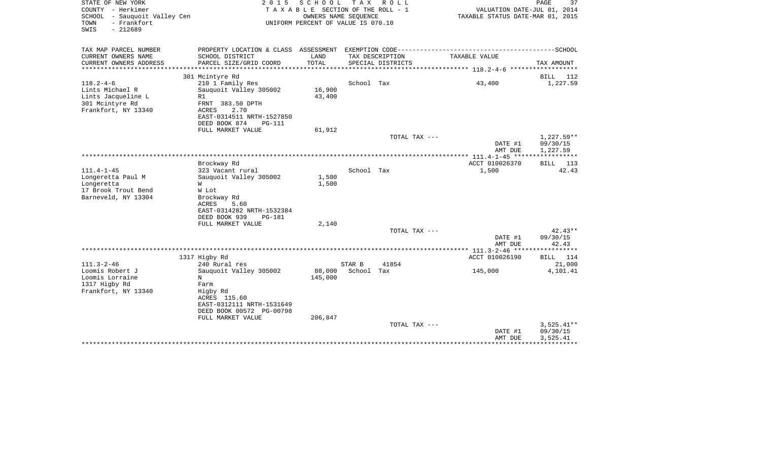STATE OF NEW YORK
COUNTY - Herkimer
SCHOOL - Sauquoit Valley Cen
TOWN - Frankfort
SWIS - 212689

2 0 1 5 S C H O O L T A X R O L L
T A X A B L E SECTION OF THE ROLL - 1
OWNERS NAME SEQUENCE
UNIFORM PERCENT OF VALUE IS 070.10

VALUATION DATE-JUL 01, 2014
TAXABLE STATUS DATE-MAR 01, 2015

| TAX MAP PARCEL NUMBER<br>CURRENT OWNERS NAME<br>CURRENT OWNERS ADDRESS | PROPERTY LOCATION & CLASS<br>SCHOOL DISTRICT<br>PARCEL SIZE/GRID COORD | ASSESSMENT<br>LAND<br>TOTAL | EXEMPTION CODE<br>TAX DESCRIPTION<br>SPECIAL DISTRICTS | | TAXABLE VALUE | SCHOOL<br>TAX AMOUNT |
|---|---|---|---|---|---|---|
| | 301 Mcintyre Rd | | | | | BILL 112 |
| 118.2-4-6 | 210 1 Family Res | | School Tax | | 43,400 | 1,227.59 |
| Lints Michael R | Sauquoit Valley 305002 | 16,900 | | | | |
| Lints Jacqueline L | R1 | 43,400 | | | | |
| 301 Mcintyre Rd | FRNT 383.50 DPTH | | | | | |
| Frankfort, NY 13340 | ACRES 2.70 | | | | | |
| | EAST-0314511 NRTH-1527850 | | | | | |
| | DEED BOOK 874 PG-111 | | | | | |
| | FULL MARKET VALUE | 61,912 | | | | |
| | | | TOTAL TAX --- | | | 1,227.59** |
| | | | | | DATE #1 | 09/30/15 |
| | | | | | AMT DUE | 1,227.59 |
| | Brockway Rd | | | | ACCT 010026370 | BILL 113 |
| 111.4-1-45 | 323 Vacant rural | | School Tax | | 1,500 | 42.43 |
| Longeretta Paul M | Sauquoit Valley 305002 | 1,500 | | | | |
| Longeretta | W | 1,500 | | | | |
| 17 Brook Trout Bend | W Lot | | | | | |
| Barneveld, NY 13304 | Brockway Rd | | | | | |
| | ACRES 5.60 | | | | | |
| | EAST-0314282 NRTH-1532384 | | | | | |
| | DEED BOOK 939 PG-181 | | | | | |
| | FULL MARKET VALUE | 2,140 | | | | |
| | | | TOTAL TAX --- | | | 42.43** |
| | | | | | DATE #1 | 09/30/15 |
| | | | | | AMT DUE | 42.43 |
| | 1317 Higby Rd | | | | ACCT 010026190 | BILL 114 |
| 111.3-2-46 | 240 Rural res | | STAR B | 41854 | | 21,000 |
| Loomis Robert J | Sauquoit Valley 305002 | 88,000 | School Tax | | 145,000 | 4,101.41 |
| Loomis Lorraine | N | 145,000 | | | | |
| 1317 Higby Rd | Farm | | | | | |
| Frankfort, NY 13340 | Higby Rd | | | | | |
| | ACRES 115.60 | | | | | |
| | EAST-0312111 NRTH-1531649 | | | | | |
| | DEED BOOK 00572 PG-00798 | | | | | |
| | FULL MARKET VALUE | 206,847 | | | | |
| | | | TOTAL TAX --- | | | 3,525.41** |
| | | | | | DATE #1 | 09/30/15 |
| | | | | | AMT DUE | 3,525.41 |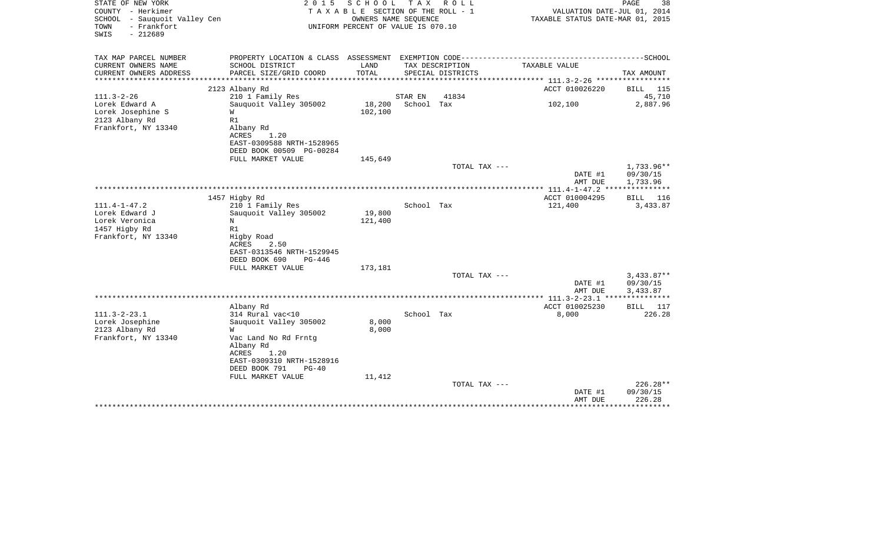STATE OF NEW YORK
COUNTY - Herkimer
SCHOOL - Sauquoit Valley Cen
TOWN - Frankfort
SWIS - 212689

2 0 1 5 S C H O O L T A X R O L L
T A X A B L E SECTION OF THE ROLL - 1
OWNERS NAME SEQUENCE
UNIFORM PERCENT OF VALUE IS 070.10

VALUATION DATE-JUL 01, 2014
TAXABLE STATUS DATE-MAR 01, 2015

| TAX MAP PARCEL NUMBER / CURRENT OWNERS NAME / CURRENT OWNERS ADDRESS | PROPERTY LOCATION & CLASS / SCHOOL DISTRICT / PARCEL SIZE/GRID COORD | ASSESSMENT LAND / TOTAL | EXEMPTION CODE / TAX DESCRIPTION / SPECIAL DISTRICTS | TAXABLE VALUE | SCHOOL TAX AMOUNT |
|---|---|---|---|---|---|
| | 2123 Albany Rd | | | ACCT 010026220 | BILL 115 |
| 111.3-2-26 | 210 1 Family Res | | STAR EN 41834 | | 45,710 |
| Lorek Edward A | Sauquoit Valley 305002 | 18,200 | School Tax | 102,100 | 2,887.96 |
| Lorek Josephine S | W | 102,100 | | | |
| 2123 Albany Rd | R1 | | | | |
| Frankfort, NY 13340 | Albany Rd | | | | |
| | ACRES 1.20 | | | | |
| | EAST-0309588 NRTH-1528965 | | | | |
| | DEED BOOK 00509 PG-00284 | | | | |
| | FULL MARKET VALUE | 145,649 | | | |
| | | | TOTAL TAX --- | | 1,733.96** |
| | | | | DATE #1 | 09/30/15 |
| | | | | AMT DUE | 1,733.96 |
| | 1457 Higby Rd | | | ACCT 010004295 | BILL 116 |
| 111.4-1-47.2 | 210 1 Family Res | | School Tax | 121,400 | 3,433.87 |
| Lorek Edward J | Sauquoit Valley 305002 | 19,800 | | | |
| Lorek Veronica | N | 121,400 | | | |
| 1457 Higby Rd | R1 | | | | |
| Frankfort, NY 13340 | Higby Road | | | | |
| | ACRES 2.50 | | | | |
| | EAST-0313546 NRTH-1529945 | | | | |
| | DEED BOOK 690 PG-446 | | | | |
| | FULL MARKET VALUE | 173,181 | | | |
| | | | TOTAL TAX --- | | 3,433.87** |
| | | | | DATE #1 | 09/30/15 |
| | | | | AMT DUE | 3,433.87 |
| | Albany Rd | | | ACCT 010025230 | BILL 117 |
| 111.3-2-23.1 | 314 Rural vac<10 | | School Tax | 8,000 | 226.28 |
| Lorek Josephine | Sauquoit Valley 305002 | 8,000 | | | |
| 2123 Albany Rd | W | 8,000 | | | |
| Frankfort, NY 13340 | Vac Land No Rd Frntg | | | | |
| | Albany Rd | | | | |
| | ACRES 1.20 | | | | |
| | EAST-0309310 NRTH-1528916 | | | | |
| | DEED BOOK 791 PG-40 | | | | |
| | FULL MARKET VALUE | 11,412 | | | |
| | | | TOTAL TAX --- | | 226.28** |
| | | | | DATE #1 | 09/30/15 |
| | | | | AMT DUE | 226.28 |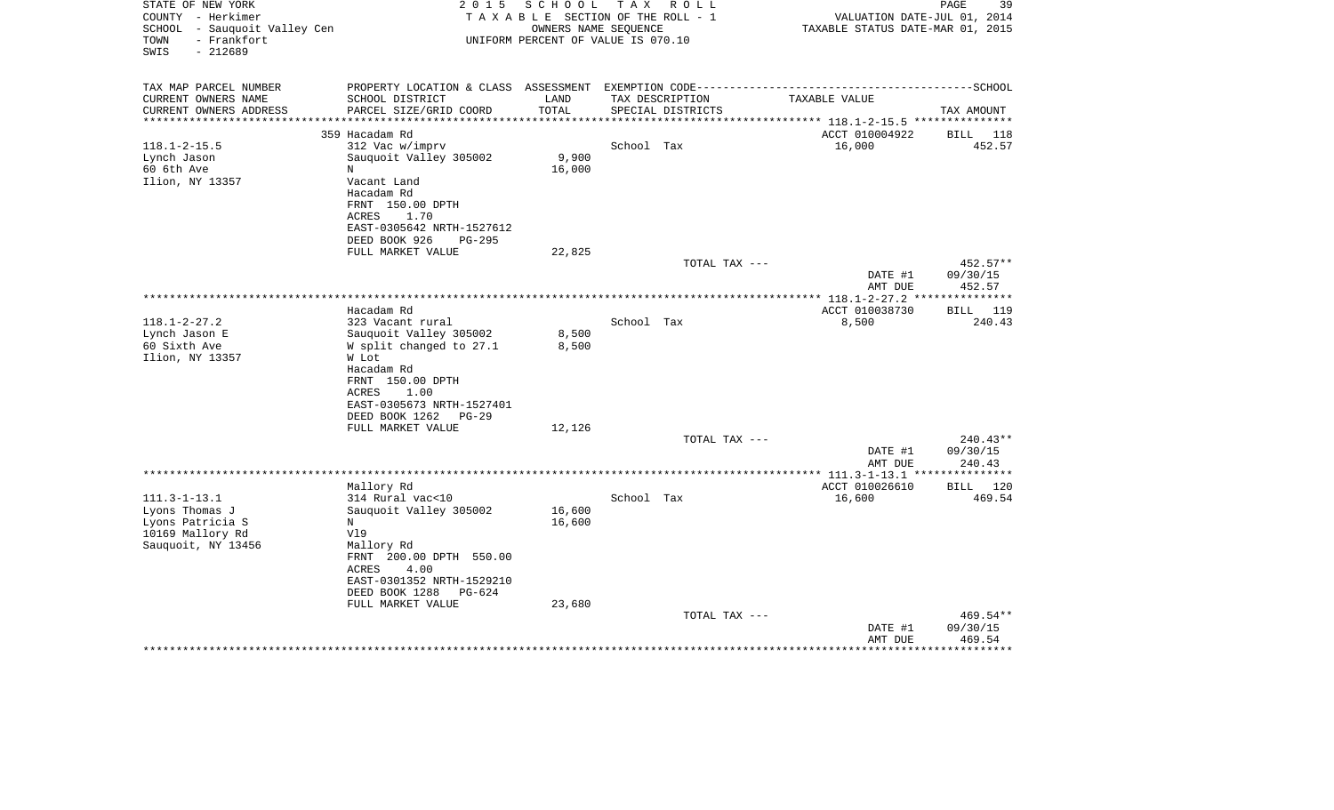STATE OF NEW YORK
COUNTY - Herkimer
SCHOOL - Sauquoit Valley Cen
TOWN - Frankfort
SWIS - 212689

**2015 SCHOOL TAX ROLL**
TAXABLE SECTION OF THE ROLL - 1
OWNERS NAME SEQUENCE
UNIFORM PERCENT OF VALUE IS 070.10

VALUATION DATE-JUL 01, 2014
TAXABLE STATUS DATE-MAR 01, 2015

| TAX MAP PARCEL NUMBER / CURRENT OWNERS NAME / CURRENT OWNERS ADDRESS | PROPERTY LOCATION & CLASS / SCHOOL DISTRICT / PARCEL SIZE/GRID COORD | ASSESSMENT LAND | TOTAL | EXEMPTION CODE / TAX DESCRIPTION / SPECIAL DISTRICTS | TAXABLE VALUE | TAX AMOUNT |
|---|---|---|---|---|---|---|
| 118.1-2-15.5 | 359 Hacadam Rd | | | | ACCT 010004922 | BILL 118 |
| Lynch Jason | 312 Vac w/imprv | | | School Tax | 16,000 | 452.57 |
| 60 6th Ave | Sauquoit Valley 305002 | 9,900 | | | | |
| Ilion, NY 13357 | N | | 16,000 | | | |
| | Vacant Land | | | | | |
| | Hacadam Rd | | | | | |
| | FRNT 150.00 DPTH | | | | | |
| | ACRES 1.70 | | | | | |
| | EAST-0305642 NRTH-1527612 | | | | | |
| | DEED BOOK 926 PG-295 | | | | | |
| | FULL MARKET VALUE | 22,825 | | | | |
| | | | | TOTAL TAX --- | | 452.57** |
| | | | | | DATE #1 | 09/30/15 |
| | | | | | AMT DUE | 452.57 |
| 118.1-2-27.2 | Hacadam Rd | | | | ACCT 010038730 | BILL 119 |
| Lynch Jason E | 323 Vacant rural | | | School Tax | 8,500 | 240.43 |
| 60 Sixth Ave | Sauquoit Valley 305002 | 8,500 | | | | |
| Ilion, NY 13357 | W split changed to 27.1 | | 8,500 | | | |
| | W Lot | | | | | |
| | Hacadam Rd | | | | | |
| | FRNT 150.00 DPTH | | | | | |
| | ACRES 1.00 | | | | | |
| | EAST-0305673 NRTH-1527401 | | | | | |
| | DEED BOOK 1262 PG-29 | | | | | |
| | FULL MARKET VALUE | 12,126 | | | | |
| | | | | TOTAL TAX --- | | 240.43** |
| | | | | | DATE #1 | 09/30/15 |
| | | | | | AMT DUE | 240.43 |
| 111.3-1-13.1 | Mallory Rd | | | | ACCT 010026610 | BILL 120 |
| Lyons Thomas J | 314 Rural vac<10 | | | School Tax | 16,600 | 469.54 |
| Lyons Patricia S | Sauquoit Valley 305002 | 16,600 | | | | |
| 10169 Mallory Rd | N | | 16,600 | | | |
| Sauquoit, NY 13456 | Vl9 | | | | | |
| | Mallory Rd | | | | | |
| | FRNT 200.00 DPTH 550.00 | | | | | |
| | ACRES 4.00 | | | | | |
| | EAST-0301352 NRTH-1529210 | | | | | |
| | DEED BOOK 1288 PG-624 | | | | | |
| | FULL MARKET VALUE | 23,680 | | | | |
| | | | | TOTAL TAX --- | | 469.54** |
| | | | | | DATE #1 | 09/30/15 |
| | | | | | AMT DUE | 469.54 |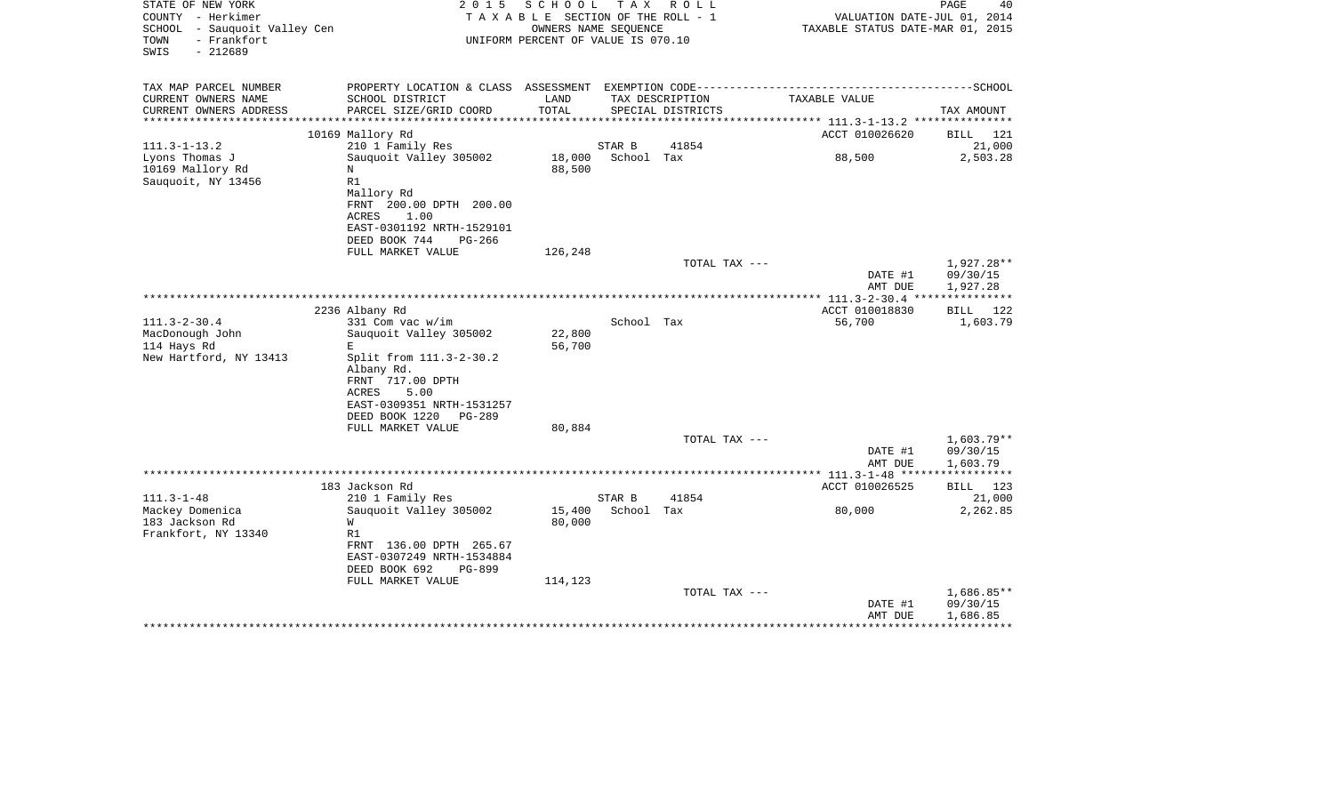STATE OF NEW YORK
COUNTY - Herkimer
SCHOOL - Sauquoit Valley Cen
TOWN - Frankfort
SWIS - 212689

2 0 1 5 S C H O O L T A X R O L L
T A X A B L E SECTION OF THE ROLL - 1
OWNERS NAME SEQUENCE
UNIFORM PERCENT OF VALUE IS 070.10

VALUATION DATE-JUL 01, 2014
TAXABLE STATUS DATE-MAR 01, 2015

| TAX MAP PARCEL NUMBER / CURRENT OWNERS NAME / CURRENT OWNERS ADDRESS | PROPERTY LOCATION & CLASS / SCHOOL DISTRICT / PARCEL SIZE/GRID COORD | ASSESSMENT LAND / TOTAL | EXEMPTION CODE / TAX DESCRIPTION / SPECIAL DISTRICTS | TAXABLE VALUE | SCHOOL TAX AMOUNT |
|---|---|---|---|---|---|
| | 10169 Mallory Rd | | | ACCT 010026620 | BILL 121 |
| 111.3-1-13.2 | 210 1 Family Res | | STAR B 41854 | | 21,000 |
| Lyons Thomas J | Sauquoit Valley 305002 | 18,000 | School Tax | 88,500 | 2,503.28 |
| 10169 Mallory Rd | N | 88,500 | | | |
| Sauquoit, NY 13456 | R1 | | | | |
| | Mallory Rd | | | | |
| | FRNT 200.00 DPTH 200.00 | | | | |
| | ACRES 1.00 | | | | |
| | EAST-0301192 NRTH-1529101 | | | | |
| | DEED BOOK 744 PG-266 | | | | |
| | FULL MARKET VALUE | 126,248 | | | |
| | | | TOTAL TAX --- | | 1,927.28** |
| | | | | DATE #1 | 09/30/15 |
| | | | | AMT DUE | 1,927.28 |
| | 2236 Albany Rd | | | ACCT 010018830 | BILL 122 |
| 111.3-2-30.4 | 331 Com vac w/im | | School Tax | 56,700 | 1,603.79 |
| MacDonough John | Sauquoit Valley 305002 | 22,800 | | | |
| 114 Hays Rd | E | 56,700 | | | |
| New Hartford, NY 13413 | Split from 111.3-2-30.2 | | | | |
| | Albany Rd. | | | | |
| | FRNT 717.00 DPTH | | | | |
| | ACRES 5.00 | | | | |
| | EAST-0309351 NRTH-1531257 | | | | |
| | DEED BOOK 1220 PG-289 | | | | |
| | FULL MARKET VALUE | 80,884 | | | |
| | | | TOTAL TAX --- | | 1,603.79** |
| | | | | DATE #1 | 09/30/15 |
| | | | | AMT DUE | 1,603.79 |
| | 183 Jackson Rd | | | ACCT 010026525 | BILL 123 |
| 111.3-1-48 | 210 1 Family Res | | STAR B 41854 | | 21,000 |
| Mackey Domenica | Sauquoit Valley 305002 | 15,400 | School Tax | 80,000 | 2,262.85 |
| 183 Jackson Rd | W | 80,000 | | | |
| Frankfort, NY 13340 | R1 | | | | |
| | FRNT 136.00 DPTH 265.67 | | | | |
| | EAST-0307249 NRTH-1534884 | | | | |
| | DEED BOOK 692 PG-899 | | | | |
| | FULL MARKET VALUE | 114,123 | | | |
| | | | TOTAL TAX --- | | 1,686.85** |
| | | | | DATE #1 | 09/30/15 |
| | | | | AMT DUE | 1,686.85 |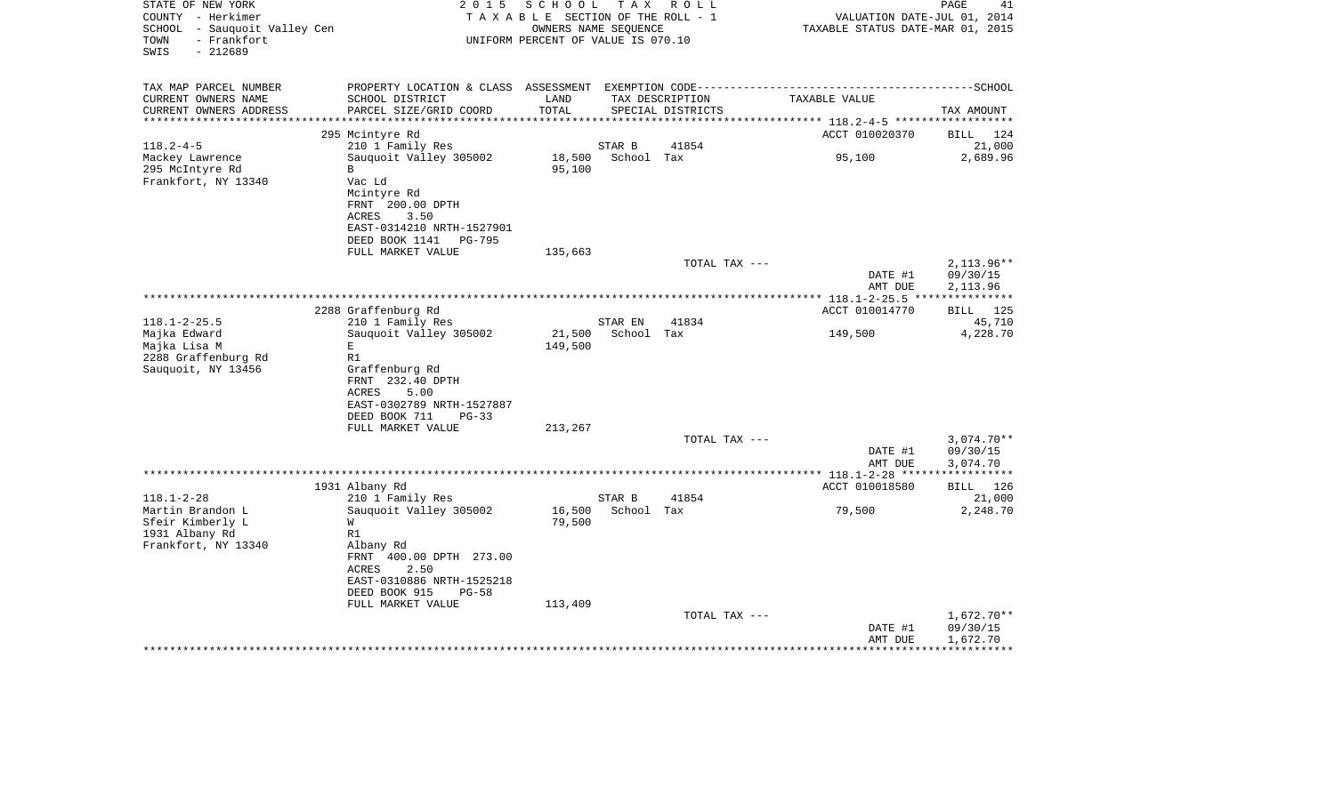STATE OF NEW YORK
COUNTY - Herkimer
SCHOOL - Sauquoit Valley Cen
TOWN - Frankfort
SWIS - 212689

2015 SCHOOL TAX ROLL
TAXABLE SECTION OF THE ROLL - 1
OWNERS NAME SEQUENCE
UNIFORM PERCENT OF VALUE IS 070.10

VALUATION DATE-JUL 01, 2014
TAXABLE STATUS DATE-MAR 01, 2015

| TAX MAP PARCEL NUMBER / CURRENT OWNERS NAME / CURRENT OWNERS ADDRESS | PROPERTY LOCATION & CLASS / SCHOOL DISTRICT / PARCEL SIZE/GRID COORD | ASSESSMENT LAND / TOTAL | EXEMPTION CODE / TAX DESCRIPTION / SPECIAL DISTRICTS | | TAXABLE VALUE | TAX AMOUNT |
|---|---|---|---|---|---|---|
| | 295 Mcintyre Rd | | | | ACCT 010020370 | BILL 124 |
| 118.2-4-5 | 210 1 Family Res | | STAR B | 41854 | | 21,000 |
| Mackey Lawrence | Sauquoit Valley 305002 | 18,500 | School Tax | | 95,100 | 2,689.96 |
| 295 McIntyre Rd | B | 95,100 | | | | |
| Frankfort, NY 13340 | Vac Ld | | | | | |
| | Mcintyre Rd | | | | | |
| | FRNT 200.00 DPTH | | | | | |
| | ACRES 3.50 | | | | | |
| | EAST-0314210 NRTH-1527901 | | | | | |
| | DEED BOOK 1141 PG-795 | | | | | |
| | FULL MARKET VALUE | 135,663 | | | | |
| | | | TOTAL TAX --- | | | 2,113.96** |
| | | | | | DATE #1 | 09/30/15 |
| | | | | | AMT DUE | 2,113.96 |
| | 2288 Graffenburg Rd | | | | ACCT 010014770 | BILL 125 |
| 118.1-2-25.5 | 210 1 Family Res | | STAR EN | 41834 | | 45,710 |
| Majka Edward | Sauquoit Valley 305002 | 21,500 | School Tax | | 149,500 | 4,228.70 |
| Majka Lisa M | E | 149,500 | | | | |
| 2288 Graffenburg Rd | R1 | | | | | |
| Sauquoit, NY 13456 | Graffenburg Rd | | | | | |
| | FRNT 232.40 DPTH | | | | | |
| | ACRES 5.00 | | | | | |
| | EAST-0302789 NRTH-1527887 | | | | | |
| | DEED BOOK 711 PG-33 | | | | | |
| | FULL MARKET VALUE | 213,267 | | | | |
| | | | TOTAL TAX --- | | | 3,074.70** |
| | | | | | DATE #1 | 09/30/15 |
| | | | | | AMT DUE | 3,074.70 |
| | 1931 Albany Rd | | | | ACCT 010018580 | BILL 126 |
| 118.1-2-28 | 210 1 Family Res | | STAR B | 41854 | | 21,000 |
| Martin Brandon L | Sauquoit Valley 305002 | 16,500 | School Tax | | 79,500 | 2,248.70 |
| Sfeir Kimberly L | W | 79,500 | | | | |
| 1931 Albany Rd | R1 | | | | | |
| Frankfort, NY 13340 | Albany Rd | | | | | |
| | FRNT 400.00 DPTH 273.00 | | | | | |
| | ACRES 2.50 | | | | | |
| | EAST-0310886 NRTH-1525218 | | | | | |
| | DEED BOOK 915 PG-58 | | | | | |
| | FULL MARKET VALUE | 113,409 | | | | |
| | | | TOTAL TAX --- | | | 1,672.70** |
| | | | | | DATE #1 | 09/30/15 |
| | | | | | AMT DUE | 1,672.70 |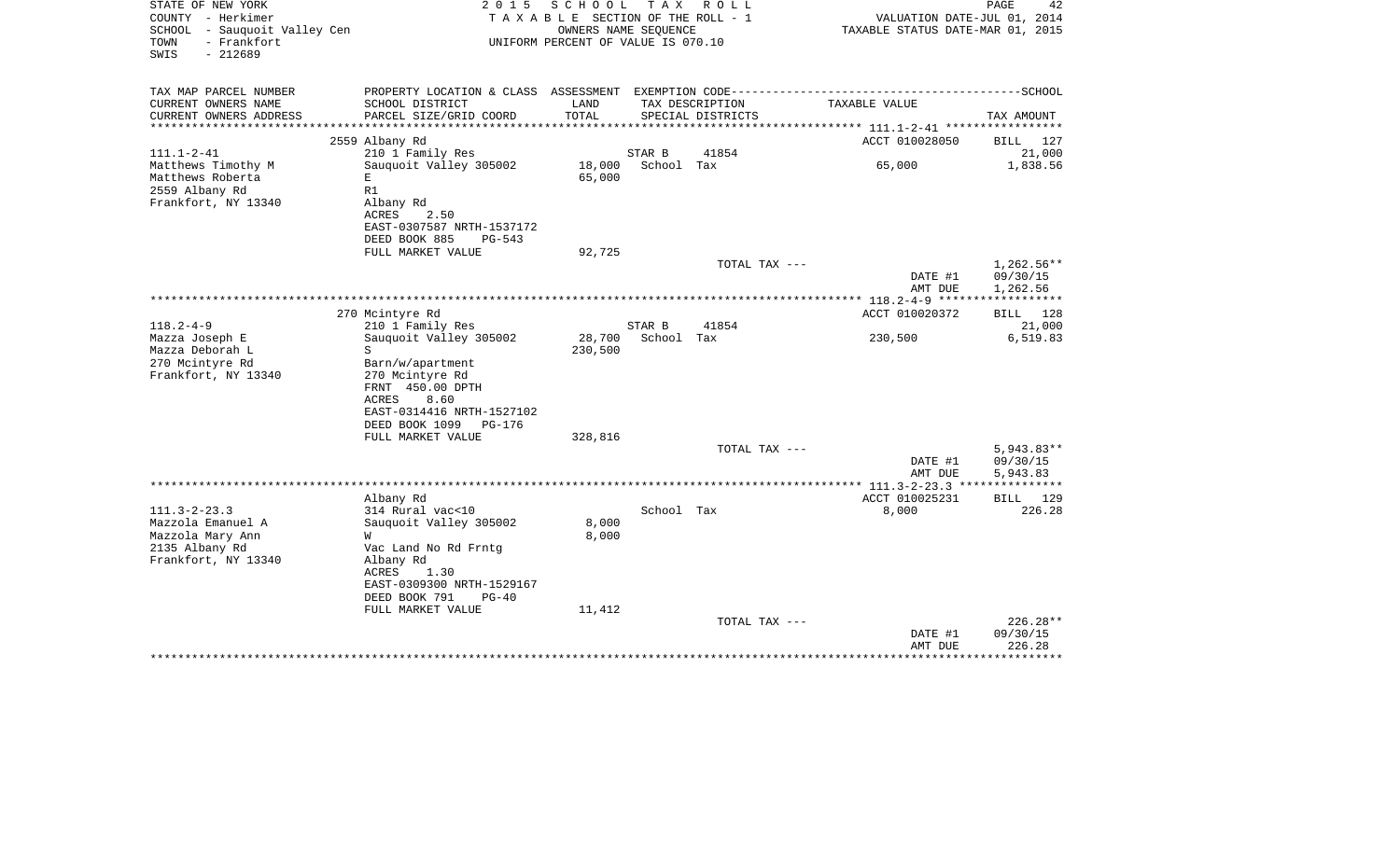STATE OF NEW YORK
COUNTY - Herkimer
SCHOOL - Sauquoit Valley Cen
TOWN - Frankfort
SWIS - 212689

2015 SCHOOL TAX ROLL
TAXABLE SECTION OF THE ROLL - 1
OWNERS NAME SEQUENCE
UNIFORM PERCENT OF VALUE IS 070.10

VALUATION DATE-JUL 01, 2014
TAXABLE STATUS DATE-MAR 01, 2015

| TAX MAP PARCEL NUMBER / CURRENT OWNERS NAME / CURRENT OWNERS ADDRESS | PROPERTY LOCATION & CLASS / SCHOOL DISTRICT / PARCEL SIZE/GRID COORD | ASSESSMENT LAND | ASSESSMENT TOTAL | EXEMPTION CODE / TAX DESCRIPTION / SPECIAL DISTRICTS | TAXABLE VALUE | TAX AMOUNT |
|---|---|---|---|---|---|---|
| 111.1-2-41 | 2559 Albany Rd | | | | ACCT 010028050 | BILL 127 |
| Matthews Timothy M | 210 1 Family Res | | | STAR B 41854 | | 21,000 |
| Matthews Roberta | Sauquoit Valley 305002 | 18,000 | | School Tax | 65,000 | 1,838.56 |
| 2559 Albany Rd | E | | 65,000 | | | |
| Frankfort, NY 13340 | R1 | | | | | |
| | Albany Rd | | | | | |
| | ACRES 2.50 | | | | | |
| | EAST-0307587 NRTH-1537172 | | | | | |
| | DEED BOOK 885 PG-543 | | | | | |
| | FULL MARKET VALUE | | 92,725 | | | |
| | | | | TOTAL TAX --- | | 1,262.56** |
| | | | | | DATE #1 | 09/30/15 |
| | | | | | AMT DUE | 1,262.56 |
| 118.2-4-9 | 270 Mcintyre Rd | | | | ACCT 010020372 | BILL 128 |
| Mazza Joseph E | 210 1 Family Res | | | STAR B 41854 | | 21,000 |
| Mazza Deborah L | Sauquoit Valley 305002 | 28,700 | | School Tax | 230,500 | 6,519.83 |
| 270 Mcintyre Rd | S | | 230,500 | | | |
| Frankfort, NY 13340 | Barn/w/apartment | | | | | |
| | 270 Mcintyre Rd | | | | | |
| | FRNT 450.00 DPTH | | | | | |
| | ACRES 8.60 | | | | | |
| | EAST-0314416 NRTH-1527102 | | | | | |
| | DEED BOOK 1099 PG-176 | | | | | |
| | FULL MARKET VALUE | | 328,816 | | | |
| | | | | TOTAL TAX --- | | 5,943.83** |
| | | | | | DATE #1 | 09/30/15 |
| | | | | | AMT DUE | 5,943.83 |
| 111.3-2-23.3 | Albany Rd | | | | ACCT 010025231 | BILL 129 |
| Mazzola Emanuel A | 314 Rural vac<10 | | | School Tax | 8,000 | 226.28 |
| Mazzola Mary Ann | Sauquoit Valley 305002 | 8,000 | | | | |
| 2135 Albany Rd | W | | 8,000 | | | |
| Frankfort, NY 13340 | Vac Land No Rd Frntg | | | | | |
| | Albany Rd | | | | | |
| | ACRES 1.30 | | | | | |
| | EAST-0309300 NRTH-1529167 | | | | | |
| | DEED BOOK 791 PG-40 | | | | | |
| | FULL MARKET VALUE | | 11,412 | | | |
| | | | | TOTAL TAX --- | | 226.28** |
| | | | | | DATE #1 | 09/30/15 |
| | | | | | AMT DUE | 226.28 |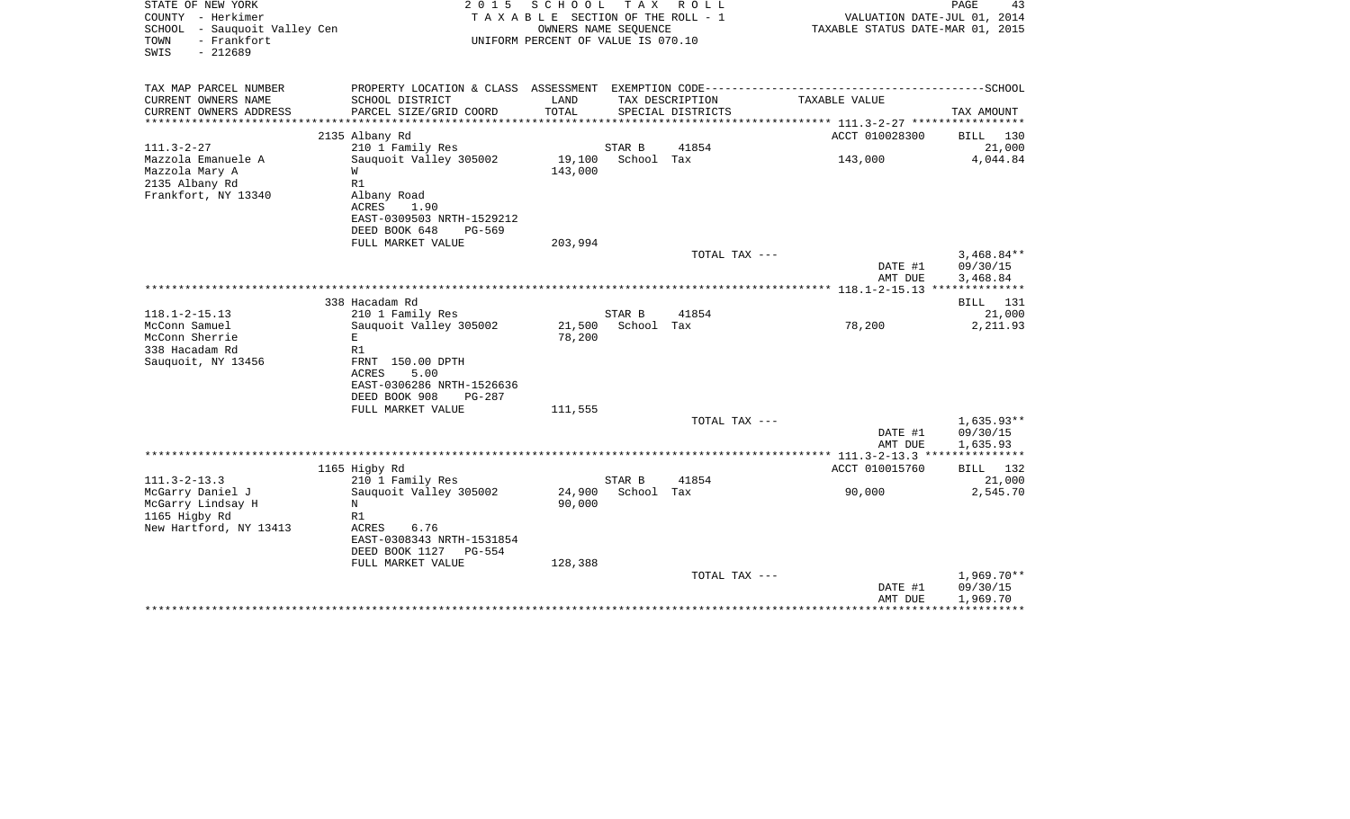STATE OF NEW YORK
COUNTY - Herkimer
SCHOOL - Sauquoit Valley Cen
TOWN - Frankfort
SWIS - 212689

2 0 1 5 S C H O O L T A X R O L L
T A X A B L E SECTION OF THE ROLL - 1
OWNERS NAME SEQUENCE
UNIFORM PERCENT OF VALUE IS 070.10

VALUATION DATE-JUL 01, 2014
TAXABLE STATUS DATE-MAR 01, 2015

| TAX MAP PARCEL NUMBER<br>CURRENT OWNERS NAME<br>CURRENT OWNERS ADDRESS | PROPERTY LOCATION & CLASS<br>SCHOOL DISTRICT<br>PARCEL SIZE/GRID COORD | ASSESSMENT<br>LAND<br>TOTAL | EXEMPTION CODE<br>TAX DESCRIPTION<br>SPECIAL DISTRICTS | TAXABLE VALUE | SCHOOL<br>TAX AMOUNT |
|---|---|---|---|---|---|
| | 2135 Albany Rd | | | ACCT 010028300 | BILL 130 |
| 111.3-2-27 | 210 1 Family Res | | STAR B 41854 | | 21,000 |
| Mazzola Emanuele A | Sauquoit Valley 305002 | 19,100 | School Tax | 143,000 | 4,044.84 |
| Mazzola Mary A | W | 143,000 | | | |
| 2135 Albany Rd | R1 | | | | |
| Frankfort, NY 13340 | Albany Road | | | | |
| | ACRES 1.90 | | | | |
| | EAST-0309503 NRTH-1529212 | | | | |
| | DEED BOOK 648 PG-569 | | | | |
| | FULL MARKET VALUE | 203,994 | | | |
| | | | TOTAL TAX --- | | 3,468.84** |
| | | | | DATE #1 | 09/30/15 |
| | | | | AMT DUE | 3,468.84 |
| | 338 Hacadam Rd | | | | BILL 131 |
| 118.1-2-15.13 | 210 1 Family Res | | STAR B 41854 | | 21,000 |
| McConn Samuel | Sauquoit Valley 305002 | 21,500 | School Tax | 78,200 | 2,211.93 |
| McConn Sherrie | E | 78,200 | | | |
| 338 Hacadam Rd | R1 | | | | |
| Sauquoit, NY 13456 | FRNT 150.00 DPTH | | | | |
| | ACRES 5.00 | | | | |
| | EAST-0306286 NRTH-1526636 | | | | |
| | DEED BOOK 908 PG-287 | | | | |
| | FULL MARKET VALUE | 111,555 | | | |
| | | | TOTAL TAX --- | | 1,635.93** |
| | | | | DATE #1 | 09/30/15 |
| | | | | AMT DUE | 1,635.93 |
| | 1165 Higby Rd | | | ACCT 010015760 | BILL 132 |
| 111.3-2-13.3 | 210 1 Family Res | | STAR B 41854 | | 21,000 |
| McGarry Daniel J | Sauquoit Valley 305002 | 24,900 | School Tax | 90,000 | 2,545.70 |
| McGarry Lindsay H | N | 90,000 | | | |
| 1165 Higby Rd | R1 | | | | |
| New Hartford, NY 13413 | ACRES 6.76 | | | | |
| | EAST-0308343 NRTH-1531854 | | | | |
| | DEED BOOK 1127 PG-554 | | | | |
| | FULL MARKET VALUE | 128,388 | | | |
| | | | TOTAL TAX --- | | 1,969.70** |
| | | | | DATE #1 | 09/30/15 |
| | | | | AMT DUE | 1,969.70 |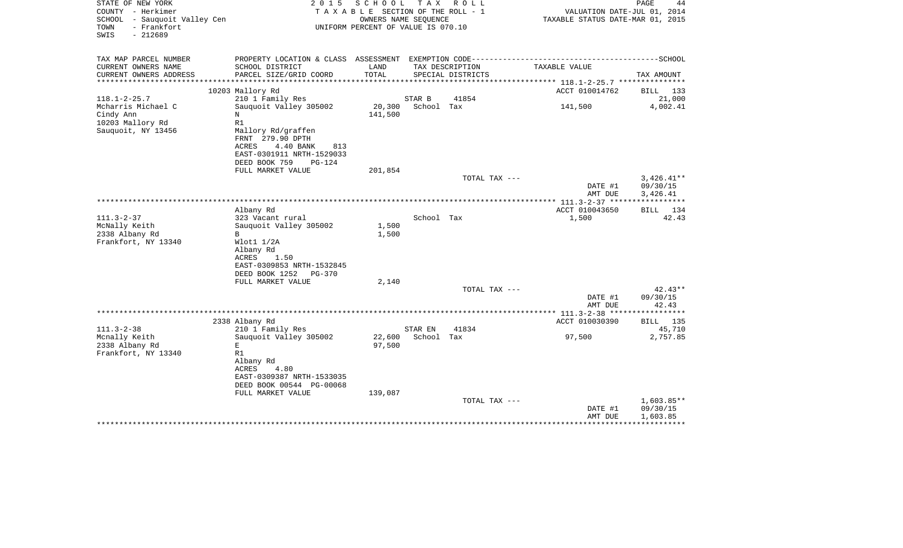STATE OF NEW YORK
COUNTY - Herkimer
SCHOOL - Sauquoit Valley Cen
TOWN - Frankfort
SWIS - 212689

2 0 1 5 S C H O O L T A X R O L L
T A X A B L E SECTION OF THE ROLL - 1
OWNERS NAME SEQUENCE
UNIFORM PERCENT OF VALUE IS 070.10

VALUATION DATE-JUL 01, 2014
TAXABLE STATUS DATE-MAR 01, 2015

| TAX MAP PARCEL NUMBER / CURRENT OWNERS NAME / CURRENT OWNERS ADDRESS | PROPERTY LOCATION & CLASS / SCHOOL DISTRICT / PARCEL SIZE/GRID COORD | ASSESSMENT LAND / TOTAL | EXEMPTION CODE / TAX DESCRIPTION / SPECIAL DISTRICTS | TAXABLE VALUE | SCHOOL TAX AMOUNT |
|---|---|---|---|---|---|
| | 10203 Mallory Rd | | | ACCT 010014762 | BILL 133 |
| 118.1-2-25.7 | 210 1 Family Res | | STAR B 41854 | | 21,000 |
| Mcharris Michael C | Sauquoit Valley 305002 | 20,300 | School Tax | 141,500 | 4,002.41 |
| Cindy Ann | N | 141,500 | | | |
| 10203 Mallory Rd | R1 | | | | |
| Sauquoit, NY 13456 | Mallory Rd/graffen | | | | |
| | FRNT 279.90 DPTH | | | | |
| | ACRES 4.40 BANK 813 | | | | |
| | EAST-0301911 NRTH-1529033 | | | | |
| | DEED BOOK 759 PG-124 | | | | |
| | FULL MARKET VALUE | 201,854 | | | |
| | | | TOTAL TAX --- | | 3,426.41** |
| | | | | DATE #1 | 09/30/15 |
| | | | | AMT DUE | 3,426.41 |
| | Albany Rd | | | ACCT 010043650 | BILL 134 |
| 111.3-2-37 | 323 Vacant rural | | School Tax | 1,500 | 42.43 |
| McNally Keith | Sauquoit Valley 305002 | 1,500 | | | |
| 2338 Albany Rd | B | 1,500 | | | |
| Frankfort, NY 13340 | Wlot1 1/2A | | | | |
| | Albany Rd | | | | |
| | ACRES 1.50 | | | | |
| | EAST-0309853 NRTH-1532845 | | | | |
| | DEED BOOK 1252 PG-370 | | | | |
| | FULL MARKET VALUE | 2,140 | | | |
| | | | TOTAL TAX --- | | 42.43** |
| | | | | DATE #1 | 09/30/15 |
| | | | | AMT DUE | 42.43 |
| | 2338 Albany Rd | | | ACCT 010030390 | BILL 135 |
| 111.3-2-38 | 210 1 Family Res | | STAR EN 41834 | | 45,710 |
| Mcnally Keith | Sauquoit Valley 305002 | 22,600 | School Tax | 97,500 | 2,757.85 |
| 2338 Albany Rd | E | 97,500 | | | |
| Frankfort, NY 13340 | R1 | | | | |
| | Albany Rd | | | | |
| | ACRES 4.80 | | | | |
| | EAST-0309387 NRTH-1533035 | | | | |
| | DEED BOOK 00544 PG-00068 | | | | |
| | FULL MARKET VALUE | 139,087 | | | |
| | | | TOTAL TAX --- | | 1,603.85** |
| | | | | DATE #1 | 09/30/15 |
| | | | | AMT DUE | 1,603.85 |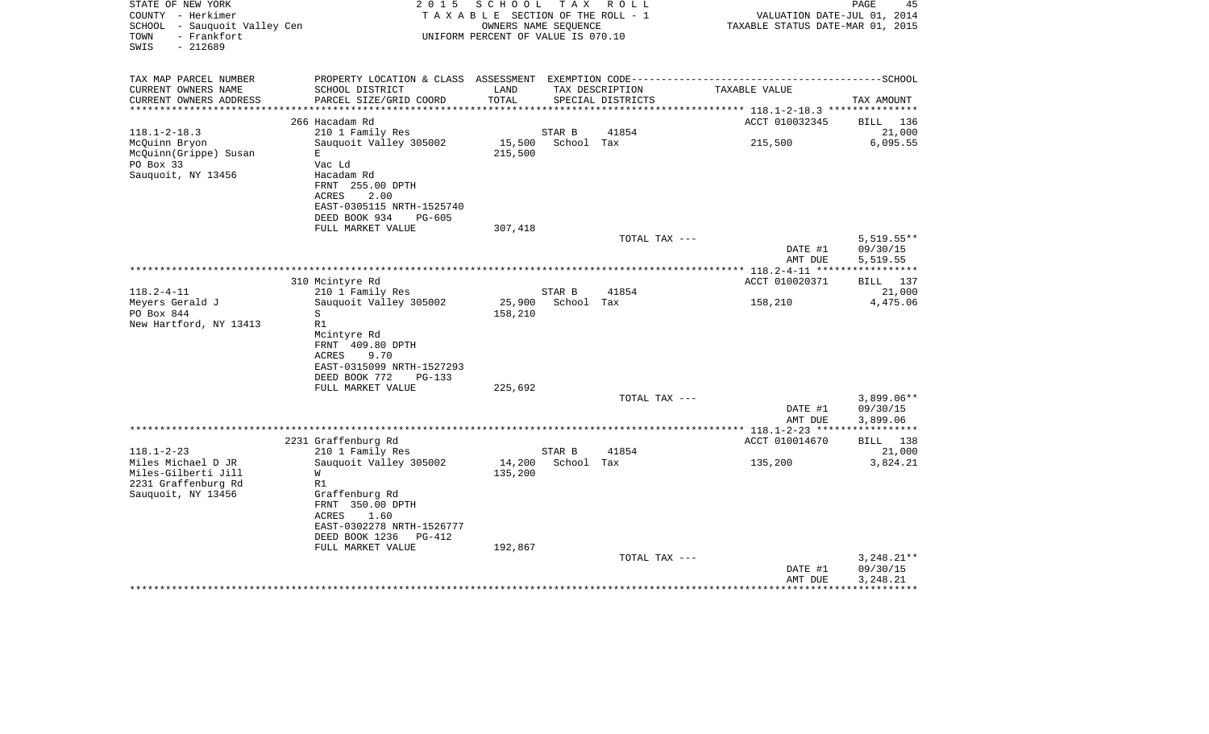STATE OF NEW YORK
COUNTY - Herkimer
SCHOOL - Sauquoit Valley Cen
TOWN - Frankfort
SWIS - 212689

2 0 1 5 S C H O O L T A X R O L L
T A X A B L E SECTION OF THE ROLL - 1
OWNERS NAME SEQUENCE
UNIFORM PERCENT OF VALUE IS 070.10

VALUATION DATE-JUL 01, 2014
TAXABLE STATUS DATE-MAR 01, 2015

| TAX MAP PARCEL NUMBER / CURRENT OWNERS NAME / CURRENT OWNERS ADDRESS | PROPERTY LOCATION & CLASS / SCHOOL DISTRICT / PARCEL SIZE/GRID COORD | ASSESSMENT LAND / TOTAL | EXEMPTION CODE / TAX DESCRIPTION / SPECIAL DISTRICTS | TAXABLE VALUE | SCHOOL TAX AMOUNT |
|---|---|---|---|---|---|
| 118.1-2-18.3 | 266 Hacadam Rd | | | ACCT 010032345 | BILL 136 |
| McQuinn Bryon | 210 1 Family Res | | STAR B 41854 | | 21,000 |
| McQuinn(Grippe) Susan | Sauquoit Valley 305002 | 15,500 | School Tax | 215,500 | 6,095.55 |
| PO Box 33 | E | 215,500 | | | |
| Sauquoit, NY 13456 | Vac Ld | | | | |
| | Hacadam Rd | | | | |
| | FRNT 255.00 DPTH | | | | |
| | ACRES 2.00 | | | | |
| | EAST-0305115 NRTH-1525740 | | | | |
| | DEED BOOK 934 PG-605 | | | | |
| | FULL MARKET VALUE | 307,418 | | | |
| | | | TOTAL TAX --- | | 5,519.55** |
| | | | | DATE #1 | 09/30/15 |
| | | | | AMT DUE | 5,519.55 |
| 118.2-4-11 | 310 Mcintyre Rd | | | ACCT 010020371 | BILL 137 |
| Meyers Gerald J | 210 1 Family Res | | STAR B 41854 | | 21,000 |
| PO Box 844 | Sauquoit Valley 305002 | 25,900 | School Tax | 158,210 | 4,475.06 |
| New Hartford, NY 13413 | S | 158,210 | | | |
| | R1 | | | | |
| | Mcintyre Rd | | | | |
| | FRNT 409.80 DPTH | | | | |
| | ACRES 9.70 | | | | |
| | EAST-0315099 NRTH-1527293 | | | | |
| | DEED BOOK 772 PG-133 | | | | |
| | FULL MARKET VALUE | 225,692 | | | |
| | | | TOTAL TAX --- | | 3,899.06** |
| | | | | DATE #1 | 09/30/15 |
| | | | | AMT DUE | 3,899.06 |
| 118.1-2-23 | 2231 Graffenburg Rd | | | ACCT 010014670 | BILL 138 |
| Miles Michael D JR | 210 1 Family Res | | STAR B 41854 | | 21,000 |
| Miles-Gilberti Jill | Sauquoit Valley 305002 | 14,200 | School Tax | 135,200 | 3,824.21 |
| 2231 Graffenburg Rd | W | 135,200 | | | |
| Sauquoit, NY 13456 | R1 | | | | |
| | Graffenburg Rd | | | | |
| | FRNT 350.00 DPTH | | | | |
| | ACRES 1.60 | | | | |
| | EAST-0302278 NRTH-1526777 | | | | |
| | DEED BOOK 1236 PG-412 | | | | |
| | FULL MARKET VALUE | 192,867 | | | |
| | | | TOTAL TAX --- | | 3,248.21** |
| | | | | DATE #1 | 09/30/15 |
| | | | | AMT DUE | 3,248.21 |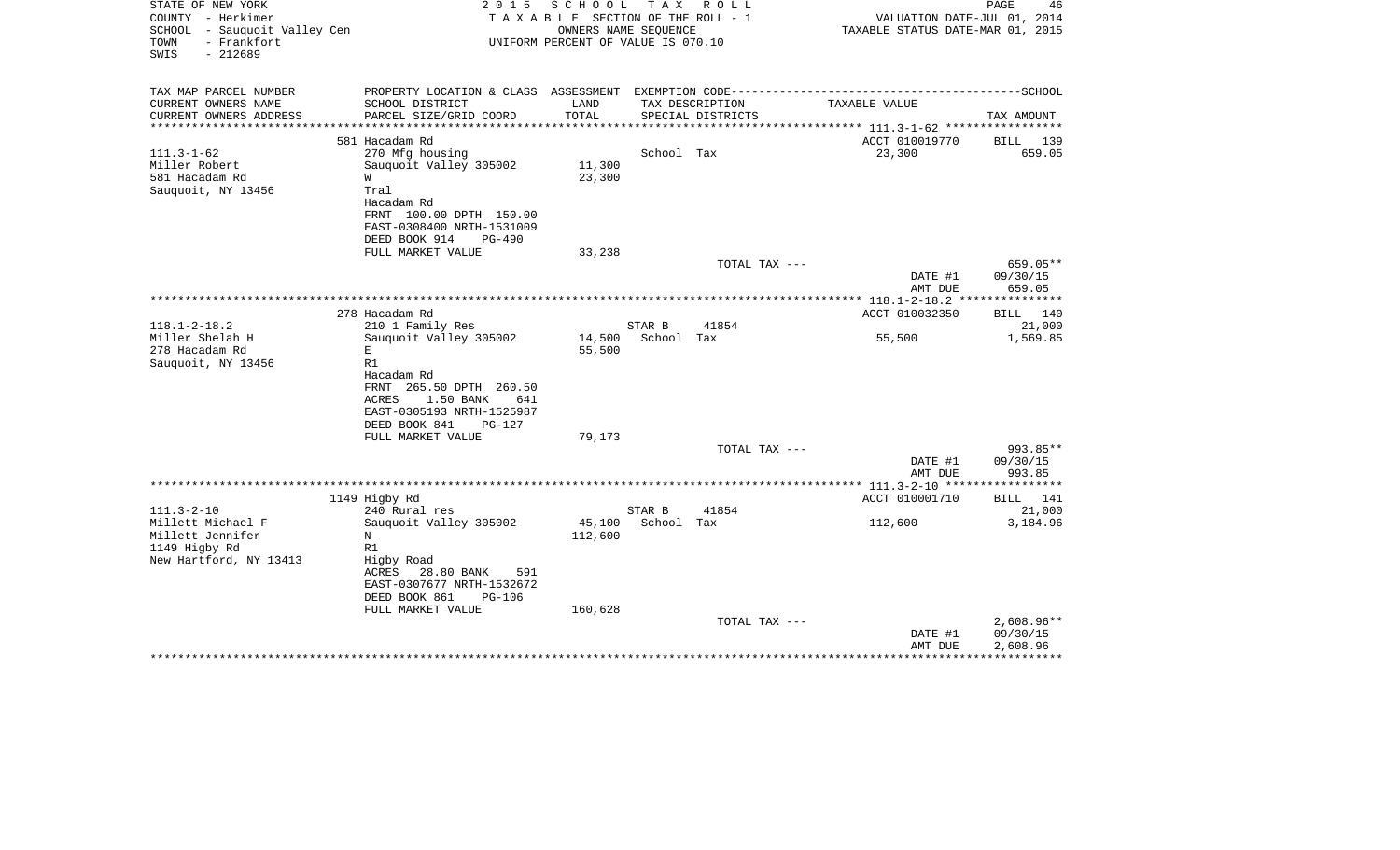STATE OF NEW YORK
COUNTY - Herkimer
SCHOOL - Sauquoit Valley Cen
TOWN - Frankfort
SWIS - 212689

2 0 1 5 S C H O O L T A X R O L L
T A X A B L E SECTION OF THE ROLL - 1
OWNERS NAME SEQUENCE
UNIFORM PERCENT OF VALUE IS 070.10

VALUATION DATE-JUL 01, 2014
TAXABLE STATUS DATE-MAR 01, 2015

| TAX MAP PARCEL NUMBER / CURRENT OWNERS NAME / CURRENT OWNERS ADDRESS | PROPERTY LOCATION & CLASS / SCHOOL DISTRICT / PARCEL SIZE/GRID COORD | ASSESSMENT LAND / TOTAL | EXEMPTION CODE / TAX DESCRIPTION / SPECIAL DISTRICTS | TAXABLE VALUE | TAX AMOUNT |
|---|---|---|---|---|---|
| | 581 Hacadam Rd | | | ACCT 010019770 | BILL 139 |
| 111.3-1-62 | 270 Mfg housing | | School Tax | 23,300 | 659.05 |
| Miller Robert | Sauquoit Valley 305002 | 11,300 | | | |
| 581 Hacadam Rd | W | 23,300 | | | |
| Sauquoit, NY 13456 | Tral | | | | |
| | Hacadam Rd | | | | |
| | FRNT 100.00 DPTH 150.00 | | | | |
| | EAST-0308400 NRTH-1531009 | | | | |
| | DEED BOOK 914 PG-490 | | | | |
| | FULL MARKET VALUE | 33,238 | | | |
| | | | TOTAL TAX --- | | 659.05** |
| | | | | DATE #1 | 09/30/15 |
| | | | | AMT DUE | 659.05 |
| | 278 Hacadam Rd | | | ACCT 010032350 | BILL 140 |
| 118.1-2-18.2 | 210 1 Family Res | | STAR B 41854 | | 21,000 |
| Miller Shelah H | Sauquoit Valley 305002 | 14,500 | School Tax | 55,500 | 1,569.85 |
| 278 Hacadam Rd | E | 55,500 | | | |
| Sauquoit, NY 13456 | R1 | | | | |
| | Hacadam Rd | | | | |
| | FRNT 265.50 DPTH 260.50 | | | | |
| | ACRES 1.50 BANK 641 | | | | |
| | EAST-0305193 NRTH-1525987 | | | | |
| | DEED BOOK 841 PG-127 | | | | |
| | FULL MARKET VALUE | 79,173 | | | |
| | | | TOTAL TAX --- | | 993.85** |
| | | | | DATE #1 | 09/30/15 |
| | | | | AMT DUE | 993.85 |
| | 1149 Higby Rd | | | ACCT 010001710 | BILL 141 |
| 111.3-2-10 | 240 Rural res | | STAR B 41854 | | 21,000 |
| Millett Michael F | Sauquoit Valley 305002 | 45,100 | School Tax | 112,600 | 3,184.96 |
| Millett Jennifer | N | 112,600 | | | |
| 1149 Higby Rd | R1 | | | | |
| New Hartford, NY 13413 | Higby Road | | | | |
| | ACRES 28.80 BANK 591 | | | | |
| | EAST-0307677 NRTH-1532672 | | | | |
| | DEED BOOK 861 PG-106 | | | | |
| | FULL MARKET VALUE | 160,628 | | | |
| | | | TOTAL TAX --- | | 2,608.96** |
| | | | | DATE #1 | 09/30/15 |
| | | | | AMT DUE | 2,608.96 |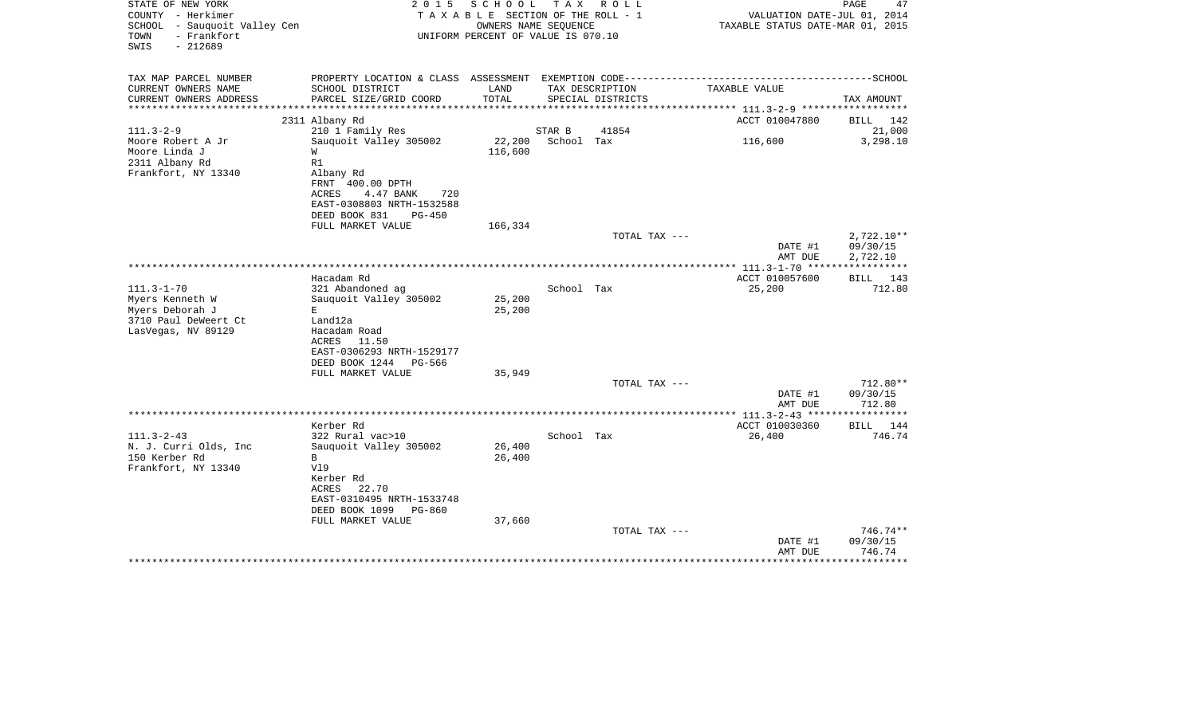STATE OF NEW YORK
COUNTY - Herkimer
SCHOOL - Sauquoit Valley Cen
TOWN - Frankfort
SWIS - 212689

2 0 1 5 S C H O O L T A X R O L L
T A X A B L E SECTION OF THE ROLL - 1
OWNERS NAME SEQUENCE
UNIFORM PERCENT OF VALUE IS 070.10

VALUATION DATE-JUL 01, 2014
TAXABLE STATUS DATE-MAR 01, 2015

| TAX MAP PARCEL NUMBER / CURRENT OWNERS NAME / CURRENT OWNERS ADDRESS | PROPERTY LOCATION & CLASS / SCHOOL DISTRICT / PARCEL SIZE/GRID COORD | ASSESSMENT LAND / TOTAL | EXEMPTION CODE / TAX DESCRIPTION / SPECIAL DISTRICTS | TAXABLE VALUE | SCHOOL TAX AMOUNT |
|---|---|---|---|---|---|
| 111.3-2-9 | 2311 Albany Rd | | | ACCT 010047880 | BILL 142 |
| Moore Robert A Jr | 210 1 Family Res | | STAR B 41854 | | 21,000 |
| Moore Linda J | Sauquoit Valley 305002 | 22,200 | School Tax | 116,600 | 3,298.10 |
| 2311 Albany Rd | W | 116,600 | | | |
| Frankfort, NY 13340 | R1 | | | | |
| | Albany Rd | | | | |
| | FRNT 400.00 DPTH | | | | |
| | ACRES 4.47 BANK 720 | | | | |
| | EAST-0308803 NRTH-1532588 | | | | |
| | DEED BOOK 831 PG-450 | | | | |
| | FULL MARKET VALUE | 166,334 | | | |
| | | | TOTAL TAX --- | | 2,722.10** |
| | | | | DATE #1 | 09/30/15 |
| | | | | AMT DUE | 2,722.10 |
| 111.3-1-70 | Hacadam Rd | | | ACCT 010057600 | BILL 143 |
| Myers Kenneth W | 321 Abandoned ag | | School Tax | 25,200 | 712.80 |
| Myers Deborah J | Sauquoit Valley 305002 | 25,200 | | | |
| 3710 Paul DeWeert Ct | E | 25,200 | | | |
| LasVegas, NV 89129 | Land12a | | | | |
| | Hacadam Road | | | | |
| | ACRES 11.50 | | | | |
| | EAST-0306293 NRTH-1529177 | | | | |
| | DEED BOOK 1244 PG-566 | | | | |
| | FULL MARKET VALUE | 35,949 | | | |
| | | | TOTAL TAX --- | | 712.80** |
| | | | | DATE #1 | 09/30/15 |
| | | | | AMT DUE | 712.80 |
| 111.3-2-43 | Kerber Rd | | | ACCT 010030360 | BILL 144 |
| N. J. Curri Olds, Inc | 322 Rural vac>10 | | School Tax | 26,400 | 746.74 |
| 150 Kerber Rd | Sauquoit Valley 305002 | 26,400 | | | |
| Frankfort, NY 13340 | B | 26,400 | | | |
| | Vl9 | | | | |
| | Kerber Rd | | | | |
| | ACRES 22.70 | | | | |
| | EAST-0310495 NRTH-1533748 | | | | |
| | DEED BOOK 1099 PG-860 | | | | |
| | FULL MARKET VALUE | 37,660 | | | |
| | | | TOTAL TAX --- | | 746.74** |
| | | | | DATE #1 | 09/30/15 |
| | | | | AMT DUE | 746.74 |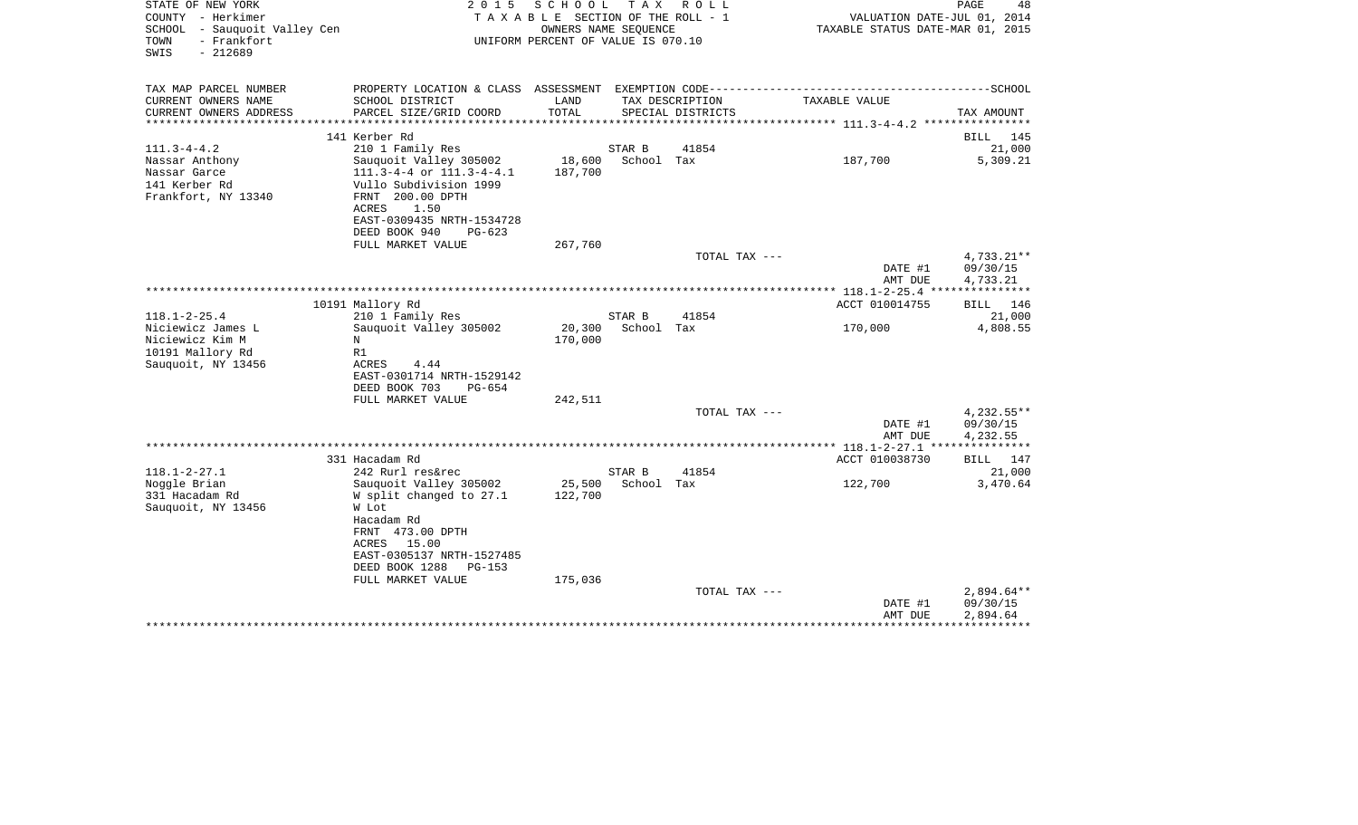STATE OF NEW YORK
COUNTY - Herkimer
SCHOOL - Sauquoit Valley Cen
TOWN - Frankfort
SWIS - 212689

2015 SCHOOL TAX ROLL
TAXABLE SECTION OF THE ROLL - 1
OWNERS NAME SEQUENCE
UNIFORM PERCENT OF VALUE IS 070.10

VALUATION DATE-JUL 01, 2014
TAXABLE STATUS DATE-MAR 01, 2015

| TAX MAP PARCEL NUMBER / CURRENT OWNERS NAME / CURRENT OWNERS ADDRESS | PROPERTY LOCATION & CLASS / SCHOOL DISTRICT / PARCEL SIZE/GRID COORD | ASSESSMENT LAND / TOTAL | EXEMPTION CODE / TAX DESCRIPTION / SPECIAL DISTRICTS | TAXABLE VALUE | TAX AMOUNT |
|---|---|---|---|---|---|
| | 141 Kerber Rd | | | | BILL 145 |
| 111.3-4-4.2 | 210 1 Family Res | | STAR B 41854 | | 21,000 |
| Nassar Anthony | Sauquoit Valley 305002 | 18,600 | School Tax | 187,700 | 5,309.21 |
| Nassar Garce | 111.3-4-4 or 111.3-4-4.1 | 187,700 | | | |
| 141 Kerber Rd | Vullo Subdivision 1999 | | | | |
| Frankfort, NY 13340 | FRNT 200.00 DPTH | | | | |
| | ACRES 1.50 | | | | |
| | EAST-0309435 NRTH-1534728 | | | | |
| | DEED BOOK 940 PG-623 | | | | |
| | FULL MARKET VALUE | 267,760 | | | |
| | | | TOTAL TAX --- | | 4,733.21** |
| | | | | DATE #1 | 09/30/15 |
| | | | | AMT DUE | 4,733.21 |
| | 10191 Mallory Rd | | | ACCT 010014755 | BILL 146 |
| 118.1-2-25.4 | 210 1 Family Res | | STAR B 41854 | | 21,000 |
| Niciewicz James L | Sauquoit Valley 305002 | 20,300 | School Tax | 170,000 | 4,808.55 |
| Niciewicz Kim M | N | 170,000 | | | |
| 10191 Mallory Rd | R1 | | | | |
| Sauquoit, NY 13456 | ACRES 4.44 | | | | |
| | EAST-0301714 NRTH-1529142 | | | | |
| | DEED BOOK 703 PG-654 | | | | |
| | FULL MARKET VALUE | 242,511 | | | |
| | | | TOTAL TAX --- | | 4,232.55** |
| | | | | DATE #1 | 09/30/15 |
| | | | | AMT DUE | 4,232.55 |
| | 331 Hacadam Rd | | | ACCT 010038730 | BILL 147 |
| 118.1-2-27.1 | 242 Rurl res&rec | | STAR B 41854 | | 21,000 |
| Noggle Brian | Sauquoit Valley 305002 | 25,500 | School Tax | 122,700 | 3,470.64 |
| 331 Hacadam Rd | W split changed to 27.1 | 122,700 | | | |
| Sauquoit, NY 13456 | W Lot | | | | |
| | Hacadam Rd | | | | |
| | FRNT 473.00 DPTH | | | | |
| | ACRES 15.00 | | | | |
| | EAST-0305137 NRTH-1527485 | | | | |
| | DEED BOOK 1288 PG-153 | | | | |
| | FULL MARKET VALUE | 175,036 | | | |
| | | | TOTAL TAX --- | | 2,894.64** |
| | | | | DATE #1 | 09/30/15 |
| | | | | AMT DUE | 2,894.64 |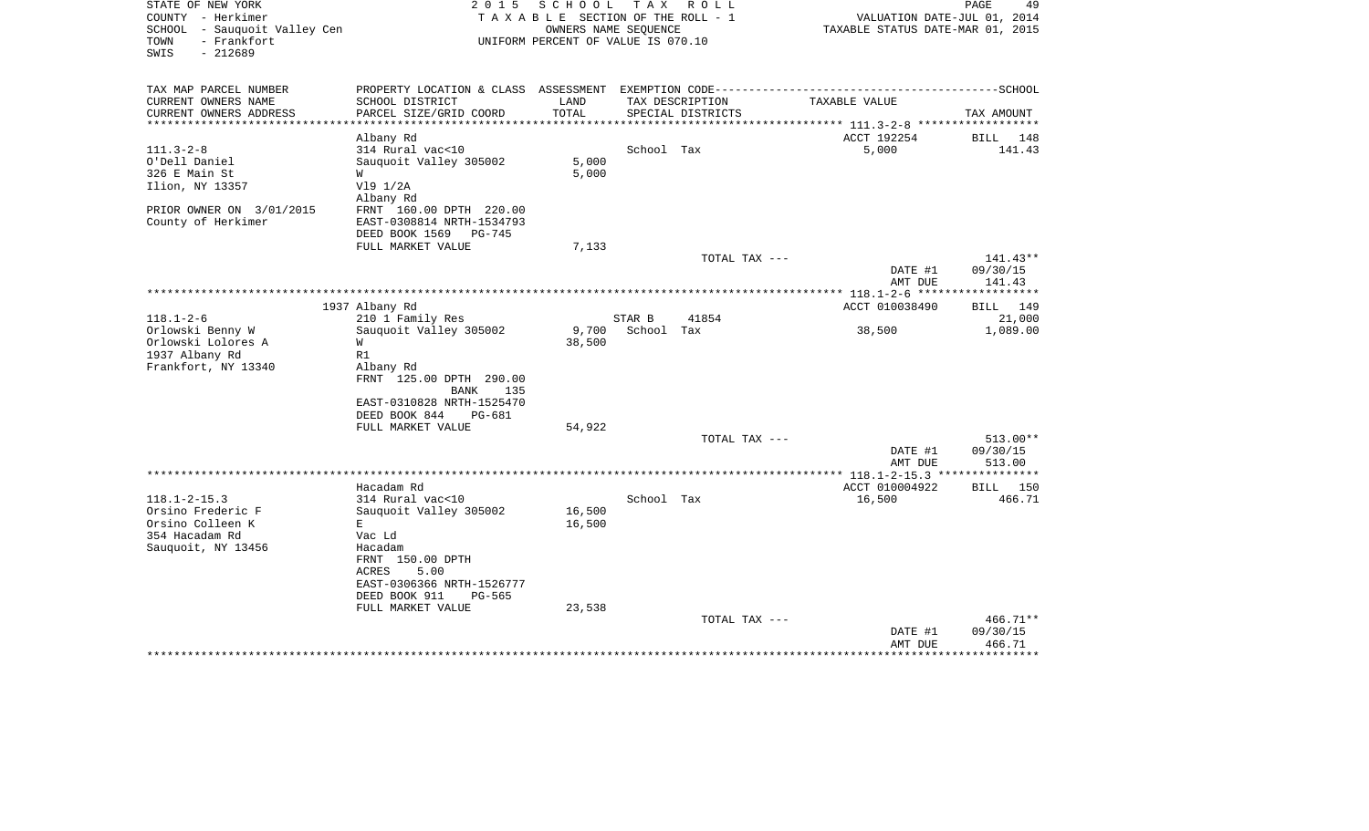STATE OF NEW YORK
COUNTY - Herkimer
SCHOOL - Sauquoit Valley Cen
TOWN - Frankfort
SWIS - 212689

2015 SCHOOL TAX ROLL
TAXABLE SECTION OF THE ROLL - 1
OWNERS NAME SEQUENCE
UNIFORM PERCENT OF VALUE IS 070.10

VALUATION DATE-JUL 01, 2014
TAXABLE STATUS DATE-MAR 01, 2015

| TAX MAP PARCEL NUMBER<br>CURRENT OWNERS NAME<br>CURRENT OWNERS ADDRESS | PROPERTY LOCATION & CLASS<br>SCHOOL DISTRICT<br>PARCEL SIZE/GRID COORD | ASSESSMENT LAND<br>TOTAL | EXEMPTION CODE<br>TAX DESCRIPTION<br>SPECIAL DISTRICTS | | TAXABLE VALUE | SCHOOL<br>TAX AMOUNT |
|---|---|---|---|---|---|---|
| 111.3-2-8 | Albany Rd | | | | ACCT 192254 | BILL 148 |
| | 314 Rural vac<10 | | School Tax | | 5,000 | 141.43 |
| O'Dell Daniel | Sauquoit Valley 305002 | 5,000 | | | | |
| 326 E Main St | W | 5,000 | | | | |
| Ilion, NY 13357 | Vl9 1/2A | | | | | |
| | Albany Rd | | | | | |
| PRIOR OWNER ON 3/01/2015 | FRNT 160.00 DPTH 220.00 | | | | | |
| County of Herkimer | EAST-0308814 NRTH-1534793 | | | | | |
| | DEED BOOK 1569 PG-745 | | | | | |
| | FULL MARKET VALUE | 7,133 | | | | |
| | | | TOTAL TAX --- | | | 141.43** |
| | | | | | DATE #1 | 09/30/15 |
| | | | | | AMT DUE | 141.43 |
| 118.1-2-6 | 1937 Albany Rd | | | | ACCT 010038490 | BILL 149 |
| | 210 1 Family Res | | STAR B | 41854 | | 21,000 |
| Orlowski Benny W | Sauquoit Valley 305002 | 9,700 | School Tax | | 38,500 | 1,089.00 |
| Orlowski Lolores A | W | 38,500 | | | | |
| 1937 Albany Rd | R1 | | | | | |
| Frankfort, NY 13340 | Albany Rd | | | | | |
| | FRNT 125.00 DPTH 290.00 | | | | | |
| | BANK 135 | | | | | |
| | EAST-0310828 NRTH-1525470 | | | | | |
| | DEED BOOK 844 PG-681 | | | | | |
| | FULL MARKET VALUE | 54,922 | | | | |
| | | | TOTAL TAX --- | | | 513.00** |
| | | | | | DATE #1 | 09/30/15 |
| | | | | | AMT DUE | 513.00 |
| 118.1-2-15.3 | Hacadam Rd | | | | ACCT 010004922 | BILL 150 |
| | 314 Rural vac<10 | | School Tax | | 16,500 | 466.71 |
| Orsino Frederic F | Sauquoit Valley 305002 | 16,500 | | | | |
| Orsino Colleen K | E | 16,500 | | | | |
| 354 Hacadam Rd | Vac Ld | | | | | |
| Sauquoit, NY 13456 | Hacadam | | | | | |
| | FRNT 150.00 DPTH | | | | | |
| | ACRES 5.00 | | | | | |
| | EAST-0306366 NRTH-1526777 | | | | | |
| | DEED BOOK 911 PG-565 | | | | | |
| | FULL MARKET VALUE | 23,538 | | | | |
| | | | TOTAL TAX --- | | | 466.71** |
| | | | | | DATE #1 | 09/30/15 |
| | | | | | AMT DUE | 466.71 |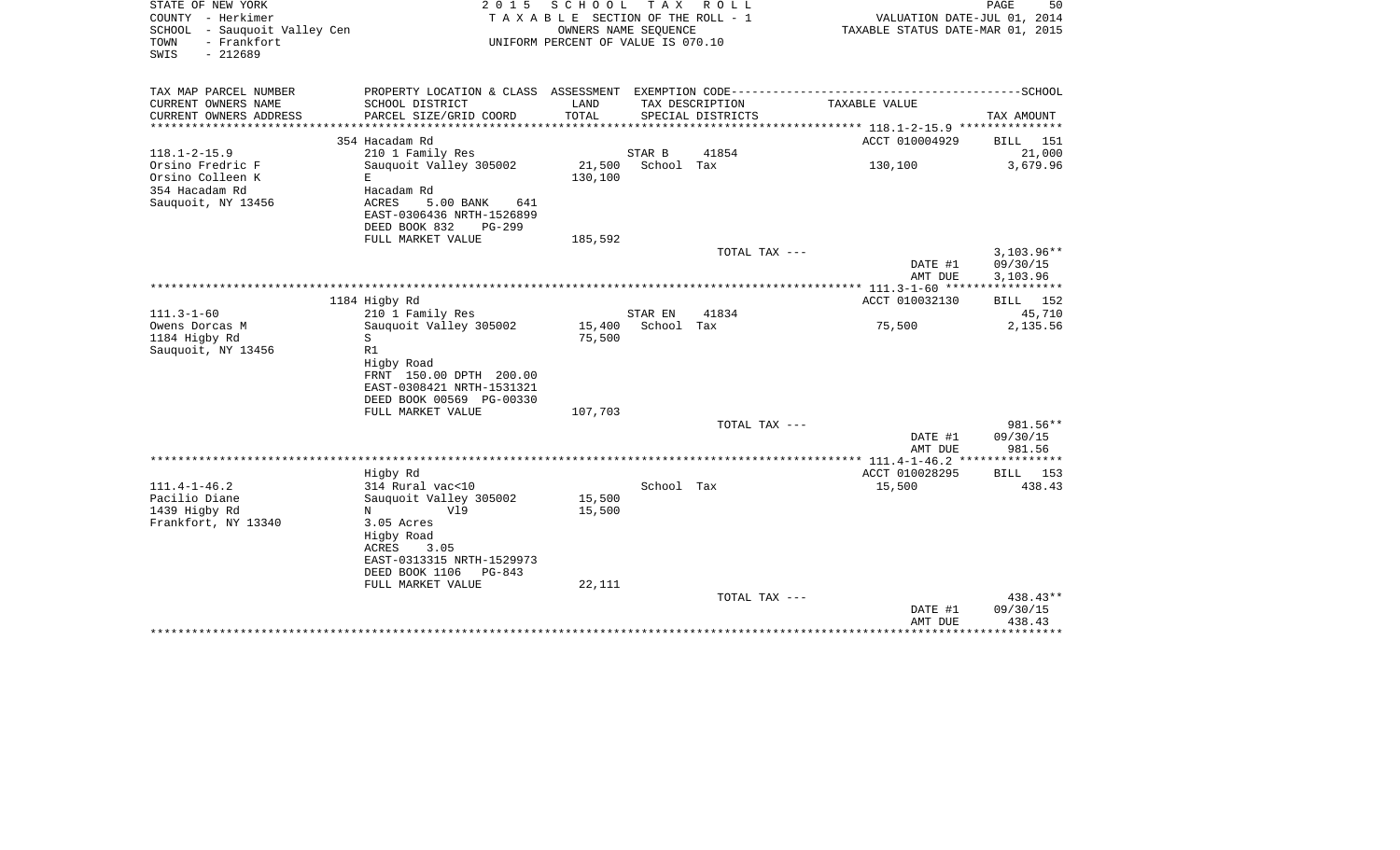STATE OF NEW YORK
COUNTY - Herkimer
SCHOOL - Sauquoit Valley Cen
TOWN - Frankfort
SWIS - 212689

2 0 1 5 S C H O O L T A X R O L L
T A X A B L E SECTION OF THE ROLL - 1
OWNERS NAME SEQUENCE
UNIFORM PERCENT OF VALUE IS 070.10

VALUATION DATE-JUL 01, 2014
TAXABLE STATUS DATE-MAR 01, 2015

| TAX MAP PARCEL NUMBER<br>CURRENT OWNERS NAME<br>CURRENT OWNERS ADDRESS | PROPERTY LOCATION & CLASS<br>SCHOOL DISTRICT<br>PARCEL SIZE/GRID COORD | ASSESSMENT<br>LAND<br>TOTAL | EXEMPTION CODE<br>TAX DESCRIPTION<br>SPECIAL DISTRICTS | | TAXABLE VALUE | SCHOOL<br>TAX AMOUNT |
|---|---|---|---|---|---|---|
| | 354 Hacadam Rd | | | | ACCT 010004929 | BILL 151 |
| 118.1-2-15.9 | 210 1 Family Res | | STAR B | 41854 | | 21,000 |
| Orsino Fredric F | Sauquoit Valley 305002 | 21,500 | School Tax | | 130,100 | 3,679.96 |
| Orsino Colleen K | E | 130,100 | | | | |
| 354 Hacadam Rd | Hacadam Rd | | | | | |
| Sauquoit, NY 13456 | ACRES 5.00 BANK 641 | | | | | |
| | EAST-0306436 NRTH-1526899 | | | | | |
| | DEED BOOK 832 PG-299 | | | | | |
| | FULL MARKET VALUE | 185,592 | | | | |
| | | | TOTAL TAX --- | | | 3,103.96** |
| | | | | | DATE #1 | 09/30/15 |
| | | | | | AMT DUE | 3,103.96 |
| | 1184 Higby Rd | | | | ACCT 010032130 | BILL 152 |
| 111.3-1-60 | 210 1 Family Res | | STAR EN | 41834 | | 45,710 |
| Owens Dorcas M | Sauquoit Valley 305002 | 15,400 | School Tax | | 75,500 | 2,135.56 |
| 1184 Higby Rd | S | 75,500 | | | | |
| Sauquoit, NY 13456 | R1 | | | | | |
| | Higby Road | | | | | |
| | FRNT 150.00 DPTH 200.00 | | | | | |
| | EAST-0308421 NRTH-1531321 | | | | | |
| | DEED BOOK 00569 PG-00330 | | | | | |
| | FULL MARKET VALUE | 107,703 | | | | |
| | | | TOTAL TAX --- | | | 981.56** |
| | | | | | DATE #1 | 09/30/15 |
| | | | | | AMT DUE | 981.56 |
| | Higby Rd | | | | ACCT 010028295 | BILL 153 |
| 111.4-1-46.2 | 314 Rural vac<10 | | School Tax | | 15,500 | 438.43 |
| Pacilio Diane | Sauquoit Valley 305002 | 15,500 | | | | |
| 1439 Higby Rd | N V19 | 15,500 | | | | |
| Frankfort, NY 13340 | 3.05 Acres | | | | | |
| | Higby Road | | | | | |
| | ACRES 3.05 | | | | | |
| | EAST-0313315 NRTH-1529973 | | | | | |
| | DEED BOOK 1106 PG-843 | | | | | |
| | FULL MARKET VALUE | 22,111 | | | | |
| | | | TOTAL TAX --- | | | 438.43** |
| | | | | | DATE #1 | 09/30/15 |
| | | | | | AMT DUE | 438.43 |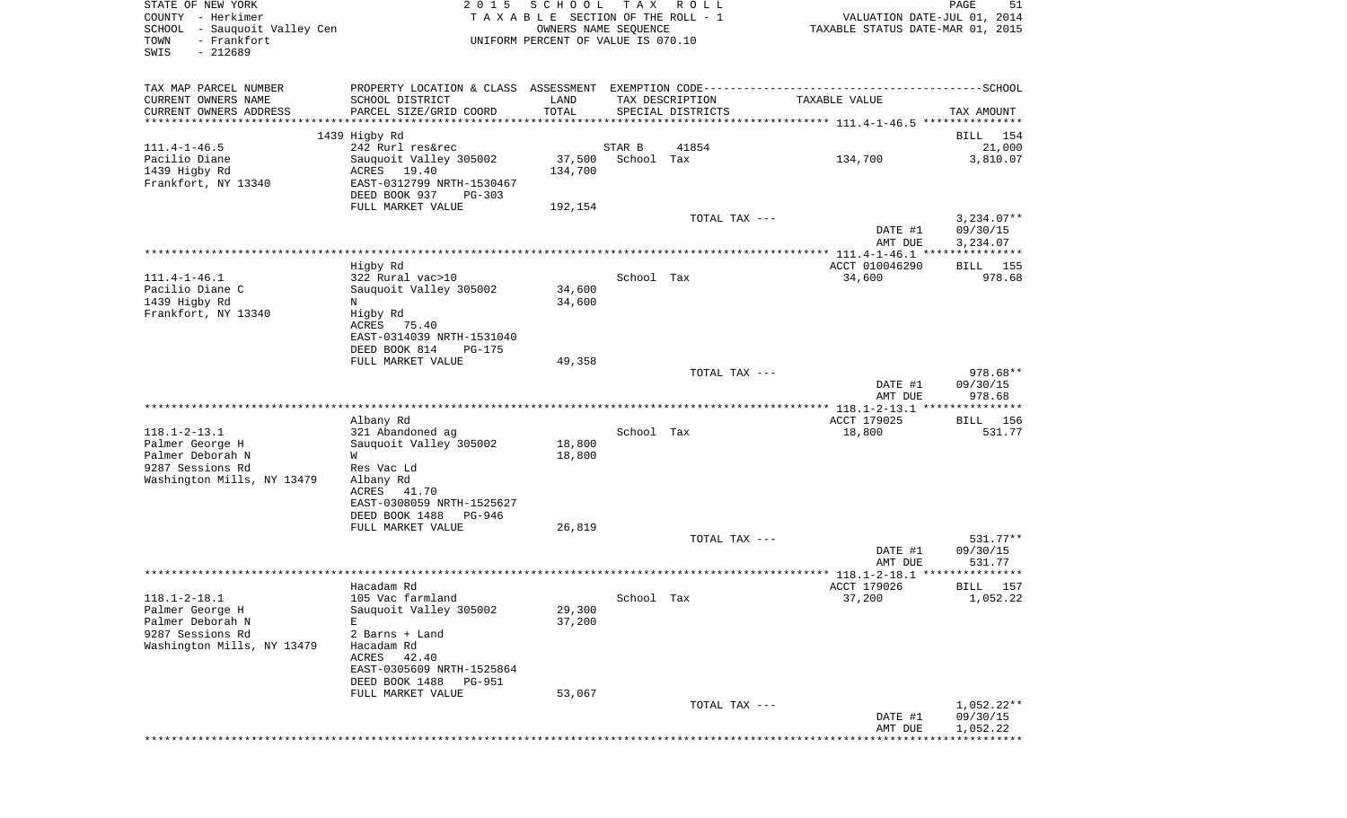STATE OF NEW YORK | 2015 SCHOOL TAX ROLL | VALUATION DATE-JUL 01, 2014
COUNTY - Herkimer | TAXABLE SECTION OF THE ROLL - 1 | TAXABLE STATUS DATE-MAR 01, 2015
SCHOOL - Sauquoit Valley Cen | OWNERS NAME SEQUENCE
TOWN - Frankfort | UNIFORM PERCENT OF VALUE IS 070.10
SWIS - 212689

| TAX MAP PARCEL NUMBER / CURRENT OWNERS NAME / CURRENT OWNERS ADDRESS | PROPERTY LOCATION & CLASS / SCHOOL DISTRICT / PARCEL SIZE/GRID COORD | ASSESSMENT LAND / TOTAL | EXEMPTION CODE / TAX DESCRIPTION / SPECIAL DISTRICTS | TAXABLE VALUE | TAX AMOUNT |
|---|---|---|---|---|---|
| | 1439 Higby Rd | | | | BILL 154 |
| 111.4-1-46.5 | 242 Rurl res&rec | | STAR B 41854 | | 21,000 |
| Pacilio Diane | Sauquoit Valley 305002 | 37,500 | School Tax | 134,700 | 3,810.07 |
| 1439 Higby Rd | ACRES 19.40 | 134,700 | | | |
| Frankfort, NY 13340 | EAST-0312799 NRTH-1530467 | | | | |
| | DEED BOOK 937 PG-303 | | | | |
| | FULL MARKET VALUE | 192,154 | | | |
| | | | TOTAL TAX --- | | 3,234.07** |
| | | | | DATE #1 | 09/30/15 |
| | | | | AMT DUE | 3,234.07 |
| | Higby Rd | | | ACCT 010046290 | BILL 155 |
| 111.4-1-46.1 | 322 Rural vac>10 | | School Tax | 34,600 | 978.68 |
| Pacilio Diane C | Sauquoit Valley 305002 | 34,600 | | | |
| 1439 Higby Rd | N | 34,600 | | | |
| Frankfort, NY 13340 | Higby Rd | | | | |
| | ACRES 75.40 | | | | |
| | EAST-0314039 NRTH-1531040 | | | | |
| | DEED BOOK 814 PG-175 | | | | |
| | FULL MARKET VALUE | 49,358 | | | |
| | | | TOTAL TAX --- | | 978.68** |
| | | | | DATE #1 | 09/30/15 |
| | | | | AMT DUE | 978.68 |
| | Albany Rd | | | ACCT 179025 | BILL 156 |
| 118.1-2-13.1 | 321 Abandoned ag | | School Tax | 18,800 | 531.77 |
| Palmer George H | Sauquoit Valley 305002 | 18,800 | | | |
| Palmer Deborah N | W | 18,800 | | | |
| 9287 Sessions Rd | Res Vac Ld | | | | |
| Washington Mills, NY 13479 | Albany Rd | | | | |
| | ACRES 41.70 | | | | |
| | EAST-0308059 NRTH-1525627 | | | | |
| | DEED BOOK 1488 PG-946 | | | | |
| | FULL MARKET VALUE | 26,819 | | | |
| | | | TOTAL TAX --- | | 531.77** |
| | | | | DATE #1 | 09/30/15 |
| | | | | AMT DUE | 531.77 |
| | Hacadam Rd | | | ACCT 179026 | BILL 157 |
| 118.1-2-18.1 | 105 Vac farmland | | School Tax | 37,200 | 1,052.22 |
| Palmer George H | Sauquoit Valley 305002 | 29,300 | | | |
| Palmer Deborah N | E | 37,200 | | | |
| 9287 Sessions Rd | 2 Barns + Land | | | | |
| Washington Mills, NY 13479 | Hacadam Rd | | | | |
| | ACRES 42.40 | | | | |
| | EAST-0305609 NRTH-1525864 | | | | |
| | DEED BOOK 1488 PG-951 | | | | |
| | FULL MARKET VALUE | 53,067 | | | |
| | | | TOTAL TAX --- | | 1,052.22** |
| | | | | DATE #1 | 09/30/15 |
| | | | | AMT DUE | 1,052.22 |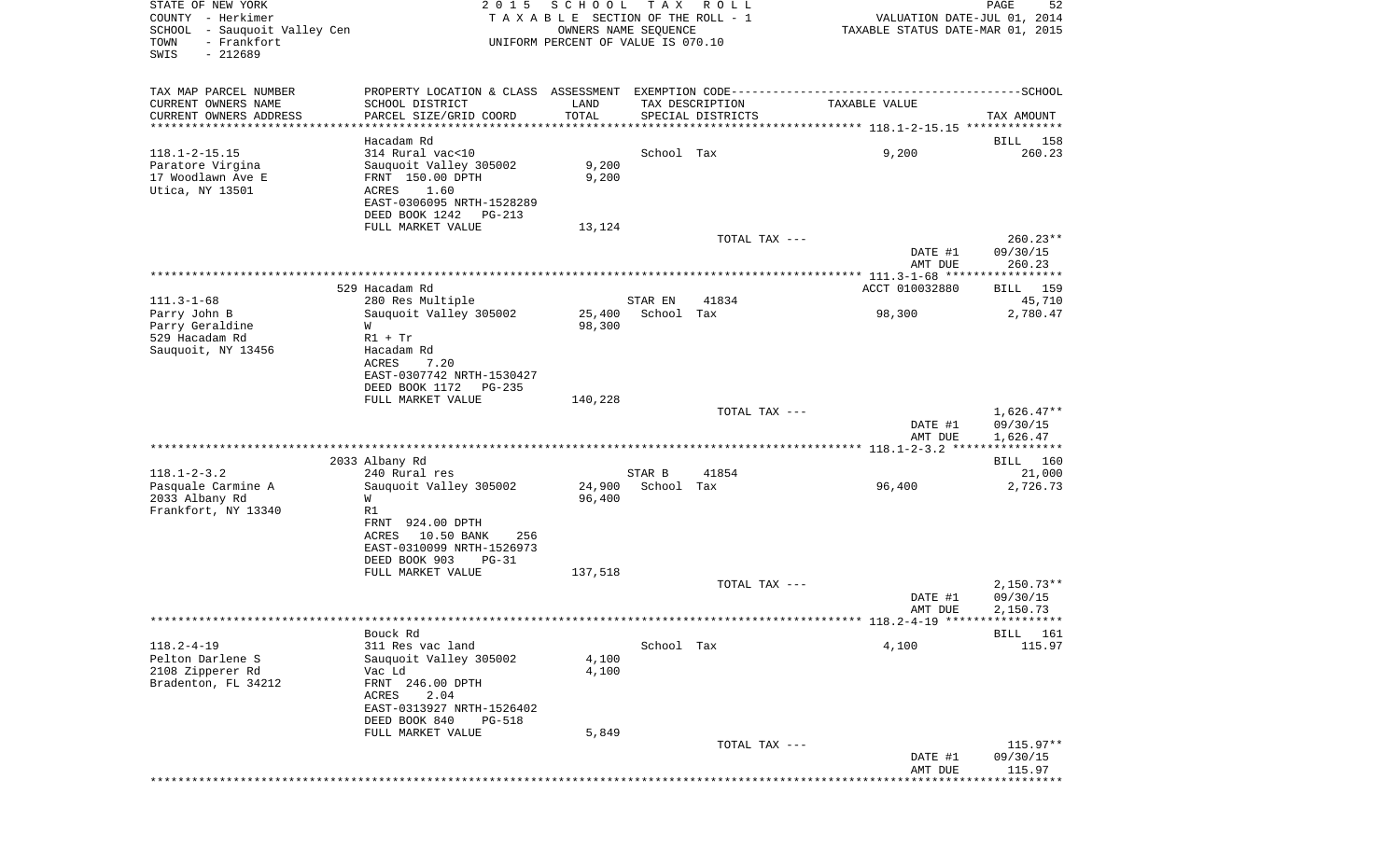STATE OF NEW YORK
COUNTY - Herkimer
SCHOOL - Sauquoit Valley Cen
TOWN - Frankfort
SWIS - 212689

2 0 1 5 S C H O O L T A X R O L L
T A X A B L E SECTION OF THE ROLL - 1
OWNERS NAME SEQUENCE
UNIFORM PERCENT OF VALUE IS 070.10

VALUATION DATE-JUL 01, 2014
TAXABLE STATUS DATE-MAR 01, 2015

| TAX MAP PARCEL NUMBER / CURRENT OWNERS NAME / CURRENT OWNERS ADDRESS | PROPERTY LOCATION & CLASS / SCHOOL DISTRICT / PARCEL SIZE/GRID COORD | ASSESSMENT LAND / TOTAL | EXEMPTION CODE / TAX DESCRIPTION / SPECIAL DISTRICTS | TAXABLE VALUE | SCHOOL TAX AMOUNT |
|---|---|---|---|---|---|
| 118.1-2-15.15 | Hacadam Rd | | | | BILL 158 |
| 118.1-2-15.15 | 314 Rural vac<10 | | School Tax | 9,200 | 260.23 |
| Paratore Virgina | Sauquoit Valley 305002 | 9,200 | | | |
| 17 Woodlawn Ave E | FRNT 150.00 DPTH | 9,200 | | | |
| Utica, NY 13501 | ACRES 1.60 | | | | |
| | EAST-0306095 NRTH-1528289 | | | | |
| | DEED BOOK 1242 PG-213 | | | | |
| | FULL MARKET VALUE | 13,124 | | | |
| | | | TOTAL TAX --- | | 260.23** |
| | | | | DATE #1 | 09/30/15 |
| | | | | AMT DUE | 260.23 |
| 111.3-1-68 | 529 Hacadam Rd | | | ACCT 010032880 | BILL 159 |
| 111.3-1-68 | 280 Res Multiple | | STAR EN 41834 | | 45,710 |
| Parry John B | Sauquoit Valley 305002 | 25,400 | School Tax | 98,300 | 2,780.47 |
| Parry Geraldine | W | 98,300 | | | |
| 529 Hacadam Rd | R1 + Tr | | | | |
| Sauquoit, NY 13456 | Hacadam Rd | | | | |
| | ACRES 7.20 | | | | |
| | EAST-0307742 NRTH-1530427 | | | | |
| | DEED BOOK 1172 PG-235 | | | | |
| | FULL MARKET VALUE | 140,228 | | | |
| | | | TOTAL TAX --- | | 1,626.47** |
| | | | | DATE #1 | 09/30/15 |
| | | | | AMT DUE | 1,626.47 |
| 118.1-2-3.2 | 2033 Albany Rd | | | | BILL 160 |
| 118.1-2-3.2 | 240 Rural res | | STAR B 41854 | | 21,000 |
| Pasquale Carmine A | Sauquoit Valley 305002 | 24,900 | School Tax | 96,400 | 2,726.73 |
| 2033 Albany Rd | W | 96,400 | | | |
| Frankfort, NY 13340 | R1 | | | | |
| | FRNT 924.00 DPTH | | | | |
| | ACRES 10.50 BANK 256 | | | | |
| | EAST-0310099 NRTH-1526973 | | | | |
| | DEED BOOK 903 PG-31 | | | | |
| | FULL MARKET VALUE | 137,518 | | | |
| | | | TOTAL TAX --- | | 2,150.73** |
| | | | | DATE #1 | 09/30/15 |
| | | | | AMT DUE | 2,150.73 |
| 118.2-4-19 | Bouck Rd | | | | BILL 161 |
| 118.2-4-19 | 311 Res vac land | | School Tax | 4,100 | 115.97 |
| Pelton Darlene S | Sauquoit Valley 305002 | 4,100 | | | |
| 2108 Zipperer Rd | Vac Ld | 4,100 | | | |
| Bradenton, FL 34212 | FRNT 246.00 DPTH | | | | |
| | ACRES 2.04 | | | | |
| | EAST-0313927 NRTH-1526402 | | | | |
| | DEED BOOK 840 PG-518 | | | | |
| | FULL MARKET VALUE | 5,849 | | | |
| | | | TOTAL TAX --- | | 115.97** |
| | | | | DATE #1 | 09/30/15 |
| | | | | AMT DUE | 115.97 |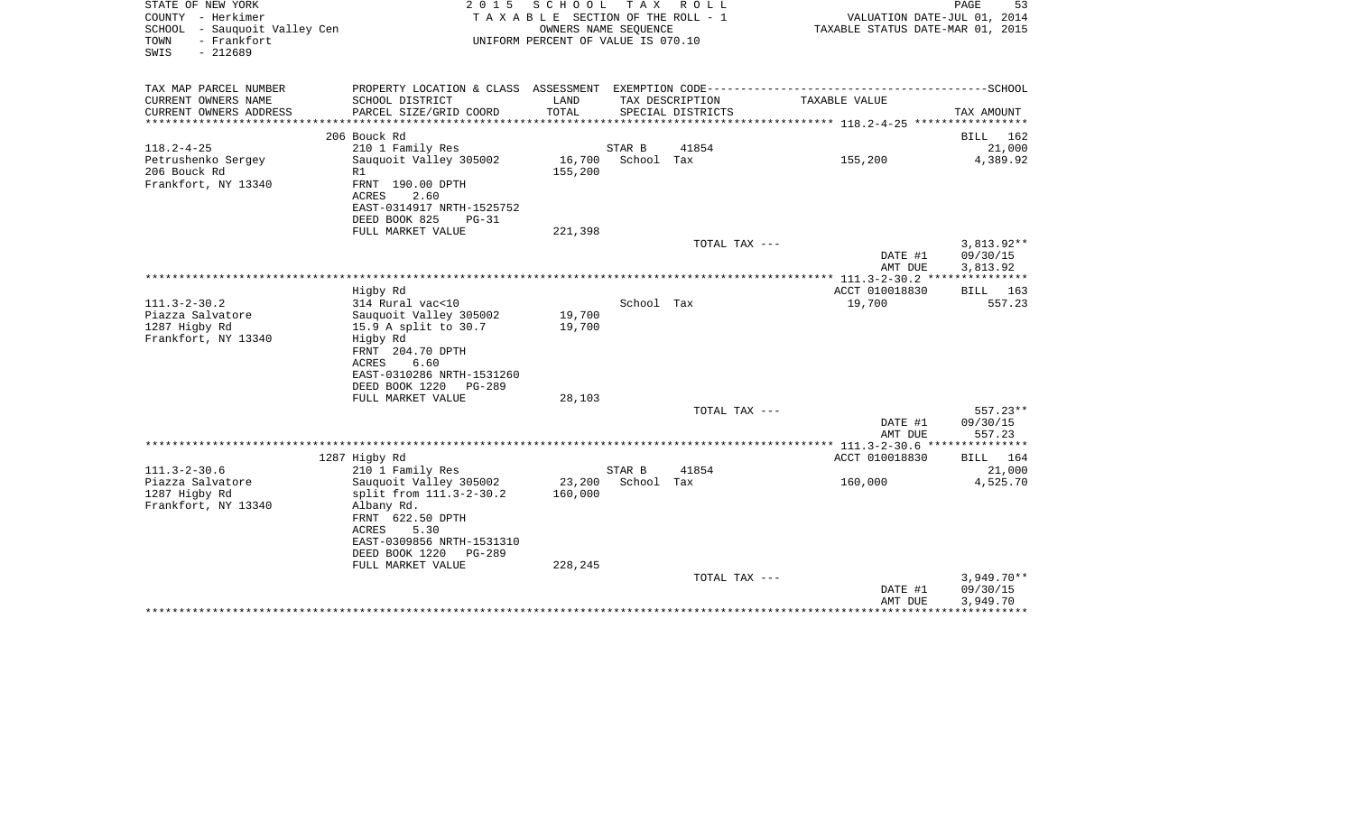STATE OF NEW YORK
COUNTY - Herkimer
SCHOOL - Sauquoit Valley Cen
TOWN - Frankfort
SWIS - 212689

2 0 1 5 S C H O O L T A X R O L L
T A X A B L E SECTION OF THE ROLL - 1
OWNERS NAME SEQUENCE
UNIFORM PERCENT OF VALUE IS 070.10

VALUATION DATE-JUL 01, 2014
TAXABLE STATUS DATE-MAR 01, 2015

| TAX MAP PARCEL NUMBER<br>CURRENT OWNERS NAME<br>CURRENT OWNERS ADDRESS | PROPERTY LOCATION & CLASS<br>SCHOOL DISTRICT<br>PARCEL SIZE/GRID COORD | ASSESSMENT<br>LAND<br>TOTAL | EXEMPTION CODE<br>TAX DESCRIPTION<br>SPECIAL DISTRICTS | | TAXABLE VALUE | SCHOOL<br>TAX AMOUNT |
|---|---|---|---|---|---|---|
| | 206 Bouck Rd | | | | | BILL 162 |
| 118.2-4-25 | 210 1 Family Res | | STAR B | 41854 | | 21,000 |
| Petrushenko Sergey | Sauquoit Valley 305002 | 16,700 | School Tax | | 155,200 | 4,389.92 |
| 206 Bouck Rd | R1 | 155,200 | | | | |
| Frankfort, NY 13340 | FRNT 190.00 DPTH | | | | | |
| | ACRES 2.60 | | | | | |
| | EAST-0314917 NRTH-1525752 | | | | | |
| | DEED BOOK 825 PG-31 | | | | | |
| | FULL MARKET VALUE | 221,398 | | | | |
| | | | TOTAL TAX --- | | | 3,813.92** |
| | | | | | DATE #1 | 09/30/15 |
| | | | | | AMT DUE | 3,813.92 |
| | Higby Rd | | | | ACCT 010018830 | BILL 163 |
| 111.3-2-30.2 | 314 Rural vac<10 | | School Tax | | 19,700 | 557.23 |
| Piazza Salvatore | Sauquoit Valley 305002 | 19,700 | | | | |
| 1287 Higby Rd | 15.9 A split to 30.7 | 19,700 | | | | |
| Frankfort, NY 13340 | Higby Rd | | | | | |
| | FRNT 204.70 DPTH | | | | | |
| | ACRES 6.60 | | | | | |
| | EAST-0310286 NRTH-1531260 | | | | | |
| | DEED BOOK 1220 PG-289 | | | | | |
| | FULL MARKET VALUE | 28,103 | | | | |
| | | | TOTAL TAX --- | | | 557.23** |
| | | | | | DATE #1 | 09/30/15 |
| | | | | | AMT DUE | 557.23 |
| | 1287 Higby Rd | | | | ACCT 010018830 | BILL 164 |
| 111.3-2-30.6 | 210 1 Family Res | | STAR B | 41854 | | 21,000 |
| Piazza Salvatore | Sauquoit Valley 305002 | 23,200 | School Tax | | 160,000 | 4,525.70 |
| 1287 Higby Rd | split from 111.3-2-30.2 | 160,000 | | | | |
| Frankfort, NY 13340 | Albany Rd. | | | | | |
| | FRNT 622.50 DPTH | | | | | |
| | ACRES 5.30 | | | | | |
| | EAST-0309856 NRTH-1531310 | | | | | |
| | DEED BOOK 1220 PG-289 | | | | | |
| | FULL MARKET VALUE | 228,245 | | | | |
| | | | TOTAL TAX --- | | | 3,949.70** |
| | | | | | DATE #1 | 09/30/15 |
| | | | | | AMT DUE | 3,949.70 |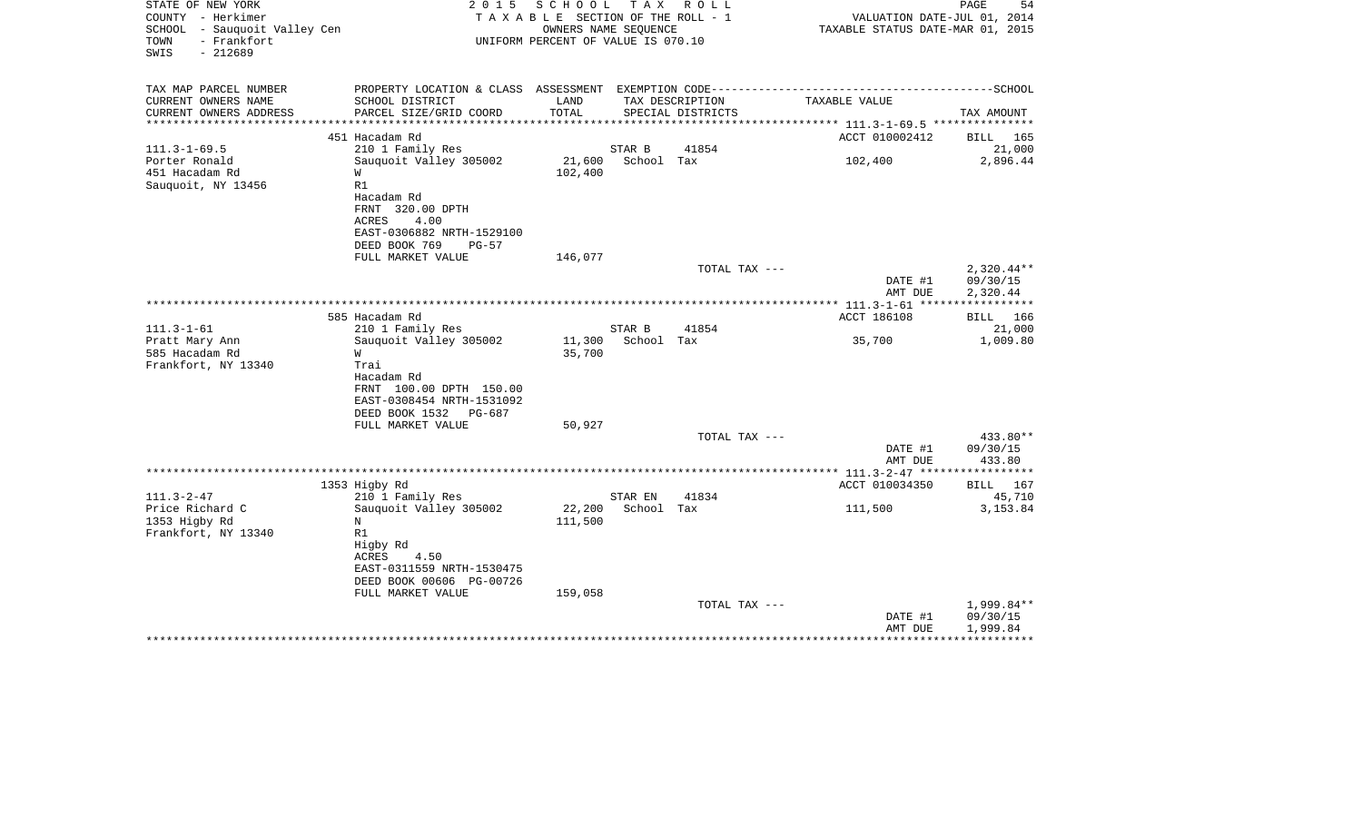STATE OF NEW YORK
COUNTY - Herkimer
SCHOOL - Sauquoit Valley Cen
TOWN - Frankfort
SWIS - 212689

2 0 1 5 S C H O O L T A X R O L L
T A X A B L E SECTION OF THE ROLL - 1
OWNERS NAME SEQUENCE
UNIFORM PERCENT OF VALUE IS 070.10

VALUATION DATE-JUL 01, 2014
TAXABLE STATUS DATE-MAR 01, 2015

| TAX MAP PARCEL NUMBER / CURRENT OWNERS NAME / CURRENT OWNERS ADDRESS | PROPERTY LOCATION & CLASS / SCHOOL DISTRICT / PARCEL SIZE/GRID COORD | ASSESSMENT LAND / TOTAL | EXEMPTION CODE / TAX DESCRIPTION / SPECIAL DISTRICTS | | TAXABLE VALUE | SCHOOL / TAX AMOUNT |
|---|---|---|---|---|---|---|
| | 451 Hacadam Rd | | | | ACCT 010002412 | BILL 165 |
| 111.3-1-69.5 | 210 1 Family Res | | STAR B | 41854 | | 21,000 |
| Porter Ronald | Sauquoit Valley 305002 | 21,600 | School Tax | | 102,400 | 2,896.44 |
| 451 Hacadam Rd | W | 102,400 | | | | |
| Sauquoit, NY 13456 | R1 | | | | | |
| | Hacadam Rd | | | | | |
| | FRNT 320.00 DPTH | | | | | |
| | ACRES 4.00 | | | | | |
| | EAST-0306882 NRTH-1529100 | | | | | |
| | DEED BOOK 769 PG-57 | | | | | |
| | FULL MARKET VALUE | 146,077 | | | | |
| | | | TOTAL TAX --- | | | 2,320.44** |
| | | | | | DATE #1 | 09/30/15 |
| | | | | | AMT DUE | 2,320.44 |
| | 585 Hacadam Rd | | | | ACCT 186108 | BILL 166 |
| 111.3-1-61 | 210 1 Family Res | | STAR B | 41854 | | 21,000 |
| Pratt Mary Ann | Sauquoit Valley 305002 | 11,300 | School Tax | | 35,700 | 1,009.80 |
| 585 Hacadam Rd | W | 35,700 | | | | |
| Frankfort, NY 13340 | Trai | | | | | |
| | Hacadam Rd | | | | | |
| | FRNT 100.00 DPTH 150.00 | | | | | |
| | EAST-0308454 NRTH-1531092 | | | | | |
| | DEED BOOK 1532 PG-687 | | | | | |
| | FULL MARKET VALUE | 50,927 | | | | |
| | | | TOTAL TAX --- | | | 433.80** |
| | | | | | DATE #1 | 09/30/15 |
| | | | | | AMT DUE | 433.80 |
| | 1353 Higby Rd | | | | ACCT 010034350 | BILL 167 |
| 111.3-2-47 | 210 1 Family Res | | STAR EN | 41834 | | 45,710 |
| Price Richard C | Sauquoit Valley 305002 | 22,200 | School Tax | | 111,500 | 3,153.84 |
| 1353 Higby Rd | N | 111,500 | | | | |
| Frankfort, NY 13340 | R1 | | | | | |
| | Higby Rd | | | | | |
| | ACRES 4.50 | | | | | |
| | EAST-0311559 NRTH-1530475 | | | | | |
| | DEED BOOK 00606 PG-00726 | | | | | |
| | FULL MARKET VALUE | 159,058 | | | | |
| | | | TOTAL TAX --- | | | 1,999.84** |
| | | | | | DATE #1 | 09/30/15 |
| | | | | | AMT DUE | 1,999.84 |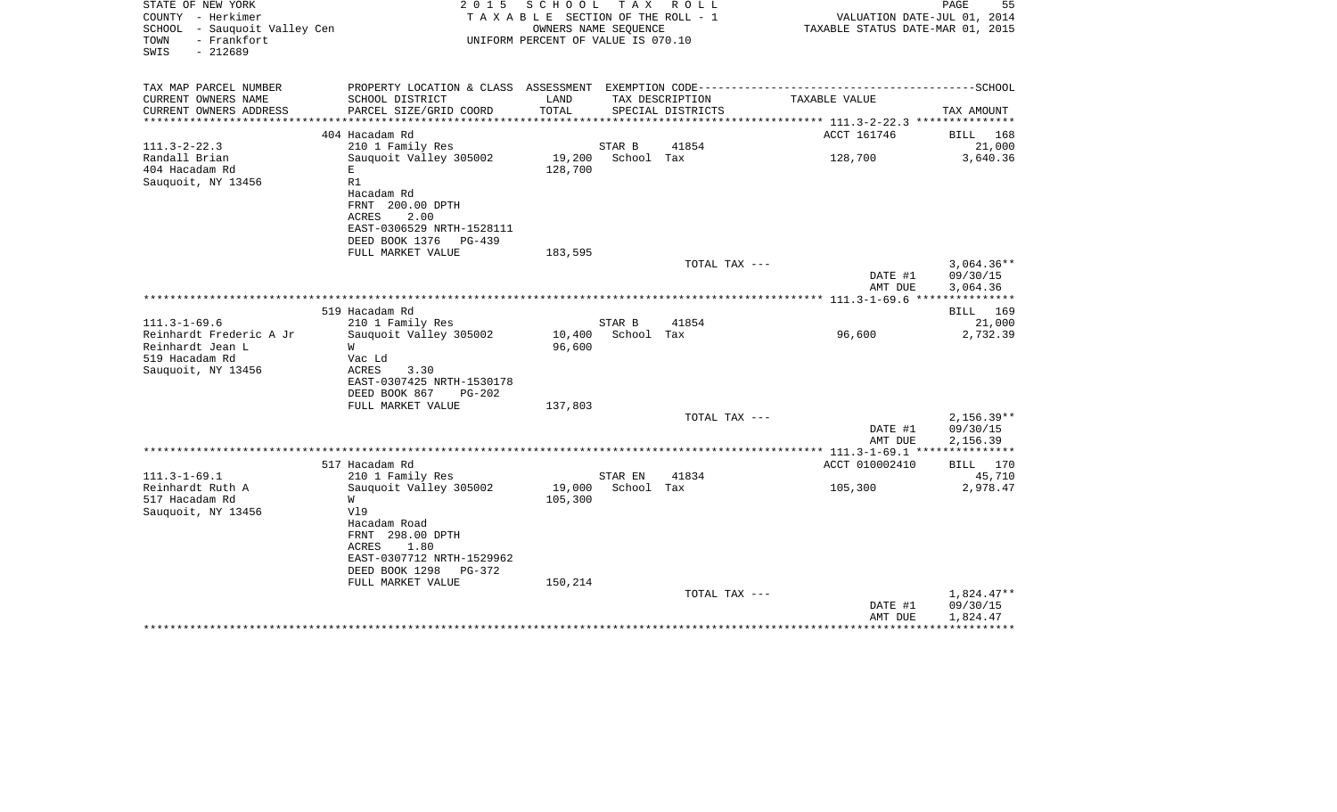STATE OF NEW YORK
COUNTY - Herkimer
SCHOOL - Sauquoit Valley Cen
TOWN - Frankfort
SWIS - 212689

2015 SCHOOL TAX ROLL
TAXABLE SECTION OF THE ROLL - 1
OWNERS NAME SEQUENCE
UNIFORM PERCENT OF VALUE IS 070.10

VALUATION DATE-JUL 01, 2014
TAXABLE STATUS DATE-MAR 01, 2015

| TAX MAP PARCEL NUMBER<br>CURRENT OWNERS NAME<br>CURRENT OWNERS ADDRESS | PROPERTY LOCATION & CLASS<br>SCHOOL DISTRICT<br>PARCEL SIZE/GRID COORD | ASSESSMENT<br>LAND<br>TOTAL | EXEMPTION CODE<br>TAX DESCRIPTION<br>SPECIAL DISTRICTS | | TAXABLE VALUE | SCHOOL<br><br>TAX AMOUNT |
|---|---|---|---|---|---|---|
| 111.3-2-22.3 | 404 Hacadam Rd | | | | ACCT 161746 | BILL 168 |
| Randall Brian | 210 1 Family Res | | STAR B | 41854 | | 21,000 |
| 404 Hacadam Rd | Sauquoit Valley 305002 | 19,200 | School Tax | | 128,700 | 3,640.36 |
| Sauquoit, NY 13456 | E | 128,700 | | | | |
| | R1 | | | | | |
| | Hacadam Rd | | | | | |
| | FRNT 200.00 DPTH | | | | | |
| | ACRES 2.00 | | | | | |
| | EAST-0306529 NRTH-1528111 | | | | | |
| | DEED BOOK 1376 PG-439 | | | | | |
| | FULL MARKET VALUE | 183,595 | | | | |
| | | | TOTAL TAX --- | | | 3,064.36** |
| | | | | | DATE #1 | 09/30/15 |
| | | | | | AMT DUE | 3,064.36 |
| 111.3-1-69.6 | 519 Hacadam Rd | | | | | BILL 169 |
| Reinhardt Frederic A Jr | 210 1 Family Res | | STAR B | 41854 | | 21,000 |
| Reinhardt Jean L | Sauquoit Valley 305002 | 10,400 | School Tax | | 96,600 | 2,732.39 |
| 519 Hacadam Rd | W | 96,600 | | | | |
| Sauquoit, NY 13456 | Vac Ld | | | | | |
| | ACRES 3.30 | | | | | |
| | EAST-0307425 NRTH-1530178 | | | | | |
| | DEED BOOK 867 PG-202 | | | | | |
| | FULL MARKET VALUE | 137,803 | | | | |
| | | | TOTAL TAX --- | | | 2,156.39** |
| | | | | | DATE #1 | 09/30/15 |
| | | | | | AMT DUE | 2,156.39 |
| 111.3-1-69.1 | 517 Hacadam Rd | | | | ACCT 010002410 | BILL 170 |
| Reinhardt Ruth A | 210 1 Family Res | | STAR EN | 41834 | | 45,710 |
| 517 Hacadam Rd | Sauquoit Valley 305002 | 19,000 | School Tax | | 105,300 | 2,978.47 |
| Sauquoit, NY 13456 | W | 105,300 | | | | |
| | Vl9 | | | | | |
| | Hacadam Road | | | | | |
| | FRNT 298.00 DPTH | | | | | |
| | ACRES 1.80 | | | | | |
| | EAST-0307712 NRTH-1529962 | | | | | |
| | DEED BOOK 1298 PG-372 | | | | | |
| | FULL MARKET VALUE | 150,214 | | | | |
| | | | TOTAL TAX --- | | | 1,824.47** |
| | | | | | DATE #1 | 09/30/15 |
| | | | | | AMT DUE | 1,824.47 |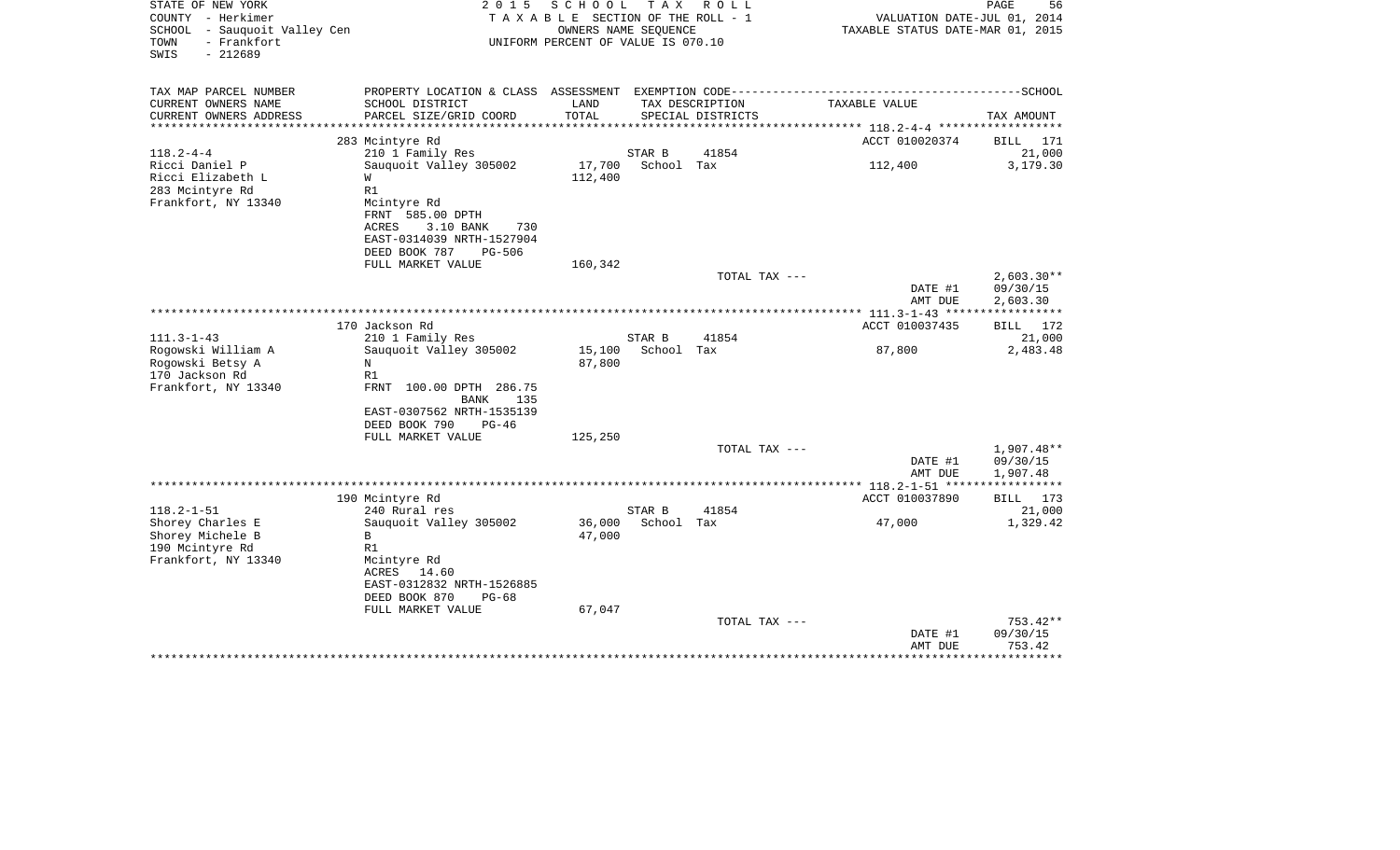STATE OF NEW YORK
COUNTY - Herkimer
SCHOOL - Sauquoit Valley Cen
TOWN - Frankfort
SWIS - 212689

2 0 1 5 S C H O O L T A X R O L L
T A X A B L E SECTION OF THE ROLL - 1
OWNERS NAME SEQUENCE
UNIFORM PERCENT OF VALUE IS 070.10

VALUATION DATE-JUL 01, 2014
TAXABLE STATUS DATE-MAR 01, 2015

| TAX MAP PARCEL NUMBER / CURRENT OWNERS NAME / CURRENT OWNERS ADDRESS | PROPERTY LOCATION & CLASS / SCHOOL DISTRICT / PARCEL SIZE/GRID COORD | ASSESSMENT LAND / TOTAL | EXEMPTION CODE / TAX DESCRIPTION / SPECIAL DISTRICTS | | TAXABLE VALUE | TAX AMOUNT |
|---|---|---|---|---|---|---|
| | 283 Mcintyre Rd | | | | ACCT 010020374 | BILL 171 |
| 118.2-4-4 | 210 1 Family Res | | STAR B | 41854 | | 21,000 |
| Ricci Daniel P | Sauquoit Valley 305002 | 17,700 | School Tax | | 112,400 | 3,179.30 |
| Ricci Elizabeth L | W | 112,400 | | | | |
| 283 Mcintyre Rd | R1 | | | | | |
| Frankfort, NY 13340 | Mcintyre Rd | | | | | |
| | FRNT 585.00 DPTH | | | | | |
| | ACRES 3.10 BANK 730 | | | | | |
| | EAST-0314039 NRTH-1527904 | | | | | |
| | DEED BOOK 787 PG-506 | | | | | |
| | FULL MARKET VALUE | 160,342 | | | | |
| | | | TOTAL TAX --- | | | 2,603.30** |
| | | | | | DATE #1 | 09/30/15 |
| | | | | | AMT DUE | 2,603.30 |
| | 170 Jackson Rd | | | | ACCT 010037435 | BILL 172 |
| 111.3-1-43 | 210 1 Family Res | | STAR B | 41854 | | 21,000 |
| Rogowski William A | Sauquoit Valley 305002 | 15,100 | School Tax | | 87,800 | 2,483.48 |
| Rogowski Betsy A | N | 87,800 | | | | |
| 170 Jackson Rd | R1 | | | | | |
| Frankfort, NY 13340 | FRNT 100.00 DPTH 286.75 | | | | | |
| | BANK 135 | | | | | |
| | EAST-0307562 NRTH-1535139 | | | | | |
| | DEED BOOK 790 PG-46 | | | | | |
| | FULL MARKET VALUE | 125,250 | | | | |
| | | | TOTAL TAX --- | | | 1,907.48** |
| | | | | | DATE #1 | 09/30/15 |
| | | | | | AMT DUE | 1,907.48 |
| | 190 Mcintyre Rd | | | | ACCT 010037890 | BILL 173 |
| 118.2-1-51 | 240 Rural res | | STAR B | 41854 | | 21,000 |
| Shorey Charles E | Sauquoit Valley 305002 | 36,000 | School Tax | | 47,000 | 1,329.42 |
| Shorey Michele B | B | 47,000 | | | | |
| 190 Mcintyre Rd | R1 | | | | | |
| Frankfort, NY 13340 | Mcintyre Rd | | | | | |
| | ACRES 14.60 | | | | | |
| | EAST-0312832 NRTH-1526885 | | | | | |
| | DEED BOOK 870 PG-68 | | | | | |
| | FULL MARKET VALUE | 67,047 | | | | |
| | | | TOTAL TAX --- | | | 753.42** |
| | | | | | DATE #1 | 09/30/15 |
| | | | | | AMT DUE | 753.42 |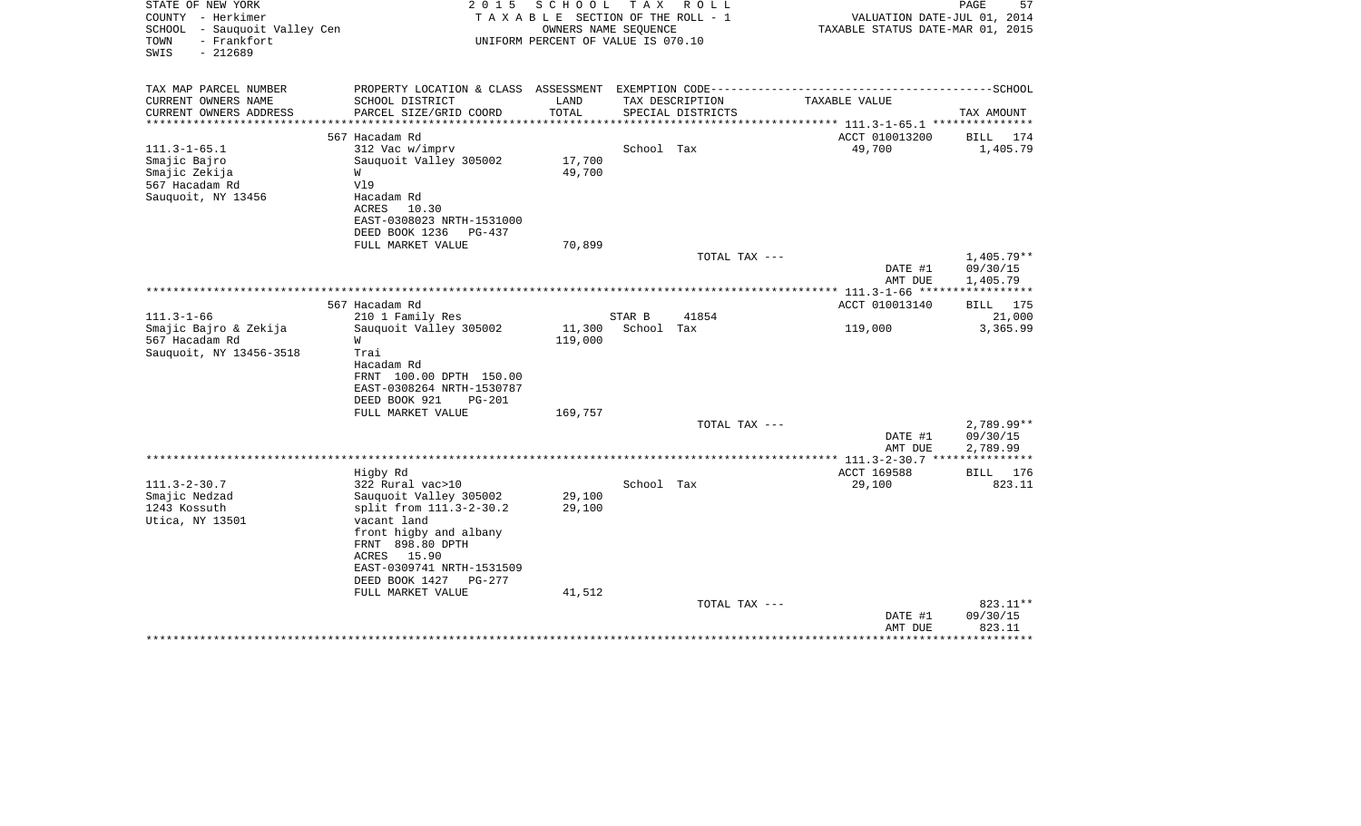STATE OF NEW YORK | 2 0 1 5 S C H O O L T A X R O L L
COUNTY - Herkimer | T A X A B L E SECTION OF THE ROLL - 1 | VALUATION DATE-JUL 01, 2014
SCHOOL - Sauquoit Valley Cen | OWNERS NAME SEQUENCE | TAXABLE STATUS DATE-MAR 01, 2015
TOWN - Frankfort | UNIFORM PERCENT OF VALUE IS 070.10
SWIS - 212689

| TAX MAP PARCEL NUMBER<br>CURRENT OWNERS NAME<br>CURRENT OWNERS ADDRESS | PROPERTY LOCATION & CLASS<br>SCHOOL DISTRICT<br>PARCEL SIZE/GRID COORD | ASSESSMENT<br>LAND<br>TOTAL | EXEMPTION CODE<br>TAX DESCRIPTION<br>SPECIAL DISTRICTS | TAXABLE VALUE | TAX AMOUNT |
|---|---|---|---|---|---|
| | 567 Hacadam Rd | | | ACCT 010013200 | BILL 174 |
| 111.3-1-65.1 | 312 Vac w/imprv | | School Tax | 49,700 | 1,405.79 |
| Smajic Bajro | Sauquoit Valley 305002 | 17,700 | | | |
| Smajic Zekija | W | 49,700 | | | |
| 567 Hacadam Rd | Vl9 | | | | |
| Sauquoit, NY 13456 | Hacadam Rd | | | | |
| | ACRES 10.30 | | | | |
| | EAST-0308023 NRTH-1531000 | | | | |
| | DEED BOOK 1236 PG-437 | | | | |
| | FULL MARKET VALUE | 70,899 | | | |
| | | | TOTAL TAX --- | | 1,405.79** |
| | | | | DATE #1 | 09/30/15 |
| | | | | AMT DUE | 1,405.79 |
| | 567 Hacadam Rd | | | ACCT 010013140 | BILL 175 |
| 111.3-1-66 | 210 1 Family Res | | STAR B 41854 | | 21,000 |
| Smajic Bajro & Zekija | Sauquoit Valley 305002 | 11,300 | School Tax | 119,000 | 3,365.99 |
| 567 Hacadam Rd | W | 119,000 | | | |
| Sauquoit, NY 13456-3518 | Trai | | | | |
| | Hacadam Rd | | | | |
| | FRNT 100.00 DPTH 150.00 | | | | |
| | EAST-0308264 NRTH-1530787 | | | | |
| | DEED BOOK 921 PG-201 | | | | |
| | FULL MARKET VALUE | 169,757 | | | |
| | | | TOTAL TAX --- | | 2,789.99** |
| | | | | DATE #1 | 09/30/15 |
| | | | | AMT DUE | 2,789.99 |
| | Higby Rd | | | ACCT 169588 | BILL 176 |
| 111.3-2-30.7 | 322 Rural vac>10 | | School Tax | 29,100 | 823.11 |
| Smajic Nedzad | Sauquoit Valley 305002 | 29,100 | | | |
| 1243 Kossuth | split from 111.3-2-30.2 | 29,100 | | | |
| Utica, NY 13501 | vacant land | | | | |
| | front higby and albany | | | | |
| | FRNT 898.80 DPTH | | | | |
| | ACRES 15.90 | | | | |
| | EAST-0309741 NRTH-1531509 | | | | |
| | DEED BOOK 1427 PG-277 | | | | |
| | FULL MARKET VALUE | 41,512 | | | |
| | | | TOTAL TAX --- | | 823.11** |
| | | | | DATE #1 | 09/30/15 |
| | | | | AMT DUE | 823.11 |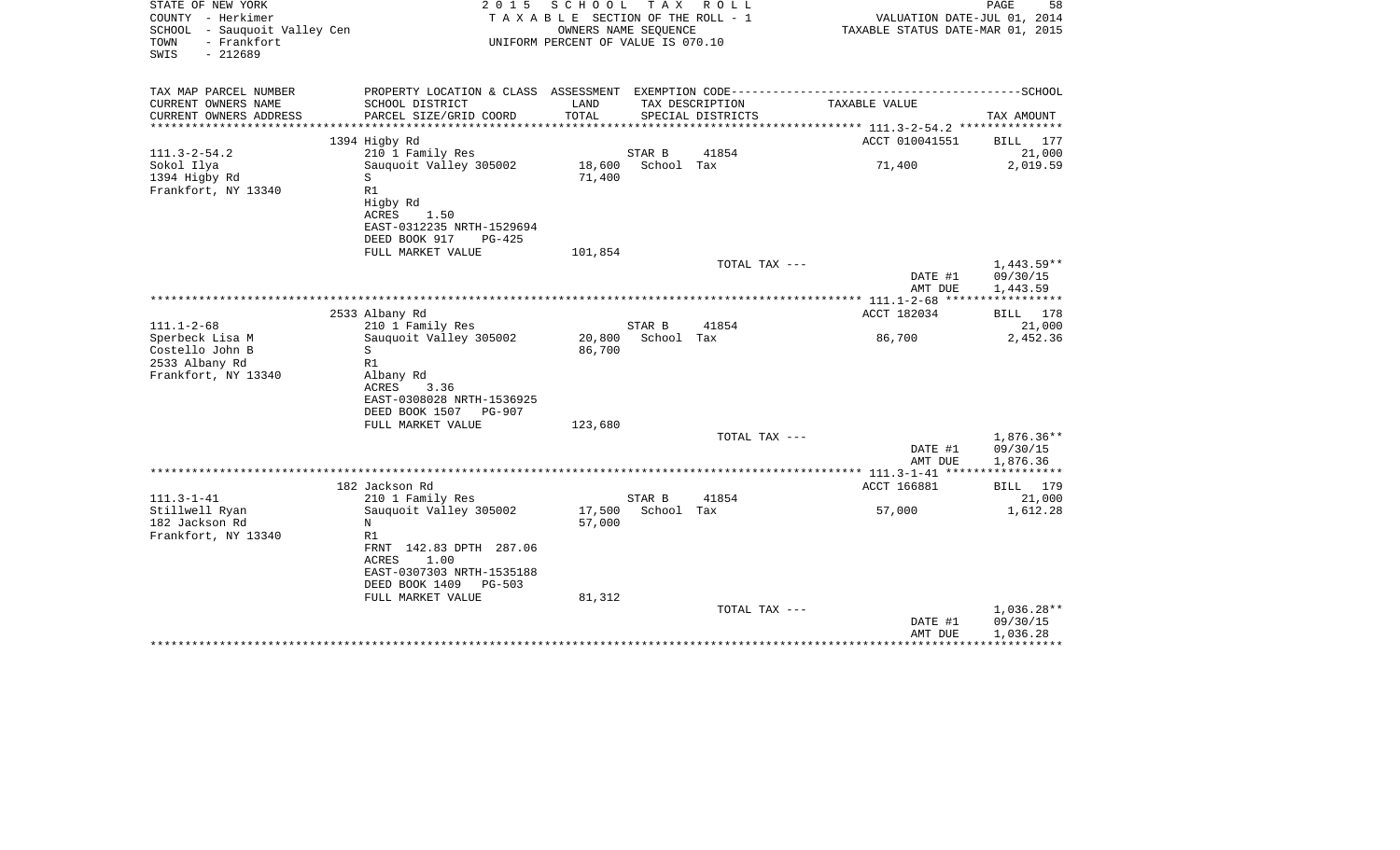STATE OF NEW YORK
COUNTY - Herkimer
SCHOOL - Sauquoit Valley Cen
TOWN - Frankfort
SWIS - 212689

**2015 SCHOOL TAX ROLL**
TAXABLE SECTION OF THE ROLL - 1
OWNERS NAME SEQUENCE
UNIFORM PERCENT OF VALUE IS 070.10

VALUATION DATE-JUL 01, 2014
TAXABLE STATUS DATE-MAR 01, 2015

| TAX MAP PARCEL NUMBER / CURRENT OWNERS NAME / CURRENT OWNERS ADDRESS | PROPERTY LOCATION & CLASS / SCHOOL DISTRICT / PARCEL SIZE/GRID COORD | ASSESSMENT LAND | TOTAL | EXEMPTION CODE / TAX DESCRIPTION / SPECIAL DISTRICTS | TAXABLE VALUE | TAX AMOUNT |
|---|---|---|---|---|---|---|
| 111.3-2-54.2 | 1394 Higby Rd | | | | ACCT 010041551 | BILL 177 |
| Sokol Ilya | 210 1 Family Res | | | STAR B 41854 | | 21,000 |
| 1394 Higby Rd | Sauquoit Valley 305002 | 18,600 | | School Tax | 71,400 | 2,019.59 |
| Frankfort, NY 13340 | S | | 71,400 | | | |
| | R1 | | | | | |
| | Higby Rd | | | | | |
| | ACRES 1.50 | | | | | |
| | EAST-0312235 NRTH-1529694 | | | | | |
| | DEED BOOK 917 PG-425 | | | | | |
| | FULL MARKET VALUE | | 101,854 | | | |
| | | | | TOTAL TAX --- | | 1,443.59** |
| | | | | | DATE #1 | 09/30/15 |
| | | | | | AMT DUE | 1,443.59 |
| 111.1-2-68 | 2533 Albany Rd | | | | ACCT 182034 | BILL 178 |
| Sperbeck Lisa M | 210 1 Family Res | | | STAR B 41854 | | 21,000 |
| Costello John B | Sauquoit Valley 305002 | 20,800 | | School Tax | 86,700 | 2,452.36 |
| 2533 Albany Rd | S | | 86,700 | | | |
| Frankfort, NY 13340 | R1 | | | | | |
| | Albany Rd | | | | | |
| | ACRES 3.36 | | | | | |
| | EAST-0308028 NRTH-1536925 | | | | | |
| | DEED BOOK 1507 PG-907 | | | | | |
| | FULL MARKET VALUE | | 123,680 | | | |
| | | | | TOTAL TAX --- | | 1,876.36** |
| | | | | | DATE #1 | 09/30/15 |
| | | | | | AMT DUE | 1,876.36 |
| 111.3-1-41 | 182 Jackson Rd | | | | ACCT 166881 | BILL 179 |
| Stillwell Ryan | 210 1 Family Res | | | STAR B 41854 | | 21,000 |
| 182 Jackson Rd | Sauquoit Valley 305002 | 17,500 | | School Tax | 57,000 | 1,612.28 |
| Frankfort, NY 13340 | N | | 57,000 | | | |
| | R1 | | | | | |
| | FRNT 142.83 DPTH 287.06 | | | | | |
| | ACRES 1.00 | | | | | |
| | EAST-0307303 NRTH-1535188 | | | | | |
| | DEED BOOK 1409 PG-503 | | | | | |
| | FULL MARKET VALUE | | 81,312 | | | |
| | | | | TOTAL TAX --- | | 1,036.28** |
| | | | | | DATE #1 | 09/30/15 |
| | | | | | AMT DUE | 1,036.28 |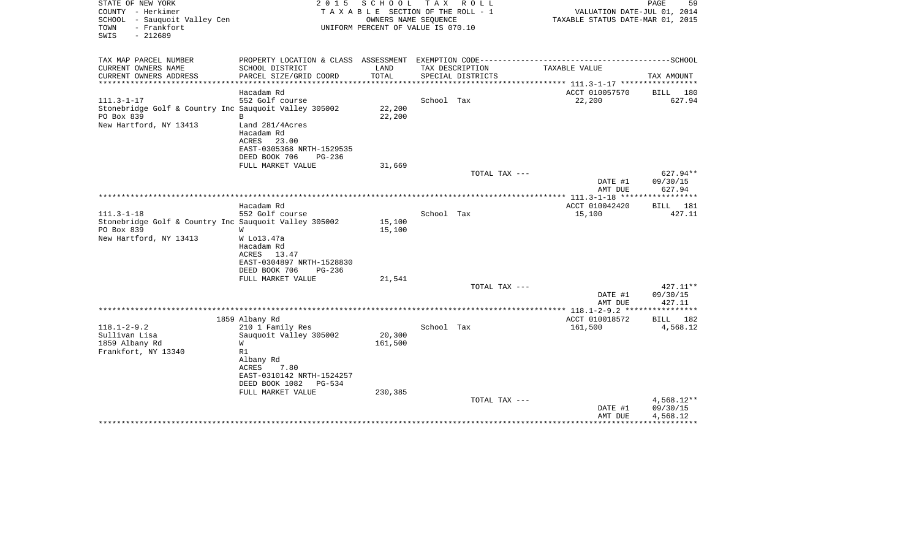STATE OF NEW YORK | 2 0 1 5 S C H O O L T A X R O L L | VALUATION DATE-JUL 01, 2014
COUNTY - Herkimer | T A X A B L E SECTION OF THE ROLL - 1 | TAXABLE STATUS DATE-MAR 01, 2015
SCHOOL - Sauquoit Valley Cen | OWNERS NAME SEQUENCE
TOWN - Frankfort | UNIFORM PERCENT OF VALUE IS 070.10
SWIS - 212689

| TAX MAP PARCEL NUMBER / CURRENT OWNERS NAME / CURRENT OWNERS ADDRESS | PROPERTY LOCATION & CLASS / SCHOOL DISTRICT / PARCEL SIZE/GRID COORD | ASSESSMENT LAND / TOTAL | EXEMPTION CODE / TAX DESCRIPTION / SPECIAL DISTRICTS | TAXABLE VALUE | TAX AMOUNT |
|---|---|---|---|---|---|
| | Hacadam Rd | | | ACCT 010057570 | BILL 180 |
| 111.3-1-17 | 552 Golf course | | School Tax | 22,200 | 627.94 |
| Stonebridge Golf & Country Inc | Sauquoit Valley 305002 | 22,200 | | | |
| PO Box 839 | B | 22,200 | | | |
| New Hartford, NY 13413 | Land 281/4Acres | | | | |
| | Hacadam Rd | | | | |
| | ACRES 23.00 | | | | |
| | EAST-0305368 NRTH-1529535 | | | | |
| | DEED BOOK 706 PG-236 | | | | |
| | FULL MARKET VALUE | 31,669 | | | |
| | | | TOTAL TAX --- | | 627.94** |
| | | | | DATE #1 | 09/30/15 |
| | | | | AMT DUE | 627.94 |
| | Hacadam Rd | | | ACCT 010042420 | BILL 181 |
| 111.3-1-18 | 552 Golf course | | School Tax | 15,100 | 427.11 |
| Stonebridge Golf & Country Inc | Sauquoit Valley 305002 | 15,100 | | | |
| PO Box 839 | W | 15,100 | | | |
| New Hartford, NY 13413 | W Lo13.47a | | | | |
| | Hacadam Rd | | | | |
| | ACRES 13.47 | | | | |
| | EAST-0304897 NRTH-1528830 | | | | |
| | DEED BOOK 706 PG-236 | | | | |
| | FULL MARKET VALUE | 21,541 | | | |
| | | | TOTAL TAX --- | | 427.11** |
| | | | | DATE #1 | 09/30/15 |
| | | | | AMT DUE | 427.11 |
| | 1859 Albany Rd | | | ACCT 010018572 | BILL 182 |
| 118.1-2-9.2 | 210 1 Family Res | | School Tax | 161,500 | 4,568.12 |
| Sullivan Lisa | Sauquoit Valley 305002 | 20,300 | | | |
| 1859 Albany Rd | W | 161,500 | | | |
| Frankfort, NY 13340 | R1 | | | | |
| | Albany Rd | | | | |
| | ACRES 7.80 | | | | |
| | EAST-0310142 NRTH-1524257 | | | | |
| | DEED BOOK 1082 PG-534 | | | | |
| | FULL MARKET VALUE | 230,385 | | | |
| | | | TOTAL TAX --- | | 4,568.12** |
| | | | | DATE #1 | 09/30/15 |
| | | | | AMT DUE | 4,568.12 |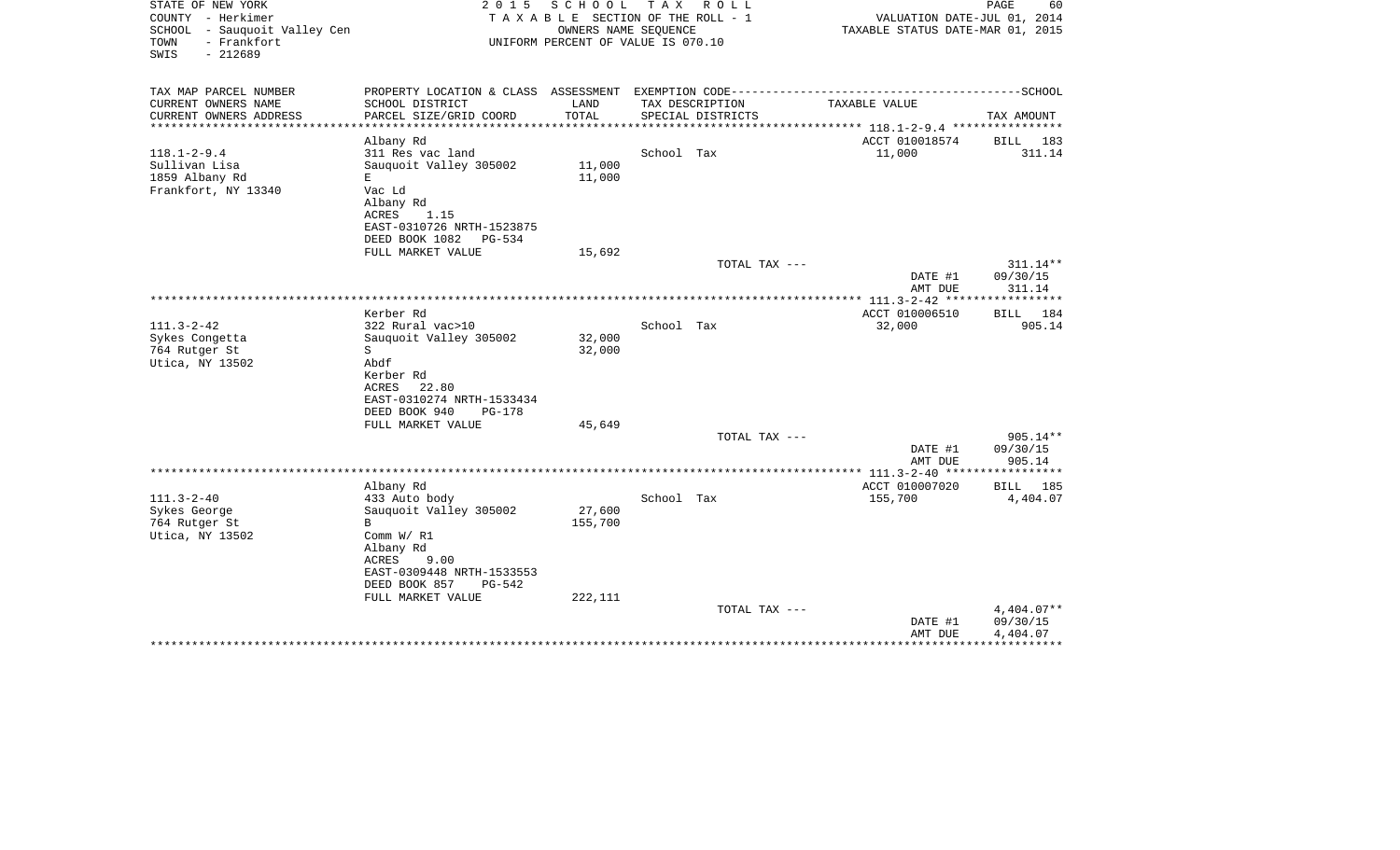STATE OF NEW YORK
COUNTY - Herkimer
SCHOOL - Sauquoit Valley Cen
TOWN - Frankfort
SWIS - 212689

2 0 1 5 S C H O O L T A X R O L L
T A X A B L E SECTION OF THE ROLL - 1
OWNERS NAME SEQUENCE
UNIFORM PERCENT OF VALUE IS 070.10

VALUATION DATE-JUL 01, 2014
TAXABLE STATUS DATE-MAR 01, 2015

| TAX MAP PARCEL NUMBER / CURRENT OWNERS NAME / CURRENT OWNERS ADDRESS | PROPERTY LOCATION & CLASS / SCHOOL DISTRICT / PARCEL SIZE/GRID COORD | ASSESSMENT LAND / TOTAL | EXEMPTION CODE / TAX DESCRIPTION / SPECIAL DISTRICTS | TAXABLE VALUE | TAX AMOUNT |
|---|---|---|---|---|---|
| 118.1-2-9.4 | Albany Rd | | | ACCT 010018574 | BILL 183 |
| Sullivan Lisa | 311 Res vac land | | School Tax | 11,000 | 311.14 |
| 1859 Albany Rd | Sauquoit Valley 305002 | 11,000 | | | |
| Frankfort, NY 13340 | E | 11,000 | | | |
| | Vac Ld | | | | |
| | Albany Rd | | | | |
| | ACRES 1.15 | | | | |
| | EAST-0310726 NRTH-1523875 | | | | |
| | DEED BOOK 1082 PG-534 | | | | |
| | FULL MARKET VALUE | 15,692 | | | |
| | | | TOTAL TAX --- | | 311.14** |
| | | | | DATE #1 | 09/30/15 |
| | | | | AMT DUE | 311.14 |
| 111.3-2-42 | Kerber Rd | | | ACCT 010006510 | BILL 184 |
| Sykes Congetta | 322 Rural vac>10 | | School Tax | 32,000 | 905.14 |
| 764 Rutger St | Sauquoit Valley 305002 | 32,000 | | | |
| Utica, NY 13502 | S | 32,000 | | | |
| | Abdf | | | | |
| | Kerber Rd | | | | |
| | ACRES 22.80 | | | | |
| | EAST-0310274 NRTH-1533434 | | | | |
| | DEED BOOK 940 PG-178 | | | | |
| | FULL MARKET VALUE | 45,649 | | | |
| | | | TOTAL TAX --- | | 905.14** |
| | | | | DATE #1 | 09/30/15 |
| | | | | AMT DUE | 905.14 |
| 111.3-2-40 | Albany Rd | | | ACCT 010007020 | BILL 185 |
| Sykes George | 433 Auto body | | School Tax | 155,700 | 4,404.07 |
| 764 Rutger St | Sauquoit Valley 305002 | 27,600 | | | |
| Utica, NY 13502 | B | 155,700 | | | |
| | Comm W/ R1 | | | | |
| | Albany Rd | | | | |
| | ACRES 9.00 | | | | |
| | EAST-0309448 NRTH-1533553 | | | | |
| | DEED BOOK 857 PG-542 | | | | |
| | FULL MARKET VALUE | 222,111 | | | |
| | | | TOTAL TAX --- | | 4,404.07** |
| | | | | DATE #1 | 09/30/15 |
| | | | | AMT DUE | 4,404.07 |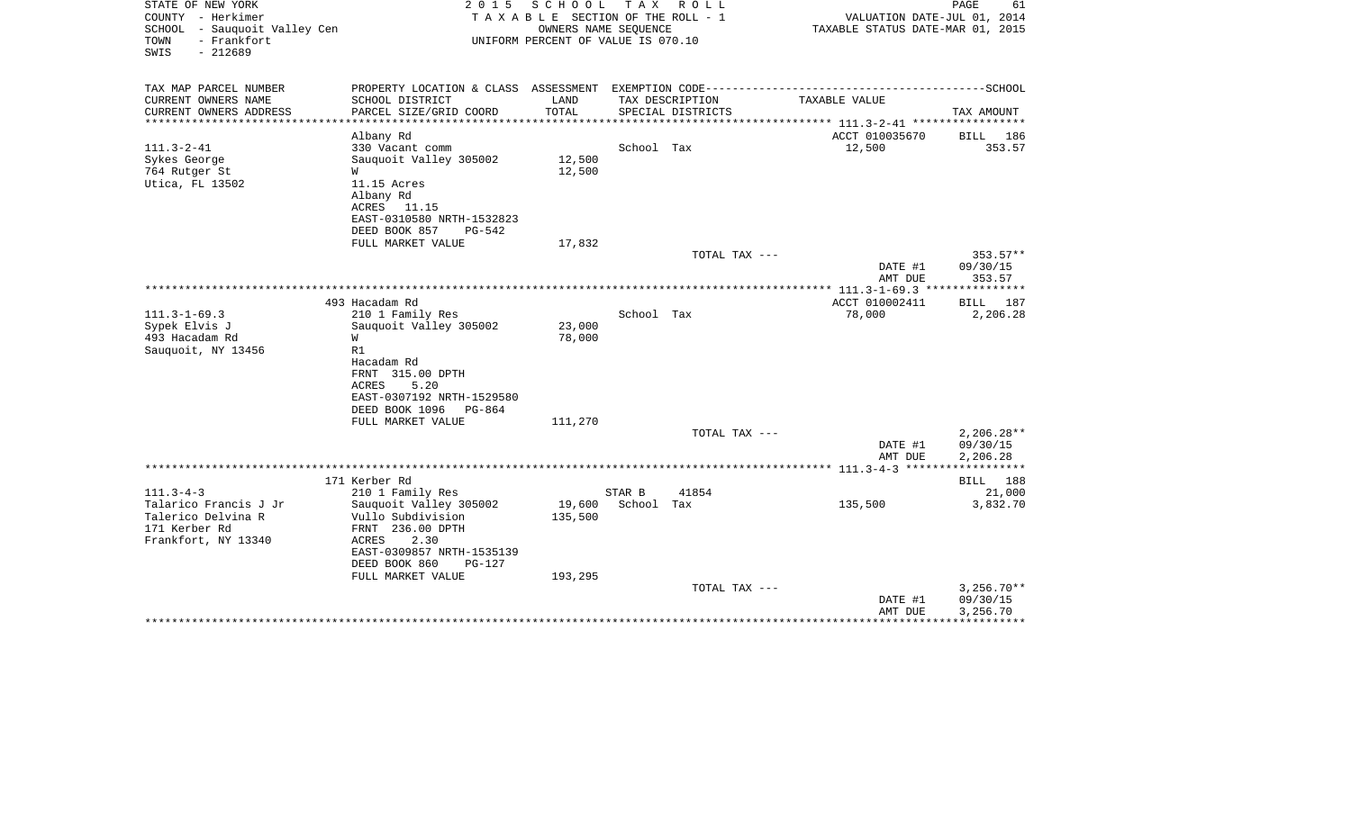STATE OF NEW YORK
COUNTY - Herkimer
SCHOOL - Sauquoit Valley Cen
TOWN - Frankfort
SWIS - 212689

2015 SCHOOL TAX ROLL
TAXABLE SECTION OF THE ROLL - 1
OWNERS NAME SEQUENCE
UNIFORM PERCENT OF VALUE IS 070.10

VALUATION DATE-JUL 01, 2014
TAXABLE STATUS DATE-MAR 01, 2015

| TAX MAP PARCEL NUMBER / CURRENT OWNERS NAME / CURRENT OWNERS ADDRESS | PROPERTY LOCATION & CLASS / SCHOOL DISTRICT / PARCEL SIZE/GRID COORD | ASSESSMENT LAND | TOTAL | EXEMPTION CODE / TAX DESCRIPTION / SPECIAL DISTRICTS | TAXABLE VALUE | TAX AMOUNT |
|---|---|---|---|---|---|---|
| **111.3-2-41** | Albany Rd | | | | ACCT 010035670 | BILL 186 |
| Sykes George | 330 Vacant comm | | | School Tax | 12,500 | 353.57 |
| 764 Rutger St | Sauquoit Valley 305002 | 12,500 | | | | |
| Utica, FL 13502 | W | | 12,500 | | | |
| | 11.15 Acres | | | | | |
| | Albany Rd | | | | | |
| | ACRES 11.15 | | | | | |
| | EAST-0310580 NRTH-1532823 | | | | | |
| | DEED BOOK 857 PG-542 | | | | | |
| | FULL MARKET VALUE | 17,832 | | | | |
| | | | | TOTAL TAX --- | | 353.57** |
| | | | | | DATE #1 | 09/30/15 |
| | | | | | AMT DUE | 353.57 |
| **111.3-1-69.3** | 493 Hacadam Rd | | | | ACCT 010002411 | BILL 187 |
| Sypek Elvis J | 210 1 Family Res | | | School Tax | 78,000 | 2,206.28 |
| 493 Hacadam Rd | Sauquoit Valley 305002 | 23,000 | | | | |
| Sauquoit, NY 13456 | W | | 78,000 | | | |
| | R1 | | | | | |
| | Hacadam Rd | | | | | |
| | FRNT 315.00 DPTH | | | | | |
| | ACRES 5.20 | | | | | |
| | EAST-0307192 NRTH-1529580 | | | | | |
| | DEED BOOK 1096 PG-864 | | | | | |
| | FULL MARKET VALUE | 111,270 | | | | |
| | | | | TOTAL TAX --- | | 2,206.28** |
| | | | | | DATE #1 | 09/30/15 |
| | | | | | AMT DUE | 2,206.28 |
| **111.3-4-3** | 171 Kerber Rd | | | | | BILL 188 |
| Talarico Francis J Jr | 210 1 Family Res | | | STAR B 41854 | | 21,000 |
| Talerico Delvina R | Sauquoit Valley 305002 | 19,600 | | School Tax | 135,500 | 3,832.70 |
| 171 Kerber Rd | Vullo Subdivision | | 135,500 | | | |
| Frankfort, NY 13340 | FRNT 236.00 DPTH | | | | | |
| | ACRES 2.30 | | | | | |
| | EAST-0309857 NRTH-1535139 | | | | | |
| | DEED BOOK 860 PG-127 | | | | | |
| | FULL MARKET VALUE | 193,295 | | | | |
| | | | | TOTAL TAX --- | | 3,256.70** |
| | | | | | DATE #1 | 09/30/15 |
| | | | | | AMT DUE | 3,256.70 |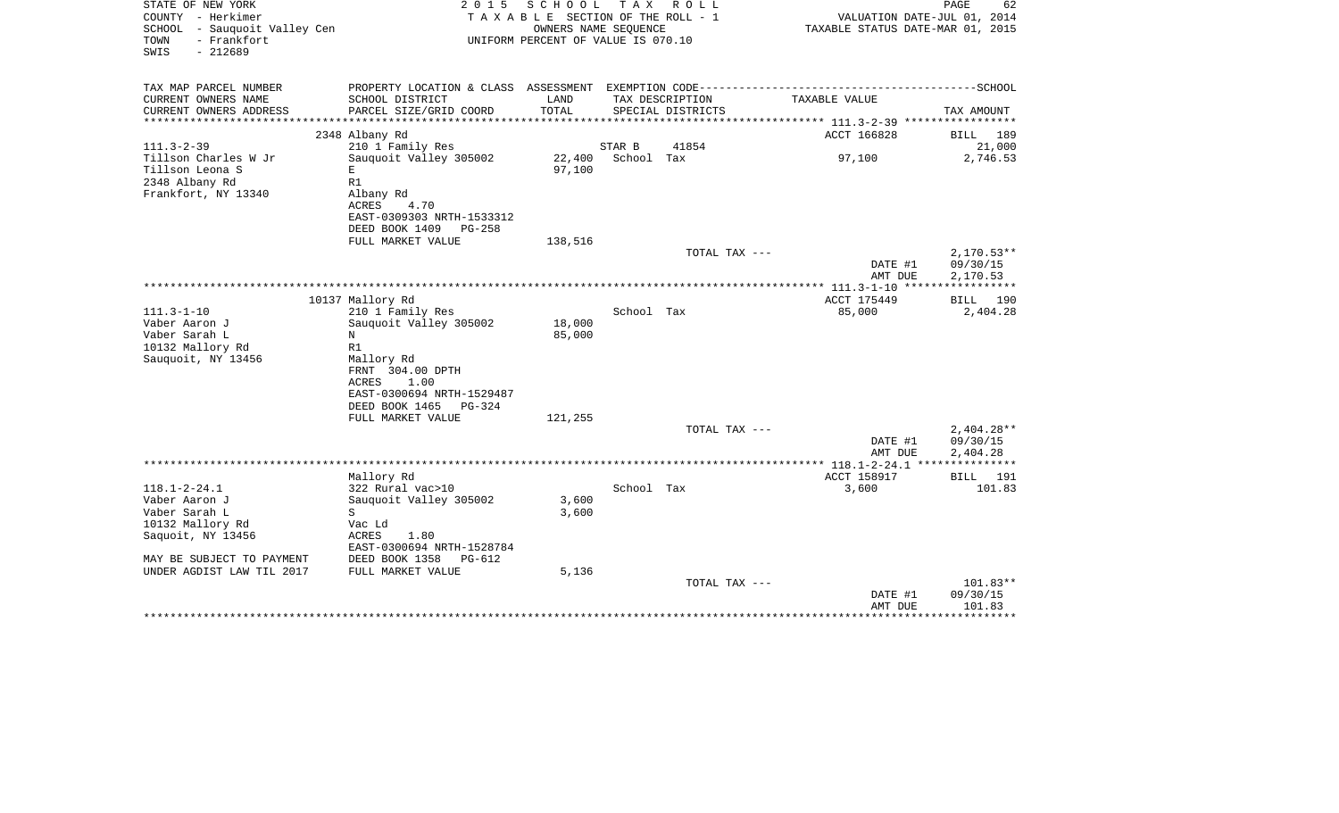STATE OF NEW YORK
COUNTY - Herkimer
SCHOOL - Sauquoit Valley Cen
TOWN - Frankfort
SWIS - 212689

2 0 1 5 S C H O O L T A X R O L L
T A X A B L E SECTION OF THE ROLL - 1
OWNERS NAME SEQUENCE
UNIFORM PERCENT OF VALUE IS 070.10

VALUATION DATE-JUL 01, 2014
TAXABLE STATUS DATE-MAR 01, 2015

| TAX MAP PARCEL NUMBER / CURRENT OWNERS NAME / CURRENT OWNERS ADDRESS | PROPERTY LOCATION & CLASS / SCHOOL DISTRICT / PARCEL SIZE/GRID COORD | ASSESSMENT LAND / TOTAL | EXEMPTION CODE / TAX DESCRIPTION / SPECIAL DISTRICTS | TAXABLE VALUE | TAX AMOUNT |
|---|---|---|---|---|---|
| 111.3-2-39 | 2348 Albany Rd | | | ACCT 166828 | BILL 189 |
| Tillson Charles W Jr | 210 1 Family Res | | STAR B 41854 | | 21,000 |
| Tillson Leona S | Sauquoit Valley 305002 | 22,400 | School Tax | 97,100 | 2,746.53 |
| 2348 Albany Rd | E | 97,100 | | | |
| Frankfort, NY 13340 | R1 | | | | |
| | Albany Rd | | | | |
| | ACRES 4.70 | | | | |
| | EAST-0309303 NRTH-1533312 | | | | |
| | DEED BOOK 1409 PG-258 | | | | |
| | FULL MARKET VALUE | 138,516 | | | |
| | | | TOTAL TAX --- | | 2,170.53** |
| | | | | DATE #1 | 09/30/15 |
| | | | | AMT DUE | 2,170.53 |
| 111.3-1-10 | 10137 Mallory Rd | | | ACCT 175449 | BILL 190 |
| Vaber Aaron J | 210 1 Family Res | | School Tax | 85,000 | 2,404.28 |
| Vaber Sarah L | Sauquoit Valley 305002 | 18,000 | | | |
| 10132 Mallory Rd | N | 85,000 | | | |
| Sauquoit, NY 13456 | R1 | | | | |
| | Mallory Rd | | | | |
| | FRNT 304.00 DPTH | | | | |
| | ACRES 1.00 | | | | |
| | EAST-0300694 NRTH-1529487 | | | | |
| | DEED BOOK 1465 PG-324 | | | | |
| | FULL MARKET VALUE | 121,255 | | | |
| | | | TOTAL TAX --- | | 2,404.28** |
| | | | | DATE #1 | 09/30/15 |
| | | | | AMT DUE | 2,404.28 |
| 118.1-2-24.1 | Mallory Rd | | | ACCT 158917 | BILL 191 |
| Vaber Aaron J | 322 Rural vac>10 | | School Tax | 3,600 | 101.83 |
| Vaber Sarah L | Sauquoit Valley 305002 | 3,600 | | | |
| 10132 Mallory Rd | S | 3,600 | | | |
| Saquoit, NY 13456 | Vac Ld | | | | |
| | ACRES 1.80 | | | | |
| | EAST-0300694 NRTH-1528784 | | | | |
| MAY BE SUBJECT TO PAYMENT | DEED BOOK 1358 PG-612 | | | | |
| UNDER AGDIST LAW TIL 2017 | FULL MARKET VALUE | 5,136 | | | |
| | | | TOTAL TAX --- | | 101.83** |
| | | | | DATE #1 | 09/30/15 |
| | | | | AMT DUE | 101.83 |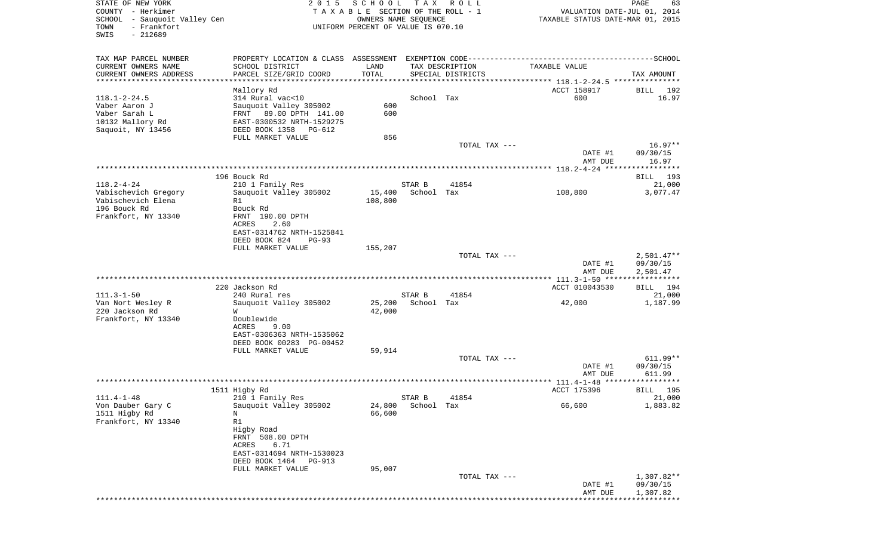STATE OF NEW YORK
COUNTY - Herkimer
SCHOOL - Sauquoit Valley Cen
TOWN - Frankfort
SWIS - 212689

2 0 1 5 S C H O O L T A X R O L L
T A X A B L E SECTION OF THE ROLL - 1
OWNERS NAME SEQUENCE
UNIFORM PERCENT OF VALUE IS 070.10

VALUATION DATE-JUL 01, 2014
TAXABLE STATUS DATE-MAR 01, 2015

| TAX MAP PARCEL NUMBER / CURRENT OWNERS NAME / CURRENT OWNERS ADDRESS | PROPERTY LOCATION & CLASS / SCHOOL DISTRICT / PARCEL SIZE/GRID COORD | ASSESSMENT LAND / TOTAL | EXEMPTION CODE / TAX DESCRIPTION / SPECIAL DISTRICTS | TAXABLE VALUE | SCHOOL TAX AMOUNT |
|---|---|---|---|---|---|
| 118.1-2-24.5 | Mallory Rd | | | ACCT 158917 | BILL 192 |
| 118.1-2-24.5 | 314 Rural vac<10 | | School Tax | 600 | 16.97 |
| Vaber Aaron J | Sauquoit Valley 305002 | 600 | | | |
| Vaber Sarah L | FRNT 89.00 DPTH 141.00 | 600 | | | |
| 10132 Mallory Rd | EAST-0300532 NRTH-1529275 | | | | |
| Saquoit, NY 13456 | DEED BOOK 1358 PG-612 | | | | |
| | FULL MARKET VALUE | 856 | | | |
| | | | TOTAL TAX --- | | 16.97** |
| | | | | DATE #1 | 09/30/15 |
| | | | | AMT DUE | 16.97 |
| 118.2-4-24 | 196 Bouck Rd | | | | BILL 193 |
| 118.2-4-24 | 210 1 Family Res | | STAR B 41854 | | 21,000 |
| Vabischevich Gregory | Sauquoit Valley 305002 | 15,400 | School Tax | 108,800 | 3,077.47 |
| Vabischevich Elena | R1 | 108,800 | | | |
| 196 Bouck Rd | Bouck Rd | | | | |
| Frankfort, NY 13340 | FRNT 190.00 DPTH | | | | |
| | ACRES 2.60 | | | | |
| | EAST-0314762 NRTH-1525841 | | | | |
| | DEED BOOK 824 PG-93 | | | | |
| | FULL MARKET VALUE | 155,207 | | | |
| | | | TOTAL TAX --- | | 2,501.47** |
| | | | | DATE #1 | 09/30/15 |
| | | | | AMT DUE | 2,501.47 |
| 111.3-1-50 | 220 Jackson Rd | | | ACCT 010043530 | BILL 194 |
| 111.3-1-50 | 240 Rural res | | STAR B 41854 | | 21,000 |
| Van Nort Wesley R | Sauquoit Valley 305002 | 25,200 | School Tax | 42,000 | 1,187.99 |
| 220 Jackson Rd | W | 42,000 | | | |
| Frankfort, NY 13340 | Doublewide | | | | |
| | ACRES 9.00 | | | | |
| | EAST-0306363 NRTH-1535062 | | | | |
| | DEED BOOK 00283 PG-00452 | | | | |
| | FULL MARKET VALUE | 59,914 | | | |
| | | | TOTAL TAX --- | | 611.99** |
| | | | | DATE #1 | 09/30/15 |
| | | | | AMT DUE | 611.99 |
| 111.4-1-48 | 1511 Higby Rd | | | ACCT 175396 | BILL 195 |
| 111.4-1-48 | 210 1 Family Res | | STAR B 41854 | | 21,000 |
| Von Dauber Gary C | Sauquoit Valley 305002 | 24,800 | School Tax | 66,600 | 1,883.82 |
| 1511 Higby Rd | N | 66,600 | | | |
| Frankfort, NY 13340 | R1 | | | | |
| | Higby Road | | | | |
| | FRNT 508.00 DPTH | | | | |
| | ACRES 6.71 | | | | |
| | EAST-0314694 NRTH-1530023 | | | | |
| | DEED BOOK 1464 PG-913 | | | | |
| | FULL MARKET VALUE | 95,007 | | | |
| | | | TOTAL TAX --- | | 1,307.82** |
| | | | | DATE #1 | 09/30/15 |
| | | | | AMT DUE | 1,307.82 |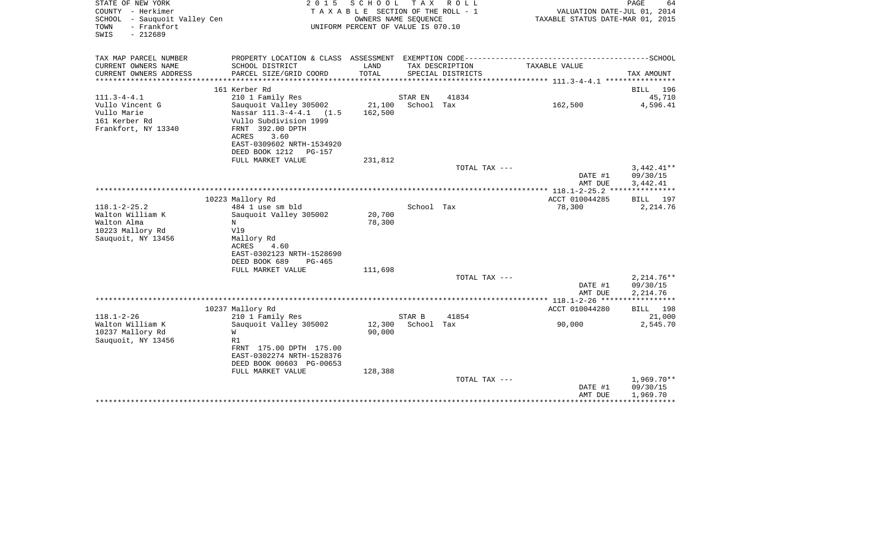STATE OF NEW YORK
COUNTY - Herkimer
SCHOOL - Sauquoit Valley Cen
TOWN - Frankfort
SWIS - 212689

2 0 1 5 S C H O O L T A X R O L L
T A X A B L E SECTION OF THE ROLL - 1
OWNERS NAME SEQUENCE
UNIFORM PERCENT OF VALUE IS 070.10

VALUATION DATE-JUL 01, 2014
TAXABLE STATUS DATE-MAR 01, 2015

| TAX MAP PARCEL NUMBER<br>CURRENT OWNERS NAME<br>CURRENT OWNERS ADDRESS | PROPERTY LOCATION & CLASS<br>SCHOOL DISTRICT<br>PARCEL SIZE/GRID COORD | ASSESSMENT<br>LAND<br>TOTAL | EXEMPTION CODE<br>TAX DESCRIPTION<br>SPECIAL DISTRICTS | | TAXABLE VALUE | SCHOOL<br>TAX AMOUNT |
|---|---|---|---|---|---|---|
| | 161 Kerber Rd | | | | | BILL 196 |
| 111.3-4-4.1 | 210 1 Family Res | | STAR EN | 41834 | | 45,710 |
| Vullo Vincent G | Sauquoit Valley 305002 | 21,100 | School Tax | | 162,500 | 4,596.41 |
| Vullo Marie | Nassar 111.3-4-4.1 (1.5 | 162,500 | | | | |
| 161 Kerber Rd | Vullo Subdivision 1999 | | | | | |
| Frankfort, NY 13340 | FRNT 392.00 DPTH | | | | | |
| | ACRES 3.60 | | | | | |
| | EAST-0309602 NRTH-1534920 | | | | | |
| | DEED BOOK 1212 PG-157 | | | | | |
| | FULL MARKET VALUE | 231,812 | | | | |
| | | | TOTAL TAX --- | | | 3,442.41** |
| | | | | | DATE #1 | 09/30/15 |
| | | | | | AMT DUE | 3,442.41 |
| | 10223 Mallory Rd | | | | ACCT 010044285 | BILL 197 |
| 118.1-2-25.2 | 484 1 use sm bld | | School Tax | | 78,300 | 2,214.76 |
| Walton William K | Sauquoit Valley 305002 | 20,700 | | | | |
| Walton Alma | N | 78,300 | | | | |
| 10223 Mallory Rd | Vl9 | | | | | |
| Sauquoit, NY 13456 | Mallory Rd | | | | | |
| | ACRES 4.60 | | | | | |
| | EAST-0302123 NRTH-1528690 | | | | | |
| | DEED BOOK 689 PG-465 | | | | | |
| | FULL MARKET VALUE | 111,698 | | | | |
| | | | TOTAL TAX --- | | | 2,214.76** |
| | | | | | DATE #1 | 09/30/15 |
| | | | | | AMT DUE | 2,214.76 |
| | 10237 Mallory Rd | | | | ACCT 010044280 | BILL 198 |
| 118.1-2-26 | 210 1 Family Res | | STAR B | 41854 | | 21,000 |
| Walton William K | Sauquoit Valley 305002 | 12,300 | School Tax | | 90,000 | 2,545.70 |
| 10237 Mallory Rd | W | 90,000 | | | | |
| Sauquoit, NY 13456 | R1 | | | | | |
| | FRNT 175.00 DPTH 175.00 | | | | | |
| | EAST-0302274 NRTH-1528376 | | | | | |
| | DEED BOOK 00603 PG-00653 | | | | | |
| | FULL MARKET VALUE | 128,388 | | | | |
| | | | TOTAL TAX --- | | | 1,969.70** |
| | | | | | DATE #1 | 09/30/15 |
| | | | | | AMT DUE | 1,969.70 |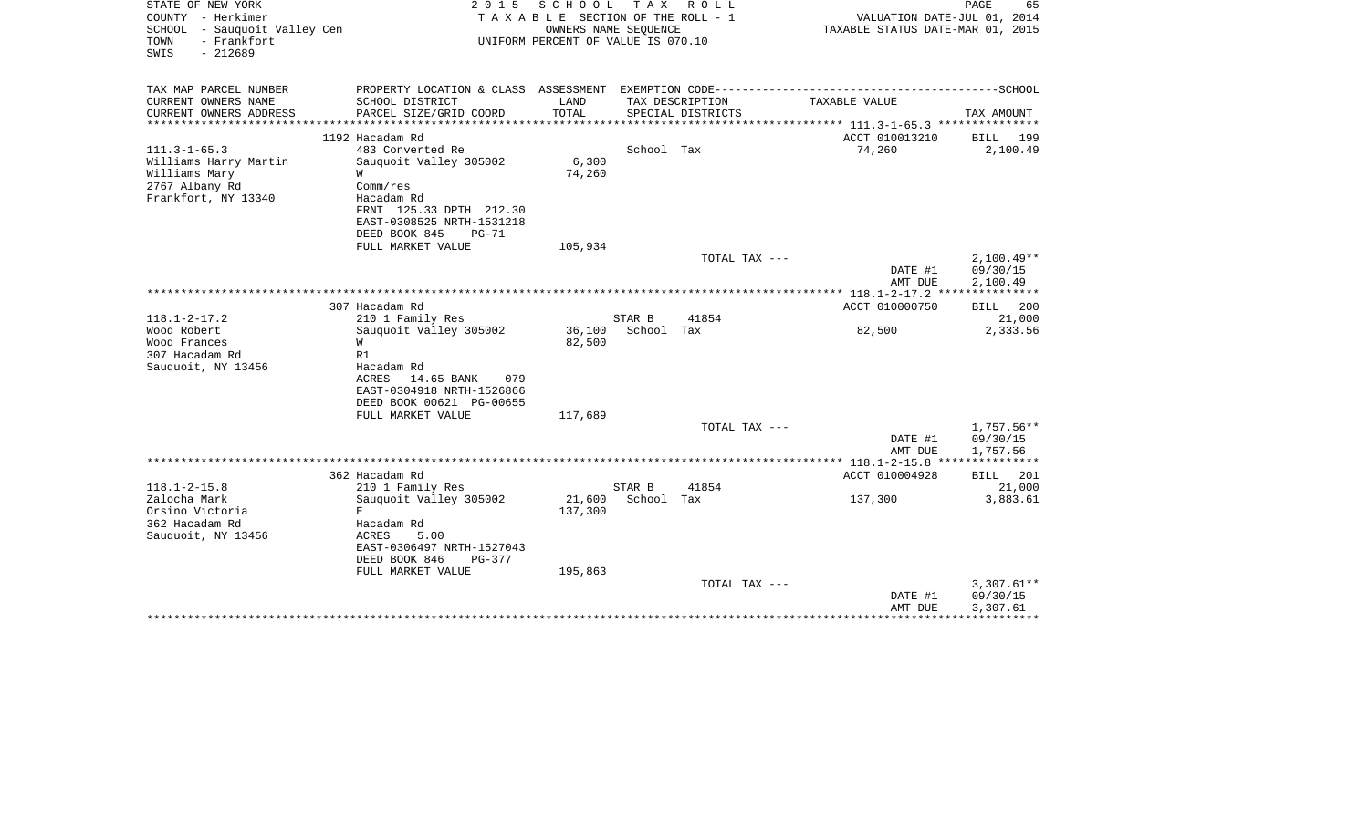STATE OF NEW YORK
COUNTY - Herkimer
SCHOOL - Sauquoit Valley Cen
TOWN - Frankfort
SWIS - 212689

2 0 1 5 S C H O O L T A X R O L L
T A X A B L E SECTION OF THE ROLL - 1
OWNERS NAME SEQUENCE
UNIFORM PERCENT OF VALUE IS 070.10

VALUATION DATE-JUL 01, 2014
TAXABLE STATUS DATE-MAR 01, 2015

| TAX MAP PARCEL NUMBER / CURRENT OWNERS NAME / CURRENT OWNERS ADDRESS | PROPERTY LOCATION & CLASS / SCHOOL DISTRICT / PARCEL SIZE/GRID COORD | ASSESSMENT LAND / TOTAL | EXEMPTION CODE / TAX DESCRIPTION / SPECIAL DISTRICTS | TAXABLE VALUE | TAX AMOUNT |
|---|---|---|---|---|---|
| 111.3-1-65.3 | 1192 Hacadam Rd | | | ACCT 010013210 | BILL 199 |
| Williams Harry Martin | 483 Converted Re | | School Tax | 74,260 | 2,100.49 |
| Williams Mary | Sauquoit Valley 305002 | 6,300 | | | |
| 2767 Albany Rd | W | 74,260 | | | |
| Frankfort, NY 13340 | Comm/res | | | | |
| | Hacadam Rd | | | | |
| | FRNT 125.33 DPTH 212.30 | | | | |
| | EAST-0308525 NRTH-1531218 | | | | |
| | DEED BOOK 845 PG-71 | | | | |
| | FULL MARKET VALUE | 105,934 | | | |
| | | | TOTAL TAX --- | | 2,100.49** |
| | | | | DATE #1 | 09/30/15 |
| | | | | AMT DUE | 2,100.49 |
| 118.1-2-17.2 | 307 Hacadam Rd | | | ACCT 010000750 | BILL 200 |
| Wood Robert | 210 1 Family Res | | STAR B 41854 | | 21,000 |
| Wood Frances | Sauquoit Valley 305002 | 36,100 | School Tax | 82,500 | 2,333.56 |
| 307 Hacadam Rd | W | 82,500 | | | |
| Sauquoit, NY 13456 | R1 | | | | |
| | Hacadam Rd | | | | |
| | ACRES 14.65 BANK 079 | | | | |
| | EAST-0304918 NRTH-1526866 | | | | |
| | DEED BOOK 00621 PG-00655 | | | | |
| | FULL MARKET VALUE | 117,689 | | | |
| | | | TOTAL TAX --- | | 1,757.56** |
| | | | | DATE #1 | 09/30/15 |
| | | | | AMT DUE | 1,757.56 |
| 118.1-2-15.8 | 362 Hacadam Rd | | | ACCT 010004928 | BILL 201 |
| Zalocha Mark | 210 1 Family Res | | STAR B 41854 | | 21,000 |
| Orsino Victoria | Sauquoit Valley 305002 | 21,600 | School Tax | 137,300 | 3,883.61 |
| 362 Hacadam Rd | E | 137,300 | | | |
| Sauquoit, NY 13456 | Hacadam Rd | | | | |
| | ACRES 5.00 | | | | |
| | EAST-0306497 NRTH-1527043 | | | | |
| | DEED BOOK 846 PG-377 | | | | |
| | FULL MARKET VALUE | 195,863 | | | |
| | | | TOTAL TAX --- | | 3,307.61** |
| | | | | DATE #1 | 09/30/15 |
| | | | | AMT DUE | 3,307.61 |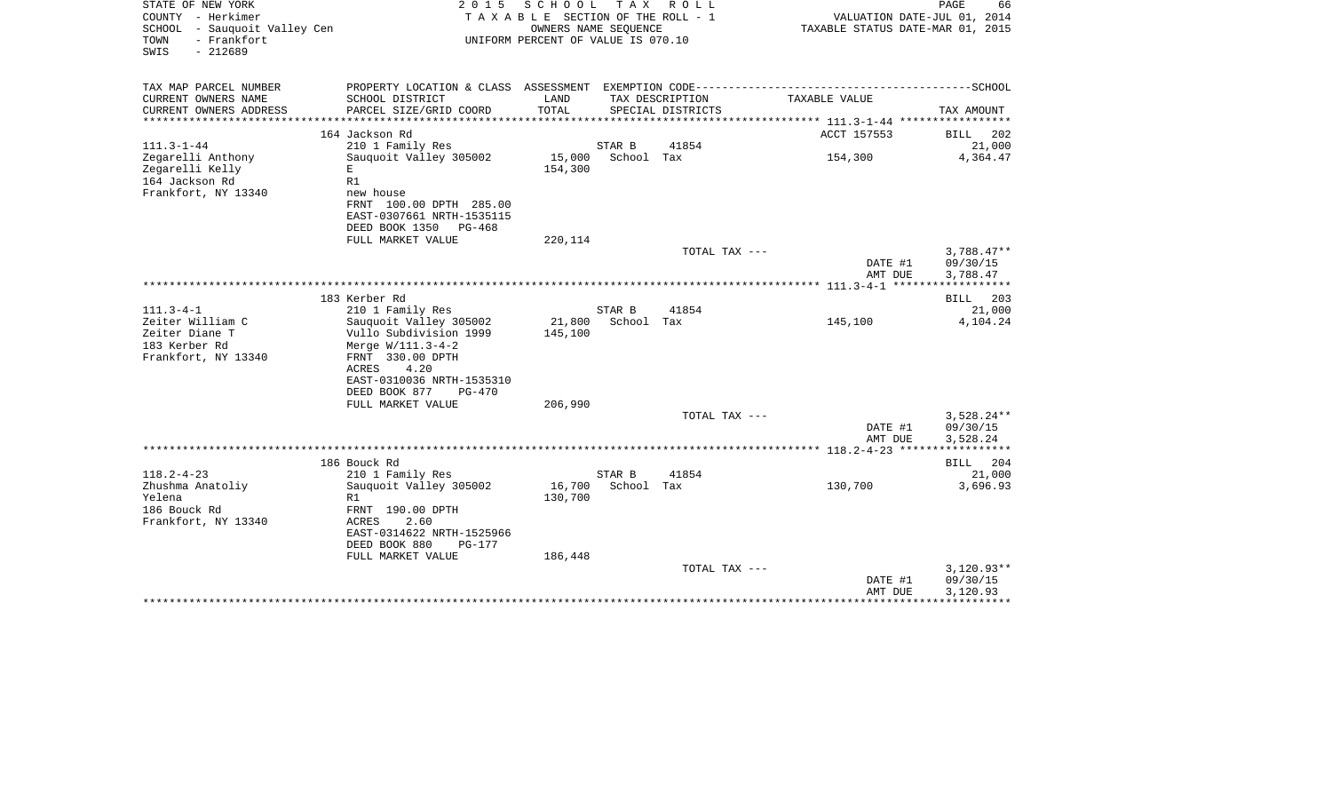STATE OF NEW YORK
COUNTY - Herkimer
SCHOOL - Sauquoit Valley Cen
TOWN - Frankfort
SWIS - 212689

2015 SCHOOL TAX ROLL
TAXABLE SECTION OF THE ROLL - 1
OWNERS NAME SEQUENCE
UNIFORM PERCENT OF VALUE IS 070.10

VALUATION DATE-JUL 01, 2014
TAXABLE STATUS DATE-MAR 01, 2015

| TAX MAP PARCEL NUMBER / CURRENT OWNERS NAME / CURRENT OWNERS ADDRESS | PROPERTY LOCATION & CLASS / SCHOOL DISTRICT / PARCEL SIZE/GRID COORD | ASSESSMENT LAND | TOTAL | EXEMPTION CODE / TAX DESCRIPTION / SPECIAL DISTRICTS | TAXABLE VALUE | TAX AMOUNT |
|---|---|---|---|---|---|---|
| 111.3-1-44 | 164 Jackson Rd | | | | ACCT 157553 | BILL 202 |
| Zegarelli Anthony | 210 1 Family Res | | | STAR B 41854 | | 21,000 |
| Zegarelli Kelly | Sauquoit Valley 305002 | 15,000 | | School Tax | 154,300 | 4,364.47 |
| 164 Jackson Rd | E | | 154,300 | | | |
| Frankfort, NY 13340 | R1 | | | | | |
| | new house | | | | | |
| | FRNT 100.00 DPTH 285.00 | | | | | |
| | EAST-0307661 NRTH-1535115 | | | | | |
| | DEED BOOK 1350 PG-468 | | | | | |
| | FULL MARKET VALUE | | 220,114 | | | |
| | | | | TOTAL TAX --- | | 3,788.47** |
| | | | | | DATE #1 | 09/30/15 |
| | | | | | AMT DUE | 3,788.47 |
| 111.3-4-1 | 183 Kerber Rd | | | | | BILL 203 |
| Zeiter William C | 210 1 Family Res | | | STAR B 41854 | | 21,000 |
| Zeiter Diane T | Sauquoit Valley 305002 | 21,800 | | School Tax | 145,100 | 4,104.24 |
| 183 Kerber Rd | Vullo Subdivision 1999 | | 145,100 | | | |
| Frankfort, NY 13340 | Merge W/111.3-4-2 | | | | | |
| | FRNT 330.00 DPTH | | | | | |
| | ACRES 4.20 | | | | | |
| | EAST-0310036 NRTH-1535310 | | | | | |
| | DEED BOOK 877 PG-470 | | | | | |
| | FULL MARKET VALUE | | 206,990 | | | |
| | | | | TOTAL TAX --- | | 3,528.24** |
| | | | | | DATE #1 | 09/30/15 |
| | | | | | AMT DUE | 3,528.24 |
| 118.2-4-23 | 186 Bouck Rd | | | | | BILL 204 |
| Zhushma Anatoliy | 210 1 Family Res | | | STAR B 41854 | | 21,000 |
| Yelena | Sauquoit Valley 305002 | 16,700 | | School Tax | 130,700 | 3,696.93 |
| 186 Bouck Rd | R1 | | 130,700 | | | |
| Frankfort, NY 13340 | FRNT 190.00 DPTH | | | | | |
| | ACRES 2.60 | | | | | |
| | EAST-0314622 NRTH-1525966 | | | | | |
| | DEED BOOK 880 PG-177 | | | | | |
| | FULL MARKET VALUE | | 186,448 | | | |
| | | | | TOTAL TAX --- | | 3,120.93** |
| | | | | | DATE #1 | 09/30/15 |
| | | | | | AMT DUE | 3,120.93 |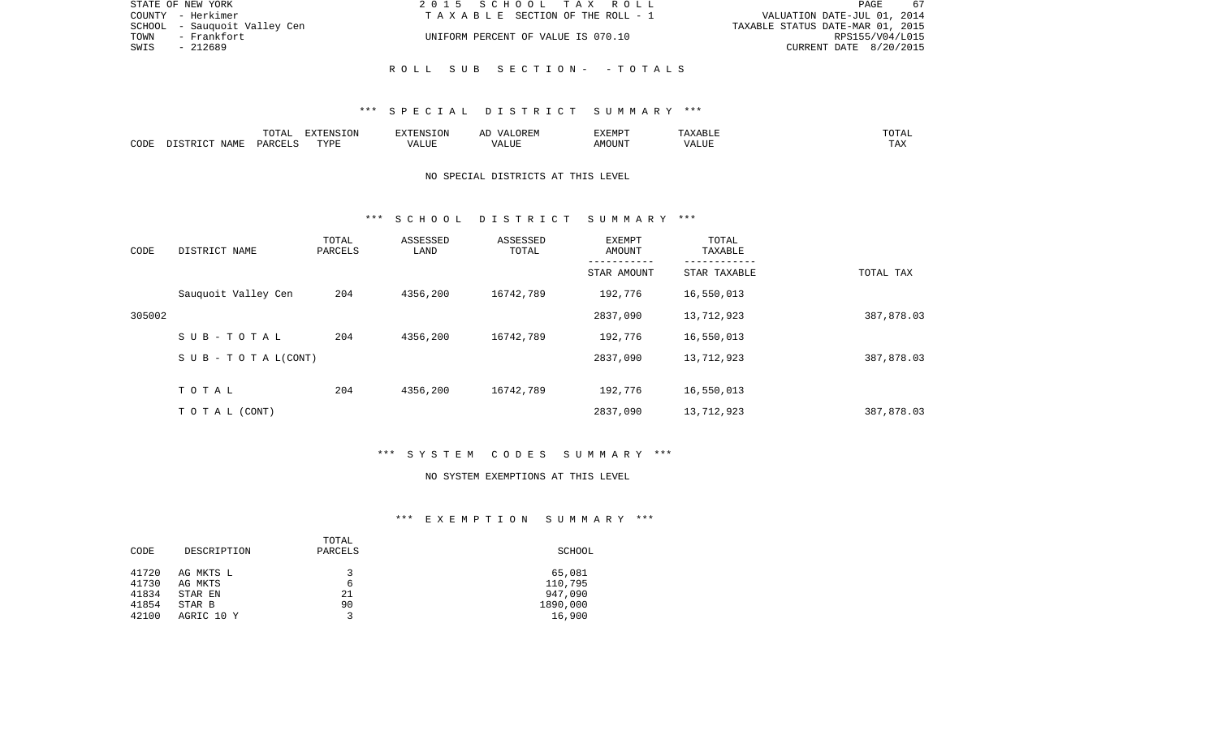STATE OF NEW YORK | 2 0 1 5 S C H O O L T A X R O L L
COUNTY - Herkimer | T A X A B L E SECTION OF THE ROLL - 1 | VALUATION DATE-JUL 01, 2014
SCHOOL - Sauquoit Valley Cen | | TAXABLE STATUS DATE-MAR 01, 2015
TOWN - Frankfort | UNIFORM PERCENT OF VALUE IS 070.10 | RPS155/V04/L015
SWIS - 212689 | | CURRENT DATE 8/20/2015

R O L L S U B S E C T I O N - - T O T A L S

*** S P E C I A L D I S T R I C T S U M M A R Y ***

| CODE | DISTRICT NAME | TOTAL PARCELS | EXTENSION TYPE | EXTENSION VALUE | AD VALOREM VALUE | EXEMPT AMOUNT | TAXABLE VALUE | TOTAL TAX |
|---|---|---|---|---|---|---|---|---|

NO SPECIAL DISTRICTS AT THIS LEVEL

*** S C H O O L D I S T R I C T S U M M A R Y ***

| CODE | DISTRICT NAME | TOTAL PARCELS | ASSESSED LAND | ASSESSED TOTAL | EXEMPT AMOUNT / STAR AMOUNT | TOTAL TAXABLE / STAR TAXABLE | TOTAL TAX |
|---|---|---|---|---|---|---|---|
| | Sauquoit Valley Cen | 204 | 4356,200 | 16742,789 | 192,776 | 16,550,013 | |
| 305002 | | | | | 2837,090 | 13,712,923 | 387,878.03 |
| | S U B - T O T A L | 204 | 4356,200 | 16742,789 | 192,776 | 16,550,013 | |
| | S U B - T O T A L(CONT) | | | | 2837,090 | 13,712,923 | 387,878.03 |
| | T O T A L | 204 | 4356,200 | 16742,789 | 192,776 | 16,550,013 | |
| | T O T A L (CONT) | | | | 2837,090 | 13,712,923 | 387,878.03 |

*** S Y S T E M C O D E S S U M M A R Y ***

NO SYSTEM EXEMPTIONS AT THIS LEVEL

*** E X E M P T I O N S U M M A R Y ***

| CODE | DESCRIPTION | TOTAL PARCELS | SCHOOL |
|---|---|---|---|
| 41720 | AG MKTS L | 3 | 65,081 |
| 41730 | AG MKTS | 6 | 110,795 |
| 41834 | STAR EN | 21 | 947,090 |
| 41854 | STAR B | 90 | 1890,000 |
| 42100 | AGRIC 10 Y | 3 | 16,900 |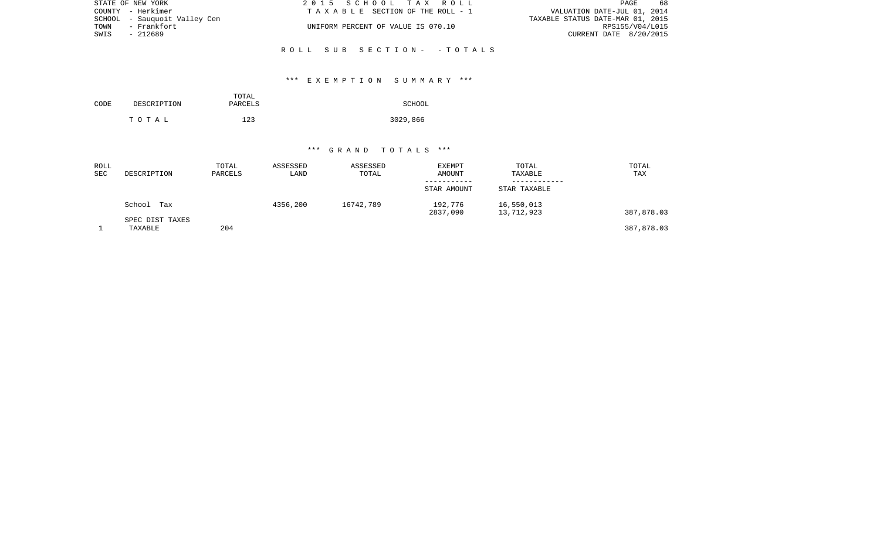STATE OF NEW YORK
COUNTY - Herkimer
SCHOOL - Sauquoit Valley Cen
TOWN - Frankfort
SWIS - 212689

2 0 1 5 S C H O O L T A X R O L L
T A X A B L E SECTION OF THE ROLL - 1
UNIFORM PERCENT OF VALUE IS 070.10

VALUATION DATE-JUL 01, 2014
TAXABLE STATUS DATE-MAR 01, 2015
RPS155/V04/L015
CURRENT DATE 8/20/2015

R O L L S U B S E C T I O N - - T O T A L S

*** E X E M P T I O N S U M M A R Y ***

| CODE | DESCRIPTION | TOTAL PARCELS | SCHOOL |
|---|---|---|---|
| | T O T A L | 123 | 3029,866 |

*** G R A N D T O T A L S ***

| ROLL SEC | DESCRIPTION | TOTAL PARCELS | ASSESSED LAND | ASSESSED TOTAL | EXEMPT AMOUNT / STAR AMOUNT | TOTAL TAXABLE / STAR TAXABLE | TOTAL TAX |
|---|---|---|---|---|---|---|---|
| | School Tax | | 4356,200 | 16742,789 | 192,776 | 16,550,013 | |
| | | | | | 2837,090 | 13,712,923 | 387,878.03 |
| | SPEC DIST TAXES | | | | | | |
| 1 | TAXABLE | 204 | | | | | 387,878.03 |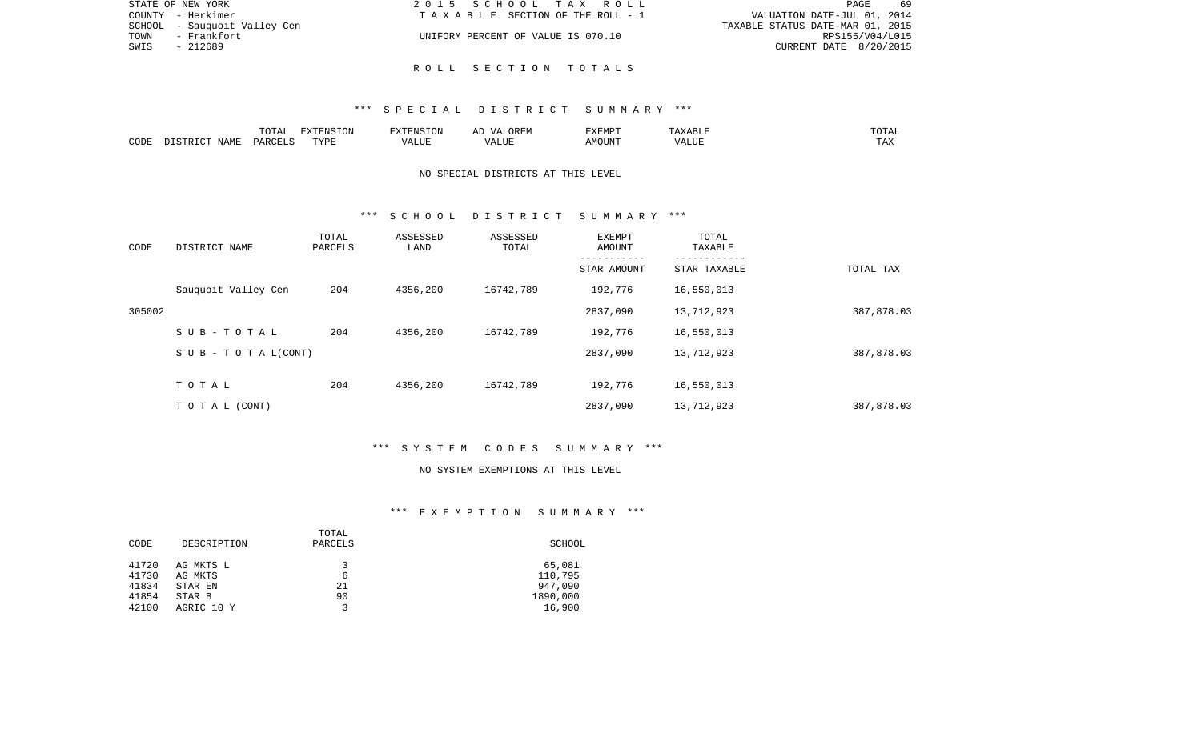STATE OF NEW YORK
COUNTY - Herkimer
SCHOOL - Sauquoit Valley Cen
TOWN - Frankfort
SWIS - 212689

2 0 1 5 S C H O O L T A X R O L L
T A X A B L E SECTION OF THE ROLL - 1
UNIFORM PERCENT OF VALUE IS 070.10

VALUATION DATE-JUL 01, 2014
TAXABLE STATUS DATE-MAR 01, 2015
RPS155/V04/L015
CURRENT DATE 8/20/2015

## R O L L S E C T I O N T O T A L S

### *** S P E C I A L D I S T R I C T S U M M A R Y ***

| CODE | DISTRICT NAME | TOTAL PARCELS | EXTENSION TYPE | EXTENSION VALUE | AD VALOREM VALUE | EXEMPT AMOUNT | TAXABLE VALUE | TOTAL TAX |
|---|---|---|---|---|---|---|---|---|

NO SPECIAL DISTRICTS AT THIS LEVEL

### *** S C H O O L D I S T R I C T S U M M A R Y ***

| CODE | DISTRICT NAME | TOTAL PARCELS | ASSESSED LAND | ASSESSED TOTAL | EXEMPT AMOUNT / STAR AMOUNT | TOTAL TAXABLE / STAR TAXABLE | TOTAL TAX |
|---|---|---|---|---|---|---|---|
| | Sauquoit Valley Cen | 204 | 4356,200 | 16742,789 | 192,776 | 16,550,013 | |
| 305002 | | | | | 2837,090 | 13,712,923 | 387,878.03 |
| | S U B - T O T A L | 204 | 4356,200 | 16742,789 | 192,776 | 16,550,013 | |
| | S U B - T O T A L(CONT) | | | | 2837,090 | 13,712,923 | 387,878.03 |
| | T O T A L | 204 | 4356,200 | 16742,789 | 192,776 | 16,550,013 | |
| | T O T A L (CONT) | | | | 2837,090 | 13,712,923 | 387,878.03 |

### *** S Y S T E M C O D E S S U M M A R Y ***

NO SYSTEM EXEMPTIONS AT THIS LEVEL

### *** E X E M P T I O N S U M M A R Y ***

| CODE | DESCRIPTION | TOTAL PARCELS | SCHOOL |
|---|---|---|---|
| 41720 | AG MKTS L | 3 | 65,081 |
| 41730 | AG MKTS | 6 | 110,795 |
| 41834 | STAR EN | 21 | 947,090 |
| 41854 | STAR B | 90 | 1890,000 |
| 42100 | AGRIC 10 Y | 3 | 16,900 |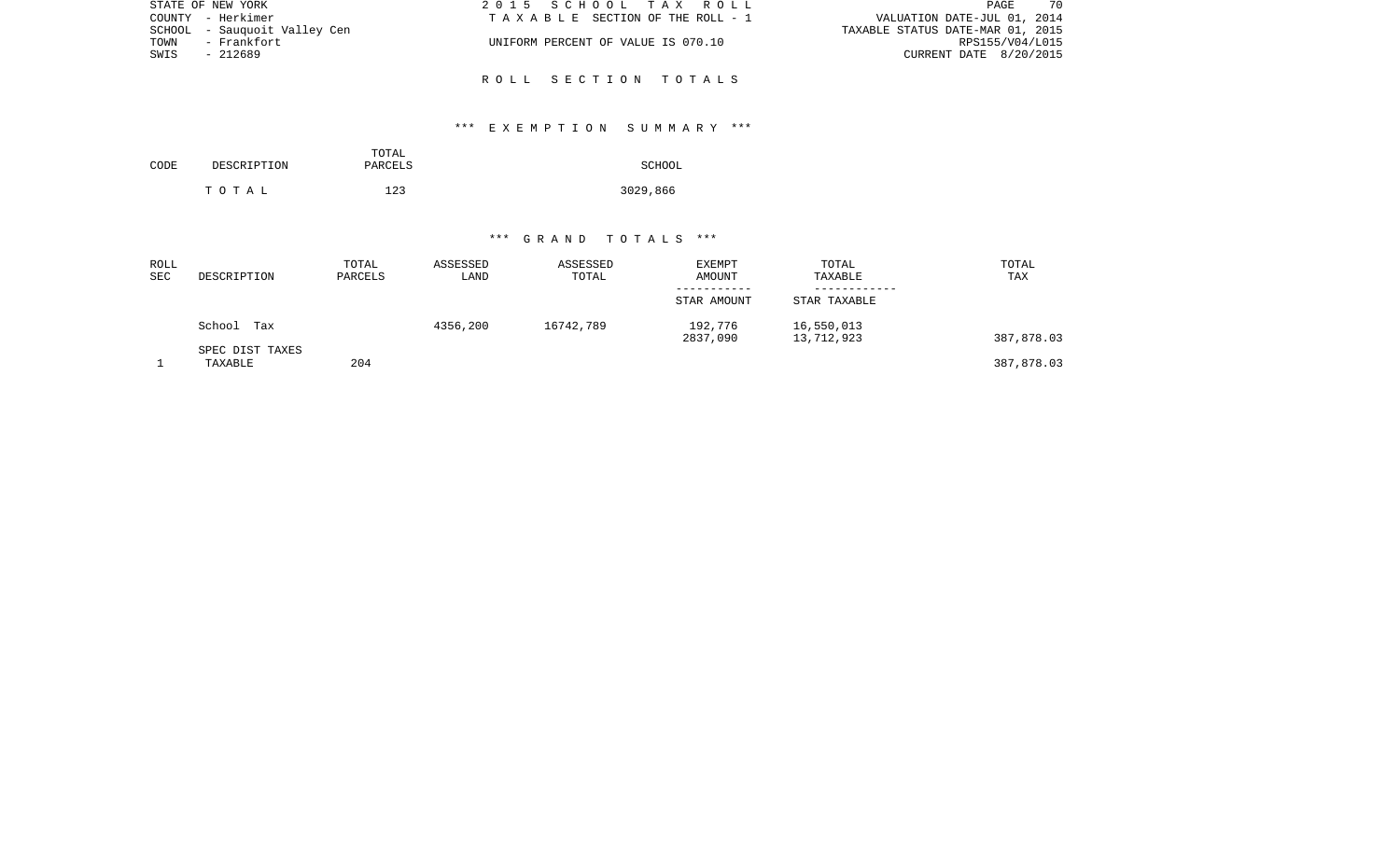STATE OF NEW YORK
COUNTY - Herkimer
SCHOOL - Sauquoit Valley Cen
TOWN - Frankfort
SWIS - 212689

2 0 1 5 S C H O O L T A X R O L L
T A X A B L E SECTION OF THE ROLL - 1
UNIFORM PERCENT OF VALUE IS 070.10

VALUATION DATE-JUL 01, 2014
TAXABLE STATUS DATE-MAR 01, 2015
RPS155/V04/L015
CURRENT DATE 8/20/2015

## R O L L S E C T I O N T O T A L S

### \*\*\* E X E M P T I O N S U M M A R Y \*\*\*

| CODE | DESCRIPTION | TOTAL PARCELS | SCHOOL |
|---|---|---|---|
| | T O T A L | 123 | 3029,866 |

### \*\*\* G R A N D T O T A L S \*\*\*

| ROLL SEC | DESCRIPTION | TOTAL PARCELS | ASSESSED LAND | ASSESSED TOTAL | EXEMPT AMOUNT / STAR AMOUNT | TOTAL TAXABLE / STAR TAXABLE | TOTAL TAX |
|---|---|---|---|---|---|---|---|
| | School Tax | | 4356,200 | 16742,789 | 192,776 | 16,550,013 | |
| | | | | | 2837,090 | 13,712,923 | 387,878.03 |
| | SPEC DIST TAXES | | | | | | |
| 1 | TAXABLE | 204 | | | | | 387,878.03 |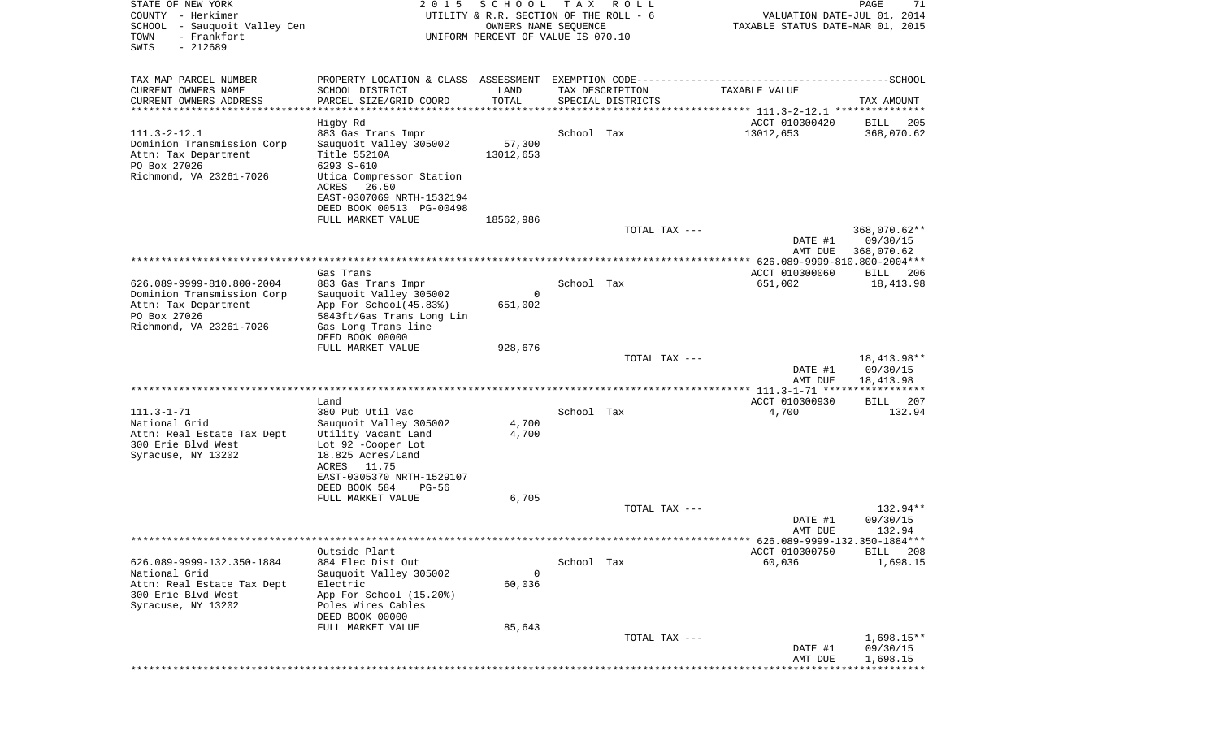STATE OF NEW YORK
COUNTY - Herkimer
SCHOOL - Sauquoit Valley Cen
TOWN - Frankfort
SWIS - 212689

2 0 1 5 S C H O O L T A X R O L L
UTILITY & R.R. SECTION OF THE ROLL - 6
OWNERS NAME SEQUENCE
UNIFORM PERCENT OF VALUE IS 070.10

VALUATION DATE-JUL 01, 2014
TAXABLE STATUS DATE-MAR 01, 2015

| TAX MAP PARCEL NUMBER / CURRENT OWNERS NAME / CURRENT OWNERS ADDRESS | PROPERTY LOCATION & CLASS / SCHOOL DISTRICT / PARCEL SIZE/GRID COORD | ASSESSMENT LAND / TOTAL | EXEMPTION CODE / TAX DESCRIPTION / SPECIAL DISTRICTS | TAXABLE VALUE | SCHOOL TAX AMOUNT |
|---|---|---|---|---|---|
| 111.3-2-12.1 | Higby Rd | | | ACCT 010300420 | BILL 205 |
| 111.3-2-12.1 | 883 Gas Trans Impr | | School Tax | 13012,653 | 368,070.62 |
| Dominion Transmission Corp | Sauquoit Valley 305002 | 57,300 | | | |
| Attn: Tax Department | Title 55210A | 13012,653 | | | |
| PO Box 27026 | 6293 S-610 | | | | |
| Richmond, VA 23261-7026 | Utica Compressor Station | | | | |
| | ACRES 26.50 | | | | |
| | EAST-0307069 NRTH-1532194 | | | | |
| | DEED BOOK 00513 PG-00498 | | | | |
| | FULL MARKET VALUE | 18562,986 | | | |
| | | | TOTAL TAX --- | | 368,070.62** |
| | | | | DATE #1 | 09/30/15 |
| | | | | AMT DUE | 368,070.62 |
| 626.089-9999-810.800-2004 | Gas Trans | | | ACCT 010300060 | BILL 206 |
| 626.089-9999-810.800-2004 | 883 Gas Trans Impr | | School Tax | 651,002 | 18,413.98 |
| Dominion Transmission Corp | Sauquoit Valley 305002 | 0 | | | |
| Attn: Tax Department | App For School(45.83%) | 651,002 | | | |
| PO Box 27026 | 5843ft/Gas Trans Long Lin | | | | |
| Richmond, VA 23261-7026 | Gas Long Trans line | | | | |
| | DEED BOOK 00000 | | | | |
| | FULL MARKET VALUE | 928,676 | | | |
| | | | TOTAL TAX --- | | 18,413.98** |
| | | | | DATE #1 | 09/30/15 |
| | | | | AMT DUE | 18,413.98 |
| 111.3-1-71 | Land | | | ACCT 010300930 | BILL 207 |
| 111.3-1-71 | 380 Pub Util Vac | | School Tax | 4,700 | 132.94 |
| National Grid | Sauquoit Valley 305002 | 4,700 | | | |
| Attn: Real Estate Tax Dept | Utility Vacant Land | 4,700 | | | |
| 300 Erie Blvd West | Lot 92 -Cooper Lot | | | | |
| Syracuse, NY 13202 | 18.825 Acres/Land | | | | |
| | ACRES 11.75 | | | | |
| | EAST-0305370 NRTH-1529107 | | | | |
| | DEED BOOK 584 PG-56 | | | | |
| | FULL MARKET VALUE | 6,705 | | | |
| | | | TOTAL TAX --- | | 132.94** |
| | | | | DATE #1 | 09/30/15 |
| | | | | AMT DUE | 132.94 |
| 626.089-9999-132.350-1884 | Outside Plant | | | ACCT 010300750 | BILL 208 |
| 626.089-9999-132.350-1884 | 884 Elec Dist Out | | School Tax | 60,036 | 1,698.15 |
| National Grid | Sauquoit Valley 305002 | 0 | | | |
| Attn: Real Estate Tax Dept | Electric | 60,036 | | | |
| 300 Erie Blvd West | App For School (15.20%) | | | | |
| Syracuse, NY 13202 | Poles Wires Cables | | | | |
| | DEED BOOK 00000 | | | | |
| | FULL MARKET VALUE | 85,643 | | | |
| | | | TOTAL TAX --- | | 1,698.15** |
| | | | | DATE #1 | 09/30/15 |
| | | | | AMT DUE | 1,698.15 |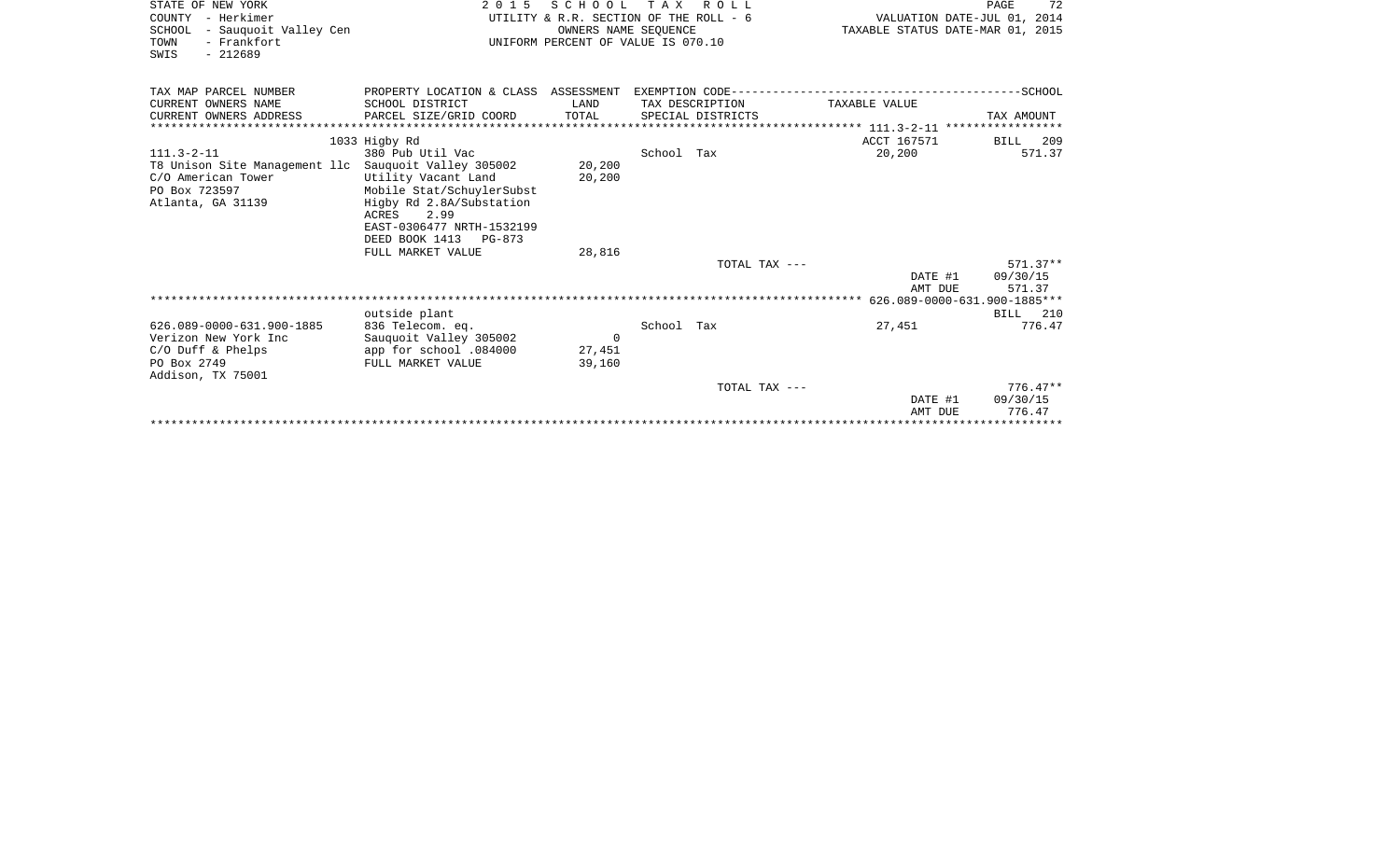STATE OF NEW YORK
COUNTY - Herkimer
SCHOOL - Sauquoit Valley Cen
TOWN - Frankfort
SWIS - 212689

2 0 1 5 S C H O O L T A X R O L L
UTILITY & R.R. SECTION OF THE ROLL - 6
OWNERS NAME SEQUENCE
UNIFORM PERCENT OF VALUE IS 070.10

VALUATION DATE-JUL 01, 2014
TAXABLE STATUS DATE-MAR 01, 2015

| TAX MAP PARCEL NUMBER / CURRENT OWNERS NAME / CURRENT OWNERS ADDRESS | PROPERTY LOCATION & CLASS / SCHOOL DISTRICT / PARCEL SIZE/GRID COORD | ASSESSMENT LAND / TOTAL | EXEMPTION CODE / TAX DESCRIPTION / SPECIAL DISTRICTS | TAXABLE VALUE | TAX AMOUNT |
|---|---|---|---|---|---|
| ******** 111.3-2-11 ******** | 1033 Higby Rd | | | ACCT 167571 | BILL 209 |
| 111.3-2-11 | 380 Pub Util Vac | | School Tax | 20,200 | 571.37 |
| T8 Unison Site Management llc | Sauquoit Valley 305002 | 20,200 | | | |
| C/O American Tower | Utility Vacant Land | 20,200 | | | |
| PO Box 723597 | Mobile Stat/SchuylerSubst | | | | |
| Atlanta, GA 31139 | Higby Rd 2.8A/Substation | | | | |
| | ACRES 2.99 | | | | |
| | EAST-0306477 NRTH-1532199 | | | | |
| | DEED BOOK 1413 PG-873 | | | | |
| | FULL MARKET VALUE | 28,816 | | | |
| | | | TOTAL TAX --- | | 571.37** |
| | | | | DATE #1 | 09/30/15 |
| | | | | AMT DUE | 571.37 |
| ******** 626.089-0000-631.900-1885 ******** | outside plant | | | | BILL 210 |
| 626.089-0000-631.900-1885 | 836 Telecom. eq. | | School Tax | 27,451 | 776.47 |
| Verizon New York Inc | Sauquoit Valley 305002 | 0 | | | |
| C/O Duff & Phelps | app for school .084000 | 27,451 | | | |
| PO Box 2749 | FULL MARKET VALUE | 39,160 | | | |
| Addison, TX 75001 | | | | | |
| | | | TOTAL TAX --- | | 776.47** |
| | | | | DATE #1 | 09/30/15 |
| | | | | AMT DUE | 776.47 |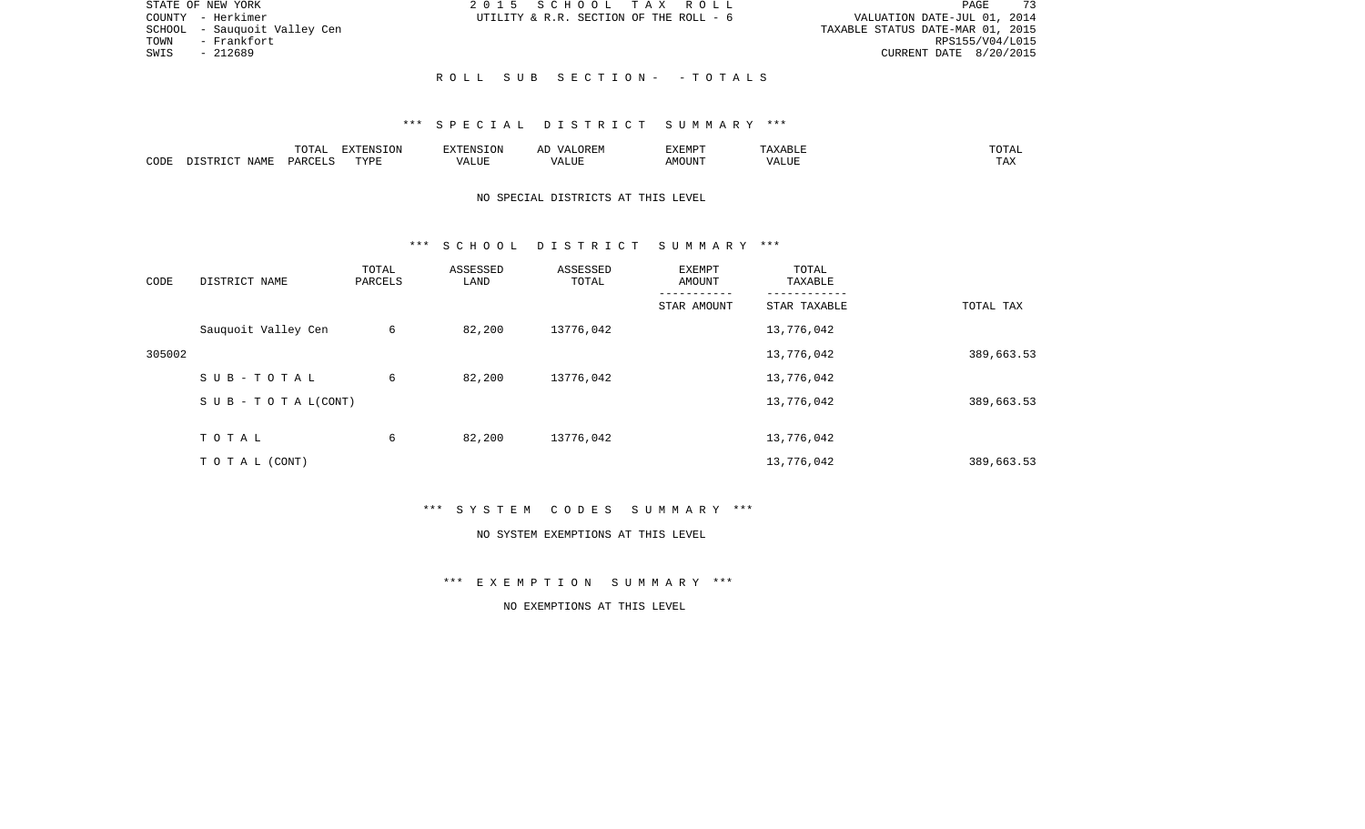STATE OF NEW YORK
COUNTY - Herkimer
SCHOOL - Sauquoit Valley Cen
TOWN - Frankfort
SWIS - 212689

2 0 1 5 S C H O O L T A X R O L L
UTILITY & R.R. SECTION OF THE ROLL - 6

VALUATION DATE-JUL 01, 2014
TAXABLE STATUS DATE-MAR 01, 2015
RPS155/V04/L015
CURRENT DATE 8/20/2015

R O L L S U B S E C T I O N - - T O T A L S

*** S P E C I A L D I S T R I C T S U M M A R Y ***

| CODE | DISTRICT NAME | TOTAL PARCELS | EXTENSION TYPE | EXTENSION VALUE | AD VALOREM VALUE | EXEMPT AMOUNT | TAXABLE VALUE | TOTAL TAX |
|---|---|---|---|---|---|---|---|---|

NO SPECIAL DISTRICTS AT THIS LEVEL

*** S C H O O L D I S T R I C T S U M M A R Y ***

| CODE | DISTRICT NAME | TOTAL PARCELS | ASSESSED LAND | ASSESSED TOTAL | EXEMPT AMOUNT<br>STAR AMOUNT | TOTAL TAXABLE<br>STAR TAXABLE | TOTAL TAX |
|---|---|---|---|---|---|---|---|
| | Sauquoit Valley Cen | 6 | 82,200 | 13776,042 | | 13,776,042 | |
| 305002 | | | | | | 13,776,042 | 389,663.53 |
| | S U B - T O T A L | 6 | 82,200 | 13776,042 | | 13,776,042 | |
| | S U B - T O T A L(CONT) | | | | | 13,776,042 | 389,663.53 |
| | T O T A L | 6 | 82,200 | 13776,042 | | 13,776,042 | |
| | T O T A L (CONT) | | | | | 13,776,042 | 389,663.53 |

*** S Y S T E M C O D E S S U M M A R Y ***

NO SYSTEM EXEMPTIONS AT THIS LEVEL

*** E X E M P T I O N S U M M A R Y ***

NO EXEMPTIONS AT THIS LEVEL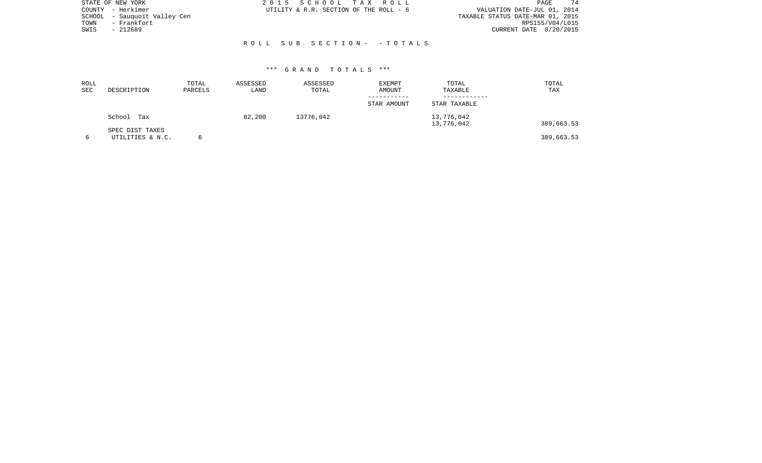STATE OF NEW YORK
COUNTY - Herkimer
SCHOOL - Sauquoit Valley Cen
TOWN - Frankfort
SWIS - 212689

2 0 1 5 S C H O O L T A X R O L L
UTILITY & R.R. SECTION OF THE ROLL - 6

VALUATION DATE-JUL 01, 2014
TAXABLE STATUS DATE-MAR 01, 2015
RPS155/V04/L015
CURRENT DATE 8/20/2015

R O L L S U B S E C T I O N - - T O T A L S

\*\*\* G R A N D T O T A L S \*\*\*

| ROLL SEC | DESCRIPTION | TOTAL PARCELS | ASSESSED LAND | ASSESSED TOTAL | EXEMPT AMOUNT / STAR AMOUNT | TOTAL TAXABLE / STAR TAXABLE | TOTAL TAX |
|---|---|---|---|---|---|---|---|
| | School Tax | | 82,200 | 13776,042 | | 13,776,042<br>13,776,042 | 389,663.53 |
| | SPEC DIST TAXES | | | | | | |
| 6 | UTILITIES & N.C. | 6 | | | | | 389,663.53 |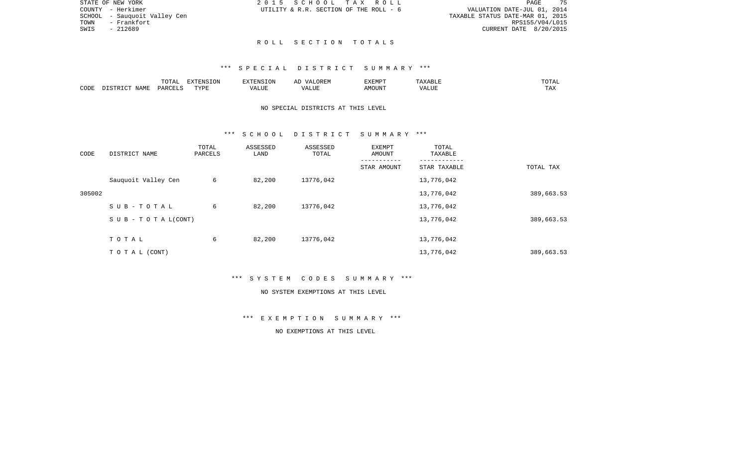STATE OF NEW YORK
COUNTY - Herkimer
SCHOOL - Sauquoit Valley Cen
TOWN - Frankfort
SWIS - 212689

2 0 1 5 S C H O O L T A X R O L L
UTILITY & R.R. SECTION OF THE ROLL - 6

VALUATION DATE-JUL 01, 2014
TAXABLE STATUS DATE-MAR 01, 2015
RPS155/V04/L015
CURRENT DATE 8/20/2015

## R O L L S E C T I O N T O T A L S

### *** S P E C I A L D I S T R I C T S U M M A R Y ***

| CODE | DISTRICT NAME | TOTAL PARCELS | EXTENSION TYPE | EXTENSION VALUE | AD VALOREM VALUE | EXEMPT AMOUNT | TAXABLE VALUE | TOTAL TAX |
|---|---|---|---|---|---|---|---|---|

NO SPECIAL DISTRICTS AT THIS LEVEL

### *** S C H O O L D I S T R I C T S U M M A R Y ***

| CODE | DISTRICT NAME | TOTAL PARCELS | ASSESSED LAND | ASSESSED TOTAL | EXEMPT AMOUNT / STAR AMOUNT | TOTAL TAXABLE / STAR TAXABLE | TOTAL TAX |
|---|---|---|---|---|---|---|---|
| | Sauquoit Valley Cen | 6 | 82,200 | 13776,042 | | 13,776,042 | |
| 305002 | | | | | | 13,776,042 | 389,663.53 |
| | S U B - T O T A L | 6 | 82,200 | 13776,042 | | 13,776,042 | |
| | S U B - T O T A L(CONT) | | | | | 13,776,042 | 389,663.53 |
| | T O T A L | 6 | 82,200 | 13776,042 | | 13,776,042 | |
| | T O T A L (CONT) | | | | | 13,776,042 | 389,663.53 |

### *** S Y S T E M C O D E S S U M M A R Y ***

NO SYSTEM EXEMPTIONS AT THIS LEVEL

### *** E X E M P T I O N S U M M A R Y ***

NO EXEMPTIONS AT THIS LEVEL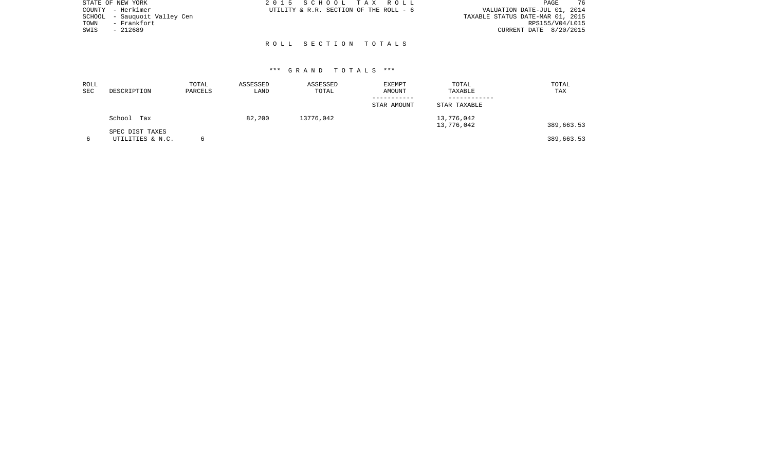STATE OF NEW YORK
COUNTY - Herkimer
SCHOOL - Sauquoit Valley Cen
TOWN - Frankfort
SWIS - 212689

2015 SCHOOL TAX ROLL
UTILITY & R.R. SECTION OF THE ROLL - 6

VALUATION DATE-JUL 01, 2014
TAXABLE STATUS DATE-MAR 01, 2015
RPS155/V04/L015
CURRENT DATE 8/20/2015

## ROLL SECTION TOTALS

### *** GRAND TOTALS ***

| ROLL SEC | DESCRIPTION | TOTAL PARCELS | ASSESSED LAND | ASSESSED TOTAL | EXEMPT AMOUNT / STAR AMOUNT | TOTAL TAXABLE / STAR TAXABLE | TOTAL TAX |
|---|---|---|---|---|---|---|---|
| | School Tax | | 82,200 | 13776,042 | | 13,776,042 | |
| | | | | | | 13,776,042 | 389,663.53 |
| | SPEC DIST TAXES | | | | | | |
| 6 | UTILITIES & N.C. | 6 | | | | | 389,663.53 |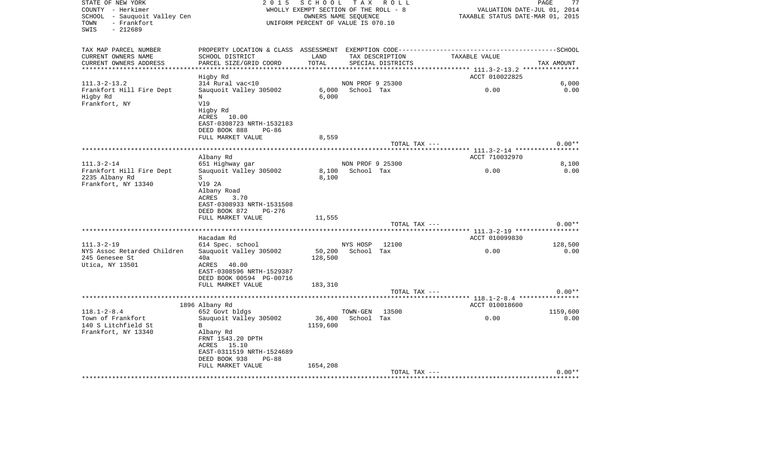STATE OF NEW YORK
COUNTY - Herkimer
SCHOOL - Sauquoit Valley Cen
TOWN - Frankfort
SWIS - 212689

2 0 1 5 S C H O O L T A X R O L L
WHOLLY EXEMPT SECTION OF THE ROLL - 8
OWNERS NAME SEQUENCE
UNIFORM PERCENT OF VALUE IS 070.10

VALUATION DATE-JUL 01, 2014
TAXABLE STATUS DATE-MAR 01, 2015

| TAX MAP PARCEL NUMBER / CURRENT OWNERS NAME / CURRENT OWNERS ADDRESS | PROPERTY LOCATION & CLASS / SCHOOL DISTRICT / PARCEL SIZE/GRID COORD | ASSESSMENT LAND / TOTAL | EXEMPTION CODE / TAX DESCRIPTION / SPECIAL DISTRICTS | TAXABLE VALUE | SCHOOL / TAX AMOUNT |
|---|---|---|---|---|---|
| | Higby Rd | | | ACCT 010022825 | |
| 111.3-2-13.2 | 314 Rural vac<10 | | NON PROF 9 25300 | | 6,000 |
| Frankfort Hill Fire Dept | Sauquoit Valley 305002 | 6,000 | School Tax | 0.00 | 0.00 |
| Higby Rd | N | 6,000 | | | |
| Frankfort, NY | Vl9 | | | | |
| | Higby Rd | | | | |
| | ACRES 10.00 | | | | |
| | EAST-0308723 NRTH-1532183 | | | | |
| | DEED BOOK 888 PG-86 | | | | |
| | FULL MARKET VALUE | 8,559 | | | |
| | | | TOTAL TAX --- | | 0.00** |
| | Albany Rd | | | ACCT 710032970 | |
| 111.3-2-14 | 651 Highway gar | | NON PROF 9 25300 | | 8,100 |
| Frankfort Hill Fire Dept | Sauquoit Valley 305002 | 8,100 | School Tax | 0.00 | 0.00 |
| 2235 Albany Rd | S | 8,100 | | | |
| Frankfort, NY 13340 | Vl9 2A | | | | |
| | Albany Road | | | | |
| | ACRES 3.70 | | | | |
| | EAST-0308933 NRTH-1531508 | | | | |
| | DEED BOOK 872 PG-276 | | | | |
| | FULL MARKET VALUE | 11,555 | | | |
| | | | TOTAL TAX --- | | 0.00** |
| | Hacadam Rd | | | ACCT 010099830 | |
| 111.3-2-19 | 614 Spec. school | | NYS HOSP 12100 | | 128,500 |
| NYS Assoc Retarded Children | Sauquoit Valley 305002 | 50,200 | School Tax | 0.00 | 0.00 |
| 245 Genesee St | 40a | 128,500 | | | |
| Utica, NY 13501 | ACRES 40.00 | | | | |
| | EAST-0308596 NRTH-1529387 | | | | |
| | DEED BOOK 00594 PG-00716 | | | | |
| | FULL MARKET VALUE | 183,310 | | | |
| | | | TOTAL TAX --- | | 0.00** |
| | 1896 Albany Rd | | | ACCT 010018600 | |
| 118.1-2-8.4 | 652 Govt bldgs | | TOWN-GEN 13500 | | 1159,600 |
| Town of Frankfort | Sauquoit Valley 305002 | 36,400 | School Tax | 0.00 | 0.00 |
| 140 S Litchfield St | B | 1159,600 | | | |
| Frankfort, NY 13340 | Albany Rd | | | | |
| | FRNT 1543.20 DPTH | | | | |
| | ACRES 15.10 | | | | |
| | EAST-0311519 NRTH-1524689 | | | | |
| | DEED BOOK 938 PG-88 | | | | |
| | FULL MARKET VALUE | 1654,208 | | | |
| | | | TOTAL TAX --- | | 0.00** |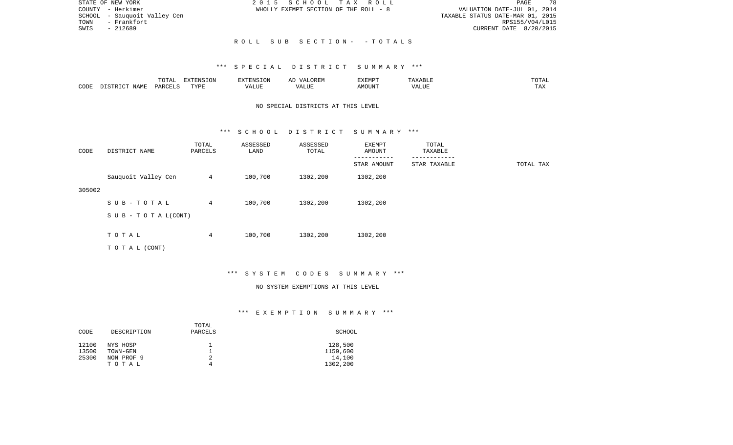STATE OF NEW YORK
COUNTY - Herkimer
SCHOOL - Sauquoit Valley Cen
TOWN - Frankfort
SWIS - 212689

2015 SCHOOL TAX ROLL
WHOLLY EXEMPT SECTION OF THE ROLL - 8

VALUATION DATE-JUL 01, 2014
TAXABLE STATUS DATE-MAR 01, 2015
RPS155/V04/L015
CURRENT DATE 8/20/2015

## ROLL SUB SECTION- - TOTALS

### *** SPECIAL DISTRICT SUMMARY ***

| CODE | DISTRICT NAME | TOTAL PARCELS | EXTENSION TYPE | EXTENSION VALUE | AD VALOREM VALUE | EXEMPT AMOUNT | TAXABLE VALUE | TOTAL TAX |
|---|---|---|---|---|---|---|---|---|

NO SPECIAL DISTRICTS AT THIS LEVEL

### *** SCHOOL DISTRICT SUMMARY ***

| CODE | DISTRICT NAME | TOTAL PARCELS | ASSESSED LAND | ASSESSED TOTAL | EXEMPT AMOUNT / STAR AMOUNT | TOTAL TAXABLE / STAR TAXABLE | TOTAL TAX |
|---|---|---|---|---|---|---|---|
| 305002 | Sauquoit Valley Cen | 4 | 100,700 | 1302,200 | 1302,200 | | |
| | SUB-TOTAL | 4 | 100,700 | 1302,200 | 1302,200 | | |
| | SUB-TOTAL(CONT) | | | | | | |
| | TOTAL | 4 | 100,700 | 1302,200 | 1302,200 | | |
| | TOTAL (CONT) | | | | | | |

### *** SYSTEM CODES SUMMARY ***

NO SYSTEM EXEMPTIONS AT THIS LEVEL

### *** EXEMPTION SUMMARY ***

| CODE | DESCRIPTION | TOTAL PARCELS | SCHOOL |
|---|---|---|---|
| 12100 | NYS HOSP | 1 | 128,500 |
| 13500 | TOWN-GEN | 1 | 1159,600 |
| 25300 | NON PROF 9 | 2 | 14,100 |
| | TOTAL | 4 | 1302,200 |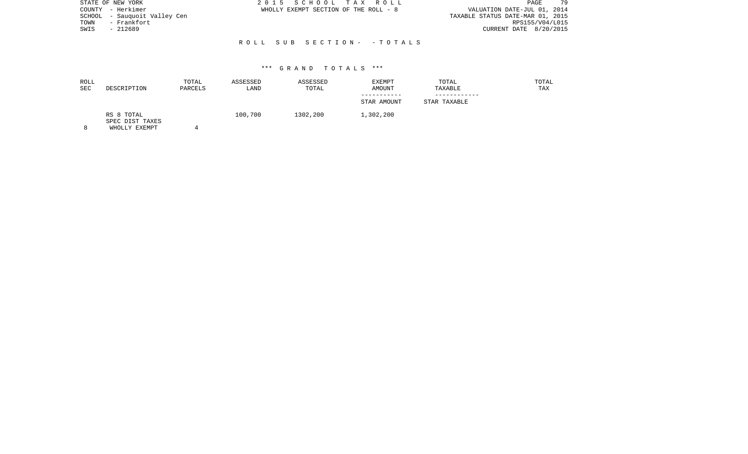STATE OF NEW YORK
COUNTY - Herkimer
SCHOOL - Sauquoit Valley Cen
TOWN - Frankfort
SWIS - 212689

2 0 1 5 S C H O O L T A X R O L L
WHOLLY EXEMPT SECTION OF THE ROLL - 8

VALUATION DATE-JUL 01, 2014
TAXABLE STATUS DATE-MAR 01, 2015
RPS155/V04/L015
CURRENT DATE 8/20/2015

R O L L S U B S E C T I O N - - T O T A L S

*** G R A N D T O T A L S ***

| ROLL SEC | DESCRIPTION | TOTAL PARCELS | ASSESSED LAND | ASSESSED TOTAL | EXEMPT AMOUNT / STAR AMOUNT | TOTAL TAXABLE / STAR TAXABLE | TOTAL TAX |
|---|---|---|---|---|---|---|---|
| | RS 8 TOTAL | | 100,700 | 1302,200 | 1,302,200 | | |
| | SPEC DIST TAXES | | | | | | |
| 8 | WHOLLY EXEMPT | 4 | | | | | |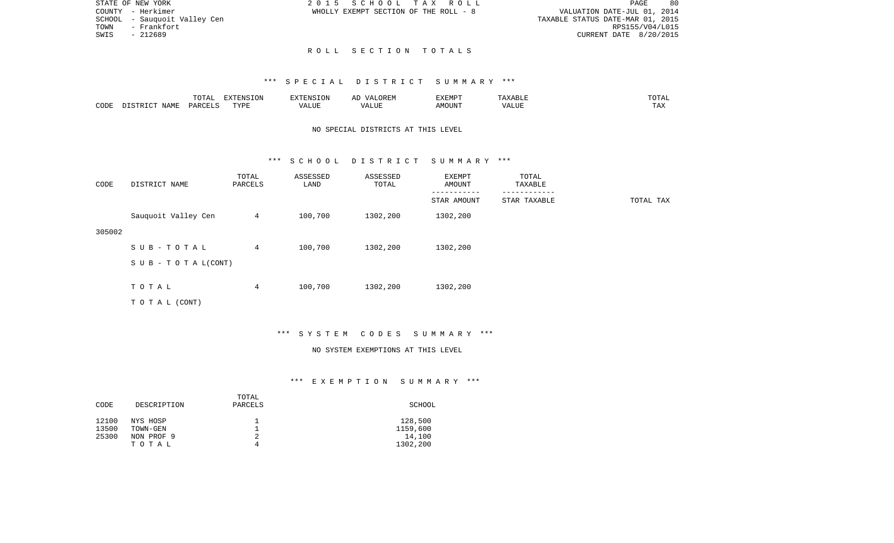STATE OF NEW YORK
COUNTY - Herkimer
SCHOOL - Sauquoit Valley Cen
TOWN - Frankfort
SWIS - 212689

2015 SCHOOL TAX ROLL
WHOLLY EXEMPT SECTION OF THE ROLL - 8

VALUATION DATE-JUL 01, 2014
TAXABLE STATUS DATE-MAR 01, 2015
RPS155/V04/L015
CURRENT DATE 8/20/2015

# ROLL SECTION TOTALS

## *** SPECIAL DISTRICT SUMMARY ***

| CODE | DISTRICT NAME | TOTAL PARCELS | EXTENSION TYPE | EXTENSION VALUE | AD VALOREM VALUE | EXEMPT AMOUNT | TAXABLE VALUE | TOTAL TAX |
|---|---|---|---|---|---|---|---|---|

NO SPECIAL DISTRICTS AT THIS LEVEL

## *** SCHOOL DISTRICT SUMMARY ***

| CODE | DISTRICT NAME | TOTAL PARCELS | ASSESSED LAND | ASSESSED TOTAL | EXEMPT AMOUNT / STAR AMOUNT | TOTAL TAXABLE / STAR TAXABLE | TOTAL TAX |
|---|---|---|---|---|---|---|---|
| 305002 | Sauquoit Valley Cen | 4 | 100,700 | 1302,200 | 1302,200 | | |
| | S U B - T O T A L | 4 | 100,700 | 1302,200 | 1302,200 | | |
| | S U B - T O T A L(CONT) | | | | | | |
| | T O T A L | 4 | 100,700 | 1302,200 | 1302,200 | | |
| | T O T A L (CONT) | | | | | | |

## *** SYSTEM CODES SUMMARY ***

NO SYSTEM EXEMPTIONS AT THIS LEVEL

## *** EXEMPTION SUMMARY ***

| CODE | DESCRIPTION | TOTAL PARCELS | SCHOOL |
|---|---|---|---|
| 12100 | NYS HOSP | 1 | 128,500 |
| 13500 | TOWN-GEN | 1 | 1159,600 |
| 25300 | NON PROF 9 | 2 | 14,100 |
| | T O T A L | 4 | 1302,200 |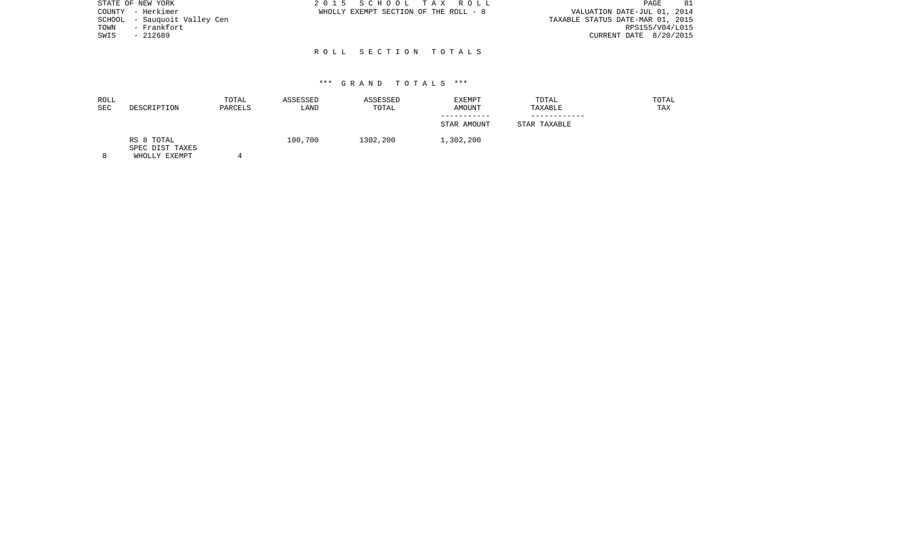STATE OF NEW YORK
COUNTY - Herkimer
SCHOOL - Sauquoit Valley Cen
TOWN - Frankfort
SWIS - 212689

2 0 1 5 S C H O O L T A X R O L L
WHOLLY EXEMPT SECTION OF THE ROLL - 8

VALUATION DATE-JUL 01, 2014
TAXABLE STATUS DATE-MAR 01, 2015
RPS155/V04/L015
CURRENT DATE 8/20/2015

## R O L L S E C T I O N T O T A L S

### *** G R A N D T O T A L S ***

| ROLL SEC | DESCRIPTION | TOTAL PARCELS | ASSESSED LAND | ASSESSED TOTAL | EXEMPT AMOUNT / STAR AMOUNT | TOTAL TAXABLE / STAR TAXABLE | TOTAL TAX |
|---|---|---|---|---|---|---|---|
| | RS 8 TOTAL | | 100,700 | 1302,200 | 1,302,200 | | |
| | SPEC DIST TAXES | | | | | | |
| 8 | WHOLLY EXEMPT | 4 | | | | | |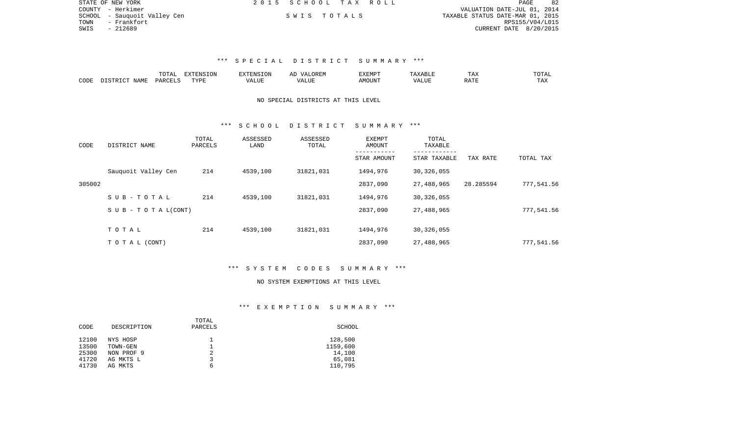STATE OF NEW YORK | 2 0 1 5 S C H O O L T A X R O L L
COUNTY - Herkimer | VALUATION DATE-JUL 01, 2014
SCHOOL - Sauquoit Valley Cen | S W I S T O T A L S | TAXABLE STATUS DATE-MAR 01, 2015
TOWN - Frankfort | RPS155/V04/L015
SWIS - 212689 | CURRENT DATE 8/20/2015

## *** S P E C I A L D I S T R I C T S U M M A R Y ***

| CODE | DISTRICT NAME | TOTAL PARCELS | EXTENSION TYPE | EXTENSION VALUE | AD VALOREM VALUE | EXEMPT AMOUNT | TAXABLE VALUE | TAX RATE | TOTAL TAX |
|---|---|---|---|---|---|---|---|---|---|

NO SPECIAL DISTRICTS AT THIS LEVEL

## *** S C H O O L D I S T R I C T S U M M A R Y ***

| CODE | DISTRICT NAME | TOTAL PARCELS | ASSESSED LAND | ASSESSED TOTAL | EXEMPT AMOUNT / STAR AMOUNT | TOTAL TAXABLE / STAR TAXABLE | TAX RATE | TOTAL TAX |
|---|---|---|---|---|---|---|---|---|
| | Sauquoit Valley Cen | 214 | 4539,100 | 31821,031 | 1494,976 | 30,326,055 | | |
| 305002 | | | | | 2837,090 | 27,488,965 | 28.285594 | 777,541.56 |
| | S U B - T O T A L | 214 | 4539,100 | 31821,031 | 1494,976 | 30,326,055 | | |
| | S U B - T O T A L(CONT) | | | | 2837,090 | 27,488,965 | | 777,541.56 |
| | T O T A L | 214 | 4539,100 | 31821,031 | 1494,976 | 30,326,055 | | |
| | T O T A L (CONT) | | | | 2837,090 | 27,488,965 | | 777,541.56 |

## *** S Y S T E M C O D E S S U M M A R Y ***

NO SYSTEM EXEMPTIONS AT THIS LEVEL

## *** E X E M P T I O N S U M M A R Y ***

| CODE | DESCRIPTION | TOTAL PARCELS | SCHOOL |
|---|---|---|---|
| 12100 | NYS HOSP | 1 | 128,500 |
| 13500 | TOWN-GEN | 1 | 1159,600 |
| 25300 | NON PROF 9 | 2 | 14,100 |
| 41720 | AG MKTS L | 3 | 65,081 |
| 41730 | AG MKTS | 6 | 110,795 |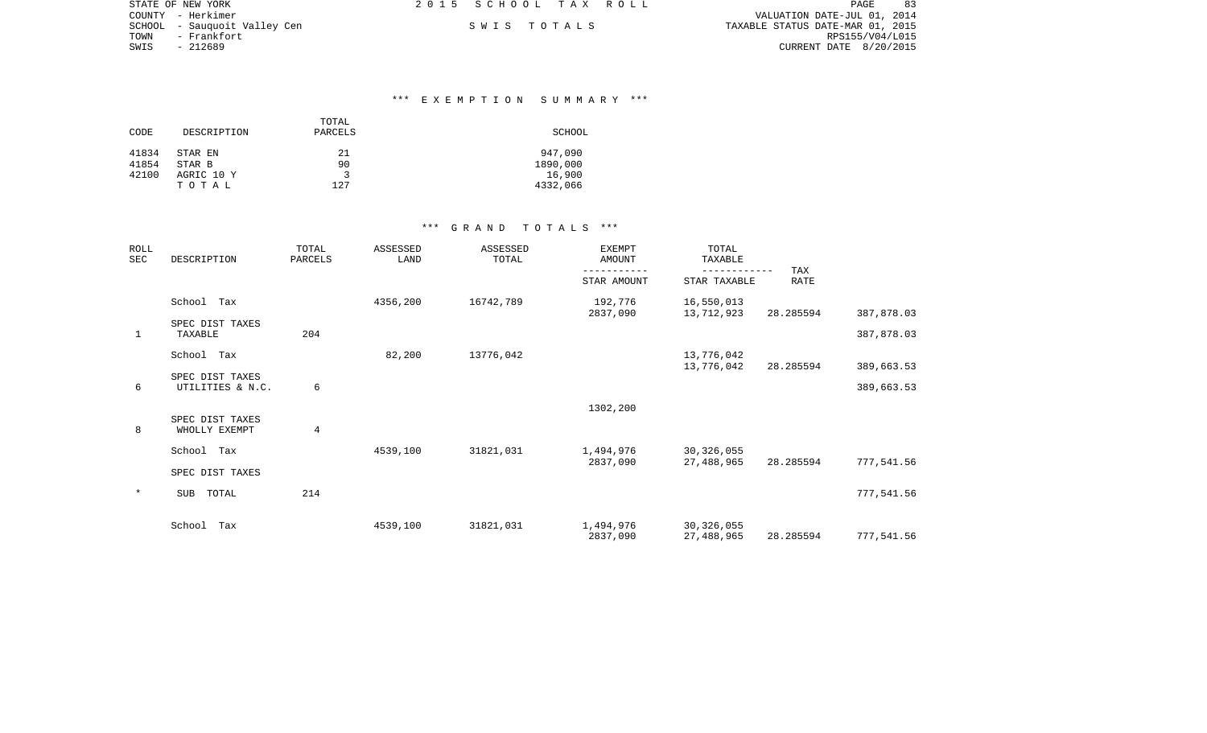STATE OF NEW YORK
COUNTY - Herkimer
SCHOOL - Sauquoit Valley Cen
TOWN - Frankfort
SWIS - 212689

2015 SCHOOL TAX ROLL

SWIS TOTALS

VALUATION DATE-JUL 01, 2014
TAXABLE STATUS DATE-MAR 01, 2015
RPS155/V04/L015
CURRENT DATE 8/20/2015

### *** EXEMPTION SUMMARY ***

| CODE | DESCRIPTION | TOTAL PARCELS | SCHOOL |
|---|---|---|---|
| 41834 | STAR EN | 21 | 947,090 |
| 41854 | STAR B | 90 | 1890,000 |
| 42100 | AGRIC 10 Y | 3 | 16,900 |
| | T O T A L | 127 | 4332,066 |

### *** GRAND TOTALS ***

| ROLL SEC | DESCRIPTION | TOTAL PARCELS | ASSESSED LAND | ASSESSED TOTAL | EXEMPT AMOUNT / STAR AMOUNT | TOTAL TAXABLE / STAR TAXABLE | TAX RATE | |
|---|---|---|---|---|---|---|---|---|
| | School Tax | | 4356,200 | 16742,789 | 192,776 | 16,550,013 | | |
| | | | | | 2837,090 | 13,712,923 | 28.285594 | 387,878.03 |
| | SPEC DIST TAXES | | | | | | | |
| 1 | TAXABLE | 204 | | | | | | 387,878.03 |
| | School Tax | | 82,200 | 13776,042 | | 13,776,042 | | |
| | | | | | | 13,776,042 | 28.285594 | 389,663.53 |
| | SPEC DIST TAXES | | | | | | | |
| 6 | UTILITIES & N.C. | 6 | | | | | | 389,663.53 |
| | | | | | 1302,200 | | | |
| | SPEC DIST TAXES | | | | | | | |
| 8 | WHOLLY EXEMPT | 4 | | | | | | |
| | School Tax | | 4539,100 | 31821,031 | 1,494,976 | 30,326,055 | | |
| | | | | | 2837,090 | 27,488,965 | 28.285594 | 777,541.56 |
| | SPEC DIST TAXES | | | | | | | |
| * | SUB TOTAL | 214 | | | | | | 777,541.56 |
| | School Tax | | 4539,100 | 31821,031 | 1,494,976 | 30,326,055 | | |
| | | | | | 2837,090 | 27,488,965 | 28.285594 | 777,541.56 |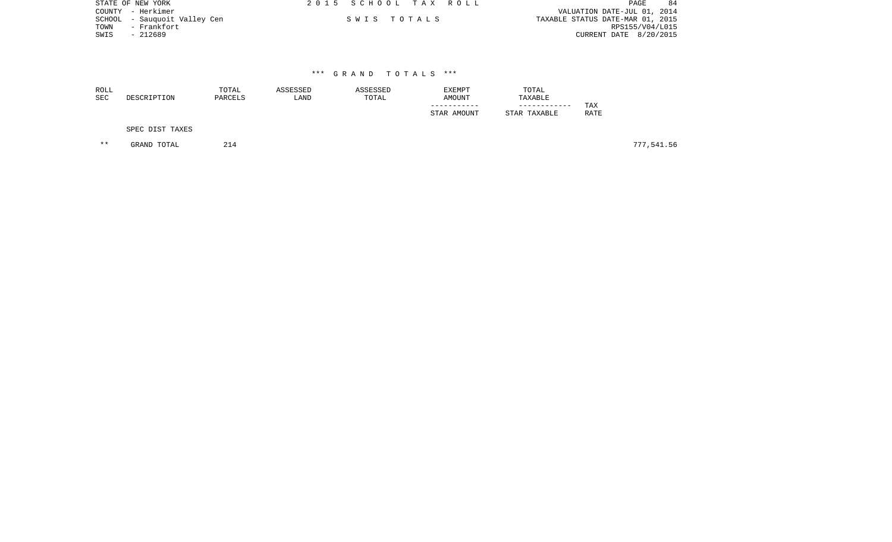STATE OF NEW YORK
COUNTY - Herkimer
SCHOOL - Sauquoit Valley Cen
TOWN - Frankfort
SWIS - 212689

2015 SCHOOL TAX ROLL

SWIS TOTALS

VALUATION DATE-JUL 01, 2014
TAXABLE STATUS DATE-MAR 01, 2015
RPS155/V04/L015
CURRENT DATE 8/20/2015

### *** GRAND TOTALS ***

| ROLL SEC | DESCRIPTION | TOTAL PARCELS | ASSESSED LAND | ASSESSED TOTAL | EXEMPT AMOUNT<br>-----------<br>STAR AMOUNT | TOTAL TAXABLE<br>------------<br>STAR TAXABLE | TAX RATE | |
|---|---|---|---|---|---|---|---|---|
| | SPEC DIST TAXES | | | | | | | |
| ** | GRAND TOTAL | 214 | | | | | | 777,541.56 |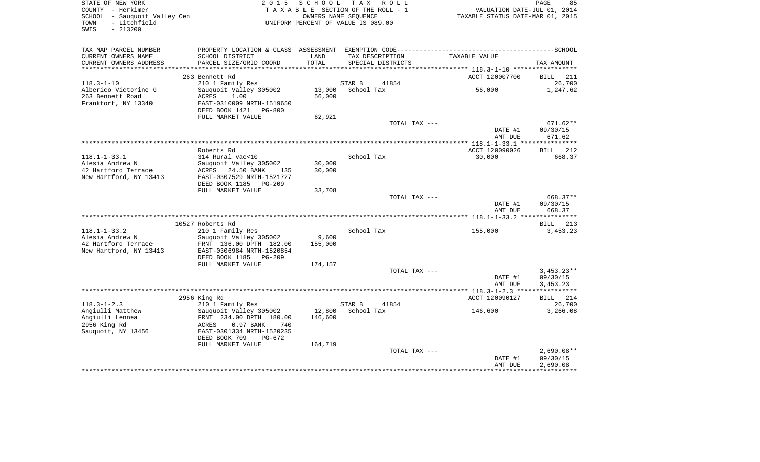STATE OF NEW YORK
COUNTY - Herkimer
SCHOOL - Sauquoit Valley Cen
TOWN - Litchfield
SWIS - 213200

2 0 1 5 S C H O O L T A X R O L L
T A X A B L E SECTION OF THE ROLL - 1
OWNERS NAME SEQUENCE
UNIFORM PERCENT OF VALUE IS 089.00

VALUATION DATE-JUL 01, 2014
TAXABLE STATUS DATE-MAR 01, 2015

| TAX MAP PARCEL NUMBER / CURRENT OWNERS NAME / CURRENT OWNERS ADDRESS | PROPERTY LOCATION & CLASS / SCHOOL DISTRICT / PARCEL SIZE/GRID COORD | ASSESSMENT LAND / TOTAL | EXEMPTION CODE / TAX DESCRIPTION / SPECIAL DISTRICTS | TAXABLE VALUE | TAX AMOUNT |
|---|---|---|---|---|---|
| | 263 Bennett Rd | | | ACCT 120007700 | BILL 211 |
| 118.3-1-10 | 210 1 Family Res | | STAR B 41854 | | 26,700 |
| Alberico Victorine G | Sauquoit Valley 305002 | 13,000 | School Tax | 56,000 | 1,247.62 |
| 263 Bennett Road | ACRES 1.00 | 56,000 | | | |
| Frankfort, NY 13340 | EAST-0310009 NRTH-1519650 | | | | |
| | DEED BOOK 1421 PG-800 | | | | |
| | FULL MARKET VALUE | 62,921 | | | |
| | | | TOTAL TAX --- | | 671.62** |
| | | | | DATE #1 | 09/30/15 |
| | | | | AMT DUE | 671.62 |
| | Roberts Rd | | | ACCT 120090026 | BILL 212 |
| 118.1-1-33.1 | 314 Rural vac<10 | | School Tax | 30,000 | 668.37 |
| Alesia Andrew N | Sauquoit Valley 305002 | 30,000 | | | |
| 42 Hartford Terrace | ACRES 24.50 BANK 135 | 30,000 | | | |
| New Hartford, NY 13413 | EAST-0307529 NRTH-1521727 | | | | |
| | DEED BOOK 1185 PG-209 | | | | |
| | FULL MARKET VALUE | 33,708 | | | |
| | | | TOTAL TAX --- | | 668.37** |
| | | | | DATE #1 | 09/30/15 |
| | | | | AMT DUE | 668.37 |
| | 10527 Roberts Rd | | | | BILL 213 |
| 118.1-1-33.2 | 210 1 Family Res | | School Tax | 155,000 | 3,453.23 |
| Alesia Andrew N | Sauquoit Valley 305002 | 9,600 | | | |
| 42 Hartford Terrace | FRNT 136.00 DPTH 182.00 | 155,000 | | | |
| New Hartford, NY 13413 | EAST-0306984 NRTH-1520854 | | | | |
| | DEED BOOK 1185 PG-209 | | | | |
| | FULL MARKET VALUE | 174,157 | | | |
| | | | TOTAL TAX --- | | 3,453.23** |
| | | | | DATE #1 | 09/30/15 |
| | | | | AMT DUE | 3,453.23 |
| | 2956 King Rd | | | ACCT 120090127 | BILL 214 |
| 118.3-1-2.3 | 210 1 Family Res | | STAR B 41854 | | 26,700 |
| Angiulli Matthew | Sauquoit Valley 305002 | 12,800 | School Tax | 146,600 | 3,266.08 |
| Angiulli Lennea | FRNT 234.00 DPTH 180.00 | 146,600 | | | |
| 2956 King Rd | ACRES 0.97 BANK 740 | | | | |
| Sauquoit, NY 13456 | EAST-0301334 NRTH-1520235 | | | | |
| | DEED BOOK 709 PG-672 | | | | |
| | FULL MARKET VALUE | 164,719 | | | |
| | | | TOTAL TAX --- | | 2,690.08** |
| | | | | DATE #1 | 09/30/15 |
| | | | | AMT DUE | 2,690.08 |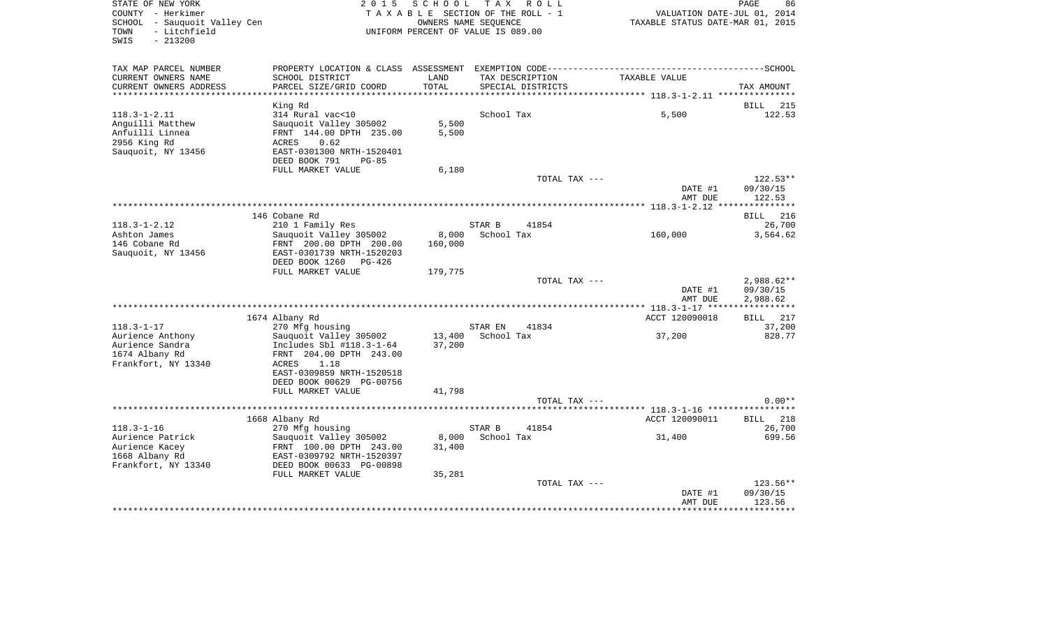STATE OF NEW YORK
COUNTY - Herkimer
SCHOOL - Sauquoit Valley Cen
TOWN - Litchfield
SWIS - 213200

2 0 1 5 S C H O O L T A X R O L L
T A X A B L E SECTION OF THE ROLL - 1
OWNERS NAME SEQUENCE
UNIFORM PERCENT OF VALUE IS 089.00

VALUATION DATE-JUL 01, 2014
TAXABLE STATUS DATE-MAR 01, 2015

| TAX MAP PARCEL NUMBER / CURRENT OWNERS NAME / CURRENT OWNERS ADDRESS | PROPERTY LOCATION & CLASS / SCHOOL DISTRICT / PARCEL SIZE/GRID COORD | ASSESSMENT LAND / TOTAL | EXEMPTION CODE / TAX DESCRIPTION / SPECIAL DISTRICTS | TAXABLE VALUE | SCHOOL / TAX AMOUNT |
|---|---|---|---|---|---|
| 118.3-1-2.11 | King Rd | | | | BILL 215 |
| Anguilli Matthew | 314 Rural vac<10 | | School Tax | 5,500 | 122.53 |
| Anfuilli Linnea | Sauquoit Valley 305002 | 5,500 | | | |
| 2956 King Rd | FRNT 144.00 DPTH 235.00 | 5,500 | | | |
| Sauquoit, NY 13456 | ACRES 0.62 | | | | |
| | EAST-0301300 NRTH-1520401 | | | | |
| | DEED BOOK 791 PG-85 | | | | |
| | FULL MARKET VALUE | 6,180 | | | |
| | | | TOTAL TAX --- | | 122.53** |
| | | | | DATE #1 | 09/30/15 |
| | | | | AMT DUE | 122.53 |
| 118.3-1-2.12 | 146 Cobane Rd | | | | BILL 216 |
| Ashton James | 210 1 Family Res | | STAR B 41854 | | 26,700 |
| 146 Cobane Rd | Sauquoit Valley 305002 | 8,000 | School Tax | 160,000 | 3,564.62 |
| Sauquoit, NY 13456 | FRNT 200.00 DPTH 200.00 | 160,000 | | | |
| | EAST-0301739 NRTH-1520203 | | | | |
| | DEED BOOK 1260 PG-426 | | | | |
| | FULL MARKET VALUE | 179,775 | | | |
| | | | TOTAL TAX --- | | 2,988.62** |
| | | | | DATE #1 | 09/30/15 |
| | | | | AMT DUE | 2,988.62 |
| 118.3-1-17 | 1674 Albany Rd | | | ACCT 120090018 | BILL 217 |
| Aurience Anthony | 270 Mfg housing | | STAR EN 41834 | | 37,200 |
| Aurience Sandra | Sauquoit Valley 305002 | 13,400 | School Tax | 37,200 | 828.77 |
| 1674 Albany Rd | Includes Sbl #118.3-1-64 | 37,200 | | | |
| Frankfort, NY 13340 | FRNT 204.00 DPTH 243.00 | | | | |
| | ACRES 1.18 | | | | |
| | EAST-0309859 NRTH-1520518 | | | | |
| | DEED BOOK 00629 PG-00756 | | | | |
| | FULL MARKET VALUE | 41,798 | | | |
| | | | TOTAL TAX --- | | 0.00** |
| 118.3-1-16 | 1668 Albany Rd | | | ACCT 120090011 | BILL 218 |
| Aurience Patrick | 270 Mfg housing | | STAR B 41854 | | 26,700 |
| Aurience Kacey | Sauquoit Valley 305002 | 8,000 | School Tax | 31,400 | 699.56 |
| 1668 Albany Rd | FRNT 100.00 DPTH 243.00 | 31,400 | | | |
| Frankfort, NY 13340 | EAST-0309792 NRTH-1520397 | | | | |
| | DEED BOOK 00633 PG-00898 | | | | |
| | FULL MARKET VALUE | 35,281 | | | |
| | | | TOTAL TAX --- | | 123.56** |
| | | | | DATE #1 | 09/30/15 |
| | | | | AMT DUE | 123.56 |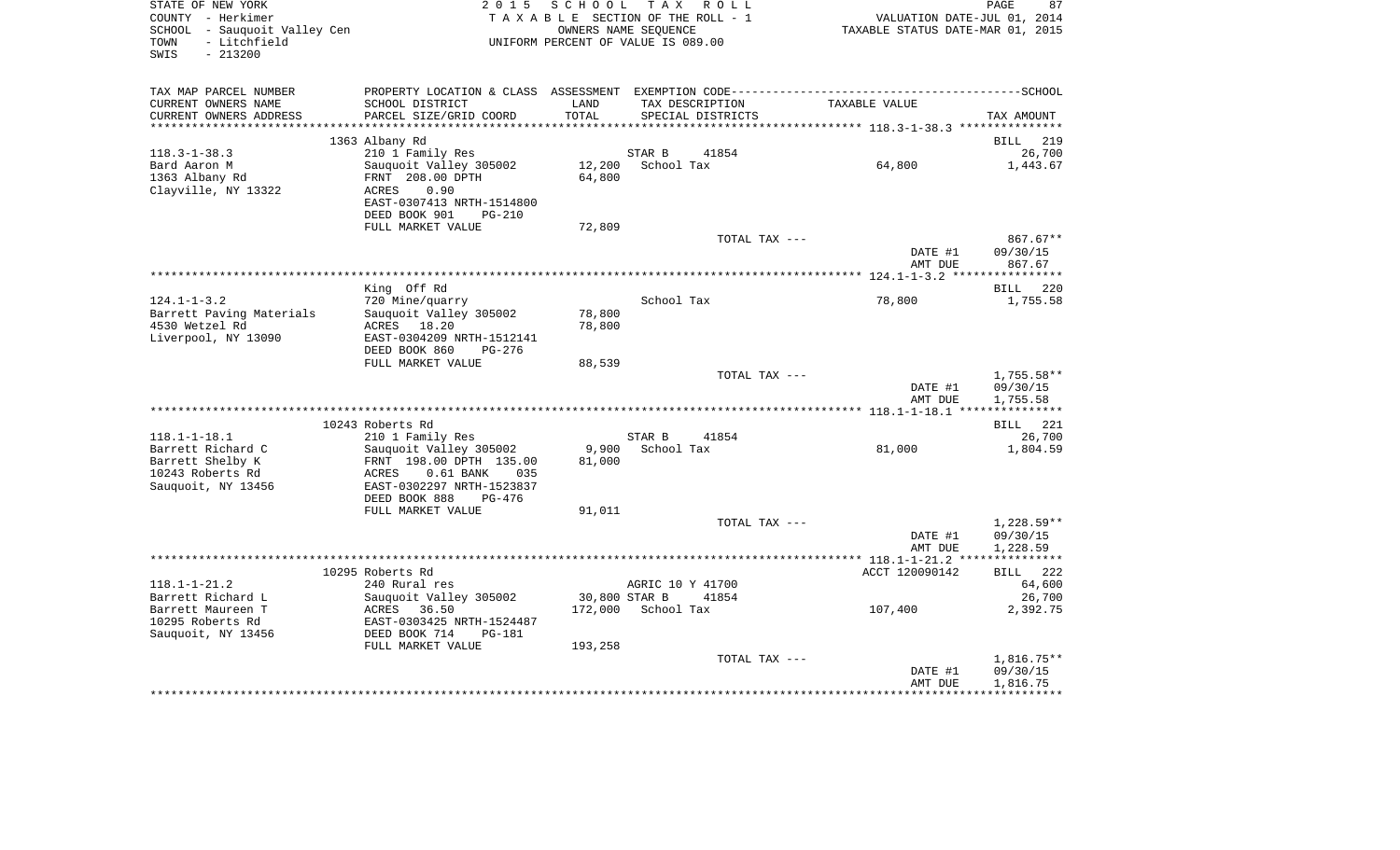STATE OF NEW YORK
COUNTY - Herkimer
SCHOOL - Sauquoit Valley Cen
TOWN - Litchfield
SWIS - 213200

2 0 1 5 S C H O O L T A X R O L L
T A X A B L E SECTION OF THE ROLL - 1
OWNERS NAME SEQUENCE
UNIFORM PERCENT OF VALUE IS 089.00

VALUATION DATE-JUL 01, 2014
TAXABLE STATUS DATE-MAR 01, 2015

| TAX MAP PARCEL NUMBER / CURRENT OWNERS NAME / CURRENT OWNERS ADDRESS | PROPERTY LOCATION & CLASS / SCHOOL DISTRICT / PARCEL SIZE/GRID COORD | ASSESSMENT LAND / TOTAL | EXEMPTION CODE / TAX DESCRIPTION / SPECIAL DISTRICTS | TAXABLE VALUE | TAX AMOUNT |
|---|---|---|---|---|---|
| | 1363 Albany Rd | | | | BILL 219 |
| 118.3-1-38.3 | 210 1 Family Res | | STAR B 41854 | | 26,700 |
| Bard Aaron M | Sauquoit Valley 305002 | 12,200 | School Tax | 64,800 | 1,443.67 |
| 1363 Albany Rd | FRNT 208.00 DPTH | 64,800 | | | |
| Clayville, NY 13322 | ACRES 0.90 | | | | |
| | EAST-0307413 NRTH-1514800 | | | | |
| | DEED BOOK 901 PG-210 | | | | |
| | FULL MARKET VALUE | 72,809 | | | |
| | | | TOTAL TAX --- | | 867.67** |
| | | | | DATE #1 | 09/30/15 |
| | | | | AMT DUE | 867.67 |
| | King Off Rd | | | | BILL 220 |
| 124.1-1-3.2 | 720 Mine/quarry | | School Tax | 78,800 | 1,755.58 |
| Barrett Paving Materials | Sauquoit Valley 305002 | 78,800 | | | |
| 4530 Wetzel Rd | ACRES 18.20 | 78,800 | | | |
| Liverpool, NY 13090 | EAST-0304209 NRTH-1512141 | | | | |
| | DEED BOOK 860 PG-276 | | | | |
| | FULL MARKET VALUE | 88,539 | | | |
| | | | TOTAL TAX --- | | 1,755.58** |
| | | | | DATE #1 | 09/30/15 |
| | | | | AMT DUE | 1,755.58 |
| | 10243 Roberts Rd | | | | BILL 221 |
| 118.1-1-18.1 | 210 1 Family Res | | STAR B 41854 | | 26,700 |
| Barrett Richard C | Sauquoit Valley 305002 | 9,900 | School Tax | 81,000 | 1,804.59 |
| Barrett Shelby K | FRNT 198.00 DPTH 135.00 | 81,000 | | | |
| 10243 Roberts Rd | ACRES 0.61 BANK 035 | | | | |
| Sauquoit, NY 13456 | EAST-0302297 NRTH-1523837 | | | | |
| | DEED BOOK 888 PG-476 | | | | |
| | FULL MARKET VALUE | 91,011 | | | |
| | | | TOTAL TAX --- | | 1,228.59** |
| | | | | DATE #1 | 09/30/15 |
| | | | | AMT DUE | 1,228.59 |
| | 10295 Roberts Rd | | | ACCT 120090142 | BILL 222 |
| 118.1-1-21.2 | 240 Rural res | | AGRIC 10 Y 41700 | | 64,600 |
| Barrett Richard L | Sauquoit Valley 305002 | 30,800 | STAR B 41854 | | 26,700 |
| Barrett Maureen T | ACRES 36.50 | 172,000 | School Tax | 107,400 | 2,392.75 |
| 10295 Roberts Rd | EAST-0303425 NRTH-1524487 | | | | |
| Sauquoit, NY 13456 | DEED BOOK 714 PG-181 | | | | |
| | FULL MARKET VALUE | 193,258 | | | |
| | | | TOTAL TAX --- | | 1,816.75** |
| | | | | DATE #1 | 09/30/15 |
| | | | | AMT DUE | 1,816.75 |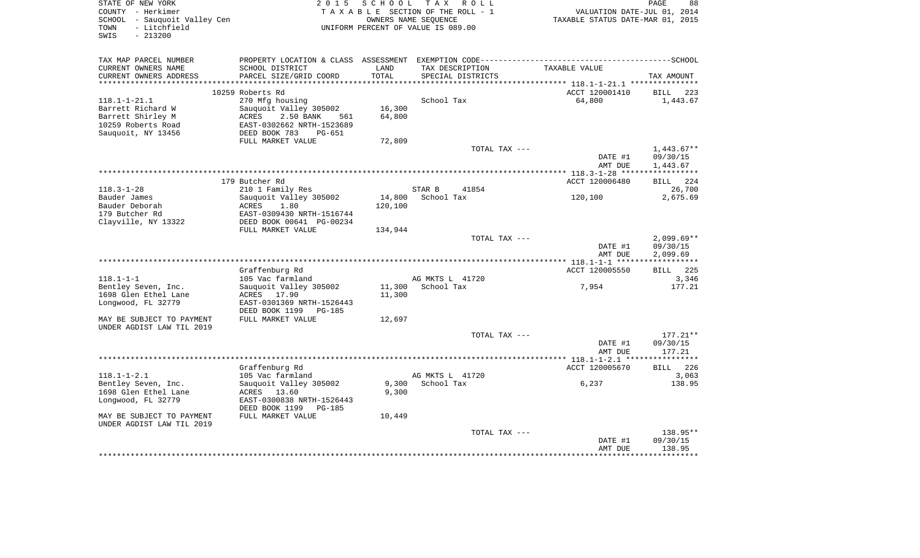STATE OF NEW YORK
COUNTY - Herkimer
SCHOOL - Sauquoit Valley Cen
TOWN - Litchfield
SWIS - 213200

2015 SCHOOL TAX ROLL
TAXABLE SECTION OF THE ROLL - 1
OWNERS NAME SEQUENCE
UNIFORM PERCENT OF VALUE IS 089.00

VALUATION DATE-JUL 01, 2014
TAXABLE STATUS DATE-MAR 01, 2015

| TAX MAP PARCEL NUMBER / CURRENT OWNERS NAME / CURRENT OWNERS ADDRESS | PROPERTY LOCATION & CLASS / SCHOOL DISTRICT / PARCEL SIZE/GRID COORD | ASSESSMENT LAND / TOTAL | EXEMPTION CODE / TAX DESCRIPTION / SPECIAL DISTRICTS | TAXABLE VALUE | TAX AMOUNT |
|---|---|---|---|---|---|
| | 10259 Roberts Rd | | | ACCT 120001410 | BILL 223 |
| 118.1-1-21.1 | 270 Mfg housing | | School Tax | 64,800 | 1,443.67 |
| Barrett Richard W | Sauquoit Valley 305002 | 16,300 | | | |
| Barrett Shirley M | ACRES 2.50 BANK 561 | 64,800 | | | |
| 10259 Roberts Road | EAST-0302662 NRTH-1523689 | | | | |
| Sauquoit, NY 13456 | DEED BOOK 783 PG-651 | | | | |
| | FULL MARKET VALUE | 72,809 | | | |
| | | | TOTAL TAX --- | | 1,443.67** |
| | | | | DATE #1 | 09/30/15 |
| | | | | AMT DUE | 1,443.67 |
| | 179 Butcher Rd | | | ACCT 120006480 | BILL 224 |
| 118.3-1-28 | 210 1 Family Res | | STAR B 41854 | | 26,700 |
| Bauder James | Sauquoit Valley 305002 | 14,800 | School Tax | 120,100 | 2,675.69 |
| Bauder Deborah | ACRES 1.80 | 120,100 | | | |
| 179 Butcher Rd | EAST-0309430 NRTH-1516744 | | | | |
| Clayville, NY 13322 | DEED BOOK 00641 PG-00234 | | | | |
| | FULL MARKET VALUE | 134,944 | | | |
| | | | TOTAL TAX --- | | 2,099.69** |
| | | | | DATE #1 | 09/30/15 |
| | | | | AMT DUE | 2,099.69 |
| | Graffenburg Rd | | | ACCT 120005550 | BILL 225 |
| 118.1-1-1 | 105 Vac farmland | | AG MKTS L 41720 | | 3,346 |
| Bentley Seven, Inc. | Sauquoit Valley 305002 | 11,300 | School Tax | 7,954 | 177.21 |
| 1698 Glen Ethel Lane | ACRES 17.90 | 11,300 | | | |
| Longwood, FL 32779 | EAST-0301369 NRTH-1526443 | | | | |
| | DEED BOOK 1199 PG-185 | | | | |
| MAY BE SUBJECT TO PAYMENT | FULL MARKET VALUE | 12,697 | | | |
| UNDER AGDIST LAW TIL 2019 | | | | | |
| | | | TOTAL TAX --- | | 177.21** |
| | | | | DATE #1 | 09/30/15 |
| | | | | AMT DUE | 177.21 |
| | Graffenburg Rd | | | ACCT 120005670 | BILL 226 |
| 118.1-1-2.1 | 105 Vac farmland | | AG MKTS L 41720 | | 3,063 |
| Bentley Seven, Inc. | Sauquoit Valley 305002 | 9,300 | School Tax | 6,237 | 138.95 |
| 1698 Glen Ethel Lane | ACRES 13.60 | 9,300 | | | |
| Longwood, FL 32779 | EAST-0300838 NRTH-1526443 | | | | |
| | DEED BOOK 1199 PG-185 | | | | |
| MAY BE SUBJECT TO PAYMENT | FULL MARKET VALUE | 10,449 | | | |
| UNDER AGDIST LAW TIL 2019 | | | | | |
| | | | TOTAL TAX --- | | 138.95** |
| | | | | DATE #1 | 09/30/15 |
| | | | | AMT DUE | 138.95 |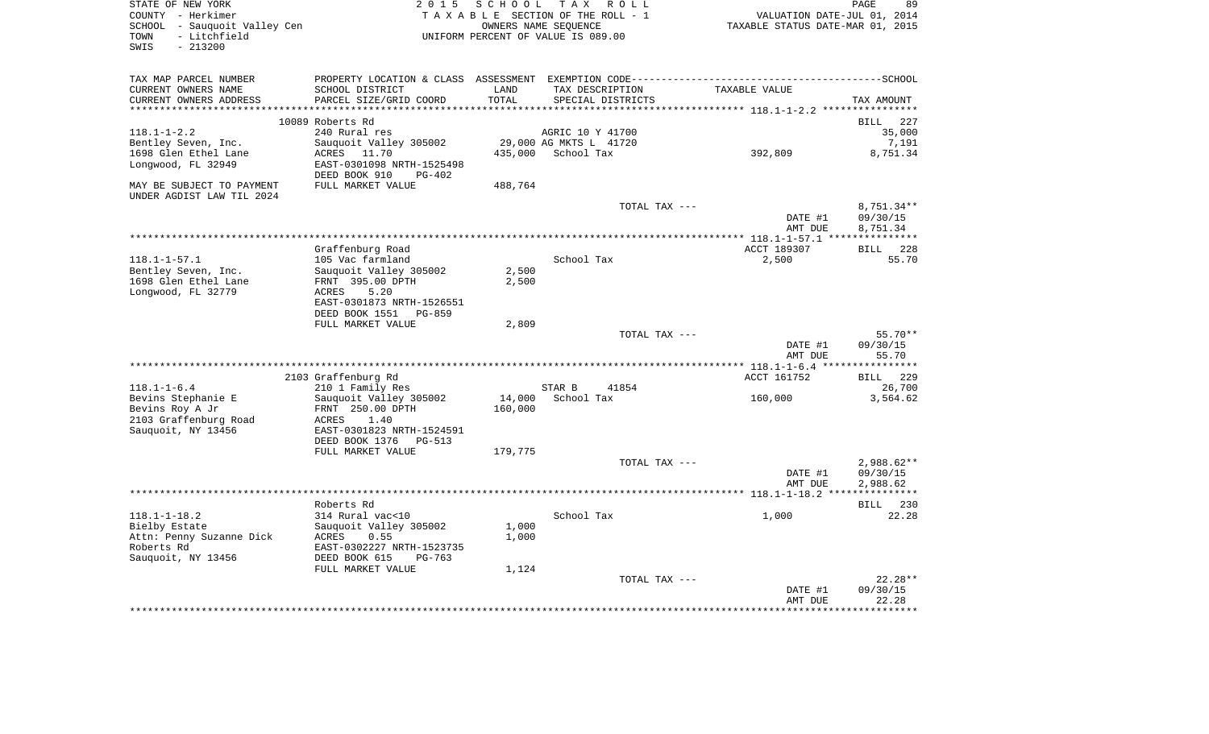STATE OF NEW YORK
COUNTY - Herkimer
SCHOOL - Sauquoit Valley Cen
TOWN - Litchfield
SWIS - 213200

2015 SCHOOL TAX ROLL
TAXABLE SECTION OF THE ROLL - 1
OWNERS NAME SEQUENCE
UNIFORM PERCENT OF VALUE IS 089.00

VALUATION DATE-JUL 01, 2014
TAXABLE STATUS DATE-MAR 01, 2015

| TAX MAP PARCEL NUMBER / CURRENT OWNERS NAME / CURRENT OWNERS ADDRESS | PROPERTY LOCATION & CLASS / SCHOOL DISTRICT / PARCEL SIZE/GRID COORD | ASSESSMENT LAND / TOTAL | EXEMPTION CODE / TAX DESCRIPTION / SPECIAL DISTRICTS | TAXABLE VALUE | TAX AMOUNT |
|---|---|---|---|---|---|
| **118.1-1-2.2** | 10089 Roberts Rd | | | | BILL 227 |
| 118.1-1-2.2 | 240 Rural res | | AGRIC 10 Y 41700 | | 35,000 |
| Bentley Seven, Inc. | Sauquoit Valley 305002 | 29,000 | AG MKTS L 41720 | | 7,191 |
| 1698 Glen Ethel Lane | ACRES 11.70 | 435,000 | School Tax | 392,809 | 8,751.34 |
| Longwood, FL 32949 | EAST-0301098 NRTH-1525498 | | | | |
| | DEED BOOK 910 PG-402 | | | | |
| MAY BE SUBJECT TO PAYMENT | FULL MARKET VALUE | 488,764 | | | |
| UNDER AGDIST LAW TIL 2024 | | | | | |
| | | | TOTAL TAX --- | | 8,751.34** |
| | | | | DATE #1 | 09/30/15 |
| | | | | AMT DUE | 8,751.34 |
| **118.1-1-57.1** | Graffenburg Road | | | ACCT 189307 | BILL 228 |
| 118.1-1-57.1 | 105 Vac farmland | | School Tax | 2,500 | 55.70 |
| Bentley Seven, Inc. | Sauquoit Valley 305002 | 2,500 | | | |
| 1698 Glen Ethel Lane | FRNT 395.00 DPTH | 2,500 | | | |
| Longwood, FL 32779 | ACRES 5.20 | | | | |
| | EAST-0301873 NRTH-1526551 | | | | |
| | DEED BOOK 1551 PG-859 | | | | |
| | FULL MARKET VALUE | 2,809 | | | |
| | | | TOTAL TAX --- | | 55.70** |
| | | | | DATE #1 | 09/30/15 |
| | | | | AMT DUE | 55.70 |
| **118.1-1-6.4** | 2103 Graffenburg Rd | | | ACCT 161752 | BILL 229 |
| 118.1-1-6.4 | 210 1 Family Res | | STAR B 41854 | | 26,700 |
| Bevins Stephanie E | Sauquoit Valley 305002 | 14,000 | School Tax | 160,000 | 3,564.62 |
| Bevins Roy A Jr | FRNT 250.00 DPTH | 160,000 | | | |
| 2103 Graffenburg Road | ACRES 1.40 | | | | |
| Sauquoit, NY 13456 | EAST-0301823 NRTH-1524591 | | | | |
| | DEED BOOK 1376 PG-513 | | | | |
| | FULL MARKET VALUE | 179,775 | | | |
| | | | TOTAL TAX --- | | 2,988.62** |
| | | | | DATE #1 | 09/30/15 |
| | | | | AMT DUE | 2,988.62 |
| **118.1-1-18.2** | Roberts Rd | | | | BILL 230 |
| 118.1-1-18.2 | 314 Rural vac<10 | | School Tax | 1,000 | 22.28 |
| Bielby Estate | Sauquoit Valley 305002 | 1,000 | | | |
| Attn: Penny Suzanne Dick | ACRES 0.55 | 1,000 | | | |
| Roberts Rd | EAST-0302227 NRTH-1523735 | | | | |
| Sauquoit, NY 13456 | DEED BOOK 615 PG-763 | | | | |
| | FULL MARKET VALUE | 1,124 | | | |
| | | | TOTAL TAX --- | | 22.28** |
| | | | | DATE #1 | 09/30/15 |
| | | | | AMT DUE | 22.28 |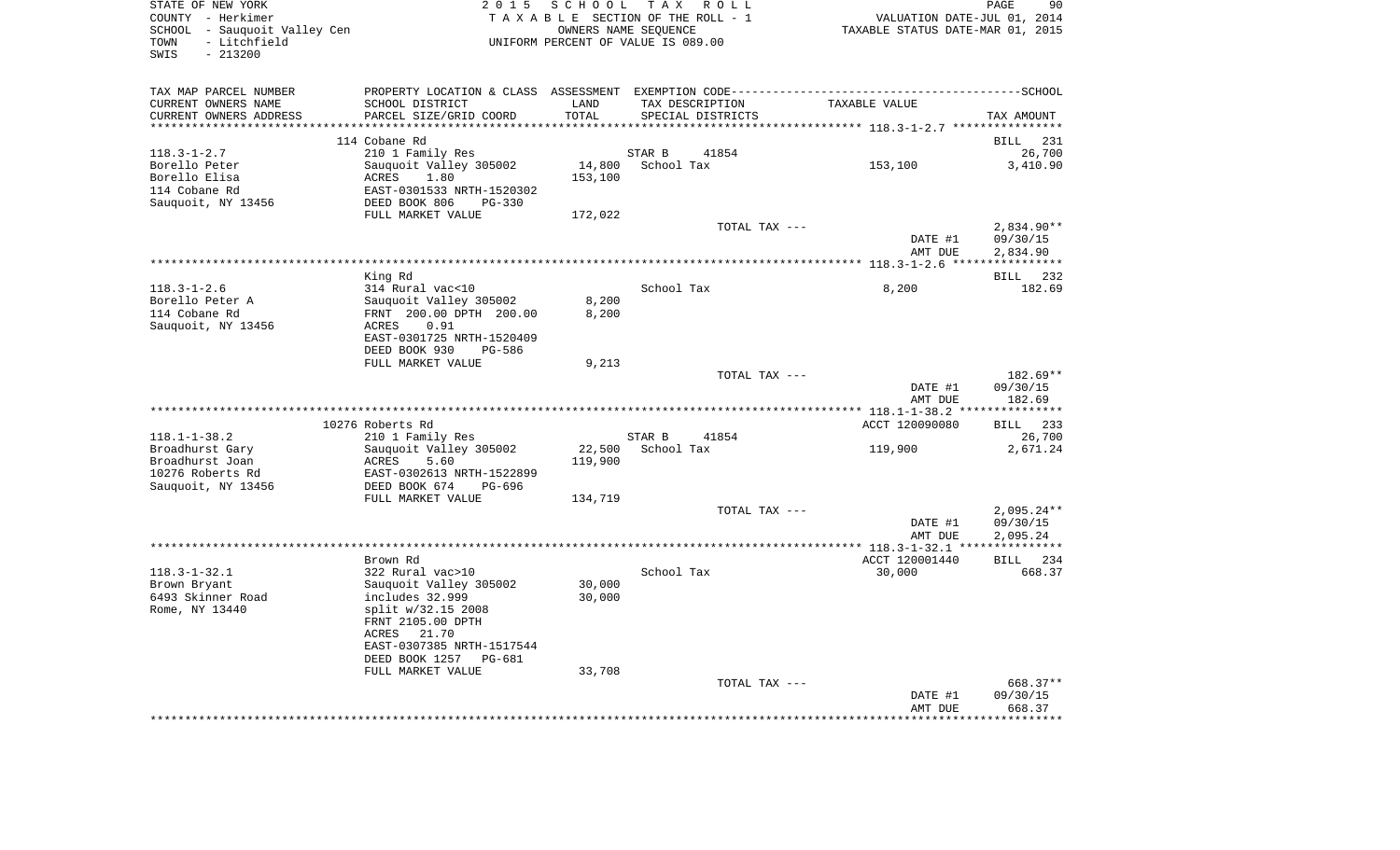STATE OF NEW YORK
COUNTY - Herkimer
SCHOOL - Sauquoit Valley Cen
TOWN - Litchfield
SWIS - 213200

2 0 1 5 S C H O O L T A X R O L L
T A X A B L E SECTION OF THE ROLL - 1
OWNERS NAME SEQUENCE
UNIFORM PERCENT OF VALUE IS 089.00

VALUATION DATE-JUL 01, 2014
TAXABLE STATUS DATE-MAR 01, 2015

| TAX MAP PARCEL NUMBER / CURRENT OWNERS NAME / CURRENT OWNERS ADDRESS | PROPERTY LOCATION & CLASS / SCHOOL DISTRICT / PARCEL SIZE/GRID COORD | ASSESSMENT LAND / TOTAL | EXEMPTION CODE / TAX DESCRIPTION / SPECIAL DISTRICTS | TAXABLE VALUE | TAX AMOUNT |
|---|---|---|---|---|---|
| **118.3-1-2.7** | 114 Cobane Rd | | | | BILL 231 |
| 118.3-1-2.7 | 210 1 Family Res | | STAR B 41854 | | 26,700 |
| Borello Peter | Sauquoit Valley 305002 | 14,800 | School Tax | 153,100 | 3,410.90 |
| Borello Elisa | ACRES 1.80 | 153,100 | | | |
| 114 Cobane Rd | EAST-0301533 NRTH-1520302 | | | | |
| Sauquoit, NY 13456 | DEED BOOK 806 PG-330 | | | | |
| | FULL MARKET VALUE | 172,022 | | | |
| | | | TOTAL TAX --- | | 2,834.90** |
| | | | | DATE #1 | 09/30/15 |
| | | | | AMT DUE | 2,834.90 |
| **118.3-1-2.6** | King Rd | | | | BILL 232 |
| 118.3-1-2.6 | 314 Rural vac<10 | | School Tax | 8,200 | 182.69 |
| Borello Peter A | Sauquoit Valley 305002 | 8,200 | | | |
| 114 Cobane Rd | FRNT 200.00 DPTH 200.00 | 8,200 | | | |
| Sauquoit, NY 13456 | ACRES 0.91 | | | | |
| | EAST-0301725 NRTH-1520409 | | | | |
| | DEED BOOK 930 PG-586 | | | | |
| | FULL MARKET VALUE | 9,213 | | | |
| | | | TOTAL TAX --- | | 182.69** |
| | | | | DATE #1 | 09/30/15 |
| | | | | AMT DUE | 182.69 |
| **118.1-1-38.2** | 10276 Roberts Rd | | | ACCT 120090080 | BILL 233 |
| 118.1-1-38.2 | 210 1 Family Res | | STAR B 41854 | | 26,700 |
| Broadhurst Gary | Sauquoit Valley 305002 | 22,500 | School Tax | 119,900 | 2,671.24 |
| Broadhurst Joan | ACRES 5.60 | 119,900 | | | |
| 10276 Roberts Rd | EAST-0302613 NRTH-1522899 | | | | |
| Sauquoit, NY 13456 | DEED BOOK 674 PG-696 | | | | |
| | FULL MARKET VALUE | 134,719 | | | |
| | | | TOTAL TAX --- | | 2,095.24** |
| | | | | DATE #1 | 09/30/15 |
| | | | | AMT DUE | 2,095.24 |
| **118.3-1-32.1** | Brown Rd | | | ACCT 120001440 | BILL 234 |
| 118.3-1-32.1 | 322 Rural vac>10 | | School Tax | 30,000 | 668.37 |
| Brown Bryant | Sauquoit Valley 305002 | 30,000 | | | |
| 6493 Skinner Road | includes 32.999 | 30,000 | | | |
| Rome, NY 13440 | split w/32.15 2008 | | | | |
| | FRNT 2105.00 DPTH | | | | |
| | ACRES 21.70 | | | | |
| | EAST-0307385 NRTH-1517544 | | | | |
| | DEED BOOK 1257 PG-681 | | | | |
| | FULL MARKET VALUE | 33,708 | | | |
| | | | TOTAL TAX --- | | 668.37** |
| | | | | DATE #1 | 09/30/15 |
| | | | | AMT DUE | 668.37 |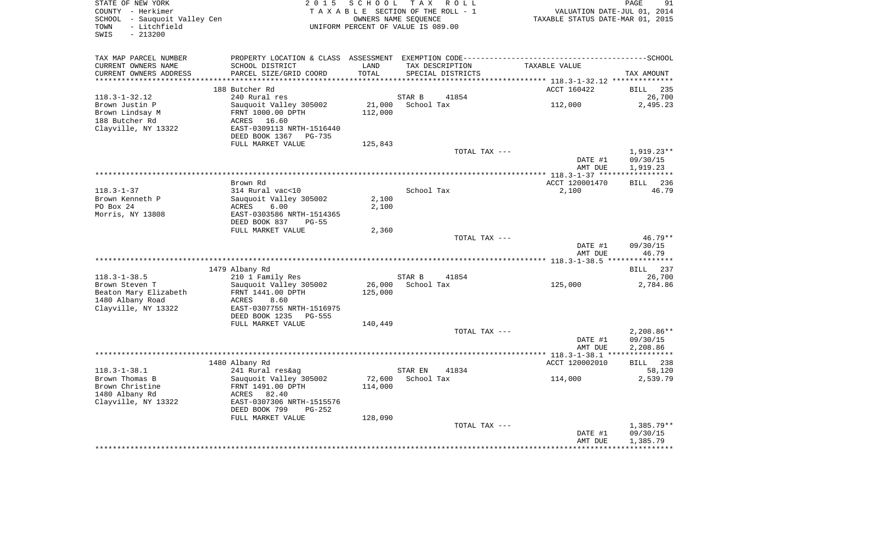STATE OF NEW YORK | COUNTY - Herkimer | SCHOOL - Sauquoit Valley Cen | TOWN - Litchfield | SWIS - 213200

2015 SCHOOL TAX ROLL
TAXABLE SECTION OF THE ROLL - 1
OWNERS NAME SEQUENCE
UNIFORM PERCENT OF VALUE IS 089.00

VALUATION DATE-JUL 01, 2014
TAXABLE STATUS DATE-MAR 01, 2015

| TAX MAP PARCEL NUMBER / CURRENT OWNERS NAME / CURRENT OWNERS ADDRESS | PROPERTY LOCATION & CLASS / SCHOOL DISTRICT / PARCEL SIZE/GRID COORD | ASSESSMENT LAND | TOTAL | EXEMPTION CODE / TAX DESCRIPTION / SPECIAL DISTRICTS | TAXABLE VALUE | TAX AMOUNT |
|---|---|---|---|---|---|---|
| 118.3-1-32.12 | 188 Butcher Rd | | | | ACCT 160422 | BILL 235 |
| Brown Justin P | 240 Rural res | | | STAR B 41854 | | 26,700 |
| Brown Lindsay M | Sauquoit Valley 305002 | 21,000 | | School Tax | 112,000 | 2,495.23 |
| 188 Butcher Rd | FRNT 1000.00 DPTH | | 112,000 | | | |
| Clayville, NY 13322 | ACRES 16.60 | | | | | |
| | EAST-0309113 NRTH-1516440 | | | | | |
| | DEED BOOK 1367 PG-735 | | | | | |
| | FULL MARKET VALUE | 125,843 | | | | |
| | | | | TOTAL TAX --- | | 1,919.23** |
| | | | | | DATE #1 | 09/30/15 |
| | | | | | AMT DUE | 1,919.23 |
| 118.3-1-37 | Brown Rd | | | | ACCT 120001470 | BILL 236 |
| Brown Kenneth P | 314 Rural vac<10 | | | School Tax | 2,100 | 46.79 |
| PO Box 24 | Sauquoit Valley 305002 | 2,100 | | | | |
| Morris, NY 13808 | ACRES 6.00 | | 2,100 | | | |
| | EAST-0303586 NRTH-1514365 | | | | | |
| | DEED BOOK 837 PG-55 | | | | | |
| | FULL MARKET VALUE | 2,360 | | | | |
| | | | | TOTAL TAX --- | | 46.79** |
| | | | | | DATE #1 | 09/30/15 |
| | | | | | AMT DUE | 46.79 |
| 118.3-1-38.5 | 1479 Albany Rd | | | | | BILL 237 |
| Brown Steven T | 210 1 Family Res | | | STAR B 41854 | | 26,700 |
| Beaton Mary Elizabeth | Sauquoit Valley 305002 | 26,000 | | School Tax | 125,000 | 2,784.86 |
| 1480 Albany Road | FRNT 1441.00 DPTH | | 125,000 | | | |
| Clayville, NY 13322 | ACRES 8.60 | | | | | |
| | EAST-0307755 NRTH-1516975 | | | | | |
| | DEED BOOK 1235 PG-555 | | | | | |
| | FULL MARKET VALUE | 140,449 | | | | |
| | | | | TOTAL TAX --- | | 2,208.86** |
| | | | | | DATE #1 | 09/30/15 |
| | | | | | AMT DUE | 2,208.86 |
| 118.3-1-38.1 | 1480 Albany Rd | | | | ACCT 120002010 | BILL 238 |
| Brown Thomas B | 241 Rural res&ag | | | STAR EN 41834 | | 58,120 |
| Brown Christine | Sauquoit Valley 305002 | 72,600 | | School Tax | 114,000 | 2,539.79 |
| 1480 Albany Rd | FRNT 1491.00 DPTH | | 114,000 | | | |
| Clayville, NY 13322 | ACRES 82.40 | | | | | |
| | EAST-0307306 NRTH-1515576 | | | | | |
| | DEED BOOK 799 PG-252 | | | | | |
| | FULL MARKET VALUE | 128,090 | | | | |
| | | | | TOTAL TAX --- | | 1,385.79** |
| | | | | | DATE #1 | 09/30/15 |
| | | | | | AMT DUE | 1,385.79 |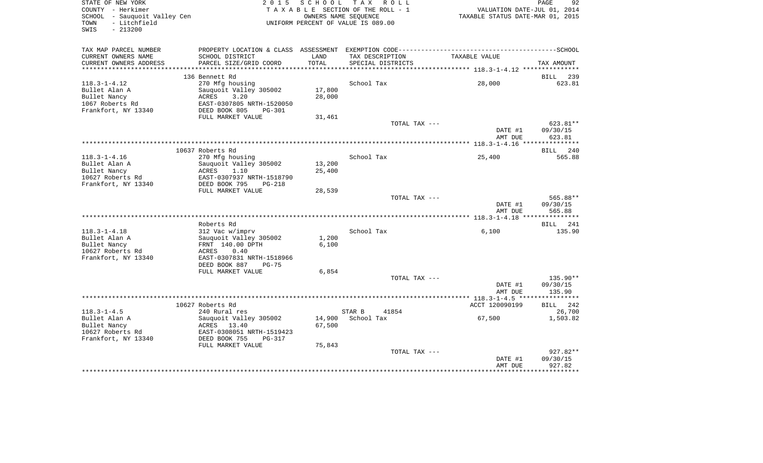STATE OF NEW YORK
COUNTY - Herkimer
SCHOOL - Sauquoit Valley Cen
TOWN - Litchfield
SWIS - 213200

2 0 1 5 S C H O O L T A X R O L L
T A X A B L E SECTION OF THE ROLL - 1
OWNERS NAME SEQUENCE
UNIFORM PERCENT OF VALUE IS 089.00

VALUATION DATE-JUL 01, 2014
TAXABLE STATUS DATE-MAR 01, 2015

| TAX MAP PARCEL NUMBER<br>CURRENT OWNERS NAME<br>CURRENT OWNERS ADDRESS | PROPERTY LOCATION & CLASS<br>SCHOOL DISTRICT<br>PARCEL SIZE/GRID COORD | ASSESSMENT<br>LAND<br>TOTAL | EXEMPTION CODE<br>TAX DESCRIPTION<br>SPECIAL DISTRICTS | TAXABLE VALUE | SCHOOL<br>TAX AMOUNT |
|---|---|---|---|---|---|
| 118.3-1-4.12 | 136 Bennett Rd | | | | BILL 239 |
| | 270 Mfg housing | | School Tax | 28,000 | 623.81 |
| Bullet Alan A | Sauquoit Valley 305002 | 17,800 | | | |
| Bullet Nancy | ACRES 3.20 | 28,000 | | | |
| 1067 Roberts Rd | EAST-0307805 NRTH-1520050 | | | | |
| Frankfort, NY 13340 | DEED BOOK 805 PG-301 | | | | |
| | FULL MARKET VALUE | 31,461 | | | |
| | | | TOTAL TAX --- | | 623.81** |
| | | | | DATE #1 | 09/30/15 |
| | | | | AMT DUE | 623.81 |
| 118.3-1-4.16 | 10637 Roberts Rd | | | | BILL 240 |
| | 270 Mfg housing | | School Tax | 25,400 | 565.88 |
| Bullet Alan A | Sauquoit Valley 305002 | 13,200 | | | |
| Bullet Nancy | ACRES 1.10 | 25,400 | | | |
| 10627 Roberts Rd | EAST-0307937 NRTH-1518790 | | | | |
| Frankfort, NY 13340 | DEED BOOK 795 PG-218 | | | | |
| | FULL MARKET VALUE | 28,539 | | | |
| | | | TOTAL TAX --- | | 565.88** |
| | | | | DATE #1 | 09/30/15 |
| | | | | AMT DUE | 565.88 |
| 118.3-1-4.18 | Roberts Rd | | | | BILL 241 |
| | 312 Vac w/imprv | | School Tax | 6,100 | 135.90 |
| Bullet Alan A | Sauquoit Valley 305002 | 1,200 | | | |
| Bullet Nancy | FRNT 140.00 DPTH | 6,100 | | | |
| 10627 Roberts Rd | ACRES 0.40 | | | | |
| Frankfort, NY 13340 | EAST-0307831 NRTH-1518966 | | | | |
| | DEED BOOK 887 PG-75 | | | | |
| | FULL MARKET VALUE | 6,854 | | | |
| | | | TOTAL TAX --- | | 135.90** |
| | | | | DATE #1 | 09/30/15 |
| | | | | AMT DUE | 135.90 |
| 118.3-1-4.5 | 10627 Roberts Rd | | | ACCT 120090199 | BILL 242 |
| | 240 Rural res | | STAR B 41854 | | 26,700 |
| Bullet Alan A | Sauquoit Valley 305002 | 14,900 | School Tax | 67,500 | 1,503.82 |
| Bullet Nancy | ACRES 13.40 | 67,500 | | | |
| 10627 Roberts Rd | EAST-0308051 NRTH-1519423 | | | | |
| Frankfort, NY 13340 | DEED BOOK 755 PG-317 | | | | |
| | FULL MARKET VALUE | 75,843 | | | |
| | | | TOTAL TAX --- | | 927.82** |
| | | | | DATE #1 | 09/30/15 |
| | | | | AMT DUE | 927.82 |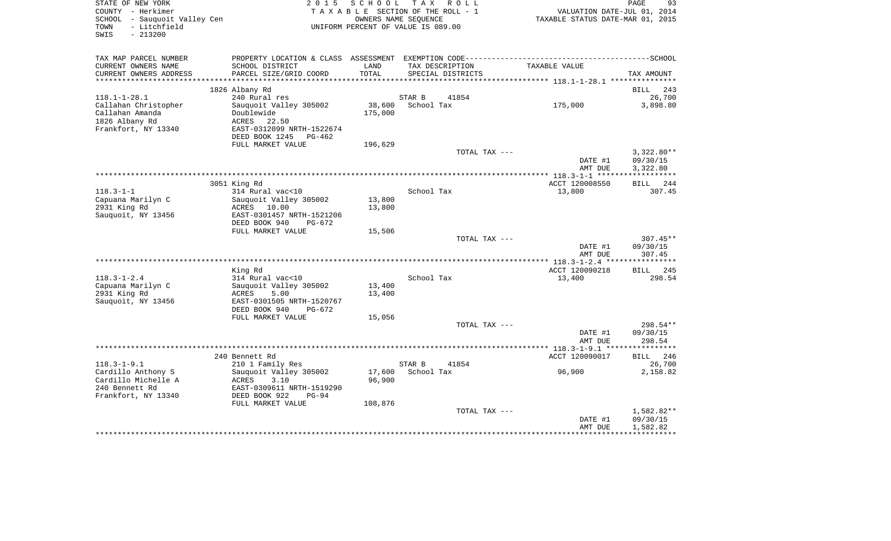STATE OF NEW YORK  
COUNTY - Herkimer  
SCHOOL - Sauquoit Valley Cen  
TOWN - Litchfield  
SWIS - 213200

**2 0 1 5 S C H O O L T A X R O L L**  
T A X A B L E SECTION OF THE ROLL - 1  
OWNERS NAME SEQUENCE  
UNIFORM PERCENT OF VALUE IS 089.00

VALUATION DATE-JUL 01, 2014  
TAXABLE STATUS DATE-MAR 01, 2015

| TAX MAP PARCEL NUMBER<br>CURRENT OWNERS NAME<br>CURRENT OWNERS ADDRESS | PROPERTY LOCATION & CLASS<br>SCHOOL DISTRICT<br>PARCEL SIZE/GRID COORD | ASSESSMENT<br>LAND<br>TOTAL | EXEMPTION CODE<br>TAX DESCRIPTION<br>SPECIAL DISTRICTS | TAXABLE VALUE | SCHOOL<br>TAX AMOUNT |
|---|---|---|---|---|---|
| | 1826 Albany Rd | | | | BILL 243 |
| 118.1-1-28.1 | 240 Rural res | | STAR B 41854 | | 26,700 |
| Callahan Christopher | Sauquoit Valley 305002 | 38,600 | School Tax | 175,000 | 3,898.80 |
| Callahan Amanda | Doublewide | 175,000 | | | |
| 1826 Albany Rd | ACRES 22.50 | | | | |
| Frankfort, NY 13340 | EAST-0312099 NRTH-1522674 | | | | |
| | DEED BOOK 1245 PG-462 | | | | |
| | FULL MARKET VALUE | 196,629 | | | |
| | | | TOTAL TAX --- | | 3,322.80** |
| | | | | DATE #1 | 09/30/15 |
| | | | | AMT DUE | 3,322.80 |
| | 3051 King Rd | | | ACCT 120008550 | BILL 244 |
| 118.3-1-1 | 314 Rural vac<10 | | School Tax | 13,800 | 307.45 |
| Capuana Marilyn C | Sauquoit Valley 305002 | 13,800 | | | |
| 2931 King Rd | ACRES 10.00 | 13,800 | | | |
| Sauquoit, NY 13456 | EAST-0301457 NRTH-1521206 | | | | |
| | DEED BOOK 940 PG-672 | | | | |
| | FULL MARKET VALUE | 15,506 | | | |
| | | | TOTAL TAX --- | | 307.45** |
| | | | | DATE #1 | 09/30/15 |
| | | | | AMT DUE | 307.45 |
| | King Rd | | | ACCT 120090218 | BILL 245 |
| 118.3-1-2.4 | 314 Rural vac<10 | | School Tax | 13,400 | 298.54 |
| Capuana Marilyn C | Sauquoit Valley 305002 | 13,400 | | | |
| 2931 King Rd | ACRES 5.00 | 13,400 | | | |
| Sauquoit, NY 13456 | EAST-0301505 NRTH-1520767 | | | | |
| | DEED BOOK 940 PG-672 | | | | |
| | FULL MARKET VALUE | 15,056 | | | |
| | | | TOTAL TAX --- | | 298.54** |
| | | | | DATE #1 | 09/30/15 |
| | | | | AMT DUE | 298.54 |
| | 240 Bennett Rd | | | ACCT 120090017 | BILL 246 |
| 118.3-1-9.1 | 210 1 Family Res | | STAR B 41854 | | 26,700 |
| Cardillo Anthony S | Sauquoit Valley 305002 | 17,600 | School Tax | 96,900 | 2,158.82 |
| Cardillo Michelle A | ACRES 3.10 | 96,900 | | | |
| 240 Bennett Rd | EAST-0309611 NRTH-1519290 | | | | |
| Frankfort, NY 13340 | DEED BOOK 922 PG-94 | | | | |
| | FULL MARKET VALUE | 108,876 | | | |
| | | | TOTAL TAX --- | | 1,582.82** |
| | | | | DATE #1 | 09/30/15 |
| | | | | AMT DUE | 1,582.82 |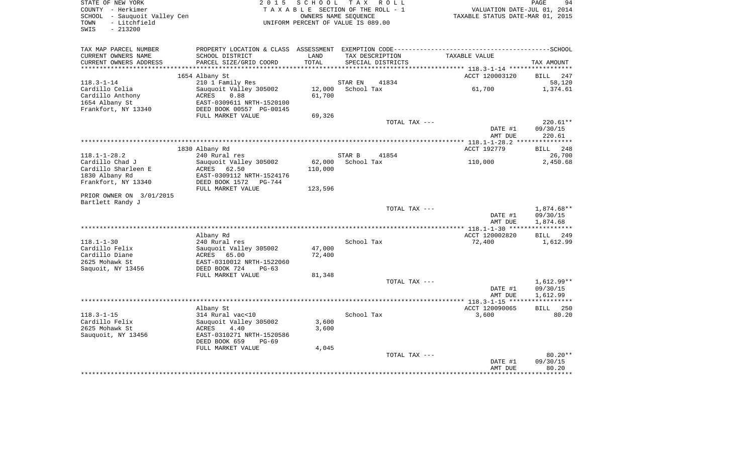STATE OF NEW YORK
COUNTY - Herkimer
SCHOOL - Sauquoit Valley Cen
TOWN - Litchfield
SWIS - 213200

2 0 1 5 S C H O O L T A X R O L L
T A X A B L E SECTION OF THE ROLL - 1
OWNERS NAME SEQUENCE
UNIFORM PERCENT OF VALUE IS 089.00

VALUATION DATE-JUL 01, 2014
TAXABLE STATUS DATE-MAR 01, 2015

| TAX MAP PARCEL NUMBER / CURRENT OWNERS NAME / CURRENT OWNERS ADDRESS | PROPERTY LOCATION & CLASS / SCHOOL DISTRICT / PARCEL SIZE/GRID COORD | ASSESSMENT LAND / TOTAL | EXEMPTION CODE / TAX DESCRIPTION / SPECIAL DISTRICTS | TAXABLE VALUE | SCHOOL TAX AMOUNT |
|---|---|---|---|---|---|
| | 1654 Albany St | | | ACCT 120003120 | BILL 247 |
| 118.3-1-14 | 210 1 Family Res | | STAR EN 41834 | | 58,120 |
| Cardillo Celia | Sauquoit Valley 305002 | 12,000 | School Tax | 61,700 | 1,374.61 |
| Cardillo Anthony | ACRES 0.88 | 61,700 | | | |
| 1654 Albany St | EAST-0309611 NRTH-1520100 | | | | |
| Frankfort, NY 13340 | DEED BOOK 00557 PG-00145 | | | | |
| | FULL MARKET VALUE | 69,326 | | | |
| | | | TOTAL TAX --- | | 220.61** |
| | | | | DATE #1 | 09/30/15 |
| | | | | AMT DUE | 220.61 |
| | 1830 Albany Rd | | | ACCT 192779 | BILL 248 |
| 118.1-1-28.2 | 240 Rural res | | STAR B 41854 | | 26,700 |
| Cardillo Chad J | Sauquoit Valley 305002 | 62,000 | School Tax | 110,000 | 2,450.68 |
| Cardillo Sharleen E | ACRES 62.50 | 110,000 | | | |
| 1830 Albany Rd | EAST-0309112 NRTH-1524176 | | | | |
| Frankfort, NY 13340 | DEED BOOK 1572 PG-744 | | | | |
| | FULL MARKET VALUE | 123,596 | | | |
| PRIOR OWNER ON 3/01/2015 | | | | | |
| Bartlett Randy J | | | | | |
| | | | TOTAL TAX --- | | 1,874.68** |
| | | | | DATE #1 | 09/30/15 |
| | | | | AMT DUE | 1,874.68 |
| | Albany Rd | | | ACCT 120002820 | BILL 249 |
| 118.1-1-30 | 240 Rural res | | School Tax | 72,400 | 1,612.99 |
| Cardillo Felix | Sauquoit Valley 305002 | 47,000 | | | |
| Cardillo Diane | ACRES 65.00 | 72,400 | | | |
| 2625 Mohawk St | EAST-0310012 NRTH-1522060 | | | | |
| Saquoit, NY 13456 | DEED BOOK 724 PG-63 | | | | |
| | FULL MARKET VALUE | 81,348 | | | |
| | | | TOTAL TAX --- | | 1,612.99** |
| | | | | DATE #1 | 09/30/15 |
| | | | | AMT DUE | 1,612.99 |
| | Albany St | | | ACCT 120090065 | BILL 250 |
| 118.3-1-15 | 314 Rural vac<10 | | School Tax | 3,600 | 80.20 |
| Cardillo Felix | Sauquoit Valley 305002 | 3,600 | | | |
| 2625 Mohawk St | ACRES 4.40 | 3,600 | | | |
| Sauquoit, NY 13456 | EAST-0310271 NRTH-1520586 | | | | |
| | DEED BOOK 659 PG-69 | | | | |
| | FULL MARKET VALUE | 4,045 | | | |
| | | | TOTAL TAX --- | | 80.20** |
| | | | | DATE #1 | 09/30/15 |
| | | | | AMT DUE | 80.20 |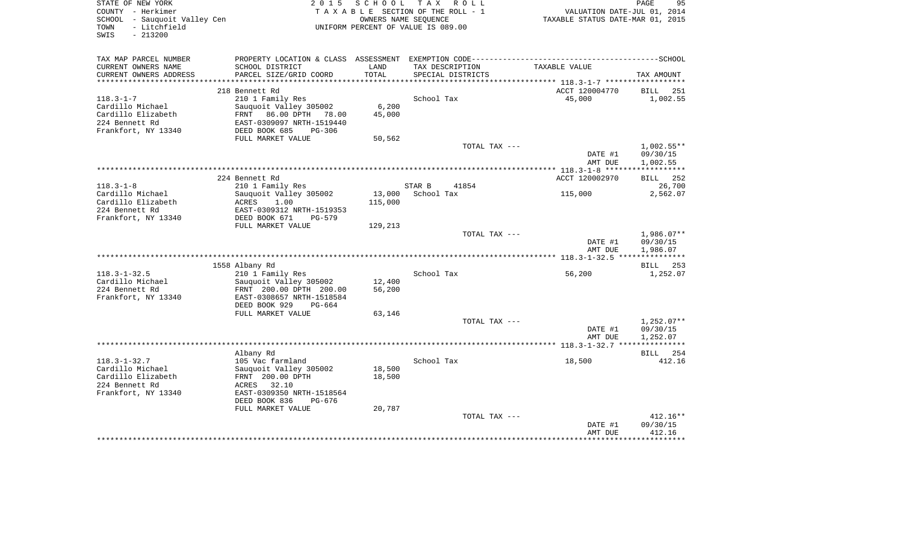STATE OF NEW YORK
COUNTY - Herkimer
SCHOOL - Sauquoit Valley Cen
TOWN - Litchfield
SWIS - 213200

2 0 1 5 S C H O O L T A X R O L L
T A X A B L E SECTION OF THE ROLL - 1
OWNERS NAME SEQUENCE
UNIFORM PERCENT OF VALUE IS 089.00

VALUATION DATE-JUL 01, 2014
TAXABLE STATUS DATE-MAR 01, 2015

```
TAX MAP PARCEL NUMBER     PROPERTY LOCATION & CLASS  ASSESSMENT  EXEMPTION CODE------------------------------------------------SCHOOL
CURRENT OWNERS NAME       SCHOOL DISTRICT              LAND      TAX DESCRIPTION              TAXABLE VALUE
CURRENT OWNERS ADDRESS    PARCEL SIZE/GRID COORD       TOTAL     SPECIAL DISTRICTS                                       TAX AMOUNT
*********************************************************************************************** 118.3-1-7 ******************
                          218 Bennett Rd                                                      ACCT 120004770     BILL   251
118.3-1-7                 210 1 Family Res                       School Tax                     45,000             1,002.55
Cardillo Michael          Sauquoit Valley 305002       6,200
Cardillo Elizabeth        FRNT   86.00 DPTH   78.00    45,000
224 Bennett Rd            EAST-0309097 NRTH-1519440
Frankfort, NY 13340       DEED BOOK 685    PG-306
                          FULL MARKET VALUE            50,562
                                                                 TOTAL TAX ---                                   1,002.55**
                                                                                                DATE #1           09/30/15
                                                                                                AMT DUE           1,002.55
*********************************************************************************************** 118.3-1-8 ******************
                          224 Bennett Rd                                                      ACCT 120002970     BILL   252
118.3-1-8                 210 1 Family Res                       STAR B      41854                                  26,700
Cardillo Michael          Sauquoit Valley 305002       13,000    School Tax                    115,000             2,562.07
Cardillo Elizabeth        ACRES     1.00               115,000
224 Bennett Rd            EAST-0309312 NRTH-1519353
Frankfort, NY 13340       DEED BOOK 671    PG-579
                          FULL MARKET VALUE            129,213
                                                                 TOTAL TAX ---                                   1,986.07**
                                                                                                DATE #1           09/30/15
                                                                                                AMT DUE           1,986.07
*********************************************************************************************** 118.3-1-32.5 ***************
                          1558 Albany Rd                                                                         BILL   253
118.3-1-32.5              210 1 Family Res                       School Tax                     56,200             1,252.07
Cardillo Michael          Sauquoit Valley 305002       12,400
224 Bennett Rd            FRNT  200.00 DPTH  200.00    56,200
Frankfort, NY 13340       EAST-0308657 NRTH-1518584
                          DEED BOOK 929    PG-664
                          FULL MARKET VALUE            63,146
                                                                 TOTAL TAX ---                                   1,252.07**
                                                                                                DATE #1           09/30/15
                                                                                                AMT DUE           1,252.07
*********************************************************************************************** 118.3-1-32.7 ***************
                          Albany Rd                                                                              BILL   254
118.3-1-32.7              105 Vac farmland                       School Tax                     18,500               412.16
Cardillo Michael          Sauquoit Valley 305002       18,500
Cardillo Elizabeth        FRNT  200.00 DPTH            18,500
224 Bennett Rd            ACRES    32.10
Frankfort, NY 13340       EAST-0309350 NRTH-1518564
                          DEED BOOK 836    PG-676
                          FULL MARKET VALUE            20,787
                                                                 TOTAL TAX ---                                     412.16**
                                                                                                DATE #1           09/30/15
                                                                                                AMT DUE             412.16
****************************************************************************************************************************
```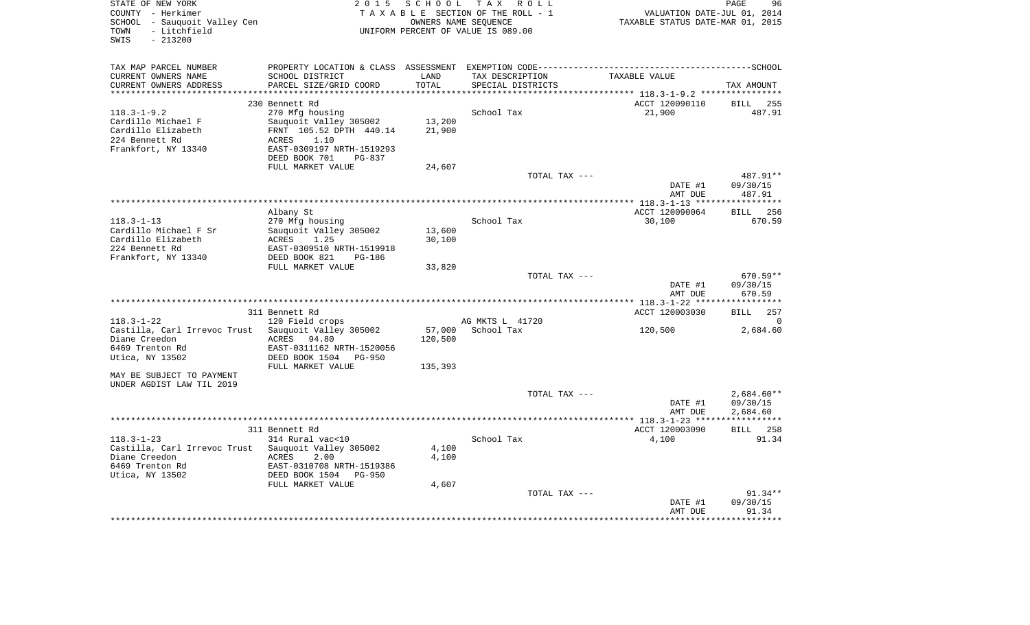STATE OF NEW YORK
COUNTY - Herkimer
SCHOOL - Sauquoit Valley Cen
TOWN - Litchfield
SWIS - 213200

2015 SCHOOL TAX ROLL
TAXABLE SECTION OF THE ROLL - 1
OWNERS NAME SEQUENCE
UNIFORM PERCENT OF VALUE IS 089.00

VALUATION DATE-JUL 01, 2014
TAXABLE STATUS DATE-MAR 01, 2015

| TAX MAP PARCEL NUMBER / CURRENT OWNERS NAME / CURRENT OWNERS ADDRESS | PROPERTY LOCATION & CLASS / SCHOOL DISTRICT / PARCEL SIZE/GRID COORD | ASSESSMENT LAND / TOTAL | EXEMPTION CODE / TAX DESCRIPTION / SPECIAL DISTRICTS | TAXABLE VALUE | TAX AMOUNT |
|---|---|---|---|---|---|
| 118.3-1-9.2 | 230 Bennett Rd | | | ACCT 120090110 | BILL 255 |
| Cardillo Michael F | 270 Mfg housing | | School Tax | 21,900 | 487.91 |
| Cardillo Elizabeth | Sauquoit Valley 305002 | 13,200 | | | |
| 224 Bennett Rd | FRNT 105.52 DPTH 440.14 | 21,900 | | | |
| Frankfort, NY 13340 | ACRES 1.10 | | | | |
| | EAST-0309197 NRTH-1519293 | | | | |
| | DEED BOOK 701 PG-837 | | | | |
| | FULL MARKET VALUE | 24,607 | | | |
| | | | TOTAL TAX --- | | 487.91** |
| | | | | DATE #1 | 09/30/15 |
| | | | | AMT DUE | 487.91 |
| 118.3-1-13 | Albany St | | | ACCT 120090064 | BILL 256 |
| Cardillo Michael F Sr | 270 Mfg housing | | School Tax | 30,100 | 670.59 |
| Cardillo Elizabeth | Sauquoit Valley 305002 | 13,600 | | | |
| 224 Bennett Rd | ACRES 1.25 | 30,100 | | | |
| Frankfort, NY 13340 | EAST-0309510 NRTH-1519918 | | | | |
| | DEED BOOK 821 PG-186 | | | | |
| | FULL MARKET VALUE | 33,820 | | | |
| | | | TOTAL TAX --- | | 670.59** |
| | | | | DATE #1 | 09/30/15 |
| | | | | AMT DUE | 670.59 |
| 118.3-1-22 | 311 Bennett Rd | | | ACCT 120003030 | BILL 257 |
| Castilla, Carl Irrevoc Trust | 120 Field crops | | AG MKTS L 41720 | | 0 |
| Diane Creedon | Sauquoit Valley 305002 | 57,000 | School Tax | 120,500 | 2,684.60 |
| 6469 Trenton Rd | ACRES 94.80 | 120,500 | | | |
| Utica, NY 13502 | EAST-0311162 NRTH-1520056 | | | | |
| | DEED BOOK 1504 PG-950 | | | | |
| | FULL MARKET VALUE | 135,393 | | | |
| MAY BE SUBJECT TO PAYMENT | | | | | |
| UNDER AGDIST LAW TIL 2019 | | | | | |
| | | | TOTAL TAX --- | | 2,684.60** |
| | | | | DATE #1 | 09/30/15 |
| | | | | AMT DUE | 2,684.60 |
| 118.3-1-23 | 311 Bennett Rd | | | ACCT 120003090 | BILL 258 |
| Castilla, Carl Irrevoc Trust | 314 Rural vac<10 | | School Tax | 4,100 | 91.34 |
| Diane Creedon | Sauquoit Valley 305002 | 4,100 | | | |
| 6469 Trenton Rd | ACRES 2.00 | 4,100 | | | |
| Utica, NY 13502 | EAST-0310708 NRTH-1519386 | | | | |
| | DEED BOOK 1504 PG-950 | | | | |
| | FULL MARKET VALUE | 4,607 | | | |
| | | | TOTAL TAX --- | | 91.34** |
| | | | | DATE #1 | 09/30/15 |
| | | | | AMT DUE | 91.34 |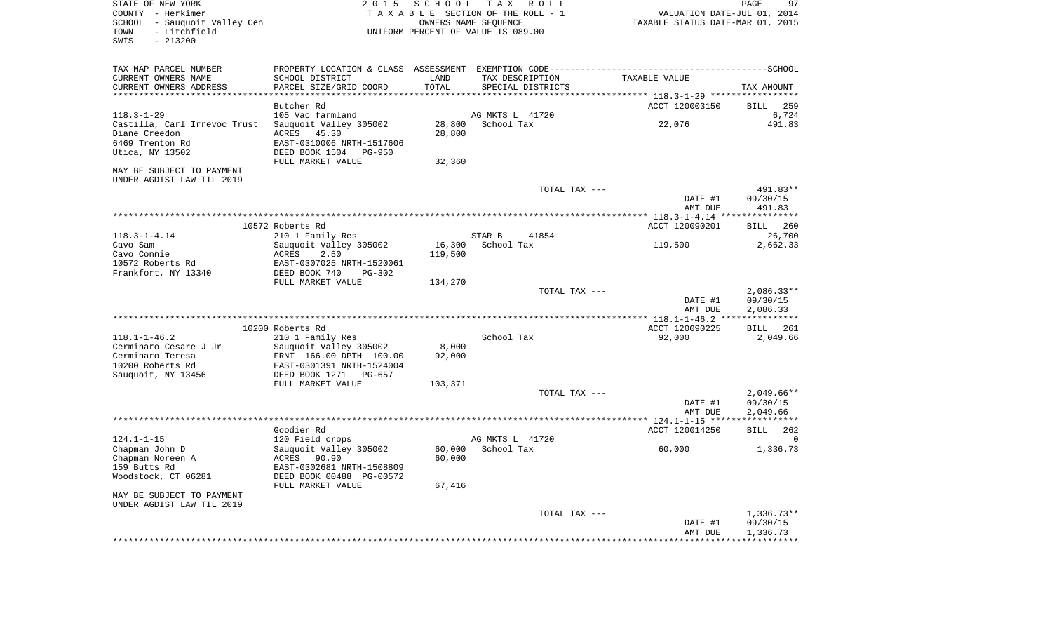STATE OF NEW YORK
COUNTY - Herkimer
SCHOOL - Sauquoit Valley Cen
TOWN - Litchfield
SWIS - 213200

2 0 1 5 S C H O O L T A X R O L L
T A X A B L E SECTION OF THE ROLL - 1
OWNERS NAME SEQUENCE
UNIFORM PERCENT OF VALUE IS 089.00

VALUATION DATE-JUL 01, 2014
TAXABLE STATUS DATE-MAR 01, 2015

| TAX MAP PARCEL NUMBER / CURRENT OWNERS NAME / CURRENT OWNERS ADDRESS | PROPERTY LOCATION & CLASS / SCHOOL DISTRICT / PARCEL SIZE/GRID COORD | ASSESSMENT LAND / TOTAL | EXEMPTION CODE / TAX DESCRIPTION / SPECIAL DISTRICTS | TAXABLE VALUE | TAX AMOUNT (SCHOOL) |
|---|---|---|---|---|---|
| 118.3-1-29 | Butcher Rd | | | ACCT 120003150 | BILL 259 |
| | 105 Vac farmland | | AG MKTS L 41720 | | 6,724 |
| Castilla, Carl Irrevoc Trust | Sauquoit Valley 305002 | 28,800 | School Tax | 22,076 | 491.83 |
| Diane Creedon | ACRES 45.30 | 28,800 | | | |
| 6469 Trenton Rd | EAST-0310006 NRTH-1517606 | | | | |
| Utica, NY 13502 | DEED BOOK 1504 PG-950 | | | | |
| | FULL MARKET VALUE | 32,360 | | | |
| MAY BE SUBJECT TO PAYMENT UNDER AGDIST LAW TIL 2019 | | | | | |
| | | | TOTAL TAX --- | | 491.83** |
| | | | | DATE #1 | 09/30/15 |
| | | | | AMT DUE | 491.83 |
| 118.3-1-4.14 | 10572 Roberts Rd | | | ACCT 120090201 | BILL 260 |
| | 210 1 Family Res | | STAR B 41854 | | 26,700 |
| Cavo Sam | Sauquoit Valley 305002 | 16,300 | School Tax | 119,500 | 2,662.33 |
| Cavo Connie | ACRES 2.50 | 119,500 | | | |
| 10572 Roberts Rd | EAST-0307025 NRTH-1520061 | | | | |
| Frankfort, NY 13340 | DEED BOOK 740 PG-302 | | | | |
| | FULL MARKET VALUE | 134,270 | | | |
| | | | TOTAL TAX --- | | 2,086.33** |
| | | | | DATE #1 | 09/30/15 |
| | | | | AMT DUE | 2,086.33 |
| 118.1-1-46.2 | 10200 Roberts Rd | | | ACCT 120090225 | BILL 261 |
| | 210 1 Family Res | | School Tax | 92,000 | 2,049.66 |
| Cerminaro Cesare J Jr | Sauquoit Valley 305002 | 8,000 | | | |
| Cerminaro Teresa | FRNT 166.00 DPTH 100.00 | 92,000 | | | |
| 10200 Roberts Rd | EAST-0301391 NRTH-1524004 | | | | |
| Sauquoit, NY 13456 | DEED BOOK 1271 PG-657 | | | | |
| | FULL MARKET VALUE | 103,371 | | | |
| | | | TOTAL TAX --- | | 2,049.66** |
| | | | | DATE #1 | 09/30/15 |
| | | | | AMT DUE | 2,049.66 |
| 124.1-1-15 | Goodier Rd | | | ACCT 120014250 | BILL 262 |
| | 120 Field crops | | AG MKTS L 41720 | | 0 |
| Chapman John D | Sauquoit Valley 305002 | 60,000 | School Tax | 60,000 | 1,336.73 |
| Chapman Noreen A | ACRES 90.90 | 60,000 | | | |
| 159 Butts Rd | EAST-0302681 NRTH-1508809 | | | | |
| Woodstock, CT 06281 | DEED BOOK 00488 PG-00572 | | | | |
| | FULL MARKET VALUE | 67,416 | | | |
| MAY BE SUBJECT TO PAYMENT UNDER AGDIST LAW TIL 2019 | | | | | |
| | | | TOTAL TAX --- | | 1,336.73** |
| | | | | DATE #1 | 09/30/15 |
| | | | | AMT DUE | 1,336.73 |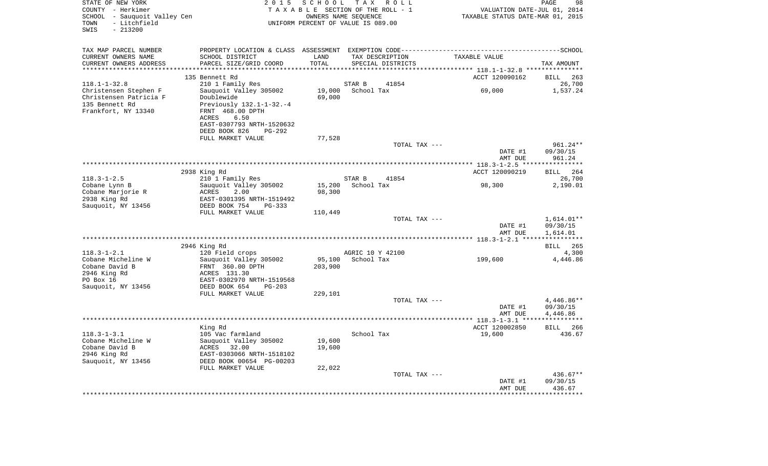STATE OF NEW YORK
COUNTY - Herkimer
SCHOOL - Sauquoit Valley Cen
TOWN - Litchfield
SWIS - 213200

2 0 1 5 S C H O O L T A X R O L L
T A X A B L E SECTION OF THE ROLL - 1
OWNERS NAME SEQUENCE
UNIFORM PERCENT OF VALUE IS 089.00

VALUATION DATE-JUL 01, 2014
TAXABLE STATUS DATE-MAR 01, 2015

| TAX MAP PARCEL NUMBER / CURRENT OWNERS NAME / CURRENT OWNERS ADDRESS | PROPERTY LOCATION & CLASS / SCHOOL DISTRICT / PARCEL SIZE/GRID COORD | ASSESSMENT LAND / TOTAL | EXEMPTION CODE / TAX DESCRIPTION / SPECIAL DISTRICTS | TAXABLE VALUE | TAX AMOUNT |
|---|---|---|---|---|---|
| 118.1-1-32.8 | 135 Bennett Rd | | | ACCT 120090162 | BILL 263 |
| 118.1-1-32.8 | 210 1 Family Res | | STAR B 41854 | | 26,700 |
| Christensen Stephen F | Sauquoit Valley 305002 | 19,000 | School Tax | 69,000 | 1,537.24 |
| Christensen Patricia F | Doublewide | 69,000 | | | |
| 135 Bennett Rd | Previously 132.1-1-32.-4 | | | | |
| Frankfort, NY 13340 | FRNT 468.00 DPTH | | | | |
| | ACRES 6.50 | | | | |
| | EAST-0307793 NRTH-1520632 | | | | |
| | DEED BOOK 826 PG-292 | | | | |
| | FULL MARKET VALUE | 77,528 | | | |
| | | | TOTAL TAX --- | | 961.24** |
| | | | | DATE #1 | 09/30/15 |
| | | | | AMT DUE | 961.24 |
| 118.3-1-2.5 | 2938 King Rd | | | ACCT 120090219 | BILL 264 |
| 118.3-1-2.5 | 210 1 Family Res | | STAR B 41854 | | 26,700 |
| Cobane Lynn B | Sauquoit Valley 305002 | 15,200 | School Tax | 98,300 | 2,190.01 |
| Cobane Marjorie R | ACRES 2.00 | 98,300 | | | |
| 2938 King Rd | EAST-0301395 NRTH-1519492 | | | | |
| Sauquoit, NY 13456 | DEED BOOK 754 PG-333 | | | | |
| | FULL MARKET VALUE | 110,449 | | | |
| | | | TOTAL TAX --- | | 1,614.01** |
| | | | | DATE #1 | 09/30/15 |
| | | | | AMT DUE | 1,614.01 |
| 118.3-1-2.1 | 2946 King Rd | | | | BILL 265 |
| 118.3-1-2.1 | 120 Field crops | | AGRIC 10 Y 42100 | | 4,300 |
| Cobane Micheline W | Sauquoit Valley 305002 | 95,100 | School Tax | 199,600 | 4,446.86 |
| Cobane David B | FRNT 360.00 DPTH | 203,900 | | | |
| 2946 King Rd | ACRES 131.30 | | | | |
| PO Box 16 | EAST-0302970 NRTH-1519568 | | | | |
| Sauquoit, NY 13456 | DEED BOOK 654 PG-203 | | | | |
| | FULL MARKET VALUE | 229,101 | | | |
| | | | TOTAL TAX --- | | 4,446.86** |
| | | | | DATE #1 | 09/30/15 |
| | | | | AMT DUE | 4,446.86 |
| 118.3-1-3.1 | King Rd | | | ACCT 120002850 | BILL 266 |
| 118.3-1-3.1 | 105 Vac farmland | | School Tax | 19,600 | 436.67 |
| Cobane Micheline W | Sauquoit Valley 305002 | 19,600 | | | |
| Cobane David B | ACRES 32.00 | 19,600 | | | |
| 2946 King Rd | EAST-0303066 NRTH-1518102 | | | | |
| Sauquoit, NY 13456 | DEED BOOK 00654 PG-00203 | | | | |
| | FULL MARKET VALUE | 22,022 | | | |
| | | | TOTAL TAX --- | | 436.67** |
| | | | | DATE #1 | 09/30/15 |
| | | | | AMT DUE | 436.67 |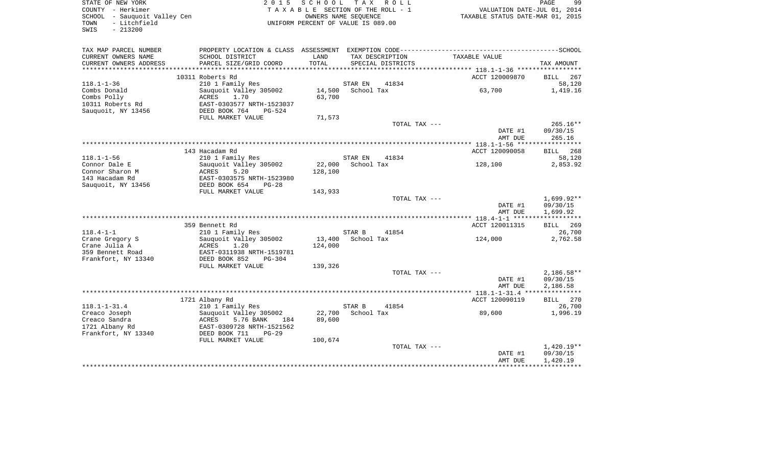STATE OF NEW YORK
COUNTY - Herkimer
SCHOOL - Sauquoit Valley Cen
TOWN - Litchfield
SWIS - 213200

2 0 1 5 S C H O O L T A X R O L L
T A X A B L E SECTION OF THE ROLL - 1
OWNERS NAME SEQUENCE
UNIFORM PERCENT OF VALUE IS 089.00

VALUATION DATE-JUL 01, 2014
TAXABLE STATUS DATE-MAR 01, 2015

| TAX MAP PARCEL NUMBER<br>CURRENT OWNERS NAME<br>CURRENT OWNERS ADDRESS | PROPERTY LOCATION & CLASS<br>SCHOOL DISTRICT<br>PARCEL SIZE/GRID COORD | ASSESSMENT<br>LAND<br>TOTAL | EXEMPTION CODE<br>TAX DESCRIPTION<br>SPECIAL DISTRICTS | TAXABLE VALUE | SCHOOL<br>TAX AMOUNT |
|---|---|---|---|---|---|
| 118.1-1-36 | 10311 Roberts Rd | | | ACCT 120009870 | BILL 267 |
| Combs Donald | 210 1 Family Res | | STAR EN 41834 | | 58,120 |
| Combs Polly | Sauquoit Valley 305002 | 14,500 | School Tax | 63,700 | 1,419.16 |
| 10311 Roberts Rd | ACRES 1.70 | 63,700 | | | |
| Sauquoit, NY 13456 | EAST-0303577 NRTH-1523037 | | | | |
| | DEED BOOK 764 PG-524 | | | | |
| | FULL MARKET VALUE | 71,573 | | | |
| | | | TOTAL TAX --- | | 265.16** |
| | | | | DATE #1 | 09/30/15 |
| | | | | AMT DUE | 265.16 |
| 118.1-1-56 | 143 Hacadam Rd | | | ACCT 120090058 | BILL 268 |
| Connor Dale E | 210 1 Family Res | | STAR EN 41834 | | 58,120 |
| Connor Sharon M | Sauquoit Valley 305002 | 22,000 | School Tax | 128,100 | 2,853.92 |
| 143 Hacadam Rd | ACRES 5.20 | 128,100 | | | |
| Sauquoit, NY 13456 | EAST-0303575 NRTH-1523980 | | | | |
| | DEED BOOK 654 PG-28 | | | | |
| | FULL MARKET VALUE | 143,933 | | | |
| | | | TOTAL TAX --- | | 1,699.92** |
| | | | | DATE #1 | 09/30/15 |
| | | | | AMT DUE | 1,699.92 |
| 118.4-1-1 | 359 Bennett Rd | | | ACCT 120011315 | BILL 269 |
| Crane Gregory S | 210 1 Family Res | | STAR B 41854 | | 26,700 |
| Crane Julia A | Sauquoit Valley 305002 | 13,400 | School Tax | 124,000 | 2,762.58 |
| 359 Bennett Road | ACRES 1.20 | 124,000 | | | |
| Frankfort, NY 13340 | EAST-0311938 NRTH-1519781 | | | | |
| | DEED BOOK 852 PG-304 | | | | |
| | FULL MARKET VALUE | 139,326 | | | |
| | | | TOTAL TAX --- | | 2,186.58** |
| | | | | DATE #1 | 09/30/15 |
| | | | | AMT DUE | 2,186.58 |
| 118.1-1-31.4 | 1721 Albany Rd | | | ACCT 120090119 | BILL 270 |
| Creaco Joseph | 210 1 Family Res | | STAR B 41854 | | 26,700 |
| Creaco Sandra | Sauquoit Valley 305002 | 22,700 | School Tax | 89,600 | 1,996.19 |
| 1721 Albany Rd | ACRES 5.76 BANK 184 | 89,600 | | | |
| Frankfort, NY 13340 | EAST-0309728 NRTH-1521562 | | | | |
| | DEED BOOK 711 PG-29 | | | | |
| | FULL MARKET VALUE | 100,674 | | | |
| | | | TOTAL TAX --- | | 1,420.19** |
| | | | | DATE #1 | 09/30/15 |
| | | | | AMT DUE | 1,420.19 |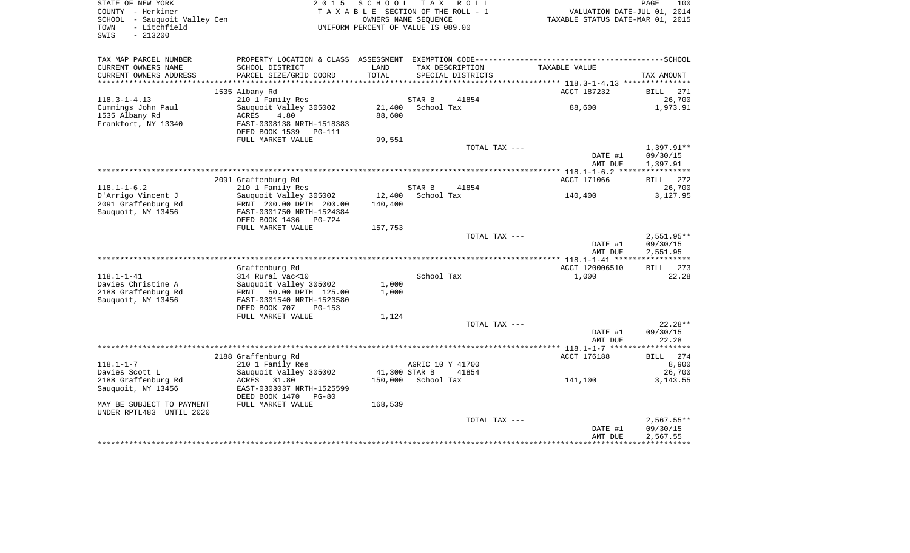STATE OF NEW YORK | 2 0 1 5 S C H O O L T A X R O L L | PAGE 100
COUNTY - Herkimer | T A X A B L E SECTION OF THE ROLL - 1 | VALUATION DATE-JUL 01, 2014
SCHOOL - Sauquoit Valley Cen | OWNERS NAME SEQUENCE | TAXABLE STATUS DATE-MAR 01, 2015
TOWN - Litchfield | UNIFORM PERCENT OF VALUE IS 089.00
SWIS - 213200

| TAX MAP PARCEL NUMBER / CURRENT OWNERS NAME / CURRENT OWNERS ADDRESS | PROPERTY LOCATION & CLASS / SCHOOL DISTRICT / PARCEL SIZE/GRID COORD | ASSESSMENT LAND / TOTAL | EXEMPTION CODE / TAX DESCRIPTION / SPECIAL DISTRICTS | TAXABLE VALUE | TAX AMOUNT |
|---|---|---|---|---|---|
| | 1535 Albany Rd | | | ACCT 187232 | BILL 271 |
| 118.3-1-4.13 | 210 1 Family Res | | STAR B 41854 | | 26,700 |
| Cummings John Paul | Sauquoit Valley 305002 | 21,400 | School Tax | 88,600 | 1,973.91 |
| 1535 Albany Rd | ACRES 4.80 | 88,600 | | | |
| Frankfort, NY 13340 | EAST-0308138 NRTH-1518383 | | | | |
| | DEED BOOK 1539 PG-111 | | | | |
| | FULL MARKET VALUE | 99,551 | | | |
| | | | TOTAL TAX --- | | 1,397.91** |
| | | | | DATE #1 | 09/30/15 |
| | | | | AMT DUE | 1,397.91 |
| | 2091 Graffenburg Rd | | | ACCT 171066 | BILL 272 |
| 118.1-1-6.2 | 210 1 Family Res | | STAR B 41854 | | 26,700 |
| D'Arrigo Vincent J | Sauquoit Valley 305002 | 12,400 | School Tax | 140,400 | 3,127.95 |
| 2091 Graffenburg Rd | FRNT 200.00 DPTH 200.00 | 140,400 | | | |
| Sauquoit, NY 13456 | EAST-0301750 NRTH-1524384 | | | | |
| | DEED BOOK 1436 PG-724 | | | | |
| | FULL MARKET VALUE | 157,753 | | | |
| | | | TOTAL TAX --- | | 2,551.95** |
| | | | | DATE #1 | 09/30/15 |
| | | | | AMT DUE | 2,551.95 |
| | Graffenburg Rd | | | ACCT 120006510 | BILL 273 |
| 118.1-1-41 | 314 Rural vac<10 | | School Tax | 1,000 | 22.28 |
| Davies Christine A | Sauquoit Valley 305002 | 1,000 | | | |
| 2188 Graffenburg Rd | FRNT 50.00 DPTH 125.00 | 1,000 | | | |
| Sauquoit, NY 13456 | EAST-0301540 NRTH-1523580 | | | | |
| | DEED BOOK 707 PG-153 | | | | |
| | FULL MARKET VALUE | 1,124 | | | |
| | | | TOTAL TAX --- | | 22.28** |
| | | | | DATE #1 | 09/30/15 |
| | | | | AMT DUE | 22.28 |
| | 2188 Graffenburg Rd | | | ACCT 176188 | BILL 274 |
| 118.1-1-7 | 210 1 Family Res | | AGRIC 10 Y 41700 | | 8,900 |
| Davies Scott L | Sauquoit Valley 305002 | 41,300 | STAR B 41854 | | 26,700 |
| 2188 Graffenburg Rd | ACRES 31.80 | 150,000 | School Tax | 141,100 | 3,143.55 |
| Sauquoit, NY 13456 | EAST-0303037 NRTH-1525599 | | | | |
| | DEED BOOK 1470 PG-80 | | | | |
| MAY BE SUBJECT TO PAYMENT | FULL MARKET VALUE | 168,539 | | | |
| UNDER RPTL483 UNTIL 2020 | | | | | |
| | | | TOTAL TAX --- | | 2,567.55** |
| | | | | DATE #1 | 09/30/15 |
| | | | | AMT DUE | 2,567.55 |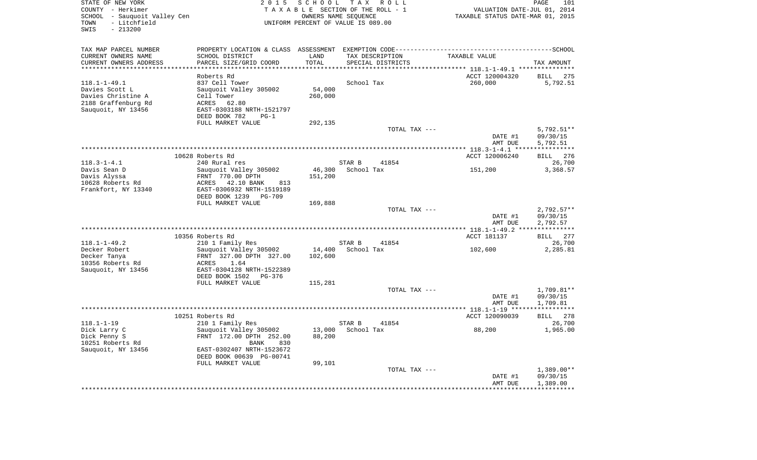STATE OF NEW YORK
COUNTY - Herkimer
SCHOOL - Sauquoit Valley Cen
TOWN - Litchfield
SWIS - 213200

2 0 1 5 S C H O O L T A X R O L L
T A X A B L E SECTION OF THE ROLL - 1
OWNERS NAME SEQUENCE
UNIFORM PERCENT OF VALUE IS 089.00

VALUATION DATE-JUL 01, 2014
TAXABLE STATUS DATE-MAR 01, 2015

| TAX MAP PARCEL NUMBER<br>CURRENT OWNERS NAME<br>CURRENT OWNERS ADDRESS | PROPERTY LOCATION & CLASS<br>SCHOOL DISTRICT<br>PARCEL SIZE/GRID COORD | ASSESSMENT<br>LAND<br>TOTAL | EXEMPTION CODE<br>TAX DESCRIPTION<br>SPECIAL DISTRICTS | TAXABLE VALUE | SCHOOL<br>TAX AMOUNT |
|---|---|---|---|---|---|
| | Roberts Rd | | | ACCT 120004320 | BILL 275 |
| 118.1-1-49.1 | 837 Cell Tower | | School Tax | 260,000 | 5,792.51 |
| Davies Scott L | Sauquoit Valley 305002 | 54,000 | | | |
| Davies Christine A | Cell Tower | 260,000 | | | |
| 2188 Graffenburg Rd | ACRES 62.80 | | | | |
| Sauquoit, NY 13456 | EAST-0303188 NRTH-1521797 | | | | |
| | DEED BOOK 782 PG-1 | | | | |
| | FULL MARKET VALUE | 292,135 | | | |
| | | | TOTAL TAX --- | | 5,792.51** |
| | | | | DATE #1 | 09/30/15 |
| | | | | AMT DUE | 5,792.51 |
| | 10628 Roberts Rd | | | ACCT 120006240 | BILL 276 |
| 118.3-1-4.1 | 240 Rural res | | STAR B 41854 | | 26,700 |
| Davis Sean D | Sauquoit Valley 305002 | 46,300 | School Tax | 151,200 | 3,368.57 |
| Davis Alyssa | FRNT 770.00 DPTH | 151,200 | | | |
| 10628 Roberts Rd | ACRES 42.10 BANK 813 | | | | |
| Frankfort, NY 13340 | EAST-0306932 NRTH-1519189 | | | | |
| | DEED BOOK 1239 PG-709 | | | | |
| | FULL MARKET VALUE | 169,888 | | | |
| | | | TOTAL TAX --- | | 2,792.57** |
| | | | | DATE #1 | 09/30/15 |
| | | | | AMT DUE | 2,792.57 |
| | 10356 Roberts Rd | | | ACCT 181137 | BILL 277 |
| 118.1-1-49.2 | 210 1 Family Res | | STAR B 41854 | | 26,700 |
| Decker Robert | Sauquoit Valley 305002 | 14,400 | School Tax | 102,600 | 2,285.81 |
| Decker Tanya | FRNT 327.00 DPTH 327.00 | 102,600 | | | |
| 10356 Roberts Rd | ACRES 1.64 | | | | |
| Sauquoit, NY 13456 | EAST-0304128 NRTH-1522389 | | | | |
| | DEED BOOK 1502 PG-376 | | | | |
| | FULL MARKET VALUE | 115,281 | | | |
| | | | TOTAL TAX --- | | 1,709.81** |
| | | | | DATE #1 | 09/30/15 |
| | | | | AMT DUE | 1,709.81 |
| | 10251 Roberts Rd | | | ACCT 120090039 | BILL 278 |
| 118.1-1-19 | 210 1 Family Res | | STAR B 41854 | | 26,700 |
| Dick Larry C | Sauquoit Valley 305002 | 13,000 | School Tax | 88,200 | 1,965.00 |
| Dick Penny S | FRNT 172.00 DPTH 252.00 | 88,200 | | | |
| 10251 Roberts Rd | BANK 830 | | | | |
| Sauquoit, NY 13456 | EAST-0302407 NRTH-1523672 | | | | |
| | DEED BOOK 00639 PG-00741 | | | | |
| | FULL MARKET VALUE | 99,101 | | | |
| | | | TOTAL TAX --- | | 1,389.00** |
| | | | | DATE #1 | 09/30/15 |
| | | | | AMT DUE | 1,389.00 |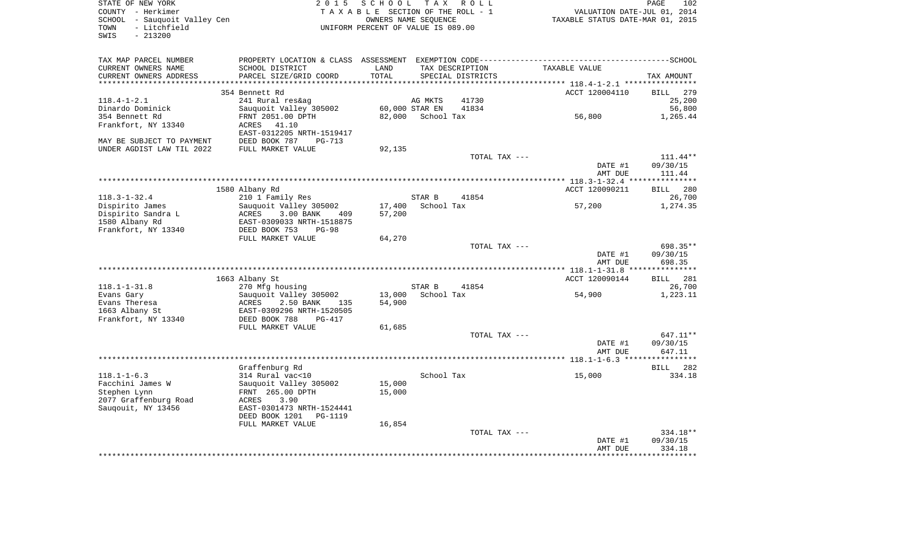STATE OF NEW YORK
COUNTY - Herkimer
SCHOOL - Sauquoit Valley Cen
TOWN - Litchfield
SWIS - 213200

2 0 1 5 S C H O O L T A X R O L L
T A X A B L E SECTION OF THE ROLL - 1
OWNERS NAME SEQUENCE
UNIFORM PERCENT OF VALUE IS 089.00

VALUATION DATE-JUL 01, 2014
TAXABLE STATUS DATE-MAR 01, 2015

| TAX MAP PARCEL NUMBER<br>CURRENT OWNERS NAME<br>CURRENT OWNERS ADDRESS | PROPERTY LOCATION & CLASS<br>SCHOOL DISTRICT<br>PARCEL SIZE/GRID COORD | ASSESSMENT<br>LAND<br>TOTAL | EXEMPTION CODE<br>TAX DESCRIPTION<br>SPECIAL DISTRICTS | TAXABLE VALUE | SCHOOL<br>TAX AMOUNT |
|---|---|---|---|---|---|
| | 354 Bennett Rd | | | ACCT 120004110 | BILL 279 |
| 118.4-1-2.1 | 241 Rural res&ag | | AG MKTS 41730 | | 25,200 |
| Dinardo Dominick | Sauquoit Valley 305002 | 60,000 | STAR EN 41834 | | 56,800 |
| 354 Bennett Rd | FRNT 2051.00 DPTH | 82,000 | School Tax | 56,800 | 1,265.44 |
| Frankfort, NY 13340 | ACRES 41.10 | | | | |
| | EAST-0312205 NRTH-1519417 | | | | |
| MAY BE SUBJECT TO PAYMENT | DEED BOOK 787 PG-713 | | | | |
| UNDER AGDIST LAW TIL 2022 | FULL MARKET VALUE | 92,135 | | | |
| | | | TOTAL TAX --- | | 111.44** |
| | | | | DATE #1 | 09/30/15 |
| | | | | AMT DUE | 111.44 |
| | 1580 Albany Rd | | | ACCT 120090211 | BILL 280 |
| 118.3-1-32.4 | 210 1 Family Res | | STAR B 41854 | | 26,700 |
| Dispirito James | Sauquoit Valley 305002 | 17,400 | School Tax | 57,200 | 1,274.35 |
| Dispirito Sandra L | ACRES 3.00 BANK 409 | 57,200 | | | |
| 1580 Albany Rd | EAST-0309033 NRTH-1518875 | | | | |
| Frankfort, NY 13340 | DEED BOOK 753 PG-98 | | | | |
| | FULL MARKET VALUE | 64,270 | | | |
| | | | TOTAL TAX --- | | 698.35** |
| | | | | DATE #1 | 09/30/15 |
| | | | | AMT DUE | 698.35 |
| | 1663 Albany St | | | ACCT 120090144 | BILL 281 |
| 118.1-1-31.8 | 270 Mfg housing | | STAR B 41854 | | 26,700 |
| Evans Gary | Sauquoit Valley 305002 | 13,000 | School Tax | 54,900 | 1,223.11 |
| Evans Theresa | ACRES 2.50 BANK 135 | 54,900 | | | |
| 1663 Albany St | EAST-0309296 NRTH-1520505 | | | | |
| Frankfort, NY 13340 | DEED BOOK 788 PG-417 | | | | |
| | FULL MARKET VALUE | 61,685 | | | |
| | | | TOTAL TAX --- | | 647.11** |
| | | | | DATE #1 | 09/30/15 |
| | | | | AMT DUE | 647.11 |
| | Graffenburg Rd | | | | BILL 282 |
| 118.1-1-6.3 | 314 Rural vac<10 | | School Tax | 15,000 | 334.18 |
| Facchini James W | Sauquoit Valley 305002 | 15,000 | | | |
| Stephen Lynn | FRNT 265.00 DPTH | 15,000 | | | |
| 2077 Graffenburg Road | ACRES 3.90 | | | | |
| Sauqouit, NY 13456 | EAST-0301473 NRTH-1524441 | | | | |
| | DEED BOOK 1201 PG-1119 | | | | |
| | FULL MARKET VALUE | 16,854 | | | |
| | | | TOTAL TAX --- | | 334.18** |
| | | | | DATE #1 | 09/30/15 |
| | | | | AMT DUE | 334.18 |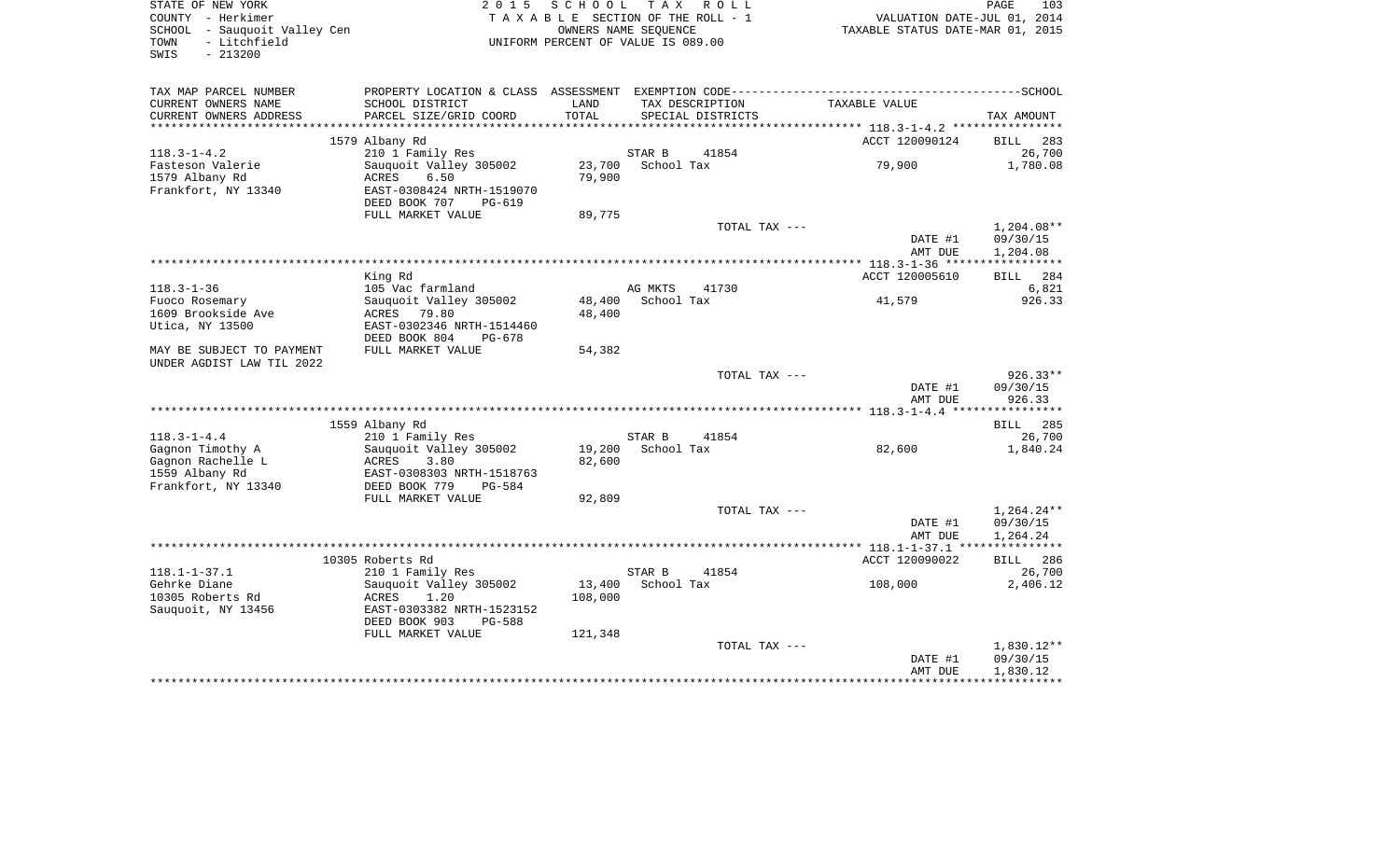STATE OF NEW YORK
COUNTY - Herkimer
SCHOOL - Sauquoit Valley Cen
TOWN - Litchfield
SWIS - 213200

2 0 1 5 S C H O O L T A X R O L L
T A X A B L E SECTION OF THE ROLL - 1
OWNERS NAME SEQUENCE
UNIFORM PERCENT OF VALUE IS 089.00

VALUATION DATE-JUL 01, 2014
TAXABLE STATUS DATE-MAR 01, 2015

| TAX MAP PARCEL NUMBER / CURRENT OWNERS NAME / CURRENT OWNERS ADDRESS | PROPERTY LOCATION & CLASS / SCHOOL DISTRICT / PARCEL SIZE/GRID COORD | ASSESSMENT LAND / TOTAL | EXEMPTION CODE / TAX DESCRIPTION / SPECIAL DISTRICTS | TAXABLE VALUE | SCHOOL TAX AMOUNT |
|---|---|---|---|---|---|
| 118.3-1-4.2 | 1579 Albany Rd | | | ACCT 120090124 | BILL 283 |
| | 210 1 Family Res | | STAR B 41854 | | 26,700 |
| Fasteson Valerie | Sauquoit Valley 305002 | 23,700 | School Tax | 79,900 | 1,780.08 |
| 1579 Albany Rd | ACRES 6.50 | 79,900 | | | |
| Frankfort, NY 13340 | EAST-0308424 NRTH-1519070 | | | | |
| | DEED BOOK 707 PG-619 | | | | |
| | FULL MARKET VALUE | 89,775 | | | |
| | | | TOTAL TAX --- | | 1,204.08** |
| | | | | DATE #1 | 09/30/15 |
| | | | | AMT DUE | 1,204.08 |
| 118.3-1-36 | King Rd | | | ACCT 120005610 | BILL 284 |
| | 105 Vac farmland | | AG MKTS 41730 | | 6,821 |
| Fuoco Rosemary | Sauquoit Valley 305002 | 48,400 | School Tax | 41,579 | 926.33 |
| 1609 Brookside Ave | ACRES 79.80 | 48,400 | | | |
| Utica, NY 13500 | EAST-0302346 NRTH-1514460 | | | | |
| | DEED BOOK 804 PG-678 | | | | |
| MAY BE SUBJECT TO PAYMENT | FULL MARKET VALUE | 54,382 | | | |
| UNDER AGDIST LAW TIL 2022 | | | | | |
| | | | TOTAL TAX --- | | 926.33** |
| | | | | DATE #1 | 09/30/15 |
| | | | | AMT DUE | 926.33 |
| 118.3-1-4.4 | 1559 Albany Rd | | | | BILL 285 |
| | 210 1 Family Res | | STAR B 41854 | | 26,700 |
| Gagnon Timothy A | Sauquoit Valley 305002 | 19,200 | School Tax | 82,600 | 1,840.24 |
| Gagnon Rachelle L | ACRES 3.80 | 82,600 | | | |
| 1559 Albany Rd | EAST-0308303 NRTH-1518763 | | | | |
| Frankfort, NY 13340 | DEED BOOK 779 PG-584 | | | | |
| | FULL MARKET VALUE | 92,809 | | | |
| | | | TOTAL TAX --- | | 1,264.24** |
| | | | | DATE #1 | 09/30/15 |
| | | | | AMT DUE | 1,264.24 |
| 118.1-1-37.1 | 10305 Roberts Rd | | | ACCT 120090022 | BILL 286 |
| | 210 1 Family Res | | STAR B 41854 | | 26,700 |
| Gehrke Diane | Sauquoit Valley 305002 | 13,400 | School Tax | 108,000 | 2,406.12 |
| 10305 Roberts Rd | ACRES 1.20 | 108,000 | | | |
| Sauquoit, NY 13456 | EAST-0303382 NRTH-1523152 | | | | |
| | DEED BOOK 903 PG-588 | | | | |
| | FULL MARKET VALUE | 121,348 | | | |
| | | | TOTAL TAX --- | | 1,830.12** |
| | | | | DATE #1 | 09/30/15 |
| | | | | AMT DUE | 1,830.12 |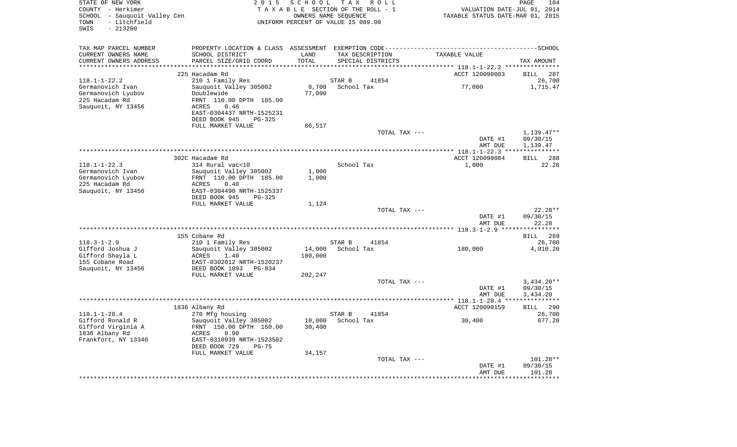STATE OF NEW YORK | 2015 SCHOOL TAX ROLL | PAGE 104
COUNTY - Herkimer | TAXABLE SECTION OF THE ROLL - 1 | VALUATION DATE-JUL 01, 2014
SCHOOL - Sauquoit Valley Cen | OWNERS NAME SEQUENCE | TAXABLE STATUS DATE-MAR 01, 2015
TOWN - Litchfield | UNIFORM PERCENT OF VALUE IS 089.00
SWIS - 213200

| TAX MAP PARCEL NUMBER / CURRENT OWNERS NAME / CURRENT OWNERS ADDRESS | PROPERTY LOCATION & CLASS / SCHOOL DISTRICT / PARCEL SIZE/GRID COORD | ASSESSMENT LAND / TOTAL | EXEMPTION CODE / TAX DESCRIPTION / SPECIAL DISTRICTS | TAXABLE VALUE | TAX AMOUNT |
|---|---|---|---|---|---|
| | 225 Hacadam Rd | | | ACCT 120090083 | BILL 287 |
| 118.1-1-22.2 | 210 1 Family Res | | STAR B 41854 | | 26,700 |
| Germanovich Ivan | Sauquoit Valley 305002 | 8,700 | School Tax | 77,000 | 1,715.47 |
| Germanovich Lyubov | Doublewide | 77,000 | | | |
| 225 Hacadam Rd | FRNT 110.00 DPTH 185.00 | | | | |
| Sauquoit, NY 13456 | ACRES 0.46 | | | | |
| | EAST-0304437 NRTH-1525231 | | | | |
| | DEED BOOK 945 PG-325 | | | | |
| | FULL MARKET VALUE | 86,517 | | | |
| | | | TOTAL TAX --- | | 1,139.47** |
| | | | | DATE #1 | 09/30/15 |
| | | | | AMT DUE | 1,139.47 |
| | 302C Hacadam Rd | | | ACCT 120090084 | BILL 288 |
| 118.1-1-22.3 | 314 Rural vac<10 | | School Tax | 1,000 | 22.28 |
| Germanovich Ivan | Sauquoit Valley 305002 | 1,000 | | | |
| Germanovich Lyubov | FRNT 110.00 DPTH 185.00 | 1,000 | | | |
| 225 Hacadam Rd | ACRES 0.40 | | | | |
| Sauquoit, NY 13456 | EAST-0304490 NRTH-1525337 | | | | |
| | DEED BOOK 945 PG-325 | | | | |
| | FULL MARKET VALUE | 1,124 | | | |
| | | | TOTAL TAX --- | | 22.28** |
| | | | | DATE #1 | 09/30/15 |
| | | | | AMT DUE | 22.28 |
| | 155 Cobane Rd | | | | BILL 289 |
| 118.3-1-2.9 | 210 1 Family Res | | STAR B 41854 | | 26,700 |
| Gifford Joshua J | Sauquoit Valley 305002 | 14,000 | School Tax | 180,000 | 4,010.20 |
| Gifford Shayla L | ACRES 1.40 | 180,000 | | | |
| 155 Cobane Road | EAST-0302012 NRTH-1520237 | | | | |
| Sauquoit, NY 13456 | DEED BOOK 1093 PG-834 | | | | |
| | FULL MARKET VALUE | 202,247 | | | |
| | | | TOTAL TAX --- | | 3,434.20** |
| | | | | DATE #1 | 09/30/15 |
| | | | | AMT DUE | 3,434.20 |
| | 1836 Albany Rd | | | ACCT 120090159 | BILL 290 |
| 118.1-1-28.4 | 270 Mfg housing | | STAR B 41854 | | 26,700 |
| Gifford Ronald R | Sauquoit Valley 305002 | 10,000 | School Tax | 30,400 | 677.28 |
| Gifford Virginia A | FRNT 150.00 DPTH 160.00 | 30,400 | | | |
| 1836 Albany Rd | ACRES 0.90 | | | | |
| Frankfort, NY 13340 | EAST-0310939 NRTH-1523502 | | | | |
| | DEED BOOK 729 PG-75 | | | | |
| | FULL MARKET VALUE | 34,157 | | | |
| | | | TOTAL TAX --- | | 101.28** |
| | | | | DATE #1 | 09/30/15 |
| | | | | AMT DUE | 101.28 |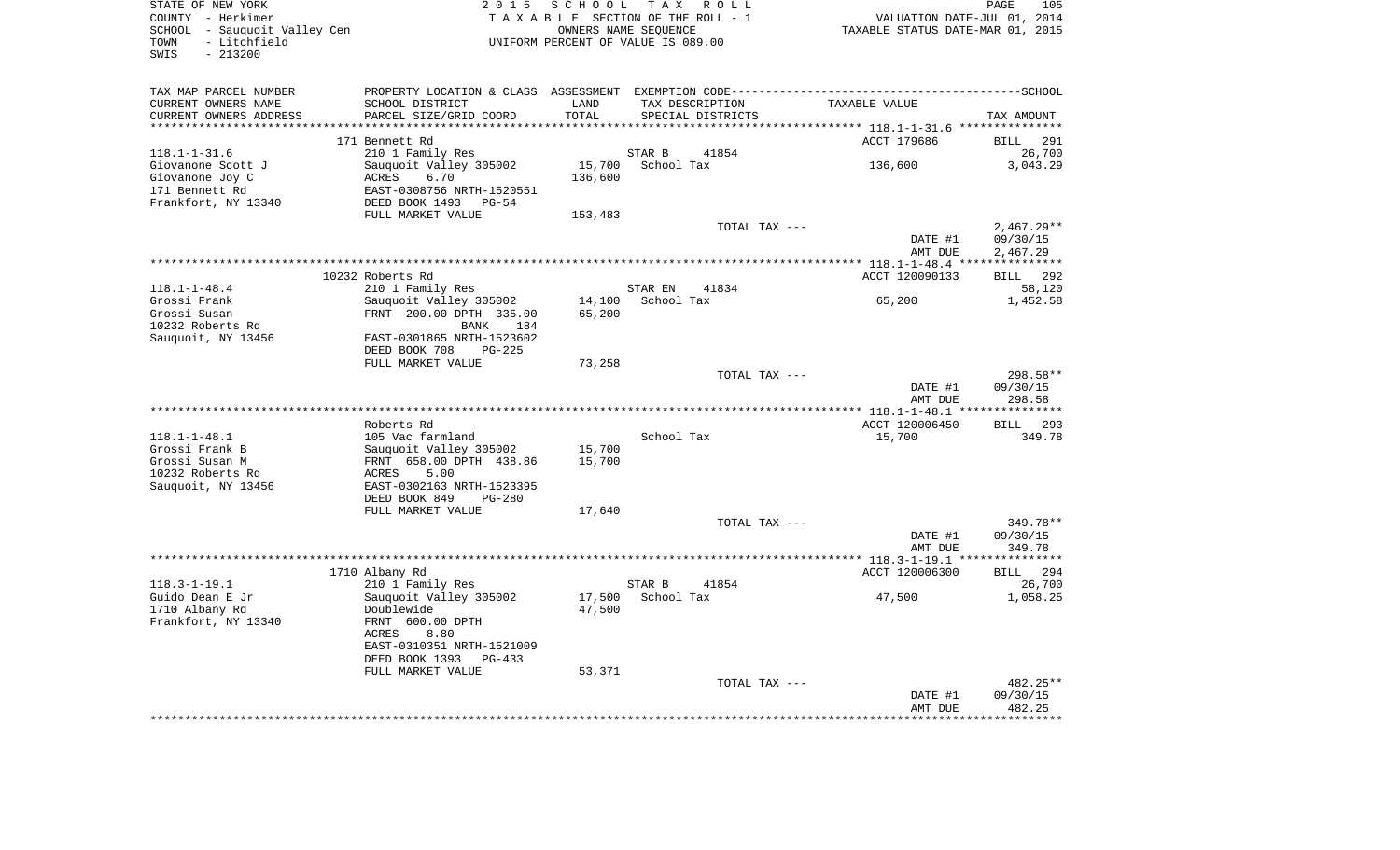STATE OF NEW YORK | COUNTY - Herkimer | SCHOOL - Sauquoit Valley Cen | TOWN - Litchfield | SWIS - 213200

2 0 1 5 S C H O O L T A X R O L L
T A X A B L E SECTION OF THE ROLL - 1
OWNERS NAME SEQUENCE
UNIFORM PERCENT OF VALUE IS 089.00

VALUATION DATE-JUL 01, 2014
TAXABLE STATUS DATE-MAR 01, 2015

| TAX MAP PARCEL NUMBER / CURRENT OWNERS NAME / CURRENT OWNERS ADDRESS | PROPERTY LOCATION & CLASS / SCHOOL DISTRICT / PARCEL SIZE/GRID COORD | ASSESSMENT LAND / TOTAL | EXEMPTION CODE / TAX DESCRIPTION / SPECIAL DISTRICTS | TAXABLE VALUE | TAX AMOUNT |
|---|---|---|---|---|---|
| 118.1-1-31.6 | 171 Bennett Rd | | | ACCT 179686 | BILL 291 |
| | 210 1 Family Res | | STAR B 41854 | | 26,700 |
| Giovanone Scott J | Sauquoit Valley 305002 | 15,700 | School Tax | 136,600 | 3,043.29 |
| Giovanone Joy C | ACRES 6.70 | 136,600 | | | |
| 171 Bennett Rd | EAST-0308756 NRTH-1520551 | | | | |
| Frankfort, NY 13340 | DEED BOOK 1493 PG-54 | | | | |
| | FULL MARKET VALUE | 153,483 | | | |
| | | | TOTAL TAX --- | | 2,467.29** |
| | | | | DATE #1 | 09/30/15 |
| | | | | AMT DUE | 2,467.29 |
| 118.1-1-48.4 | 10232 Roberts Rd | | | ACCT 120090133 | BILL 292 |
| | 210 1 Family Res | | STAR EN 41834 | | 58,120 |
| Grossi Frank | Sauquoit Valley 305002 | 14,100 | School Tax | 65,200 | 1,452.58 |
| Grossi Susan | FRNT 200.00 DPTH 335.00 | 65,200 | | | |
| 10232 Roberts Rd | BANK 184 | | | | |
| Sauquoit, NY 13456 | EAST-0301865 NRTH-1523602 | | | | |
| | DEED BOOK 708 PG-225 | | | | |
| | FULL MARKET VALUE | 73,258 | | | |
| | | | TOTAL TAX --- | | 298.58** |
| | | | | DATE #1 | 09/30/15 |
| | | | | AMT DUE | 298.58 |
| 118.1-1-48.1 | Roberts Rd | | | ACCT 120006450 | BILL 293 |
| | 105 Vac farmland | | School Tax | 15,700 | 349.78 |
| Grossi Frank B | Sauquoit Valley 305002 | 15,700 | | | |
| Grossi Susan M | FRNT 658.00 DPTH 438.86 | 15,700 | | | |
| 10232 Roberts Rd | ACRES 5.00 | | | | |
| Sauquoit, NY 13456 | EAST-0302163 NRTH-1523395 | | | | |
| | DEED BOOK 849 PG-280 | | | | |
| | FULL MARKET VALUE | 17,640 | | | |
| | | | TOTAL TAX --- | | 349.78** |
| | | | | DATE #1 | 09/30/15 |
| | | | | AMT DUE | 349.78 |
| 118.3-1-19.1 | 1710 Albany Rd | | | ACCT 120006300 | BILL 294 |
| | 210 1 Family Res | | STAR B 41854 | | 26,700 |
| Guido Dean E Jr | Sauquoit Valley 305002 | 17,500 | School Tax | 47,500 | 1,058.25 |
| 1710 Albany Rd | Doublewide | 47,500 | | | |
| Frankfort, NY 13340 | FRNT 600.00 DPTH | | | | |
| | ACRES 8.80 | | | | |
| | EAST-0310351 NRTH-1521009 | | | | |
| | DEED BOOK 1393 PG-433 | | | | |
| | FULL MARKET VALUE | 53,371 | | | |
| | | | TOTAL TAX --- | | 482.25** |
| | | | | DATE #1 | 09/30/15 |
| | | | | AMT DUE | 482.25 |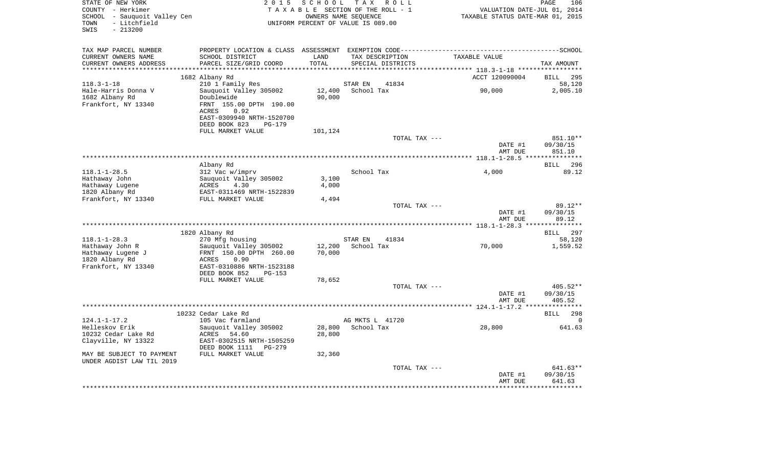STATE OF NEW YORK
COUNTY - Herkimer
SCHOOL - Sauquoit Valley Cen
TOWN - Litchfield
SWIS - 213200

2 0 1 5 S C H O O L T A X R O L L
T A X A B L E SECTION OF THE ROLL - 1
OWNERS NAME SEQUENCE
UNIFORM PERCENT OF VALUE IS 089.00

VALUATION DATE-JUL 01, 2014
TAXABLE STATUS DATE-MAR 01, 2015

| TAX MAP PARCEL NUMBER<br>CURRENT OWNERS NAME<br>CURRENT OWNERS ADDRESS | PROPERTY LOCATION & CLASS<br>SCHOOL DISTRICT<br>PARCEL SIZE/GRID COORD | ASSESSMENT<br>LAND<br>TOTAL | EXEMPTION CODE<br>TAX DESCRIPTION<br>SPECIAL DISTRICTS | TAXABLE VALUE | SCHOOL<br>TAX AMOUNT |
|---|---|---|---|---|---|
| 118.3-1-18 | 1682 Albany Rd | | | ACCT 120090004 | BILL 295 |
| 118.3-1-18 | 210 1 Family Res | | STAR EN 41834 | | 58,120 |
| Hale-Harris Donna V | Sauquoit Valley 305002 | 12,400 | School Tax | 90,000 | 2,005.10 |
| 1682 Albany Rd | Doublewide | 90,000 | | | |
| Frankfort, NY 13340 | FRNT 155.00 DPTH 190.00 | | | | |
| | ACRES 0.92 | | | | |
| | EAST-0309940 NRTH-1520700 | | | | |
| | DEED BOOK 823 PG-179 | | | | |
| | FULL MARKET VALUE | 101,124 | | | |
| | | | TOTAL TAX --- | | 851.10** |
| | | | | DATE #1 | 09/30/15 |
| | | | | AMT DUE | 851.10 |
| 118.1-1-28.5 | Albany Rd | | | | BILL 296 |
| 118.1-1-28.5 | 312 Vac w/imprv | | School Tax | 4,000 | 89.12 |
| Hathaway John | Sauquoit Valley 305002 | 3,100 | | | |
| Hathaway Lugene | ACRES 4.30 | 4,000 | | | |
| 1820 Albany Rd | EAST-0311469 NRTH-1522839 | | | | |
| Frankfort, NY 13340 | FULL MARKET VALUE | 4,494 | | | |
| | | | TOTAL TAX --- | | 89.12** |
| | | | | DATE #1 | 09/30/15 |
| | | | | AMT DUE | 89.12 |
| 118.1-1-28.3 | 1820 Albany Rd | | | | BILL 297 |
| 118.1-1-28.3 | 270 Mfg housing | | STAR EN 41834 | | 58,120 |
| Hathaway John R | Sauquoit Valley 305002 | 12,200 | School Tax | 70,000 | 1,559.52 |
| Hathaway Lugene J | FRNT 150.00 DPTH 260.00 | 70,000 | | | |
| 1820 Albany Rd | ACRES 0.90 | | | | |
| Frankfort, NY 13340 | EAST-0310886 NRTH-1523188 | | | | |
| | DEED BOOK 852 PG-153 | | | | |
| | FULL MARKET VALUE | 78,652 | | | |
| | | | TOTAL TAX --- | | 405.52** |
| | | | | DATE #1 | 09/30/15 |
| | | | | AMT DUE | 405.52 |
| 124.1-1-17.2 | 10232 Cedar Lake Rd | | | | BILL 298 |
| 124.1-1-17.2 | 105 Vac farmland | | AG MKTS L 41720 | | 0 |
| Helleskov Erik | Sauquoit Valley 305002 | 28,800 | School Tax | 28,800 | 641.63 |
| 10232 Cedar Lake Rd | ACRES 54.60 | 28,800 | | | |
| Clayville, NY 13322 | EAST-0302515 NRTH-1505259 | | | | |
| | DEED BOOK 1111 PG-279 | | | | |
| MAY BE SUBJECT TO PAYMENT | FULL MARKET VALUE | 32,360 | | | |
| UNDER AGDIST LAW TIL 2019 | | | | | |
| | | | TOTAL TAX --- | | 641.63** |
| | | | | DATE #1 | 09/30/15 |
| | | | | AMT DUE | 641.63 |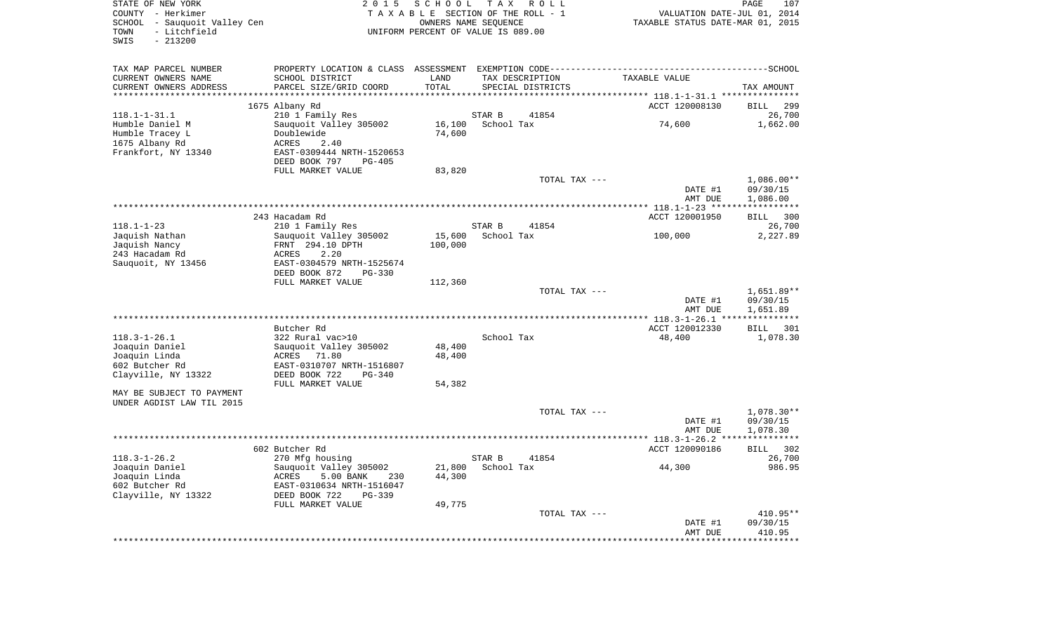STATE OF NEW YORK — 2015 SCHOOL TAX ROLL
COUNTY - Herkimer — TAXABLE SECTION OF THE ROLL - 1 — VALUATION DATE-JUL 01, 2014
SCHOOL - Sauquoit Valley Cen — OWNERS NAME SEQUENCE — TAXABLE STATUS DATE-MAR 01, 2015
TOWN - Litchfield — UNIFORM PERCENT OF VALUE IS 089.00
SWIS - 213200

| TAX MAP PARCEL NUMBER / CURRENT OWNERS NAME / CURRENT OWNERS ADDRESS | PROPERTY LOCATION & CLASS / SCHOOL DISTRICT / PARCEL SIZE/GRID COORD | ASSESSMENT LAND / TOTAL | EXEMPTION CODE / TAX DESCRIPTION / SPECIAL DISTRICTS | TAXABLE VALUE | SCHOOL TAX AMOUNT |
|---|---|---|---|---|---|
| | 1675 Albany Rd | | | ACCT 120008130 | BILL 299 |
| 118.1-1-31.1 | 210 1 Family Res | | STAR B 41854 | | 26,700 |
| Humble Daniel M | Sauquoit Valley 305002 | 16,100 | School Tax | 74,600 | 1,662.00 |
| Humble Tracey L | Doublewide | 74,600 | | | |
| 1675 Albany Rd | ACRES 2.40 | | | | |
| Frankfort, NY 13340 | EAST-0309444 NRTH-1520653 | | | | |
| | DEED BOOK 797 PG-405 | | | | |
| | FULL MARKET VALUE | 83,820 | | | |
| | | | TOTAL TAX --- | | 1,086.00** |
| | | | | DATE #1 | 09/30/15 |
| | | | | AMT DUE | 1,086.00 |
| | 243 Hacadam Rd | | | ACCT 120001950 | BILL 300 |
| 118.1-1-23 | 210 1 Family Res | | STAR B 41854 | | 26,700 |
| Jaquish Nathan | Sauquoit Valley 305002 | 15,600 | School Tax | 100,000 | 2,227.89 |
| Jaquish Nancy | FRNT 294.10 DPTH | 100,000 | | | |
| 243 Hacadam Rd | ACRES 2.20 | | | | |
| Sauquoit, NY 13456 | EAST-0304579 NRTH-1525674 | | | | |
| | DEED BOOK 872 PG-330 | | | | |
| | FULL MARKET VALUE | 112,360 | | | |
| | | | TOTAL TAX --- | | 1,651.89** |
| | | | | DATE #1 | 09/30/15 |
| | | | | AMT DUE | 1,651.89 |
| | Butcher Rd | | | ACCT 120012330 | BILL 301 |
| 118.3-1-26.1 | 322 Rural vac>10 | | School Tax | 48,400 | 1,078.30 |
| Joaquin Daniel | Sauquoit Valley 305002 | 48,400 | | | |
| Joaquin Linda | ACRES 71.80 | 48,400 | | | |
| 602 Butcher Rd | EAST-0310707 NRTH-1516807 | | | | |
| Clayville, NY 13322 | DEED BOOK 722 PG-340 | | | | |
| | FULL MARKET VALUE | 54,382 | | | |
| MAY BE SUBJECT TO PAYMENT | | | | | |
| UNDER AGDIST LAW TIL 2015 | | | | | |
| | | | TOTAL TAX --- | | 1,078.30** |
| | | | | DATE #1 | 09/30/15 |
| | | | | AMT DUE | 1,078.30 |
| | 602 Butcher Rd | | | ACCT 120090186 | BILL 302 |
| 118.3-1-26.2 | 270 Mfg housing | | STAR B 41854 | | 26,700 |
| Joaquin Daniel | Sauquoit Valley 305002 | 21,800 | School Tax | 44,300 | 986.95 |
| Joaquin Linda | ACRES 5.00 BANK 230 | 44,300 | | | |
| 602 Butcher Rd | EAST-0310634 NRTH-1516047 | | | | |
| Clayville, NY 13322 | DEED BOOK 722 PG-339 | | | | |
| | FULL MARKET VALUE | 49,775 | | | |
| | | | TOTAL TAX --- | | 410.95** |
| | | | | DATE #1 | 09/30/15 |
| | | | | AMT DUE | 410.95 |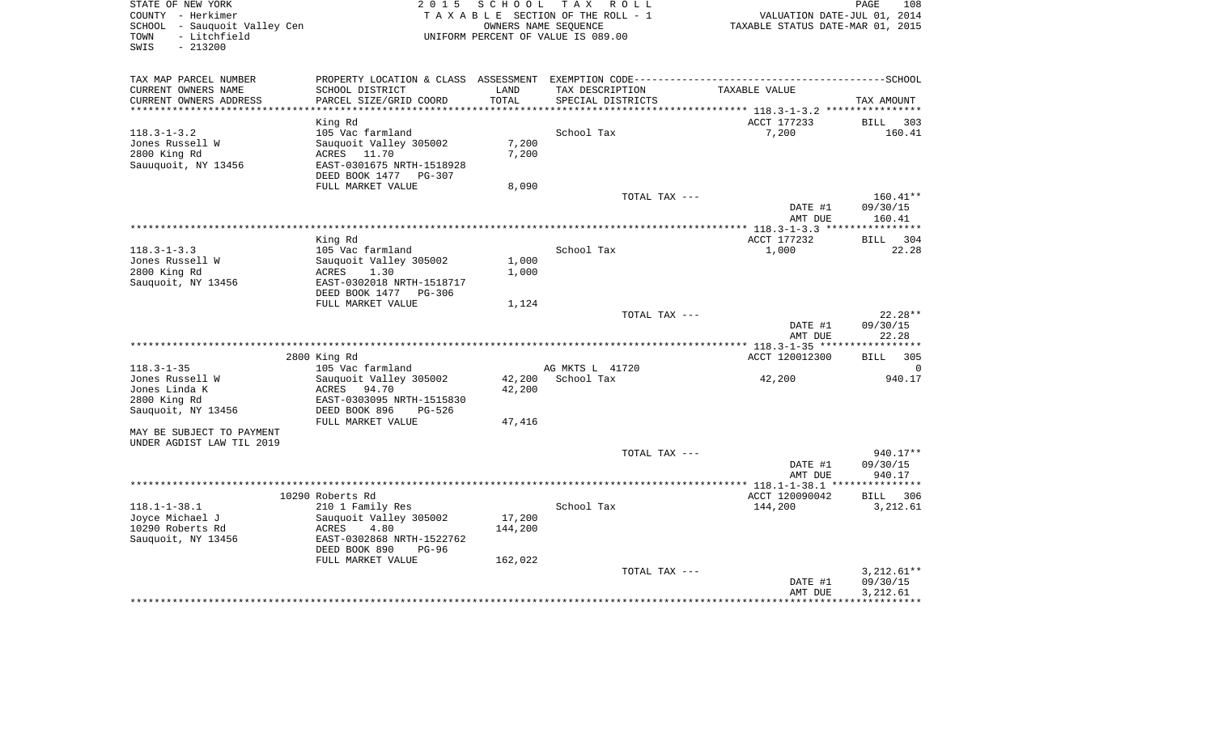STATE OF NEW YORK
COUNTY - Herkimer
SCHOOL - Sauquoit Valley Cen
TOWN - Litchfield
SWIS - 213200

2 0 1 5 S C H O O L T A X R O L L
T A X A B L E SECTION OF THE ROLL - 1
OWNERS NAME SEQUENCE
UNIFORM PERCENT OF VALUE IS 089.00

VALUATION DATE-JUL 01, 2014
TAXABLE STATUS DATE-MAR 01, 2015

| TAX MAP PARCEL NUMBER / CURRENT OWNERS NAME / CURRENT OWNERS ADDRESS | PROPERTY LOCATION & CLASS / SCHOOL DISTRICT / PARCEL SIZE/GRID COORD | ASSESSMENT LAND / TOTAL | EXEMPTION CODE / TAX DESCRIPTION / SPECIAL DISTRICTS | TAXABLE VALUE | TAX AMOUNT |
|---|---|---|---|---|---|
| 118.3-1-3.2 | King Rd | | | ACCT 177233 | BILL 303 |
| | 105 Vac farmland | | School Tax | 7,200 | 160.41 |
| Jones Russell W | Sauquoit Valley 305002 | 7,200 | | | |
| 2800 King Rd | ACRES 11.70 | 7,200 | | | |
| Sauuquoit, NY 13456 | EAST-0301675 NRTH-1518928 | | | | |
| | DEED BOOK 1477 PG-307 | | | | |
| | FULL MARKET VALUE | 8,090 | | | |
| | | | TOTAL TAX --- | | 160.41** |
| | | | | DATE #1 | 09/30/15 |
| | | | | AMT DUE | 160.41 |
| 118.3-1-3.3 | King Rd | | | ACCT 177232 | BILL 304 |
| | 105 Vac farmland | | School Tax | 1,000 | 22.28 |
| Jones Russell W | Sauquoit Valley 305002 | 1,000 | | | |
| 2800 King Rd | ACRES 1.30 | 1,000 | | | |
| Sauquoit, NY 13456 | EAST-0302018 NRTH-1518717 | | | | |
| | DEED BOOK 1477 PG-306 | | | | |
| | FULL MARKET VALUE | 1,124 | | | |
| | | | TOTAL TAX --- | | 22.28** |
| | | | | DATE #1 | 09/30/15 |
| | | | | AMT DUE | 22.28 |
| 118.3-1-35 | 2800 King Rd | | | ACCT 120012300 | BILL 305 |
| | 105 Vac farmland | | AG MKTS L 41720 | | 0 |
| Jones Russell W | Sauquoit Valley 305002 | 42,200 | School Tax | 42,200 | 940.17 |
| Jones Linda K | ACRES 94.70 | 42,200 | | | |
| 2800 King Rd | EAST-0303095 NRTH-1515830 | | | | |
| Sauquoit, NY 13456 | DEED BOOK 896 PG-526 | | | | |
| | FULL MARKET VALUE | 47,416 | | | |
| MAY BE SUBJECT TO PAYMENT UNDER AGDIST LAW TIL 2019 | | | | | |
| | | | TOTAL TAX --- | | 940.17** |
| | | | | DATE #1 | 09/30/15 |
| | | | | AMT DUE | 940.17 |
| 118.1-1-38.1 | 10290 Roberts Rd | | | ACCT 120090042 | BILL 306 |
| | 210 1 Family Res | | School Tax | 144,200 | 3,212.61 |
| Joyce Michael J | Sauquoit Valley 305002 | 17,200 | | | |
| 10290 Roberts Rd | ACRES 4.80 | 144,200 | | | |
| Sauquoit, NY 13456 | EAST-0302868 NRTH-1522762 | | | | |
| | DEED BOOK 890 PG-96 | | | | |
| | FULL MARKET VALUE | 162,022 | | | |
| | | | TOTAL TAX --- | | 3,212.61** |
| | | | | DATE #1 | 09/30/15 |
| | | | | AMT DUE | 3,212.61 |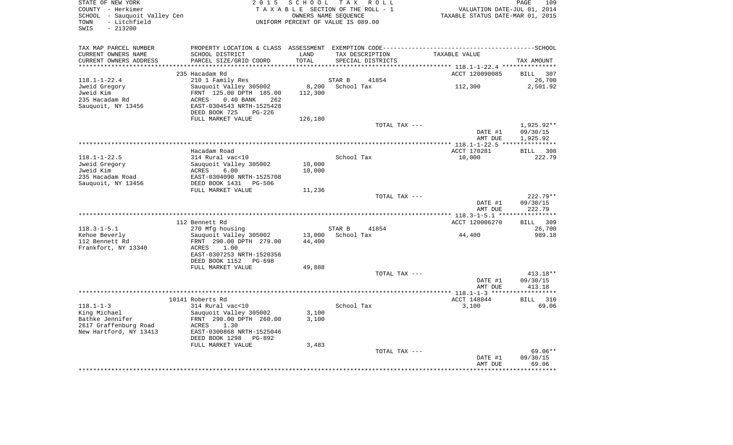STATE OF NEW YORK
COUNTY - Herkimer
SCHOOL - Sauquoit Valley Cen
TOWN - Litchfield
SWIS - 213200

2 0 1 5 S C H O O L T A X R O L L
T A X A B L E SECTION OF THE ROLL - 1
OWNERS NAME SEQUENCE
UNIFORM PERCENT OF VALUE IS 089.00

VALUATION DATE-JUL 01, 2014
TAXABLE STATUS DATE-MAR 01, 2015

| TAX MAP PARCEL NUMBER / CURRENT OWNERS NAME / CURRENT OWNERS ADDRESS | PROPERTY LOCATION & CLASS / SCHOOL DISTRICT / PARCEL SIZE/GRID COORD | ASSESSMENT LAND / TOTAL | EXEMPTION CODE / TAX DESCRIPTION / SPECIAL DISTRICTS | TAXABLE VALUE | TAX AMOUNT |
|---|---|---|---|---|---|
| **118.1-1-22.4** | 235 Hacadam Rd | | | ACCT 120090085 | BILL 307 |
| Jweid Gregory | 210 1 Family Res | | STAR B 41854 | | 26,700 |
| Jweid Kim | Sauquoit Valley 305002 | 8,200 | School Tax | 112,300 | 2,501.92 |
| 235 Hacadam Rd | FRNT 125.00 DPTH 185.00 | 112,300 | | | |
| Sauquoit, NY 13456 | ACRES 0.40 BANK 262 | | | | |
| | EAST-0304543 NRTH-1525428 | | | | |
| | DEED BOOK 725 PG-226 | | | | |
| | FULL MARKET VALUE | 126,180 | | | |
| | | | TOTAL TAX --- | | 1,925.92** |
| | | | | DATE #1 | 09/30/15 |
| | | | | AMT DUE | 1,925.92 |
| **118.1-1-22.5** | Hacadam Road | | | ACCT 170281 | BILL 308 |
| Jweid Gregory | 314 Rural vac<10 | | School Tax | 10,000 | 222.79 |
| Jweid Kim | Sauquoit Valley 305002 | 10,000 | | | |
| 235 Hacadam Road | ACRES 6.00 | 10,000 | | | |
| Sauquoit, NY 13456 | EAST-0304090 NRTH-1525708 | | | | |
| | DEED BOOK 1431 PG-506 | | | | |
| | FULL MARKET VALUE | 11,236 | | | |
| | | | TOTAL TAX --- | | 222.79** |
| | | | | DATE #1 | 09/30/15 |
| | | | | AMT DUE | 222.79 |
| **118.3-1-5.1** | 112 Bennett Rd | | | ACCT 120006270 | BILL 309 |
| Kehoe Beverly | 270 Mfg housing | | STAR B 41854 | | 26,700 |
| 112 Bennett Rd | Sauquoit Valley 305002 | 13,000 | School Tax | 44,400 | 989.18 |
| Frankfort, NY 13340 | FRNT 290.00 DPTH 279.00 | 44,400 | | | |
| | ACRES 1.00 | | | | |
| | EAST-0307253 NRTH-1520356 | | | | |
| | DEED BOOK 1152 PG-698 | | | | |
| | FULL MARKET VALUE | 49,888 | | | |
| | | | TOTAL TAX --- | | 413.18** |
| | | | | DATE #1 | 09/30/15 |
| | | | | AMT DUE | 413.18 |
| **118.1-1-3** | 10141 Roberts Rd | | | ACCT 148844 | BILL 310 |
| King Michael | 314 Rural vac<10 | | School Tax | 3,100 | 69.06 |
| Bathke Jennifer | Sauquoit Valley 305002 | 3,100 | | | |
| 2617 Graffenburg Road | FRNT 290.00 DPTH 260.00 | 3,100 | | | |
| New Hartford, NY 13413 | ACRES 1.30 | | | | |
| | EAST-0300868 NRTH-1525046 | | | | |
| | DEED BOOK 1298 PG-892 | | | | |
| | FULL MARKET VALUE | 3,483 | | | |
| | | | TOTAL TAX --- | | 69.06** |
| | | | | DATE #1 | 09/30/15 |
| | | | | AMT DUE | 69.06 |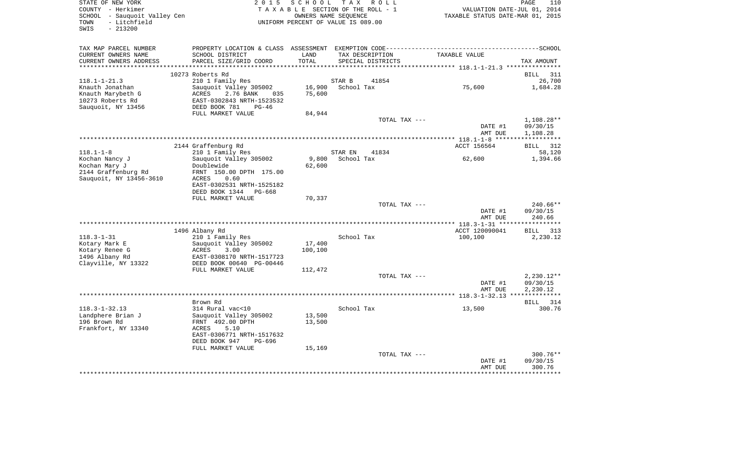STATE OF NEW YORK
COUNTY - Herkimer
SCHOOL - Sauquoit Valley Cen
TOWN - Litchfield
SWIS - 213200

2 0 1 5 S C H O O L T A X R O L L
T A X A B L E SECTION OF THE ROLL - 1
OWNERS NAME SEQUENCE
UNIFORM PERCENT OF VALUE IS 089.00

VALUATION DATE-JUL 01, 2014
TAXABLE STATUS DATE-MAR 01, 2015

| TAX MAP PARCEL NUMBER / CURRENT OWNERS NAME / CURRENT OWNERS ADDRESS | PROPERTY LOCATION & CLASS / SCHOOL DISTRICT / PARCEL SIZE/GRID COORD | ASSESSMENT LAND / TOTAL | EXEMPTION CODE / TAX DESCRIPTION / SPECIAL DISTRICTS | TAXABLE VALUE | SCHOOL TAX AMOUNT |
|---|---|---|---|---|---|
| **118.1-1-21.3** | 10273 Roberts Rd | | | | BILL 311 |
| 118.1-1-21.3 | 210 1 Family Res | | STAR B 41854 | | 26,700 |
| Knauth Jonathan | Sauquoit Valley 305002 | 16,900 | School Tax | 75,600 | 1,684.28 |
| Knauth Marybeth G | ACRES 2.76 BANK 035 | 75,600 | | | |
| 10273 Roberts Rd | EAST-0302843 NRTH-1523532 | | | | |
| Sauquoit, NY 13456 | DEED BOOK 781 PG-46 | | | | |
| | FULL MARKET VALUE | 84,944 | | | |
| | | | TOTAL TAX --- | | 1,108.28** |
| | | | | DATE #1 | 09/30/15 |
| | | | | AMT DUE | 1,108.28 |
| **118.1-1-8** | 2144 Graffenburg Rd | | | ACCT 156564 | BILL 312 |
| 118.1-1-8 | 210 1 Family Res | | STAR EN 41834 | | 58,120 |
| Kochan Nancy J | Sauquoit Valley 305002 | 9,800 | School Tax | 62,600 | 1,394.66 |
| Kochan Mary J | Doublewide | 62,600 | | | |
| 2144 Graffenburg Rd | FRNT 150.00 DPTH 175.00 | | | | |
| Sauquoit, NY 13456-3610 | ACRES 0.60 | | | | |
| | EAST-0302531 NRTH-1525182 | | | | |
| | DEED BOOK 1344 PG-668 | | | | |
| | FULL MARKET VALUE | 70,337 | | | |
| | | | TOTAL TAX --- | | 240.66** |
| | | | | DATE #1 | 09/30/15 |
| | | | | AMT DUE | 240.66 |
| **118.3-1-31** | 1496 Albany Rd | | | ACCT 120090041 | BILL 313 |
| 118.3-1-31 | 210 1 Family Res | | School Tax | 100,100 | 2,230.12 |
| Kotary Mark E | Sauquoit Valley 305002 | 17,400 | | | |
| Kotary Renee G | ACRES 3.00 | 100,100 | | | |
| 1496 Albany Rd | EAST-0308170 NRTH-1517723 | | | | |
| Clayville, NY 13322 | DEED BOOK 00640 PG-00446 | | | | |
| | FULL MARKET VALUE | 112,472 | | | |
| | | | TOTAL TAX --- | | 2,230.12** |
| | | | | DATE #1 | 09/30/15 |
| | | | | AMT DUE | 2,230.12 |
| **118.3-1-32.13** | Brown Rd | | | | BILL 314 |
| 118.3-1-32.13 | 314 Rural vac<10 | | School Tax | 13,500 | 300.76 |
| Landphere Brian J | Sauquoit Valley 305002 | 13,500 | | | |
| 196 Brown Rd | FRNT 492.00 DPTH | 13,500 | | | |
| Frankfort, NY 13340 | ACRES 5.10 | | | | |
| | EAST-0306771 NRTH-1517632 | | | | |
| | DEED BOOK 947 PG-696 | | | | |
| | FULL MARKET VALUE | 15,169 | | | |
| | | | TOTAL TAX --- | | 300.76** |
| | | | | DATE #1 | 09/30/15 |
| | | | | AMT DUE | 300.76 |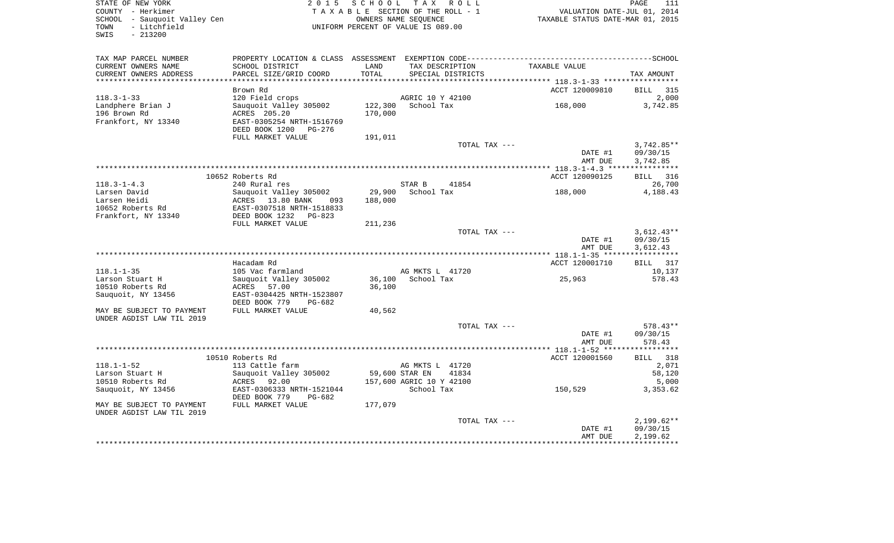STATE OF NEW YORK
COUNTY - Herkimer
SCHOOL - Sauquoit Valley Cen
TOWN - Litchfield
SWIS - 213200

2 0 1 5 S C H O O L T A X R O L L
T A X A B L E SECTION OF THE ROLL - 1
OWNERS NAME SEQUENCE
UNIFORM PERCENT OF VALUE IS 089.00

VALUATION DATE-JUL 01, 2014
TAXABLE STATUS DATE-MAR 01, 2015

| TAX MAP PARCEL NUMBER / CURRENT OWNERS NAME / CURRENT OWNERS ADDRESS | PROPERTY LOCATION & CLASS / SCHOOL DISTRICT / PARCEL SIZE/GRID COORD | ASSESSMENT LAND / TOTAL | EXEMPTION CODE / TAX DESCRIPTION / SPECIAL DISTRICTS | TAXABLE VALUE | SCHOOL / TAX AMOUNT |
|---|---|---|---|---|---|
| 118.3-1-33 | Brown Rd | | | ACCT 120009810 | BILL 315 |
| | 120 Field crops | | AGRIC 10 Y 42100 | | 2,000 |
| Landphere Brian J | Sauquoit Valley 305002 | 122,300 | School Tax | 168,000 | 3,742.85 |
| 196 Brown Rd | ACRES 205.20 | 170,000 | | | |
| Frankfort, NY 13340 | EAST-0305254 NRTH-1516769 | | | | |
| | DEED BOOK 1200 PG-276 | | | | |
| | FULL MARKET VALUE | 191,011 | | | |
| | | | TOTAL TAX --- | | 3,742.85** |
| | | | | DATE #1 | 09/30/15 |
| | | | | AMT DUE | 3,742.85 |
| 118.3-1-4.3 | 10652 Roberts Rd | | | ACCT 120090125 | BILL 316 |
| | 240 Rural res | | STAR B 41854 | | 26,700 |
| Larsen David | Sauquoit Valley 305002 | 29,900 | School Tax | 188,000 | 4,188.43 |
| Larsen Heidi | ACRES 13.80 BANK 093 | 188,000 | | | |
| 10652 Roberts Rd | EAST-0307518 NRTH-1518833 | | | | |
| Frankfort, NY 13340 | DEED BOOK 1232 PG-823 | | | | |
| | FULL MARKET VALUE | 211,236 | | | |
| | | | TOTAL TAX --- | | 3,612.43** |
| | | | | DATE #1 | 09/30/15 |
| | | | | AMT DUE | 3,612.43 |
| 118.1-1-35 | Hacadam Rd | | | ACCT 120001710 | BILL 317 |
| | 105 Vac farmland | | AG MKTS L 41720 | | 10,137 |
| Larson Stuart H | Sauquoit Valley 305002 | 36,100 | School Tax | 25,963 | 578.43 |
| 10510 Roberts Rd | ACRES 57.00 | 36,100 | | | |
| Sauquoit, NY 13456 | EAST-0304425 NRTH-1523807 | | | | |
| | DEED BOOK 779 PG-682 | | | | |
| MAY BE SUBJECT TO PAYMENT UNDER AGDIST LAW TIL 2019 | FULL MARKET VALUE | 40,562 | | | |
| | | | TOTAL TAX --- | | 578.43** |
| | | | | DATE #1 | 09/30/15 |
| | | | | AMT DUE | 578.43 |
| 118.1-1-52 | 10510 Roberts Rd | | | ACCT 120001560 | BILL 318 |
| | 113 Cattle farm | | AG MKTS L 41720 | | 2,071 |
| Larson Stuart H | Sauquoit Valley 305002 | 59,600 | STAR EN 41834 | | 58,120 |
| 10510 Roberts Rd | ACRES 92.00 | 157,600 | AGRIC 10 Y 42100 | | 5,000 |
| Sauquoit, NY 13456 | EAST-0306333 NRTH-1521044 | | School Tax | 150,529 | 3,353.62 |
| | DEED BOOK 779 PG-682 | | | | |
| MAY BE SUBJECT TO PAYMENT UNDER AGDIST LAW TIL 2019 | FULL MARKET VALUE | 177,079 | | | |
| | | | TOTAL TAX --- | | 2,199.62** |
| | | | | DATE #1 | 09/30/15 |
| | | | | AMT DUE | 2,199.62 |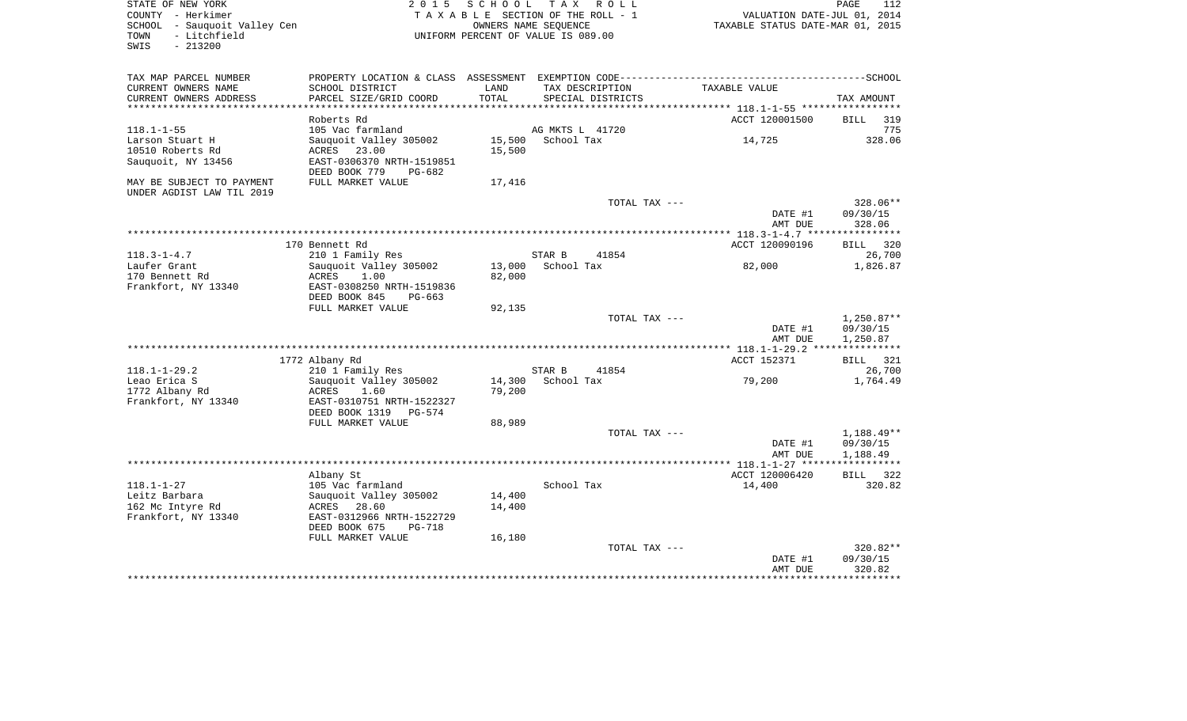STATE OF NEW YORK — 2015 SCHOOL TAX ROLL — PAGE 112
COUNTY - Herkimer — TAXABLE SECTION OF THE ROLL - 1 — VALUATION DATE-JUL 01, 2014
SCHOOL - Sauquoit Valley Cen — OWNERS NAME SEQUENCE — TAXABLE STATUS DATE-MAR 01, 2015
TOWN - Litchfield — UNIFORM PERCENT OF VALUE IS 089.00
SWIS - 213200

| TAX MAP PARCEL NUMBER / CURRENT OWNERS NAME / CURRENT OWNERS ADDRESS | PROPERTY LOCATION & CLASS / SCHOOL DISTRICT / PARCEL SIZE/GRID COORD | ASSESSMENT LAND / TOTAL | EXEMPTION CODE / TAX DESCRIPTION / SPECIAL DISTRICTS | TAXABLE VALUE | TAX AMOUNT |
|---|---|---|---|---|---|
| 118.1-1-55 | Roberts Rd | | | ACCT 120001500 | BILL 319 |
| | 105 Vac farmland | | AG MKTS L 41720 | | 775 |
| Larson Stuart H | Sauquoit Valley 305002 | 15,500 | School Tax | 14,725 | 328.06 |
| 10510 Roberts Rd | ACRES 23.00 | 15,500 | | | |
| Sauquoit, NY 13456 | EAST-0306370 NRTH-1519851 | | | | |
| | DEED BOOK 779 PG-682 | | | | |
| MAY BE SUBJECT TO PAYMENT UNDER AGDIST LAW TIL 2019 | FULL MARKET VALUE | 17,416 | | | |
| | | | TOTAL TAX --- | | 328.06** |
| | | | | DATE #1 | 09/30/15 |
| | | | | AMT DUE | 328.06 |
| 118.3-1-4.7 | 170 Bennett Rd | | | ACCT 120090196 | BILL 320 |
| | 210 1 Family Res | | STAR B 41854 | | 26,700 |
| Laufer Grant | Sauquoit Valley 305002 | 13,000 | School Tax | 82,000 | 1,826.87 |
| 170 Bennett Rd | ACRES 1.00 | 82,000 | | | |
| Frankfort, NY 13340 | EAST-0308250 NRTH-1519836 | | | | |
| | DEED BOOK 845 PG-663 | | | | |
| | FULL MARKET VALUE | 92,135 | | | |
| | | | TOTAL TAX --- | | 1,250.87** |
| | | | | DATE #1 | 09/30/15 |
| | | | | AMT DUE | 1,250.87 |
| 118.1-1-29.2 | 1772 Albany Rd | | | ACCT 152371 | BILL 321 |
| | 210 1 Family Res | | STAR B 41854 | | 26,700 |
| Leao Erica S | Sauquoit Valley 305002 | 14,300 | School Tax | 79,200 | 1,764.49 |
| 1772 Albany Rd | ACRES 1.60 | 79,200 | | | |
| Frankfort, NY 13340 | EAST-0310751 NRTH-1522327 | | | | |
| | DEED BOOK 1319 PG-574 | | | | |
| | FULL MARKET VALUE | 88,989 | | | |
| | | | TOTAL TAX --- | | 1,188.49** |
| | | | | DATE #1 | 09/30/15 |
| | | | | AMT DUE | 1,188.49 |
| 118.1-1-27 | Albany St | | | ACCT 120006420 | BILL 322 |
| | 105 Vac farmland | | School Tax | 14,400 | 320.82 |
| Leitz Barbara | Sauquoit Valley 305002 | 14,400 | | | |
| 162 Mc Intyre Rd | ACRES 28.60 | 14,400 | | | |
| Frankfort, NY 13340 | EAST-0312966 NRTH-1522729 | | | | |
| | DEED BOOK 675 PG-718 | | | | |
| | FULL MARKET VALUE | 16,180 | | | |
| | | | TOTAL TAX --- | | 320.82** |
| | | | | DATE #1 | 09/30/15 |
| | | | | AMT DUE | 320.82 |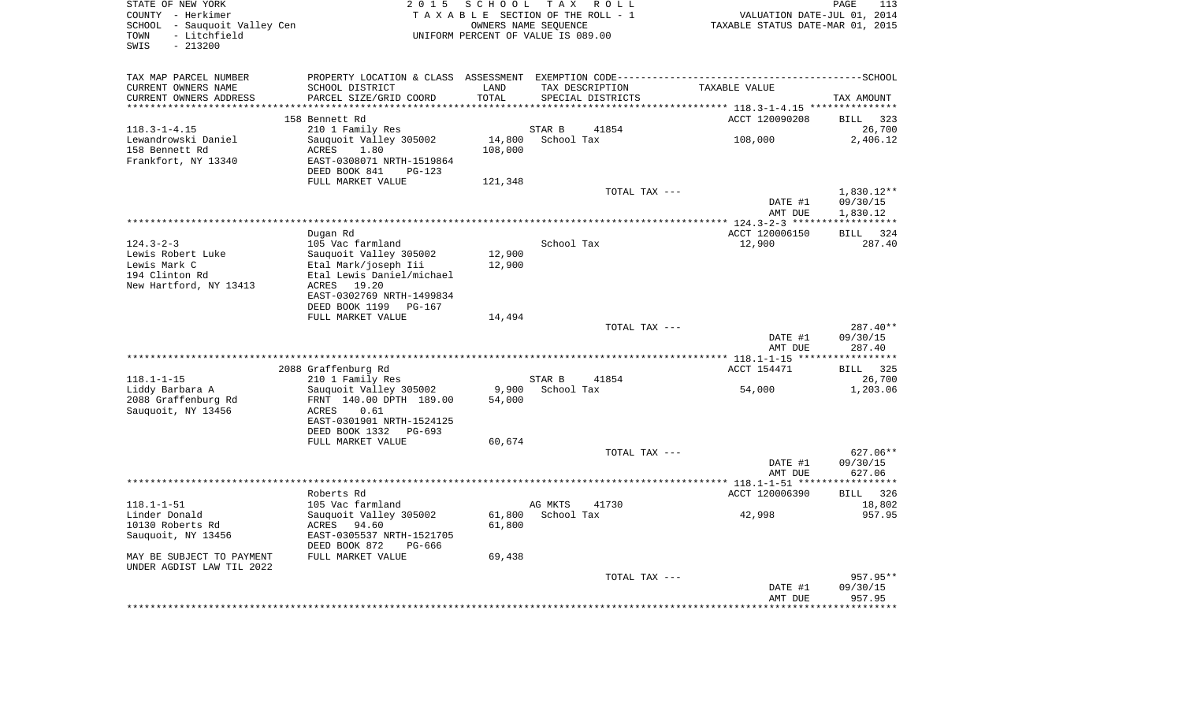STATE OF NEW YORK
COUNTY - Herkimer
SCHOOL - Sauquoit Valley Cen
TOWN - Litchfield
SWIS - 213200

2 0 1 5 S C H O O L T A X R O L L
T A X A B L E SECTION OF THE ROLL - 1
OWNERS NAME SEQUENCE
UNIFORM PERCENT OF VALUE IS 089.00

VALUATION DATE-JUL 01, 2014
TAXABLE STATUS DATE-MAR 01, 2015

| TAX MAP PARCEL NUMBER<br>CURRENT OWNERS NAME<br>CURRENT OWNERS ADDRESS | PROPERTY LOCATION & CLASS<br>SCHOOL DISTRICT<br>PARCEL SIZE/GRID COORD | ASSESSMENT<br>LAND<br>TOTAL | EXEMPTION CODE<br>TAX DESCRIPTION<br>SPECIAL DISTRICTS | TAXABLE VALUE | SCHOOL<br>TAX AMOUNT |
|---|---|---|---|---|---|
| | 158 Bennett Rd | | | ACCT 120090208 | BILL 323 |
| 118.3-1-4.15 | 210 1 Family Res | | STAR B 41854 | | 26,700 |
| Lewandrowski Daniel | Sauquoit Valley 305002 | 14,800 | School Tax | 108,000 | 2,406.12 |
| 158 Bennett Rd | ACRES 1.80 | 108,000 | | | |
| Frankfort, NY 13340 | EAST-0308071 NRTH-1519864 | | | | |
| | DEED BOOK 841 PG-123 | | | | |
| | FULL MARKET VALUE | 121,348 | | | |
| | | | TOTAL TAX --- | | 1,830.12** |
| | | | | DATE #1 | 09/30/15 |
| | | | | AMT DUE | 1,830.12 |
| | Dugan Rd | | | ACCT 120006150 | BILL 324 |
| 124.3-2-3 | 105 Vac farmland | | School Tax | 12,900 | 287.40 |
| Lewis Robert Luke | Sauquoit Valley 305002 | 12,900 | | | |
| Lewis Mark C | Etal Mark/joseph Iii | 12,900 | | | |
| 194 Clinton Rd | Etal Lewis Daniel/michael | | | | |
| New Hartford, NY 13413 | ACRES 19.20 | | | | |
| | EAST-0302769 NRTH-1499834 | | | | |
| | DEED BOOK 1199 PG-167 | | | | |
| | FULL MARKET VALUE | 14,494 | | | |
| | | | TOTAL TAX --- | | 287.40** |
| | | | | DATE #1 | 09/30/15 |
| | | | | AMT DUE | 287.40 |
| | 2088 Graffenburg Rd | | | ACCT 154471 | BILL 325 |
| 118.1-1-15 | 210 1 Family Res | | STAR B 41854 | | 26,700 |
| Liddy Barbara A | Sauquoit Valley 305002 | 9,900 | School Tax | 54,000 | 1,203.06 |
| 2088 Graffenburg Rd | FRNT 140.00 DPTH 189.00 | 54,000 | | | |
| Sauquoit, NY 13456 | ACRES 0.61 | | | | |
| | EAST-0301901 NRTH-1524125 | | | | |
| | DEED BOOK 1332 PG-693 | | | | |
| | FULL MARKET VALUE | 60,674 | | | |
| | | | TOTAL TAX --- | | 627.06** |
| | | | | DATE #1 | 09/30/15 |
| | | | | AMT DUE | 627.06 |
| | Roberts Rd | | | ACCT 120006390 | BILL 326 |
| 118.1-1-51 | 105 Vac farmland | | AG MKTS 41730 | | 18,802 |
| Linder Donald | Sauquoit Valley 305002 | 61,800 | School Tax | 42,998 | 957.95 |
| 10130 Roberts Rd | ACRES 94.60 | 61,800 | | | |
| Sauquoit, NY 13456 | EAST-0305537 NRTH-1521705 | | | | |
| | DEED BOOK 872 PG-666 | | | | |
| MAY BE SUBJECT TO PAYMENT | FULL MARKET VALUE | 69,438 | | | |
| UNDER AGDIST LAW TIL 2022 | | | | | |
| | | | TOTAL TAX --- | | 957.95** |
| | | | | DATE #1 | 09/30/15 |
| | | | | AMT DUE | 957.95 |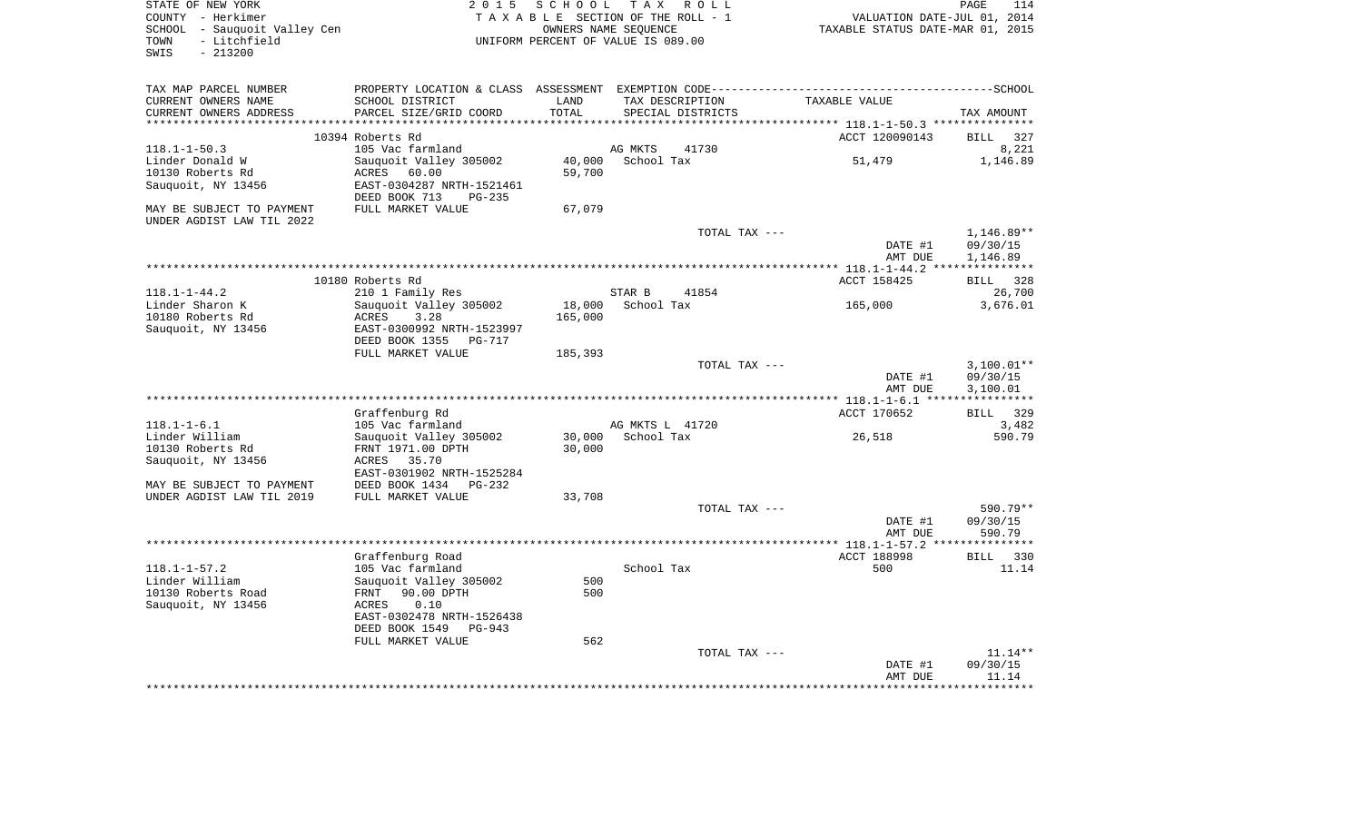STATE OF NEW YORK
COUNTY - Herkimer
SCHOOL - Sauquoit Valley Cen
TOWN - Litchfield
SWIS - 213200

2015 SCHOOL TAX ROLL
TAXABLE SECTION OF THE ROLL - 1
OWNERS NAME SEQUENCE
UNIFORM PERCENT OF VALUE IS 089.00

VALUATION DATE-JUL 01, 2014
TAXABLE STATUS DATE-MAR 01, 2015

| TAX MAP PARCEL NUMBER / CURRENT OWNERS NAME / CURRENT OWNERS ADDRESS | PROPERTY LOCATION & CLASS / SCHOOL DISTRICT / PARCEL SIZE/GRID COORD | ASSESSMENT LAND / TOTAL | EXEMPTION CODE / TAX DESCRIPTION / SPECIAL DISTRICTS | TAXABLE VALUE | TAX AMOUNT |
|---|---|---|---|---|---|
| | 10394 Roberts Rd | | | ACCT 120090143 | BILL 327 |
| 118.1-1-50.3 | 105 Vac farmland | | AG MKTS 41730 | | 8,221 |
| Linder Donald W | Sauquoit Valley 305002 | 40,000 | School Tax | 51,479 | 1,146.89 |
| 10130 Roberts Rd | ACRES 60.00 | 59,700 | | | |
| Sauquoit, NY 13456 | EAST-0304287 NRTH-1521461 | | | | |
| | DEED BOOK 713 PG-235 | | | | |
| MAY BE SUBJECT TO PAYMENT | FULL MARKET VALUE | 67,079 | | | |
| UNDER AGDIST LAW TIL 2022 | | | | | |
| | | | TOTAL TAX --- | | 1,146.89** |
| | | | | DATE #1 | 09/30/15 |
| | | | | AMT DUE | 1,146.89 |
| | 10180 Roberts Rd | | | ACCT 158425 | BILL 328 |
| 118.1-1-44.2 | 210 1 Family Res | | STAR B 41854 | | 26,700 |
| Linder Sharon K | Sauquoit Valley 305002 | 18,000 | School Tax | 165,000 | 3,676.01 |
| 10180 Roberts Rd | ACRES 3.28 | 165,000 | | | |
| Sauquoit, NY 13456 | EAST-0300992 NRTH-1523997 | | | | |
| | DEED BOOK 1355 PG-717 | | | | |
| | FULL MARKET VALUE | 185,393 | | | |
| | | | TOTAL TAX --- | | 3,100.01** |
| | | | | DATE #1 | 09/30/15 |
| | | | | AMT DUE | 3,100.01 |
| | Graffenburg Rd | | | ACCT 170652 | BILL 329 |
| 118.1-1-6.1 | 105 Vac farmland | | AG MKTS L 41720 | | 3,482 |
| Linder William | Sauquoit Valley 305002 | 30,000 | School Tax | 26,518 | 590.79 |
| 10130 Roberts Rd | FRNT 1971.00 DPTH | 30,000 | | | |
| Sauquoit, NY 13456 | ACRES 35.70 | | | | |
| | EAST-0301902 NRTH-1525284 | | | | |
| MAY BE SUBJECT TO PAYMENT | DEED BOOK 1434 PG-232 | | | | |
| UNDER AGDIST LAW TIL 2019 | FULL MARKET VALUE | 33,708 | | | |
| | | | TOTAL TAX --- | | 590.79** |
| | | | | DATE #1 | 09/30/15 |
| | | | | AMT DUE | 590.79 |
| | Graffenburg Road | | | ACCT 188998 | BILL 330 |
| 118.1-1-57.2 | 105 Vac farmland | | School Tax | 500 | 11.14 |
| Linder William | Sauquoit Valley 305002 | 500 | | | |
| 10130 Roberts Road | FRNT 90.00 DPTH | 500 | | | |
| Sauquoit, NY 13456 | ACRES 0.10 | | | | |
| | EAST-0302478 NRTH-1526438 | | | | |
| | DEED BOOK 1549 PG-943 | | | | |
| | FULL MARKET VALUE | 562 | | | |
| | | | TOTAL TAX --- | | 11.14** |
| | | | | DATE #1 | 09/30/15 |
| | | | | AMT DUE | 11.14 |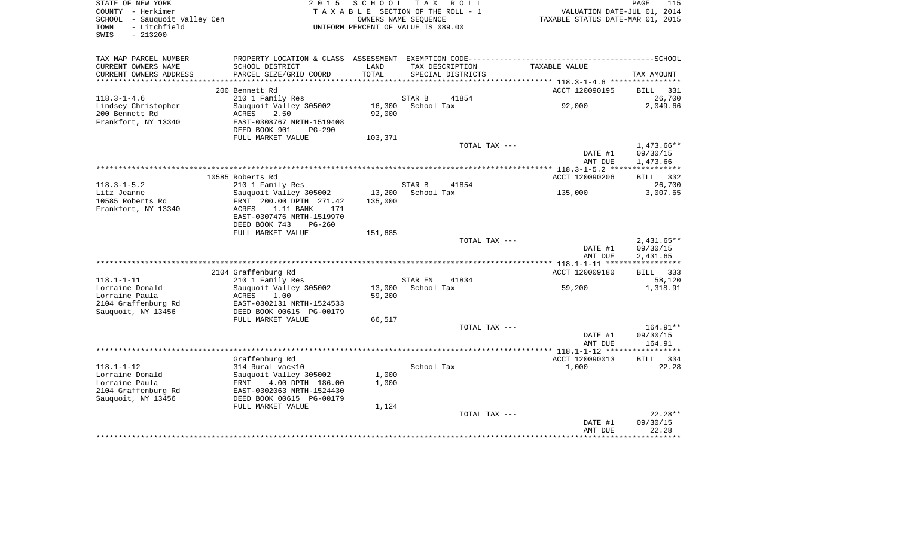STATE OF NEW YORK
COUNTY - Herkimer
SCHOOL - Sauquoit Valley Cen
TOWN - Litchfield
SWIS - 213200

2 0 1 5 S C H O O L T A X R O L L
T A X A B L E SECTION OF THE ROLL - 1
OWNERS NAME SEQUENCE
UNIFORM PERCENT OF VALUE IS 089.00

VALUATION DATE-JUL 01, 2014
TAXABLE STATUS DATE-MAR 01, 2015

| TAX MAP PARCEL NUMBER<br>CURRENT OWNERS NAME<br>CURRENT OWNERS ADDRESS | PROPERTY LOCATION & CLASS<br>SCHOOL DISTRICT<br>PARCEL SIZE/GRID COORD | ASSESSMENT<br>LAND<br>TOTAL | EXEMPTION CODE<br>TAX DESCRIPTION<br>SPECIAL DISTRICTS | TAXABLE VALUE | SCHOOL<br>TAX AMOUNT |
|---|---|---|---|---|---|
| | 200 Bennett Rd | | | ACCT 120090195 | BILL 331 |
| 118.3-1-4.6 | 210 1 Family Res | | STAR B 41854 | | 26,700 |
| Lindsey Christopher | Sauquoit Valley 305002 | 16,300 | School Tax | 92,000 | 2,049.66 |
| 200 Bennett Rd | ACRES 2.50 | 92,000 | | | |
| Frankfort, NY 13340 | EAST-0308767 NRTH-1519408 | | | | |
| | DEED BOOK 901 PG-290 | | | | |
| | FULL MARKET VALUE | 103,371 | | | |
| | | | TOTAL TAX --- | | 1,473.66** |
| | | | | DATE #1 | 09/30/15 |
| | | | | AMT DUE | 1,473.66 |
| | 10585 Roberts Rd | | | ACCT 120090206 | BILL 332 |
| 118.3-1-5.2 | 210 1 Family Res | | STAR B 41854 | | 26,700 |
| Litz Jeanne | Sauquoit Valley 305002 | 13,200 | School Tax | 135,000 | 3,007.65 |
| 10585 Roberts Rd | FRNT 200.00 DPTH 271.42 | 135,000 | | | |
| Frankfort, NY 13340 | ACRES 1.11 BANK 171 | | | | |
| | EAST-0307476 NRTH-1519970 | | | | |
| | DEED BOOK 743 PG-260 | | | | |
| | FULL MARKET VALUE | 151,685 | | | |
| | | | TOTAL TAX --- | | 2,431.65** |
| | | | | DATE #1 | 09/30/15 |
| | | | | AMT DUE | 2,431.65 |
| | 2104 Graffenburg Rd | | | ACCT 120009180 | BILL 333 |
| 118.1-1-11 | 210 1 Family Res | | STAR EN 41834 | | 58,120 |
| Lorraine Donald | Sauquoit Valley 305002 | 13,000 | School Tax | 59,200 | 1,318.91 |
| Lorraine Paula | ACRES 1.00 | 59,200 | | | |
| 2104 Graffenburg Rd | EAST-0302131 NRTH-1524533 | | | | |
| Sauquoit, NY 13456 | DEED BOOK 00615 PG-00179 | | | | |
| | FULL MARKET VALUE | 66,517 | | | |
| | | | TOTAL TAX --- | | 164.91** |
| | | | | DATE #1 | 09/30/15 |
| | | | | AMT DUE | 164.91 |
| | Graffenburg Rd | | | ACCT 120090013 | BILL 334 |
| 118.1-1-12 | 314 Rural vac<10 | | School Tax | 1,000 | 22.28 |
| Lorraine Donald | Sauquoit Valley 305002 | 1,000 | | | |
| Lorraine Paula | FRNT 4.00 DPTH 186.00 | 1,000 | | | |
| 2104 Graffenburg Rd | EAST-0302063 NRTH-1524430 | | | | |
| Sauquoit, NY 13456 | DEED BOOK 00615 PG-00179 | | | | |
| | FULL MARKET VALUE | 1,124 | | | |
| | | | TOTAL TAX --- | | 22.28** |
| | | | | DATE #1 | 09/30/15 |
| | | | | AMT DUE | 22.28 |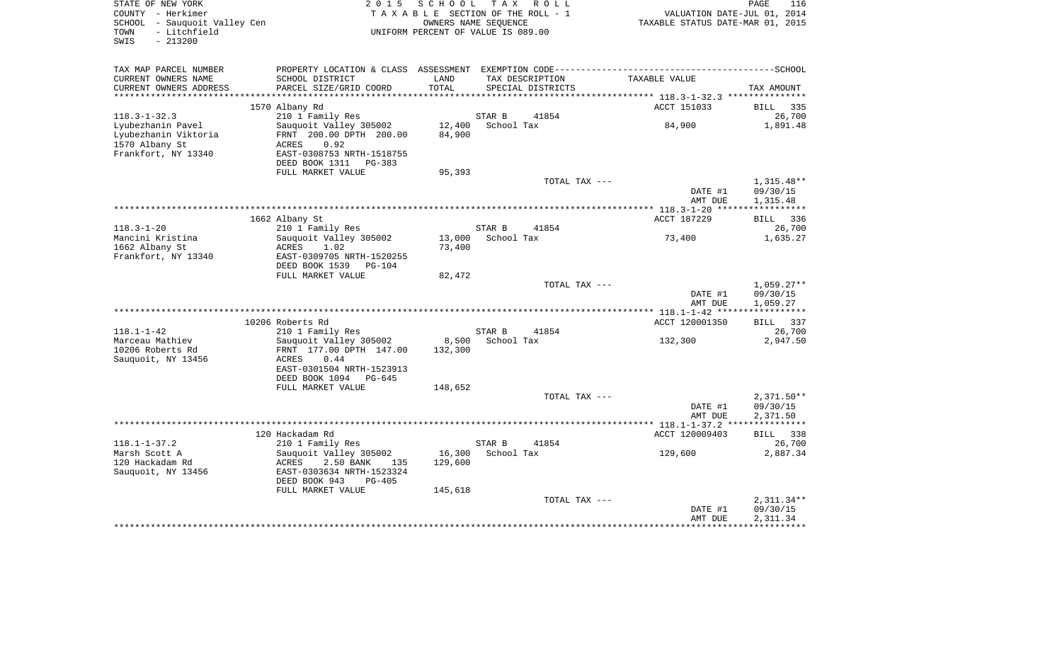STATE OF NEW YORK
COUNTY - Herkimer
SCHOOL - Sauquoit Valley Cen
TOWN - Litchfield
SWIS - 213200

2015 SCHOOL TAX ROLL
TAXABLE SECTION OF THE ROLL - 1
OWNERS NAME SEQUENCE
UNIFORM PERCENT OF VALUE IS 089.00

VALUATION DATE-JUL 01, 2014
TAXABLE STATUS DATE-MAR 01, 2015

| TAX MAP PARCEL NUMBER / CURRENT OWNERS NAME / CURRENT OWNERS ADDRESS | PROPERTY LOCATION & CLASS / SCHOOL DISTRICT / PARCEL SIZE/GRID COORD | ASSESSMENT LAND / TOTAL | EXEMPTION CODE / TAX DESCRIPTION / SPECIAL DISTRICTS | TAXABLE VALUE | SCHOOL TAX AMOUNT |
|---|---|---|---|---|---|
| | 1570 Albany Rd | | | ACCT 151033 | BILL 335 |
| 118.3-1-32.3 | 210 1 Family Res | | STAR B 41854 | | 26,700 |
| Lyubezhanin Pavel | Sauquoit Valley 305002 | 12,400 | School Tax | 84,900 | 1,891.48 |
| Lyubezhanin Viktoria | FRNT 200.00 DPTH 200.00 | 84,900 | | | |
| 1570 Albany St | ACRES 0.92 | | | | |
| Frankfort, NY 13340 | EAST-0308753 NRTH-1518755 | | | | |
| | DEED BOOK 1311 PG-383 | | | | |
| | FULL MARKET VALUE | 95,393 | | | |
| | | | TOTAL TAX --- | | 1,315.48** |
| | | | | DATE #1 | 09/30/15 |
| | | | | AMT DUE | 1,315.48 |
| | 1662 Albany St | | | ACCT 187229 | BILL 336 |
| 118.3-1-20 | 210 1 Family Res | | STAR B 41854 | | 26,700 |
| Mancini Kristina | Sauquoit Valley 305002 | 13,000 | School Tax | 73,400 | 1,635.27 |
| 1662 Albany St | ACRES 1.02 | 73,400 | | | |
| Frankfort, NY 13340 | EAST-0309705 NRTH-1520255 | | | | |
| | DEED BOOK 1539 PG-104 | | | | |
| | FULL MARKET VALUE | 82,472 | | | |
| | | | TOTAL TAX --- | | 1,059.27** |
| | | | | DATE #1 | 09/30/15 |
| | | | | AMT DUE | 1,059.27 |
| | 10206 Roberts Rd | | | ACCT 120001350 | BILL 337 |
| 118.1-1-42 | 210 1 Family Res | | STAR B 41854 | | 26,700 |
| Marceau Mathiev | Sauquoit Valley 305002 | 8,500 | School Tax | 132,300 | 2,947.50 |
| 10206 Roberts Rd | FRNT 177.00 DPTH 147.00 | 132,300 | | | |
| Sauquoit, NY 13456 | ACRES 0.44 | | | | |
| | EAST-0301504 NRTH-1523913 | | | | |
| | DEED BOOK 1094 PG-645 | | | | |
| | FULL MARKET VALUE | 148,652 | | | |
| | | | TOTAL TAX --- | | 2,371.50** |
| | | | | DATE #1 | 09/30/15 |
| | | | | AMT DUE | 2,371.50 |
| | 120 Hackadam Rd | | | ACCT 120009403 | BILL 338 |
| 118.1-1-37.2 | 210 1 Family Res | | STAR B 41854 | | 26,700 |
| Marsh Scott A | Sauquoit Valley 305002 | 16,300 | School Tax | 129,600 | 2,887.34 |
| 120 Hackadam Rd | ACRES 2.50 BANK 135 | 129,600 | | | |
| Sauquoit, NY 13456 | EAST-0303634 NRTH-1523324 | | | | |
| | DEED BOOK 943 PG-405 | | | | |
| | FULL MARKET VALUE | 145,618 | | | |
| | | | TOTAL TAX --- | | 2,311.34** |
| | | | | DATE #1 | 09/30/15 |
| | | | | AMT DUE | 2,311.34 |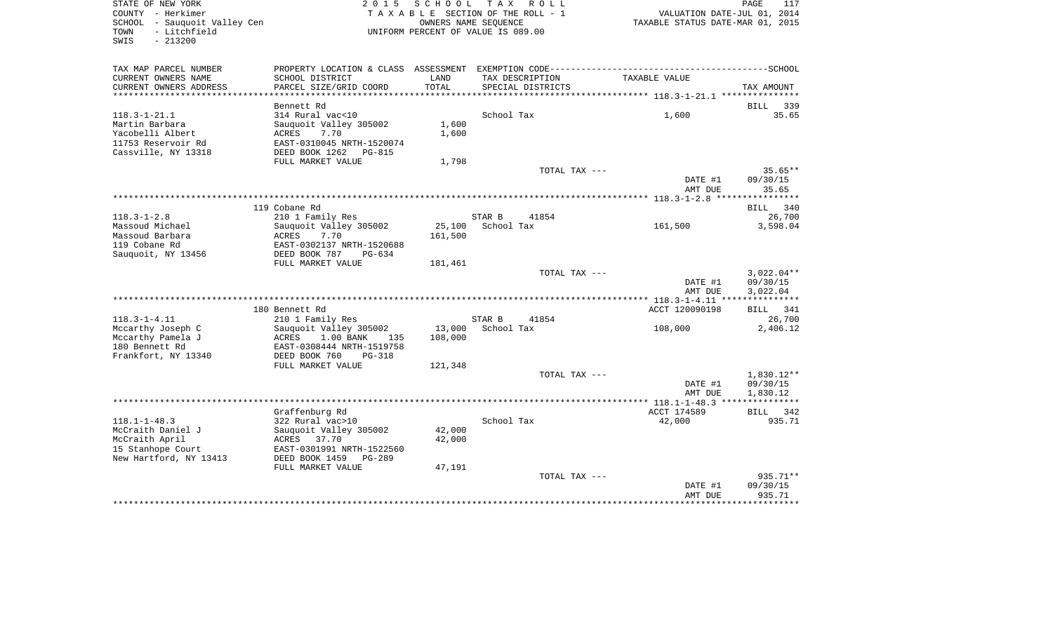STATE OF NEW YORK
COUNTY - Herkimer
SCHOOL - Sauquoit Valley Cen
TOWN - Litchfield
SWIS - 213200

2 0 1 5 S C H O O L T A X R O L L
T A X A B L E SECTION OF THE ROLL - 1
OWNERS NAME SEQUENCE
UNIFORM PERCENT OF VALUE IS 089.00

VALUATION DATE-JUL 01, 2014
TAXABLE STATUS DATE-MAR 01, 2015

| TAX MAP PARCEL NUMBER / CURRENT OWNERS NAME / CURRENT OWNERS ADDRESS | PROPERTY LOCATION & CLASS / SCHOOL DISTRICT / PARCEL SIZE/GRID COORD | ASSESSMENT LAND / TOTAL | EXEMPTION CODE / TAX DESCRIPTION / SPECIAL DISTRICTS | TAXABLE VALUE | SCHOOL TAX AMOUNT |
|---|---|---|---|---|---|
| 118.3-1-21.1 | Bennett Rd | | | | BILL 339 |
| | 314 Rural vac<10 | | School Tax | 1,600 | 35.65 |
| Martin Barbara | Sauquoit Valley 305002 | 1,600 | | | |
| Yacobelli Albert | ACRES 7.70 | 1,600 | | | |
| 11753 Reservoir Rd | EAST-0310045 NRTH-1520074 | | | | |
| Cassville, NY 13318 | DEED BOOK 1262 PG-815 | | | | |
| | FULL MARKET VALUE | 1,798 | | | |
| | | | TOTAL TAX --- | | 35.65** |
| | | | | DATE #1 | 09/30/15 |
| | | | | AMT DUE | 35.65 |
| 118.3-1-2.8 | 119 Cobane Rd | | | | BILL 340 |
| | 210 1 Family Res | | STAR B 41854 | | 26,700 |
| Massoud Michael | Sauquoit Valley 305002 | 25,100 | School Tax | 161,500 | 3,598.04 |
| Massoud Barbara | ACRES 7.70 | 161,500 | | | |
| 119 Cobane Rd | EAST-0302137 NRTH-1520688 | | | | |
| Sauquoit, NY 13456 | DEED BOOK 787 PG-634 | | | | |
| | FULL MARKET VALUE | 181,461 | | | |
| | | | TOTAL TAX --- | | 3,022.04** |
| | | | | DATE #1 | 09/30/15 |
| | | | | AMT DUE | 3,022.04 |
| 118.3-1-4.11 | 180 Bennett Rd | | | ACCT 120090198 | BILL 341 |
| | 210 1 Family Res | | STAR B 41854 | | 26,700 |
| Mccarthy Joseph C | Sauquoit Valley 305002 | 13,000 | School Tax | 108,000 | 2,406.12 |
| Mccarthy Pamela J | ACRES 1.00 BANK 135 | 108,000 | | | |
| 180 Bennett Rd | EAST-0308444 NRTH-1519758 | | | | |
| Frankfort, NY 13340 | DEED BOOK 760 PG-318 | | | | |
| | FULL MARKET VALUE | 121,348 | | | |
| | | | TOTAL TAX --- | | 1,830.12** |
| | | | | DATE #1 | 09/30/15 |
| | | | | AMT DUE | 1,830.12 |
| 118.1-1-48.3 | Graffenburg Rd | | | ACCT 174589 | BILL 342 |
| | 322 Rural vac>10 | | School Tax | 42,000 | 935.71 |
| McCraith Daniel J | Sauquoit Valley 305002 | 42,000 | | | |
| McCraith April | ACRES 37.70 | 42,000 | | | |
| 15 Stanhope Court | EAST-0301991 NRTH-1522560 | | | | |
| New Hartford, NY 13413 | DEED BOOK 1459 PG-289 | | | | |
| | FULL MARKET VALUE | 47,191 | | | |
| | | | TOTAL TAX --- | | 935.71** |
| | | | | DATE #1 | 09/30/15 |
| | | | | AMT DUE | 935.71 |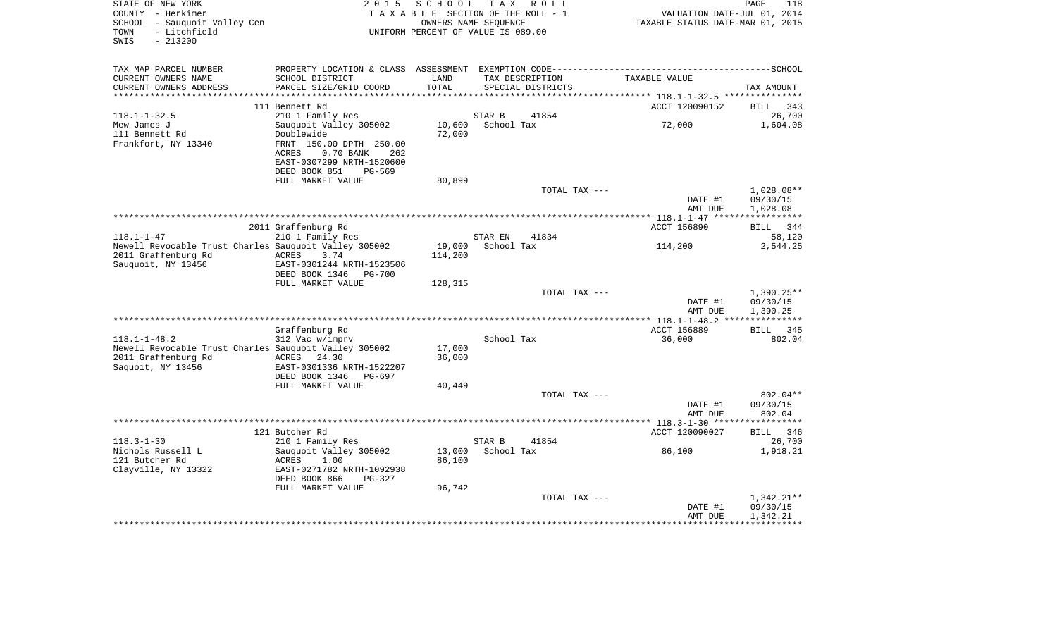STATE OF NEW YORK
COUNTY - Herkimer
SCHOOL - Sauquoit Valley Cen
TOWN - Litchfield
SWIS - 213200

2015 SCHOOL TAX ROLL
TAXABLE SECTION OF THE ROLL - 1
OWNERS NAME SEQUENCE
UNIFORM PERCENT OF VALUE IS 089.00

VALUATION DATE-JUL 01, 2014
TAXABLE STATUS DATE-MAR 01, 2015

| TAX MAP PARCEL NUMBER / CURRENT OWNERS NAME / CURRENT OWNERS ADDRESS | PROPERTY LOCATION & CLASS / SCHOOL DISTRICT / PARCEL SIZE/GRID COORD | ASSESSMENT LAND / TOTAL | EXEMPTION CODE / TAX DESCRIPTION / SPECIAL DISTRICTS | TAXABLE VALUE | TAX AMOUNT |
|---|---|---|---|---|---|
| 118.1-1-32.5 | 111 Bennett Rd | | | ACCT 120090152 | BILL 343 |
| Mew James J | 210 1 Family Res | | STAR B 41854 | | 26,700 |
| 111 Bennett Rd | Sauquoit Valley 305002 | 10,600 | School Tax | 72,000 | 1,604.08 |
| Frankfort, NY 13340 | Doublewide | 72,000 | | | |
| | FRNT 150.00 DPTH 250.00 | | | | |
| | ACRES 0.70 BANK 262 | | | | |
| | EAST-0307299 NRTH-1520600 | | | | |
| | DEED BOOK 851 PG-569 | | | | |
| | FULL MARKET VALUE | 80,899 | | | |
| | | | TOTAL TAX --- | | 1,028.08** |
| | | | | DATE #1 | 09/30/15 |
| | | | | AMT DUE | 1,028.08 |
| 118.1-1-47 | 2011 Graffenburg Rd | | | ACCT 156890 | BILL 344 |
| Newell Revocable Trust Charles | 210 1 Family Res | | STAR EN 41834 | | 58,120 |
| 2011 Graffenburg Rd | Sauquoit Valley 305002 | 19,000 | School Tax | 114,200 | 2,544.25 |
| Sauquoit, NY 13456 | ACRES 3.74 | 114,200 | | | |
| | EAST-0301244 NRTH-1523506 | | | | |
| | DEED BOOK 1346 PG-700 | | | | |
| | FULL MARKET VALUE | 128,315 | | | |
| | | | TOTAL TAX --- | | 1,390.25** |
| | | | | DATE #1 | 09/30/15 |
| | | | | AMT DUE | 1,390.25 |
| 118.1-1-48.2 | Graffenburg Rd | | | ACCT 156889 | BILL 345 |
| Newell Revocable Trust Charles | 312 Vac w/imprv | | School Tax | 36,000 | 802.04 |
| 2011 Graffenburg Rd | Sauquoit Valley 305002 | 17,000 | | | |
| Saquoit, NY 13456 | ACRES 24.30 | 36,000 | | | |
| | EAST-0301336 NRTH-1522207 | | | | |
| | DEED BOOK 1346 PG-697 | | | | |
| | FULL MARKET VALUE | 40,449 | | | |
| | | | TOTAL TAX --- | | 802.04** |
| | | | | DATE #1 | 09/30/15 |
| | | | | AMT DUE | 802.04 |
| 118.3-1-30 | 121 Butcher Rd | | | ACCT 120090027 | BILL 346 |
| Nichols Russell L | 210 1 Family Res | | STAR B 41854 | | 26,700 |
| 121 Butcher Rd | Sauquoit Valley 305002 | 13,000 | School Tax | 86,100 | 1,918.21 |
| Clayville, NY 13322 | ACRES 1.00 | 86,100 | | | |
| | EAST-0271782 NRTH-1092938 | | | | |
| | DEED BOOK 866 PG-327 | | | | |
| | FULL MARKET VALUE | 96,742 | | | |
| | | | TOTAL TAX --- | | 1,342.21** |
| | | | | DATE #1 | 09/30/15 |
| | | | | AMT DUE | 1,342.21 |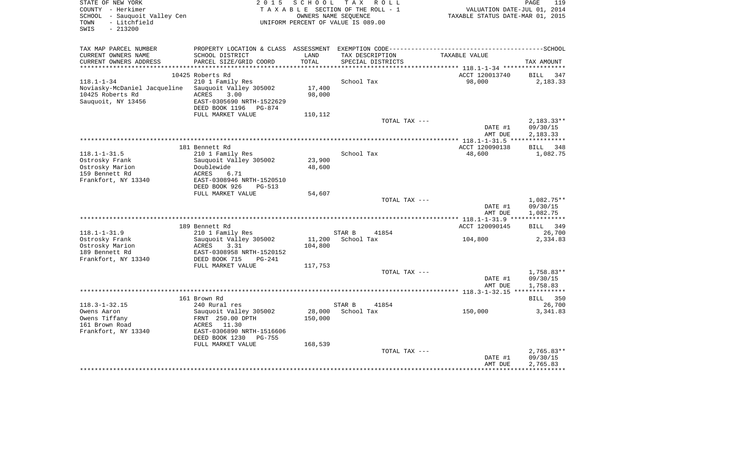STATE OF NEW YORK
COUNTY - Herkimer
SCHOOL - Sauquoit Valley Cen
TOWN - Litchfield
SWIS - 213200

2 0 1 5 S C H O O L T A X R O L L
T A X A B L E SECTION OF THE ROLL - 1
OWNERS NAME SEQUENCE
UNIFORM PERCENT OF VALUE IS 089.00

VALUATION DATE-JUL 01, 2014
TAXABLE STATUS DATE-MAR 01, 2015

| TAX MAP PARCEL NUMBER / CURRENT OWNERS NAME / CURRENT OWNERS ADDRESS | PROPERTY LOCATION & CLASS / SCHOOL DISTRICT / PARCEL SIZE/GRID COORD | ASSESSMENT LAND / TOTAL | EXEMPTION CODE / TAX DESCRIPTION / SPECIAL DISTRICTS | TAXABLE VALUE | TAX AMOUNT (SCHOOL) |
|---|---|---|---|---|---|
| | 10425 Roberts Rd | | | ACCT 120013740 | BILL 347 |
| 118.1-1-34 | 210 1 Family Res | | School Tax | 98,000 | 2,183.33 |
| Noviasky-McDaniel Jacqueline | Sauquoit Valley 305002 | 17,400 | | | |
| 10425 Roberts Rd | ACRES 3.00 | 98,000 | | | |
| Sauquoit, NY 13456 | EAST-0305690 NRTH-1522629 | | | | |
| | DEED BOOK 1196 PG-874 | | | | |
| | FULL MARKET VALUE | 110,112 | | | |
| | | | TOTAL TAX --- | | 2,183.33** |
| | | | | DATE #1 | 09/30/15 |
| | | | | AMT DUE | 2,183.33 |
| | 181 Bennett Rd | | | ACCT 120090138 | BILL 348 |
| 118.1-1-31.5 | 210 1 Family Res | | School Tax | 48,600 | 1,082.75 |
| Ostrosky Frank | Sauquoit Valley 305002 | 23,900 | | | |
| Ostrosky Marion | Doublewide | 48,600 | | | |
| 159 Bennett Rd | ACRES 6.71 | | | | |
| Frankfort, NY 13340 | EAST-0308946 NRTH-1520510 | | | | |
| | DEED BOOK 926 PG-513 | | | | |
| | FULL MARKET VALUE | 54,607 | | | |
| | | | TOTAL TAX --- | | 1,082.75** |
| | | | | DATE #1 | 09/30/15 |
| | | | | AMT DUE | 1,082.75 |
| | 189 Bennett Rd | | | ACCT 120090145 | BILL 349 |
| 118.1-1-31.9 | 210 1 Family Res | | STAR B 41854 | | 26,700 |
| Ostrosky Frank | Sauquoit Valley 305002 | 11,200 | School Tax | 104,800 | 2,334.83 |
| Ostrosky Marion | ACRES 3.31 | 104,800 | | | |
| 189 Bennett Rd | EAST-0308958 NRTH-1520152 | | | | |
| Frankfort, NY 13340 | DEED BOOK 715 PG-241 | | | | |
| | FULL MARKET VALUE | 117,753 | | | |
| | | | TOTAL TAX --- | | 1,758.83** |
| | | | | DATE #1 | 09/30/15 |
| | | | | AMT DUE | 1,758.83 |
| | 161 Brown Rd | | | | BILL 350 |
| 118.3-1-32.15 | 240 Rural res | | STAR B 41854 | | 26,700 |
| Owens Aaron | Sauquoit Valley 305002 | 28,000 | School Tax | 150,000 | 3,341.83 |
| Owens Tiffany | FRNT 250.00 DPTH | 150,000 | | | |
| 161 Brown Road | ACRES 11.30 | | | | |
| Frankfort, NY 13340 | EAST-0306890 NRTH-1516606 | | | | |
| | DEED BOOK 1230 PG-755 | | | | |
| | FULL MARKET VALUE | 168,539 | | | |
| | | | TOTAL TAX --- | | 2,765.83** |
| | | | | DATE #1 | 09/30/15 |
| | | | | AMT DUE | 2,765.83 |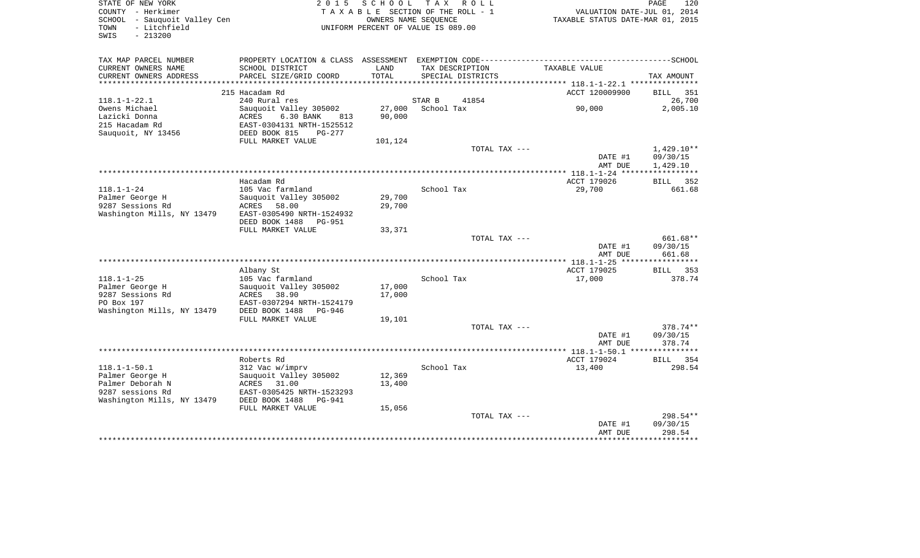STATE OF NEW YORK
COUNTY - Herkimer
SCHOOL - Sauquoit Valley Cen
TOWN - Litchfield
SWIS - 213200

2 0 1 5 S C H O O L T A X R O L L
T A X A B L E SECTION OF THE ROLL - 1
OWNERS NAME SEQUENCE
UNIFORM PERCENT OF VALUE IS 089.00

VALUATION DATE-JUL 01, 2014
TAXABLE STATUS DATE-MAR 01, 2015

| TAX MAP PARCEL NUMBER / CURRENT OWNERS NAME / CURRENT OWNERS ADDRESS | PROPERTY LOCATION & CLASS / SCHOOL DISTRICT / PARCEL SIZE/GRID COORD | ASSESSMENT LAND / TOTAL | EXEMPTION CODE / TAX DESCRIPTION / SPECIAL DISTRICTS | TAXABLE VALUE | SCHOOL TAX AMOUNT |
|---|---|---|---|---|---|
| | 215 Hacadam Rd | | | ACCT 120009900 | BILL 351 |
| 118.1-1-22.1 | 240 Rural res | | STAR B 41854 | | 26,700 |
| Owens Michael | Sauquoit Valley 305002 | 27,000 | School Tax | 90,000 | 2,005.10 |
| Lazicki Donna | ACRES 6.30 BANK 813 | 90,000 | | | |
| 215 Hacadam Rd | EAST-0304131 NRTH-1525512 | | | | |
| Sauquoit, NY 13456 | DEED BOOK 815 PG-277 | | | | |
| | FULL MARKET VALUE | 101,124 | | | |
| | | | TOTAL TAX --- | | 1,429.10** |
| | | | | DATE #1 | 09/30/15 |
| | | | | AMT DUE | 1,429.10 |
| | Hacadam Rd | | | ACCT 179026 | BILL 352 |
| 118.1-1-24 | 105 Vac farmland | | School Tax | 29,700 | 661.68 |
| Palmer George H | Sauquoit Valley 305002 | 29,700 | | | |
| 9287 Sessions Rd | ACRES 58.00 | 29,700 | | | |
| Washington Mills, NY 13479 | EAST-0305490 NRTH-1524932 | | | | |
| | DEED BOOK 1488 PG-951 | | | | |
| | FULL MARKET VALUE | 33,371 | | | |
| | | | TOTAL TAX --- | | 661.68** |
| | | | | DATE #1 | 09/30/15 |
| | | | | AMT DUE | 661.68 |
| | Albany St | | | ACCT 179025 | BILL 353 |
| 118.1-1-25 | 105 Vac farmland | | School Tax | 17,000 | 378.74 |
| Palmer George H | Sauquoit Valley 305002 | 17,000 | | | |
| 9287 Sessions Rd | ACRES 38.90 | 17,000 | | | |
| PO Box 197 | EAST-0307294 NRTH-1524179 | | | | |
| Washington Mills, NY 13479 | DEED BOOK 1488 PG-946 | | | | |
| | FULL MARKET VALUE | 19,101 | | | |
| | | | TOTAL TAX --- | | 378.74** |
| | | | | DATE #1 | 09/30/15 |
| | | | | AMT DUE | 378.74 |
| | Roberts Rd | | | ACCT 179024 | BILL 354 |
| 118.1-1-50.1 | 312 Vac w/imprv | | School Tax | 13,400 | 298.54 |
| Palmer George H | Sauquoit Valley 305002 | 12,369 | | | |
| Palmer Deborah N | ACRES 31.00 | 13,400 | | | |
| 9287 sessions Rd | EAST-0305425 NRTH-1523293 | | | | |
| Washington Mills, NY 13479 | DEED BOOK 1488 PG-941 | | | | |
| | FULL MARKET VALUE | 15,056 | | | |
| | | | TOTAL TAX --- | | 298.54** |
| | | | | DATE #1 | 09/30/15 |
| | | | | AMT DUE | 298.54 |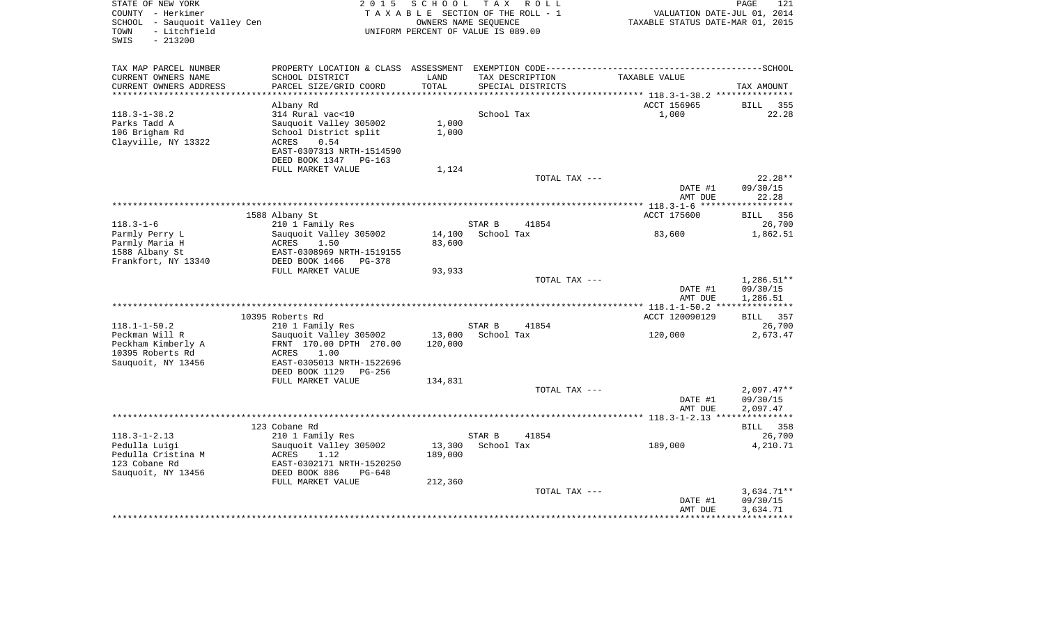STATE OF NEW YORK
COUNTY - Herkimer
SCHOOL - Sauquoit Valley Cen
TOWN - Litchfield
SWIS - 213200

2015 SCHOOL TAX ROLL
TAXABLE SECTION OF THE ROLL - 1
OWNERS NAME SEQUENCE
UNIFORM PERCENT OF VALUE IS 089.00

VALUATION DATE-JUL 01, 2014
TAXABLE STATUS DATE-MAR 01, 2015

| TAX MAP PARCEL NUMBER / CURRENT OWNERS NAME / CURRENT OWNERS ADDRESS | PROPERTY LOCATION & CLASS / SCHOOL DISTRICT / PARCEL SIZE/GRID COORD | ASSESSMENT LAND / TOTAL | EXEMPTION CODE / TAX DESCRIPTION / SPECIAL DISTRICTS | TAXABLE VALUE | TAX AMOUNT |
|---|---|---|---|---|---|
| 118.3-1-38.2 | Albany Rd | | | ACCT 156965 | BILL 355 |
| Parks Tadd A | 314 Rural vac<10 | | School Tax | 1,000 | 22.28 |
| 106 Brigham Rd | Sauquoit Valley 305002 | 1,000 | | | |
| Clayville, NY 13322 | School District split | 1,000 | | | |
| | ACRES 0.54 | | | | |
| | EAST-0307313 NRTH-1514590 | | | | |
| | DEED BOOK 1347 PG-163 | | | | |
| | FULL MARKET VALUE | 1,124 | | | |
| | | | TOTAL TAX --- | | 22.28** |
| | | | | DATE #1 | 09/30/15 |
| | | | | AMT DUE | 22.28 |
| 118.3-1-6 | 1588 Albany St | | | ACCT 175600 | BILL 356 |
| Parmly Perry L | 210 1 Family Res | | STAR B 41854 | | 26,700 |
| Parmly Maria H | Sauquoit Valley 305002 | 14,100 | School Tax | 83,600 | 1,862.51 |
| 1588 Albany St | ACRES 1.50 | 83,600 | | | |
| Frankfort, NY 13340 | EAST-0308969 NRTH-1519155 | | | | |
| | DEED BOOK 1466 PG-378 | | | | |
| | FULL MARKET VALUE | 93,933 | | | |
| | | | TOTAL TAX --- | | 1,286.51** |
| | | | | DATE #1 | 09/30/15 |
| | | | | AMT DUE | 1,286.51 |
| 118.1-1-50.2 | 10395 Roberts Rd | | | ACCT 120090129 | BILL 357 |
| Peckman Will R | 210 1 Family Res | | STAR B 41854 | | 26,700 |
| Peckham Kimberly A | Sauquoit Valley 305002 | 13,000 | School Tax | 120,000 | 2,673.47 |
| 10395 Roberts Rd | FRNT 170.00 DPTH 270.00 | 120,000 | | | |
| Sauquoit, NY 13456 | ACRES 1.00 | | | | |
| | EAST-0305013 NRTH-1522696 | | | | |
| | DEED BOOK 1129 PG-256 | | | | |
| | FULL MARKET VALUE | 134,831 | | | |
| | | | TOTAL TAX --- | | 2,097.47** |
| | | | | DATE #1 | 09/30/15 |
| | | | | AMT DUE | 2,097.47 |
| 118.3-1-2.13 | 123 Cobane Rd | | | | BILL 358 |
| Pedulla Luigi | 210 1 Family Res | | STAR B 41854 | | 26,700 |
| Pedulla Cristina M | Sauquoit Valley 305002 | 13,300 | School Tax | 189,000 | 4,210.71 |
| 123 Cobane Rd | ACRES 1.12 | 189,000 | | | |
| Sauquoit, NY 13456 | EAST-0302171 NRTH-1520250 | | | | |
| | DEED BOOK 886 PG-648 | | | | |
| | FULL MARKET VALUE | 212,360 | | | |
| | | | TOTAL TAX --- | | 3,634.71** |
| | | | | DATE #1 | 09/30/15 |
| | | | | AMT DUE | 3,634.71 |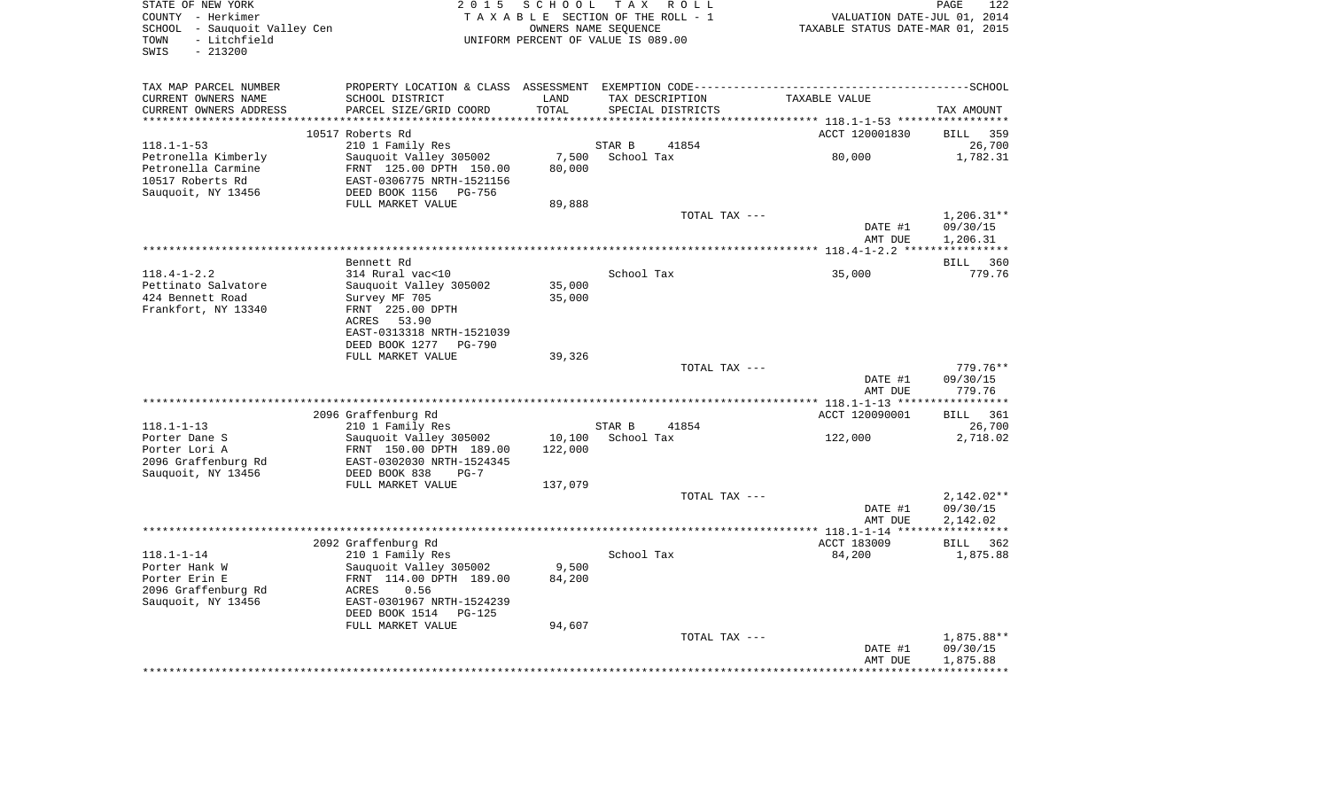STATE OF NEW YORK
COUNTY - Herkimer
SCHOOL - Sauquoit Valley Cen
TOWN - Litchfield
SWIS - 213200

2 0 1 5 S C H O O L T A X R O L L
T A X A B L E SECTION OF THE ROLL - 1
OWNERS NAME SEQUENCE
UNIFORM PERCENT OF VALUE IS 089.00

VALUATION DATE-JUL 01, 2014
TAXABLE STATUS DATE-MAR 01, 2015

| TAX MAP PARCEL NUMBER / CURRENT OWNERS NAME / CURRENT OWNERS ADDRESS | PROPERTY LOCATION & CLASS / SCHOOL DISTRICT / PARCEL SIZE/GRID COORD | ASSESSMENT LAND / TOTAL | EXEMPTION CODE / TAX DESCRIPTION / SPECIAL DISTRICTS | TAXABLE VALUE | SCHOOL TAX AMOUNT |
|---|---|---|---|---|---|
| | 10517 Roberts Rd | | | ACCT 120001830 | BILL 359 |
| 118.1-1-53 | 210 1 Family Res | | STAR B 41854 | | 26,700 |
| Petronella Kimberly | Sauquoit Valley 305002 | 7,500 | School Tax | 80,000 | 1,782.31 |
| Petronella Carmine | FRNT 125.00 DPTH 150.00 | 80,000 | | | |
| 10517 Roberts Rd | EAST-0306775 NRTH-1521156 | | | | |
| Sauquoit, NY 13456 | DEED BOOK 1156 PG-756 | | | | |
| | FULL MARKET VALUE | 89,888 | | | |
| | | | TOTAL TAX --- | | 1,206.31** |
| | | | | DATE #1 | 09/30/15 |
| | | | | AMT DUE | 1,206.31 |
| | Bennett Rd | | | | BILL 360 |
| 118.4-1-2.2 | 314 Rural vac<10 | | School Tax | 35,000 | 779.76 |
| Pettinato Salvatore | Sauquoit Valley 305002 | 35,000 | | | |
| 424 Bennett Road | Survey MF 705 | 35,000 | | | |
| Frankfort, NY 13340 | FRNT 225.00 DPTH | | | | |
| | ACRES 53.90 | | | | |
| | EAST-0313318 NRTH-1521039 | | | | |
| | DEED BOOK 1277 PG-790 | | | | |
| | FULL MARKET VALUE | 39,326 | | | |
| | | | TOTAL TAX --- | | 779.76** |
| | | | | DATE #1 | 09/30/15 |
| | | | | AMT DUE | 779.76 |
| | 2096 Graffenburg Rd | | | ACCT 120090001 | BILL 361 |
| 118.1-1-13 | 210 1 Family Res | | STAR B 41854 | | 26,700 |
| Porter Dane S | Sauquoit Valley 305002 | 10,100 | School Tax | 122,000 | 2,718.02 |
| Porter Lori A | FRNT 150.00 DPTH 189.00 | 122,000 | | | |
| 2096 Graffenburg Rd | EAST-0302030 NRTH-1524345 | | | | |
| Sauquoit, NY 13456 | DEED BOOK 838 PG-7 | | | | |
| | FULL MARKET VALUE | 137,079 | | | |
| | | | TOTAL TAX --- | | 2,142.02** |
| | | | | DATE #1 | 09/30/15 |
| | | | | AMT DUE | 2,142.02 |
| | 2092 Graffenburg Rd | | | ACCT 183009 | BILL 362 |
| 118.1-1-14 | 210 1 Family Res | | School Tax | 84,200 | 1,875.88 |
| Porter Hank W | Sauquoit Valley 305002 | 9,500 | | | |
| Porter Erin E | FRNT 114.00 DPTH 189.00 | 84,200 | | | |
| 2096 Graffenburg Rd | ACRES 0.56 | | | | |
| Sauquoit, NY 13456 | EAST-0301967 NRTH-1524239 | | | | |
| | DEED BOOK 1514 PG-125 | | | | |
| | FULL MARKET VALUE | 94,607 | | | |
| | | | TOTAL TAX --- | | 1,875.88** |
| | | | | DATE #1 | 09/30/15 |
| | | | | AMT DUE | 1,875.88 |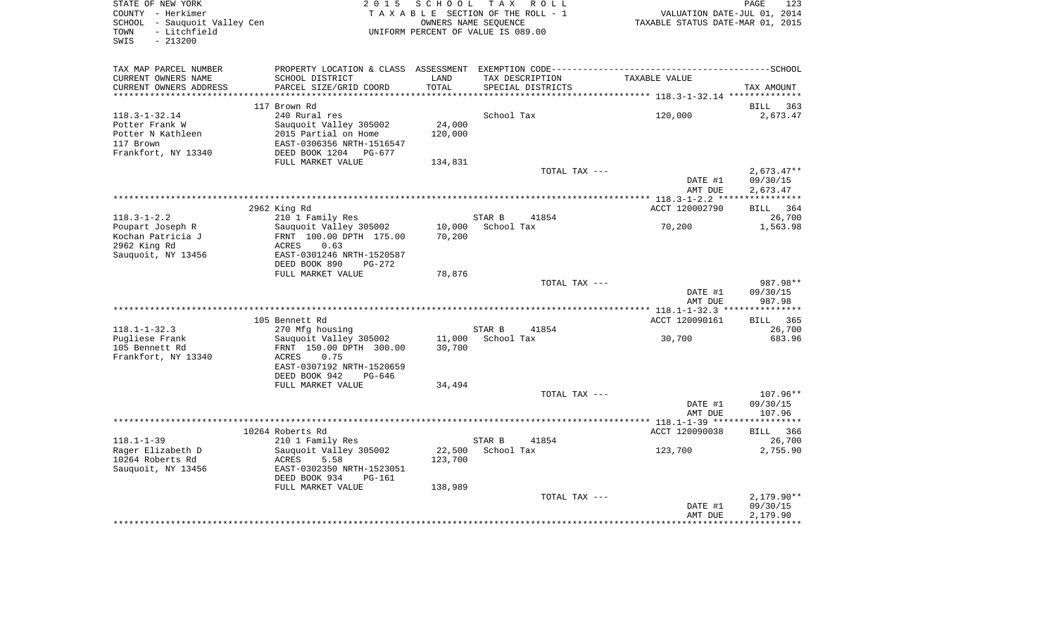STATE OF NEW YORK
COUNTY - Herkimer
SCHOOL - Sauquoit Valley Cen
TOWN - Litchfield
SWIS - 213200

2 0 1 5 S C H O O L T A X R O L L
T A X A B L E SECTION OF THE ROLL - 1
OWNERS NAME SEQUENCE
UNIFORM PERCENT OF VALUE IS 089.00

VALUATION DATE-JUL 01, 2014
TAXABLE STATUS DATE-MAR 01, 2015

| TAX MAP PARCEL NUMBER / CURRENT OWNERS NAME / CURRENT OWNERS ADDRESS | PROPERTY LOCATION & CLASS / SCHOOL DISTRICT / PARCEL SIZE/GRID COORD | ASSESSMENT LAND / TOTAL | EXEMPTION CODE / TAX DESCRIPTION / SPECIAL DISTRICTS | TAXABLE VALUE | SCHOOL TAX AMOUNT |
|---|---|---|---|---|---|
| 118.3-1-32.14 | 117 Brown Rd | | | | BILL 363 |
| 118.3-1-32.14 | 240 Rural res | | School Tax | 120,000 | 2,673.47 |
| Potter Frank W | Sauquoit Valley 305002 | 24,000 | | | |
| Potter N Kathleen | 2015 Partial on Home | 120,000 | | | |
| 117 Brown | EAST-0306356 NRTH-1516547 | | | | |
| Frankfort, NY 13340 | DEED BOOK 1204 PG-677 | | | | |
| | FULL MARKET VALUE | 134,831 | | | |
| | | | TOTAL TAX --- | | 2,673.47** |
| | | | | DATE #1 | 09/30/15 |
| | | | | AMT DUE | 2,673.47 |
| 118.3-1-2.2 | 2962 King Rd | | | ACCT 120002790 | BILL 364 |
| 118.3-1-2.2 | 210 1 Family Res | | STAR B 41854 | | 26,700 |
| Poupart Joseph R | Sauquoit Valley 305002 | 10,000 | School Tax | 70,200 | 1,563.98 |
| Kochan Patricia J | FRNT 100.00 DPTH 175.00 | 70,200 | | | |
| 2962 King Rd | ACRES 0.63 | | | | |
| Sauquoit, NY 13456 | EAST-0301246 NRTH-1520587 | | | | |
| | DEED BOOK 890 PG-272 | | | | |
| | FULL MARKET VALUE | 78,876 | | | |
| | | | TOTAL TAX --- | | 987.98** |
| | | | | DATE #1 | 09/30/15 |
| | | | | AMT DUE | 987.98 |
| 118.1-1-32.3 | 105 Bennett Rd | | | ACCT 120090161 | BILL 365 |
| 118.1-1-32.3 | 270 Mfg housing | | STAR B 41854 | | 26,700 |
| Pugliese Frank | Sauquoit Valley 305002 | 11,000 | School Tax | 30,700 | 683.96 |
| 105 Bennett Rd | FRNT 150.00 DPTH 300.00 | 30,700 | | | |
| Frankfort, NY 13340 | ACRES 0.75 | | | | |
| | EAST-0307192 NRTH-1520659 | | | | |
| | DEED BOOK 942 PG-646 | | | | |
| | FULL MARKET VALUE | 34,494 | | | |
| | | | TOTAL TAX --- | | 107.96** |
| | | | | DATE #1 | 09/30/15 |
| | | | | AMT DUE | 107.96 |
| 118.1-1-39 | 10264 Roberts Rd | | | ACCT 120090038 | BILL 366 |
| 118.1-1-39 | 210 1 Family Res | | STAR B 41854 | | 26,700 |
| Rager Elizabeth D | Sauquoit Valley 305002 | 22,500 | School Tax | 123,700 | 2,755.90 |
| 10264 Roberts Rd | ACRES 5.58 | 123,700 | | | |
| Sauquoit, NY 13456 | EAST-0302350 NRTH-1523051 | | | | |
| | DEED BOOK 934 PG-161 | | | | |
| | FULL MARKET VALUE | 138,989 | | | |
| | | | TOTAL TAX --- | | 2,179.90** |
| | | | | DATE #1 | 09/30/15 |
| | | | | AMT DUE | 2,179.90 |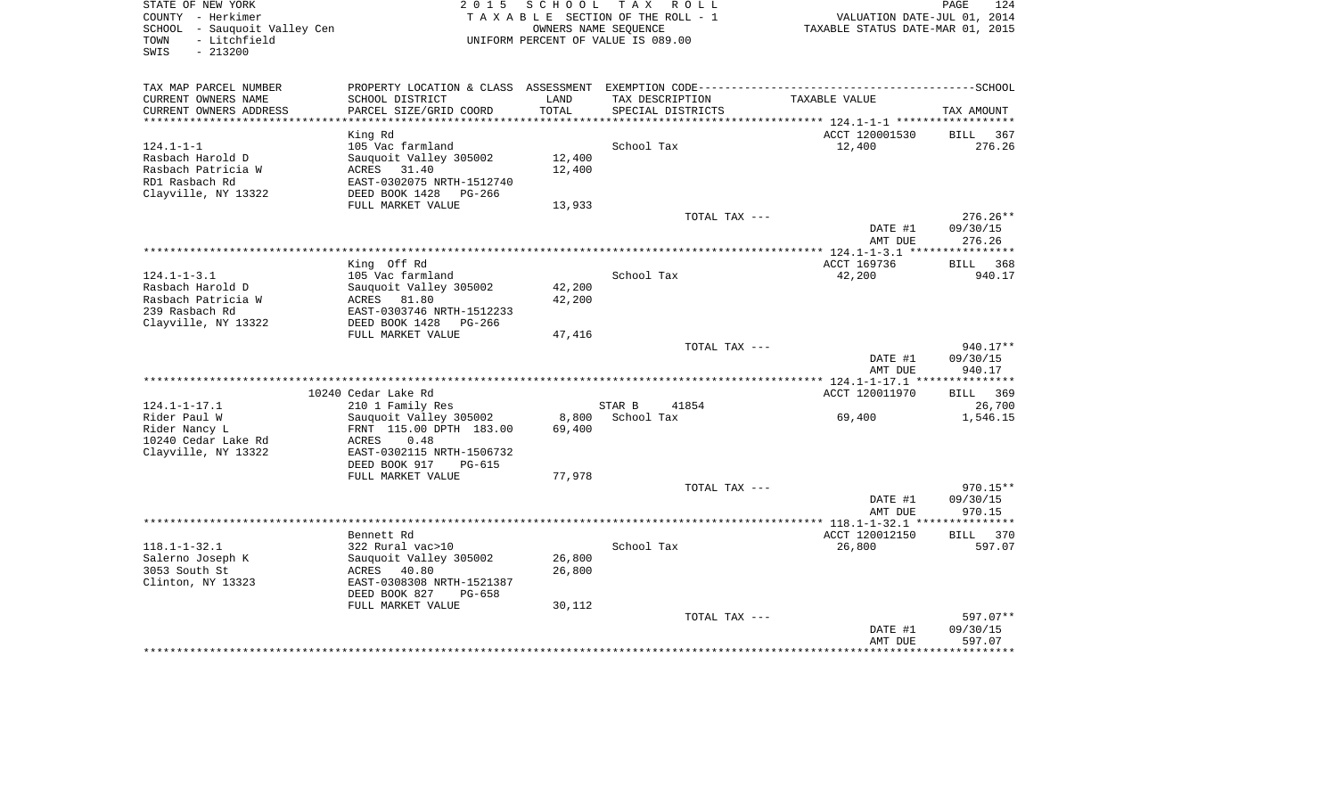STATE OF NEW YORK
COUNTY - Herkimer
SCHOOL - Sauquoit Valley Cen
TOWN - Litchfield
SWIS - 213200

2 0 1 5 S C H O O L T A X R O L L
T A X A B L E SECTION OF THE ROLL - 1
OWNERS NAME SEQUENCE
UNIFORM PERCENT OF VALUE IS 089.00

VALUATION DATE-JUL 01, 2014
TAXABLE STATUS DATE-MAR 01, 2015

| TAX MAP PARCEL NUMBER<br>CURRENT OWNERS NAME<br>CURRENT OWNERS ADDRESS | PROPERTY LOCATION & CLASS<br>SCHOOL DISTRICT<br>PARCEL SIZE/GRID COORD | ASSESSMENT<br>LAND<br>TOTAL | EXEMPTION CODE<br>TAX DESCRIPTION<br>SPECIAL DISTRICTS | TAXABLE VALUE | SCHOOL<br>TAX AMOUNT |
|---|---|---|---|---|---|
| | King Rd | | | ACCT 120001530 | BILL 367 |
| 124.1-1-1 | 105 Vac farmland | | School Tax | 12,400 | 276.26 |
| Rasbach Harold D | Sauquoit Valley 305002 | 12,400 | | | |
| Rasbach Patricia W | ACRES 31.40 | 12,400 | | | |
| RD1 Rasbach Rd | EAST-0302075 NRTH-1512740 | | | | |
| Clayville, NY 13322 | DEED BOOK 1428 PG-266 | | | | |
| | FULL MARKET VALUE | 13,933 | | | |
| | | | TOTAL TAX --- | | 276.26** |
| | | | | DATE #1 | 09/30/15 |
| | | | | AMT DUE | 276.26 |
| | King Off Rd | | | ACCT 169736 | BILL 368 |
| 124.1-1-3.1 | 105 Vac farmland | | School Tax | 42,200 | 940.17 |
| Rasbach Harold D | Sauquoit Valley 305002 | 42,200 | | | |
| Rasbach Patricia W | ACRES 81.80 | 42,200 | | | |
| 239 Rasbach Rd | EAST-0303746 NRTH-1512233 | | | | |
| Clayville, NY 13322 | DEED BOOK 1428 PG-266 | | | | |
| | FULL MARKET VALUE | 47,416 | | | |
| | | | TOTAL TAX --- | | 940.17** |
| | | | | DATE #1 | 09/30/15 |
| | | | | AMT DUE | 940.17 |
| | 10240 Cedar Lake Rd | | | ACCT 120011970 | BILL 369 |
| 124.1-1-17.1 | 210 1 Family Res | | STAR B 41854 | | 26,700 |
| Rider Paul W | Sauquoit Valley 305002 | 8,800 | School Tax | 69,400 | 1,546.15 |
| Rider Nancy L | FRNT 115.00 DPTH 183.00 | 69,400 | | | |
| 10240 Cedar Lake Rd | ACRES 0.48 | | | | |
| Clayville, NY 13322 | EAST-0302115 NRTH-1506732 | | | | |
| | DEED BOOK 917 PG-615 | | | | |
| | FULL MARKET VALUE | 77,978 | | | |
| | | | TOTAL TAX --- | | 970.15** |
| | | | | DATE #1 | 09/30/15 |
| | | | | AMT DUE | 970.15 |
| | Bennett Rd | | | ACCT 120012150 | BILL 370 |
| 118.1-1-32.1 | 322 Rural vac>10 | | School Tax | 26,800 | 597.07 |
| Salerno Joseph K | Sauquoit Valley 305002 | 26,800 | | | |
| 3053 South St | ACRES 40.80 | 26,800 | | | |
| Clinton, NY 13323 | EAST-0308308 NRTH-1521387 | | | | |
| | DEED BOOK 827 PG-658 | | | | |
| | FULL MARKET VALUE | 30,112 | | | |
| | | | TOTAL TAX --- | | 597.07** |
| | | | | DATE #1 | 09/30/15 |
| | | | | AMT DUE | 597.07 |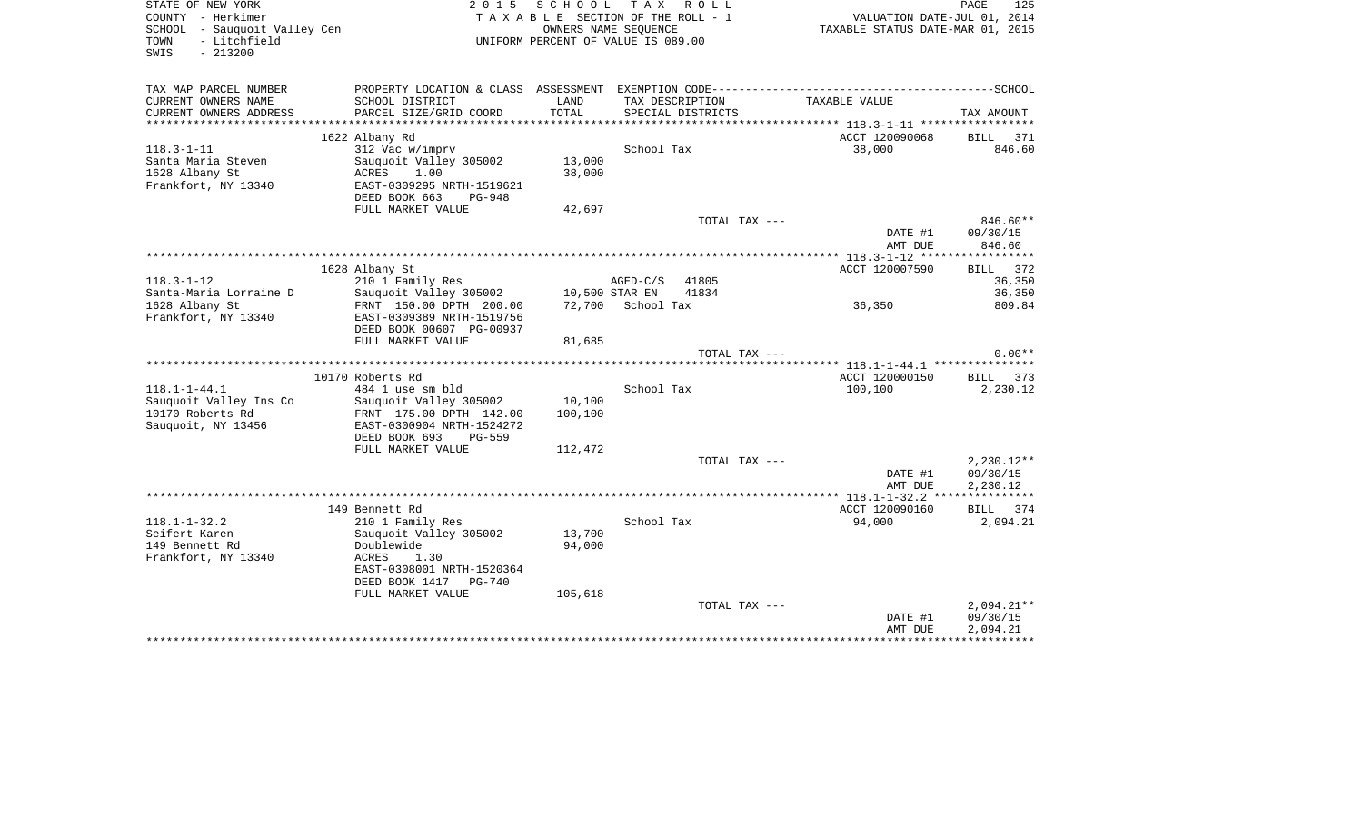STATE OF NEW YORK
COUNTY - Herkimer
SCHOOL - Sauquoit Valley Cen
TOWN - Litchfield
SWIS - 213200

2 0 1 5 S C H O O L T A X R O L L
T A X A B L E SECTION OF THE ROLL - 1
OWNERS NAME SEQUENCE
UNIFORM PERCENT OF VALUE IS 089.00

PAGE 125
VALUATION DATE-JUL 01, 2014
TAXABLE STATUS DATE-MAR 01, 2015

| TAX MAP PARCEL NUMBER / CURRENT OWNERS NAME / CURRENT OWNERS ADDRESS | PROPERTY LOCATION & CLASS / SCHOOL DISTRICT / PARCEL SIZE/GRID COORD | ASSESSMENT LAND / TOTAL | EXEMPTION CODE / TAX DESCRIPTION / SPECIAL DISTRICTS | TAXABLE VALUE | SCHOOL TAX AMOUNT |
|---|---|---|---|---|---|
| | 1622 Albany Rd | | | ACCT 120090068 | BILL 371 |
| 118.3-1-11 | 312 Vac w/imprv | | School Tax | 38,000 | 846.60 |
| Santa Maria Steven | Sauquoit Valley 305002 | 13,000 | | | |
| 1628 Albany St | ACRES 1.00 | 38,000 | | | |
| Frankfort, NY 13340 | EAST-0309295 NRTH-1519621 | | | | |
| | DEED BOOK 663 PG-948 | | | | |
| | FULL MARKET VALUE | 42,697 | | | |
| | | | TOTAL TAX --- | | 846.60** |
| | | | | DATE #1 | 09/30/15 |
| | | | | AMT DUE | 846.60 |
| | 1628 Albany St | | | ACCT 120007590 | BILL 372 |
| 118.3-1-12 | 210 1 Family Res | | AGED-C/S 41805 | | 36,350 |
| Santa-Maria Lorraine D | Sauquoit Valley 305002 | 10,500 | STAR EN 41834 | | 36,350 |
| 1628 Albany St | FRNT 150.00 DPTH 200.00 | 72,700 | School Tax | 36,350 | 809.84 |
| Frankfort, NY 13340 | EAST-0309389 NRTH-1519756 | | | | |
| | DEED BOOK 00607 PG-00937 | | | | |
| | FULL MARKET VALUE | 81,685 | | | |
| | | | TOTAL TAX --- | | 0.00** |
| | 10170 Roberts Rd | | | ACCT 120000150 | BILL 373 |
| 118.1-1-44.1 | 484 1 use sm bld | | School Tax | 100,100 | 2,230.12 |
| Sauquoit Valley Ins Co | Sauquoit Valley 305002 | 10,100 | | | |
| 10170 Roberts Rd | FRNT 175.00 DPTH 142.00 | 100,100 | | | |
| Sauquoit, NY 13456 | EAST-0300904 NRTH-1524272 | | | | |
| | DEED BOOK 693 PG-559 | | | | |
| | FULL MARKET VALUE | 112,472 | | | |
| | | | TOTAL TAX --- | | 2,230.12** |
| | | | | DATE #1 | 09/30/15 |
| | | | | AMT DUE | 2,230.12 |
| | 149 Bennett Rd | | | ACCT 120090160 | BILL 374 |
| 118.1-1-32.2 | 210 1 Family Res | | School Tax | 94,000 | 2,094.21 |
| Seifert Karen | Sauquoit Valley 305002 | 13,700 | | | |
| 149 Bennett Rd | Doublewide | 94,000 | | | |
| Frankfort, NY 13340 | ACRES 1.30 | | | | |
| | EAST-0308001 NRTH-1520364 | | | | |
| | DEED BOOK 1417 PG-740 | | | | |
| | FULL MARKET VALUE | 105,618 | | | |
| | | | TOTAL TAX --- | | 2,094.21** |
| | | | | DATE #1 | 09/30/15 |
| | | | | AMT DUE | 2,094.21 |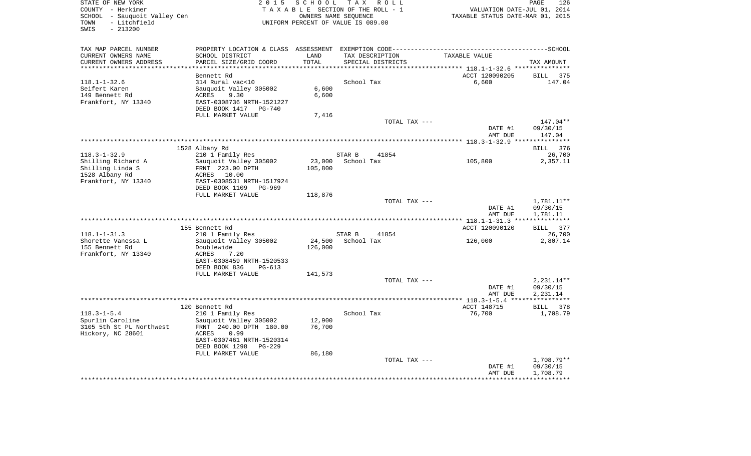STATE OF NEW YORK
COUNTY - Herkimer
SCHOOL - Sauquoit Valley Cen
TOWN - Litchfield
SWIS - 213200

2 0 1 5 S C H O O L T A X R O L L
T A X A B L E SECTION OF THE ROLL - 1
OWNERS NAME SEQUENCE
UNIFORM PERCENT OF VALUE IS 089.00

VALUATION DATE-JUL 01, 2014
TAXABLE STATUS DATE-MAR 01, 2015

| TAX MAP PARCEL NUMBER / CURRENT OWNERS NAME / CURRENT OWNERS ADDRESS | PROPERTY LOCATION & CLASS / SCHOOL DISTRICT / PARCEL SIZE/GRID COORD | ASSESSMENT LAND / TOTAL | EXEMPTION CODE / TAX DESCRIPTION / SPECIAL DISTRICTS | TAXABLE VALUE | SCHOOL TAX AMOUNT |
|---|---|---|---|---|---|
| 118.1-1-32.6 | Bennett Rd | | | ACCT 120090205 | BILL 375 |
| Seifert Karen | 314 Rural vac<10 | | School Tax | 6,600 | 147.04 |
| 149 Bennett Rd | Sauquoit Valley 305002 | 6,600 | | | |
| Frankfort, NY 13340 | ACRES 9.30 | 6,600 | | | |
| | EAST-0308736 NRTH-1521227 | | | | |
| | DEED BOOK 1417 PG-740 | | | | |
| | FULL MARKET VALUE | 7,416 | | | |
| | | | TOTAL TAX --- | | 147.04** |
| | | | | DATE #1 | 09/30/15 |
| | | | | AMT DUE | 147.04 |
| 118.3-1-32.9 | 1528 Albany Rd | | | | BILL 376 |
| Shilling Richard A | 210 1 Family Res | | STAR B 41854 | | 26,700 |
| Shilling Linda S | Sauquoit Valley 305002 | 23,000 | School Tax | 105,800 | 2,357.11 |
| 1528 Albany Rd | FRNT 223.00 DPTH | 105,800 | | | |
| Frankfort, NY 13340 | ACRES 10.00 | | | | |
| | EAST-0308531 NRTH-1517924 | | | | |
| | DEED BOOK 1109 PG-969 | | | | |
| | FULL MARKET VALUE | 118,876 | | | |
| | | | TOTAL TAX --- | | 1,781.11** |
| | | | | DATE #1 | 09/30/15 |
| | | | | AMT DUE | 1,781.11 |
| 118.1-1-31.3 | 155 Bennett Rd | | | ACCT 120090120 | BILL 377 |
| Shorette Vanessa L | 210 1 Family Res | | STAR B 41854 | | 26,700 |
| 155 Bennett Rd | Sauquoit Valley 305002 | 24,500 | School Tax | 126,000 | 2,807.14 |
| Frankfort, NY 13340 | Doublewide | 126,000 | | | |
| | ACRES 7.20 | | | | |
| | EAST-0308459 NRTH-1520533 | | | | |
| | DEED BOOK 836 PG-613 | | | | |
| | FULL MARKET VALUE | 141,573 | | | |
| | | | TOTAL TAX --- | | 2,231.14** |
| | | | | DATE #1 | 09/30/15 |
| | | | | AMT DUE | 2,231.14 |
| 118.3-1-5.4 | 120 Bennett Rd | | | ACCT 148715 | BILL 378 |
| Spurlin Caroline | 210 1 Family Res | | School Tax | 76,700 | 1,708.79 |
| 3105 5th St PL Northwest | Sauquoit Valley 305002 | 12,900 | | | |
| Hickory, NC 28601 | FRNT 240.00 DPTH 180.00 | 76,700 | | | |
| | ACRES 0.99 | | | | |
| | EAST-0307461 NRTH-1520314 | | | | |
| | DEED BOOK 1298 PG-229 | | | | |
| | FULL MARKET VALUE | 86,180 | | | |
| | | | TOTAL TAX --- | | 1,708.79** |
| | | | | DATE #1 | 09/30/15 |
| | | | | AMT DUE | 1,708.79 |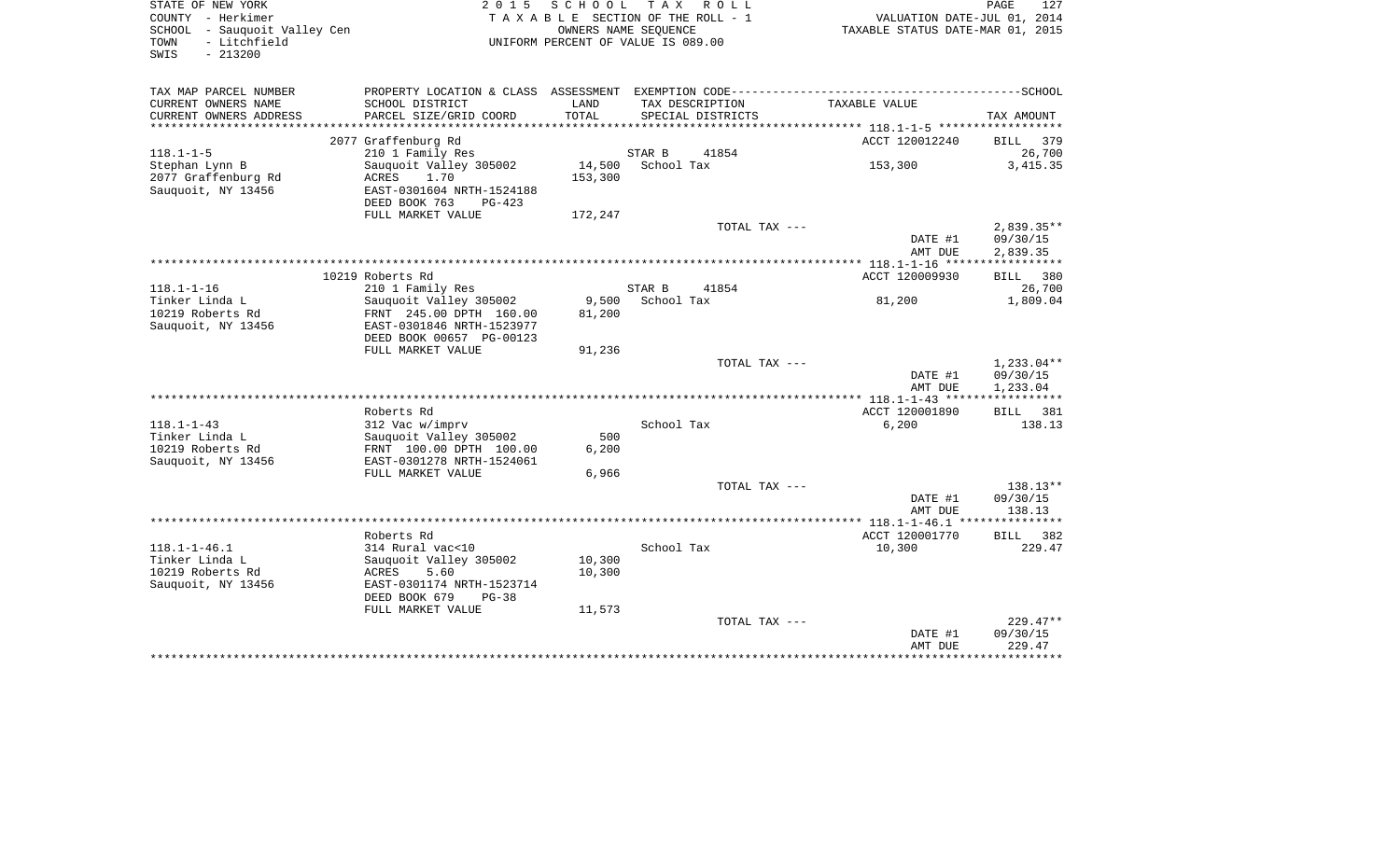STATE OF NEW YORK
COUNTY - Herkimer
SCHOOL - Sauquoit Valley Cen
TOWN - Litchfield
SWIS - 213200

2015 SCHOOL TAX ROLL
TAXABLE SECTION OF THE ROLL - 1
OWNERS NAME SEQUENCE
UNIFORM PERCENT OF VALUE IS 089.00

VALUATION DATE-JUL 01, 2014
TAXABLE STATUS DATE-MAR 01, 2015

| TAX MAP PARCEL NUMBER<br>CURRENT OWNERS NAME<br>CURRENT OWNERS ADDRESS | PROPERTY LOCATION & CLASS<br>SCHOOL DISTRICT<br>PARCEL SIZE/GRID COORD | ASSESSMENT<br>LAND<br>TOTAL | EXEMPTION CODE<br>TAX DESCRIPTION<br>SPECIAL DISTRICTS | TAXABLE VALUE | SCHOOL<br>TAX AMOUNT |
|---|---|---|---|---|---|
| 118.1-1-5 | 2077 Graffenburg Rd | | | ACCT 120012240 | BILL 379 |
| 118.1-1-5 | 210 1 Family Res | | STAR B 41854 | | 26,700 |
| Stephan Lynn B | Sauquoit Valley 305002 | 14,500 | School Tax | 153,300 | 3,415.35 |
| 2077 Graffenburg Rd | ACRES 1.70 | 153,300 | | | |
| Sauquoit, NY 13456 | EAST-0301604 NRTH-1524188 | | | | |
| | DEED BOOK 763 PG-423 | | | | |
| | FULL MARKET VALUE | 172,247 | | | |
| | | | TOTAL TAX --- | | 2,839.35** |
| | | | | DATE #1 | 09/30/15 |
| | | | | AMT DUE | 2,839.35 |
| 118.1-1-16 | 10219 Roberts Rd | | | ACCT 120009930 | BILL 380 |
| 118.1-1-16 | 210 1 Family Res | | STAR B 41854 | | 26,700 |
| Tinker Linda L | Sauquoit Valley 305002 | 9,500 | School Tax | 81,200 | 1,809.04 |
| 10219 Roberts Rd | FRNT 245.00 DPTH 160.00 | 81,200 | | | |
| Sauquoit, NY 13456 | EAST-0301846 NRTH-1523977 | | | | |
| | DEED BOOK 00657 PG-00123 | | | | |
| | FULL MARKET VALUE | 91,236 | | | |
| | | | TOTAL TAX --- | | 1,233.04** |
| | | | | DATE #1 | 09/30/15 |
| | | | | AMT DUE | 1,233.04 |
| 118.1-1-43 | Roberts Rd | | | ACCT 120001890 | BILL 381 |
| 118.1-1-43 | 312 Vac w/imprv | | School Tax | 6,200 | 138.13 |
| Tinker Linda L | Sauquoit Valley 305002 | 500 | | | |
| 10219 Roberts Rd | FRNT 100.00 DPTH 100.00 | 6,200 | | | |
| Sauquoit, NY 13456 | EAST-0301278 NRTH-1524061 | | | | |
| | FULL MARKET VALUE | 6,966 | | | |
| | | | TOTAL TAX --- | | 138.13** |
| | | | | DATE #1 | 09/30/15 |
| | | | | AMT DUE | 138.13 |
| 118.1-1-46.1 | Roberts Rd | | | ACCT 120001770 | BILL 382 |
| 118.1-1-46.1 | 314 Rural vac<10 | | School Tax | 10,300 | 229.47 |
| Tinker Linda L | Sauquoit Valley 305002 | 10,300 | | | |
| 10219 Roberts Rd | ACRES 5.60 | 10,300 | | | |
| Sauquoit, NY 13456 | EAST-0301174 NRTH-1523714 | | | | |
| | DEED BOOK 679 PG-38 | | | | |
| | FULL MARKET VALUE | 11,573 | | | |
| | | | TOTAL TAX --- | | 229.47** |
| | | | | DATE #1 | 09/30/15 |
| | | | | AMT DUE | 229.47 |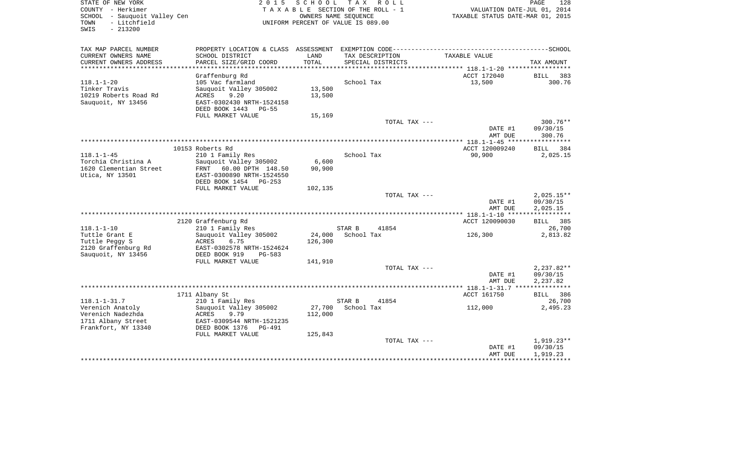STATE OF NEW YORK
COUNTY - Herkimer
SCHOOL - Sauquoit Valley Cen
TOWN - Litchfield
SWIS - 213200

2 0 1 5 S C H O O L T A X R O L L
T A X A B L E SECTION OF THE ROLL - 1
OWNERS NAME SEQUENCE
UNIFORM PERCENT OF VALUE IS 089.00

VALUATION DATE-JUL 01, 2014
TAXABLE STATUS DATE-MAR 01, 2015

| TAX MAP PARCEL NUMBER<br>CURRENT OWNERS NAME<br>CURRENT OWNERS ADDRESS | PROPERTY LOCATION & CLASS<br>SCHOOL DISTRICT<br>PARCEL SIZE/GRID COORD | ASSESSMENT<br>LAND<br>TOTAL | EXEMPTION CODE<br>TAX DESCRIPTION<br>SPECIAL DISTRICTS | TAXABLE VALUE | SCHOOL<br>TAX AMOUNT |
|---|---|---|---|---|---|
| | Graffenburg Rd | | | ACCT 172040 | BILL 383 |
| 118.1-1-20 | 105 Vac farmland | | School Tax | 13,500 | 300.76 |
| Tinker Travis | Sauquoit Valley 305002 | 13,500 | | | |
| 10219 Roberts Road Rd | ACRES 9.20 | 13,500 | | | |
| Sauquoit, NY 13456 | EAST-0302430 NRTH-1524158 | | | | |
| | DEED BOOK 1443 PG-55 | | | | |
| | FULL MARKET VALUE | 15,169 | | | |
| | | | TOTAL TAX --- | | 300.76** |
| | | | | DATE #1 | 09/30/15 |
| | | | | AMT DUE | 300.76 |
| | 10153 Roberts Rd | | | ACCT 120009240 | BILL 384 |
| 118.1-1-45 | 210 1 Family Res | | School Tax | 90,900 | 2,025.15 |
| Torchia Christina A | Sauquoit Valley 305002 | 6,600 | | | |
| 1620 Clementian Street | FRNT 60.00 DPTH 148.50 | 90,900 | | | |
| Utica, NY 13501 | EAST-0300890 NRTH-1524550 | | | | |
| | DEED BOOK 1454 PG-253 | | | | |
| | FULL MARKET VALUE | 102,135 | | | |
| | | | TOTAL TAX --- | | 2,025.15** |
| | | | | DATE #1 | 09/30/15 |
| | | | | AMT DUE | 2,025.15 |
| | 2120 Graffenburg Rd | | | ACCT 120090030 | BILL 385 |
| 118.1-1-10 | 210 1 Family Res | | STAR B 41854 | | 26,700 |
| Tuttle Grant E | Sauquoit Valley 305002 | 24,000 | School Tax | 126,300 | 2,813.82 |
| Tuttle Peggy S | ACRES 6.75 | 126,300 | | | |
| 2120 Graffenburg Rd | EAST-0302578 NRTH-1524624 | | | | |
| Sauquoit, NY 13456 | DEED BOOK 919 PG-583 | | | | |
| | FULL MARKET VALUE | 141,910 | | | |
| | | | TOTAL TAX --- | | 2,237.82** |
| | | | | DATE #1 | 09/30/15 |
| | | | | AMT DUE | 2,237.82 |
| | 1711 Albany St | | | ACCT 161750 | BILL 386 |
| 118.1-1-31.7 | 210 1 Family Res | | STAR B 41854 | | 26,700 |
| Verenich Anatoly | Sauquoit Valley 305002 | 27,700 | School Tax | 112,000 | 2,495.23 |
| Verenich Nadezhda | ACRES 9.79 | 112,000 | | | |
| 1711 Albany Street | EAST-0309544 NRTH-1521235 | | | | |
| Frankfort, NY 13340 | DEED BOOK 1376 PG-491 | | | | |
| | FULL MARKET VALUE | 125,843 | | | |
| | | | TOTAL TAX --- | | 1,919.23** |
| | | | | DATE #1 | 09/30/15 |
| | | | | AMT DUE | 1,919.23 |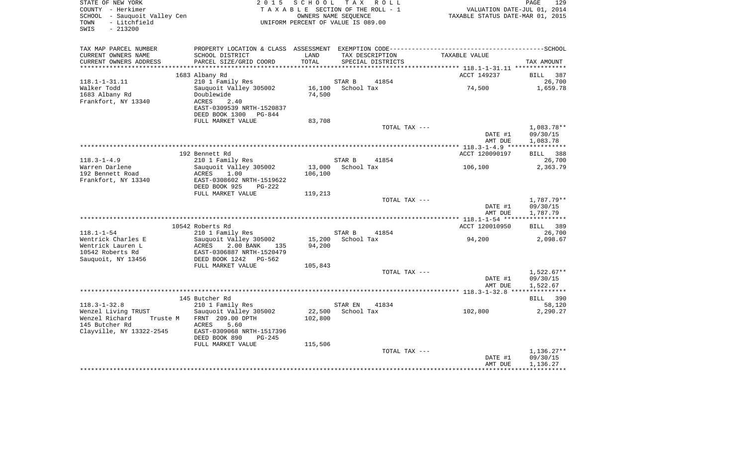STATE OF NEW YORK
COUNTY - Herkimer
SCHOOL - Sauquoit Valley Cen
TOWN - Litchfield
SWIS - 213200

2015 SCHOOL TAX ROLL
TAXABLE SECTION OF THE ROLL - 1
OWNERS NAME SEQUENCE
UNIFORM PERCENT OF VALUE IS 089.00

VALUATION DATE-JUL 01, 2014
TAXABLE STATUS DATE-MAR 01, 2015

```
TAX MAP PARCEL NUMBER     PROPERTY LOCATION & CLASS  ASSESSMENT  EXEMPTION CODE------------------------------------------------SCHOOL
CURRENT OWNERS NAME       SCHOOL DISTRICT              LAND      TAX DESCRIPTION            TAXABLE VALUE
CURRENT OWNERS ADDRESS    PARCEL SIZE/GRID COORD       TOTAL     SPECIAL DISTRICTS                                       TAX AMOUNT
*********************************************************************************************** 118.1-1-31.11 **************
                          1683 Albany Rd                                                    ACCT 149237          BILL   387
118.1-1-31.11             210 1 Family Res                        STAR B       41854                                  26,700
Walker Todd               Sauquoit Valley 305002       16,100     School Tax                      74,500            1,659.78
1683 Albany Rd            Doublewide                   74,500
Frankfort, NY 13340       ACRES      2.40
                          EAST-0309539 NRTH-1520837
                          DEED BOOK 1300   PG-844
                          FULL MARKET VALUE            83,708
                                                                       TOTAL TAX ---                                1,083.78**
                                                                                                     DATE #1        09/30/15
                                                                                                     AMT DUE        1,083.78
*********************************************************************************************** 118.3-1-4.9 ****************
                          192 Bennett Rd                                                    ACCT 120090197       BILL   388
118.3-1-4.9               210 1 Family Res                        STAR B       41854                                  26,700
Warren Darlene            Sauquoit Valley 305002       13,000     School Tax                     106,100            2,363.79
192 Bennett Road          ACRES      1.00              106,100
Frankfort, NY 13340       EAST-0308602 NRTH-1519622
                          DEED BOOK 925    PG-222
                          FULL MARKET VALUE           119,213
                                                                       TOTAL TAX ---                                1,787.79**
                                                                                                     DATE #1        09/30/15
                                                                                                     AMT DUE        1,787.79
*********************************************************************************************** 118.1-1-54 *****************
                          10542 Roberts Rd                                                  ACCT 120010950       BILL   389
118.1-1-54                210 1 Family Res                        STAR B       41854                                  26,700
Wentrick Charles E        Sauquoit Valley 305002       15,200     School Tax                      94,200            2,098.67
Wentrick Lauren L         ACRES      2.00 BANK     135  94,200
10542 Roberts Rd          EAST-0306887 NRTH-1520479
Sauquoit, NY 13456        DEED BOOK 1242   PG-562
                          FULL MARKET VALUE           105,843
                                                                       TOTAL TAX ---                                1,522.67**
                                                                                                     DATE #1        09/30/15
                                                                                                     AMT DUE        1,522.67
*********************************************************************************************** 118.3-1-32.8 ***************
                          145 Butcher Rd                                                                         BILL   390
118.3-1-32.8              210 1 Family Res                        STAR EN      41834                                  58,120
Wenzel Living TRUST       Sauquoit Valley 305002       22,500     School Tax                     102,800            2,290.27
Wenzel Richard   Truste M FRNT 209.00 DPTH             102,800
145 Butcher Rd            ACRES      5.60
Clayville, NY 13322-2545  EAST-0309068 NRTH-1517396
                          DEED BOOK 890    PG-245
                          FULL MARKET VALUE           115,506
                                                                       TOTAL TAX ---                                1,136.27**
                                                                                                     DATE #1        09/30/15
                                                                                                     AMT DUE        1,136.27
****************************************************************************************************************************
```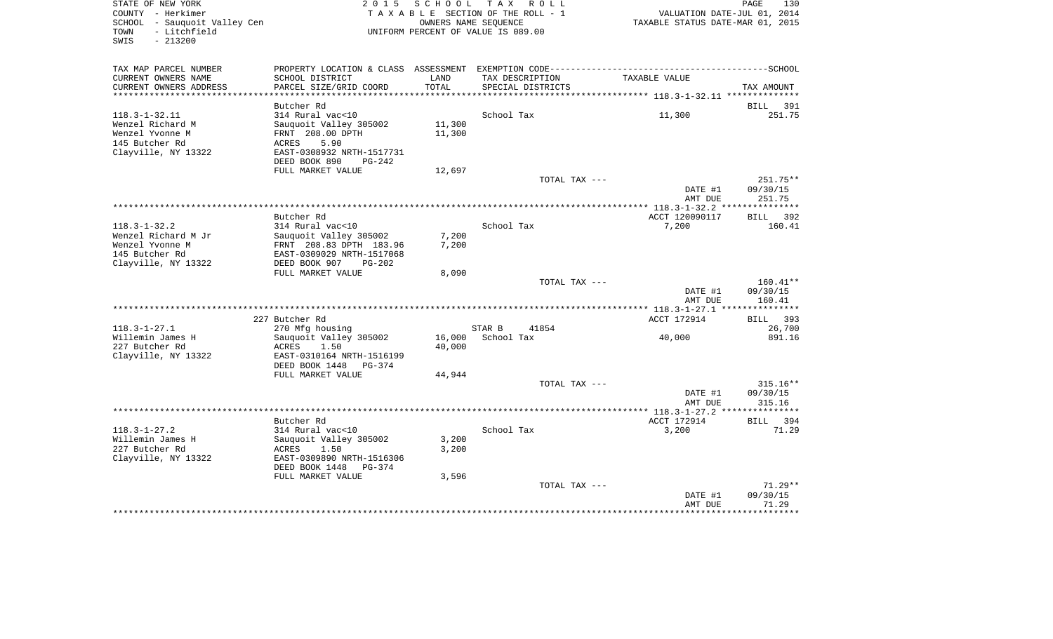STATE OF NEW YORK — 2 0 1 5 S C H O O L T A X R O L L
COUNTY - Herkimer — T A X A B L E SECTION OF THE ROLL - 1 — VALUATION DATE-JUL 01, 2014
SCHOOL - Sauquoit Valley Cen — OWNERS NAME SEQUENCE — TAXABLE STATUS DATE-MAR 01, 2015
TOWN - Litchfield — UNIFORM PERCENT OF VALUE IS 089.00
SWIS - 213200

| TAX MAP PARCEL NUMBER / CURRENT OWNERS NAME / CURRENT OWNERS ADDRESS | PROPERTY LOCATION & CLASS / SCHOOL DISTRICT / PARCEL SIZE/GRID COORD | ASSESSMENT LAND / TOTAL | EXEMPTION CODE / TAX DESCRIPTION / SPECIAL DISTRICTS | TAXABLE VALUE | TAX AMOUNT |
|---|---|---|---|---|---|
| 118.3-1-32.11 | Butcher Rd | | | | BILL 391 |
| | 314 Rural vac<10 | | School Tax | 11,300 | 251.75 |
| Wenzel Richard M | Sauquoit Valley 305002 | 11,300 | | | |
| Wenzel Yvonne M | FRNT 208.00 DPTH | 11,300 | | | |
| 145 Butcher Rd | ACRES 5.90 | | | | |
| Clayville, NY 13322 | EAST-0308932 NRTH-1517731 | | | | |
| | DEED BOOK 890 PG-242 | | | | |
| | FULL MARKET VALUE | 12,697 | | | |
| | | | TOTAL TAX --- | | 251.75** |
| | | | | DATE #1 | 09/30/15 |
| | | | | AMT DUE | 251.75 |
| 118.3-1-32.2 | Butcher Rd | | | ACCT 120090117 | BILL 392 |
| | 314 Rural vac<10 | | School Tax | 7,200 | 160.41 |
| Wenzel Richard M Jr | Sauquoit Valley 305002 | 7,200 | | | |
| Wenzel Yvonne M | FRNT 208.83 DPTH 183.96 | 7,200 | | | |
| 145 Butcher Rd | EAST-0309029 NRTH-1517068 | | | | |
| Clayville, NY 13322 | DEED BOOK 907 PG-202 | | | | |
| | FULL MARKET VALUE | 8,090 | | | |
| | | | TOTAL TAX --- | | 160.41** |
| | | | | DATE #1 | 09/30/15 |
| | | | | AMT DUE | 160.41 |
| 118.3-1-27.1 | 227 Butcher Rd | | | ACCT 172914 | BILL 393 |
| | 270 Mfg housing | | STAR B 41854 | | 26,700 |
| Willemin James H | Sauquoit Valley 305002 | 16,000 | School Tax | 40,000 | 891.16 |
| 227 Butcher Rd | ACRES 1.50 | 40,000 | | | |
| Clayville, NY 13322 | EAST-0310164 NRTH-1516199 | | | | |
| | DEED BOOK 1448 PG-374 | | | | |
| | FULL MARKET VALUE | 44,944 | | | |
| | | | TOTAL TAX --- | | 315.16** |
| | | | | DATE #1 | 09/30/15 |
| | | | | AMT DUE | 315.16 |
| 118.3-1-27.2 | Butcher Rd | | | ACCT 172914 | BILL 394 |
| | 314 Rural vac<10 | | School Tax | 3,200 | 71.29 |
| Willemin James H | Sauquoit Valley 305002 | 3,200 | | | |
| 227 Butcher Rd | ACRES 1.50 | 3,200 | | | |
| Clayville, NY 13322 | EAST-0309890 NRTH-1516306 | | | | |
| | DEED BOOK 1448 PG-374 | | | | |
| | FULL MARKET VALUE | 3,596 | | | |
| | | | TOTAL TAX --- | | 71.29** |
| | | | | DATE #1 | 09/30/15 |
| | | | | AMT DUE | 71.29 |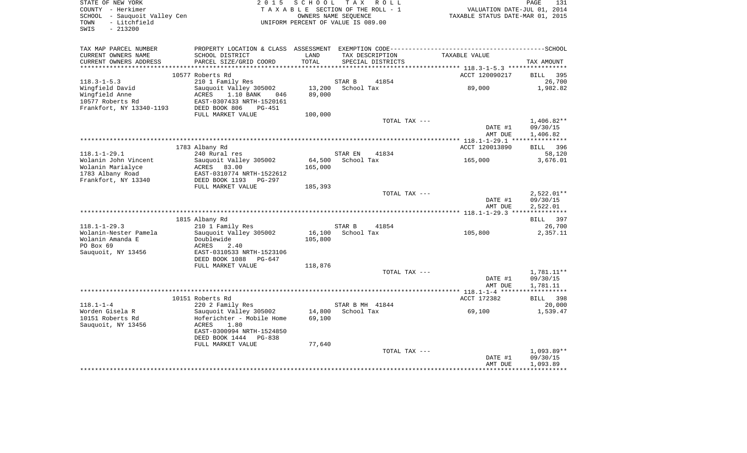STATE OF NEW YORK
COUNTY - Herkimer
SCHOOL - Sauquoit Valley Cen
TOWN - Litchfield
SWIS - 213200

2 0 1 5 S C H O O L T A X R O L L
T A X A B L E SECTION OF THE ROLL - 1
OWNERS NAME SEQUENCE
UNIFORM PERCENT OF VALUE IS 089.00

VALUATION DATE-JUL 01, 2014
TAXABLE STATUS DATE-MAR 01, 2015

| TAX MAP PARCEL NUMBER / CURRENT OWNERS NAME / CURRENT OWNERS ADDRESS | PROPERTY LOCATION & CLASS / SCHOOL DISTRICT / PARCEL SIZE/GRID COORD | ASSESSMENT LAND / TOTAL | EXEMPTION CODE / TAX DESCRIPTION / SPECIAL DISTRICTS | TAXABLE VALUE | SCHOOL TAX AMOUNT |
|---|---|---|---|---|---|
| 118.3-1-5.3 | 10577 Roberts Rd | | | ACCT 120090217 | BILL 395 |
| | 210 1 Family Res | | STAR B 41854 | | 26,700 |
| Wingfield David | Sauquoit Valley 305002 | 13,200 | School Tax | 89,000 | 1,982.82 |
| Wingfield Anne | ACRES 1.10 BANK 046 | 89,000 | | | |
| 10577 Roberts Rd | EAST-0307433 NRTH-1520161 | | | | |
| Frankfort, NY 13340-1193 | DEED BOOK 806 PG-451 | | | | |
| | FULL MARKET VALUE | 100,000 | | | |
| | | | TOTAL TAX --- | | 1,406.82** |
| | | | | DATE #1 | 09/30/15 |
| | | | | AMT DUE | 1,406.82 |
| 118.1-1-29.1 | 1783 Albany Rd | | | ACCT 120013890 | BILL 396 |
| | 240 Rural res | | STAR EN 41834 | | 58,120 |
| Wolanin John Vincent | Sauquoit Valley 305002 | 64,500 | School Tax | 165,000 | 3,676.01 |
| Wolanin Marialyce | ACRES 83.00 | 165,000 | | | |
| 1783 Albany Road | EAST-0310774 NRTH-1522612 | | | | |
| Frankfort, NY 13340 | DEED BOOK 1193 PG-297 | | | | |
| | FULL MARKET VALUE | 185,393 | | | |
| | | | TOTAL TAX --- | | 2,522.01** |
| | | | | DATE #1 | 09/30/15 |
| | | | | AMT DUE | 2,522.01 |
| 118.1-1-29.3 | 1815 Albany Rd | | | | BILL 397 |
| | 210 1 Family Res | | STAR B 41854 | | 26,700 |
| Wolanin-Nester Pamela | Sauquoit Valley 305002 | 16,100 | School Tax | 105,800 | 2,357.11 |
| Wolanin Amanda E | Doublewide | 105,800 | | | |
| PO Box 69 | ACRES 2.40 | | | | |
| Sauquoit, NY 13456 | EAST-0310533 NRTH-1523106 | | | | |
| | DEED BOOK 1088 PG-647 | | | | |
| | FULL MARKET VALUE | 118,876 | | | |
| | | | TOTAL TAX --- | | 1,781.11** |
| | | | | DATE #1 | 09/30/15 |
| | | | | AMT DUE | 1,781.11 |
| 118.1-1-4 | 10151 Roberts Rd | | | ACCT 172382 | BILL 398 |
| | 220 2 Family Res | | STAR B MH 41844 | | 20,000 |
| Worden Gisela R | Sauquoit Valley 305002 | 14,800 | School Tax | 69,100 | 1,539.47 |
| 10151 Roberts Rd | Hoferichter - Mobile Home | 69,100 | | | |
| Sauquoit, NY 13456 | ACRES 1.80 | | | | |
| | EAST-0300994 NRTH-1524850 | | | | |
| | DEED BOOK 1444 PG-838 | | | | |
| | FULL MARKET VALUE | 77,640 | | | |
| | | | TOTAL TAX --- | | 1,093.89** |
| | | | | DATE #1 | 09/30/15 |
| | | | | AMT DUE | 1,093.89 |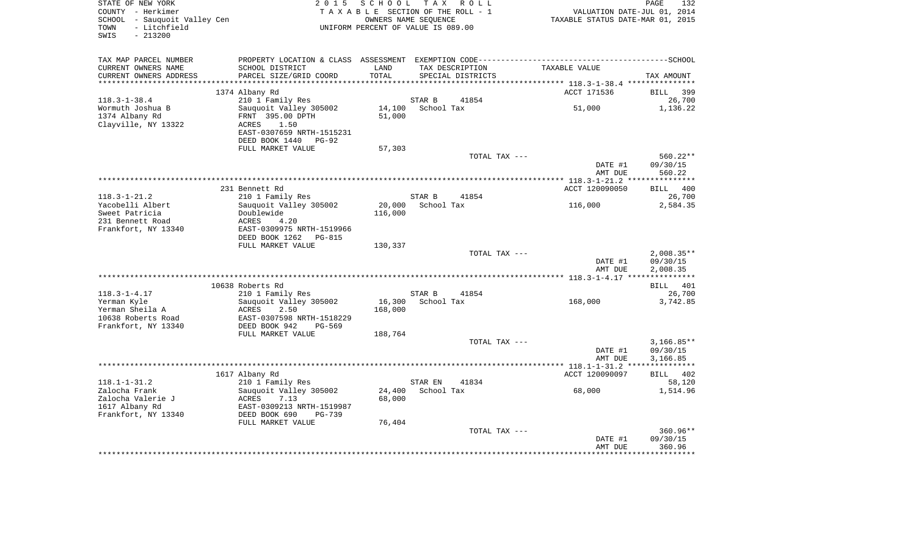STATE OF NEW YORK
COUNTY - Herkimer
SCHOOL - Sauquoit Valley Cen
TOWN - Litchfield
SWIS - 213200

2015 SCHOOL TAX ROLL
TAXABLE SECTION OF THE ROLL - 1
OWNERS NAME SEQUENCE
UNIFORM PERCENT OF VALUE IS 089.00

VALUATION DATE-JUL 01, 2014
TAXABLE STATUS DATE-MAR 01, 2015

| TAX MAP PARCEL NUMBER / CURRENT OWNERS NAME / CURRENT OWNERS ADDRESS | PROPERTY LOCATION & CLASS / SCHOOL DISTRICT / PARCEL SIZE/GRID COORD | ASSESSMENT LAND / TOTAL | EXEMPTION CODE / TAX DESCRIPTION / SPECIAL DISTRICTS | TAXABLE VALUE | TAX AMOUNT |
|---|---|---|---|---|---|
| | 1374 Albany Rd | | | ACCT 171536 | BILL 399 |
| 118.3-1-38.4 | 210 1 Family Res | | STAR B 41854 | | 26,700 |
| Wormuth Joshua B | Sauquoit Valley 305002 | 14,100 | School Tax | 51,000 | 1,136.22 |
| 1374 Albany Rd | FRNT 395.00 DPTH | 51,000 | | | |
| Clayville, NY 13322 | ACRES 1.50 | | | | |
| | EAST-0307659 NRTH-1515231 | | | | |
| | DEED BOOK 1440 PG-92 | | | | |
| | FULL MARKET VALUE | 57,303 | | | |
| | | | TOTAL TAX --- | | 560.22** |
| | | | | DATE #1 | 09/30/15 |
| | | | | AMT DUE | 560.22 |
| | 231 Bennett Rd | | | ACCT 120090050 | BILL 400 |
| 118.3-1-21.2 | 210 1 Family Res | | STAR B 41854 | | 26,700 |
| Yacobelli Albert | Sauquoit Valley 305002 | 20,000 | School Tax | 116,000 | 2,584.35 |
| Sweet Patricia | Doublewide | 116,000 | | | |
| 231 Bennett Road | ACRES 4.20 | | | | |
| Frankfort, NY 13340 | EAST-0309975 NRTH-1519966 | | | | |
| | DEED BOOK 1262 PG-815 | | | | |
| | FULL MARKET VALUE | 130,337 | | | |
| | | | TOTAL TAX --- | | 2,008.35** |
| | | | | DATE #1 | 09/30/15 |
| | | | | AMT DUE | 2,008.35 |
| | 10638 Roberts Rd | | | | BILL 401 |
| 118.3-1-4.17 | 210 1 Family Res | | STAR B 41854 | | 26,700 |
| Yerman Kyle | Sauquoit Valley 305002 | 16,300 | School Tax | 168,000 | 3,742.85 |
| Yerman Sheila A | ACRES 2.50 | 168,000 | | | |
| 10638 Roberts Road | EAST-0307598 NRTH-1518229 | | | | |
| Frankfort, NY 13340 | DEED BOOK 942 PG-569 | | | | |
| | FULL MARKET VALUE | 188,764 | | | |
| | | | TOTAL TAX --- | | 3,166.85** |
| | | | | DATE #1 | 09/30/15 |
| | | | | AMT DUE | 3,166.85 |
| | 1617 Albany Rd | | | ACCT 120090097 | BILL 402 |
| 118.1-1-31.2 | 210 1 Family Res | | STAR EN 41834 | | 58,120 |
| Zalocha Frank | Sauquoit Valley 305002 | 24,400 | School Tax | 68,000 | 1,514.96 |
| Zalocha Valerie J | ACRES 7.13 | 68,000 | | | |
| 1617 Albany Rd | EAST-0309213 NRTH-1519987 | | | | |
| Frankfort, NY 13340 | DEED BOOK 690 PG-739 | | | | |
| | FULL MARKET VALUE | 76,404 | | | |
| | | | TOTAL TAX --- | | 360.96** |
| | | | | DATE #1 | 09/30/15 |
| | | | | AMT DUE | 360.96 |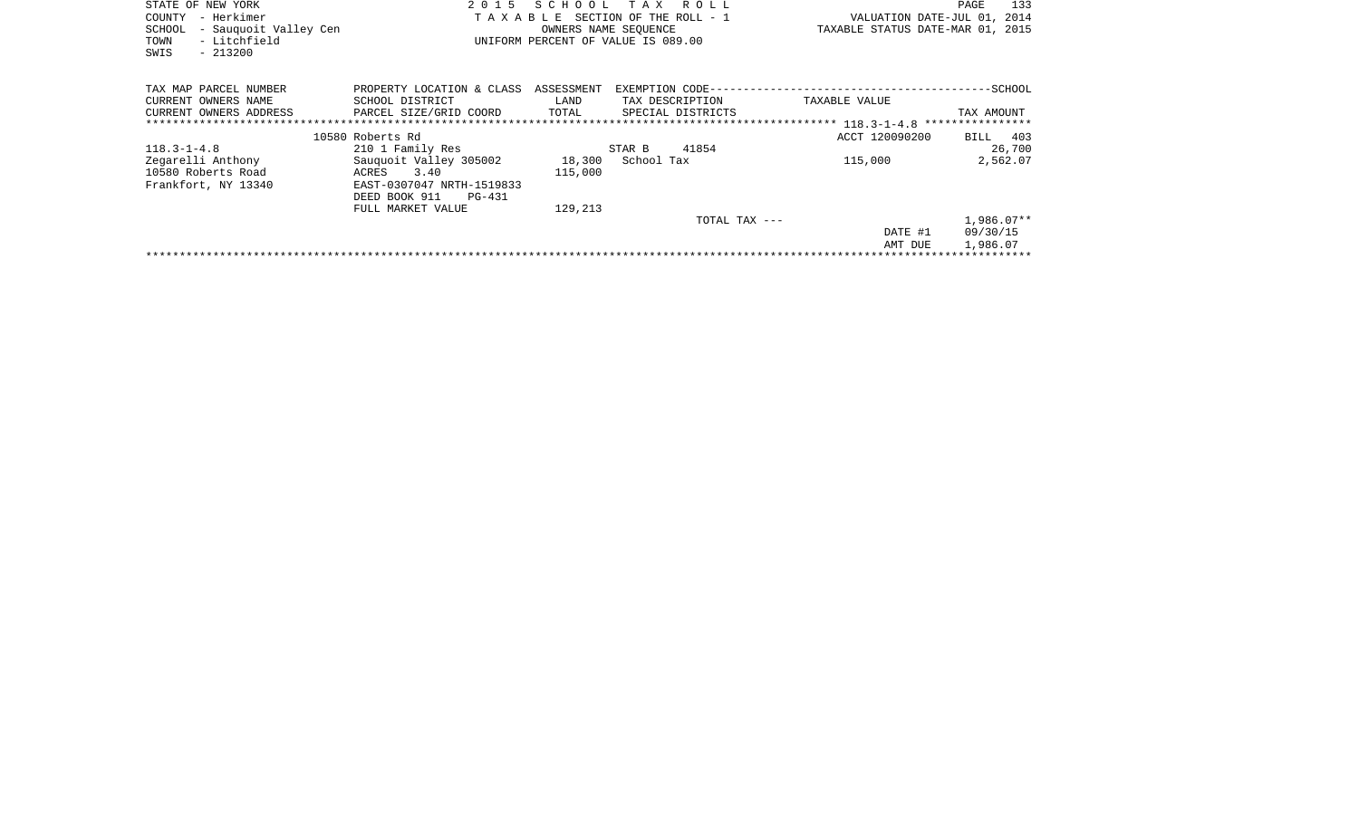STATE OF NEW YORK
COUNTY - Herkimer
SCHOOL - Sauquoit Valley Cen
TOWN - Litchfield
SWIS - 213200

2015 SCHOOL TAX ROLL
TAXABLE SECTION OF THE ROLL - 1
OWNERS NAME SEQUENCE
UNIFORM PERCENT OF VALUE IS 089.00

VALUATION DATE-JUL 01, 2014
TAXABLE STATUS DATE-MAR 01, 2015

| TAX MAP PARCEL NUMBER<br>CURRENT OWNERS NAME<br>CURRENT OWNERS ADDRESS | PROPERTY LOCATION & CLASS<br>SCHOOL DISTRICT<br>PARCEL SIZE/GRID COORD | ASSESSMENT<br>LAND<br>TOTAL | EXEMPTION CODE<br>TAX DESCRIPTION<br>SPECIAL DISTRICTS | TAXABLE VALUE | SCHOOL<br>TAX AMOUNT |
|---|---|---|---|---|---|
| | 10580 Roberts Rd | | | ACCT 120090200 | BILL 403 |
| 118.3-1-4.8 | 210 1 Family Res | | STAR B 41854 | | 26,700 |
| Zegarelli Anthony | Sauquoit Valley 305002 | 18,300 | School Tax | 115,000 | 2,562.07 |
| 10580 Roberts Road | ACRES 3.40 | 115,000 | | | |
| Frankfort, NY 13340 | EAST-0307047 NRTH-1519833 | | | | |
| | DEED BOOK 911 PG-431 | | | | |
| | FULL MARKET VALUE | 129,213 | | | |
| | | | TOTAL TAX --- | | 1,986.07** |
| | | | | DATE #1 | 09/30/15 |
| | | | | AMT DUE | 1,986.07 |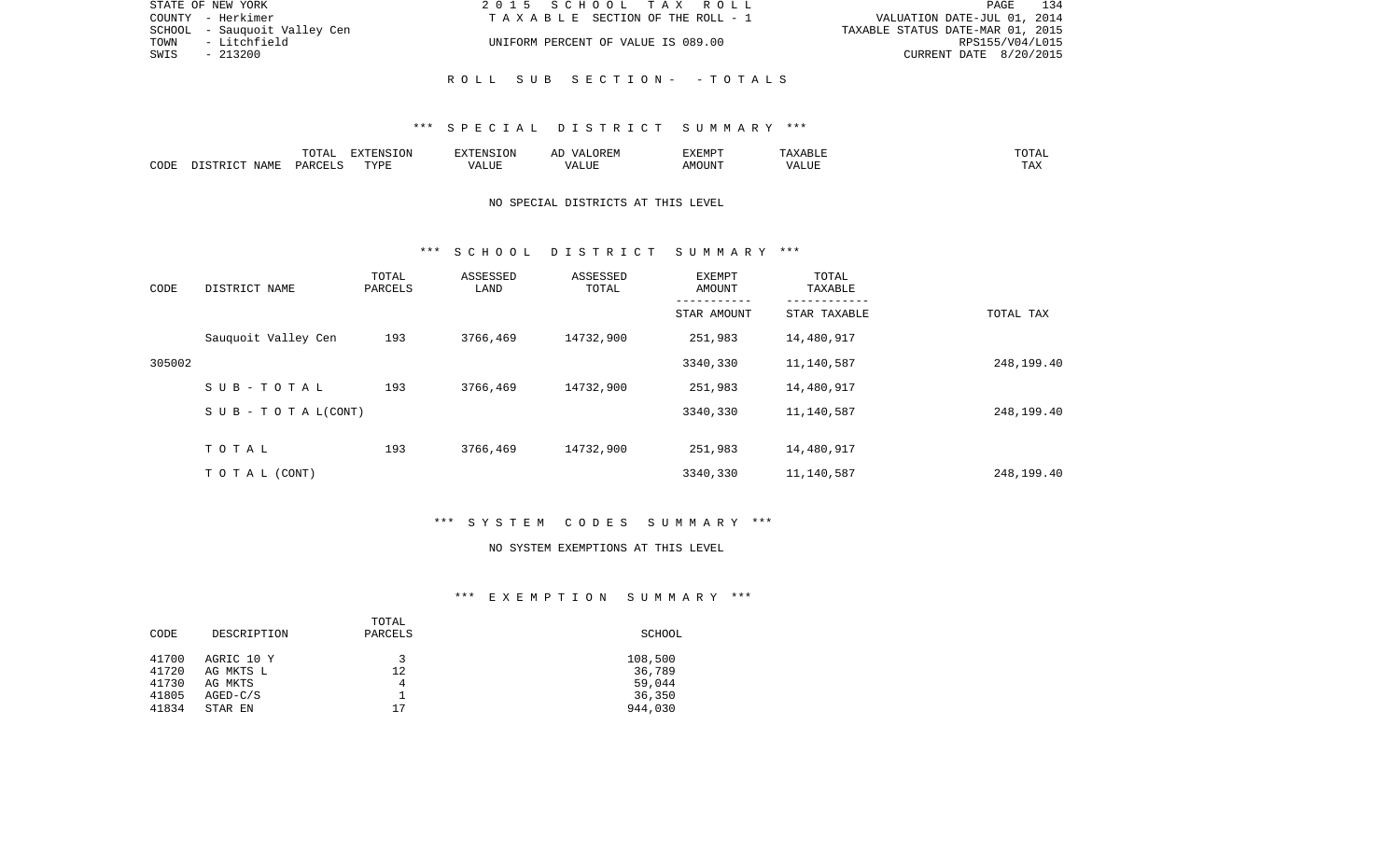STATE OF NEW YORK
COUNTY - Herkimer
SCHOOL - Sauquoit Valley Cen
TOWN - Litchfield
SWIS - 213200

2015 SCHOOL TAX ROLL
TAXABLE SECTION OF THE ROLL - 1
UNIFORM PERCENT OF VALUE IS 089.00

VALUATION DATE-JUL 01, 2014
TAXABLE STATUS DATE-MAR 01, 2015
RPS155/V04/L015
CURRENT DATE 8/20/2015

## ROLL SUB SECTION - - TOTALS

### *** SPECIAL DISTRICT SUMMARY ***

| CODE | DISTRICT NAME | TOTAL PARCELS | EXTENSION TYPE | EXTENSION VALUE | AD VALOREM VALUE | EXEMPT AMOUNT | TAXABLE VALUE | TOTAL TAX |
|---|---|---|---|---|---|---|---|---|

NO SPECIAL DISTRICTS AT THIS LEVEL

### *** SCHOOL DISTRICT SUMMARY ***

| CODE | DISTRICT NAME | TOTAL PARCELS | ASSESSED LAND | ASSESSED TOTAL | EXEMPT AMOUNT / STAR AMOUNT | TOTAL TAXABLE / STAR TAXABLE | TOTAL TAX |
|---|---|---|---|---|---|---|---|
| | Sauquoit Valley Cen | 193 | 3766,469 | 14732,900 | 251,983 | 14,480,917 | |
| 305002 | | | | | 3340,330 | 11,140,587 | 248,199.40 |
| | SUB-TOTAL | 193 | 3766,469 | 14732,900 | 251,983 | 14,480,917 | |
| | SUB - TOTAL(CONT) | | | | 3340,330 | 11,140,587 | 248,199.40 |
| | TOTAL | 193 | 3766,469 | 14732,900 | 251,983 | 14,480,917 | |
| | TOTAL (CONT) | | | | 3340,330 | 11,140,587 | 248,199.40 |

### *** SYSTEM CODES SUMMARY ***

NO SYSTEM EXEMPTIONS AT THIS LEVEL

### *** EXEMPTION SUMMARY ***

| CODE | DESCRIPTION | TOTAL PARCELS | SCHOOL |
|---|---|---|---|
| 41700 | AGRIC 10 Y | 3 | 108,500 |
| 41720 | AG MKTS L | 12 | 36,789 |
| 41730 | AG MKTS | 4 | 59,044 |
| 41805 | AGED-C/S | 1 | 36,350 |
| 41834 | STAR EN | 17 | 944,030 |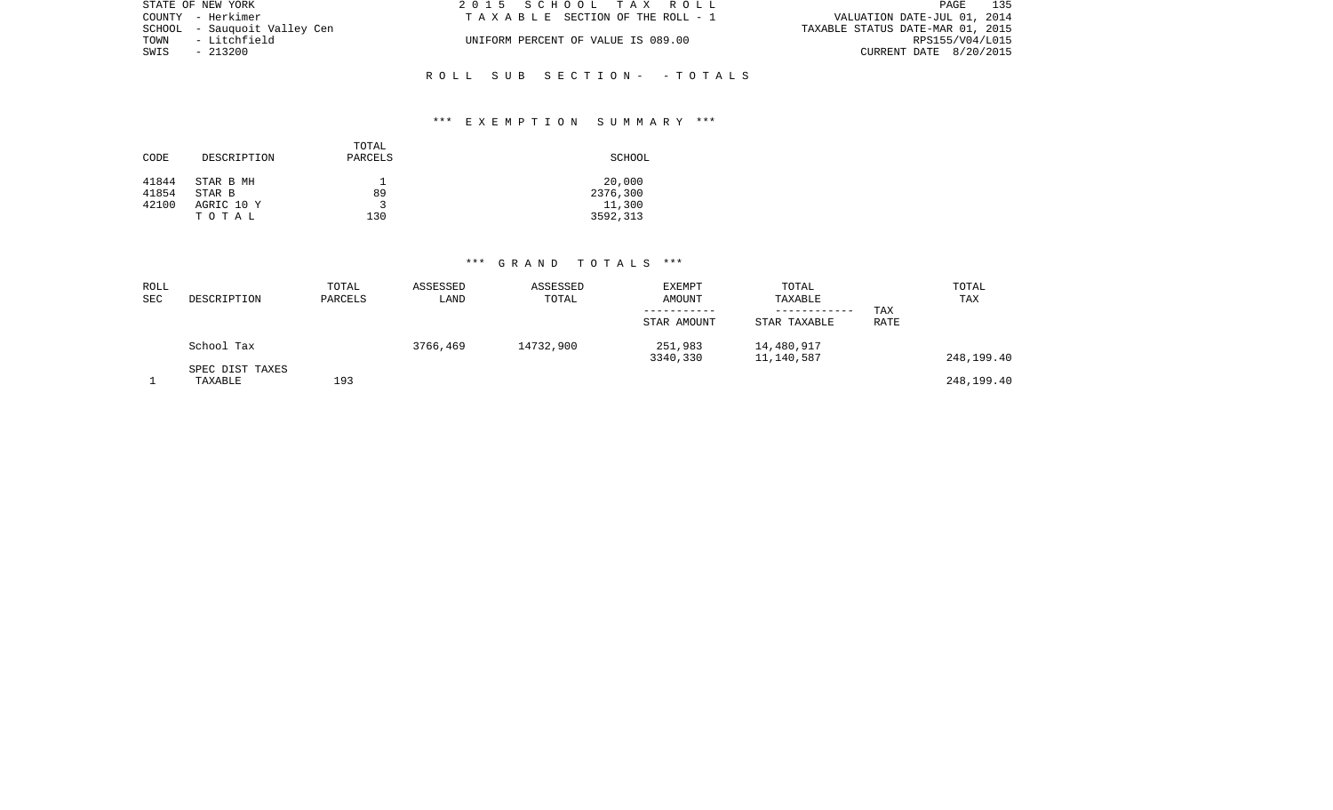STATE OF NEW YORK
COUNTY - Herkimer
SCHOOL - Sauquoit Valley Cen
TOWN - Litchfield
SWIS - 213200

2 0 1 5 S C H O O L T A X R O L L
T A X A B L E SECTION OF THE ROLL - 1
UNIFORM PERCENT OF VALUE IS 089.00

VALUATION DATE-JUL 01, 2014
TAXABLE STATUS DATE-MAR 01, 2015
RPS155/V04/L015
CURRENT DATE 8/20/2015

R O L L S U B S E C T I O N - - T O T A L S

*** E X E M P T I O N S U M M A R Y ***

| CODE | DESCRIPTION | TOTAL PARCELS | SCHOOL |
|---|---|---|---|
| 41844 | STAR B MH | 1 | 20,000 |
| 41854 | STAR B | 89 | 2376,300 |
| 42100 | AGRIC 10 Y | 3 | 11,300 |
| | T O T A L | 130 | 3592,313 |

*** G R A N D T O T A L S ***

| ROLL SEC | DESCRIPTION | TOTAL PARCELS | ASSESSED LAND | ASSESSED TOTAL | EXEMPT AMOUNT / STAR AMOUNT | TOTAL TAXABLE / STAR TAXABLE | TAX RATE | TOTAL TAX |
|---|---|---|---|---|---|---|---|---|
| | School Tax | | 3766,469 | 14732,900 | 251,983 | 14,480,917 | | |
| | | | | | 3340,330 | 11,140,587 | | 248,199.40 |
| | SPEC DIST TAXES | | | | | | | |
| 1 | TAXABLE | 193 | | | | | | 248,199.40 |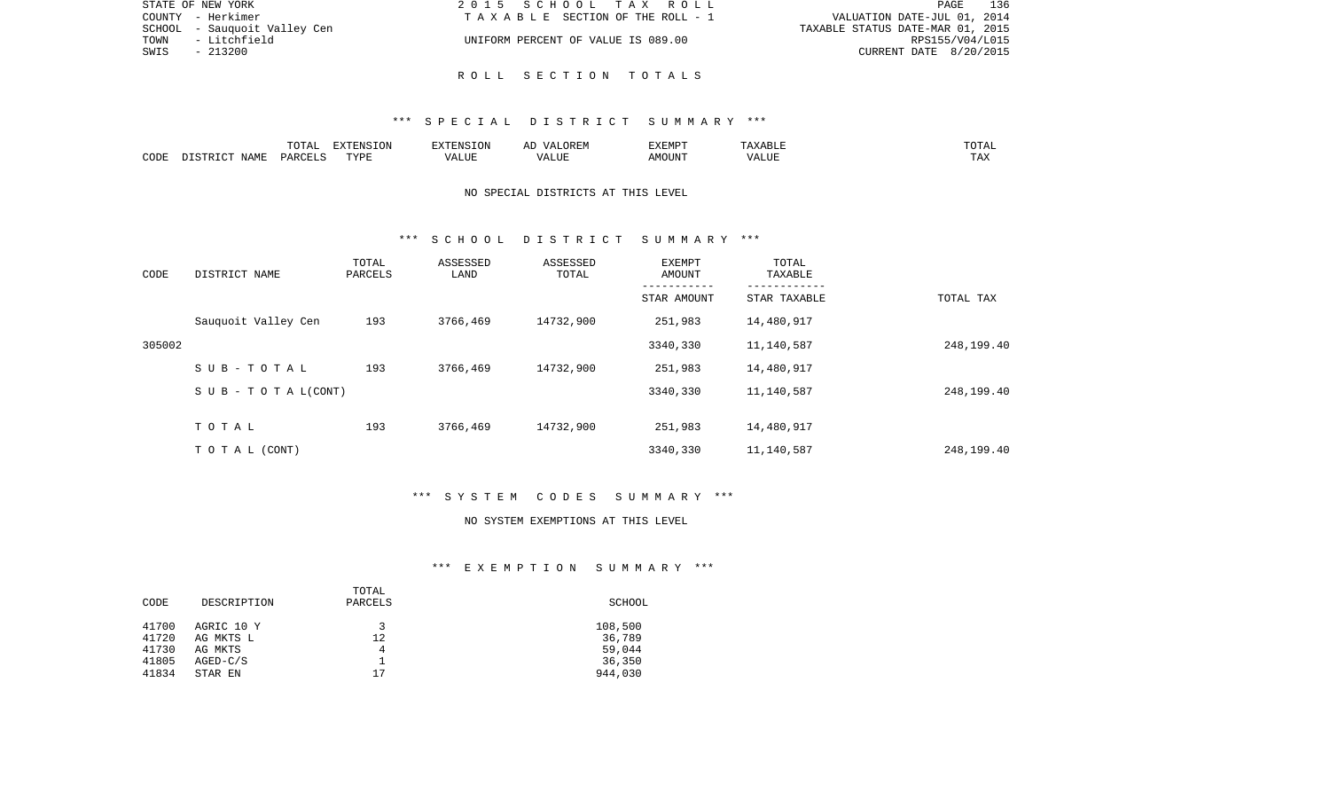STATE OF NEW YORK
COUNTY - Herkimer
SCHOOL - Sauquoit Valley Cen
TOWN - Litchfield
SWIS - 213200

2 0 1 5 S C H O O L T A X R O L L
T A X A B L E SECTION OF THE ROLL - 1
UNIFORM PERCENT OF VALUE IS 089.00

VALUATION DATE-JUL 01, 2014
TAXABLE STATUS DATE-MAR 01, 2015
RPS155/V04/L015
CURRENT DATE 8/20/2015

R O L L S E C T I O N T O T A L S

*** S P E C I A L D I S T R I C T S U M M A R Y ***

| CODE | DISTRICT NAME | TOTAL PARCELS | EXTENSION TYPE | EXTENSION VALUE | AD VALOREM VALUE | EXEMPT AMOUNT | TAXABLE VALUE | TOTAL TAX |
|---|---|---|---|---|---|---|---|---|

NO SPECIAL DISTRICTS AT THIS LEVEL

*** S C H O O L D I S T R I C T S U M M A R Y ***

| CODE | DISTRICT NAME | TOTAL PARCELS | ASSESSED LAND | ASSESSED TOTAL | EXEMPT AMOUNT / STAR AMOUNT | TOTAL TAXABLE / STAR TAXABLE | TOTAL TAX |
|---|---|---|---|---|---|---|---|
| | Sauquoit Valley Cen | 193 | 3766,469 | 14732,900 | 251,983 | 14,480,917 | |
| 305002 | | | | | 3340,330 | 11,140,587 | 248,199.40 |
| | S U B - T O T A L | 193 | 3766,469 | 14732,900 | 251,983 | 14,480,917 | |
| | S U B - T O T A L(CONT) | | | | 3340,330 | 11,140,587 | 248,199.40 |
| | T O T A L | 193 | 3766,469 | 14732,900 | 251,983 | 14,480,917 | |
| | T O T A L (CONT) | | | | 3340,330 | 11,140,587 | 248,199.40 |

*** S Y S T E M C O D E S S U M M A R Y ***

NO SYSTEM EXEMPTIONS AT THIS LEVEL

*** E X E M P T I O N S U M M A R Y ***

| CODE | DESCRIPTION | TOTAL PARCELS | SCHOOL |
|---|---|---|---|
| 41700 | AGRIC 10 Y | 3 | 108,500 |
| 41720 | AG MKTS L | 12 | 36,789 |
| 41730 | AG MKTS | 4 | 59,044 |
| 41805 | AGED-C/S | 1 | 36,350 |
| 41834 | STAR EN | 17 | 944,030 |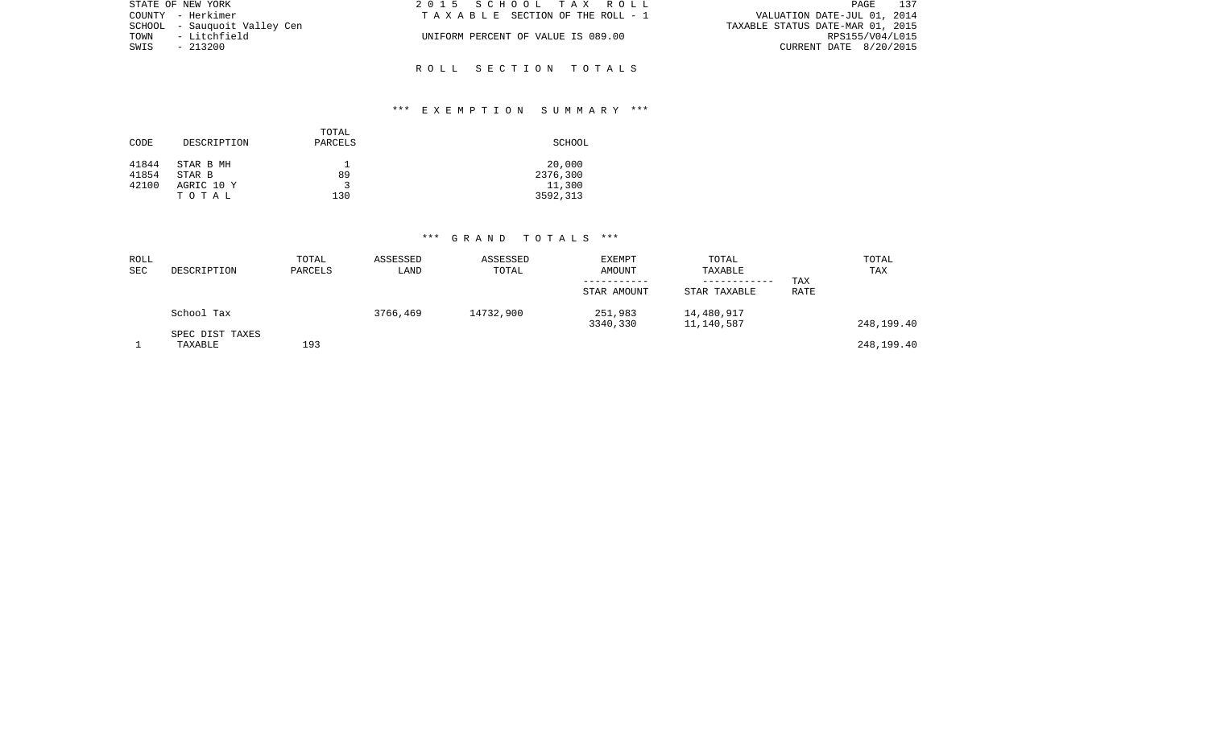STATE OF NEW YORK
COUNTY - Herkimer
SCHOOL - Sauquoit Valley Cen
TOWN - Litchfield
SWIS - 213200

2 0 1 5 S C H O O L T A X R O L L
T A X A B L E SECTION OF THE ROLL - 1

UNIFORM PERCENT OF VALUE IS 089.00

VALUATION DATE-JUL 01, 2014
TAXABLE STATUS DATE-MAR 01, 2015
RPS155/V04/L015
CURRENT DATE 8/20/2015

## R O L L S E C T I O N T O T A L S

### *** E X E M P T I O N S U M M A R Y ***

| CODE | DESCRIPTION | TOTAL PARCELS | SCHOOL |
|---|---|---|---|
| 41844 | STAR B MH | 1 | 20,000 |
| 41854 | STAR B | 89 | 2376,300 |
| 42100 | AGRIC 10 Y | 3 | 11,300 |
| | T O T A L | 130 | 3592,313 |

### *** G R A N D T O T A L S ***

| ROLL SEC | DESCRIPTION | TOTAL PARCELS | ASSESSED LAND | ASSESSED TOTAL | EXEMPT AMOUNT / STAR AMOUNT | TOTAL TAXABLE / STAR TAXABLE | TAX RATE | TOTAL TAX |
|---|---|---|---|---|---|---|---|---|
| | School Tax | | 3766,469 | 14732,900 | 251,983<br>3340,330 | 14,480,917<br>11,140,587 | | 248,199.40 |
| | SPEC DIST TAXES | | | | | | | |
| 1 | TAXABLE | 193 | | | | | | 248,199.40 |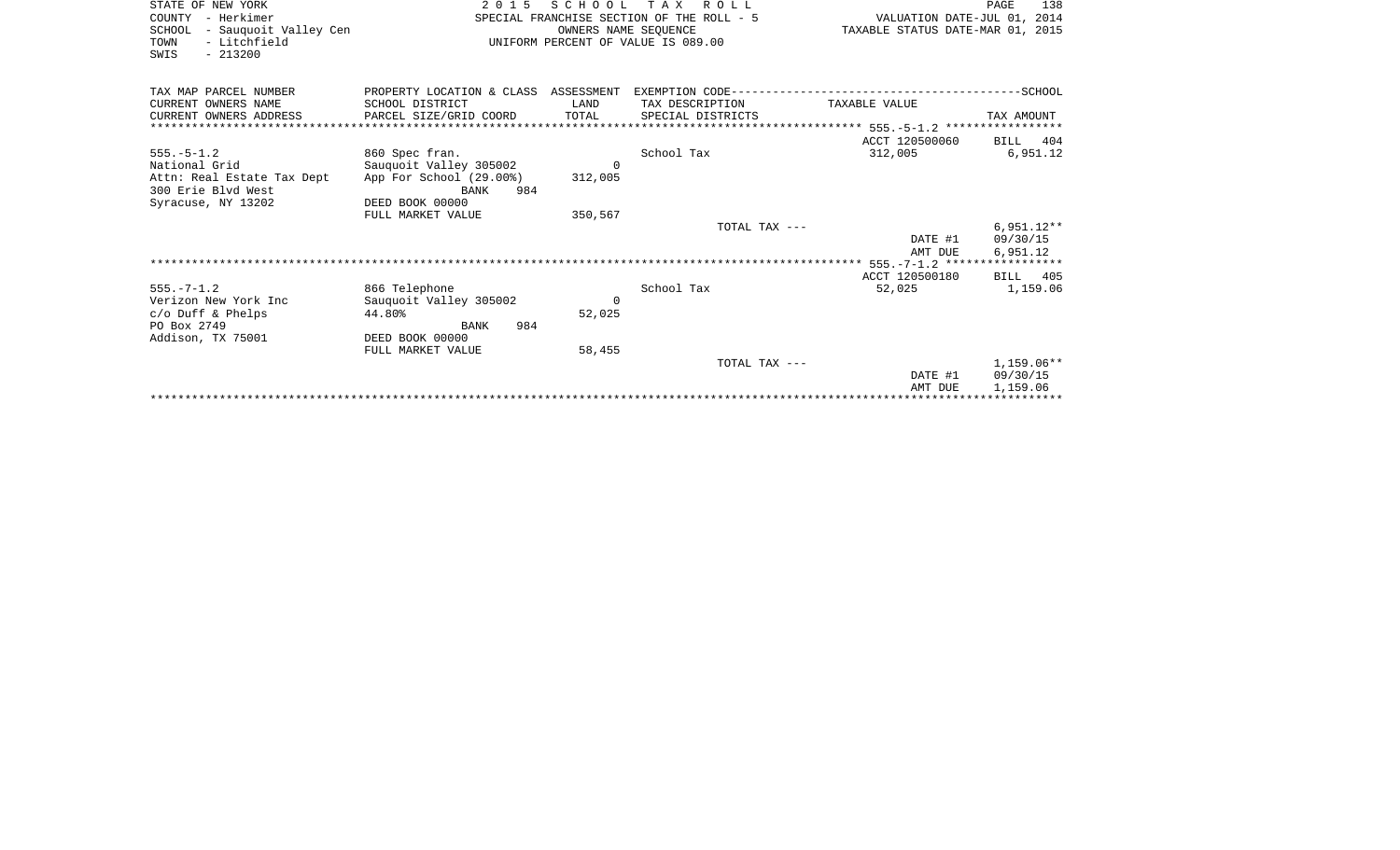STATE OF NEW YORK
COUNTY - Herkimer
SCHOOL - Sauquoit Valley Cen
TOWN - Litchfield
SWIS - 213200

2 0 1 5 S C H O O L T A X R O L L
SPECIAL FRANCHISE SECTION OF THE ROLL - 5
OWNERS NAME SEQUENCE
UNIFORM PERCENT OF VALUE IS 089.00

VALUATION DATE-JUL 01, 2014
TAXABLE STATUS DATE-MAR 01, 2015

| TAX MAP PARCEL NUMBER / CURRENT OWNERS NAME / CURRENT OWNERS ADDRESS | PROPERTY LOCATION & CLASS / SCHOOL DISTRICT / PARCEL SIZE/GRID COORD | ASSESSMENT LAND / TOTAL | EXEMPTION CODE / TAX DESCRIPTION / SPECIAL DISTRICTS | TAXABLE VALUE | SCHOOL TAX AMOUNT |
|---|---|---|---|---|---|
| 555.-5-1.2 | | | | ACCT 120500060 | BILL 404 |
| 555.-5-1.2 | 860 Spec fran. | | School Tax | 312,005 | 6,951.12 |
| National Grid | Sauquoit Valley 305002 | 0 | | | |
| Attn: Real Estate Tax Dept | App For School (29.00%) | 312,005 | | | |
| 300 Erie Blvd West | BANK 984 | | | | |
| Syracuse, NY 13202 | DEED BOOK 00000 | | | | |
| | FULL MARKET VALUE | 350,567 | | | |
| | | | TOTAL TAX --- | | 6,951.12** |
| | | | | DATE #1 | 09/30/15 |
| | | | | AMT DUE | 6,951.12 |
| 555.-7-1.2 | | | | ACCT 120500180 | BILL 405 |
| 555.-7-1.2 | 866 Telephone | | School Tax | 52,025 | 1,159.06 |
| Verizon New York Inc | Sauquoit Valley 305002 | 0 | | | |
| c/o Duff & Phelps | 44.80% | 52,025 | | | |
| PO Box 2749 | BANK 984 | | | | |
| Addison, TX 75001 | DEED BOOK 00000 | | | | |
| | FULL MARKET VALUE | 58,455 | | | |
| | | | TOTAL TAX --- | | 1,159.06** |
| | | | | DATE #1 | 09/30/15 |
| | | | | AMT DUE | 1,159.06 |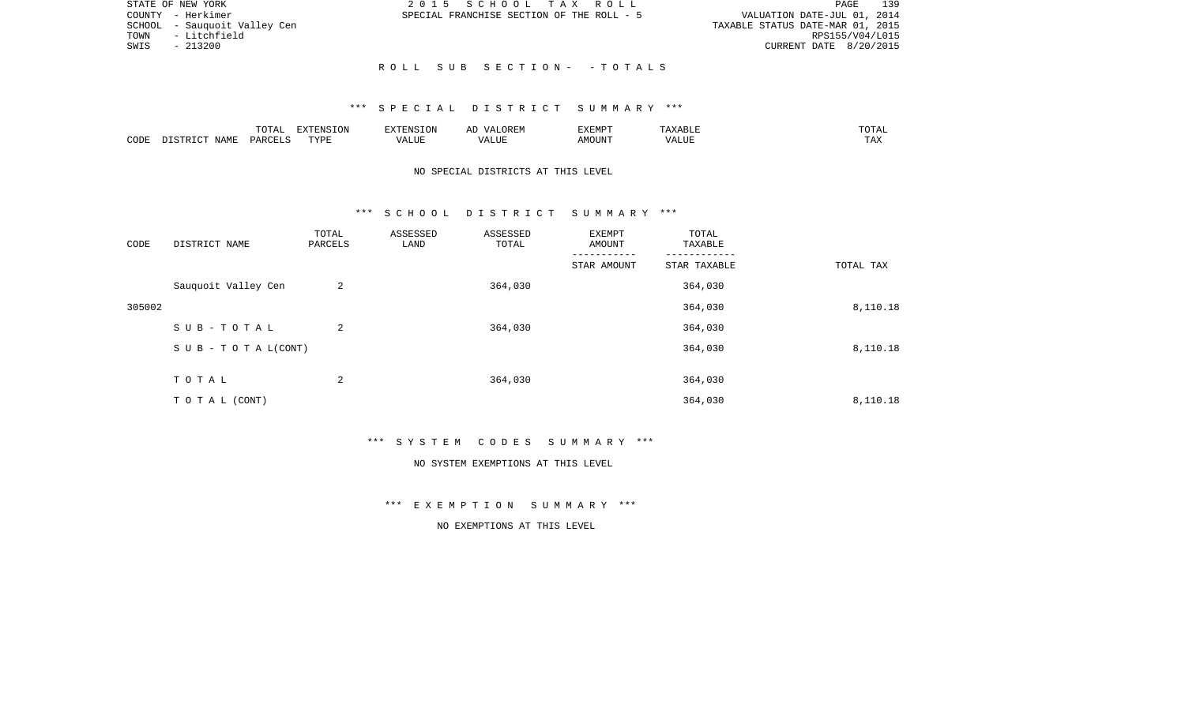STATE OF NEW YORK
COUNTY - Herkimer
SCHOOL - Sauquoit Valley Cen
TOWN - Litchfield
SWIS - 213200

2 0 1 5 S C H O O L T A X R O L L
SPECIAL FRANCHISE SECTION OF THE ROLL - 5

VALUATION DATE-JUL 01, 2014
TAXABLE STATUS DATE-MAR 01, 2015
RPS155/V04/L015
CURRENT DATE 8/20/2015

R O L L S U B S E C T I O N - - T O T A L S

*** S P E C I A L D I S T R I C T S U M M A R Y ***

| CODE | DISTRICT NAME | TOTAL PARCELS | EXTENSION TYPE | EXTENSION VALUE | AD VALOREM VALUE | EXEMPT AMOUNT | TAXABLE VALUE | TOTAL TAX |
|---|---|---|---|---|---|---|---|---|

NO SPECIAL DISTRICTS AT THIS LEVEL

*** S C H O O L D I S T R I C T S U M M A R Y ***

| CODE | DISTRICT NAME | TOTAL PARCELS | ASSESSED LAND | ASSESSED TOTAL | EXEMPT AMOUNT / STAR AMOUNT | TOTAL TAXABLE / STAR TAXABLE | TOTAL TAX |
|---|---|---|---|---|---|---|---|
| | Sauquoit Valley Cen | 2 | | 364,030 | | 364,030 | |
| 305002 | | | | | | 364,030 | 8,110.18 |
| | S U B - T O T A L | 2 | | 364,030 | | 364,030 | |
| | S U B - T O T A L(CONT) | | | | | 364,030 | 8,110.18 |
| | T O T A L | 2 | | 364,030 | | 364,030 | |
| | T O T A L (CONT) | | | | | 364,030 | 8,110.18 |

*** S Y S T E M C O D E S S U M M A R Y ***

NO SYSTEM EXEMPTIONS AT THIS LEVEL

*** E X E M P T I O N S U M M A R Y ***

NO EXEMPTIONS AT THIS LEVEL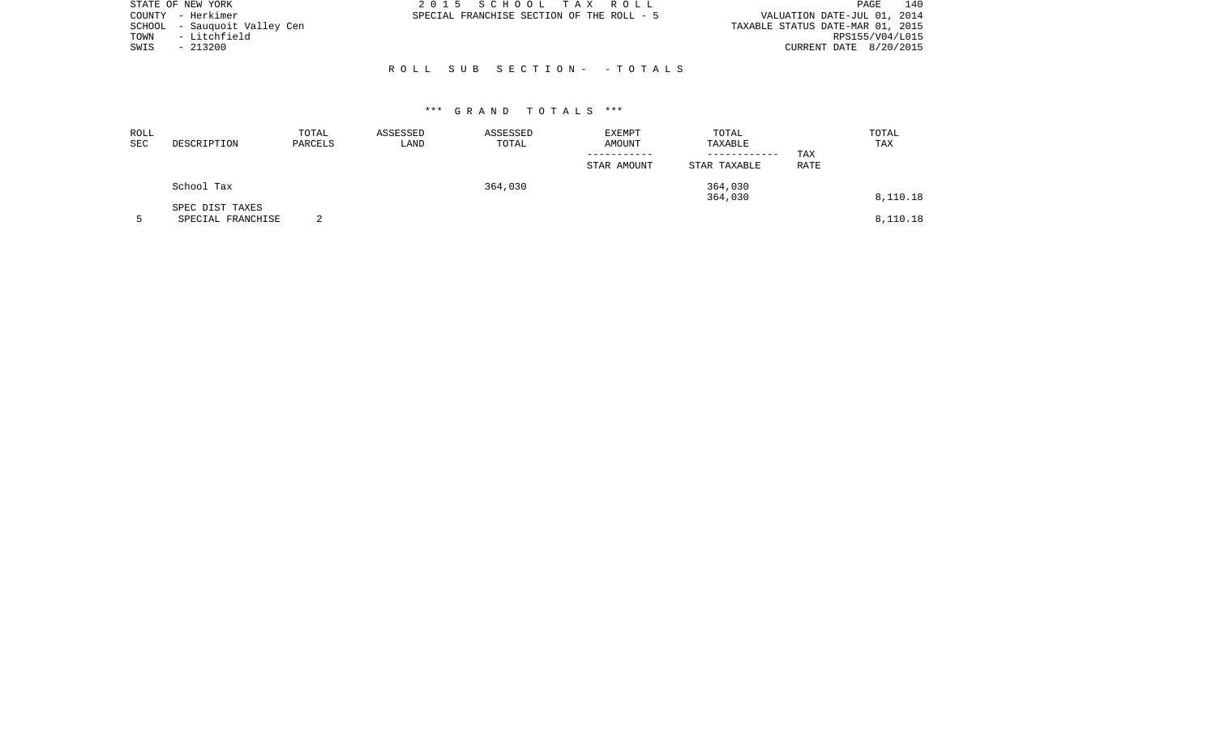STATE OF NEW YORK
COUNTY - Herkimer
SCHOOL - Sauquoit Valley Cen
TOWN - Litchfield
SWIS - 213200

2 0 1 5 S C H O O L T A X R O L L
SPECIAL FRANCHISE SECTION OF THE ROLL - 5

VALUATION DATE-JUL 01, 2014
TAXABLE STATUS DATE-MAR 01, 2015
RPS155/V04/L015
CURRENT DATE 8/20/2015

R O L L S U B S E C T I O N - - T O T A L S

*** G R A N D T O T A L S ***

| ROLL SEC | DESCRIPTION | TOTAL PARCELS | ASSESSED LAND | ASSESSED TOTAL | EXEMPT AMOUNT / STAR AMOUNT | TOTAL TAXABLE / STAR TAXABLE | TAX RATE | TOTAL TAX |
|---|---|---|---|---|---|---|---|---|
| | School Tax | | | 364,030 | | 364,030 | | |
| | | | | | | 364,030 | | 8,110.18 |
| | SPEC DIST TAXES | | | | | | | |
| 5 | SPECIAL FRANCHISE | 2 | | | | | | 8,110.18 |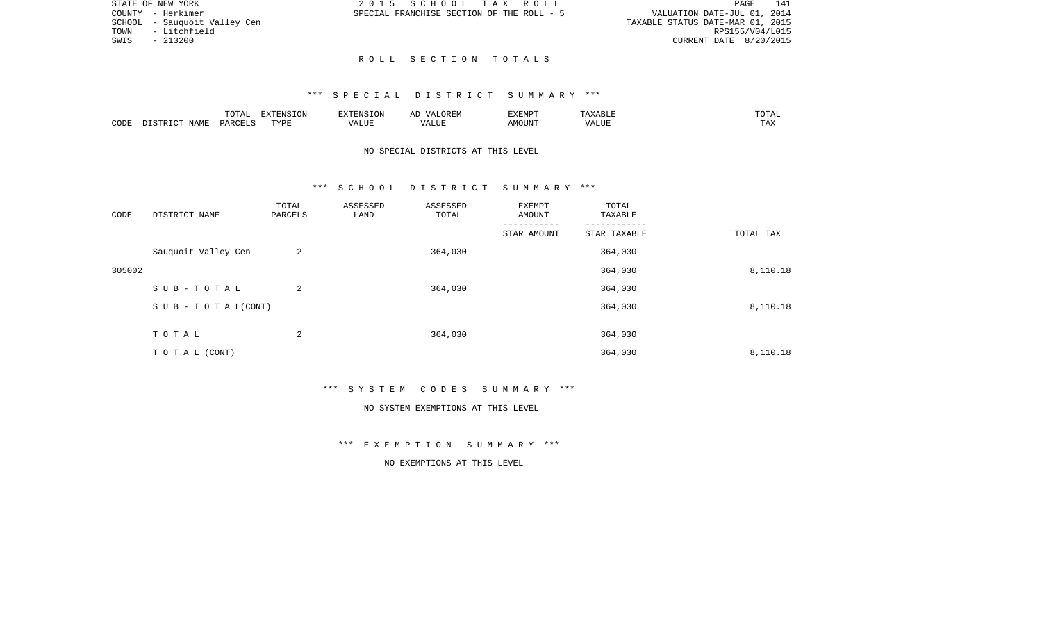STATE OF NEW YORK | 2 0 1 5 S C H O O L T A X R O L L | PAGE 141
COUNTY - Herkimer | SPECIAL FRANCHISE SECTION OF THE ROLL - 5 | VALUATION DATE-JUL 01, 2014
SCHOOL - Sauquoit Valley Cen | TAXABLE STATUS DATE-MAR 01, 2015
TOWN - Litchfield | RPS155/V04/L015
SWIS - 213200 | CURRENT DATE 8/20/2015

## R O L L S E C T I O N T O T A L S

### *** S P E C I A L D I S T R I C T S U M M A R Y ***

| CODE | DISTRICT NAME | TOTAL PARCELS | EXTENSION TYPE | EXTENSION VALUE | AD VALOREM VALUE | EXEMPT AMOUNT | TAXABLE VALUE | TOTAL TAX |
|---|---|---|---|---|---|---|---|---|

NO SPECIAL DISTRICTS AT THIS LEVEL

### *** S C H O O L D I S T R I C T S U M M A R Y ***

| CODE | DISTRICT NAME | TOTAL PARCELS | ASSESSED LAND | ASSESSED TOTAL | EXEMPT AMOUNT / STAR AMOUNT | TOTAL TAXABLE / STAR TAXABLE | TOTAL TAX |
|---|---|---|---|---|---|---|---|
| | Sauquoit Valley Cen | 2 | | 364,030 | | 364,030 | |
| 305002 | | | | | | 364,030 | 8,110.18 |
| | S U B - T O T A L | 2 | | 364,030 | | 364,030 | |
| | S U B - T O T A L(CONT) | | | | | 364,030 | 8,110.18 |
| | T O T A L | 2 | | 364,030 | | 364,030 | |
| | T O T A L (CONT) | | | | | 364,030 | 8,110.18 |

### *** S Y S T E M C O D E S S U M M A R Y ***

NO SYSTEM EXEMPTIONS AT THIS LEVEL

### *** E X E M P T I O N S U M M A R Y ***

NO EXEMPTIONS AT THIS LEVEL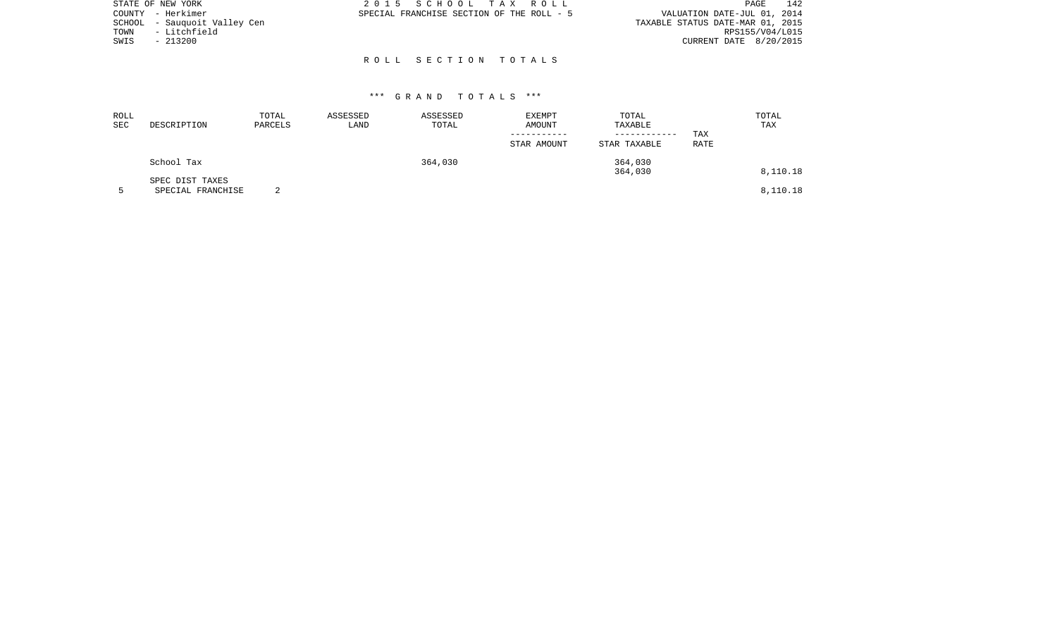STATE OF NEW YORK
COUNTY - Herkimer
SCHOOL - Sauquoit Valley Cen
TOWN - Litchfield
SWIS - 213200

2 0 1 5 S C H O O L T A X R O L L
SPECIAL FRANCHISE SECTION OF THE ROLL - 5

VALUATION DATE-JUL 01, 2014
TAXABLE STATUS DATE-MAR 01, 2015
RPS155/V04/L015
CURRENT DATE 8/20/2015

## R O L L S E C T I O N T O T A L S

### *** G R A N D T O T A L S ***

| ROLL SEC | DESCRIPTION | TOTAL PARCELS | ASSESSED LAND | ASSESSED TOTAL | EXEMPT AMOUNT / STAR AMOUNT | TOTAL TAXABLE / STAR TAXABLE | TAX RATE | TOTAL TAX |
|---|---|---|---|---|---|---|---|---|
| | School Tax | | | 364,030 | | 364,030 | | |
| | | | | | | 364,030 | | 8,110.18 |
| | SPEC DIST TAXES | | | | | | | |
| 5 | SPECIAL FRANCHISE | 2 | | | | | | 8,110.18 |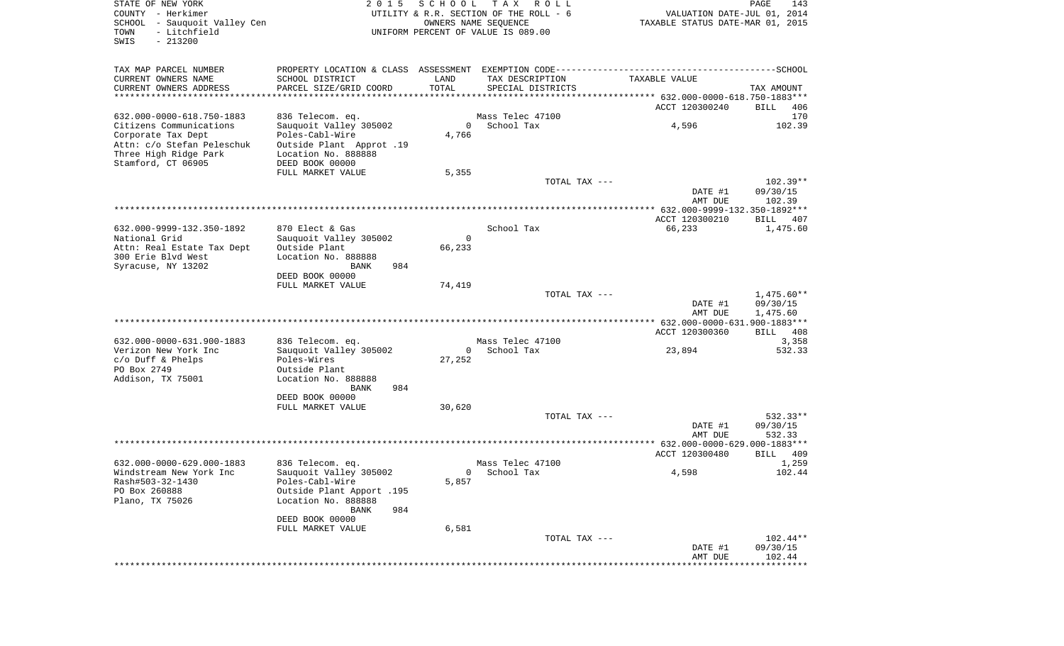STATE OF NEW YORK
COUNTY - Herkimer
SCHOOL - Sauquoit Valley Cen
TOWN - Litchfield
SWIS - 213200

2015 SCHOOL TAX ROLL
UTILITY & R.R. SECTION OF THE ROLL - 6
OWNERS NAME SEQUENCE
UNIFORM PERCENT OF VALUE IS 089.00

VALUATION DATE-JUL 01, 2014
TAXABLE STATUS DATE-MAR 01, 2015

| TAX MAP PARCEL NUMBER / CURRENT OWNERS NAME / CURRENT OWNERS ADDRESS | PROPERTY LOCATION & CLASS / SCHOOL DISTRICT / PARCEL SIZE/GRID COORD | ASSESSMENT LAND / TOTAL | EXEMPTION CODE / TAX DESCRIPTION / SPECIAL DISTRICTS | TAXABLE VALUE | TAX AMOUNT |
|---|---|---|---|---|---|
| 632.000-0000-618.750-1883 | | | | ACCT 120300240 | BILL 406 |
| 632.000-0000-618.750-1883 | 836 Telecom. eq. | | Mass Telec 47100 | | 170 |
| Citizens Communications | Sauquoit Valley 305002 | 0 | School Tax | 4,596 | 102.39 |
| Corporate Tax Dept | Poles-Cabl-Wire | 4,766 | | | |
| Attn: c/o Stefan Peleschuk | Outside Plant Approt .19 | | | | |
| Three High Ridge Park | Location No. 888888 | | | | |
| Stamford, CT 06905 | DEED BOOK 00000 | | | | |
| | FULL MARKET VALUE | 5,355 | | | |
| | | | TOTAL TAX --- | | 102.39** |
| | | | | DATE #1 | 09/30/15 |
| | | | | AMT DUE | 102.39 |
| 632.000-9999-132.350-1892 | | | | ACCT 120300210 | BILL 407 |
| 632.000-9999-132.350-1892 | 870 Elect & Gas | | School Tax | 66,233 | 1,475.60 |
| National Grid | Sauquoit Valley 305002 | 0 | | | |
| Attn: Real Estate Tax Dept | Outside Plant | 66,233 | | | |
| 300 Erie Blvd West | Location No. 888888 | | | | |
| Syracuse, NY 13202 | BANK 984 | | | | |
| | DEED BOOK 00000 | | | | |
| | FULL MARKET VALUE | 74,419 | | | |
| | | | TOTAL TAX --- | | 1,475.60** |
| | | | | DATE #1 | 09/30/15 |
| | | | | AMT DUE | 1,475.60 |
| 632.000-0000-631.900-1883 | | | | ACCT 120300360 | BILL 408 |
| 632.000-0000-631.900-1883 | 836 Telecom. eq. | | Mass Telec 47100 | | 3,358 |
| Verizon New York Inc | Sauquoit Valley 305002 | 0 | School Tax | 23,894 | 532.33 |
| c/o Duff & Phelps | Poles-Wires | 27,252 | | | |
| PO Box 2749 | Outside Plant | | | | |
| Addison, TX 75001 | Location No. 888888 | | | | |
| | BANK 984 | | | | |
| | DEED BOOK 00000 | | | | |
| | FULL MARKET VALUE | 30,620 | | | |
| | | | TOTAL TAX --- | | 532.33** |
| | | | | DATE #1 | 09/30/15 |
| | | | | AMT DUE | 532.33 |
| 632.000-0000-629.000-1883 | | | | ACCT 120300480 | BILL 409 |
| 632.000-0000-629.000-1883 | 836 Telecom. eq. | | Mass Telec 47100 | | 1,259 |
| Windstream New York Inc | Sauquoit Valley 305002 | 0 | School Tax | 4,598 | 102.44 |
| Rash#503-32-1430 | Poles-Cabl-Wire | 5,857 | | | |
| PO Box 260888 | Outside Plant Apport .195 | | | | |
| Plano, TX 75026 | Location No. 888888 | | | | |
| | BANK 984 | | | | |
| | DEED BOOK 00000 | | | | |
| | FULL MARKET VALUE | 6,581 | | | |
| | | | TOTAL TAX --- | | 102.44** |
| | | | | DATE #1 | 09/30/15 |
| | | | | AMT DUE | 102.44 |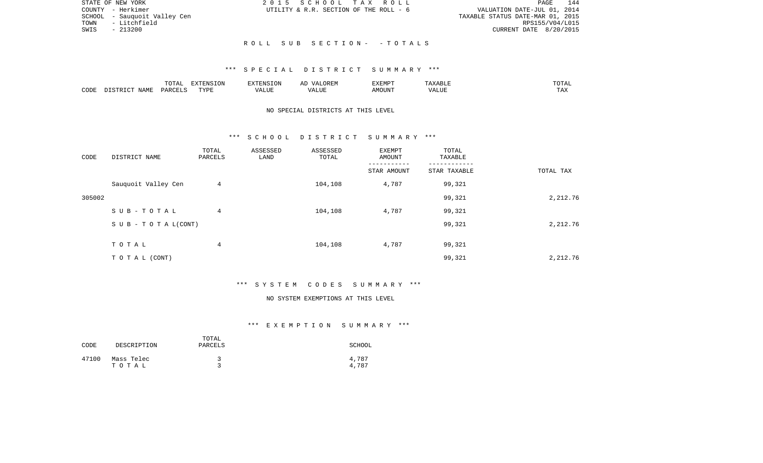STATE OF NEW YORK
COUNTY - Herkimer
SCHOOL - Sauquoit Valley Cen
TOWN - Litchfield
SWIS - 213200

2 0 1 5 S C H O O L T A X R O L L
UTILITY & R.R. SECTION OF THE ROLL - 6

VALUATION DATE-JUL 01, 2014
TAXABLE STATUS DATE-MAR 01, 2015
RPS155/V04/L015
CURRENT DATE 8/20/2015

R O L L S U B S E C T I O N - - T O T A L S

*** S P E C I A L D I S T R I C T S U M M A R Y ***

| CODE | DISTRICT NAME | TOTAL PARCELS | EXTENSION TYPE | EXTENSION VALUE | AD VALOREM VALUE | EXEMPT AMOUNT | TAXABLE VALUE | TOTAL TAX |
|---|---|---|---|---|---|---|---|---|

NO SPECIAL DISTRICTS AT THIS LEVEL

*** S C H O O L D I S T R I C T S U M M A R Y ***

| CODE | DISTRICT NAME | TOTAL PARCELS | ASSESSED LAND | ASSESSED TOTAL | EXEMPT AMOUNT / STAR AMOUNT | TOTAL TAXABLE / STAR TAXABLE | TOTAL TAX |
|---|---|---|---|---|---|---|---|
| | Sauquoit Valley Cen | 4 | | 104,108 | 4,787 | 99,321 | |
| 305002 | | | | | | 99,321 | 2,212.76 |
| | S U B - T O T A L | 4 | | 104,108 | 4,787 | 99,321 | |
| | S U B - T O T A L(CONT) | | | | | 99,321 | 2,212.76 |
| | T O T A L | 4 | | 104,108 | 4,787 | 99,321 | |
| | T O T A L (CONT) | | | | | 99,321 | 2,212.76 |

*** S Y S T E M C O D E S S U M M A R Y ***

NO SYSTEM EXEMPTIONS AT THIS LEVEL

*** E X E M P T I O N S U M M A R Y ***

| CODE | DESCRIPTION | TOTAL PARCELS | SCHOOL |
|---|---|---|---|
| 47100 | Mass Telec | 3 | 4,787 |
| | T O T A L | 3 | 4,787 |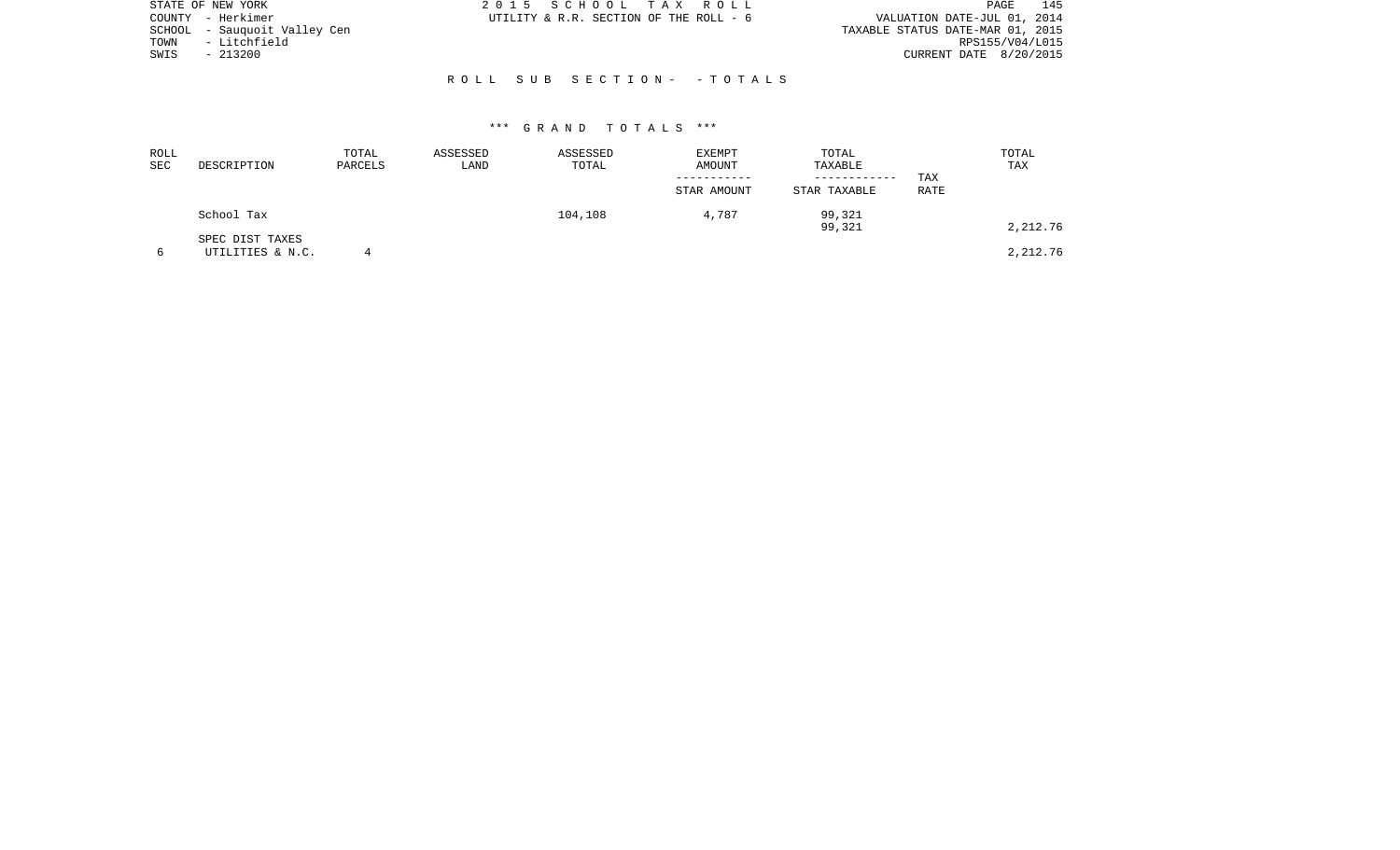STATE OF NEW YORK
COUNTY - Herkimer
SCHOOL - Sauquoit Valley Cen
TOWN - Litchfield
SWIS - 213200

2 0 1 5 S C H O O L T A X R O L L
UTILITY & R.R. SECTION OF THE ROLL - 6

VALUATION DATE-JUL 01, 2014
TAXABLE STATUS DATE-MAR 01, 2015
RPS155/V04/L015
CURRENT DATE 8/20/2015

R O L L S U B S E C T I O N - - T O T A L S

\*\*\* G R A N D T O T A L S \*\*\*

| ROLL SEC | DESCRIPTION | TOTAL PARCELS | ASSESSED LAND | ASSESSED TOTAL | EXEMPT AMOUNT ----------- STAR AMOUNT | TOTAL TAXABLE ------------ STAR TAXABLE | TAX RATE | TOTAL TAX |
|---|---|---|---|---|---|---|---|---|
| | School Tax | | | 104,108 | 4,787 | 99,321 | | |
| | | | | | | 99,321 | | 2,212.76 |
| | SPEC DIST TAXES | | | | | | | |
| 6 | UTILITIES & N.C. | 4 | | | | | | 2,212.76 |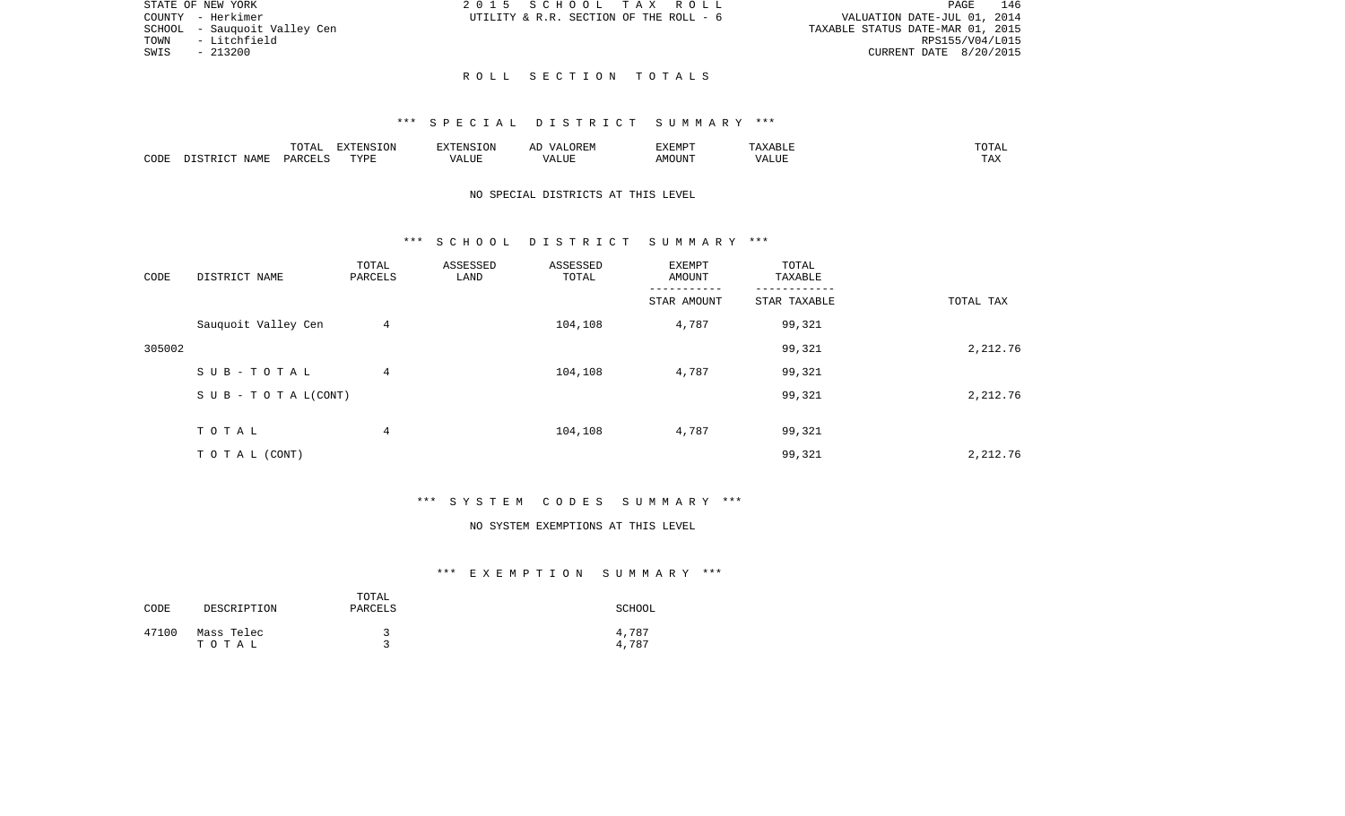STATE OF NEW YORK
COUNTY - Herkimer
SCHOOL - Sauquoit Valley Cen
TOWN - Litchfield
SWIS - 213200

2015 SCHOOL TAX ROLL
UTILITY & R.R. SECTION OF THE ROLL - 6

VALUATION DATE-JUL 01, 2014
TAXABLE STATUS DATE-MAR 01, 2015
RPS155/V04/L015
CURRENT DATE 8/20/2015

## ROLL SECTION TOTALS

### *** SPECIAL DISTRICT SUMMARY ***

| CODE | DISTRICT NAME | TOTAL PARCELS | EXTENSION TYPE | EXTENSION VALUE | AD VALOREM VALUE | EXEMPT AMOUNT | TAXABLE VALUE | TOTAL TAX |
|---|---|---|---|---|---|---|---|---|

NO SPECIAL DISTRICTS AT THIS LEVEL

### *** SCHOOL DISTRICT SUMMARY ***

| CODE | DISTRICT NAME | TOTAL PARCELS | ASSESSED LAND | ASSESSED TOTAL | EXEMPT AMOUNT / STAR AMOUNT | TOTAL TAXABLE / STAR TAXABLE | TOTAL TAX |
|---|---|---|---|---|---|---|---|
| | Sauquoit Valley Cen | 4 | | 104,108 | 4,787 | 99,321 | |
| 305002 | | | | | | 99,321 | 2,212.76 |
| | SUB-TOTAL | 4 | | 104,108 | 4,787 | 99,321 | |
| | SUB-TOTAL(CONT) | | | | | 99,321 | 2,212.76 |
| | TOTAL | 4 | | 104,108 | 4,787 | 99,321 | |
| | TOTAL (CONT) | | | | | 99,321 | 2,212.76 |

### *** SYSTEM CODES SUMMARY ***

NO SYSTEM EXEMPTIONS AT THIS LEVEL

### *** EXEMPTION SUMMARY ***

| CODE | DESCRIPTION | TOTAL PARCELS | SCHOOL |
|---|---|---|---|
| 47100 | Mass Telec | 3 | 4,787 |
| | TOTAL | 3 | 4,787 |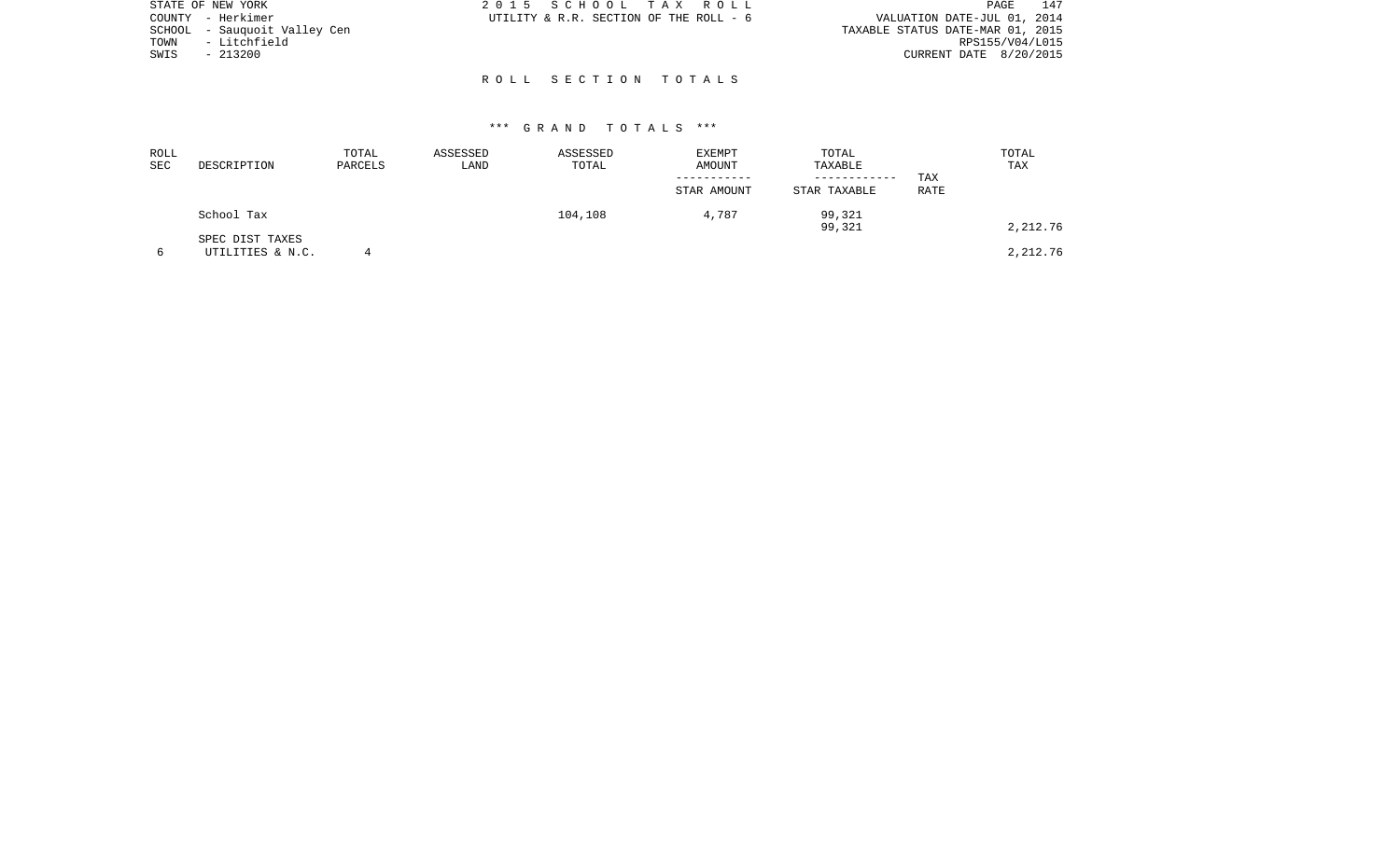STATE OF NEW YORK
COUNTY - Herkimer
SCHOOL - Sauquoit Valley Cen
TOWN - Litchfield
SWIS - 213200

2 0 1 5 S C H O O L T A X R O L L
UTILITY & R.R. SECTION OF THE ROLL - 6

VALUATION DATE-JUL 01, 2014
TAXABLE STATUS DATE-MAR 01, 2015
RPS155/V04/L015
CURRENT DATE 8/20/2015

## R O L L S E C T I O N T O T A L S

### *** G R A N D T O T A L S ***

| ROLL SEC | DESCRIPTION | TOTAL PARCELS | ASSESSED LAND | ASSESSED TOTAL | EXEMPT AMOUNT / STAR AMOUNT | TOTAL TAXABLE / STAR TAXABLE | TAX RATE | TOTAL TAX |
|---|---|---|---|---|---|---|---|---|
| | School Tax | | | 104,108 | 4,787 | 99,321 | | |
| | | | | | | 99,321 | | 2,212.76 |
| | SPEC DIST TAXES | | | | | | | |
| 6 | UTILITIES & N.C. | 4 | | | | | | 2,212.76 |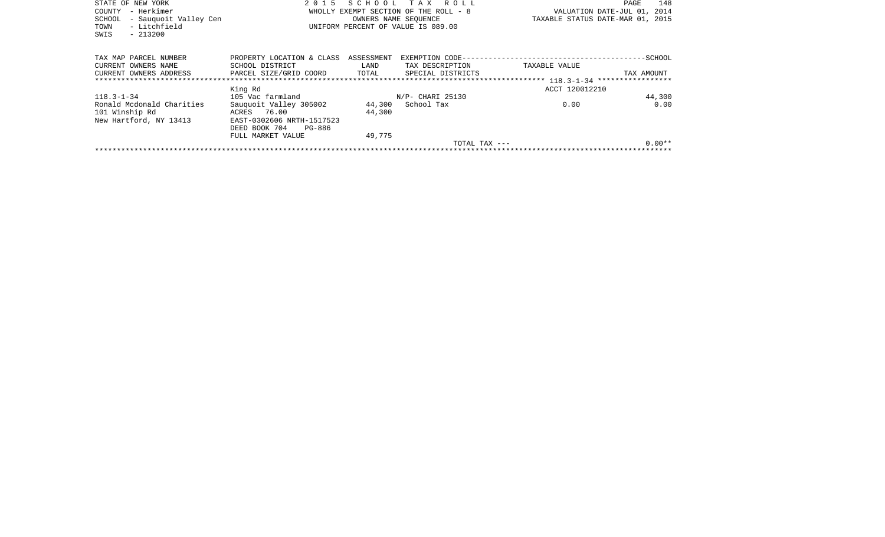STATE OF NEW YORK
COUNTY - Herkimer
SCHOOL - Sauquoit Valley Cen
TOWN - Litchfield
SWIS - 213200

2 0 1 5 S C H O O L T A X R O L L
WHOLLY EXEMPT SECTION OF THE ROLL - 8
OWNERS NAME SEQUENCE
UNIFORM PERCENT OF VALUE IS 089.00

VALUATION DATE-JUL 01, 2014
TAXABLE STATUS DATE-MAR 01, 2015

| TAX MAP PARCEL NUMBER / CURRENT OWNERS NAME / CURRENT OWNERS ADDRESS | PROPERTY LOCATION & CLASS / SCHOOL DISTRICT / PARCEL SIZE/GRID COORD | ASSESSMENT / LAND / TOTAL | EXEMPTION CODE / TAX DESCRIPTION / SPECIAL DISTRICTS | TAXABLE VALUE | SCHOOL / TAX AMOUNT |
|---|---|---|---|---|---|
| | King Rd | | | ACCT 120012210 | |
| 118.3-1-34 | 105 Vac farmland | | N/P- CHARI 25130 | | 44,300 |
| Ronald Mcdonald Charities | Sauquoit Valley 305002 | 44,300 | School Tax | 0.00 | 0.00 |
| 101 Winship Rd | ACRES 76.00 | 44,300 | | | |
| New Hartford, NY 13413 | EAST-0302606 NRTH-1517523 | | | | |
| | DEED BOOK 704 PG-886 | | | | |
| | FULL MARKET VALUE | 49,775 | | | |
| | | | TOTAL TAX --- | | 0.00** |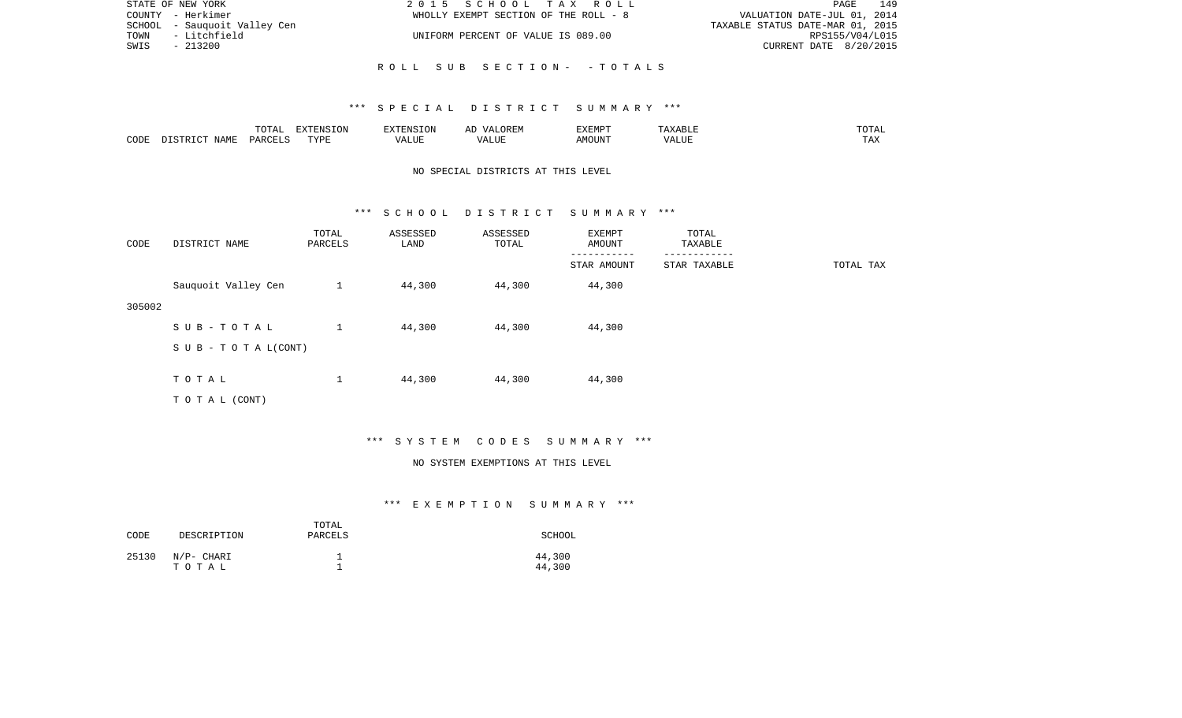STATE OF NEW YORK 2 0 1 5 S C H O O L T A X R O L L PAGE 149
COUNTY - Herkimer WHOLLY EXEMPT SECTION OF THE ROLL - 8 VALUATION DATE-JUL 01, 2014
SCHOOL - Sauquoit Valley Cen TAXABLE STATUS DATE-MAR 01, 2015
TOWN - Litchfield UNIFORM PERCENT OF VALUE IS 089.00 RPS155/V04/L015
SWIS - 213200 CURRENT DATE 8/20/2015

## R O L L S U B S E C T I O N - - T O T A L S

### *** S P E C I A L D I S T R I C T S U M M A R Y ***

| CODE | DISTRICT NAME | TOTAL PARCELS | EXTENSION TYPE | EXTENSION VALUE | AD VALOREM VALUE | EXEMPT AMOUNT | TAXABLE VALUE | TOTAL TAX |
|---|---|---|---|---|---|---|---|---|

NO SPECIAL DISTRICTS AT THIS LEVEL

### *** S C H O O L D I S T R I C T S U M M A R Y ***

| CODE | DISTRICT NAME | TOTAL PARCELS | ASSESSED LAND | ASSESSED TOTAL | EXEMPT AMOUNT / STAR AMOUNT | TOTAL TAXABLE / STAR TAXABLE | TOTAL TAX |
|---|---|---|---|---|---|---|---|
| 305002 | Sauquoit Valley Cen | 1 | 44,300 | 44,300 | 44,300 | | |
| | S U B - T O T A L | 1 | 44,300 | 44,300 | 44,300 | | |
| | S U B - T O T A L(CONT) | | | | | | |
| | T O T A L | 1 | 44,300 | 44,300 | 44,300 | | |
| | T O T A L (CONT) | | | | | | |

### *** S Y S T E M C O D E S S U M M A R Y ***

NO SYSTEM EXEMPTIONS AT THIS LEVEL

### *** E X E M P T I O N S U M M A R Y ***

| CODE | DESCRIPTION | TOTAL PARCELS | SCHOOL |
|---|---|---|---|
| 25130 | N/P- CHARI | 1 | 44,300 |
| | T O T A L | 1 | 44,300 |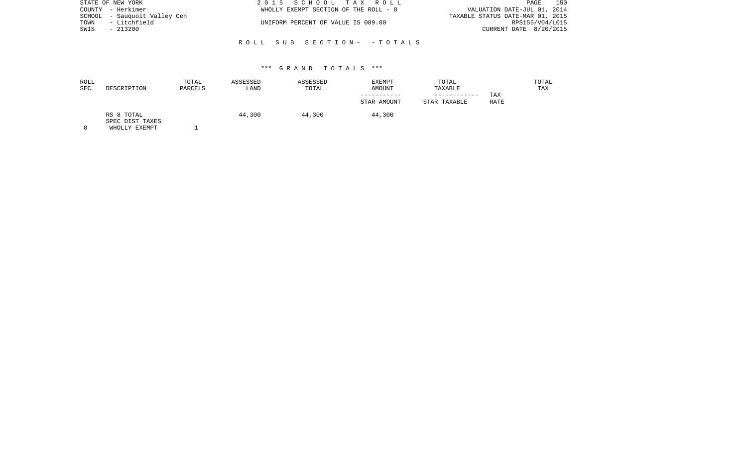STATE OF NEW YORK
COUNTY - Herkimer
SCHOOL - Sauquoit Valley Cen
TOWN - Litchfield
SWIS - 213200

2 0 1 5 S C H O O L T A X R O L L
WHOLLY EXEMPT SECTION OF THE ROLL - 8

UNIFORM PERCENT OF VALUE IS 089.00

VALUATION DATE-JUL 01, 2014
TAXABLE STATUS DATE-MAR 01, 2015
RPS155/V04/L015
CURRENT DATE 8/20/2015

R O L L S U B S E C T I O N - - T O T A L S

*** G R A N D T O T A L S ***

| ROLL SEC | DESCRIPTION | TOTAL PARCELS | ASSESSED LAND | ASSESSED TOTAL | EXEMPT AMOUNT / STAR AMOUNT | TOTAL TAXABLE / STAR TAXABLE | TAX RATE | TOTAL TAX |
|---|---|---|---|---|---|---|---|---|
| | RS 8 TOTAL | | 44,300 | 44,300 | 44,300 | | | |
| | SPEC DIST TAXES | | | | | | | |
| 8 | WHOLLY EXEMPT | 1 | | | | | | |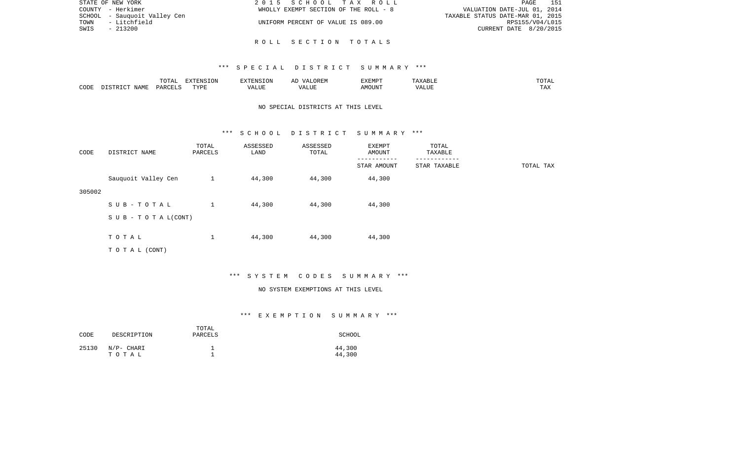STATE OF NEW YORK
COUNTY - Herkimer
SCHOOL - Sauquoit Valley Cen
TOWN - Litchfield
SWIS - 213200

2 0 1 5 S C H O O L T A X R O L L
WHOLLY EXEMPT SECTION OF THE ROLL - 8
UNIFORM PERCENT OF VALUE IS 089.00

VALUATION DATE-JUL 01, 2014
TAXABLE STATUS DATE-MAR 01, 2015
RPS155/V04/L015
CURRENT DATE 8/20/2015

## R O L L S E C T I O N T O T A L S

### *** S P E C I A L D I S T R I C T S U M M A R Y ***

| CODE | DISTRICT NAME | TOTAL PARCELS | EXTENSION TYPE | EXTENSION VALUE | AD VALOREM VALUE | EXEMPT AMOUNT | TAXABLE VALUE | TOTAL TAX |
|---|---|---|---|---|---|---|---|---|

NO SPECIAL DISTRICTS AT THIS LEVEL

### *** S C H O O L D I S T R I C T S U M M A R Y ***

| CODE | DISTRICT NAME | TOTAL PARCELS | ASSESSED LAND | ASSESSED TOTAL | EXEMPT AMOUNT / STAR AMOUNT | TOTAL TAXABLE / STAR TAXABLE | TOTAL TAX |
|---|---|---|---|---|---|---|---|
| 305002 | Sauquoit Valley Cen | 1 | 44,300 | 44,300 | 44,300 | | |
| | S U B - T O T A L | 1 | 44,300 | 44,300 | 44,300 | | |
| | S U B - T O T A L(CONT) | | | | | | |
| | T O T A L | 1 | 44,300 | 44,300 | 44,300 | | |
| | T O T A L (CONT) | | | | | | |

### *** S Y S T E M C O D E S S U M M A R Y ***

NO SYSTEM EXEMPTIONS AT THIS LEVEL

### *** E X E M P T I O N S U M M A R Y ***

| CODE | DESCRIPTION | TOTAL PARCELS | SCHOOL |
|---|---|---|---|
| 25130 | N/P- CHARI | 1 | 44,300 |
| | T O T A L | 1 | 44,300 |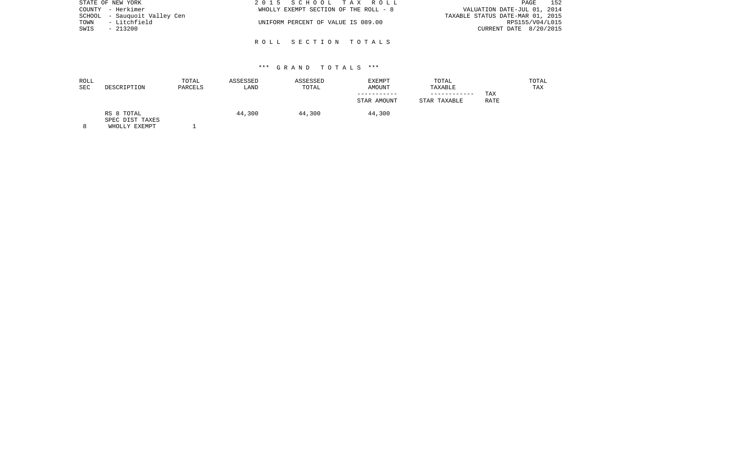STATE OF NEW YORK — COUNTY - Herkimer — SCHOOL - Sauquoit Valley Cen — TOWN - Litchfield — SWIS - 213200

2015 SCHOOL TAX ROLL
WHOLLY EXEMPT SECTION OF THE ROLL - 8
UNIFORM PERCENT OF VALUE IS 089.00

VALUATION DATE-JUL 01, 2014
TAXABLE STATUS DATE-MAR 01, 2015
RPS155/V04/L015
CURRENT DATE 8/20/2015

## ROLL SECTION TOTALS

### *** GRAND TOTALS ***

| ROLL SEC | DESCRIPTION | TOTAL PARCELS | ASSESSED LAND | ASSESSED TOTAL | EXEMPT AMOUNT / STAR AMOUNT | TOTAL TAXABLE / STAR TAXABLE | TAX RATE | TOTAL TAX |
|---|---|---|---|---|---|---|---|---|
| | RS 8 TOTAL | | 44,300 | 44,300 | 44,300 | | | |
| | SPEC DIST TAXES | | | | | | | |
| 8 | WHOLLY EXEMPT | 1 | | | | | | |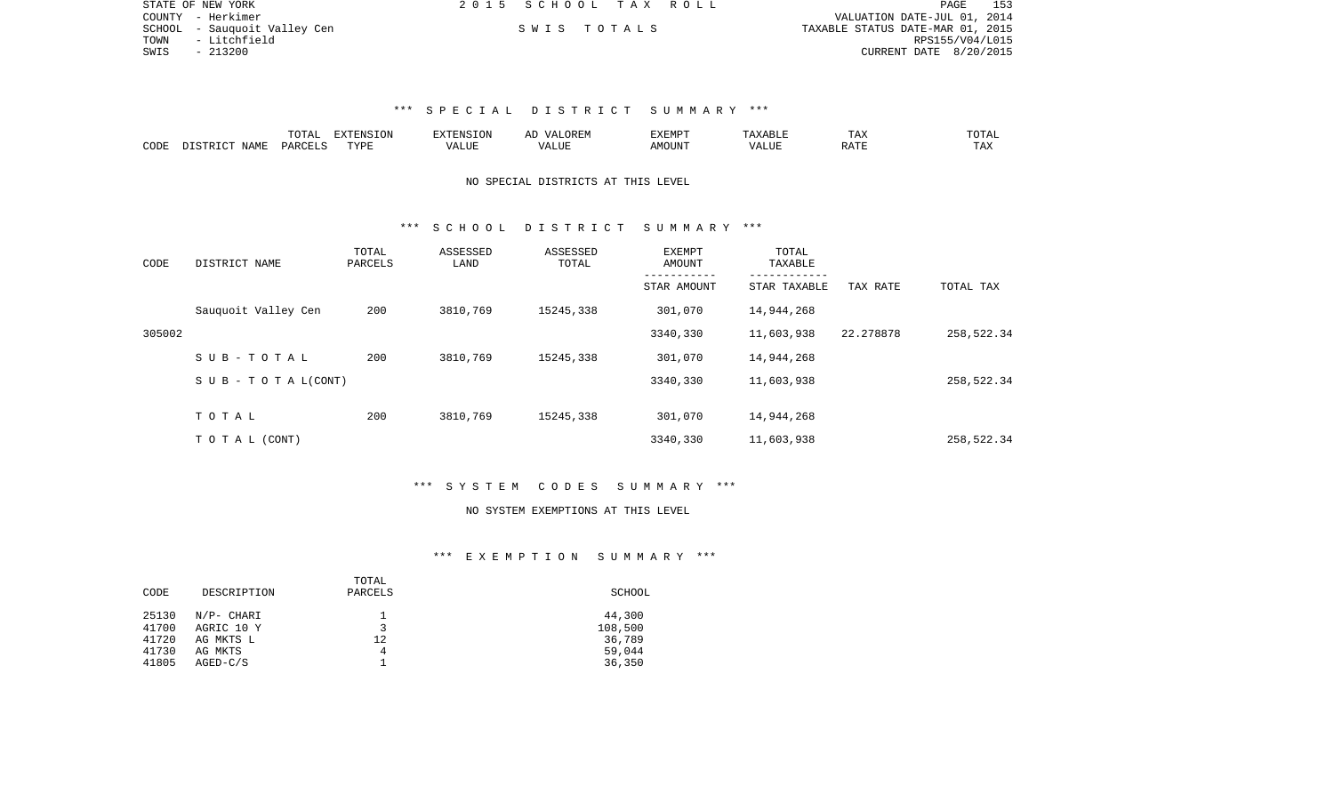STATE OF NEW YORK
COUNTY - Herkimer
SCHOOL - Sauquoit Valley Cen
TOWN - Litchfield
SWIS - 213200

2 0 1 5 S C H O O L T A X R O L L

S W I S T O T A L S

VALUATION DATE-JUL 01, 2014
TAXABLE STATUS DATE-MAR 01, 2015
RPS155/V04/L015
CURRENT DATE 8/20/2015

## *** S P E C I A L D I S T R I C T S U M M A R Y ***

| CODE | DISTRICT NAME | TOTAL PARCELS | EXTENSION TYPE | EXTENSION VALUE | AD VALOREM VALUE | EXEMPT AMOUNT | TAXABLE VALUE | TAX RATE | TOTAL TAX |
|---|---|---|---|---|---|---|---|---|---|

NO SPECIAL DISTRICTS AT THIS LEVEL

## *** S C H O O L D I S T R I C T S U M M A R Y ***

| CODE | DISTRICT NAME | TOTAL PARCELS | ASSESSED LAND | ASSESSED TOTAL | EXEMPT AMOUNT / STAR AMOUNT | TOTAL TAXABLE / STAR TAXABLE | TAX RATE | TOTAL TAX |
|---|---|---|---|---|---|---|---|---|
| | Sauquoit Valley Cen | 200 | 3810,769 | 15245,338 | 301,070 | 14,944,268 | | |
| 305002 | | | | | 3340,330 | 11,603,938 | 22.278878 | 258,522.34 |
| | S U B - T O T A L | 200 | 3810,769 | 15245,338 | 301,070 | 14,944,268 | | |
| | S U B - T O T A L(CONT) | | | | 3340,330 | 11,603,938 | | 258,522.34 |
| | T O T A L | 200 | 3810,769 | 15245,338 | 301,070 | 14,944,268 | | |
| | T O T A L (CONT) | | | | 3340,330 | 11,603,938 | | 258,522.34 |

## *** S Y S T E M C O D E S S U M M A R Y ***

NO SYSTEM EXEMPTIONS AT THIS LEVEL

## *** E X E M P T I O N S U M M A R Y ***

| CODE | DESCRIPTION | TOTAL PARCELS | SCHOOL |
|---|---|---|---|
| 25130 | N/P- CHARI | 1 | 44,300 |
| 41700 | AGRIC 10 Y | 3 | 108,500 |
| 41720 | AG MKTS L | 12 | 36,789 |
| 41730 | AG MKTS | 4 | 59,044 |
| 41805 | AGED-C/S | 1 | 36,350 |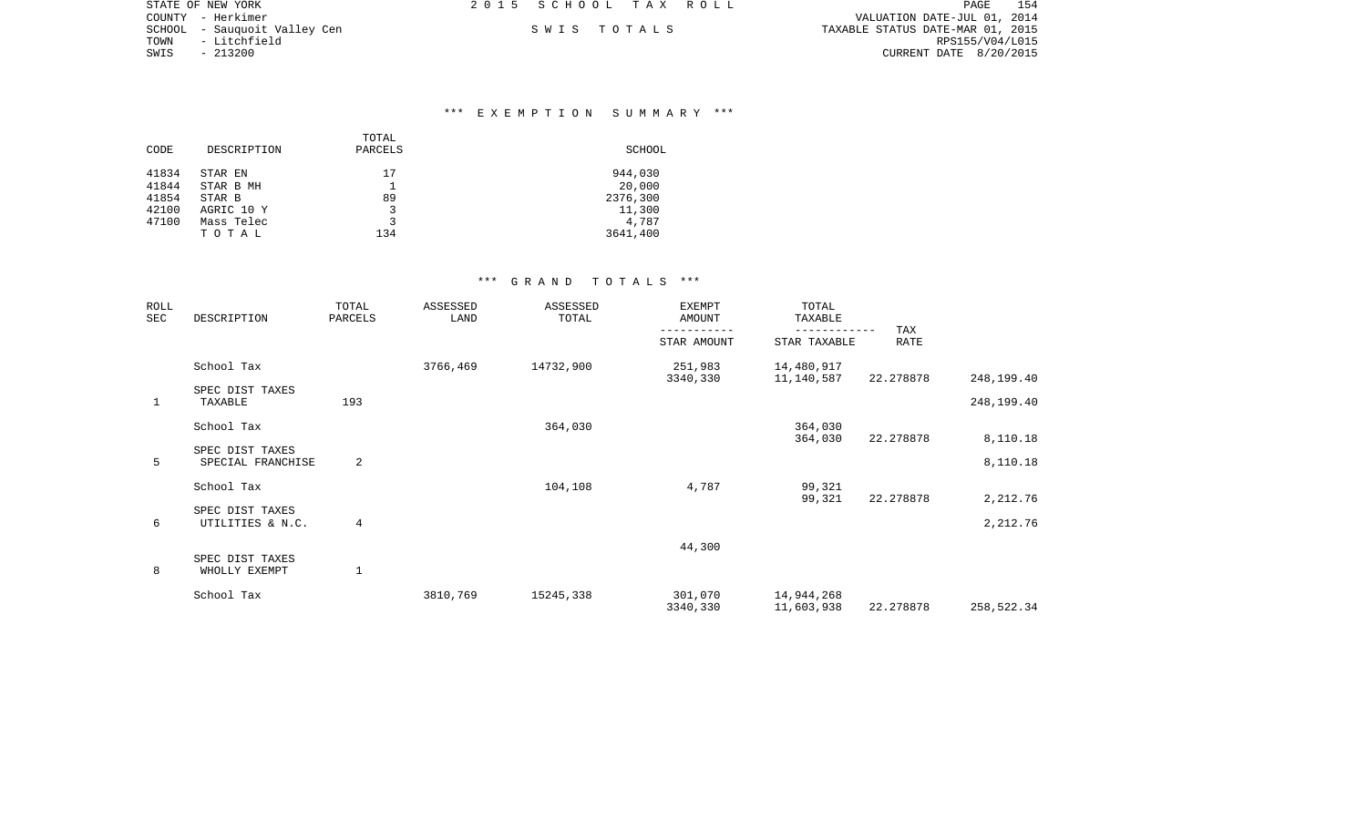STATE OF NEW YORK
COUNTY - Herkimer
SCHOOL - Sauquoit Valley Cen
TOWN - Litchfield
SWIS - 213200

2 0 1 5 S C H O O L T A X R O L L

S W I S T O T A L S

VALUATION DATE-JUL 01, 2014
TAXABLE STATUS DATE-MAR 01, 2015
RPS155/V04/L015
CURRENT DATE 8/20/2015

## *** E X E M P T I O N S U M M A R Y ***

| CODE | DESCRIPTION | TOTAL PARCELS | SCHOOL |
|---|---|---|---|
| 41834 | STAR EN | 17 | 944,030 |
| 41844 | STAR B MH | 1 | 20,000 |
| 41854 | STAR B | 89 | 2376,300 |
| 42100 | AGRIC 10 Y | 3 | 11,300 |
| 47100 | Mass Telec | 3 | 4,787 |
| | T O T A L | 134 | 3641,400 |

## *** G R A N D T O T A L S ***

| ROLL SEC | DESCRIPTION | TOTAL PARCELS | ASSESSED LAND | ASSESSED TOTAL | EXEMPT AMOUNT / STAR AMOUNT | TOTAL TAXABLE / STAR TAXABLE | TAX RATE | |
|---|---|---|---|---|---|---|---|---|
| | School Tax | | 3766,469 | 14732,900 | 251,983 | 14,480,917 | | |
| | | | | | 3340,330 | 11,140,587 | 22.278878 | 248,199.40 |
| 1 | SPEC DIST TAXES TAXABLE | 193 | | | | | | 248,199.40 |
| | School Tax | | | 364,030 | | 364,030 | | |
| | | | | | | 364,030 | 22.278878 | 8,110.18 |
| 5 | SPEC DIST TAXES SPECIAL FRANCHISE | 2 | | | | | | 8,110.18 |
| | School Tax | | | 104,108 | 4,787 | 99,321 | | |
| | | | | | | 99,321 | 22.278878 | 2,212.76 |
| 6 | SPEC DIST TAXES UTILITIES & N.C. | 4 | | | | | | 2,212.76 |
| | | | | | 44,300 | | | |
| 8 | SPEC DIST TAXES WHOLLY EXEMPT | 1 | | | | | | |
| | School Tax | | 3810,769 | 15245,338 | 301,070 | 14,944,268 | | |
| | | | | | 3340,330 | 11,603,938 | 22.278878 | 258,522.34 |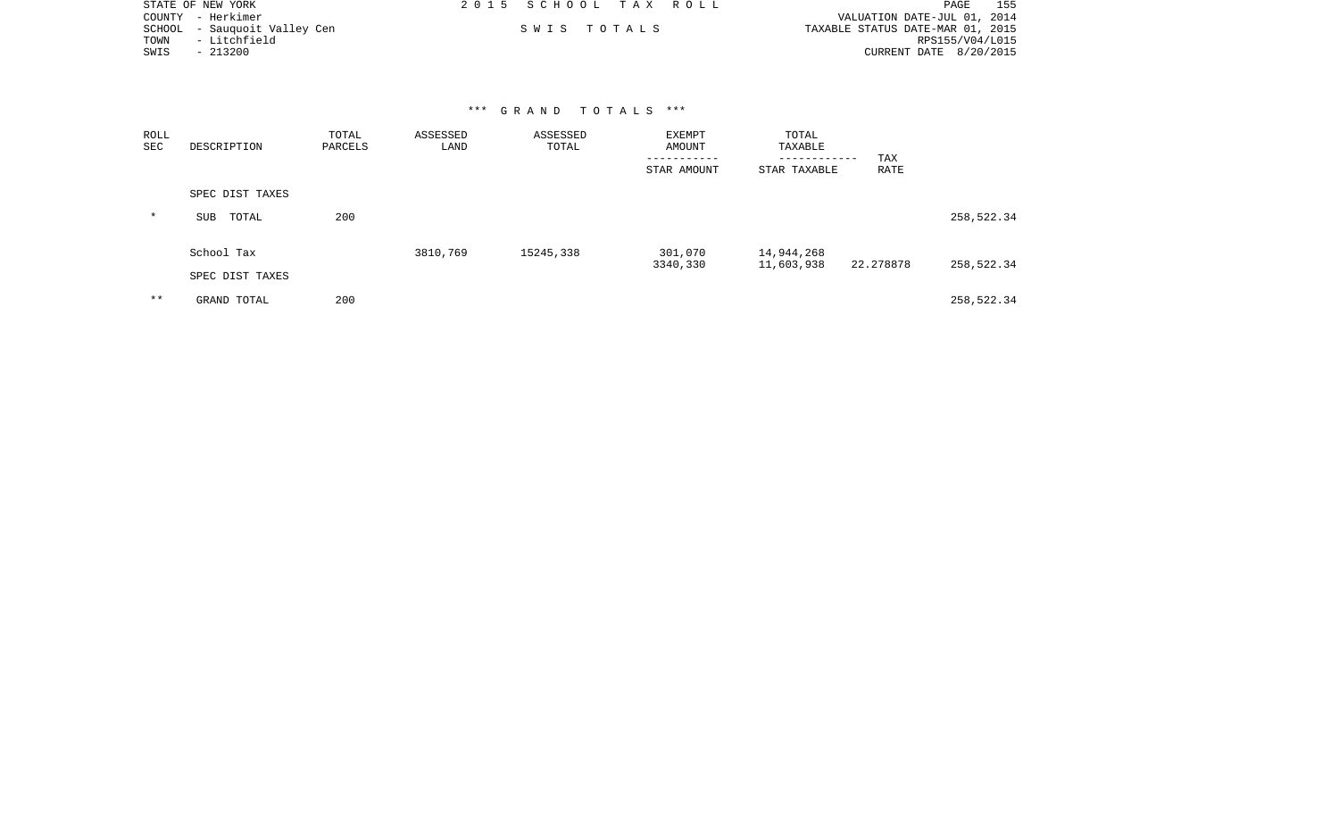STATE OF NEW YORK
COUNTY - Herkimer
SCHOOL - Sauquoit Valley Cen
TOWN - Litchfield
SWIS - 213200

2 0 1 5 S C H O O L T A X R O L L

S W I S T O T A L S

VALUATION DATE-JUL 01, 2014
TAXABLE STATUS DATE-MAR 01, 2015
RPS155/V04/L015
CURRENT DATE 8/20/2015

### *** G R A N D T O T A L S ***

| ROLL SEC | DESCRIPTION | TOTAL PARCELS | ASSESSED LAND | ASSESSED TOTAL | EXEMPT AMOUNT / STAR AMOUNT | TOTAL TAXABLE / STAR TAXABLE | TAX RATE | |
|---|---|---|---|---|---|---|---|---|
| | SPEC DIST TAXES | | | | | | | |
| * | SUB TOTAL | 200 | | | | | | 258,522.34 |
| | School Tax | | 3810,769 | 15245,338 | 301,070 | 14,944,268 | | |
| | | | | | 3340,330 | 11,603,938 | 22.278878 | 258,522.34 |
| | SPEC DIST TAXES | | | | | | | |
| ** | GRAND TOTAL | 200 | | | | | | 258,522.34 |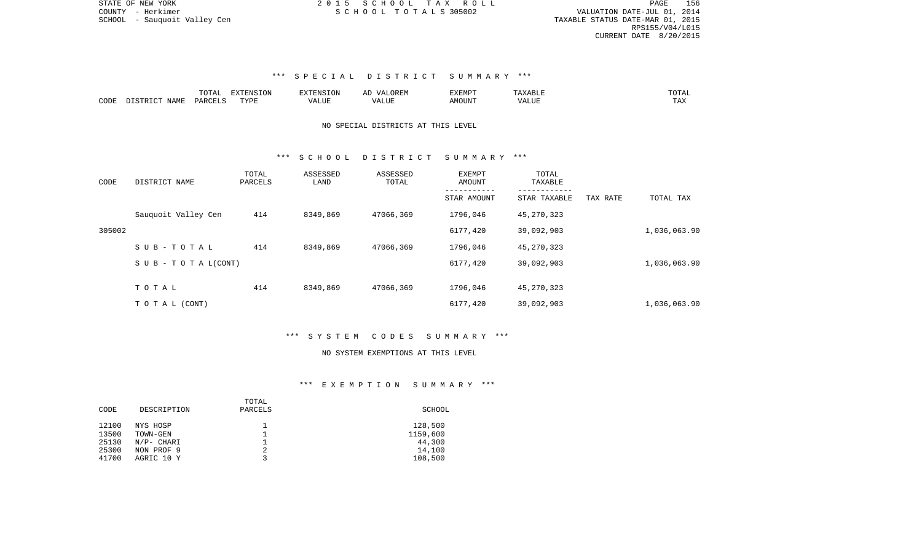STATE OF NEW YORK
COUNTY - Herkimer
SCHOOL - Sauquoit Valley Cen

2 0 1 5 S C H O O L T A X R O L L
S C H O O L T O T A L S 305002

VALUATION DATE-JUL 01, 2014
TAXABLE STATUS DATE-MAR 01, 2015
RPS155/V04/L015
CURRENT DATE 8/20/2015

### *** S P E C I A L D I S T R I C T S U M M A R Y ***

| CODE | DISTRICT NAME | TOTAL PARCELS | EXTENSION TYPE | EXTENSION VALUE | AD VALOREM VALUE | EXEMPT AMOUNT | TAXABLE VALUE | TOTAL TAX |
|---|---|---|---|---|---|---|---|---|

NO SPECIAL DISTRICTS AT THIS LEVEL

### *** S C H O O L D I S T R I C T S U M M A R Y ***

| CODE | DISTRICT NAME | TOTAL PARCELS | ASSESSED LAND | ASSESSED TOTAL | EXEMPT AMOUNT / STAR AMOUNT | TOTAL TAXABLE / STAR TAXABLE | TAX RATE | TOTAL TAX |
|---|---|---|---|---|---|---|---|---|
| | Sauquoit Valley Cen | 414 | 8349,869 | 47066,369 | 1796,046 | 45,270,323 | | |
| 305002 | | | | | 6177,420 | 39,092,903 | | 1,036,063.90 |
| | S U B - T O T A L | 414 | 8349,869 | 47066,369 | 1796,046 | 45,270,323 | | |
| | S U B - T O T A L(CONT) | | | | 6177,420 | 39,092,903 | | 1,036,063.90 |
| | T O T A L | 414 | 8349,869 | 47066,369 | 1796,046 | 45,270,323 | | |
| | T O T A L (CONT) | | | | 6177,420 | 39,092,903 | | 1,036,063.90 |

### *** S Y S T E M C O D E S S U M M A R Y ***

NO SYSTEM EXEMPTIONS AT THIS LEVEL

### *** E X E M P T I O N S U M M A R Y ***

| CODE | DESCRIPTION | TOTAL PARCELS | SCHOOL |
|---|---|---|---|
| 12100 | NYS HOSP | 1 | 128,500 |
| 13500 | TOWN-GEN | 1 | 1159,600 |
| 25130 | N/P- CHARI | 1 | 44,300 |
| 25300 | NON PROF 9 | 2 | 14,100 |
| 41700 | AGRIC 10 Y | 3 | 108,500 |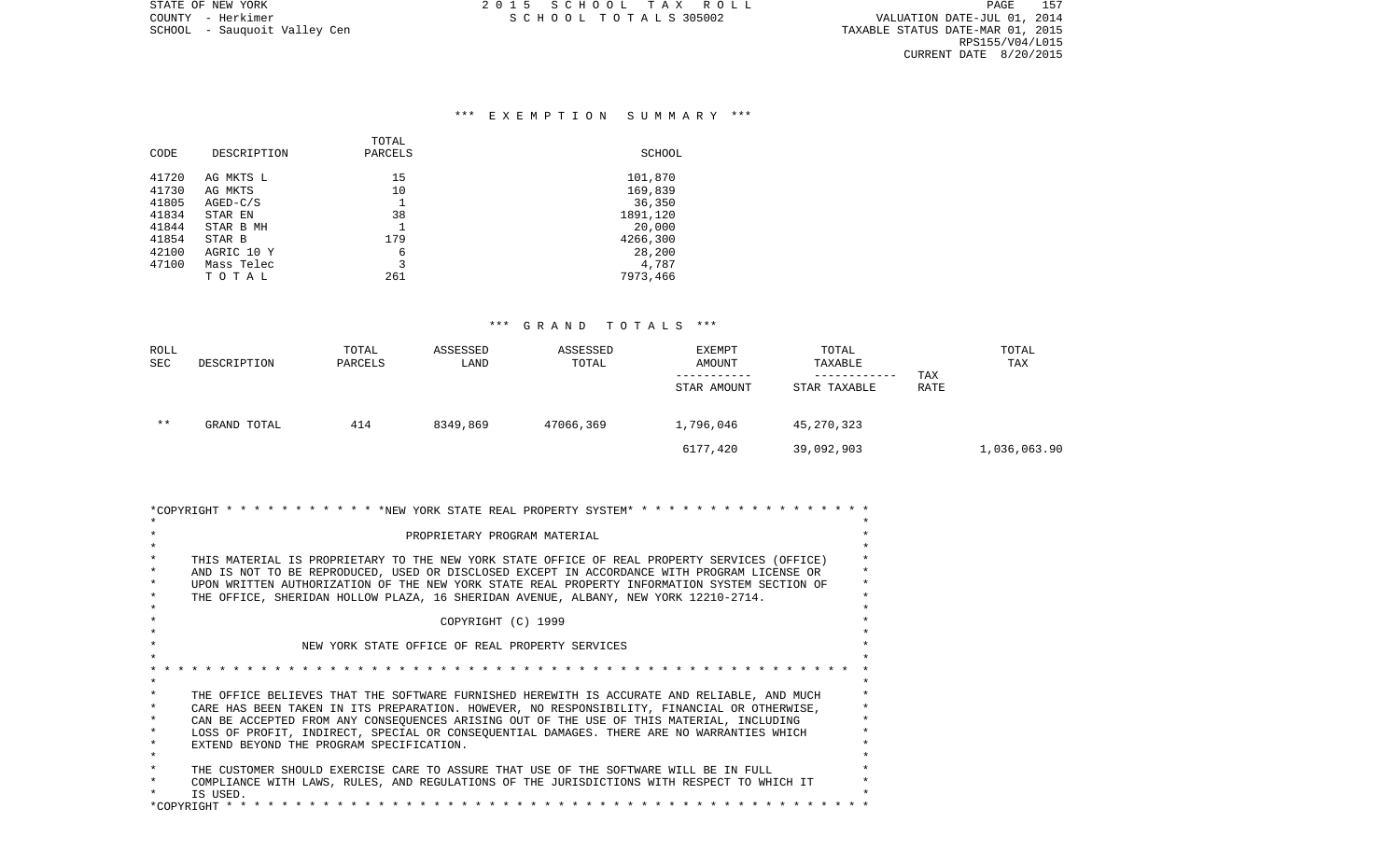STATE OF NEW YORK
COUNTY - Herkimer
SCHOOL - Sauquoit Valley Cen

2 0 1 5 S C H O O L T A X R O L L
S C H O O L T O T A L S 305002

VALUATION DATE-JUL 01, 2014
TAXABLE STATUS DATE-MAR 01, 2015
RPS155/V04/L015
CURRENT DATE 8/20/2015

## *** E X E M P T I O N S U M M A R Y ***

| CODE | DESCRIPTION | TOTAL PARCELS | SCHOOL |
|---|---|---|---|
| 41720 | AG MKTS L | 15 | 101,870 |
| 41730 | AG MKTS | 10 | 169,839 |
| 41805 | AGED-C/S | 1 | 36,350 |
| 41834 | STAR EN | 38 | 1891,120 |
| 41844 | STAR B MH | 1 | 20,000 |
| 41854 | STAR B | 179 | 4266,300 |
| 42100 | AGRIC 10 Y | 6 | 28,200 |
| 47100 | Mass Telec | 3 | 4,787 |
| | T O T A L | 261 | 7973,466 |

## *** G R A N D T O T A L S ***

| ROLL SEC | DESCRIPTION | TOTAL PARCELS | ASSESSED LAND | ASSESSED TOTAL | EXEMPT AMOUNT / STAR AMOUNT | TOTAL TAXABLE / STAR TAXABLE | TAX RATE | TOTAL TAX |
|---|---|---|---|---|---|---|---|---|
| ** | GRAND TOTAL | 414 | 8349,869 | 47066,369 | 1,796,046 | 45,270,323 | | |
| | | | | | 6177,420 | 39,092,903 | | 1,036,063.90 |

*COPYRIGHT * * * * * * * * * * * *NEW YORK STATE REAL PROPERTY SYSTEM* * * * * * * * * * * * * * * * * *

PROPRIETARY PROGRAM MATERIAL

THIS MATERIAL IS PROPRIETARY TO THE NEW YORK STATE OFFICE OF REAL PROPERTY SERVICES (OFFICE) AND IS NOT TO BE REPRODUCED, USED OR DISCLOSED EXCEPT IN ACCORDANCE WITH PROGRAM LICENSE OR UPON WRITTEN AUTHORIZATION OF THE NEW YORK STATE REAL PROPERTY INFORMATION SYSTEM SECTION OF THE OFFICE, SHERIDAN HOLLOW PLAZA, 16 SHERIDAN AVENUE, ALBANY, NEW YORK 12210-2714.

COPYRIGHT (C) 1999

NEW YORK STATE OFFICE OF REAL PROPERTY SERVICES

THE OFFICE BELIEVES THAT THE SOFTWARE FURNISHED HEREWITH IS ACCURATE AND RELIABLE, AND MUCH CARE HAS BEEN TAKEN IN ITS PREPARATION. HOWEVER, NO RESPONSIBILITY, FINANCIAL OR OTHERWISE, CAN BE ACCEPTED FROM ANY CONSEQUENCES ARISING OUT OF THE USE OF THIS MATERIAL, INCLUDING LOSS OF PROFIT, INDIRECT, SPECIAL OR CONSEQUENTIAL DAMAGES. THERE ARE NO WARRANTIES WHICH EXTEND BEYOND THE PROGRAM SPECIFICATION.

THE CUSTOMER SHOULD EXERCISE CARE TO ASSURE THAT USE OF THE SOFTWARE WILL BE IN FULL COMPLIANCE WITH LAWS, RULES, AND REGULATIONS OF THE JURISDICTIONS WITH RESPECT TO WHICH IT IS USED.

*COPYRIGHT * * * * * * * * * * * * * * * * * * * * * * * * * * * * * * * * * * * * * * * * * * * * * * * *